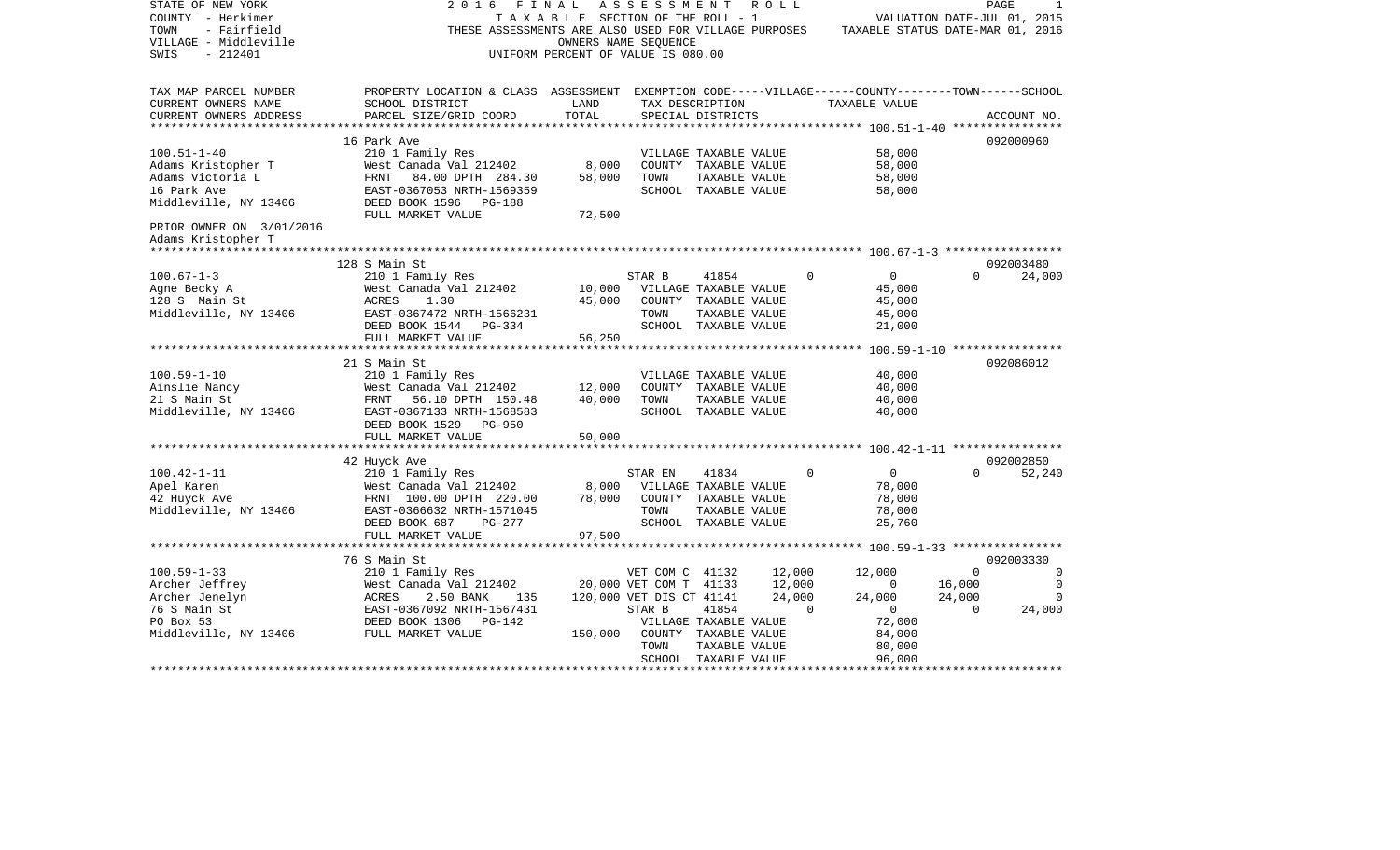STATE OF NEW YORK
COUNTY - Herkimer
TOWN - Fairfield
VILLAGE - Middleville
SWIS - 212401

2016 FINAL ASSESSMENT ROLL
TAXABLE SECTION OF THE ROLL - 1
THESE ASSESSMENTS ARE ALSO USED FOR VILLAGE PURPOSES
OWNERS NAME SEQUENCE
UNIFORM PERCENT OF VALUE IS 080.00

VALUATION DATE-JUL 01, 2015
TAXABLE STATUS DATE-MAR 01, 2016

| TAX MAP PARCEL NUMBER / CURRENT OWNERS NAME / CURRENT OWNERS ADDRESS | PROPERTY LOCATION & CLASS / SCHOOL DISTRICT / PARCEL SIZE/GRID COORD | ASSESSMENT LAND | TOTAL | EXEMPTION CODE / TAX DESCRIPTION / SPECIAL DISTRICTS | VILLAGE | COUNTY | TOWN | SCHOOL | ACCOUNT NO. |
|---|---|---|---|---|---|---|---|---|---|
| **100.51-1-40** | 16 Park Ave | | | | | | | | 092000960 |
| 100.51-1-40 | 210 1 Family Res | | | VILLAGE TAXABLE VALUE | 58,000 | | | | |
| Adams Kristopher T | West Canada Val 212402 | 8,000 | | COUNTY TAXABLE VALUE | | 58,000 | | | |
| Adams Victoria L | FRNT 84.00 DPTH 284.30 | | 58,000 | TOWN TAXABLE VALUE | | | 58,000 | | |
| 16 Park Ave | EAST-0367053 NRTH-1569359 | | | SCHOOL TAXABLE VALUE | | | | 58,000 | |
| Middleville, NY 13406 | DEED BOOK 1596 PG-188 | | | | | | | | |
| | FULL MARKET VALUE | | 72,500 | | | | | | |
| PRIOR OWNER ON 3/01/2016 | | | | | | | | | |
| Adams Kristopher T | | | | | | | | | |
| **100.67-1-3** | 128 S Main St | | | | | | | | 092003480 |
| 100.67-1-3 | 210 1 Family Res | | | STAR B 41854 | 0 | 0 | 0 | 24,000 | |
| Agne Becky A | West Canada Val 212402 | 10,000 | | VILLAGE TAXABLE VALUE | 45,000 | | | | |
| 128 S Main St | ACRES 1.30 | | 45,000 | COUNTY TAXABLE VALUE | | 45,000 | | | |
| Middleville, NY 13406 | EAST-0367472 NRTH-1566231 | | | TOWN TAXABLE VALUE | | | 45,000 | | |
| | DEED BOOK 1544 PG-334 | | | SCHOOL TAXABLE VALUE | | | | 21,000 | |
| | FULL MARKET VALUE | | 56,250 | | | | | | |
| **100.59-1-10** | 21 S Main St | | | | | | | | 092086012 |
| 100.59-1-10 | 210 1 Family Res | | | VILLAGE TAXABLE VALUE | 40,000 | | | | |
| Ainslie Nancy | West Canada Val 212402 | 12,000 | | COUNTY TAXABLE VALUE | | 40,000 | | | |
| 21 S Main St | FRNT 56.10 DPTH 150.48 | | 40,000 | TOWN TAXABLE VALUE | | | 40,000 | | |
| Middleville, NY 13406 | EAST-0367133 NRTH-1568583 | | | SCHOOL TAXABLE VALUE | | | | 40,000 | |
| | DEED BOOK 1529 PG-950 | | | | | | | | |
| | FULL MARKET VALUE | | 50,000 | | | | | | |
| **100.42-1-11** | 42 Huyck Ave | | | | | | | | 092002850 |
| 100.42-1-11 | 210 1 Family Res | | | STAR EN 41834 | 0 | 0 | 0 | 52,240 | |
| Apel Karen | West Canada Val 212402 | 8,000 | | VILLAGE TAXABLE VALUE | 78,000 | | | | |
| 42 Huyck Ave | FRNT 100.00 DPTH 220.00 | | 78,000 | COUNTY TAXABLE VALUE | | 78,000 | | | |
| Middleville, NY 13406 | EAST-0366632 NRTH-1571045 | | | TOWN TAXABLE VALUE | | | 78,000 | | |
| | DEED BOOK 687 PG-277 | | | SCHOOL TAXABLE VALUE | | | | 25,760 | |
| | FULL MARKET VALUE | | 97,500 | | | | | | |
| **100.59-1-33** | 76 S Main St | | | | | | | | 092003330 |
| 100.59-1-33 | 210 1 Family Res | | | VET COM C 41132 | 12,000 | 12,000 | 0 | 0 | |
| Archer Jeffrey | West Canada Val 212402 | 20,000 | | VET COM T 41133 | 12,000 | 0 | 16,000 | 0 | |
| Archer Jenelyn | ACRES 2.50 BANK 135 | | 120,000 | VET DIS CT 41141 | 24,000 | 24,000 | 24,000 | 0 | |
| 76 S Main St | EAST-0367092 NRTH-1567431 | | | STAR B 41854 | 0 | 0 | 0 | 24,000 | |
| PO Box 53 | DEED BOOK 1306 PG-142 | | | VILLAGE TAXABLE VALUE | 72,000 | | | | |
| Middleville, NY 13406 | FULL MARKET VALUE | | 150,000 | COUNTY TAXABLE VALUE | | 84,000 | | | |
| | | | | TOWN TAXABLE VALUE | | | 80,000 | | |
| | | | | SCHOOL TAXABLE VALUE | | | | 96,000 | |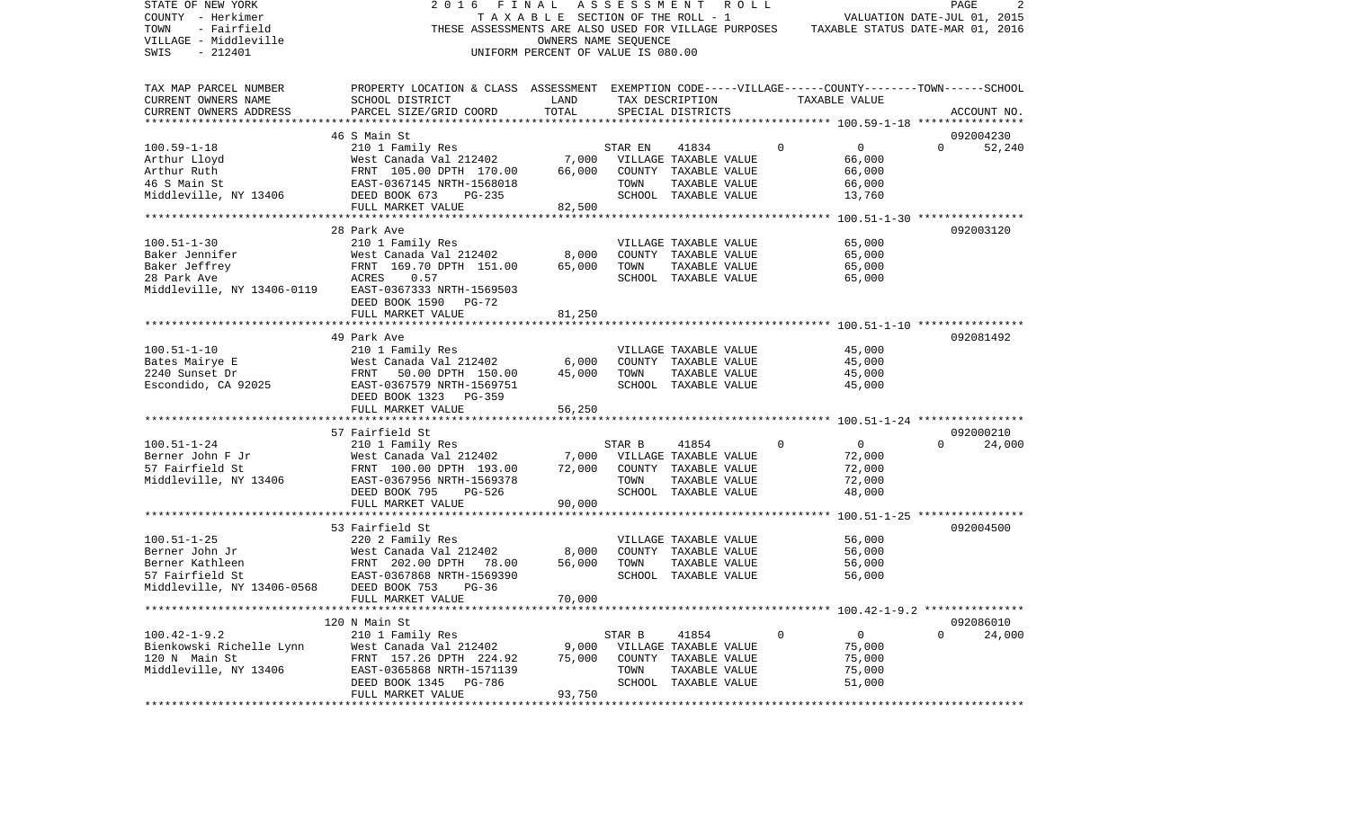STATE OF NEW YORK 2 0 1 6 F I N A L A S S E S S M E N T R O L L
COUNTY - Herkimer T A X A B L E SECTION OF THE ROLL - 1 VALUATION DATE-JUL 01, 2015
TOWN - Fairfield THESE ASSESSMENTS ARE ALSO USED FOR VILLAGE PURPOSES TAXABLE STATUS DATE-MAR 01, 2016
VILLAGE - Middleville OWNERS NAME SEQUENCE
SWIS - 212401 UNIFORM PERCENT OF VALUE IS 080.00

| TAX MAP PARCEL NUMBER / CURRENT OWNERS NAME / CURRENT OWNERS ADDRESS | PROPERTY LOCATION & CLASS / SCHOOL DISTRICT / PARCEL SIZE/GRID COORD | ASSESSMENT LAND | TOTAL | EXEMPTION CODE / TAX DESCRIPTION / SPECIAL DISTRICTS | VILLAGE | COUNTY / TAXABLE VALUE | TOWN | SCHOOL / ACCOUNT NO. |
|---|---|---|---|---|---|---|---|---|
| | 46 S Main St | | | | | | | 092004230 |
| 100.59-1-18 | 210 1 Family Res | | | STAR EN 41834 | 0 | 0 | 0 | 52,240 |
| Arthur Lloyd | West Canada Val 212402 | 7,000 | | VILLAGE TAXABLE VALUE | | 66,000 | | |
| Arthur Ruth | FRNT 105.00 DPTH 170.00 | | 66,000 | COUNTY TAXABLE VALUE | | 66,000 | | |
| 46 S Main St | EAST-0367145 NRTH-1568018 | | | TOWN TAXABLE VALUE | | 66,000 | | |
| Middleville, NY 13406 | DEED BOOK 673 PG-235 | | | SCHOOL TAXABLE VALUE | | 13,760 | | |
| | FULL MARKET VALUE | | 82,500 | | | | | |
| | 28 Park Ave | | | | | | | 092003120 |
| 100.51-1-30 | 210 1 Family Res | | | VILLAGE TAXABLE VALUE | | 65,000 | | |
| Baker Jennifer | West Canada Val 212402 | 8,000 | | COUNTY TAXABLE VALUE | | 65,000 | | |
| Baker Jeffrey | FRNT 169.70 DPTH 151.00 | | 65,000 | TOWN TAXABLE VALUE | | 65,000 | | |
| 28 Park Ave | ACRES 0.57 | | | SCHOOL TAXABLE VALUE | | 65,000 | | |
| Middleville, NY 13406-0119 | EAST-0367333 NRTH-1569503 | | | | | | | |
| | DEED BOOK 1590 PG-72 | | | | | | | |
| | FULL MARKET VALUE | | 81,250 | | | | | |
| | 49 Park Ave | | | | | | | 092081492 |
| 100.51-1-10 | 210 1 Family Res | | | VILLAGE TAXABLE VALUE | | 45,000 | | |
| Bates Mairye E | West Canada Val 212402 | 6,000 | | COUNTY TAXABLE VALUE | | 45,000 | | |
| 2240 Sunset Dr | FRNT 50.00 DPTH 150.00 | | 45,000 | TOWN TAXABLE VALUE | | 45,000 | | |
| Escondido, CA 92025 | EAST-0367579 NRTH-1569751 | | | SCHOOL TAXABLE VALUE | | 45,000 | | |
| | DEED BOOK 1323 PG-359 | | | | | | | |
| | FULL MARKET VALUE | | 56,250 | | | | | |
| | 57 Fairfield St | | | | | | | 092000210 |
| 100.51-1-24 | 210 1 Family Res | | | STAR B 41854 | 0 | 0 | 0 | 24,000 |
| Berner John F Jr | West Canada Val 212402 | 7,000 | | VILLAGE TAXABLE VALUE | | 72,000 | | |
| 57 Fairfield St | FRNT 100.00 DPTH 193.00 | | 72,000 | COUNTY TAXABLE VALUE | | 72,000 | | |
| Middleville, NY 13406 | EAST-0367956 NRTH-1569378 | | | TOWN TAXABLE VALUE | | 72,000 | | |
| | DEED BOOK 795 PG-526 | | | SCHOOL TAXABLE VALUE | | 48,000 | | |
| | FULL MARKET VALUE | | 90,000 | | | | | |
| | 53 Fairfield St | | | | | | | 092004500 |
| 100.51-1-25 | 220 2 Family Res | | | VILLAGE TAXABLE VALUE | | 56,000 | | |
| Berner John Jr | West Canada Val 212402 | 8,000 | | COUNTY TAXABLE VALUE | | 56,000 | | |
| Berner Kathleen | FRNT 202.00 DPTH 78.00 | | 56,000 | TOWN TAXABLE VALUE | | 56,000 | | |
| 57 Fairfield St | EAST-0367868 NRTH-1569390 | | | SCHOOL TAXABLE VALUE | | 56,000 | | |
| Middleville, NY 13406-0568 | DEED BOOK 753 PG-36 | | | | | | | |
| | FULL MARKET VALUE | | 70,000 | | | | | |
| | 120 N Main St | | | | | | | 092086010 |
| 100.42-1-9.2 | 210 1 Family Res | | | STAR B 41854 | 0 | 0 | 0 | 24,000 |
| Bienkowski Richelle Lynn | West Canada Val 212402 | 9,000 | | VILLAGE TAXABLE VALUE | | 75,000 | | |
| 120 N Main St | FRNT 157.26 DPTH 224.92 | | 75,000 | COUNTY TAXABLE VALUE | | 75,000 | | |
| Middleville, NY 13406 | EAST-0365868 NRTH-1571139 | | | TOWN TAXABLE VALUE | | 75,000 | | |
| | DEED BOOK 1345 PG-786 | | | SCHOOL TAXABLE VALUE | | 51,000 | | |
| | FULL MARKET VALUE | | 93,750 | | | | | |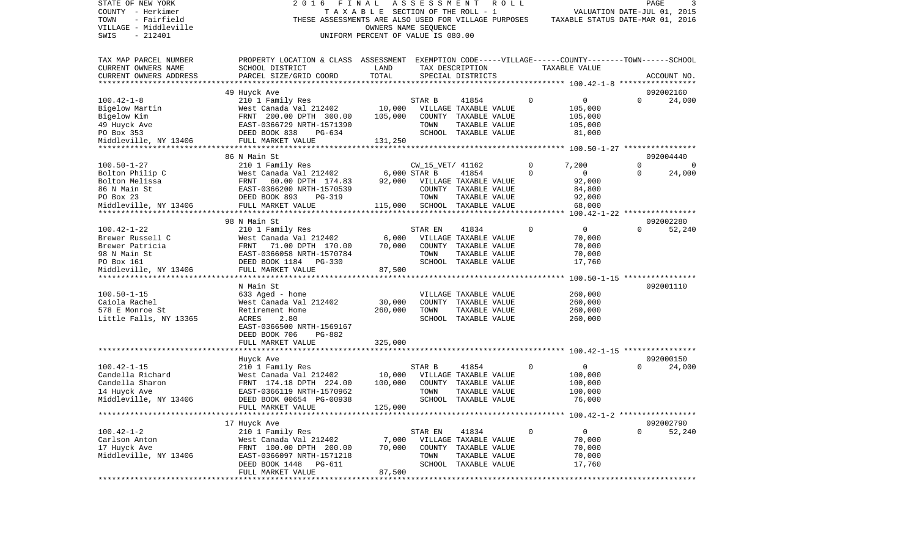STATE OF NEW YORK — 2016 FINAL ASSESSMENT ROLL
COUNTY - Herkimer — TAXABLE SECTION OF THE ROLL - 1 — VALUATION DATE-JUL 01, 2015
TOWN - Fairfield — THESE ASSESSMENTS ARE ALSO USED FOR VILLAGE PURPOSES — TAXABLE STATUS DATE-MAR 01, 2016
VILLAGE - Middleville — OWNERS NAME SEQUENCE
SWIS - 212401 — UNIFORM PERCENT OF VALUE IS 080.00

| TAX MAP PARCEL NUMBER / CURRENT OWNERS NAME / CURRENT OWNERS ADDRESS | PROPERTY LOCATION & CLASS / SCHOOL DISTRICT / PARCEL SIZE/GRID COORD | ASSESSMENT LAND | TOTAL | EXEMPTION CODE / TAX DESCRIPTION / SPECIAL DISTRICTS | VILLAGE | COUNTY | TOWN | SCHOOL / TAXABLE VALUE | ACCOUNT NO. |
|---|---|---|---|---|---|---|---|---|---|
| **100.42-1-8** | 49 Huyck Ave | | | | | | | | 092002160 |
| Bigelow Martin | 210 1 Family Res | | | STAR B 41854 | 0 | 0 | 0 | 24,000 | |
| Bigelow Kim | West Canada Val 212402 | 10,000 | | VILLAGE TAXABLE VALUE | | | | 105,000 | |
| 49 Huyck Ave | FRNT 200.00 DPTH 300.00 | | 105,000 | COUNTY TAXABLE VALUE | | | | 105,000 | |
| PO Box 353 | EAST-0366729 NRTH-1571390 | | | TOWN TAXABLE VALUE | | | | 105,000 | |
| Middleville, NY 13406 | DEED BOOK 838 PG-634 | | | SCHOOL TAXABLE VALUE | | | | 81,000 | |
| | FULL MARKET VALUE | | 131,250 | | | | | | |
| **100.50-1-27** | 86 N Main St | | | | | | | | 092004440 |
| Bolton Philip C | 210 1 Family Res | | | CW_15_VET/ 41162 | 0 | 7,200 | 0 | 0 | |
| Bolton Melissa | West Canada Val 212402 | 6,000 | | STAR B 41854 | 0 | 0 | 0 | 24,000 | |
| 86 N Main St | FRNT 60.00 DPTH 174.83 | | 92,000 | VILLAGE TAXABLE VALUE | | | | 92,000 | |
| PO Box 23 | EAST-0366200 NRTH-1570539 | | | COUNTY TAXABLE VALUE | | | | 84,800 | |
| Middleville, NY 13406 | DEED BOOK 893 PG-319 | | | TOWN TAXABLE VALUE | | | | 92,000 | |
| | FULL MARKET VALUE | | 115,000 | SCHOOL TAXABLE VALUE | | | | 68,000 | |
| **100.42-1-22** | 98 N Main St | | | | | | | | 092002280 |
| Brewer Russell C | 210 1 Family Res | | | STAR EN 41834 | 0 | 0 | 0 | 52,240 | |
| Brewer Patricia | West Canada Val 212402 | 6,000 | | VILLAGE TAXABLE VALUE | | | | 70,000 | |
| 98 N Main St | FRNT 71.00 DPTH 170.00 | | 70,000 | COUNTY TAXABLE VALUE | | | | 70,000 | |
| PO Box 161 | EAST-0366058 NRTH-1570784 | | | TOWN TAXABLE VALUE | | | | 70,000 | |
| Middleville, NY 13406 | DEED BOOK 1184 PG-330 | | | SCHOOL TAXABLE VALUE | | | | 17,760 | |
| | FULL MARKET VALUE | | 87,500 | | | | | | |
| **100.50-1-15** | N Main St | | | | | | | | 092001110 |
| Caiola Rachel | 633 Aged - home | | | VILLAGE TAXABLE VALUE | | | | 260,000 | |
| 578 E Monroe St | West Canada Val 212402 | 30,000 | | COUNTY TAXABLE VALUE | | | | 260,000 | |
| Little Falls, NY 13365 | Retirement Home | | 260,000 | TOWN TAXABLE VALUE | | | | 260,000 | |
| | ACRES 2.80 | | | SCHOOL TAXABLE VALUE | | | | 260,000 | |
| | EAST-0366500 NRTH-1569167 | | | | | | | | |
| | DEED BOOK 706 PG-882 | | | | | | | | |
| | FULL MARKET VALUE | | 325,000 | | | | | | |
| **100.42-1-15** | Huyck Ave | | | | | | | | 092000150 |
| Candella Richard | 210 1 Family Res | | | STAR B 41854 | 0 | 0 | 0 | 24,000 | |
| Candella Sharon | West Canada Val 212402 | 10,000 | | VILLAGE TAXABLE VALUE | | | | 100,000 | |
| 14 Huyck Ave | FRNT 174.18 DPTH 224.00 | | 100,000 | COUNTY TAXABLE VALUE | | | | 100,000 | |
| Middleville, NY 13406 | EAST-0366119 NRTH-1570962 | | | TOWN TAXABLE VALUE | | | | 100,000 | |
| | DEED BOOK 00654 PG-00938 | | | SCHOOL TAXABLE VALUE | | | | 76,000 | |
| | FULL MARKET VALUE | | 125,000 | | | | | | |
| **100.42-1-2** | 17 Huyck Ave | | | | | | | | 092002790 |
| Carlson Anton | 210 1 Family Res | | | STAR EN 41834 | 0 | 0 | 0 | 52,240 | |
| 17 Huyck Ave | West Canada Val 212402 | 7,000 | | VILLAGE TAXABLE VALUE | | | | 70,000 | |
| Middleville, NY 13406 | FRNT 100.00 DPTH 200.00 | | 70,000 | COUNTY TAXABLE VALUE | | | | 70,000 | |
| | EAST-0366097 NRTH-1571218 | | | TOWN TAXABLE VALUE | | | | 70,000 | |
| | DEED BOOK 1448 PG-611 | | | SCHOOL TAXABLE VALUE | | | | 17,760 | |
| | FULL MARKET VALUE | | 87,500 | | | | | | |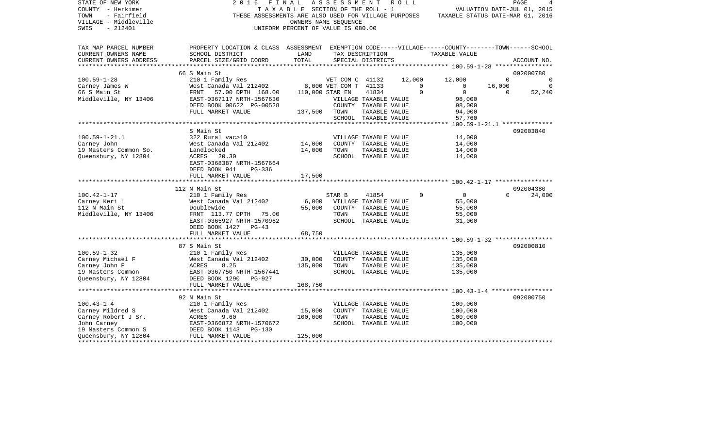STATE OF NEW YORK | COUNTY - Herkimer | TOWN - Fairfield | VILLAGE - Middleville | SWIS - 212401

**2016 FINAL ASSESSMENT ROLL**
TAXABLE SECTION OF THE ROLL - 1
THESE ASSESSMENTS ARE ALSO USED FOR VILLAGE PURPOSES
OWNERS NAME SEQUENCE
UNIFORM PERCENT OF VALUE IS 080.00

VALUATION DATE-JUL 01, 2015
TAXABLE STATUS DATE-MAR 01, 2016

| TAX MAP PARCEL NUMBER / CURRENT OWNERS NAME / CURRENT OWNERS ADDRESS | PROPERTY LOCATION & CLASS / SCHOOL DISTRICT / PARCEL SIZE/GRID COORD | ASSESSMENT LAND / TOTAL | EXEMPTION CODE / TAX DESCRIPTION / SPECIAL DISTRICTS | VILLAGE | COUNTY | TOWN | SCHOOL | ACCOUNT NO. |
|---|---|---|---|---|---|---|---|---|
| **100.59-1-28** | 66 S Main St | | | | | | | 092000780 |
| Carney James W | 210 1 Family Res | | VET COM C 41132 | 12,000 | 12,000 | 0 | 0 | |
| 66 S Main St | West Canada Val 212402 | 8,000 | VET COM T 41133 | 0 | 0 | 16,000 | 0 | |
| Middleville, NY 13406 | FRNT 57.00 DPTH 168.00 | 110,000 | STAR EN 41834 | 0 | 0 | 0 | 52,240 | |
| | EAST-0367117 NRTH-1567630 | | VILLAGE TAXABLE VALUE | | 98,000 | | | |
| | DEED BOOK 00622 PG-00528 | | COUNTY TAXABLE VALUE | | 98,000 | | | |
| | FULL MARKET VALUE | 137,500 | TOWN TAXABLE VALUE | | 94,000 | | | |
| | | | SCHOOL TAXABLE VALUE | | 57,760 | | | |
| **100.59-1-21.1** | S Main St | | | | | | | 092003840 |
| Carney John | 322 Rural vac>10 | | VILLAGE TAXABLE VALUE | | 14,000 | | | |
| 19 Masters Common So. | West Canada Val 212402 | 14,000 | COUNTY TAXABLE VALUE | | 14,000 | | | |
| Queensbury, NY 12804 | Landlocked | 14,000 | TOWN TAXABLE VALUE | | 14,000 | | | |
| | ACRES 20.30 | | SCHOOL TAXABLE VALUE | | 14,000 | | | |
| | EAST-0368387 NRTH-1567664 | | | | | | | |
| | DEED BOOK 941 PG-336 | | | | | | | |
| | FULL MARKET VALUE | 17,500 | | | | | | |
| **100.42-1-17** | 112 N Main St | | | | | | | 092004380 |
| Carney Keri L | 210 1 Family Res | | STAR B 41854 | 0 | 0 | 0 | 24,000 | |
| 112 N Main St | West Canada Val 212402 | 6,000 | VILLAGE TAXABLE VALUE | | 55,000 | | | |
| Middleville, NY 13406 | Doublewide | 55,000 | COUNTY TAXABLE VALUE | | 55,000 | | | |
| | FRNT 113.77 DPTH 75.00 | | TOWN TAXABLE VALUE | | 55,000 | | | |
| | EAST-0365927 NRTH-1570962 | | SCHOOL TAXABLE VALUE | | 31,000 | | | |
| | DEED BOOK 1427 PG-43 | | | | | | | |
| | FULL MARKET VALUE | 68,750 | | | | | | |
| **100.59-1-32** | 87 S Main St | | | | | | | 092000810 |
| Carney Michael F | 210 1 Family Res | | VILLAGE TAXABLE VALUE | | 135,000 | | | |
| Carney John P | West Canada Val 212402 | 30,000 | COUNTY TAXABLE VALUE | | 135,000 | | | |
| 19 Masters Common | ACRES 8.25 | 135,000 | TOWN TAXABLE VALUE | | 135,000 | | | |
| Queensbury, NY 12804 | EAST-0367750 NRTH-1567441 | | SCHOOL TAXABLE VALUE | | 135,000 | | | |
| | DEED BOOK 1290 PG-927 | | | | | | | |
| | FULL MARKET VALUE | 168,750 | | | | | | |
| **100.43-1-4** | 92 N Main St | | | | | | | 092000750 |
| Carney Mildred S | 210 1 Family Res | | VILLAGE TAXABLE VALUE | | 100,000 | | | |
| Carney Robert J Sr. | West Canada Val 212402 | 15,000 | COUNTY TAXABLE VALUE | | 100,000 | | | |
| John Carney | ACRES 9.60 | 100,000 | TOWN TAXABLE VALUE | | 100,000 | | | |
| 19 Masters Common S | EAST-0366872 NRTH-1570672 | | SCHOOL TAXABLE VALUE | | 100,000 | | | |
| Queensbury, NY 12804 | DEED BOOK 1143 PG-130 | | | | | | | |
| | FULL MARKET VALUE | 125,000 | | | | | | |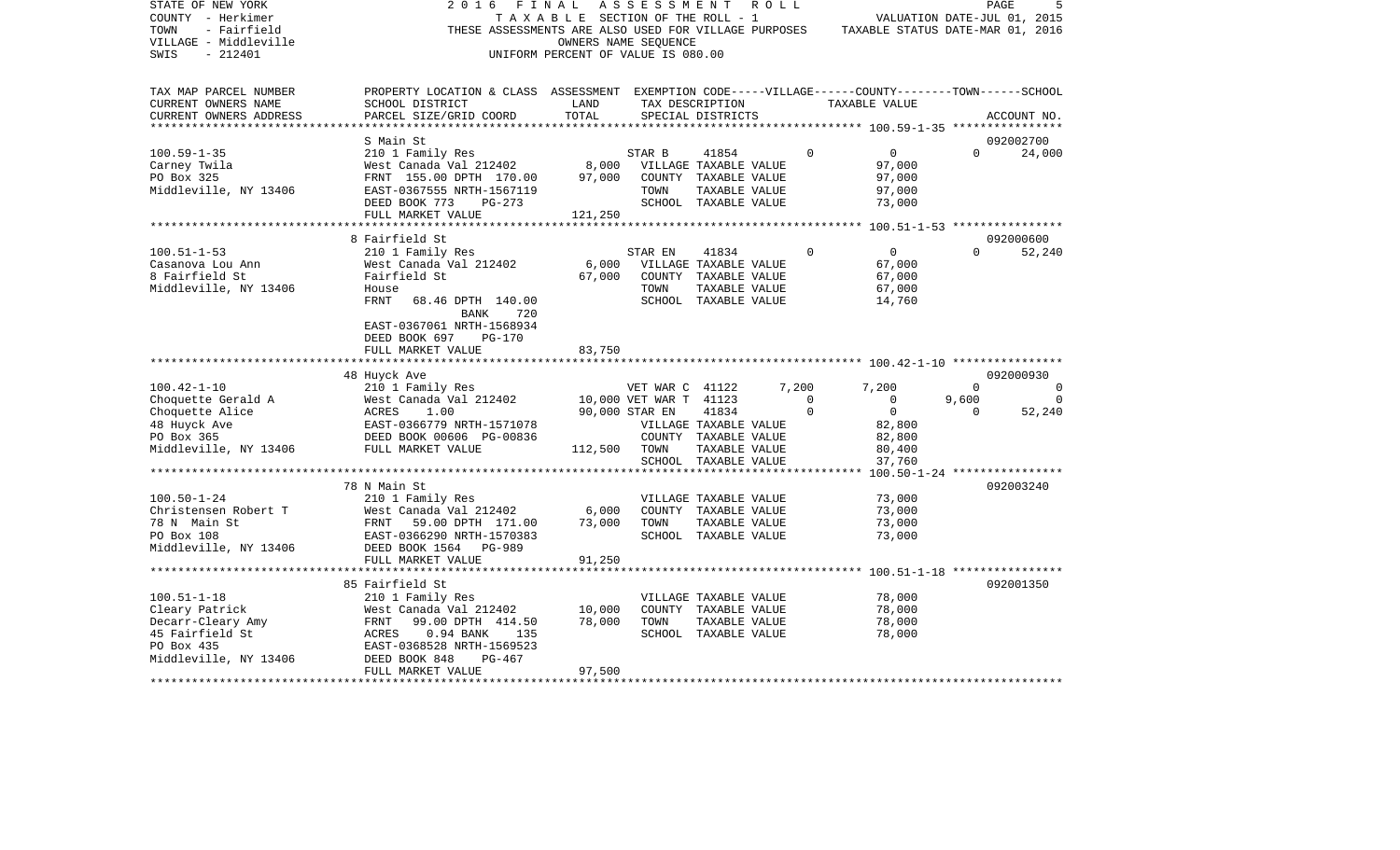STATE OF NEW YORK — 2016 FINAL ASSESSMENT ROLL
COUNTY - Herkimer — TAXABLE SECTION OF THE ROLL - 1 — VALUATION DATE-JUL 01, 2015
TOWN - Fairfield — THESE ASSESSMENTS ARE ALSO USED FOR VILLAGE PURPOSES — TAXABLE STATUS DATE-MAR 01, 2016
VILLAGE - Middleville — OWNERS NAME SEQUENCE
SWIS - 212401 — UNIFORM PERCENT OF VALUE IS 080.00

| TAX MAP PARCEL NUMBER / CURRENT OWNERS NAME / CURRENT OWNERS ADDRESS | PROPERTY LOCATION & CLASS / SCHOOL DISTRICT / PARCEL SIZE/GRID COORD | ASSESSMENT LAND / TOTAL | EXEMPTION CODE / TAX DESCRIPTION / SPECIAL DISTRICTS | VILLAGE | COUNTY | TOWN | SCHOOL | ACCOUNT NO. |
|---|---|---|---|---|---|---|---|---|
| | S Main St | | | | | | | 092002700 |
| 100.59-1-35 | 210 1 Family Res | | STAR B 41854 | 0 | 0 | 0 | 24,000 | |
| Carney Twila | West Canada Val 212402 | 8,000 | VILLAGE TAXABLE VALUE | | 97,000 | | | |
| PO Box 325 | FRNT 155.00 DPTH 170.00 | 97,000 | COUNTY TAXABLE VALUE | | 97,000 | | | |
| Middleville, NY 13406 | EAST-0367555 NRTH-1567119 | | TOWN TAXABLE VALUE | | 97,000 | | | |
| | DEED BOOK 773 PG-273 | | SCHOOL TAXABLE VALUE | | 73,000 | | | |
| | FULL MARKET VALUE | 121,250 | | | | | | |
| | 8 Fairfield St | | | | | | | 092000600 |
| 100.51-1-53 | 210 1 Family Res | | STAR EN 41834 | 0 | 0 | 0 | 52,240 | |
| Casanova Lou Ann | West Canada Val 212402 | 6,000 | VILLAGE TAXABLE VALUE | | 67,000 | | | |
| 8 Fairfield St | Fairfield St | 67,000 | COUNTY TAXABLE VALUE | | 67,000 | | | |
| Middleville, NY 13406 | House | | TOWN TAXABLE VALUE | | 67,000 | | | |
| | FRNT 68.46 DPTH 140.00 BANK 720 | | SCHOOL TAXABLE VALUE | | 14,760 | | | |
| | EAST-0367061 NRTH-1568934 | | | | | | | |
| | DEED BOOK 697 PG-170 | | | | | | | |
| | FULL MARKET VALUE | 83,750 | | | | | | |
| | 48 Huyck Ave | | | | | | | 092000930 |
| 100.42-1-10 | 210 1 Family Res | | VET WAR C 41122 | 7,200 | 7,200 | 0 | 0 | |
| Choquette Gerald A | West Canada Val 212402 | 10,000 | VET WAR T 41123 | 0 | 0 | 9,600 | 0 | |
| Choquette Alice | ACRES 1.00 | 90,000 | STAR EN 41834 | 0 | 0 | 0 | 52,240 | |
| 48 Huyck Ave | EAST-0366779 NRTH-1571078 | | VILLAGE TAXABLE VALUE | | 82,800 | | | |
| PO Box 365 | DEED BOOK 00606 PG-00836 | | COUNTY TAXABLE VALUE | | 82,800 | | | |
| Middleville, NY 13406 | FULL MARKET VALUE | 112,500 | TOWN TAXABLE VALUE | | 80,400 | | | |
| | | | SCHOOL TAXABLE VALUE | | 37,760 | | | |
| | 78 N Main St | | | | | | | 092003240 |
| 100.50-1-24 | 210 1 Family Res | | VILLAGE TAXABLE VALUE | | 73,000 | | | |
| Christensen Robert T | West Canada Val 212402 | 6,000 | COUNTY TAXABLE VALUE | | 73,000 | | | |
| 78 N Main St | FRNT 59.00 DPTH 171.00 | 73,000 | TOWN TAXABLE VALUE | | 73,000 | | | |
| PO Box 108 | EAST-0366290 NRTH-1570383 | | SCHOOL TAXABLE VALUE | | 73,000 | | | |
| Middleville, NY 13406 | DEED BOOK 1564 PG-989 | | | | | | | |
| | FULL MARKET VALUE | 91,250 | | | | | | |
| | 85 Fairfield St | | | | | | | 092001350 |
| 100.51-1-18 | 210 1 Family Res | | VILLAGE TAXABLE VALUE | | 78,000 | | | |
| Cleary Patrick | West Canada Val 212402 | 10,000 | COUNTY TAXABLE VALUE | | 78,000 | | | |
| Decarr-Cleary Amy | FRNT 99.00 DPTH 414.50 | 78,000 | TOWN TAXABLE VALUE | | 78,000 | | | |
| 45 Fairfield St | ACRES 0.94 BANK 135 | | SCHOOL TAXABLE VALUE | | 78,000 | | | |
| PO Box 435 | EAST-0368528 NRTH-1569523 | | | | | | | |
| Middleville, NY 13406 | DEED BOOK 848 PG-467 | | | | | | | |
| | FULL MARKET VALUE | 97,500 | | | | | | |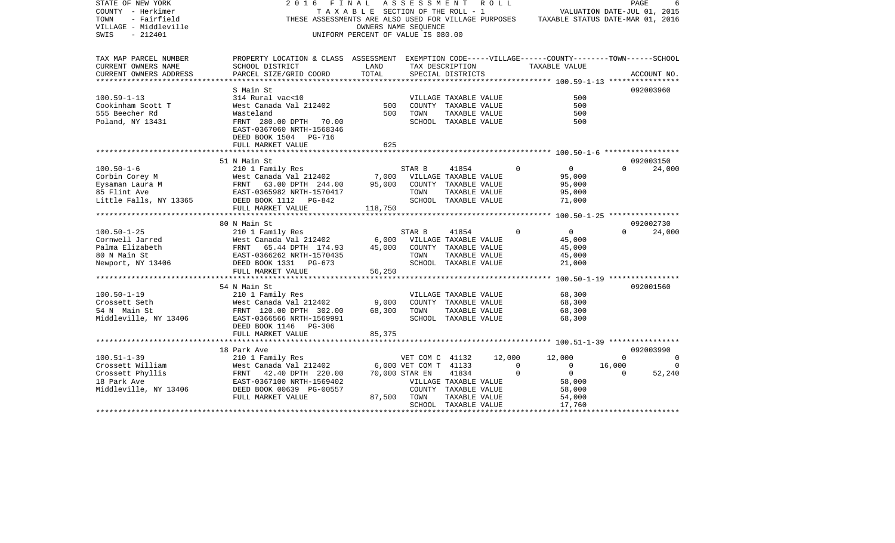STATE OF NEW YORK
COUNTY - Herkimer
TOWN - Fairfield
VILLAGE - Middleville
SWIS - 212401

2016 FINAL ASSESSMENT ROLL
TAXABLE SECTION OF THE ROLL - 1
THESE ASSESSMENTS ARE ALSO USED FOR VILLAGE PURPOSES
OWNERS NAME SEQUENCE
UNIFORM PERCENT OF VALUE IS 080.00

VALUATION DATE-JUL 01, 2015
TAXABLE STATUS DATE-MAR 01, 2016

| TAX MAP PARCEL NUMBER / CURRENT OWNERS NAME / CURRENT OWNERS ADDRESS | PROPERTY LOCATION & CLASS / SCHOOL DISTRICT / PARCEL SIZE/GRID COORD | ASSESSMENT LAND / TOTAL | EXEMPTION CODE / TAX DESCRIPTION / SPECIAL DISTRICTS | VILLAGE | COUNTY | TOWN | SCHOOL / ACCOUNT NO. |
|---|---|---|---|---|---|---|---|
| **100.59-1-13** | S Main St | | | | | | 092003960 |
| 100.59-1-13 | 314 Rural vac<10 | | VILLAGE TAXABLE VALUE | | 500 | | |
| Cookinham Scott T | West Canada Val 212402 | 500 | COUNTY TAXABLE VALUE | | 500 | | |
| 555 Beecher Rd | Wasteland | 500 | TOWN TAXABLE VALUE | | 500 | | |
| Poland, NY 13431 | FRNT 280.00 DPTH 70.00 | | SCHOOL TAXABLE VALUE | | 500 | | |
| | EAST-0367060 NRTH-1568346 | | | | | | |
| | DEED BOOK 1504 PG-716 | | | | | | |
| | FULL MARKET VALUE | 625 | | | | | |
| **100.50-1-6** | 51 N Main St | | | | | | 092003150 |
| 100.50-1-6 | 210 1 Family Res | | STAR B 41854 | 0 | 0 | 0 | 24,000 |
| Corbin Corey M | West Canada Val 212402 | 7,000 | VILLAGE TAXABLE VALUE | | 95,000 | | |
| Eysaman Laura M | FRNT 63.00 DPTH 244.00 | 95,000 | COUNTY TAXABLE VALUE | | 95,000 | | |
| 85 Flint Ave | EAST-0365982 NRTH-1570417 | | TOWN TAXABLE VALUE | | 95,000 | | |
| Little Falls, NY 13365 | DEED BOOK 1112 PG-842 | | SCHOOL TAXABLE VALUE | | 71,000 | | |
| | FULL MARKET VALUE | 118,750 | | | | | |
| **100.50-1-25** | 80 N Main St | | | | | | 092002730 |
| 100.50-1-25 | 210 1 Family Res | | STAR B 41854 | 0 | 0 | 0 | 24,000 |
| Cornwell Jarred | West Canada Val 212402 | 6,000 | VILLAGE TAXABLE VALUE | | 45,000 | | |
| Palma Elizabeth | FRNT 65.44 DPTH 174.93 | 45,000 | COUNTY TAXABLE VALUE | | 45,000 | | |
| 80 N Main St | EAST-0366262 NRTH-1570435 | | TOWN TAXABLE VALUE | | 45,000 | | |
| Newport, NY 13406 | DEED BOOK 1331 PG-673 | | SCHOOL TAXABLE VALUE | | 21,000 | | |
| | FULL MARKET VALUE | 56,250 | | | | | |
| **100.50-1-19** | 54 N Main St | | | | | | 092001560 |
| 100.50-1-19 | 210 1 Family Res | | VILLAGE TAXABLE VALUE | | 68,300 | | |
| Crossett Seth | West Canada Val 212402 | 9,000 | COUNTY TAXABLE VALUE | | 68,300 | | |
| 54 N Main St | FRNT 120.00 DPTH 302.00 | 68,300 | TOWN TAXABLE VALUE | | 68,300 | | |
| Middleville, NY 13406 | EAST-0366566 NRTH-1569991 | | SCHOOL TAXABLE VALUE | | 68,300 | | |
| | DEED BOOK 1146 PG-306 | | | | | | |
| | FULL MARKET VALUE | 85,375 | | | | | |
| **100.51-1-39** | 18 Park Ave | | | | | | 092003990 |
| 100.51-1-39 | 210 1 Family Res | | VET COM C 41132 | 12,000 | 12,000 | 0 | 0 |
| Crossett William | West Canada Val 212402 | 6,000 | VET COM T 41133 | 0 | 0 | 16,000 | 0 |
| Crossett Phyllis | FRNT 42.40 DPTH 220.00 | 70,000 | STAR EN 41834 | 0 | 0 | 0 | 52,240 |
| 18 Park Ave | EAST-0367100 NRTH-1569402 | | VILLAGE TAXABLE VALUE | | 58,000 | | |
| Middleville, NY 13406 | DEED BOOK 00639 PG-00557 | | COUNTY TAXABLE VALUE | | 58,000 | | |
| | FULL MARKET VALUE | 87,500 | TOWN TAXABLE VALUE | | 54,000 | | |
| | | | SCHOOL TAXABLE VALUE | | 17,760 | | |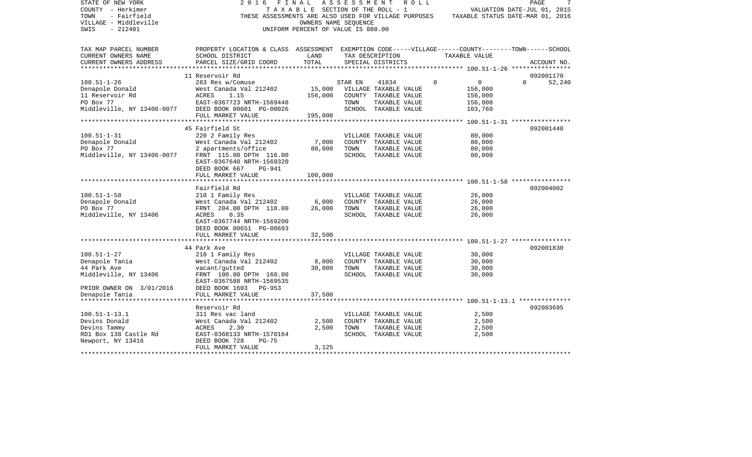STATE OF NEW YORK — 2016 FINAL ASSESSMENT ROLL
COUNTY - Herkimer — TAXABLE SECTION OF THE ROLL - 1 — VALUATION DATE-JUL 01, 2015
TOWN - Fairfield — THESE ASSESSMENTS ARE ALSO USED FOR VILLAGE PURPOSES — TAXABLE STATUS DATE-MAR 01, 2016
VILLAGE - Middleville — OWNERS NAME SEQUENCE
SWIS - 212401 — UNIFORM PERCENT OF VALUE IS 080.00

| TAX MAP PARCEL NUMBER / CURRENT OWNERS NAME / CURRENT OWNERS ADDRESS | PROPERTY LOCATION & CLASS / SCHOOL DISTRICT / PARCEL SIZE/GRID COORD | ASSESSMENT LAND | ASSESSMENT TOTAL | EXEMPTION CODE / TAX DESCRIPTION / SPECIAL DISTRICTS | VILLAGE | COUNTY / TAXABLE VALUE | TOWN | SCHOOL / ACCOUNT NO. |
|---|---|---|---|---|---|---|---|---|
| | 11 Reservoir Rd | | | | | | | 092001170 |
| 100.51-1-26 | 283 Res w/Comuse | | | STAR EN 41834 | 0 | 0 | 0 | 52,240 |
| Denapole Donald | West Canada Val 212402 | 15,000 | | VILLAGE TAXABLE VALUE | | 156,000 | | |
| 11 Reservoir Rd | ACRES 1.15 | | 156,000 | COUNTY TAXABLE VALUE | | 156,000 | | |
| PO Box 77 | EAST-0367723 NRTH-1569448 | | | TOWN TAXABLE VALUE | | 156,000 | | |
| Middleville, NY 13406-0077 | DEED BOOK 00601 PG-00026 | | | SCHOOL TAXABLE VALUE | | 103,760 | | |
| | FULL MARKET VALUE | | 195,000 | | | | | |
| | 45 Fairfield St | | | | | | | 092001440 |
| 100.51-1-31 | 220 2 Family Res | | | VILLAGE TAXABLE VALUE | | 80,000 | | |
| Denapole Donald | West Canada Val 212402 | 7,000 | | COUNTY TAXABLE VALUE | | 80,000 | | |
| PO Box 77 | 2 apartments/office | | 80,000 | TOWN TAXABLE VALUE | | 80,000 | | |
| Middleville, NY 13406-0077 | FRNT 115.00 DPTH 116.00 | | | SCHOOL TAXABLE VALUE | | 80,000 | | |
| | EAST-0367640 NRTH-1569320 | | | | | | | |
| | DEED BOOK 667 PG-941 | | | | | | | |
| | FULL MARKET VALUE | | 100,000 | | | | | |
| | Fairfield Rd | | | | | | | 092004002 |
| 100.51-1-58 | 210 1 Family Res | | | VILLAGE TAXABLE VALUE | | 26,000 | | |
| Denapole Donald | West Canada Val 212402 | 6,000 | | COUNTY TAXABLE VALUE | | 26,000 | | |
| PO Box 77 | FRNT 204.00 DPTH 118.00 | | 26,000 | TOWN TAXABLE VALUE | | 26,000 | | |
| Middleville, NY 13406 | ACRES 0.35 | | | SCHOOL TAXABLE VALUE | | 26,000 | | |
| | EAST-0367744 NRTH-1569200 | | | | | | | |
| | DEED BOOK 00651 PG-00693 | | | | | | | |
| | FULL MARKET VALUE | | 32,500 | | | | | |
| | 44 Park Ave | | | | | | | 092001830 |
| 100.51-1-27 | 210 1 Family Res | | | VILLAGE TAXABLE VALUE | | 30,000 | | |
| Denapole Tania | West Canada Val 212402 | 8,000 | | COUNTY TAXABLE VALUE | | 30,000 | | |
| 44 Park Ave | vacant/gutted | | 30,000 | TOWN TAXABLE VALUE | | 30,000 | | |
| Middleville, NY 13406 | FRNT 100.00 DPTH 160.00 | | | SCHOOL TAXABLE VALUE | | 30,000 | | |
| | EAST-0367588 NRTH-1569535 | | | | | | | |
| PRIOR OWNER ON 3/01/2016 | DEED BOOK 1603 PG-953 | | | | | | | |
| Denapole Tania | FULL MARKET VALUE | | 37,500 | | | | | |
| | Reservoir Rd | | | | | | | 092003695 |
| 100.51-1-13.1 | 311 Res vac land | | | VILLAGE TAXABLE VALUE | | 2,500 | | |
| Devins Donald | West Canada Val 212402 | 2,500 | | COUNTY TAXABLE VALUE | | 2,500 | | |
| Devins Tammy | ACRES 2.30 | | 2,500 | TOWN TAXABLE VALUE | | 2,500 | | |
| RD1 Box 138 Castle Rd | EAST-0368133 NRTH-1570164 | | | SCHOOL TAXABLE VALUE | | 2,500 | | |
| Newport, NY 13416 | DEED BOOK 728 PG-75 | | | | | | | |
| | FULL MARKET VALUE | | 3,125 | | | | | |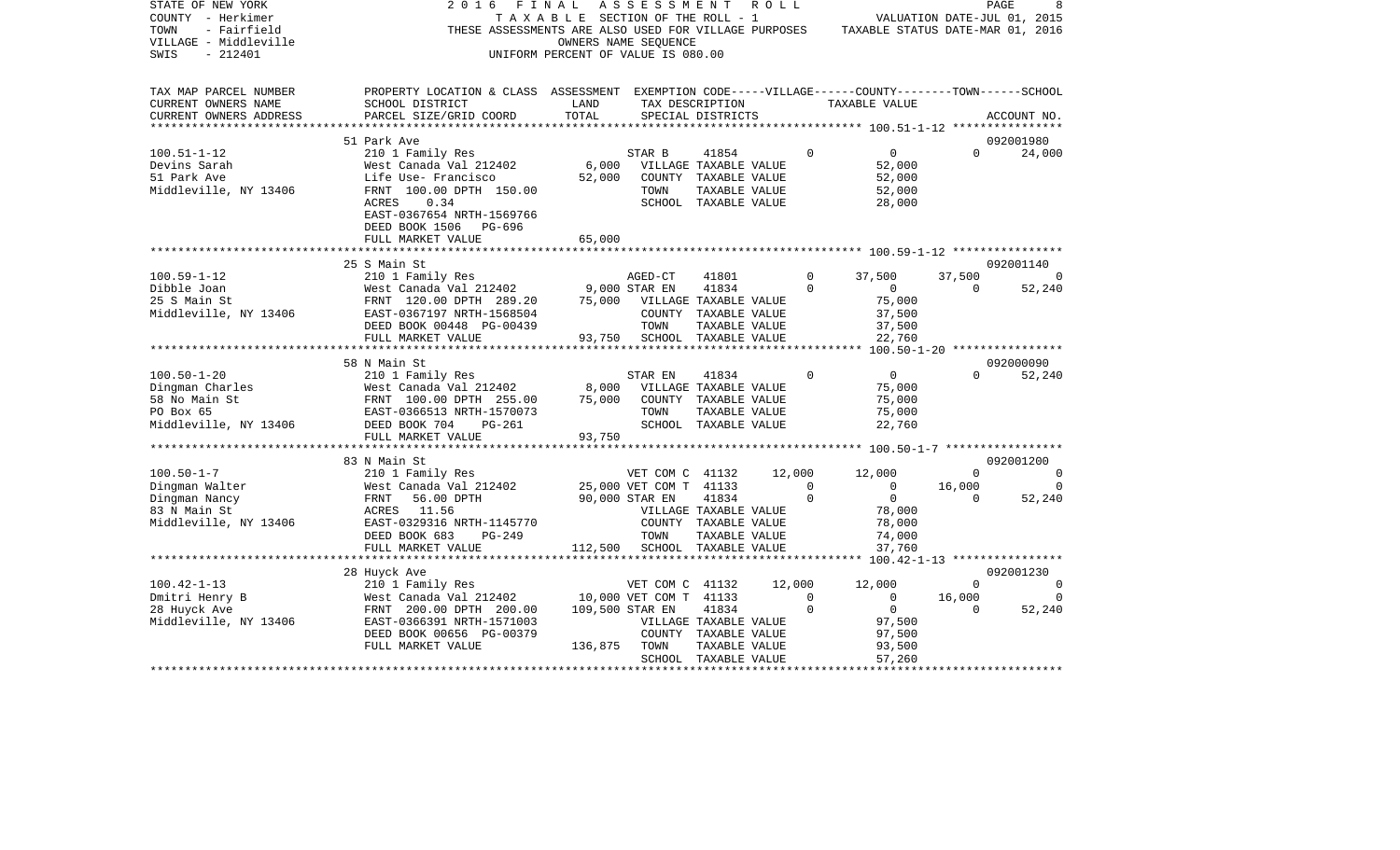STATE OF NEW YORK — 2016 FINAL ASSESSMENT ROLL
COUNTY - Herkimer — TAXABLE SECTION OF THE ROLL - 1 — VALUATION DATE-JUL 01, 2015
TOWN - Fairfield — THESE ASSESSMENTS ARE ALSO USED FOR VILLAGE PURPOSES — TAXABLE STATUS DATE-MAR 01, 2016
VILLAGE - Middleville — OWNERS NAME SEQUENCE
SWIS - 212401 — UNIFORM PERCENT OF VALUE IS 080.00

| TAX MAP PARCEL NUMBER / CURRENT OWNERS NAME / CURRENT OWNERS ADDRESS | PROPERTY LOCATION & CLASS / SCHOOL DISTRICT / PARCEL SIZE/GRID COORD | ASSESSMENT LAND | TOTAL | EXEMPTION CODE / TAX DESCRIPTION / SPECIAL DISTRICTS | VILLAGE | COUNTY / TAXABLE VALUE | TOWN | SCHOOL / ACCOUNT NO. |
|---|---|---|---|---|---|---|---|---|
| 100.51-1-12 | 51 Park Ave | | | | | | | 092001980 |
| | 210 1 Family Res | | | STAR B 41854 | 0 | 0 | 0 | 24,000 |
| Devins Sarah | West Canada Val 212402 | 6,000 | | VILLAGE TAXABLE VALUE | | 52,000 | | |
| 51 Park Ave | Life Use- Francisco | | 52,000 | COUNTY TAXABLE VALUE | | 52,000 | | |
| Middleville, NY 13406 | FRNT 100.00 DPTH 150.00 | | | TOWN TAXABLE VALUE | | 52,000 | | |
| | ACRES 0.34 | | | SCHOOL TAXABLE VALUE | | 28,000 | | |
| | EAST-0367654 NRTH-1569766 | | | | | | | |
| | DEED BOOK 1506 PG-696 | | | | | | | |
| | FULL MARKET VALUE | | 65,000 | | | | | |
| 100.59-1-12 | 25 S Main St | | | | | | | 092001140 |
| | 210 1 Family Res | | | AGED-CT 41801 | 0 | 37,500 | 37,500 | 0 |
| Dibble Joan | West Canada Val 212402 | 9,000 | | STAR EN 41834 | 0 | 0 | 0 | 52,240 |
| 25 S Main St | FRNT 120.00 DPTH 289.20 | | 75,000 | VILLAGE TAXABLE VALUE | | 75,000 | | |
| Middleville, NY 13406 | EAST-0367197 NRTH-1568504 | | | COUNTY TAXABLE VALUE | | 37,500 | | |
| | DEED BOOK 00448 PG-00439 | | | TOWN TAXABLE VALUE | | 37,500 | | |
| | FULL MARKET VALUE | | 93,750 | SCHOOL TAXABLE VALUE | | 22,760 | | |
| 100.50-1-20 | 58 N Main St | | | | | | | 092000090 |
| | 210 1 Family Res | | | STAR EN 41834 | 0 | 0 | 0 | 52,240 |
| Dingman Charles | West Canada Val 212402 | 8,000 | | VILLAGE TAXABLE VALUE | | 75,000 | | |
| 58 No Main St | FRNT 100.00 DPTH 255.00 | | 75,000 | COUNTY TAXABLE VALUE | | 75,000 | | |
| PO Box 65 | EAST-0366513 NRTH-1570073 | | | TOWN TAXABLE VALUE | | 75,000 | | |
| Middleville, NY 13406 | DEED BOOK 704 PG-261 | | | SCHOOL TAXABLE VALUE | | 22,760 | | |
| | FULL MARKET VALUE | | 93,750 | | | | | |
| 100.50-1-7 | 83 N Main St | | | | | | | 092001200 |
| | 210 1 Family Res | | | VET COM C 41132 | 12,000 | 12,000 | 0 | 0 |
| Dingman Walter | West Canada Val 212402 | 25,000 | | VET COM T 41133 | 0 | 0 | 16,000 | 0 |
| Dingman Nancy | FRNT 56.00 DPTH | | 90,000 | STAR EN 41834 | 0 | 0 | 0 | 52,240 |
| 83 N Main St | ACRES 11.56 | | | VILLAGE TAXABLE VALUE | | 78,000 | | |
| Middleville, NY 13406 | EAST-0329316 NRTH-1145770 | | | COUNTY TAXABLE VALUE | | 78,000 | | |
| | DEED BOOK 683 PG-249 | | | TOWN TAXABLE VALUE | | 74,000 | | |
| | FULL MARKET VALUE | | 112,500 | SCHOOL TAXABLE VALUE | | 37,760 | | |
| 100.42-1-13 | 28 Huyck Ave | | | | | | | 092001230 |
| | 210 1 Family Res | | | VET COM C 41132 | 12,000 | 12,000 | 0 | 0 |
| Dmitri Henry B | West Canada Val 212402 | 10,000 | | VET COM T 41133 | 0 | 0 | 16,000 | 0 |
| 28 Huyck Ave | FRNT 200.00 DPTH 200.00 | | 109,500 | STAR EN 41834 | 0 | 0 | 0 | 52,240 |
| Middleville, NY 13406 | EAST-0366391 NRTH-1571003 | | | VILLAGE TAXABLE VALUE | | 97,500 | | |
| | DEED BOOK 00656 PG-00379 | | | COUNTY TAXABLE VALUE | | 97,500 | | |
| | FULL MARKET VALUE | | 136,875 | TOWN TAXABLE VALUE | | 93,500 | | |
| | | | | SCHOOL TAXABLE VALUE | | 57,260 | | |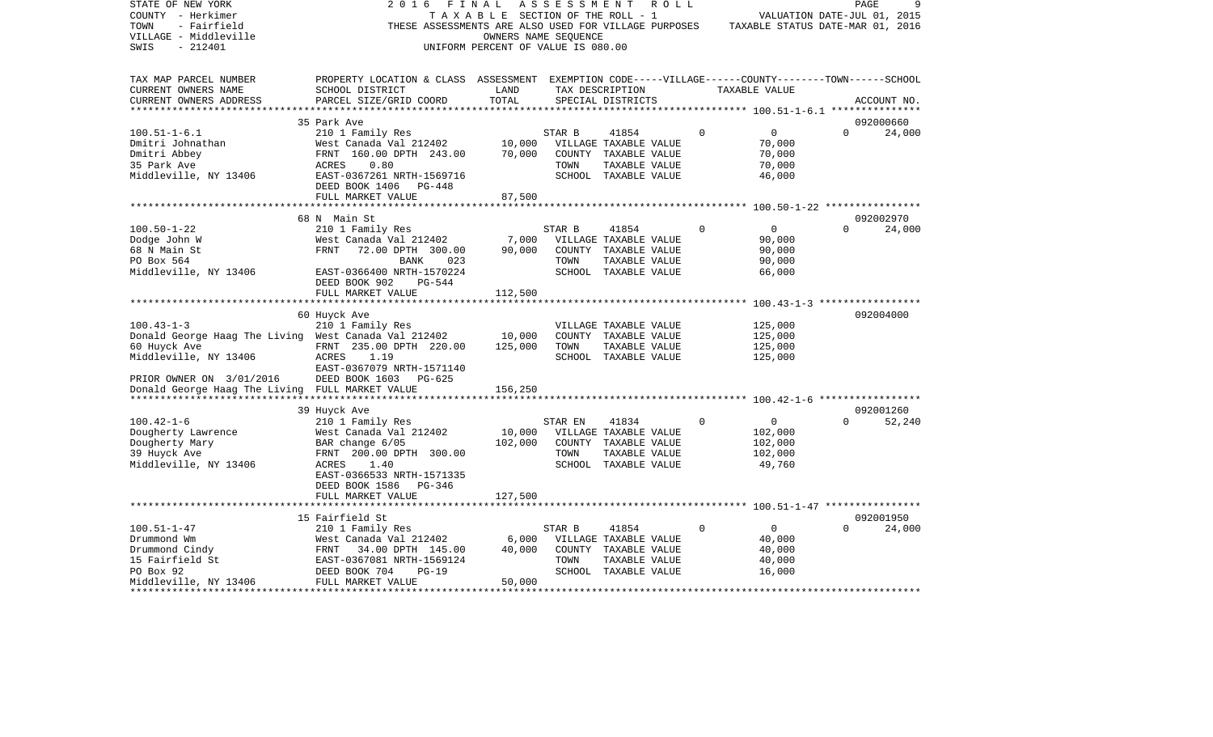STATE OF NEW YORK
COUNTY - Herkimer
TOWN - Fairfield
VILLAGE - Middleville
SWIS - 212401

2016 FINAL ASSESSMENT ROLL
TAXABLE SECTION OF THE ROLL - 1
THESE ASSESSMENTS ARE ALSO USED FOR VILLAGE PURPOSES
OWNERS NAME SEQUENCE
UNIFORM PERCENT OF VALUE IS 080.00

VALUATION DATE-JUL 01, 2015
TAXABLE STATUS DATE-MAR 01, 2016

| TAX MAP PARCEL NUMBER / CURRENT OWNERS NAME / CURRENT OWNERS ADDRESS | PROPERTY LOCATION & CLASS / SCHOOL DISTRICT / PARCEL SIZE/GRID COORD | ASSESSMENT LAND | TOTAL | EXEMPTION CODE / TAX DESCRIPTION / SPECIAL DISTRICTS | VILLAGE | COUNTY / TOWN / SCHOOL TAXABLE VALUE | ACCOUNT NO. |
|---|---|---|---|---|---|---|---|
| **100.51-1-6.1** | 35 Park Ave | | | | | | 092000660 |
| 100.51-1-6.1 | 210 1 Family Res | | | STAR B 41854 | 0 | 0 | 0 24,000 |
| Dmitri Johnathan | West Canada Val 212402 | 10,000 | | VILLAGE TAXABLE VALUE | | 70,000 | |
| Dmitri Abbey | FRNT 160.00 DPTH 243.00 | | 70,000 | COUNTY TAXABLE VALUE | | 70,000 | |
| 35 Park Ave | ACRES 0.80 | | | TOWN TAXABLE VALUE | | 70,000 | |
| Middleville, NY 13406 | EAST-0367261 NRTH-1569716 | | | SCHOOL TAXABLE VALUE | | 46,000 | |
| | DEED BOOK 1406 PG-448 | | | | | | |
| | FULL MARKET VALUE | | 87,500 | | | | |
| **100.50-1-22** | 68 N Main St | | | | | | 092002970 |
| 100.50-1-22 | 210 1 Family Res | | | STAR B 41854 | 0 | 0 | 0 24,000 |
| Dodge John W | West Canada Val 212402 | 7,000 | | VILLAGE TAXABLE VALUE | | 90,000 | |
| 68 N Main St | FRNT 72.00 DPTH 300.00 | | 90,000 | COUNTY TAXABLE VALUE | | 90,000 | |
| PO Box 564 | BANK 023 | | | TOWN TAXABLE VALUE | | 90,000 | |
| Middleville, NY 13406 | EAST-0366400 NRTH-1570224 | | | SCHOOL TAXABLE VALUE | | 66,000 | |
| | DEED BOOK 902 PG-544 | | | | | | |
| | FULL MARKET VALUE | | 112,500 | | | | |
| **100.43-1-3** | 60 Huyck Ave | | | | | | 092004000 |
| 100.43-1-3 | 210 1 Family Res | | | VILLAGE TAXABLE VALUE | | 125,000 | |
| Donald George Haag The Living | West Canada Val 212402 | 10,000 | | COUNTY TAXABLE VALUE | | 125,000 | |
| 60 Huyck Ave | FRNT 235.00 DPTH 220.00 | | 125,000 | TOWN TAXABLE VALUE | | 125,000 | |
| Middleville, NY 13406 | ACRES 1.19 | | | SCHOOL TAXABLE VALUE | | 125,000 | |
| | EAST-0367079 NRTH-1571140 | | | | | | |
| PRIOR OWNER ON 3/01/2016 | DEED BOOK 1603 PG-625 | | | | | | |
| Donald George Haag The Living | FULL MARKET VALUE | | 156,250 | | | | |
| **100.42-1-6** | 39 Huyck Ave | | | | | | 092001260 |
| 100.42-1-6 | 210 1 Family Res | | | STAR EN 41834 | 0 | 0 | 0 52,240 |
| Dougherty Lawrence | West Canada Val 212402 | 10,000 | | VILLAGE TAXABLE VALUE | | 102,000 | |
| Dougherty Mary | BAR change 6/05 | | 102,000 | COUNTY TAXABLE VALUE | | 102,000 | |
| 39 Huyck Ave | FRNT 200.00 DPTH 300.00 | | | TOWN TAXABLE VALUE | | 102,000 | |
| Middleville, NY 13406 | ACRES 1.40 | | | SCHOOL TAXABLE VALUE | | 49,760 | |
| | EAST-0366533 NRTH-1571335 | | | | | | |
| | DEED BOOK 1586 PG-346 | | | | | | |
| | FULL MARKET VALUE | | 127,500 | | | | |
| **100.51-1-47** | 15 Fairfield St | | | | | | 092001950 |
| 100.51-1-47 | 210 1 Family Res | | | STAR B 41854 | 0 | 0 | 0 24,000 |
| Drummond Wm | West Canada Val 212402 | 6,000 | | VILLAGE TAXABLE VALUE | | 40,000 | |
| Drummond Cindy | FRNT 34.00 DPTH 145.00 | | 40,000 | COUNTY TAXABLE VALUE | | 40,000 | |
| 15 Fairfield St | EAST-0367081 NRTH-1569124 | | | TOWN TAXABLE VALUE | | 40,000 | |
| PO Box 92 | DEED BOOK 704 PG-19 | | | SCHOOL TAXABLE VALUE | | 16,000 | |
| Middleville, NY 13406 | FULL MARKET VALUE | | 50,000 | | | | |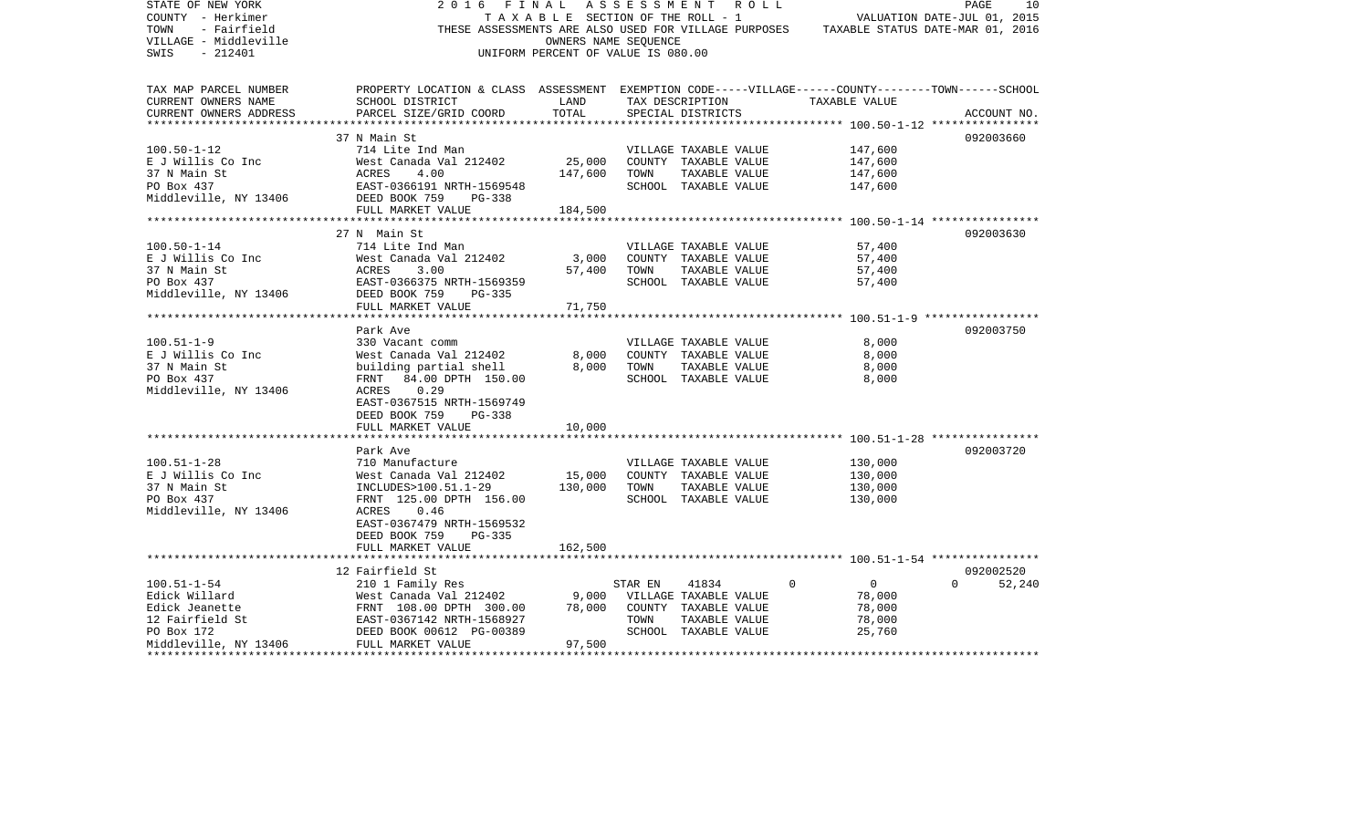STATE OF NEW YORK — 2016 FINAL ASSESSMENT ROLL
COUNTY - Herkimer — TAXABLE SECTION OF THE ROLL - 1 — VALUATION DATE-JUL 01, 2015
TOWN - Fairfield — THESE ASSESSMENTS ARE ALSO USED FOR VILLAGE PURPOSES — TAXABLE STATUS DATE-MAR 01, 2016
VILLAGE - Middleville — OWNERS NAME SEQUENCE
SWIS - 212401 — UNIFORM PERCENT OF VALUE IS 080.00

| TAX MAP PARCEL NUMBER / CURRENT OWNERS NAME / CURRENT OWNERS ADDRESS | PROPERTY LOCATION & CLASS / SCHOOL DISTRICT / PARCEL SIZE/GRID COORD | ASSESSMENT LAND / TOTAL | EXEMPTION CODE / TAX DESCRIPTION / SPECIAL DISTRICTS | VILLAGE | COUNTY / TOWN / TAXABLE VALUE | SCHOOL / ACCOUNT NO. |
|---|---|---|---|---|---|---|
| **100.50-1-12** | 37 N Main St | | | | | 092003660 |
| E J Willis Co Inc | 714 Lite Ind Man | | VILLAGE TAXABLE VALUE | | 147,600 | |
| 37 N Main St | West Canada Val 212402 | 25,000 | COUNTY TAXABLE VALUE | | 147,600 | |
| PO Box 437 | ACRES 4.00 | 147,600 | TOWN TAXABLE VALUE | | 147,600 | |
| Middleville, NY 13406 | EAST-0366191 NRTH-1569548 | | SCHOOL TAXABLE VALUE | | 147,600 | |
| | DEED BOOK 759 PG-338 | | | | | |
| | FULL MARKET VALUE | 184,500 | | | | |
| **100.50-1-14** | 27 N Main St | | | | | 092003630 |
| E J Willis Co Inc | 714 Lite Ind Man | | VILLAGE TAXABLE VALUE | | 57,400 | |
| 37 N Main St | West Canada Val 212402 | 3,000 | COUNTY TAXABLE VALUE | | 57,400 | |
| PO Box 437 | ACRES 3.00 | 57,400 | TOWN TAXABLE VALUE | | 57,400 | |
| Middleville, NY 13406 | EAST-0366375 NRTH-1569359 | | SCHOOL TAXABLE VALUE | | 57,400 | |
| | DEED BOOK 759 PG-335 | | | | | |
| | FULL MARKET VALUE | 71,750 | | | | |
| **100.51-1-9** | Park Ave | | | | | 092003750 |
| E J Willis Co Inc | 330 Vacant comm | | VILLAGE TAXABLE VALUE | | 8,000 | |
| 37 N Main St | West Canada Val 212402 | 8,000 | COUNTY TAXABLE VALUE | | 8,000 | |
| PO Box 437 | building partial shell | 8,000 | TOWN TAXABLE VALUE | | 8,000 | |
| Middleville, NY 13406 | FRNT 84.00 DPTH 150.00 | | SCHOOL TAXABLE VALUE | | 8,000 | |
| | ACRES 0.29 | | | | | |
| | EAST-0367515 NRTH-1569749 | | | | | |
| | DEED BOOK 759 PG-338 | | | | | |
| | FULL MARKET VALUE | 10,000 | | | | |
| **100.51-1-28** | Park Ave | | | | | 092003720 |
| E J Willis Co Inc | 710 Manufacture | | VILLAGE TAXABLE VALUE | | 130,000 | |
| 37 N Main St | West Canada Val 212402 | 15,000 | COUNTY TAXABLE VALUE | | 130,000 | |
| PO Box 437 | INCLUDES>100.51.1-29 | 130,000 | TOWN TAXABLE VALUE | | 130,000 | |
| Middleville, NY 13406 | FRNT 125.00 DPTH 156.00 | | SCHOOL TAXABLE VALUE | | 130,000 | |
| | ACRES 0.46 | | | | | |
| | EAST-0367479 NRTH-1569532 | | | | | |
| | DEED BOOK 759 PG-335 | | | | | |
| | FULL MARKET VALUE | 162,500 | | | | |
| **100.51-1-54** | 12 Fairfield St | | | | | 092002520 |
| Edick Willard | 210 1 Family Res | | STAR EN 41834 | 0 | 0 | 0 52,240 |
| Edick Jeanette | West Canada Val 212402 | 9,000 | VILLAGE TAXABLE VALUE | | 78,000 | |
| 12 Fairfield St | FRNT 108.00 DPTH 300.00 | 78,000 | COUNTY TAXABLE VALUE | | 78,000 | |
| PO Box 172 | EAST-0367142 NRTH-1568927 | | TOWN TAXABLE VALUE | | 78,000 | |
| Middleville, NY 13406 | DEED BOOK 00612 PG-00389 | | SCHOOL TAXABLE VALUE | | 25,760 | |
| | FULL MARKET VALUE | 97,500 | | | | |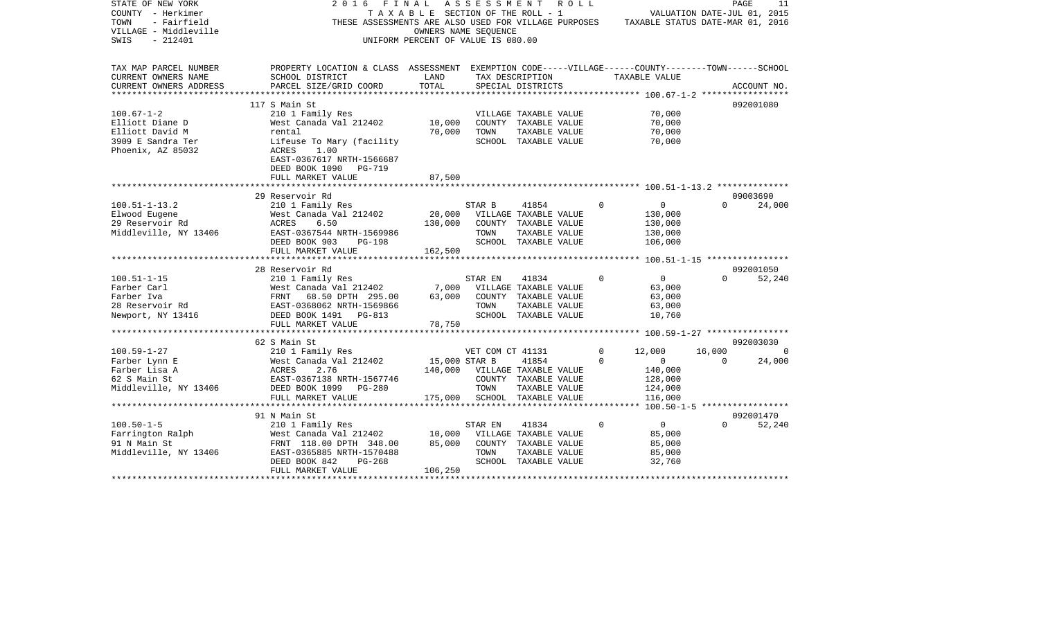STATE OF NEW YORK
COUNTY - Herkimer
TOWN - Fairfield
VILLAGE - Middleville
SWIS - 212401

2016 FINAL ASSESSMENT ROLL
TAXABLE SECTION OF THE ROLL - 1
THESE ASSESSMENTS ARE ALSO USED FOR VILLAGE PURPOSES
OWNERS NAME SEQUENCE
UNIFORM PERCENT OF VALUE IS 080.00

VALUATION DATE-JUL 01, 2015
TAXABLE STATUS DATE-MAR 01, 2016

| TAX MAP PARCEL NUMBER / CURRENT OWNERS NAME / CURRENT OWNERS ADDRESS | PROPERTY LOCATION & CLASS / SCHOOL DISTRICT / PARCEL SIZE/GRID COORD | ASSESSMENT LAND | TOTAL | EXEMPTION CODE / TAX DESCRIPTION / SPECIAL DISTRICTS | VILLAGE | COUNTY | TOWN | SCHOOL | ACCOUNT NO. |
|---|---|---|---|---|---|---|---|---|---|
| **100.67-1-2** | 117 S Main St | | | | | | | | 092001080 |
| 100.67-1-2 | 210 1 Family Res | | | VILLAGE TAXABLE VALUE | | 70,000 | | | |
| Elliott Diane D | West Canada Val 212402 | 10,000 | | COUNTY TAXABLE VALUE | | 70,000 | | | |
| Elliott David M | rental | | 70,000 | TOWN TAXABLE VALUE | | 70,000 | | | |
| 3909 E Sandra Ter | Lifeuse To Mary (facility | | | SCHOOL TAXABLE VALUE | | 70,000 | | | |
| Phoenix, AZ 85032 | ACRES 1.00 | | | | | | | | |
| | EAST-0367617 NRTH-1566687 | | | | | | | | |
| | DEED BOOK 1090 PG-719 | | | | | | | | |
| | FULL MARKET VALUE | | 87,500 | | | | | | |
| **100.51-1-13.2** | 29 Reservoir Rd | | | | | | | | 09003690 |
| 100.51-1-13.2 | 210 1 Family Res | | | STAR B 41854 | 0 | 0 | 0 | 24,000 | |
| Elwood Eugene | West Canada Val 212402 | 20,000 | | VILLAGE TAXABLE VALUE | | 130,000 | | | |
| 29 Reservoir Rd | ACRES 6.50 | | 130,000 | COUNTY TAXABLE VALUE | | 130,000 | | | |
| Middleville, NY 13406 | EAST-0367544 NRTH-1569986 | | | TOWN TAXABLE VALUE | | 130,000 | | | |
| | DEED BOOK 903 PG-198 | | | SCHOOL TAXABLE VALUE | | 106,000 | | | |
| | FULL MARKET VALUE | | 162,500 | | | | | | |
| **100.51-1-15** | 28 Reservoir Rd | | | | | | | | 092001050 |
| 100.51-1-15 | 210 1 Family Res | | | STAR EN 41834 | 0 | 0 | 0 | 52,240 | |
| Farber Carl | West Canada Val 212402 | 7,000 | | VILLAGE TAXABLE VALUE | | 63,000 | | | |
| Farber Iva | FRNT 68.50 DPTH 295.00 | | 63,000 | COUNTY TAXABLE VALUE | | 63,000 | | | |
| 28 Reservoir Rd | EAST-0368062 NRTH-1569866 | | | TOWN TAXABLE VALUE | | 63,000 | | | |
| Newport, NY 13416 | DEED BOOK 1491 PG-813 | | | SCHOOL TAXABLE VALUE | | 10,760 | | | |
| | FULL MARKET VALUE | | 78,750 | | | | | | |
| **100.59-1-27** | 62 S Main St | | | | | | | | 092003030 |
| 100.59-1-27 | 210 1 Family Res | | | VET COM CT 41131 | 0 | 12,000 | 16,000 | 0 | |
| Farber Lynn E | West Canada Val 212402 | 15,000 | | STAR B 41854 | 0 | 0 | 0 | 24,000 | |
| Farber Lisa A | ACRES 2.76 | | 140,000 | VILLAGE TAXABLE VALUE | | 140,000 | | | |
| 62 S Main St | EAST-0367138 NRTH-1567746 | | | COUNTY TAXABLE VALUE | | 128,000 | | | |
| Middleville, NY 13406 | DEED BOOK 1099 PG-280 | | | TOWN TAXABLE VALUE | | 124,000 | | | |
| | FULL MARKET VALUE | | 175,000 | SCHOOL TAXABLE VALUE | | 116,000 | | | |
| **100.50-1-5** | 91 N Main St | | | | | | | | 092001470 |
| 100.50-1-5 | 210 1 Family Res | | | STAR EN 41834 | 0 | 0 | 0 | 52,240 | |
| Farrington Ralph | West Canada Val 212402 | 10,000 | | VILLAGE TAXABLE VALUE | | 85,000 | | | |
| 91 N Main St | FRNT 118.00 DPTH 348.00 | | 85,000 | COUNTY TAXABLE VALUE | | 85,000 | | | |
| Middleville, NY 13406 | EAST-0365885 NRTH-1570488 | | | TOWN TAXABLE VALUE | | 85,000 | | | |
| | DEED BOOK 842 PG-268 | | | SCHOOL TAXABLE VALUE | | 32,760 | | | |
| | FULL MARKET VALUE | | 106,250 | | | | | | |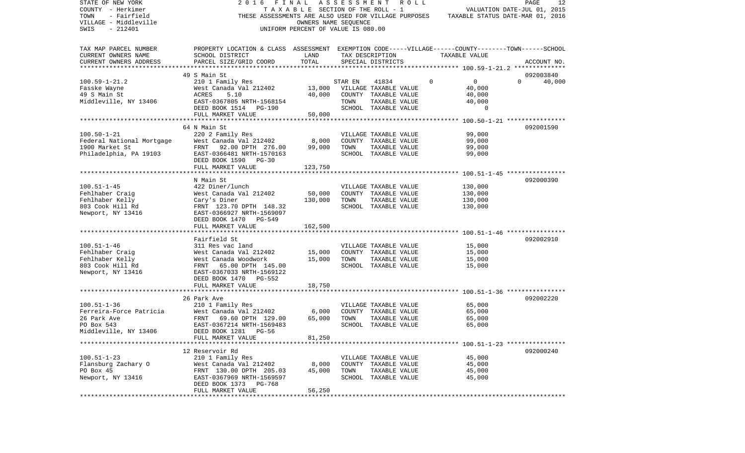STATE OF NEW YORK — 2016 FINAL ASSESSMENT ROLL — PAGE 12
COUNTY - Herkimer — TAXABLE SECTION OF THE ROLL - 1 — VALUATION DATE-JUL 01, 2015
TOWN - Fairfield — THESE ASSESSMENTS ARE ALSO USED FOR VILLAGE PURPOSES — TAXABLE STATUS DATE-MAR 01, 2016
VILLAGE - Middleville — OWNERS NAME SEQUENCE
SWIS - 212401 — UNIFORM PERCENT OF VALUE IS 080.00

| TAX MAP PARCEL NUMBER / CURRENT OWNERS NAME / CURRENT OWNERS ADDRESS | PROPERTY LOCATION & CLASS / SCHOOL DISTRICT / PARCEL SIZE/GRID COORD | ASSESSMENT LAND | TOTAL | EXEMPTION CODE / TAX DESCRIPTION / SPECIAL DISTRICTS | VILLAGE | COUNTY | TOWN | SCHOOL (TAXABLE VALUE) | ACCOUNT NO. |
|---|---|---|---|---|---|---|---|---|---|
| 100.59-1-21.2 | 49 S Main St | | | | | | | | 092003840 |
| Fasske Wayne | 210 1 Family Res | | | STAR EN 41834 | 0 | 0 | 0 | 40,000 | |
| 49 S Main St | West Canada Val 212402 | 13,000 | | VILLAGE TAXABLE VALUE | 40,000 | | | | |
| Middleville, NY 13406 | ACRES 5.10 | | 40,000 | COUNTY TAXABLE VALUE | | 40,000 | | | |
| | EAST-0367805 NRTH-1568154 | | | TOWN TAXABLE VALUE | | | 40,000 | | |
| | DEED BOOK 1514 PG-190 | | | SCHOOL TAXABLE VALUE | | | | 0 | |
| | FULL MARKET VALUE | | 50,000 | | | | | | |
| 100.50-1-21 | 64 N Main St | | | | | | | | 092001590 |
| Federal National Mortgage | 220 2 Family Res | | | VILLAGE TAXABLE VALUE | 99,000 | | | | |
| 1900 Market St | West Canada Val 212402 | 8,000 | | COUNTY TAXABLE VALUE | | 99,000 | | | |
| Philadelphia, PA 19103 | FRNT 92.00 DPTH 276.00 | | 99,000 | TOWN TAXABLE VALUE | | | 99,000 | | |
| | EAST-0366481 NRTH-1570163 | | | SCHOOL TAXABLE VALUE | | | | 99,000 | |
| | DEED BOOK 1590 PG-30 | | | | | | | | |
| | FULL MARKET VALUE | | 123,750 | | | | | | |
| 100.51-1-45 | N Main St | | | | | | | | 092000390 |
| Fehlhaber Craig | 422 Diner/lunch | | | VILLAGE TAXABLE VALUE | 130,000 | | | | |
| Fehlhaber Kelly | West Canada Val 212402 | 50,000 | | COUNTY TAXABLE VALUE | | 130,000 | | | |
| 803 Cook Hill Rd | Cary's Diner | | 130,000 | TOWN TAXABLE VALUE | | | 130,000 | | |
| Newport, NY 13416 | FRNT 123.70 DPTH 148.32 | | | SCHOOL TAXABLE VALUE | | | | 130,000 | |
| | EAST-0366927 NRTH-1569097 | | | | | | | | |
| | DEED BOOK 1470 PG-549 | | | | | | | | |
| | FULL MARKET VALUE | | 162,500 | | | | | | |
| 100.51-1-46 | Fairfield St | | | | | | | | 092002910 |
| Fehlhaber Craig | 311 Res vac land | | | VILLAGE TAXABLE VALUE | 15,000 | | | | |
| Fehlhaber Kelly | West Canada Val 212402 | 15,000 | | COUNTY TAXABLE VALUE | | 15,000 | | | |
| 803 Cook Hill Rd | West Canada Woodwork | | 15,000 | TOWN TAXABLE VALUE | | | 15,000 | | |
| Newport, NY 13416 | FRNT 65.00 DPTH 145.00 | | | SCHOOL TAXABLE VALUE | | | | 15,000 | |
| | EAST-0367033 NRTH-1569122 | | | | | | | | |
| | DEED BOOK 1470 PG-552 | | | | | | | | |
| | FULL MARKET VALUE | | 18,750 | | | | | | |
| 100.51-1-36 | 26 Park Ave | | | | | | | | 092002220 |
| Ferreira-Force Patricia | 210 1 Family Res | | | VILLAGE TAXABLE VALUE | 65,000 | | | | |
| 26 Park Ave | West Canada Val 212402 | 6,000 | | COUNTY TAXABLE VALUE | | 65,000 | | | |
| PO Box 543 | FRNT 69.60 DPTH 129.00 | | 65,000 | TOWN TAXABLE VALUE | | | 65,000 | | |
| Middleville, NY 13406 | EAST-0367214 NRTH-1569483 | | | SCHOOL TAXABLE VALUE | | | | 65,000 | |
| | DEED BOOK 1281 PG-56 | | | | | | | | |
| | FULL MARKET VALUE | | 81,250 | | | | | | |
| 100.51-1-23 | 12 Reservoir Rd | | | | | | | | 092000240 |
| Flansburg Zachary O | 210 1 Family Res | | | VILLAGE TAXABLE VALUE | 45,000 | | | | |
| PO Box 45 | West Canada Val 212402 | 8,000 | | COUNTY TAXABLE VALUE | | 45,000 | | | |
| Newport, NY 13416 | FRNT 130.00 DPTH 205.03 | | 45,000 | TOWN TAXABLE VALUE | | | 45,000 | | |
| | EAST-0367969 NRTH-1569597 | | | SCHOOL TAXABLE VALUE | | | | 45,000 | |
| | DEED BOOK 1373 PG-768 | | | | | | | | |
| | FULL MARKET VALUE | | 56,250 | | | | | | |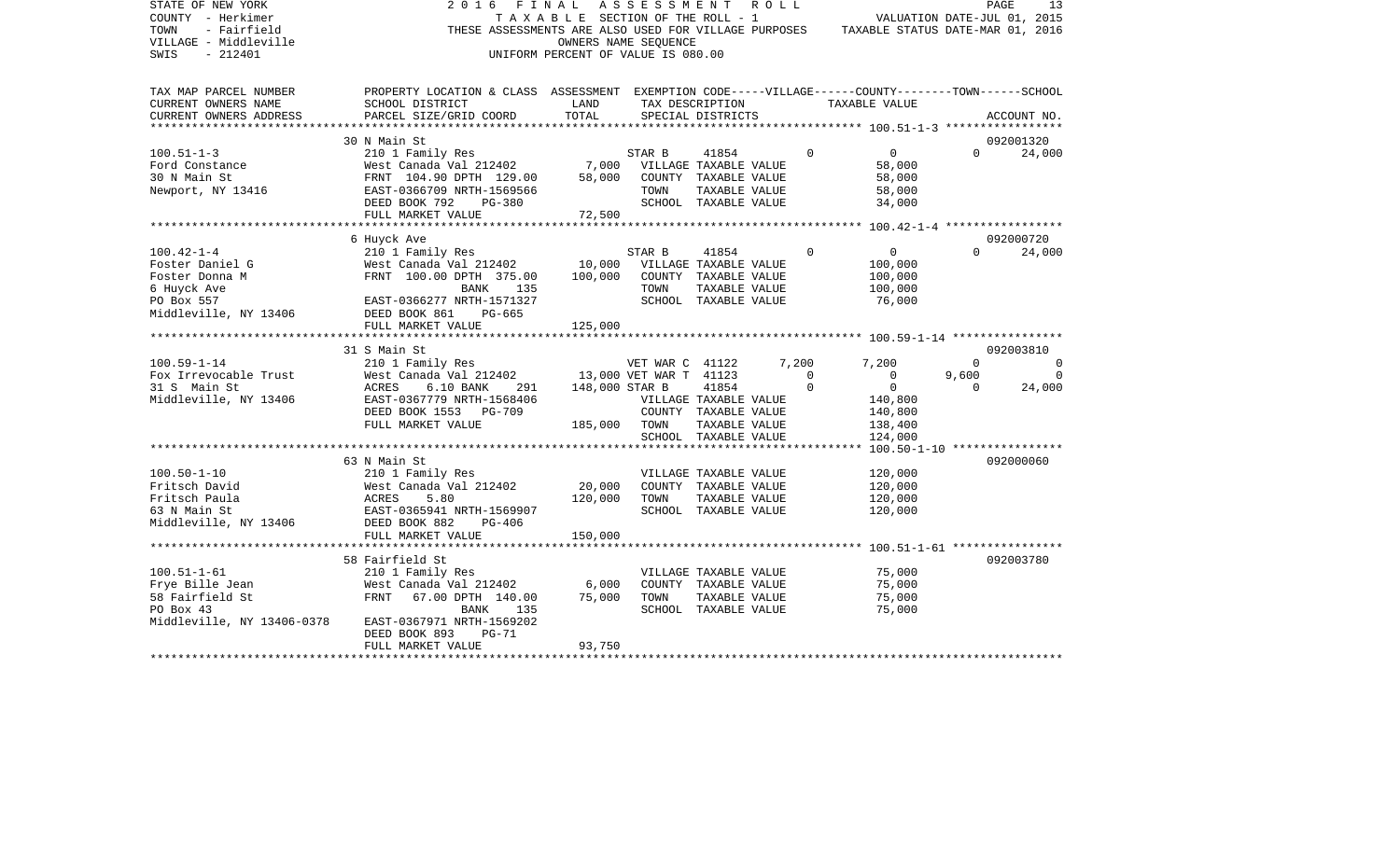STATE OF NEW YORK
COUNTY - Herkimer
TOWN - Fairfield
VILLAGE - Middleville
SWIS - 212401

2016 FINAL ASSESSMENT ROLL
TAXABLE SECTION OF THE ROLL - 1
THESE ASSESSMENTS ARE ALSO USED FOR VILLAGE PURPOSES
OWNERS NAME SEQUENCE
UNIFORM PERCENT OF VALUE IS 080.00

VALUATION DATE-JUL 01, 2015
TAXABLE STATUS DATE-MAR 01, 2016

| TAX MAP PARCEL NUMBER / CURRENT OWNERS NAME / CURRENT OWNERS ADDRESS | PROPERTY LOCATION & CLASS / SCHOOL DISTRICT / PARCEL SIZE/GRID COORD | ASSESSMENT LAND | TOTAL | EXEMPTION CODE / TAX DESCRIPTION / SPECIAL DISTRICTS | VILLAGE | COUNTY / TAXABLE VALUE | TOWN | SCHOOL / ACCOUNT NO. |
|---|---|---|---|---|---|---|---|---|
| | 30 N Main St | | | | | | | 092001320 |
| 100.51-1-3 | 210 1 Family Res | | | STAR B 41854 | 0 | 0 | 0 | 24,000 |
| Ford Constance | West Canada Val 212402 | 7,000 | | VILLAGE TAXABLE VALUE | | 58,000 | | |
| 30 N Main St | FRNT 104.90 DPTH 129.00 | | 58,000 | COUNTY TAXABLE VALUE | | 58,000 | | |
| Newport, NY 13416 | EAST-0366709 NRTH-1569566 | | | TOWN TAXABLE VALUE | | 58,000 | | |
| | DEED BOOK 792 PG-380 | | | SCHOOL TAXABLE VALUE | | 34,000 | | |
| | FULL MARKET VALUE | | 72,500 | | | | | |
| | 6 Huyck Ave | | | | | | | 092000720 |
| 100.42-1-4 | 210 1 Family Res | | | STAR B 41854 | 0 | 0 | 0 | 24,000 |
| Foster Daniel G | West Canada Val 212402 | 10,000 | | VILLAGE TAXABLE VALUE | | 100,000 | | |
| Foster Donna M | FRNT 100.00 DPTH 375.00 | | 100,000 | COUNTY TAXABLE VALUE | | 100,000 | | |
| 6 Huyck Ave | BANK 135 | | | TOWN TAXABLE VALUE | | 100,000 | | |
| PO Box 557 | EAST-0366277 NRTH-1571327 | | | SCHOOL TAXABLE VALUE | | 76,000 | | |
| Middleville, NY 13406 | DEED BOOK 861 PG-665 | | | | | | | |
| | FULL MARKET VALUE | | 125,000 | | | | | |
| | 31 S Main St | | | | | | | 092003810 |
| 100.59-1-14 | 210 1 Family Res | | | VET WAR C 41122 | 7,200 | 7,200 | 0 | 0 |
| Fox Irrevocable Trust | West Canada Val 212402 | 13,000 | | VET WAR T 41123 | 0 | 0 | 9,600 | 0 |
| 31 S Main St | ACRES 6.10 BANK 291 | | 148,000 | STAR B 41854 | 0 | 0 | 0 | 24,000 |
| Middleville, NY 13406 | EAST-0367779 NRTH-1568406 | | | VILLAGE TAXABLE VALUE | | 140,800 | | |
| | DEED BOOK 1553 PG-709 | | | COUNTY TAXABLE VALUE | | 140,800 | | |
| | FULL MARKET VALUE | | 185,000 | TOWN TAXABLE VALUE | | 138,400 | | |
| | | | | SCHOOL TAXABLE VALUE | | 124,000 | | |
| | 63 N Main St | | | | | | | 092000060 |
| 100.50-1-10 | 210 1 Family Res | | | VILLAGE TAXABLE VALUE | | 120,000 | | |
| Fritsch David | West Canada Val 212402 | 20,000 | | COUNTY TAXABLE VALUE | | 120,000 | | |
| Fritsch Paula | ACRES 5.80 | | 120,000 | TOWN TAXABLE VALUE | | 120,000 | | |
| 63 N Main St | EAST-0365941 NRTH-1569907 | | | SCHOOL TAXABLE VALUE | | 120,000 | | |
| Middleville, NY 13406 | DEED BOOK 882 PG-406 | | | | | | | |
| | FULL MARKET VALUE | | 150,000 | | | | | |
| | 58 Fairfield St | | | | | | | 092003780 |
| 100.51-1-61 | 210 1 Family Res | | | VILLAGE TAXABLE VALUE | | 75,000 | | |
| Frye Bille Jean | West Canada Val 212402 | 6,000 | | COUNTY TAXABLE VALUE | | 75,000 | | |
| 58 Fairfield St | FRNT 67.00 DPTH 140.00 | | 75,000 | TOWN TAXABLE VALUE | | 75,000 | | |
| PO Box 43 | BANK 135 | | | SCHOOL TAXABLE VALUE | | 75,000 | | |
| Middleville, NY 13406-0378 | EAST-0367971 NRTH-1569202 | | | | | | | |
| | DEED BOOK 893 PG-71 | | | | | | | |
| | FULL MARKET VALUE | | 93,750 | | | | | |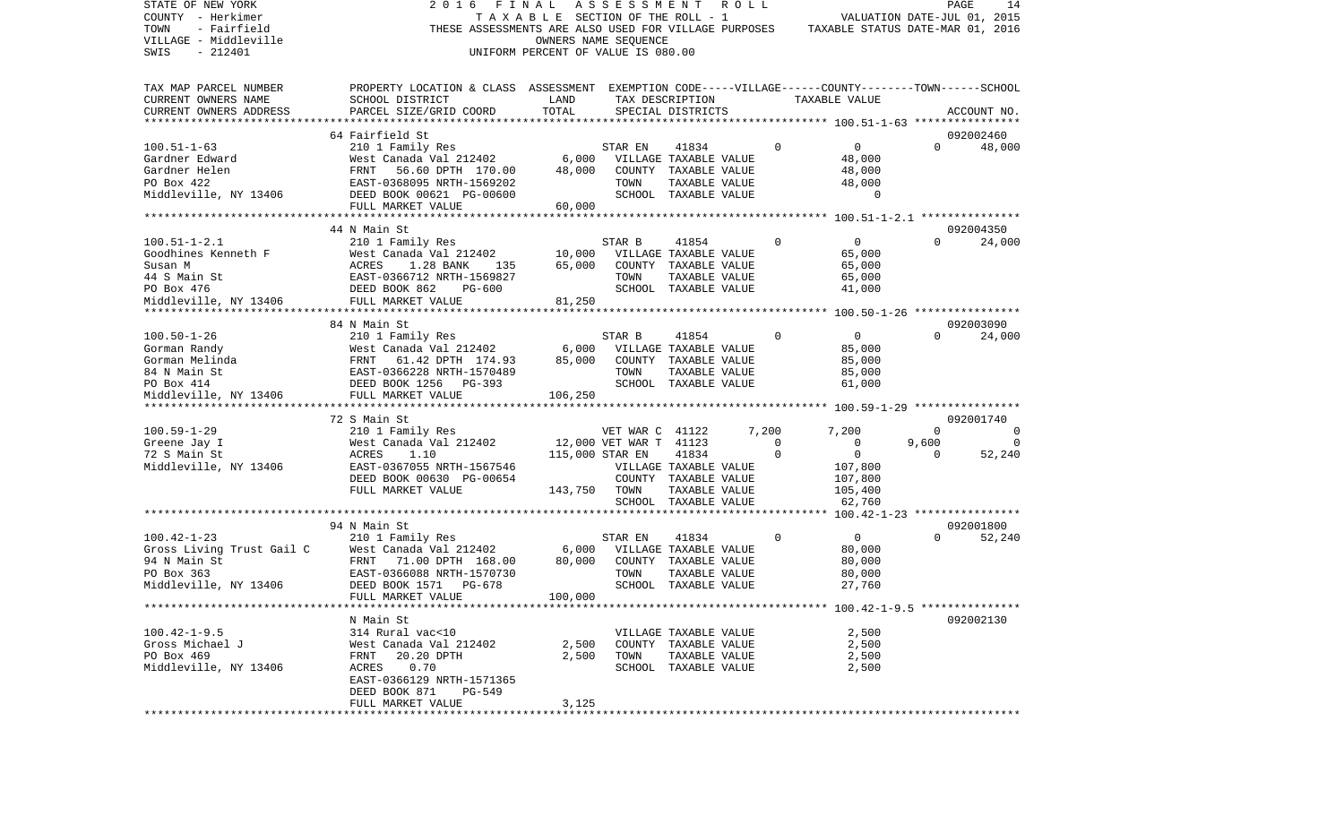STATE OF NEW YORK | 2 0 1 6 F I N A L A S S E S S M E N T R O L L
COUNTY - Herkimer | T A X A B L E SECTION OF THE ROLL - 1 | VALUATION DATE-JUL 01, 2015
TOWN - Fairfield | THESE ASSESSMENTS ARE ALSO USED FOR VILLAGE PURPOSES | TAXABLE STATUS DATE-MAR 01, 2016
VILLAGE - Middleville | OWNERS NAME SEQUENCE
SWIS - 212401 | UNIFORM PERCENT OF VALUE IS 080.00

| TAX MAP PARCEL NUMBER / CURRENT OWNERS NAME / CURRENT OWNERS ADDRESS | PROPERTY LOCATION & CLASS / SCHOOL DISTRICT / PARCEL SIZE/GRID COORD | ASSESSMENT LAND / TOTAL | EXEMPTION CODE / TAX DESCRIPTION / SPECIAL DISTRICTS | VILLAGE | COUNTY / TAXABLE VALUE | TOWN | SCHOOL / ACCOUNT NO. |
|---|---|---|---|---|---|---|---|
| | 64 Fairfield St | | | | | | 092002460 |
| 100.51-1-63 | 210 1 Family Res | | STAR EN 41834 | 0 | 0 | 0 | 48,000 |
| Gardner Edward | West Canada Val 212402 | 6,000 | VILLAGE TAXABLE VALUE | | 48,000 | | |
| Gardner Helen | FRNT 56.60 DPTH 170.00 | 48,000 | COUNTY TAXABLE VALUE | | 48,000 | | |
| PO Box 422 | EAST-0368095 NRTH-1569202 | | TOWN TAXABLE VALUE | | 48,000 | | |
| Middleville, NY 13406 | DEED BOOK 00621 PG-00600 | | SCHOOL TAXABLE VALUE | | 0 | | |
| | FULL MARKET VALUE | 60,000 | | | | | |
| | 44 N Main St | | | | | | 092004350 |
| 100.51-1-2.1 | 210 1 Family Res | | STAR B 41854 | 0 | 0 | 0 | 24,000 |
| Goodhines Kenneth F | West Canada Val 212402 | 10,000 | VILLAGE TAXABLE VALUE | | 65,000 | | |
| Susan M | ACRES 1.28 BANK 135 | 65,000 | COUNTY TAXABLE VALUE | | 65,000 | | |
| 44 S Main St | EAST-0366712 NRTH-1569827 | | TOWN TAXABLE VALUE | | 65,000 | | |
| PO Box 476 | DEED BOOK 862 PG-600 | | SCHOOL TAXABLE VALUE | | 41,000 | | |
| Middleville, NY 13406 | FULL MARKET VALUE | 81,250 | | | | | |
| | 84 N Main St | | | | | | 092003090 |
| 100.50-1-26 | 210 1 Family Res | | STAR B 41854 | 0 | 0 | 0 | 24,000 |
| Gorman Randy | West Canada Val 212402 | 6,000 | VILLAGE TAXABLE VALUE | | 85,000 | | |
| Gorman Melinda | FRNT 61.42 DPTH 174.93 | 85,000 | COUNTY TAXABLE VALUE | | 85,000 | | |
| 84 N Main St | EAST-0366228 NRTH-1570489 | | TOWN TAXABLE VALUE | | 85,000 | | |
| PO Box 414 | DEED BOOK 1256 PG-393 | | SCHOOL TAXABLE VALUE | | 61,000 | | |
| Middleville, NY 13406 | FULL MARKET VALUE | 106,250 | | | | | |
| | 72 S Main St | | | | | | 092001740 |
| 100.59-1-29 | 210 1 Family Res | | VET WAR C 41122 | 7,200 | 7,200 | 0 | 0 |
| Greene Jay I | West Canada Val 212402 | 12,000 | VET WAR T 41123 | 0 | 0 | 9,600 | 0 |
| 72 S Main St | ACRES 1.10 | 115,000 | STAR EN 41834 | 0 | 0 | 0 | 52,240 |
| Middleville, NY 13406 | EAST-0367055 NRTH-1567546 | | VILLAGE TAXABLE VALUE | | 107,800 | | |
| | DEED BOOK 00630 PG-00654 | | COUNTY TAXABLE VALUE | | 107,800 | | |
| | FULL MARKET VALUE | 143,750 | TOWN TAXABLE VALUE | | 105,400 | | |
| | | | SCHOOL TAXABLE VALUE | | 62,760 | | |
| | 94 N Main St | | | | | | 092001800 |
| 100.42-1-23 | 210 1 Family Res | | STAR EN 41834 | 0 | 0 | 0 | 52,240 |
| Gross Living Trust Gail C | West Canada Val 212402 | 6,000 | VILLAGE TAXABLE VALUE | | 80,000 | | |
| 94 N Main St | FRNT 71.00 DPTH 168.00 | 80,000 | COUNTY TAXABLE VALUE | | 80,000 | | |
| PO Box 363 | EAST-0366088 NRTH-1570730 | | TOWN TAXABLE VALUE | | 80,000 | | |
| Middleville, NY 13406 | DEED BOOK 1571 PG-678 | | SCHOOL TAXABLE VALUE | | 27,760 | | |
| | FULL MARKET VALUE | 100,000 | | | | | |
| | N Main St | | | | | | 092002130 |
| 100.42-1-9.5 | 314 Rural vac<10 | | VILLAGE TAXABLE VALUE | | 2,500 | | |
| Gross Michael J | West Canada Val 212402 | 2,500 | COUNTY TAXABLE VALUE | | 2,500 | | |
| PO Box 469 | FRNT 20.20 DPTH | 2,500 | TOWN TAXABLE VALUE | | 2,500 | | |
| Middleville, NY 13406 | ACRES 0.70 | | SCHOOL TAXABLE VALUE | | 2,500 | | |
| | EAST-0366129 NRTH-1571365 | | | | | | |
| | DEED BOOK 871 PG-549 | | | | | | |
| | FULL MARKET VALUE | 3,125 | | | | | |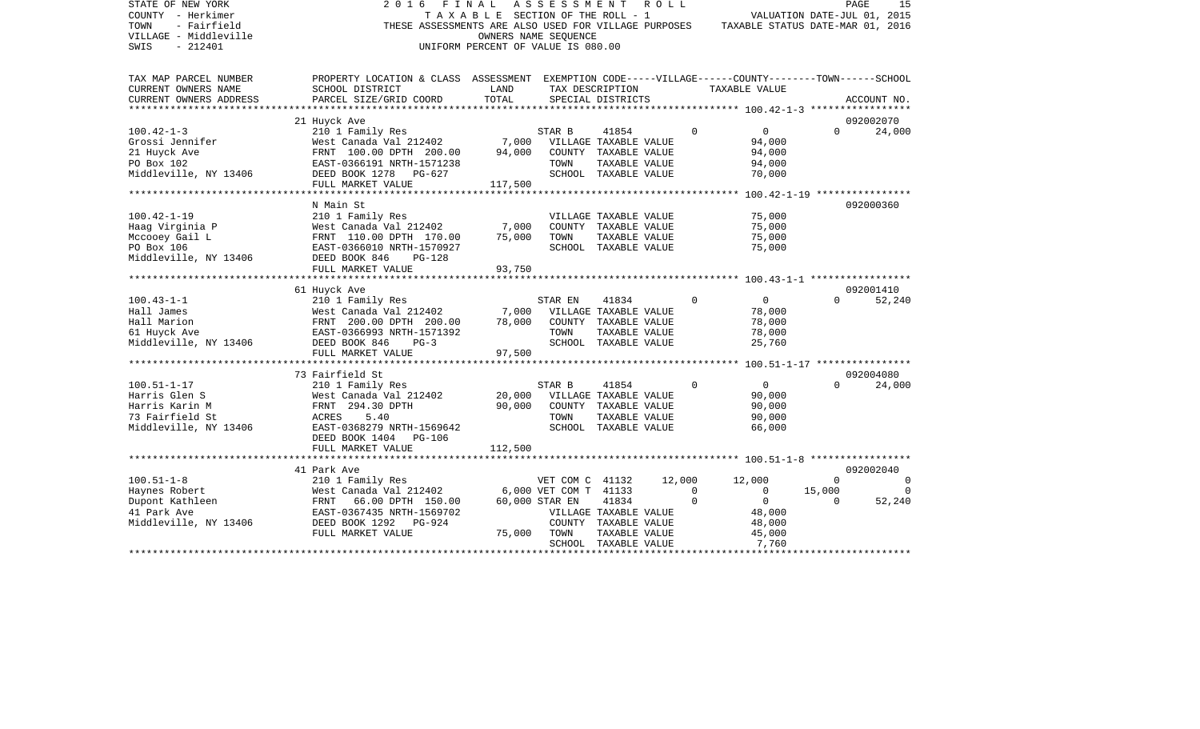STATE OF NEW YORK — 2016 FINAL ASSESSMENT ROLL
COUNTY - Herkimer — TAXABLE SECTION OF THE ROLL - 1 — VALUATION DATE-JUL 01, 2015
TOWN - Fairfield — THESE ASSESSMENTS ARE ALSO USED FOR VILLAGE PURPOSES — TAXABLE STATUS DATE-MAR 01, 2016
VILLAGE - Middleville — OWNERS NAME SEQUENCE
SWIS - 212401 — UNIFORM PERCENT OF VALUE IS 080.00

| TAX MAP PARCEL NUMBER / CURRENT OWNERS NAME / CURRENT OWNERS ADDRESS | PROPERTY LOCATION & CLASS / SCHOOL DISTRICT / PARCEL SIZE/GRID COORD | ASSESSMENT LAND | ASSESSMENT TOTAL | EXEMPTION CODE / TAX DESCRIPTION / SPECIAL DISTRICTS | VILLAGE | COUNTY TAXABLE VALUE | TOWN | SCHOOL | ACCOUNT NO. |
|---|---|---|---|---|---|---|---|---|---|
| **100.42-1-3** | 21 Huyck Ave | | | | | | | | 092002070 |
| 100.42-1-3 | 210 1 Family Res | | | STAR B 41854 | 0 | 0 | 0 | 24,000 | |
| Grossi Jennifer | West Canada Val 212402 | 7,000 | | VILLAGE TAXABLE VALUE | | 94,000 | | | |
| 21 Huyck Ave | FRNT 100.00 DPTH 200.00 | | 94,000 | COUNTY TAXABLE VALUE | | 94,000 | | | |
| PO Box 102 | EAST-0366191 NRTH-1571238 | | | TOWN TAXABLE VALUE | | 94,000 | | | |
| Middleville, NY 13406 | DEED BOOK 1278 PG-627 | | | SCHOOL TAXABLE VALUE | | 70,000 | | | |
| | FULL MARKET VALUE | | 117,500 | | | | | | |
| **100.42-1-19** | N Main St | | | | | | | | 092000360 |
| 100.42-1-19 | 210 1 Family Res | | | VILLAGE TAXABLE VALUE | | 75,000 | | | |
| Haag Virginia P | West Canada Val 212402 | 7,000 | | COUNTY TAXABLE VALUE | | 75,000 | | | |
| Mccooey Gail L | FRNT 110.00 DPTH 170.00 | | 75,000 | TOWN TAXABLE VALUE | | 75,000 | | | |
| PO Box 106 | EAST-0366010 NRTH-1570927 | | | SCHOOL TAXABLE VALUE | | 75,000 | | | |
| Middleville, NY 13406 | DEED BOOK 846 PG-128 | | | | | | | | |
| | FULL MARKET VALUE | | 93,750 | | | | | | |
| **100.43-1-1** | 61 Huyck Ave | | | | | | | | 092001410 |
| 100.43-1-1 | 210 1 Family Res | | | STAR EN 41834 | 0 | 0 | 0 | 52,240 | |
| Hall James | West Canada Val 212402 | 7,000 | | VILLAGE TAXABLE VALUE | | 78,000 | | | |
| Hall Marion | FRNT 200.00 DPTH 200.00 | | 78,000 | COUNTY TAXABLE VALUE | | 78,000 | | | |
| 61 Huyck Ave | EAST-0366993 NRTH-1571392 | | | TOWN TAXABLE VALUE | | 78,000 | | | |
| Middleville, NY 13406 | DEED BOOK 846 PG-3 | | | SCHOOL TAXABLE VALUE | | 25,760 | | | |
| | FULL MARKET VALUE | | 97,500 | | | | | | |
| **100.51-1-17** | 73 Fairfield St | | | | | | | | 092004080 |
| 100.51-1-17 | 210 1 Family Res | | | STAR B 41854 | 0 | 0 | 0 | 24,000 | |
| Harris Glen S | West Canada Val 212402 | 20,000 | | VILLAGE TAXABLE VALUE | | 90,000 | | | |
| Harris Karin M | FRNT 294.30 DPTH | | 90,000 | COUNTY TAXABLE VALUE | | 90,000 | | | |
| 73 Fairfield St | ACRES 5.40 | | | TOWN TAXABLE VALUE | | 90,000 | | | |
| Middleville, NY 13406 | EAST-0368279 NRTH-1569642 | | | SCHOOL TAXABLE VALUE | | 66,000 | | | |
| | DEED BOOK 1404 PG-106 | | | | | | | | |
| | FULL MARKET VALUE | | 112,500 | | | | | | |
| **100.51-1-8** | 41 Park Ave | | | | | | | | 092002040 |
| 100.51-1-8 | 210 1 Family Res | | | VET COM C 41132 | 12,000 | 12,000 | 0 | 0 | |
| Haynes Robert | West Canada Val 212402 | 6,000 | | VET COM T 41133 | 0 | 0 | 15,000 | 0 | |
| Dupont Kathleen | FRNT 66.00 DPTH 150.00 | | 60,000 | STAR EN 41834 | 0 | 0 | 0 | 52,240 | |
| 41 Park Ave | EAST-0367435 NRTH-1569702 | | | VILLAGE TAXABLE VALUE | | 48,000 | | | |
| Middleville, NY 13406 | DEED BOOK 1292 PG-924 | | | COUNTY TAXABLE VALUE | | 48,000 | | | |
| | FULL MARKET VALUE | | 75,000 | TOWN TAXABLE VALUE | | 45,000 | | | |
| | | | | SCHOOL TAXABLE VALUE | | 7,760 | | | |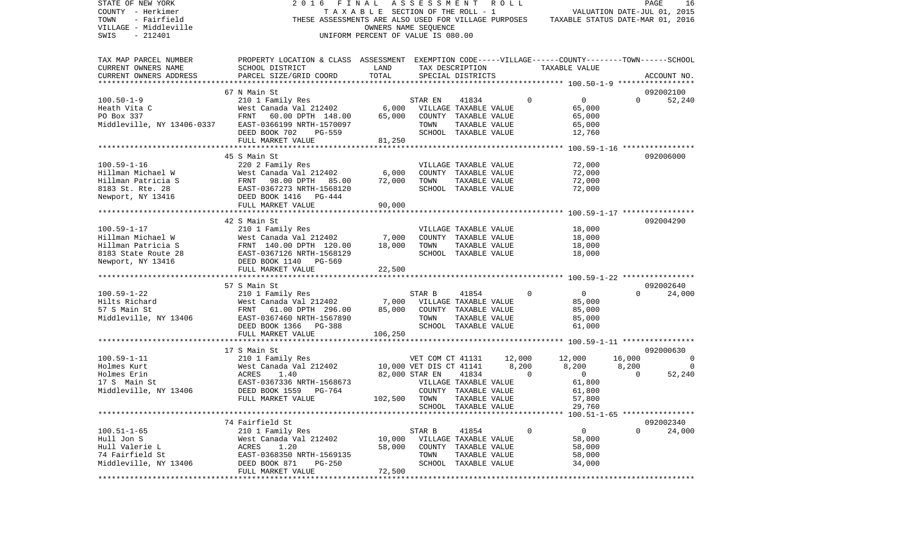STATE OF NEW YORK
COUNTY - Herkimer
TOWN - Fairfield
VILLAGE - Middleville
SWIS - 212401

2016 FINAL ASSESSMENT ROLL
TAXABLE SECTION OF THE ROLL - 1
THESE ASSESSMENTS ARE ALSO USED FOR VILLAGE PURPOSES
OWNERS NAME SEQUENCE
UNIFORM PERCENT OF VALUE IS 080.00

VALUATION DATE-JUL 01, 2015
TAXABLE STATUS DATE-MAR 01, 2016

| TAX MAP PARCEL NUMBER<br>CURRENT OWNERS NAME<br>CURRENT OWNERS ADDRESS | PROPERTY LOCATION & CLASS<br>SCHOOL DISTRICT<br>PARCEL SIZE/GRID COORD | ASSESSMENT<br>LAND<br>TOTAL | EXEMPTION CODE-----VILLAGE------COUNTY--------TOWN------SCHOOL<br>TAX DESCRIPTION<br>SPECIAL DISTRICTS | TAXABLE VALUE | ACCOUNT NO. |
|---|---|---|---|---|---|
| | 67 N Main St | | | | 092002100 |
| 100.50-1-9 | 210 1 Family Res | | STAR EN 41834 0 | 0 0 | 52,240 |
| Heath Vita C | West Canada Val 212402 | 6,000 | VILLAGE TAXABLE VALUE | 65,000 | |
| PO Box 337 | FRNT 60.00 DPTH 148.00 | 65,000 | COUNTY TAXABLE VALUE | 65,000 | |
| Middleville, NY 13406-0337 | EAST-0366199 NRTH-1570097 | | TOWN TAXABLE VALUE | 65,000 | |
| | DEED BOOK 702 PG-559 | | SCHOOL TAXABLE VALUE | 12,760 | |
| | FULL MARKET VALUE | 81,250 | | | |
| | 45 S Main St | | | | 092006000 |
| 100.59-1-16 | 220 2 Family Res | | VILLAGE TAXABLE VALUE | 72,000 | |
| Hillman Michael W | West Canada Val 212402 | 6,000 | COUNTY TAXABLE VALUE | 72,000 | |
| Hillman Patricia S | FRNT 98.00 DPTH 85.00 | 72,000 | TOWN TAXABLE VALUE | 72,000 | |
| 8183 St. Rte. 28 | EAST-0367273 NRTH-1568120 | | SCHOOL TAXABLE VALUE | 72,000 | |
| Newport, NY 13416 | DEED BOOK 1416 PG-444 | | | | |
| | FULL MARKET VALUE | 90,000 | | | |
| | 42 S Main St | | | | 092004290 |
| 100.59-1-17 | 210 1 Family Res | | VILLAGE TAXABLE VALUE | 18,000 | |
| Hillman Michael W | West Canada Val 212402 | 7,000 | COUNTY TAXABLE VALUE | 18,000 | |
| Hillman Patricia S | FRNT 140.00 DPTH 120.00 | 18,000 | TOWN TAXABLE VALUE | 18,000 | |
| 8183 State Route 28 | EAST-0367126 NRTH-1568129 | | SCHOOL TAXABLE VALUE | 18,000 | |
| Newport, NY 13416 | DEED BOOK 1140 PG-569 | | | | |
| | FULL MARKET VALUE | 22,500 | | | |
| | 57 S Main St | | | | 092002640 |
| 100.59-1-22 | 210 1 Family Res | | STAR B 41854 0 | 0 0 | 24,000 |
| Hilts Richard | West Canada Val 212402 | 7,000 | VILLAGE TAXABLE VALUE | 85,000 | |
| 57 S Main St | FRNT 61.00 DPTH 296.00 | 85,000 | COUNTY TAXABLE VALUE | 85,000 | |
| Middleville, NY 13406 | EAST-0367460 NRTH-1567890 | | TOWN TAXABLE VALUE | 85,000 | |
| | DEED BOOK 1366 PG-388 | | SCHOOL TAXABLE VALUE | 61,000 | |
| | FULL MARKET VALUE | 106,250 | | | |
| | 17 S Main St | | | | 092000630 |
| 100.59-1-11 | 210 1 Family Res | | VET COM CT 41131 12,000 | 12,000 16,000 | 0 |
| Holmes Kurt | West Canada Val 212402 | 10,000 | VET DIS CT 41141 8,200 | 8,200 8,200 | 0 |
| Holmes Erin | ACRES 1.40 | 82,000 | STAR EN 41834 0 | 0 0 | 52,240 |
| 17 S Main St | EAST-0367336 NRTH-1568673 | | VILLAGE TAXABLE VALUE | 61,800 | |
| Middleville, NY 13406 | DEED BOOK 1559 PG-764 | | COUNTY TAXABLE VALUE | 61,800 | |
| | FULL MARKET VALUE | 102,500 | TOWN TAXABLE VALUE | 57,800 | |
| | | | SCHOOL TAXABLE VALUE | 29,760 | |
| | 74 Fairfield St | | | | 092002340 |
| 100.51-1-65 | 210 1 Family Res | | STAR B 41854 0 | 0 0 | 24,000 |
| Hull Jon S | West Canada Val 212402 | 10,000 | VILLAGE TAXABLE VALUE | 58,000 | |
| Hull Valerie L | ACRES 1.20 | 58,000 | COUNTY TAXABLE VALUE | 58,000 | |
| 74 Fairfield St | EAST-0368350 NRTH-1569135 | | TOWN TAXABLE VALUE | 58,000 | |
| Middleville, NY 13406 | DEED BOOK 871 PG-250 | | SCHOOL TAXABLE VALUE | 34,000 | |
| | FULL MARKET VALUE | 72,500 | | | |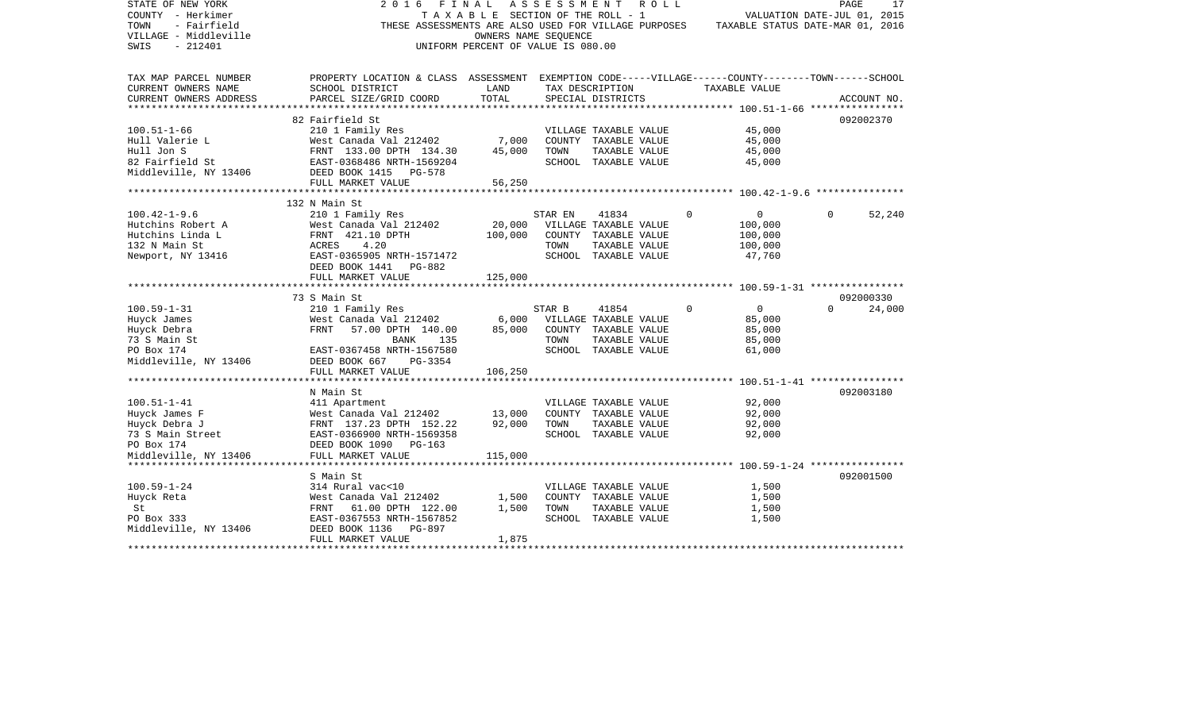STATE OF NEW YORK — 2016 FINAL ASSESSMENT ROLL
COUNTY - Herkimer — TAXABLE SECTION OF THE ROLL - 1 — VALUATION DATE-JUL 01, 2015
TOWN - Fairfield — THESE ASSESSMENTS ARE ALSO USED FOR VILLAGE PURPOSES — TAXABLE STATUS DATE-MAR 01, 2016
VILLAGE - Middleville — OWNERS NAME SEQUENCE
SWIS - 212401 — UNIFORM PERCENT OF VALUE IS 080.00

| TAX MAP PARCEL NUMBER / CURRENT OWNERS NAME / CURRENT OWNERS ADDRESS | PROPERTY LOCATION & CLASS / SCHOOL DISTRICT / PARCEL SIZE/GRID COORD | ASSESSMENT LAND | ASSESSMENT TOTAL | EXEMPTION CODE / TAX DESCRIPTION / SPECIAL DISTRICTS | VILLAGE | COUNTY | TOWN | SCHOOL | ACCOUNT NO. |
|---|---|---|---|---|---|---|---|---|---|
| 100.51-1-66 | 82 Fairfield St | | | | | | | | 092002370 |
| Hull Valerie L | 210 1 Family Res | | | VILLAGE TAXABLE VALUE | 45,000 | | | | |
| Hull Jon S | West Canada Val 212402 | 7,000 | | COUNTY TAXABLE VALUE | | 45,000 | | | |
| 82 Fairfield St | FRNT 133.00 DPTH 134.30 | | 45,000 | TOWN TAXABLE VALUE | | | 45,000 | | |
| Middleville, NY 13406 | EAST-0368486 NRTH-1569204 | | | SCHOOL TAXABLE VALUE | | | | 45,000 | |
| | DEED BOOK 1415 PG-578 | | | | | | | | |
| | FULL MARKET VALUE | | 56,250 | | | | | | |
| 100.42-1-9.6 | 132 N Main St | | | | | | | | |
| Hutchins Robert A | 210 1 Family Res | | | STAR EN 41834 | 0 | 0 | 0 | 52,240 | |
| Hutchins Linda L | West Canada Val 212402 | 20,000 | | VILLAGE TAXABLE VALUE | 100,000 | | | | |
| 132 N Main St | FRNT 421.10 DPTH | | 100,000 | COUNTY TAXABLE VALUE | | 100,000 | | | |
| Newport, NY 13416 | ACRES 4.20 | | | TOWN TAXABLE VALUE | | | 100,000 | | |
| | EAST-0365905 NRTH-1571472 | | | SCHOOL TAXABLE VALUE | | | | 47,760 | |
| | DEED BOOK 1441 PG-882 | | | | | | | | |
| | FULL MARKET VALUE | | 125,000 | | | | | | |
| 100.59-1-31 | 73 S Main St | | | | | | | | 092000330 |
| Huyck James | 210 1 Family Res | | | STAR B 41854 | 0 | 0 | 0 | 24,000 | |
| Huyck Debra | West Canada Val 212402 | 6,000 | | VILLAGE TAXABLE VALUE | 85,000 | | | | |
| 73 S Main St | FRNT 57.00 DPTH 140.00 | | 85,000 | COUNTY TAXABLE VALUE | | 85,000 | | | |
| PO Box 174 | BANK 135 | | | TOWN TAXABLE VALUE | | | 85,000 | | |
| Middleville, NY 13406 | EAST-0367458 NRTH-1567580 | | | SCHOOL TAXABLE VALUE | | | | 61,000 | |
| | DEED BOOK 667 PG-3354 | | | | | | | | |
| | FULL MARKET VALUE | | 106,250 | | | | | | |
| 100.51-1-41 | N Main St | | | | | | | | 092003180 |
| Huyck James F | 411 Apartment | | | VILLAGE TAXABLE VALUE | 92,000 | | | | |
| Huyck Debra J | West Canada Val 212402 | 13,000 | | COUNTY TAXABLE VALUE | | 92,000 | | | |
| 73 S Main Street | FRNT 137.23 DPTH 152.22 | | 92,000 | TOWN TAXABLE VALUE | | | 92,000 | | |
| PO Box 174 | EAST-0366900 NRTH-1569358 | | | SCHOOL TAXABLE VALUE | | | | 92,000 | |
| Middleville, NY 13406 | DEED BOOK 1090 PG-163 | | | | | | | | |
| | FULL MARKET VALUE | | 115,000 | | | | | | |
| 100.59-1-24 | S Main St | | | | | | | | 092001500 |
| Huyck Reta | 314 Rural vac<10 | | | VILLAGE TAXABLE VALUE | 1,500 | | | | |
| St | West Canada Val 212402 | 1,500 | | COUNTY TAXABLE VALUE | | 1,500 | | | |
| PO Box 333 | FRNT 61.00 DPTH 122.00 | | 1,500 | TOWN TAXABLE VALUE | | | 1,500 | | |
| Middleville, NY 13406 | EAST-0367553 NRTH-1567852 | | | SCHOOL TAXABLE VALUE | | | | 1,500 | |
| | DEED BOOK 1136 PG-897 | | | | | | | | |
| | FULL MARKET VALUE | | 1,875 | | | | | | |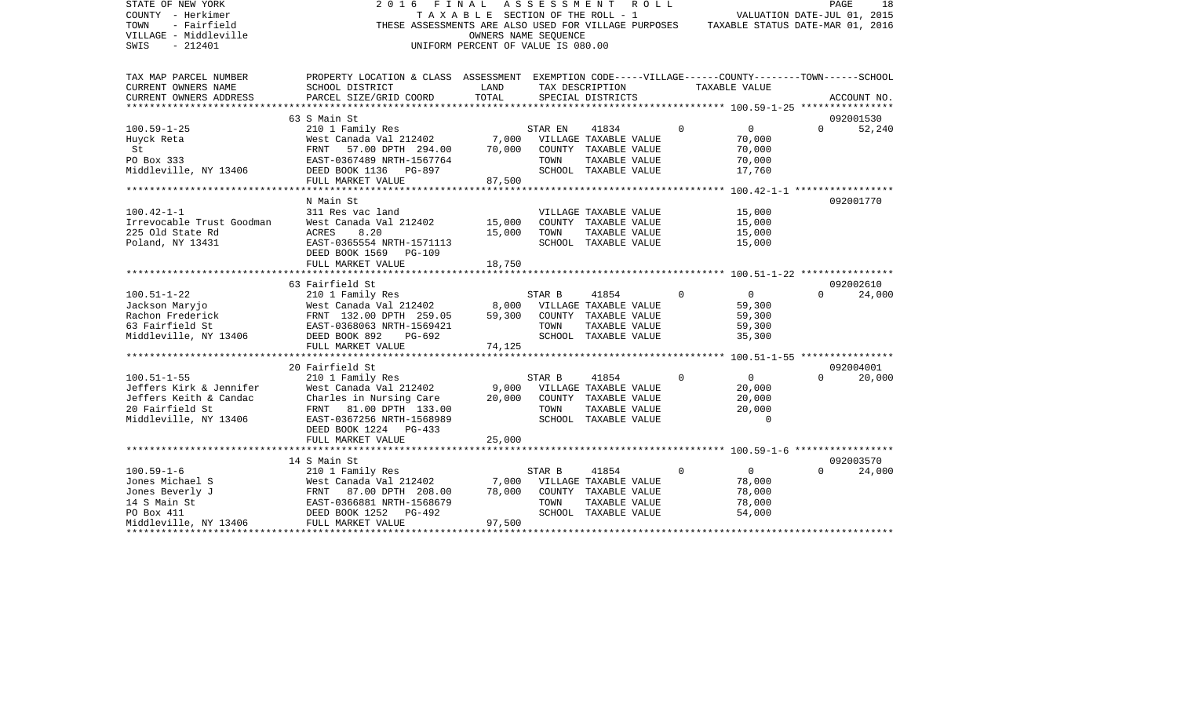STATE OF NEW YORK
COUNTY - Herkimer
TOWN - Fairfield
VILLAGE - Middleville
SWIS - 212401

2016 FINAL ASSESSMENT ROLL
TAXABLE SECTION OF THE ROLL - 1
THESE ASSESSMENTS ARE ALSO USED FOR VILLAGE PURPOSES
OWNERS NAME SEQUENCE
UNIFORM PERCENT OF VALUE IS 080.00

VALUATION DATE-JUL 01, 2015
TAXABLE STATUS DATE-MAR 01, 2016

| TAX MAP PARCEL NUMBER / CURRENT OWNERS NAME / CURRENT OWNERS ADDRESS | PROPERTY LOCATION & CLASS / SCHOOL DISTRICT / PARCEL SIZE/GRID COORD | ASSESSMENT LAND | TOTAL | EXEMPTION CODE / TAX DESCRIPTION / SPECIAL DISTRICTS | VILLAGE | COUNTY / TAXABLE VALUE | TOWN | SCHOOL / ACCOUNT NO. |
|---|---|---|---|---|---|---|---|---|
| **100.59-1-25** | 63 S Main St | | | | | | | 092001530 |
| 100.59-1-25 | 210 1 Family Res | | | STAR EN 41834 | 0 | 0 | 0 | 52,240 |
| Huyck Reta | West Canada Val 212402 | 7,000 | | VILLAGE TAXABLE VALUE | | 70,000 | | |
| St | FRNT 57.00 DPTH 294.00 | | 70,000 | COUNTY TAXABLE VALUE | | 70,000 | | |
| PO Box 333 | EAST-0367489 NRTH-1567764 | | | TOWN TAXABLE VALUE | | 70,000 | | |
| Middleville, NY 13406 | DEED BOOK 1136 PG-897 | | | SCHOOL TAXABLE VALUE | | 17,760 | | |
| | FULL MARKET VALUE | | 87,500 | | | | | |
| **100.42-1-1** | N Main St | | | | | | | 092001770 |
| 100.42-1-1 | 311 Res vac land | | | VILLAGE TAXABLE VALUE | | 15,000 | | |
| Irrevocable Trust Goodman | West Canada Val 212402 | 15,000 | | COUNTY TAXABLE VALUE | | 15,000 | | |
| 225 Old State Rd | ACRES 8.20 | | 15,000 | TOWN TAXABLE VALUE | | 15,000 | | |
| Poland, NY 13431 | EAST-0365554 NRTH-1571113 | | | SCHOOL TAXABLE VALUE | | 15,000 | | |
| | DEED BOOK 1569 PG-109 | | | | | | | |
| | FULL MARKET VALUE | | 18,750 | | | | | |
| **100.51-1-22** | 63 Fairfield St | | | | | | | 092002610 |
| 100.51-1-22 | 210 1 Family Res | | | STAR B 41854 | 0 | 0 | 0 | 24,000 |
| Jackson Maryjo | West Canada Val 212402 | 8,000 | | VILLAGE TAXABLE VALUE | | 59,300 | | |
| Rachon Frederick | FRNT 132.00 DPTH 259.05 | | 59,300 | COUNTY TAXABLE VALUE | | 59,300 | | |
| 63 Fairfield St | EAST-0368063 NRTH-1569421 | | | TOWN TAXABLE VALUE | | 59,300 | | |
| Middleville, NY 13406 | DEED BOOK 892 PG-692 | | | SCHOOL TAXABLE VALUE | | 35,300 | | |
| | FULL MARKET VALUE | | 74,125 | | | | | |
| **100.51-1-55** | 20 Fairfield St | | | | | | | 092004001 |
| 100.51-1-55 | 210 1 Family Res | | | STAR B 41854 | 0 | 0 | 0 | 20,000 |
| Jeffers Kirk & Jennifer | West Canada Val 212402 | 9,000 | | VILLAGE TAXABLE VALUE | | 20,000 | | |
| Jeffers Keith & Candac | Charles in Nursing Care | | 20,000 | COUNTY TAXABLE VALUE | | 20,000 | | |
| 20 Fairfield St | FRNT 81.00 DPTH 133.00 | | | TOWN TAXABLE VALUE | | 20,000 | | |
| Middleville, NY 13406 | EAST-0367256 NRTH-1568989 | | | SCHOOL TAXABLE VALUE | | 0 | | |
| | DEED BOOK 1224 PG-433 | | | | | | | |
| | FULL MARKET VALUE | | 25,000 | | | | | |
| **100.59-1-6** | 14 S Main St | | | | | | | 092003570 |
| 100.59-1-6 | 210 1 Family Res | | | STAR B 41854 | 0 | 0 | 0 | 24,000 |
| Jones Michael S | West Canada Val 212402 | 7,000 | | VILLAGE TAXABLE VALUE | | 78,000 | | |
| Jones Beverly J | FRNT 87.00 DPTH 208.00 | | 78,000 | COUNTY TAXABLE VALUE | | 78,000 | | |
| 14 S Main St | EAST-0366881 NRTH-1568679 | | | TOWN TAXABLE VALUE | | 78,000 | | |
| PO Box 411 | DEED BOOK 1252 PG-492 | | | SCHOOL TAXABLE VALUE | | 54,000 | | |
| Middleville, NY 13406 | FULL MARKET VALUE | | 97,500 | | | | | |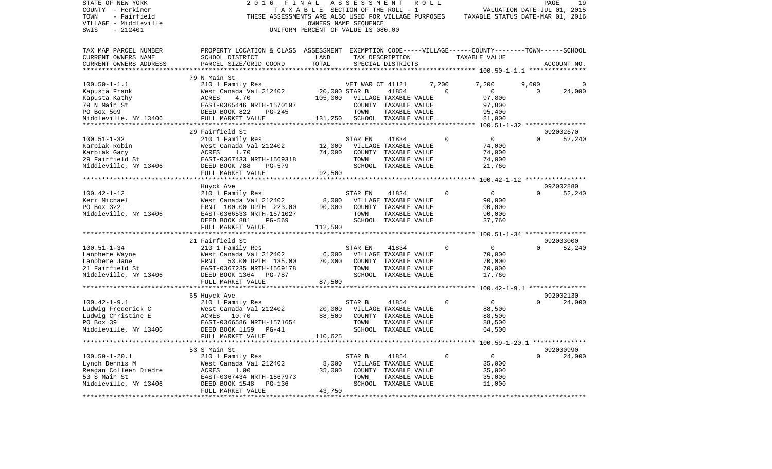STATE OF NEW YORK
COUNTY - Herkimer
TOWN - Fairfield
VILLAGE - Middleville
SWIS - 212401

2 0 1 6 F I N A L A S S E S S M E N T R O L L
T A X A B L E SECTION OF THE ROLL - 1
THESE ASSESSMENTS ARE ALSO USED FOR VILLAGE PURPOSES
OWNERS NAME SEQUENCE
UNIFORM PERCENT OF VALUE IS 080.00

VALUATION DATE-JUL 01, 2015
TAXABLE STATUS DATE-MAR 01, 2016

| TAX MAP PARCEL NUMBER / CURRENT OWNERS NAME / CURRENT OWNERS ADDRESS | PROPERTY LOCATION & CLASS / SCHOOL DISTRICT / PARCEL SIZE/GRID COORD | ASSESSMENT LAND / TOTAL | EXEMPTION CODE / TAX DESCRIPTION / SPECIAL DISTRICTS | VILLAGE | COUNTY / TAXABLE VALUE | TOWN | SCHOOL / ACCOUNT NO. |
|---|---|---|---|---|---|---|---|
| 100.50-1-1.1 | 79 N Main St | | | | | | |
| 100.50-1-1.1 | 210 1 Family Res | | VET WAR CT 41121 | 7,200 | 7,200 | 9,600 | 0 |
| Kapusta Frank | West Canada Val 212402 | 20,000 | STAR B 41854 | 0 | 0 | 0 | 24,000 |
| Kapusta Kathy | ACRES 4.70 | 105,000 | VILLAGE TAXABLE VALUE | | 97,800 | | |
| 79 N Main St | EAST-0365446 NRTH-1570107 | | COUNTY TAXABLE VALUE | | 97,800 | | |
| PO Box 509 | DEED BOOK 822 PG-245 | | TOWN TAXABLE VALUE | | 95,400 | | |
| Middleville, NY 13406 | FULL MARKET VALUE | 131,250 | SCHOOL TAXABLE VALUE | | 81,000 | | |
| 100.51-1-32 | 29 Fairfield St | | | | | | 092002670 |
| 100.51-1-32 | 210 1 Family Res | | STAR EN 41834 | 0 | 0 | 0 | 52,240 |
| Karpiak Robin | West Canada Val 212402 | 12,000 | VILLAGE TAXABLE VALUE | | 74,000 | | |
| Karpiak Gary | ACRES 1.70 | 74,000 | COUNTY TAXABLE VALUE | | 74,000 | | |
| 29 Fairfield St | EAST-0367433 NRTH-1569318 | | TOWN TAXABLE VALUE | | 74,000 | | |
| Middleville, NY 13406 | DEED BOOK 788 PG-579 | | SCHOOL TAXABLE VALUE | | 21,760 | | |
| | FULL MARKET VALUE | 92,500 | | | | | |
| 100.42-1-12 | Huyck Ave | | | | | | 092002880 |
| 100.42-1-12 | 210 1 Family Res | | STAR EN 41834 | 0 | 0 | 0 | 52,240 |
| Kerr Michael | West Canada Val 212402 | 8,000 | VILLAGE TAXABLE VALUE | | 90,000 | | |
| PO Box 322 | FRNT 100.00 DPTH 223.00 | 90,000 | COUNTY TAXABLE VALUE | | 90,000 | | |
| Middleville, NY 13406 | EAST-0366533 NRTH-1571027 | | TOWN TAXABLE VALUE | | 90,000 | | |
| | DEED BOOK 881 PG-569 | | SCHOOL TAXABLE VALUE | | 37,760 | | |
| | FULL MARKET VALUE | 112,500 | | | | | |
| 100.51-1-34 | 21 Fairfield St | | | | | | 092003000 |
| 100.51-1-34 | 210 1 Family Res | | STAR EN 41834 | 0 | 0 | 0 | 52,240 |
| Lanphere Wayne | West Canada Val 212402 | 6,000 | VILLAGE TAXABLE VALUE | | 70,000 | | |
| Lanphere Jane | FRNT 53.00 DPTH 135.00 | 70,000 | COUNTY TAXABLE VALUE | | 70,000 | | |
| 21 Fairfield St | EAST-0367235 NRTH-1569178 | | TOWN TAXABLE VALUE | | 70,000 | | |
| Middleville, NY 13406 | DEED BOOK 1364 PG-787 | | SCHOOL TAXABLE VALUE | | 17,760 | | |
| | FULL MARKET VALUE | 87,500 | | | | | |
| 100.42-1-9.1 | 65 Huyck Ave | | | | | | 092002130 |
| 100.42-1-9.1 | 210 1 Family Res | | STAR B 41854 | 0 | 0 | 0 | 24,000 |
| Ludwig Frederick C | West Canada Val 212402 | 20,000 | VILLAGE TAXABLE VALUE | | 88,500 | | |
| Ludwig Christine E | ACRES 10.70 | 88,500 | COUNTY TAXABLE VALUE | | 88,500 | | |
| PO Box 39 | EAST-0366586 NRTH-1571654 | | TOWN TAXABLE VALUE | | 88,500 | | |
| Middleville, NY 13406 | DEED BOOK 1159 PG-41 | | SCHOOL TAXABLE VALUE | | 64,500 | | |
| | FULL MARKET VALUE | 110,625 | | | | | |
| 100.59-1-20.1 | 53 S Main St | | | | | | 092000990 |
| 100.59-1-20.1 | 210 1 Family Res | | STAR B 41854 | 0 | 0 | 0 | 24,000 |
| Lynch Dennis M | West Canada Val 212402 | 8,000 | VILLAGE TAXABLE VALUE | | 35,000 | | |
| Reagan Colleen Diedre | ACRES 1.00 | 35,000 | COUNTY TAXABLE VALUE | | 35,000 | | |
| 53 S Main St | EAST-0367434 NRTH-1567973 | | TOWN TAXABLE VALUE | | 35,000 | | |
| Middleville, NY 13406 | DEED BOOK 1548 PG-136 | | SCHOOL TAXABLE VALUE | | 11,000 | | |
| | FULL MARKET VALUE | 43,750 | | | | | |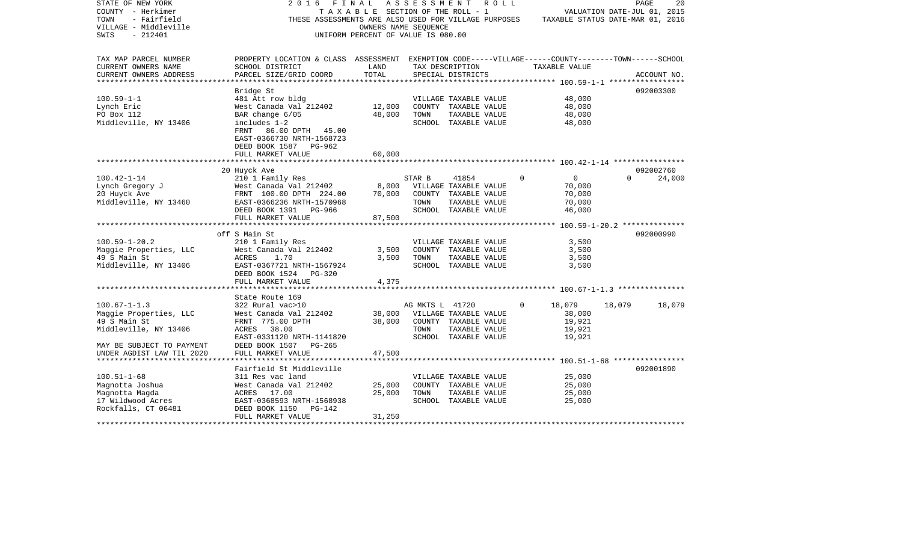STATE OF NEW YORK — 2016 FINAL ASSESSMENT ROLL
COUNTY - Herkimer — TAXABLE SECTION OF THE ROLL - 1 — VALUATION DATE-JUL 01, 2015
TOWN - Fairfield — THESE ASSESSMENTS ARE ALSO USED FOR VILLAGE PURPOSES — TAXABLE STATUS DATE-MAR 01, 2016
VILLAGE - Middleville — OWNERS NAME SEQUENCE
SWIS - 212401 — UNIFORM PERCENT OF VALUE IS 080.00

| TAX MAP PARCEL NUMBER / CURRENT OWNERS NAME / CURRENT OWNERS ADDRESS | PROPERTY LOCATION & CLASS / SCHOOL DISTRICT / PARCEL SIZE/GRID COORD | ASSESSMENT LAND | TOTAL | EXEMPTION CODE / TAX DESCRIPTION / SPECIAL DISTRICTS | VILLAGE | COUNTY | TOWN | SCHOOL | ACCOUNT NO. |
|---|---|---|---|---|---|---|---|---|---|
| **100.59-1-1** | Bridge St | | | | | | | | 092003300 |
| 100.59-1-1 | 481 Att row bldg | | | VILLAGE TAXABLE VALUE | 48,000 | | | | |
| Lynch Eric | West Canada Val 212402 | 12,000 | | COUNTY TAXABLE VALUE | | 48,000 | | | |
| PO Box 112 | BAR change 6/05 | | 48,000 | TOWN TAXABLE VALUE | | | 48,000 | | |
| Middleville, NY 13406 | includes 1-2 | | | SCHOOL TAXABLE VALUE | | | | 48,000 | |
| | FRNT 86.00 DPTH 45.00 | | | | | | | | |
| | EAST-0366730 NRTH-1568723 | | | | | | | | |
| | DEED BOOK 1587 PG-962 | | | | | | | | |
| | FULL MARKET VALUE | | 60,000 | | | | | | |
| **100.42-1-14** | 20 Huyck Ave | | | | | | | | 092002760 |
| 100.42-1-14 | 210 1 Family Res | | | STAR B 41854 | 0 | 0 | 0 | 24,000 | |
| Lynch Gregory J | West Canada Val 212402 | 8,000 | | VILLAGE TAXABLE VALUE | 70,000 | | | | |
| 20 Huyck Ave | FRNT 100.00 DPTH 224.00 | | 70,000 | COUNTY TAXABLE VALUE | | 70,000 | | | |
| Middleville, NY 13460 | EAST-0366236 NRTH-1570968 | | | TOWN TAXABLE VALUE | | | 70,000 | | |
| | DEED BOOK 1391 PG-966 | | | SCHOOL TAXABLE VALUE | | | | 46,000 | |
| | FULL MARKET VALUE | | 87,500 | | | | | | |
| **100.59-1-20.2** | off S Main St | | | | | | | | 092000990 |
| 100.59-1-20.2 | 210 1 Family Res | | | VILLAGE TAXABLE VALUE | 3,500 | | | | |
| Maggie Properties, LLC | West Canada Val 212402 | 3,500 | | COUNTY TAXABLE VALUE | | 3,500 | | | |
| 49 S Main St | ACRES 1.70 | | 3,500 | TOWN TAXABLE VALUE | | | 3,500 | | |
| Middleville, NY 13406 | EAST-0367721 NRTH-1567924 | | | SCHOOL TAXABLE VALUE | | | | 3,500 | |
| | DEED BOOK 1524 PG-320 | | | | | | | | |
| | FULL MARKET VALUE | | 4,375 | | | | | | |
| **100.67-1-1.3** | State Route 169 | | | | | | | | |
| 100.67-1-1.3 | 322 Rural vac>10 | | | AG MKTS L 41720 | 0 | 18,079 | 18,079 | 18,079 | |
| Maggie Properties, LLC | West Canada Val 212402 | 38,000 | | VILLAGE TAXABLE VALUE | 38,000 | | | | |
| 49 S Main St | FRNT 775.00 DPTH | | 38,000 | COUNTY TAXABLE VALUE | | 19,921 | | | |
| Middleville, NY 13406 | ACRES 38.00 | | | TOWN TAXABLE VALUE | | | 19,921 | | |
| | EAST-0331120 NRTH-1141820 | | | SCHOOL TAXABLE VALUE | | | | 19,921 | |
| MAY BE SUBJECT TO PAYMENT | DEED BOOK 1507 PG-265 | | | | | | | | |
| UNDER AGDIST LAW TIL 2020 | FULL MARKET VALUE | | 47,500 | | | | | | |
| **100.51-1-68** | Fairfield St Middleville | | | | | | | | 092001890 |
| 100.51-1-68 | 311 Res vac land | | | VILLAGE TAXABLE VALUE | 25,000 | | | | |
| Magnotta Joshua | West Canada Val 212402 | 25,000 | | COUNTY TAXABLE VALUE | | 25,000 | | | |
| Magnotta Magda | ACRES 17.00 | | 25,000 | TOWN TAXABLE VALUE | | | 25,000 | | |
| 17 Wildwood Acres | EAST-0368593 NRTH-1568938 | | | SCHOOL TAXABLE VALUE | | | | 25,000 | |
| Rockfalls, CT 06481 | DEED BOOK 1150 PG-142 | | | | | | | | |
| | FULL MARKET VALUE | | 31,250 | | | | | | |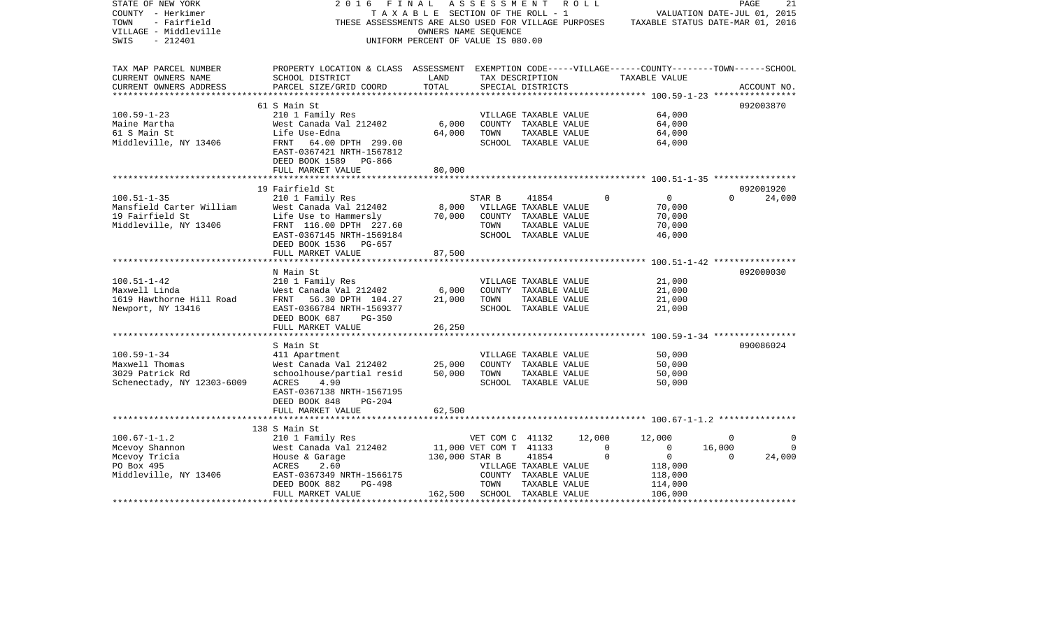STATE OF NEW YORK
COUNTY - Herkimer
TOWN - Fairfield
VILLAGE - Middleville
SWIS - 212401

2016 FINAL ASSESSMENT ROLL
TAXABLE SECTION OF THE ROLL - 1
THESE ASSESSMENTS ARE ALSO USED FOR VILLAGE PURPOSES
OWNERS NAME SEQUENCE
UNIFORM PERCENT OF VALUE IS 080.00

VALUATION DATE-JUL 01, 2015
TAXABLE STATUS DATE-MAR 01, 2016

| TAX MAP PARCEL NUMBER / CURRENT OWNERS NAME / CURRENT OWNERS ADDRESS | PROPERTY LOCATION & CLASS / SCHOOL DISTRICT / PARCEL SIZE/GRID COORD | ASSESSMENT LAND | ASSESSMENT TOTAL | EXEMPTION CODE / TAX DESCRIPTION / SPECIAL DISTRICTS | VILLAGE | COUNTY | TOWN | SCHOOL | ACCOUNT NO. |
|---|---|---|---|---|---|---|---|---|---|
| **100.59-1-23** | 61 S Main St | | | | | | | | 092003870 |
| 100.59-1-23 | 210 1 Family Res | | | VILLAGE TAXABLE VALUE | | 64,000 | | | |
| Maine Martha | West Canada Val 212402 | 6,000 | | COUNTY TAXABLE VALUE | | 64,000 | | | |
| 61 S Main St | Life Use-Edna | | 64,000 | TOWN TAXABLE VALUE | | 64,000 | | | |
| Middleville, NY 13406 | FRNT 64.00 DPTH 299.00 | | | SCHOOL TAXABLE VALUE | | 64,000 | | | |
| | EAST-0367421 NRTH-1567812 | | | | | | | | |
| | DEED BOOK 1589 PG-866 | | | | | | | | |
| | FULL MARKET VALUE | | 80,000 | | | | | | |
| **100.51-1-35** | 19 Fairfield St | | | | | | | | 092001920 |
| 100.51-1-35 | 210 1 Family Res | | | STAR B 41854 | 0 | 0 | 0 | 24,000 | |
| Mansfield Carter William | West Canada Val 212402 | 8,000 | | VILLAGE TAXABLE VALUE | | 70,000 | | | |
| 19 Fairfield St | Life Use to Hammersly | | 70,000 | COUNTY TAXABLE VALUE | | 70,000 | | | |
| Middleville, NY 13406 | FRNT 116.00 DPTH 227.60 | | | TOWN TAXABLE VALUE | | 70,000 | | | |
| | EAST-0367145 NRTH-1569184 | | | SCHOOL TAXABLE VALUE | | 46,000 | | | |
| | DEED BOOK 1536 PG-657 | | | | | | | | |
| | FULL MARKET VALUE | | 87,500 | | | | | | |
| **100.51-1-42** | N Main St | | | | | | | | 092000030 |
| 100.51-1-42 | 210 1 Family Res | | | VILLAGE TAXABLE VALUE | | 21,000 | | | |
| Maxwell Linda | West Canada Val 212402 | 6,000 | | COUNTY TAXABLE VALUE | | 21,000 | | | |
| 1619 Hawthorne Hill Road | FRNT 56.30 DPTH 104.27 | | 21,000 | TOWN TAXABLE VALUE | | 21,000 | | | |
| Newport, NY 13416 | EAST-0366784 NRTH-1569377 | | | SCHOOL TAXABLE VALUE | | 21,000 | | | |
| | DEED BOOK 687 PG-350 | | | | | | | | |
| | FULL MARKET VALUE | | 26,250 | | | | | | |
| **100.59-1-34** | S Main St | | | | | | | | 090086024 |
| 100.59-1-34 | 411 Apartment | | | VILLAGE TAXABLE VALUE | | 50,000 | | | |
| Maxwell Thomas | West Canada Val 212402 | 25,000 | | COUNTY TAXABLE VALUE | | 50,000 | | | |
| 3029 Patrick Rd | schoolhouse/partial resid | | 50,000 | TOWN TAXABLE VALUE | | 50,000 | | | |
| Schenectady, NY 12303-6009 | ACRES 4.90 | | | SCHOOL TAXABLE VALUE | | 50,000 | | | |
| | EAST-0367138 NRTH-1567195 | | | | | | | | |
| | DEED BOOK 848 PG-204 | | | | | | | | |
| | FULL MARKET VALUE | | 62,500 | | | | | | |
| **100.67-1-1.2** | 138 S Main St | | | | | | | | |
| 100.67-1-1.2 | 210 1 Family Res | | | VET COM C 41132 | 12,000 | 12,000 | 0 | 0 | |
| Mcevoy Shannon | West Canada Val 212402 | 11,000 | | VET COM T 41133 | 0 | 0 | 16,000 | 0 | |
| Mcevoy Tricia | House & Garage | | 130,000 | STAR B 41854 | 0 | 0 | 0 | 24,000 | |
| PO Box 495 | ACRES 2.60 | | | VILLAGE TAXABLE VALUE | | 118,000 | | | |
| Middleville, NY 13406 | EAST-0367349 NRTH-1566175 | | | COUNTY TAXABLE VALUE | | 118,000 | | | |
| | DEED BOOK 882 PG-498 | | | TOWN TAXABLE VALUE | | 114,000 | | | |
| | FULL MARKET VALUE | | 162,500 | SCHOOL TAXABLE VALUE | | 106,000 | | | |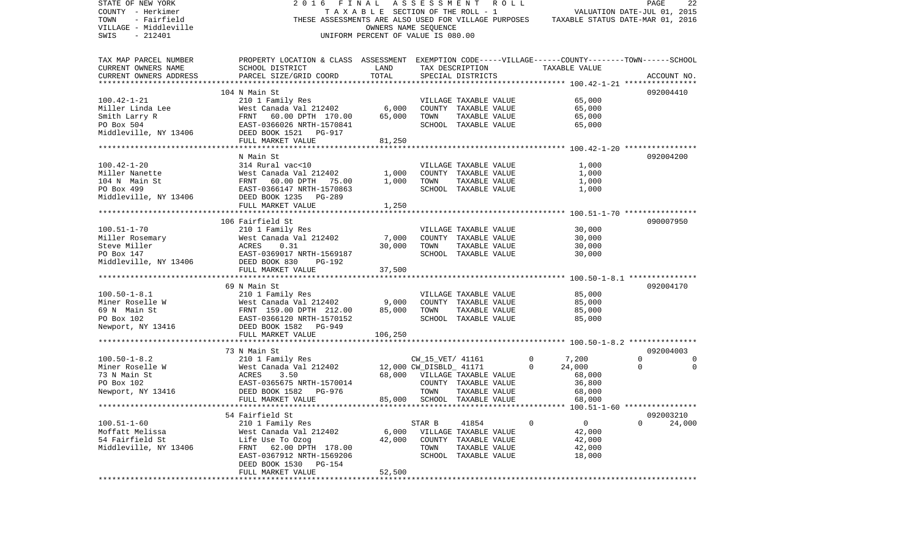STATE OF NEW YORK | 2016 FINAL ASSESSMENT ROLL
COUNTY - Herkimer | TAXABLE SECTION OF THE ROLL - 1 | VALUATION DATE-JUL 01, 2015
TOWN - Fairfield | THESE ASSESSMENTS ARE ALSO USED FOR VILLAGE PURPOSES | TAXABLE STATUS DATE-MAR 01, 2016
VILLAGE - Middleville | OWNERS NAME SEQUENCE
SWIS - 212401 | UNIFORM PERCENT OF VALUE IS 080.00

| TAX MAP PARCEL NUMBER / CURRENT OWNERS NAME / CURRENT OWNERS ADDRESS | PROPERTY LOCATION & CLASS / SCHOOL DISTRICT / PARCEL SIZE/GRID COORD | ASSESSMENT LAND | TOTAL | EXEMPTION CODE / TAX DESCRIPTION / SPECIAL DISTRICTS | VILLAGE | COUNTY | TOWN | SCHOOL / TAXABLE VALUE | ACCOUNT NO. |
|---|---|---|---|---|---|---|---|---|---|
| **100.42-1-21** | 104 N Main St | | | | | | | | 092004410 |
| Miller Linda Lee | 210 1 Family Res | | | VILLAGE TAXABLE VALUE | | | | 65,000 | |
| Smith Larry R | West Canada Val 212402 | 6,000 | | COUNTY TAXABLE VALUE | | | | 65,000 | |
| PO Box 504 | FRNT 60.00 DPTH 170.00 | | 65,000 | TOWN TAXABLE VALUE | | | | 65,000 | |
| Middleville, NY 13406 | EAST-0366026 NRTH-1570841 | | | SCHOOL TAXABLE VALUE | | | | 65,000 | |
| | DEED BOOK 1521 PG-917 | | | | | | | | |
| | FULL MARKET VALUE | | 81,250 | | | | | | |
| **100.42-1-20** | N Main St | | | | | | | | 092004200 |
| Miller Nanette | 314 Rural vac<10 | | | VILLAGE TAXABLE VALUE | | | | 1,000 | |
| 104 N Main St | West Canada Val 212402 | 1,000 | | COUNTY TAXABLE VALUE | | | | 1,000 | |
| PO Box 499 | FRNT 60.00 DPTH 75.00 | | 1,000 | TOWN TAXABLE VALUE | | | | 1,000 | |
| Middleville, NY 13406 | EAST-0366147 NRTH-1570863 | | | SCHOOL TAXABLE VALUE | | | | 1,000 | |
| | DEED BOOK 1235 PG-289 | | | | | | | | |
| | FULL MARKET VALUE | | 1,250 | | | | | | |
| **100.51-1-70** | 106 Fairfield St | | | | | | | | 090007950 |
| Miller Rosemary | 210 1 Family Res | | | VILLAGE TAXABLE VALUE | | | | 30,000 | |
| Steve Miller | West Canada Val 212402 | 7,000 | | COUNTY TAXABLE VALUE | | | | 30,000 | |
| PO Box 147 | ACRES 0.31 | | 30,000 | TOWN TAXABLE VALUE | | | | 30,000 | |
| Middleville, NY 13406 | EAST-0369017 NRTH-1569187 | | | SCHOOL TAXABLE VALUE | | | | 30,000 | |
| | DEED BOOK 830 PG-192 | | | | | | | | |
| | FULL MARKET VALUE | | 37,500 | | | | | | |
| **100.50-1-8.1** | 69 N Main St | | | | | | | | 092004170 |
| Miner Roselle W | 210 1 Family Res | | | VILLAGE TAXABLE VALUE | | | | 85,000 | |
| 69 N Main St | West Canada Val 212402 | 9,000 | | COUNTY TAXABLE VALUE | | | | 85,000 | |
| PO Box 102 | FRNT 159.00 DPTH 212.00 | | 85,000 | TOWN TAXABLE VALUE | | | | 85,000 | |
| Newport, NY 13416 | EAST-0366120 NRTH-1570152 | | | SCHOOL TAXABLE VALUE | | | | 85,000 | |
| | DEED BOOK 1582 PG-949 | | | | | | | | |
| | FULL MARKET VALUE | | 106,250 | | | | | | |
| **100.50-1-8.2** | 73 N Main St | | | | | | | | 092004003 |
| Miner Roselle W | 210 1 Family Res | | | CW_15_VET/ 41161 | 0 | 7,200 | 0 | 0 | |
| 73 N Main St | West Canada Val 212402 | 12,000 | | CW_DISBLD_ 41171 | 0 | 24,000 | 0 | 0 | |
| PO Box 102 | ACRES 3.50 | | 68,000 | VILLAGE TAXABLE VALUE | | | | 68,000 | |
| Newport, NY 13416 | EAST-0365675 NRTH-1570014 | | | COUNTY TAXABLE VALUE | | | | 36,800 | |
| | DEED BOOK 1582 PG-976 | | | TOWN TAXABLE VALUE | | | | 68,000 | |
| | FULL MARKET VALUE | | 85,000 | SCHOOL TAXABLE VALUE | | | | 68,000 | |
| **100.51-1-60** | 54 Fairfield St | | | | | | | | 092003210 |
| Moffatt Melissa | 210 1 Family Res | | | STAR B 41854 | 0 | 0 | 0 | 24,000 | |
| 54 Fairfield St | West Canada Val 212402 | 6,000 | | VILLAGE TAXABLE VALUE | | | | 42,000 | |
| Middleville, NY 13406 | Life Use To Ozog | | 42,000 | COUNTY TAXABLE VALUE | | | | 42,000 | |
| | FRNT 62.00 DPTH 178.00 | | | TOWN TAXABLE VALUE | | | | 42,000 | |
| | EAST-0367912 NRTH-1569206 | | | SCHOOL TAXABLE VALUE | | | | 18,000 | |
| | DEED BOOK 1530 PG-154 | | | | | | | | |
| | FULL MARKET VALUE | | 52,500 | | | | | | |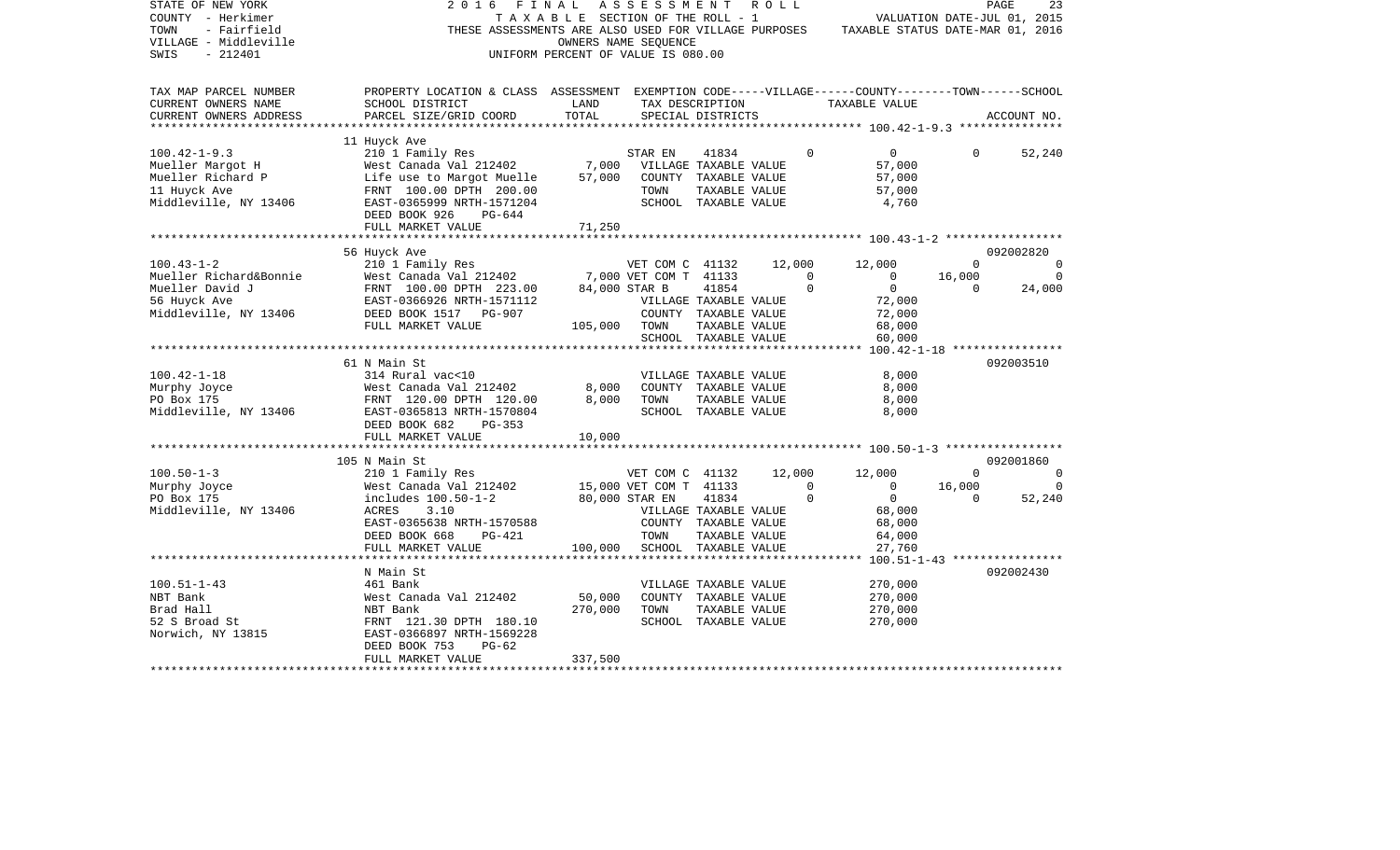STATE OF NEW YORK
COUNTY - Herkimer
TOWN - Fairfield
VILLAGE - Middleville
SWIS - 212401

2016 FINAL ASSESSMENT ROLL
TAXABLE SECTION OF THE ROLL - 1
THESE ASSESSMENTS ARE ALSO USED FOR VILLAGE PURPOSES
OWNERS NAME SEQUENCE
UNIFORM PERCENT OF VALUE IS 080.00

VALUATION DATE-JUL 01, 2015
TAXABLE STATUS DATE-MAR 01, 2016

| TAX MAP PARCEL NUMBER / CURRENT OWNERS NAME / CURRENT OWNERS ADDRESS | PROPERTY LOCATION & CLASS / SCHOOL DISTRICT / PARCEL SIZE/GRID COORD | ASSESSMENT LAND / TOTAL | EXEMPTION CODE / TAX DESCRIPTION / SPECIAL DISTRICTS | VILLAGE | COUNTY | TOWN | SCHOOL | ACCOUNT NO. |
|---|---|---|---|---|---|---|---|---|
| **100.42-1-9.3** | 11 Huyck Ave | | | | | | | |
| 100.42-1-9.3 | 210 1 Family Res | | STAR EN 41834 | 0 | 0 | 0 | 52,240 | |
| Mueller Margot H | West Canada Val 212402 | 7,000 | VILLAGE TAXABLE VALUE | 57,000 | | | | |
| Mueller Richard P | Life use to Margot Muelle | 57,000 | COUNTY TAXABLE VALUE | | 57,000 | | | |
| 11 Huyck Ave | FRNT 100.00 DPTH 200.00 | | TOWN TAXABLE VALUE | | | 57,000 | | |
| Middleville, NY 13406 | EAST-0365999 NRTH-1571204 | | SCHOOL TAXABLE VALUE | | | | 4,760 | |
| | DEED BOOK 926 PG-644 | | | | | | | |
| | FULL MARKET VALUE | 71,250 | | | | | | |
| **100.43-1-2** | 56 Huyck Ave | | | | | | | 092002820 |
| 100.43-1-2 | 210 1 Family Res | | VET COM C 41132 | 12,000 | 12,000 | 0 | 0 | |
| Mueller Richard&Bonnie | West Canada Val 212402 | 7,000 | VET COM T 41133 | 0 | 0 | 16,000 | 0 | |
| Mueller David J | FRNT 100.00 DPTH 223.00 | 84,000 | STAR B 41854 | 0 | 0 | 0 | 24,000 | |
| 56 Huyck Ave | EAST-0366926 NRTH-1571112 | | VILLAGE TAXABLE VALUE | 72,000 | | | | |
| Middleville, NY 13406 | DEED BOOK 1517 PG-907 | | COUNTY TAXABLE VALUE | | 72,000 | | | |
| | FULL MARKET VALUE | 105,000 | TOWN TAXABLE VALUE | | | 68,000 | | |
| | | | SCHOOL TAXABLE VALUE | | | | 60,000 | |
| **100.42-1-18** | 61 N Main St | | | | | | | 092003510 |
| 100.42-1-18 | 314 Rural vac<10 | | VILLAGE TAXABLE VALUE | 8,000 | | | | |
| Murphy Joyce | West Canada Val 212402 | 8,000 | COUNTY TAXABLE VALUE | | 8,000 | | | |
| PO Box 175 | FRNT 120.00 DPTH 120.00 | 8,000 | TOWN TAXABLE VALUE | | | 8,000 | | |
| Middleville, NY 13406 | EAST-0365813 NRTH-1570804 | | SCHOOL TAXABLE VALUE | | | | 8,000 | |
| | DEED BOOK 682 PG-353 | | | | | | | |
| | FULL MARKET VALUE | 10,000 | | | | | | |
| **100.50-1-3** | 105 N Main St | | | | | | | 092001860 |
| 100.50-1-3 | 210 1 Family Res | | VET COM C 41132 | 12,000 | 12,000 | 0 | 0 | |
| Murphy Joyce | West Canada Val 212402 | 15,000 | VET COM T 41133 | 0 | 0 | 16,000 | 0 | |
| PO Box 175 | includes 100.50-1-2 | 80,000 | STAR EN 41834 | 0 | 0 | 0 | 52,240 | |
| Middleville, NY 13406 | ACRES 3.10 | | VILLAGE TAXABLE VALUE | 68,000 | | | | |
| | EAST-0365638 NRTH-1570588 | | COUNTY TAXABLE VALUE | | 68,000 | | | |
| | DEED BOOK 668 PG-421 | | TOWN TAXABLE VALUE | | | 64,000 | | |
| | FULL MARKET VALUE | 100,000 | SCHOOL TAXABLE VALUE | | | | 27,760 | |
| **100.51-1-43** | N Main St | | | | | | | 092002430 |
| 100.51-1-43 | 461 Bank | | VILLAGE TAXABLE VALUE | 270,000 | | | | |
| NBT Bank | West Canada Val 212402 | 50,000 | COUNTY TAXABLE VALUE | | 270,000 | | | |
| Brad Hall | NBT Bank | 270,000 | TOWN TAXABLE VALUE | | | 270,000 | | |
| 52 S Broad St | FRNT 121.30 DPTH 180.10 | | SCHOOL TAXABLE VALUE | | | | 270,000 | |
| Norwich, NY 13815 | EAST-0366897 NRTH-1569228 | | | | | | | |
| | DEED BOOK 753 PG-62 | | | | | | | |
| | FULL MARKET VALUE | 337,500 | | | | | | |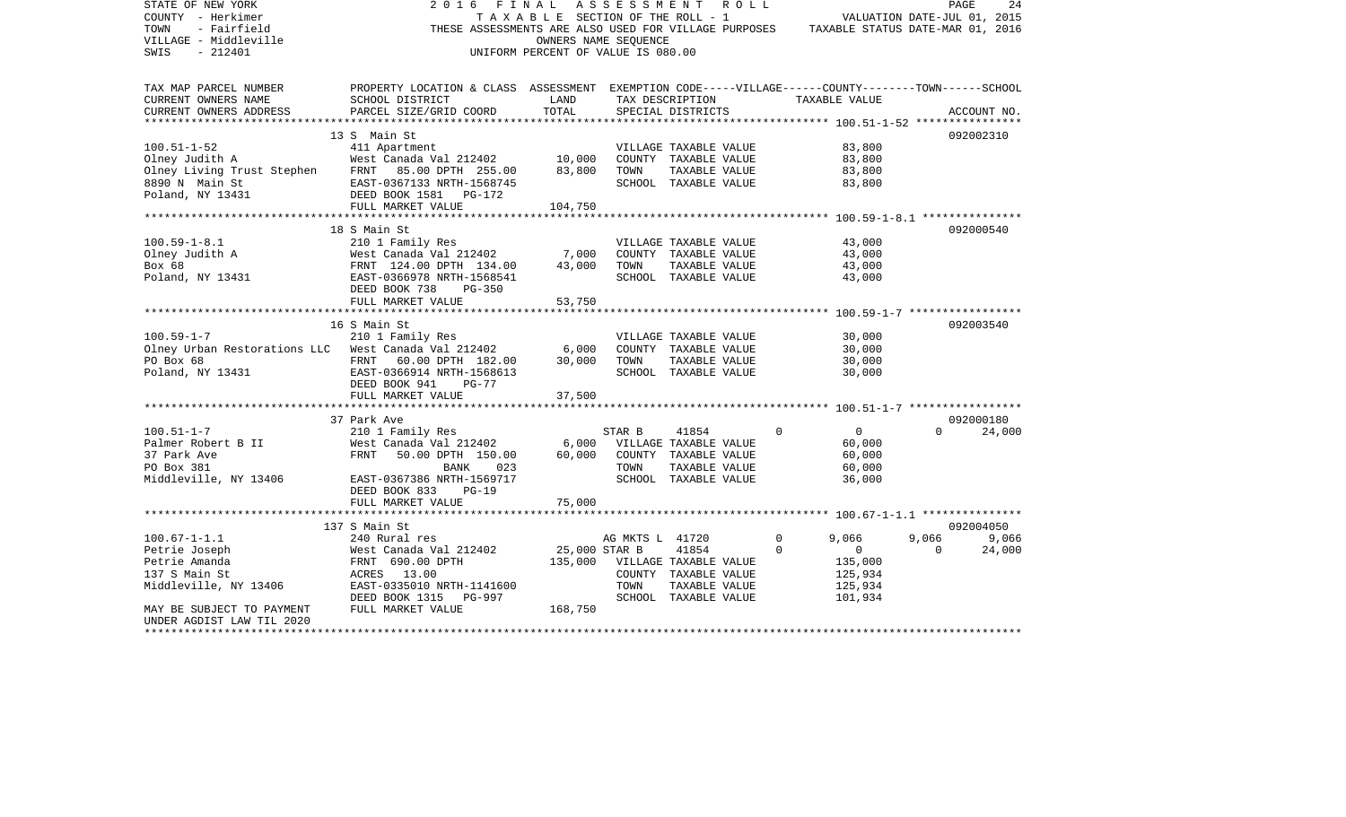STATE OF NEW YORK
COUNTY - Herkimer
TOWN - Fairfield
VILLAGE - Middleville
SWIS - 212401

2016 FINAL ASSESSMENT ROLL
TAXABLE SECTION OF THE ROLL - 1
THESE ASSESSMENTS ARE ALSO USED FOR VILLAGE PURPOSES
OWNERS NAME SEQUENCE
UNIFORM PERCENT OF VALUE IS 080.00

VALUATION DATE-JUL 01, 2015
TAXABLE STATUS DATE-MAR 01, 2016

| TAX MAP PARCEL NUMBER<br>CURRENT OWNERS NAME<br>CURRENT OWNERS ADDRESS | PROPERTY LOCATION & CLASS<br>SCHOOL DISTRICT<br>PARCEL SIZE/GRID COORD | ASSESSMENT<br>LAND<br>TOTAL | EXEMPTION CODE-----VILLAGE------COUNTY--------TOWN------SCHOOL<br>TAX DESCRIPTION<br>SPECIAL DISTRICTS | TAXABLE VALUE | ACCOUNT NO. |
|---|---|---|---|---|---|
| **100.51-1-52** | 13 S Main St | | | | 092002310 |
| 100.51-1-52 | 411 Apartment | | VILLAGE TAXABLE VALUE | 83,800 | |
| Olney Judith A | West Canada Val 212402 | 10,000 | COUNTY TAXABLE VALUE | 83,800 | |
| Olney Living Trust Stephen | FRNT 85.00 DPTH 255.00 | 83,800 | TOWN TAXABLE VALUE | 83,800 | |
| 8890 N Main St | EAST-0367133 NRTH-1568745 | | SCHOOL TAXABLE VALUE | 83,800 | |
| Poland, NY 13431 | DEED BOOK 1581 PG-172 | | | | |
| | FULL MARKET VALUE | 104,750 | | | |
| **100.59-1-8.1** | 18 S Main St | | | | 092000540 |
| 100.59-1-8.1 | 210 1 Family Res | | VILLAGE TAXABLE VALUE | 43,000 | |
| Olney Judith A | West Canada Val 212402 | 7,000 | COUNTY TAXABLE VALUE | 43,000 | |
| Box 68 | FRNT 124.00 DPTH 134.00 | 43,000 | TOWN TAXABLE VALUE | 43,000 | |
| Poland, NY 13431 | EAST-0366978 NRTH-1568541 | | SCHOOL TAXABLE VALUE | 43,000 | |
| | DEED BOOK 738 PG-350 | | | | |
| | FULL MARKET VALUE | 53,750 | | | |
| **100.59-1-7** | 16 S Main St | | | | 092003540 |
| 100.59-1-7 | 210 1 Family Res | | VILLAGE TAXABLE VALUE | 30,000 | |
| Olney Urban Restorations LLC | West Canada Val 212402 | 6,000 | COUNTY TAXABLE VALUE | 30,000 | |
| PO Box 68 | FRNT 60.00 DPTH 182.00 | 30,000 | TOWN TAXABLE VALUE | 30,000 | |
| Poland, NY 13431 | EAST-0366914 NRTH-1568613 | | SCHOOL TAXABLE VALUE | 30,000 | |
| | DEED BOOK 941 PG-77 | | | | |
| | FULL MARKET VALUE | 37,500 | | | |
| **100.51-1-7** | 37 Park Ave | | | | 092000180 |
| 100.51-1-7 | 210 1 Family Res | | STAR B 41854 | 0 0 0 24,000 | |
| Palmer Robert B II | West Canada Val 212402 | 6,000 | VILLAGE TAXABLE VALUE | 60,000 | |
| 37 Park Ave | FRNT 50.00 DPTH 150.00 | 60,000 | COUNTY TAXABLE VALUE | 60,000 | |
| PO Box 381 | BANK 023 | | TOWN TAXABLE VALUE | 60,000 | |
| Middleville, NY 13406 | EAST-0367386 NRTH-1569717 | | SCHOOL TAXABLE VALUE | 36,000 | |
| | DEED BOOK 833 PG-19 | | | | |
| | FULL MARKET VALUE | 75,000 | | | |
| **100.67-1-1.1** | 137 S Main St | | | | 092004050 |
| 100.67-1-1.1 | 240 Rural res | | AG MKTS L 41720 | 0 9,066 9,066 9,066 | |
| Petrie Joseph | West Canada Val 212402 | 25,000 | STAR B 41854 | 0 0 0 24,000 | |
| Petrie Amanda | FRNT 690.00 DPTH | 135,000 | VILLAGE TAXABLE VALUE | 135,000 | |
| 137 S Main St | ACRES 13.00 | | COUNTY TAXABLE VALUE | 125,934 | |
| Middleville, NY 13406 | EAST-0335010 NRTH-1141600 | | TOWN TAXABLE VALUE | 125,934 | |
| | DEED BOOK 1315 PG-997 | | SCHOOL TAXABLE VALUE | 101,934 | |
| MAY BE SUBJECT TO PAYMENT | FULL MARKET VALUE | 168,750 | | | |
| UNDER AGDIST LAW TIL 2020 | | | | | |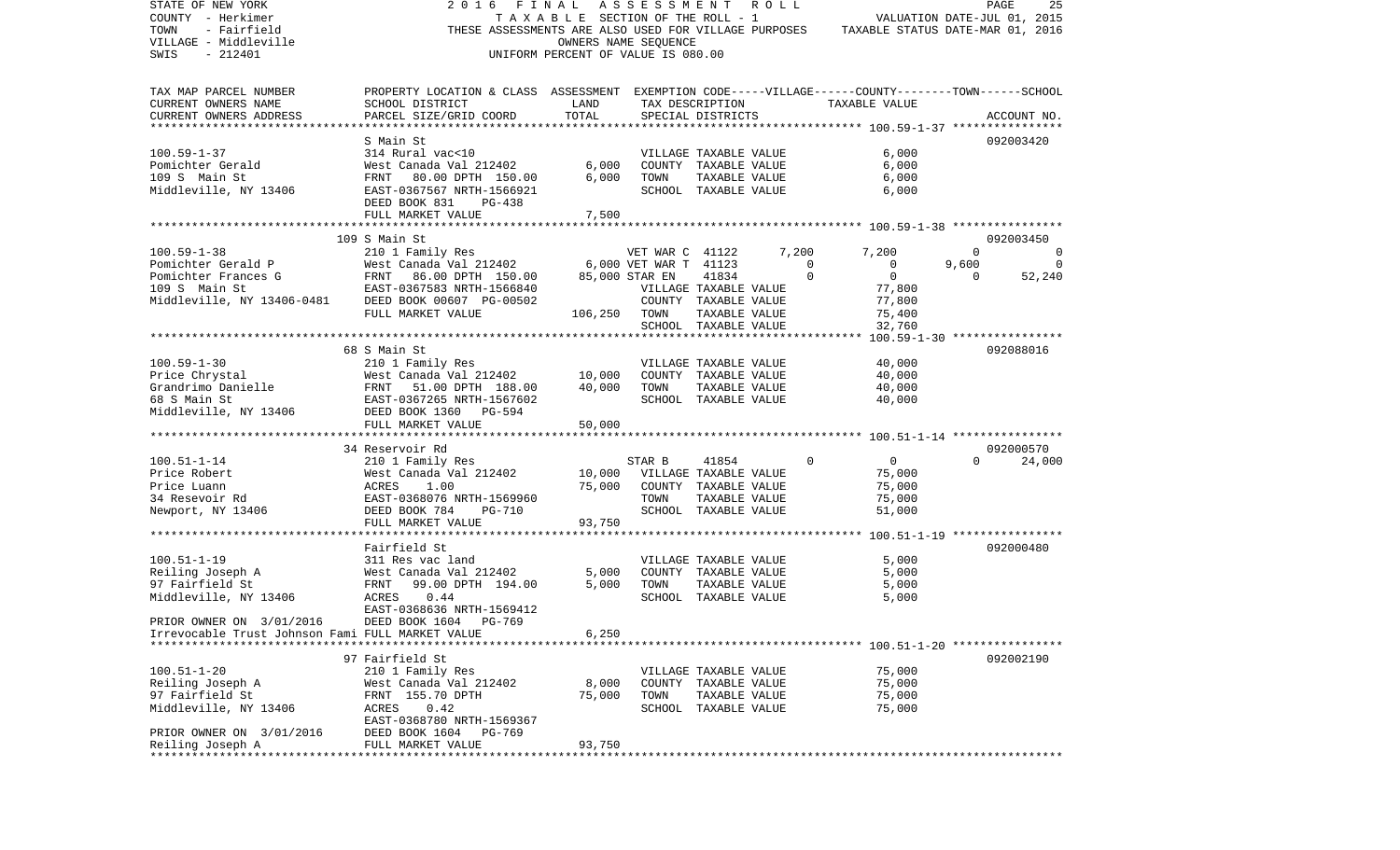STATE OF NEW YORK 2 0 1 6 F I N A L A S S E S S M E N T R O L L
COUNTY - Herkimer T A X A B L E SECTION OF THE ROLL - 1 VALUATION DATE-JUL 01, 2015
TOWN - Fairfield THESE ASSESSMENTS ARE ALSO USED FOR VILLAGE PURPOSES TAXABLE STATUS DATE-MAR 01, 2016
VILLAGE - Middleville OWNERS NAME SEQUENCE
SWIS - 212401 UNIFORM PERCENT OF VALUE IS 080.00

```
TAX MAP PARCEL NUMBER          PROPERTY LOCATION & CLASS  ASSESSMENT  EXEMPTION CODE-----VILLAGE------COUNTY--------TOWN------SCHOOL
CURRENT OWNERS NAME            SCHOOL DISTRICT               LAND      TAX DESCRIPTION            TAXABLE VALUE
CURRENT OWNERS ADDRESS         PARCEL SIZE/GRID COORD        TOTAL     SPECIAL DISTRICTS                                    ACCOUNT NO.
*********************************************************************************************** 100.59-1-37 ****************
                               S Main St                                                                                    092003420
100.59-1-37                    314 Rural vac<10                        VILLAGE TAXABLE VALUE            6,000
Pomichter Gerald               West Canada Val 212402         6,000    COUNTY  TAXABLE VALUE            6,000
109 S  Main St                 FRNT    80.00 DPTH  150.00     6,000    TOWN    TAXABLE VALUE            6,000
Middleville, NY 13406          EAST-0367567 NRTH-1566921               SCHOOL  TAXABLE VALUE            6,000
                               DEED BOOK 831     PG-438
                               FULL MARKET VALUE              7,500
*********************************************************************************************** 100.59-1-38 ****************
                               109 S Main St                                                                                092003450
100.59-1-38                    210 1 Family Res                   VET WAR C  41122        7,200       7,200           0            0
Pomichter Gerald P             West Canada Val 212402     6,000 VET WAR T  41123            0           0       9,600            0
Pomichter Frances G            FRNT    86.00 DPTH  150.00    85,000 STAR EN    41834            0           0           0       52,240
109 S  Main St                 EAST-0367583 NRTH-1566840               VILLAGE TAXABLE VALUE           77,800
Middleville, NY 13406-0481     DEED BOOK 00607 PG-00502                COUNTY  TAXABLE VALUE           77,800
                               FULL MARKET VALUE            106,250    TOWN    TAXABLE VALUE           75,400
                                                                       SCHOOL  TAXABLE VALUE           32,760
*********************************************************************************************** 100.59-1-30 ****************
                               68 S Main St                                                                                 092088016
100.59-1-30                    210 1 Family Res                        VILLAGE TAXABLE VALUE           40,000
Price Chrystal                 West Canada Val 212402        10,000    COUNTY  TAXABLE VALUE           40,000
Grandrimo Danielle             FRNT    51.00 DPTH  188.00    40,000    TOWN    TAXABLE VALUE           40,000
68 S Main St                   EAST-0367265 NRTH-1567602               SCHOOL  TAXABLE VALUE           40,000
Middleville, NY 13406          DEED BOOK 1360    PG-594
                               FULL MARKET VALUE             50,000
*********************************************************************************************** 100.51-1-14 ****************
                               34 Reservoir Rd                                                                              092000570
100.51-1-14                    210 1 Family Res                   STAR B     41854            0           0           0       24,000
Price Robert                   West Canada Val 212402        10,000    VILLAGE TAXABLE VALUE           75,000
Price Luann                    ACRES     1.00                75,000    COUNTY  TAXABLE VALUE           75,000
34 Resevoir Rd                 EAST-0368076 NRTH-1569960               TOWN    TAXABLE VALUE           75,000
Newport, NY 13406              DEED BOOK 784     PG-710                SCHOOL  TAXABLE VALUE           51,000
                               FULL MARKET VALUE             93,750
*********************************************************************************************** 100.51-1-19 ****************
                               Fairfield St                                                                                 092000480
100.51-1-19                    311 Res vac land                        VILLAGE TAXABLE VALUE            5,000
Reiling Joseph A               West Canada Val 212402         5,000    COUNTY  TAXABLE VALUE            5,000
97 Fairfield St                FRNT    99.00 DPTH  194.00     5,000    TOWN    TAXABLE VALUE            5,000
Middleville, NY 13406          ACRES     0.44                          SCHOOL  TAXABLE VALUE            5,000
                               EAST-0368636 NRTH-1569412
PRIOR OWNER ON  3/01/2016      DEED BOOK 1604    PG-769
Irrevocable Trust Johnson Fami FULL MARKET VALUE              6,250
*********************************************************************************************** 100.51-1-20 ****************
                               97 Fairfield St                                                                              092002190
100.51-1-20                    210 1 Family Res                        VILLAGE TAXABLE VALUE           75,000
Reiling Joseph A               West Canada Val 212402         8,000    COUNTY  TAXABLE VALUE           75,000
97 Fairfield St                FRNT  155.70 DPTH             75,000    TOWN    TAXABLE VALUE           75,000
Middleville, NY 13406          ACRES     0.42                          SCHOOL  TAXABLE VALUE           75,000
                               EAST-0368780 NRTH-1569367
PRIOR OWNER ON  3/01/2016      DEED BOOK 1604    PG-769
Reiling Joseph A               FULL MARKET VALUE             93,750
*****************************************************************************************************************************
```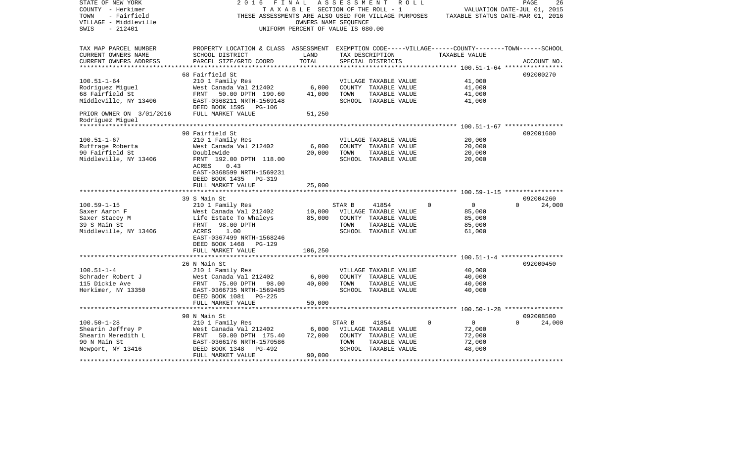STATE OF NEW YORK  
COUNTY - Herkimer  
TOWN - Fairfield  
VILLAGE - Middleville  
SWIS - 212401

2016 FINAL ASSESSMENT ROLL  
TAXABLE SECTION OF THE ROLL - 1  
THESE ASSESSMENTS ARE ALSO USED FOR VILLAGE PURPOSES  
OWNERS NAME SEQUENCE  
UNIFORM PERCENT OF VALUE IS 080.00

VALUATION DATE-JUL 01, 2015  
TAXABLE STATUS DATE-MAR 01, 2016

| TAX MAP PARCEL NUMBER<br>CURRENT OWNERS NAME<br>CURRENT OWNERS ADDRESS | PROPERTY LOCATION & CLASS<br>SCHOOL DISTRICT<br>PARCEL SIZE/GRID COORD | ASSESSMENT<br>LAND<br>TOTAL | EXEMPTION CODE-----VILLAGE------COUNTY--------TOWN------SCHOOL<br>TAX DESCRIPTION<br>SPECIAL DISTRICTS | TAXABLE VALUE | ACCOUNT NO. |
|---|---|---|---|---|---|
| **100.51-1-64** | 68 Fairfield St | | | | 092000270 |
| 100.51-1-64 | 210 1 Family Res | | VILLAGE TAXABLE VALUE | 41,000 | |
| Rodriguez Miguel | West Canada Val 212402 | 6,000 | COUNTY TAXABLE VALUE | 41,000 | |
| 68 Fairfield St | FRNT 50.00 DPTH 190.60 | 41,000 | TOWN TAXABLE VALUE | 41,000 | |
| Middleville, NY 13406 | EAST-0368211 NRTH-1569148 | | SCHOOL TAXABLE VALUE | 41,000 | |
| | DEED BOOK 1595 PG-106 | | | | |
| PRIOR OWNER ON 3/01/2016 | FULL MARKET VALUE | 51,250 | | | |
| Rodriguez Miguel | | | | | |
| **100.51-1-67** | 90 Fairfield St | | | | 092001680 |
| 100.51-1-67 | 210 1 Family Res | | VILLAGE TAXABLE VALUE | 20,000 | |
| Ruffrage Roberta | West Canada Val 212402 | 6,000 | COUNTY TAXABLE VALUE | 20,000 | |
| 90 Fairfield St | Doublewide | 20,000 | TOWN TAXABLE VALUE | 20,000 | |
| Middleville, NY 13406 | FRNT 192.00 DPTH 118.00 | | SCHOOL TAXABLE VALUE | 20,000 | |
| | ACRES 0.43 | | | | |
| | EAST-0368599 NRTH-1569231 | | | | |
| | DEED BOOK 1435 PG-319 | | | | |
| | FULL MARKET VALUE | 25,000 | | | |
| **100.59-1-15** | 39 S Main St | | | | 092004260 |
| 100.59-1-15 | 210 1 Family Res | | STAR B 41854 0 | 0 | 0 24,000 |
| Saxer Aaron F | West Canada Val 212402 | 10,000 | VILLAGE TAXABLE VALUE | 85,000 | |
| Saxer Stacey M | Life Estate To Whaleys | 85,000 | COUNTY TAXABLE VALUE | 85,000 | |
| 39 S Main St | FRNT 98.00 DPTH | | TOWN TAXABLE VALUE | 85,000 | |
| Middleville, NY 13406 | ACRES 1.00 | | SCHOOL TAXABLE VALUE | 61,000 | |
| | EAST-0367499 NRTH-1568246 | | | | |
| | DEED BOOK 1468 PG-129 | | | | |
| | FULL MARKET VALUE | 106,250 | | | |
| **100.51-1-4** | 26 N Main St | | | | 092000450 |
| 100.51-1-4 | 210 1 Family Res | | VILLAGE TAXABLE VALUE | 40,000 | |
| Schrader Robert J | West Canada Val 212402 | 6,000 | COUNTY TAXABLE VALUE | 40,000 | |
| 115 Dickie Ave | FRNT 75.00 DPTH 98.00 | 40,000 | TOWN TAXABLE VALUE | 40,000 | |
| Herkimer, NY 13350 | EAST-0366735 NRTH-1569485 | | SCHOOL TAXABLE VALUE | 40,000 | |
| | DEED BOOK 1081 PG-225 | | | | |
| | FULL MARKET VALUE | 50,000 | | | |
| **100.50-1-28** | 90 N Main St | | | | 092008500 |
| 100.50-1-28 | 210 1 Family Res | | STAR B 41854 0 | 0 | 0 24,000 |
| Shearin Jeffrey P | West Canada Val 212402 | 6,000 | VILLAGE TAXABLE VALUE | 72,000 | |
| Shearin Meredith L | FRNT 50.00 DPTH 175.40 | 72,000 | COUNTY TAXABLE VALUE | 72,000 | |
| 90 N Main St | EAST-0366176 NRTH-1570586 | | TOWN TAXABLE VALUE | 72,000 | |
| Newport, NY 13416 | DEED BOOK 1348 PG-492 | | SCHOOL TAXABLE VALUE | 48,000 | |
| | FULL MARKET VALUE | 90,000 | | | |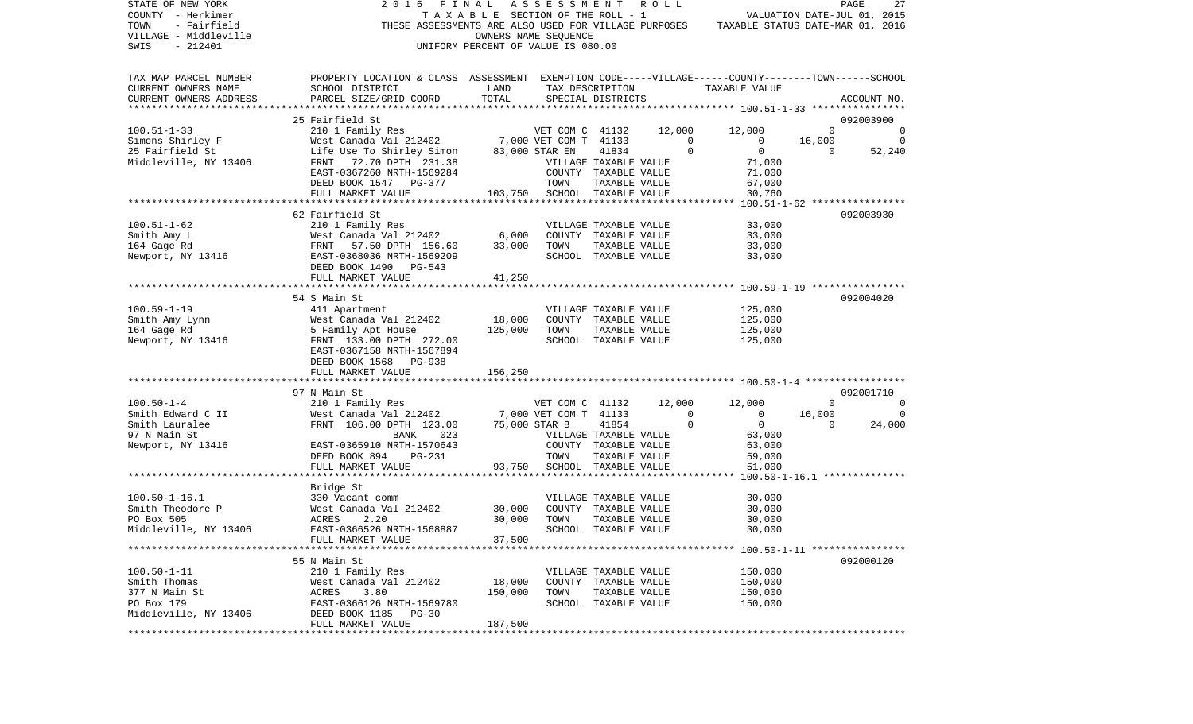STATE OF NEW YORK — 2016 FINAL ASSESSMENT ROLL

COUNTY - Herkimer — TAXABLE SECTION OF THE ROLL - 1 — VALUATION DATE-JUL 01, 2015

TOWN - Fairfield — THESE ASSESSMENTS ARE ALSO USED FOR VILLAGE PURPOSES — TAXABLE STATUS DATE-MAR 01, 2016

VILLAGE - Middleville — OWNERS NAME SEQUENCE

SWIS - 212401 — UNIFORM PERCENT OF VALUE IS 080.00

```
TAX MAP PARCEL NUMBER     PROPERTY LOCATION & CLASS  ASSESSMENT  EXEMPTION CODE------VILLAGE------COUNTY--------TOWN------SCHOOL
CURRENT OWNERS NAME       SCHOOL DISTRICT             LAND       TAX DESCRIPTION            TAXABLE VALUE
CURRENT OWNERS ADDRESS    PARCEL SIZE/GRID COORD      TOTAL      SPECIAL DISTRICTS                                          ACCOUNT NO.
*********************************************************************************************** 100.51-1-33 ****************
                          25 Fairfield St                                                                                092003900
100.51-1-33               210 1 Family Res                  VET COM C  41132      12,000      12,000           0           0
Simons Shirley F          West Canada Val 212402     7,000 VET COM T  41133           0           0      16,000           0
25 Fairfield St           Life Use To Shirley Simon  83,000 STAR EN    41834           0           0           0      52,240
Middleville, NY 13406     FRNT   72.70 DPTH 231.38          VILLAGE TAXABLE VALUE             71,000
                          EAST-0367260 NRTH-1569284         COUNTY  TAXABLE VALUE             71,000
                          DEED BOOK 1547   PG-377           TOWN    TAXABLE VALUE             67,000
                          FULL MARKET VALUE         103,750 SCHOOL  TAXABLE VALUE             30,760
*********************************************************************************************** 100.51-1-62 ****************
                          62 Fairfield St                                                                                092003930
100.51-1-62               210 1 Family Res                  VILLAGE TAXABLE VALUE             33,000
Smith Amy L               West Canada Val 212402      6,000 COUNTY  TAXABLE VALUE             33,000
164 Gage Rd               FRNT   57.50 DPTH 156.60   33,000 TOWN    TAXABLE VALUE             33,000
Newport, NY 13416         EAST-0368036 NRTH-1569209         SCHOOL  TAXABLE VALUE             33,000
                          DEED BOOK 1490   PG-543
                          FULL MARKET VALUE          41,250
*********************************************************************************************** 100.59-1-19 ****************
                          54 S Main St                                                                                   092004020
100.59-1-19               411 Apartment                     VILLAGE TAXABLE VALUE            125,000
Smith Amy Lynn            West Canada Val 212402     18,000 COUNTY  TAXABLE VALUE            125,000
164 Gage Rd               5 Family Apt House        125,000 TOWN    TAXABLE VALUE            125,000
Newport, NY 13416         FRNT  133.00 DPTH 272.00          SCHOOL  TAXABLE VALUE            125,000
                          EAST-0367158 NRTH-1567894
                          DEED BOOK 1568   PG-938
                          FULL MARKET VALUE         156,250
*********************************************************************************************** 100.50-1-4 *****************
                          97 N Main St                                                                                   092001710
100.50-1-4                210 1 Family Res                  VET COM C  41132      12,000      12,000           0           0
Smith Edward C II         West Canada Val 212402     7,000 VET COM T  41133           0           0      16,000           0
Smith Lauralee            FRNT  106.00 DPTH 123.00   75,000 STAR B     41854           0           0           0      24,000
97 N Main St                          BANK    023           VILLAGE TAXABLE VALUE             63,000
Newport, NY 13416         EAST-0365910 NRTH-1570643         COUNTY  TAXABLE VALUE             63,000
                          DEED BOOK 894    PG-231           TOWN    TAXABLE VALUE             59,000
                          FULL MARKET VALUE          93,750 SCHOOL  TAXABLE VALUE             51,000
*********************************************************************************************** 100.50-1-16.1 **************
                          Bridge St
100.50-1-16.1             330 Vacant comm                   VILLAGE TAXABLE VALUE             30,000
Smith Theodore P          West Canada Val 212402     30,000 COUNTY  TAXABLE VALUE             30,000
PO Box 505                ACRES    2.20              30,000 TOWN    TAXABLE VALUE             30,000
Middleville, NY 13406     EAST-0366526 NRTH-1568887         SCHOOL  TAXABLE VALUE             30,000
                          FULL MARKET VALUE          37,500
*********************************************************************************************** 100.50-1-11 ****************
                          55 N Main St                                                                                   092000120
100.50-1-11               210 1 Family Res                  VILLAGE TAXABLE VALUE            150,000
Smith Thomas              West Canada Val 212402     18,000 COUNTY  TAXABLE VALUE            150,000
377 N Main St             ACRES    3.80             150,000 TOWN    TAXABLE VALUE            150,000
PO Box 179                EAST-0366126 NRTH-1569780         SCHOOL  TAXABLE VALUE            150,000
Middleville, NY 13406     DEED BOOK 1185   PG-30
                          FULL MARKET VALUE         187,500
*****************************************************************************************************************************
```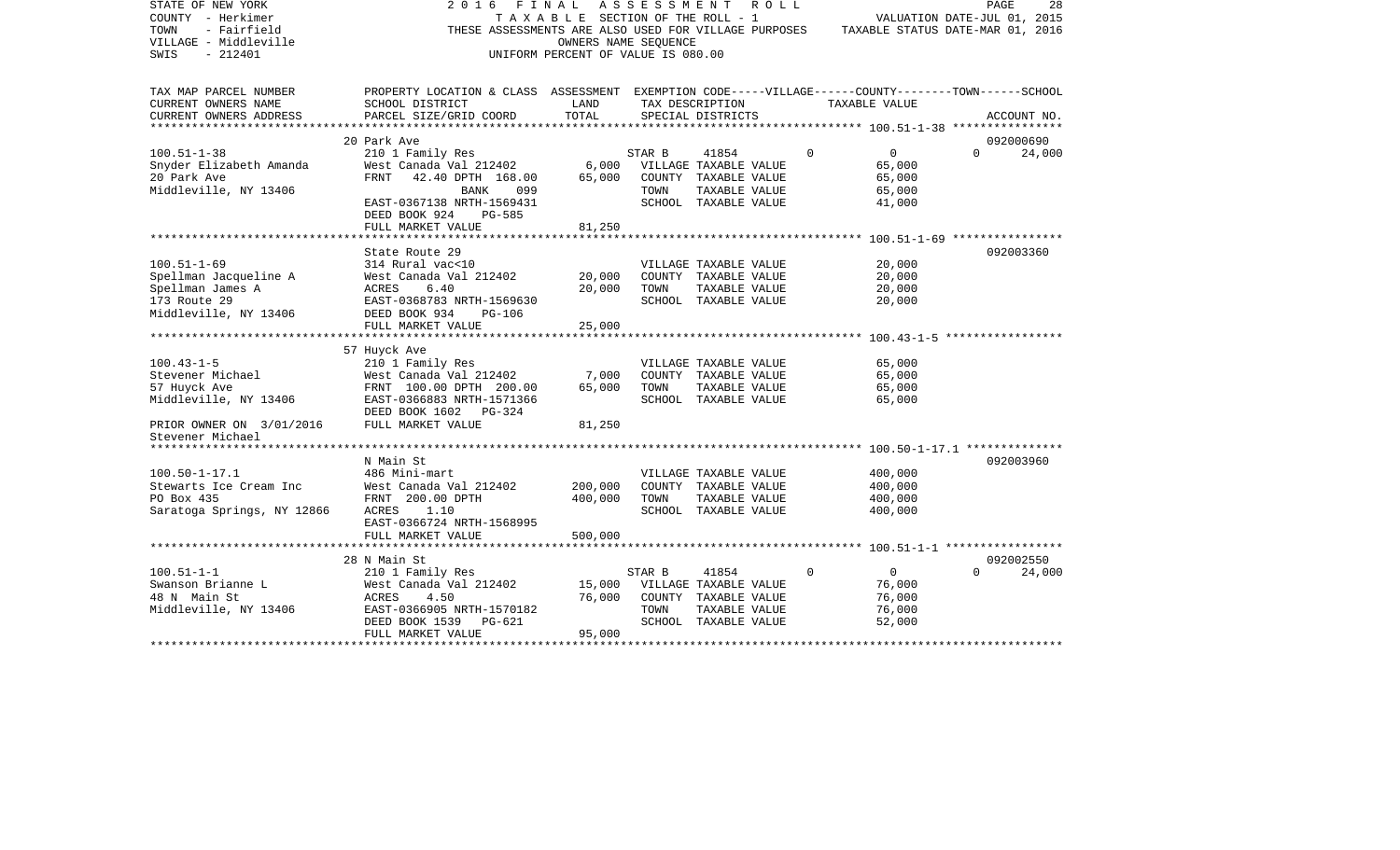STATE OF NEW YORK — 2016 FINAL ASSESSMENT ROLL
COUNTY - Herkimer — TAXABLE SECTION OF THE ROLL - 1 — VALUATION DATE-JUL 01, 2015
TOWN - Fairfield — THESE ASSESSMENTS ARE ALSO USED FOR VILLAGE PURPOSES — TAXABLE STATUS DATE-MAR 01, 2016
VILLAGE - Middleville — OWNERS NAME SEQUENCE
SWIS - 212401 — UNIFORM PERCENT OF VALUE IS 080.00

| TAX MAP PARCEL NUMBER / CURRENT OWNERS NAME / CURRENT OWNERS ADDRESS | PROPERTY LOCATION & CLASS / SCHOOL DISTRICT / PARCEL SIZE/GRID COORD | ASSESSMENT LAND | TOTAL | EXEMPTION CODE / TAX DESCRIPTION / SPECIAL DISTRICTS | VILLAGE | COUNTY / TAXABLE VALUE | TOWN | SCHOOL | ACCOUNT NO. |
|---|---|---|---|---|---|---|---|---|---|
| **100.51-1-38** | 20 Park Ave | | | | | | | | 092000690 |
| 100.51-1-38 | 210 1 Family Res | | | STAR B 41854 | 0 | 0 | 0 | 24,000 | |
| Snyder Elizabeth Amanda | West Canada Val 212402 | 6,000 | | VILLAGE TAXABLE VALUE | | 65,000 | | | |
| 20 Park Ave | FRNT 42.40 DPTH 168.00 | | 65,000 | COUNTY TAXABLE VALUE | | 65,000 | | | |
| Middleville, NY 13406 | BANK 099 | | | TOWN TAXABLE VALUE | | 65,000 | | | |
| | EAST-0367138 NRTH-1569431 | | | SCHOOL TAXABLE VALUE | | 41,000 | | | |
| | DEED BOOK 924 PG-585 | | | | | | | | |
| | FULL MARKET VALUE | | 81,250 | | | | | | |
| **100.51-1-69** | State Route 29 | | | | | | | | 092003360 |
| 100.51-1-69 | 314 Rural vac<10 | | | VILLAGE TAXABLE VALUE | | 20,000 | | | |
| Spellman Jacqueline A | West Canada Val 212402 | 20,000 | | COUNTY TAXABLE VALUE | | 20,000 | | | |
| Spellman James A | ACRES 6.40 | | 20,000 | TOWN TAXABLE VALUE | | 20,000 | | | |
| 173 Route 29 | EAST-0368783 NRTH-1569630 | | | SCHOOL TAXABLE VALUE | | 20,000 | | | |
| Middleville, NY 13406 | DEED BOOK 934 PG-106 | | | | | | | | |
| | FULL MARKET VALUE | | 25,000 | | | | | | |
| **100.43-1-5** | 57 Huyck Ave | | | | | | | | |
| 100.43-1-5 | 210 1 Family Res | | | VILLAGE TAXABLE VALUE | | 65,000 | | | |
| Stevener Michael | West Canada Val 212402 | 7,000 | | COUNTY TAXABLE VALUE | | 65,000 | | | |
| 57 Huyck Ave | FRNT 100.00 DPTH 200.00 | | 65,000 | TOWN TAXABLE VALUE | | 65,000 | | | |
| Middleville, NY 13406 | EAST-0366883 NRTH-1571366 | | | SCHOOL TAXABLE VALUE | | 65,000 | | | |
| | DEED BOOK 1602 PG-324 | | | | | | | | |
| PRIOR OWNER ON 3/01/2016 | FULL MARKET VALUE | | 81,250 | | | | | | |
| Stevener Michael | | | | | | | | | |
| **100.50-1-17.1** | N Main St | | | | | | | | 092003960 |
| 100.50-1-17.1 | 486 Mini-mart | | | VILLAGE TAXABLE VALUE | | 400,000 | | | |
| Stewarts Ice Cream Inc | West Canada Val 212402 | 200,000 | | COUNTY TAXABLE VALUE | | 400,000 | | | |
| PO Box 435 | FRNT 200.00 DPTH | | 400,000 | TOWN TAXABLE VALUE | | 400,000 | | | |
| Saratoga Springs, NY 12866 | ACRES 1.10 | | | SCHOOL TAXABLE VALUE | | 400,000 | | | |
| | EAST-0366724 NRTH-1568995 | | | | | | | | |
| | FULL MARKET VALUE | | 500,000 | | | | | | |
| **100.51-1-1** | 28 N Main St | | | | | | | | 092002550 |
| 100.51-1-1 | 210 1 Family Res | | | STAR B 41854 | 0 | 0 | 0 | 24,000 | |
| Swanson Brianne L | West Canada Val 212402 | 15,000 | | VILLAGE TAXABLE VALUE | | 76,000 | | | |
| 48 N Main St | ACRES 4.50 | | 76,000 | COUNTY TAXABLE VALUE | | 76,000 | | | |
| Middleville, NY 13406 | EAST-0366905 NRTH-1570182 | | | TOWN TAXABLE VALUE | | 76,000 | | | |
| | DEED BOOK 1539 PG-621 | | | SCHOOL TAXABLE VALUE | | 52,000 | | | |
| | FULL MARKET VALUE | | 95,000 | | | | | | |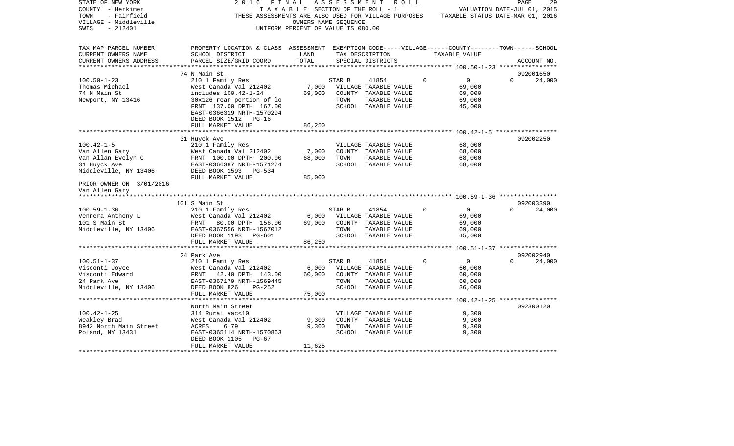STATE OF NEW YORK
COUNTY - Herkimer
TOWN - Fairfield
VILLAGE - Middleville
SWIS - 212401

2016 FINAL ASSESSMENT ROLL
TAXABLE SECTION OF THE ROLL - 1
THESE ASSESSMENTS ARE ALSO USED FOR VILLAGE PURPOSES
OWNERS NAME SEQUENCE
UNIFORM PERCENT OF VALUE IS 080.00

VALUATION DATE-JUL 01, 2015
TAXABLE STATUS DATE-MAR 01, 2016

| TAX MAP PARCEL NUMBER / CURRENT OWNERS NAME / CURRENT OWNERS ADDRESS | PROPERTY LOCATION & CLASS / SCHOOL DISTRICT / PARCEL SIZE/GRID COORD | ASSESSMENT LAND / TOTAL | EXEMPTION CODE / TAX DESCRIPTION / SPECIAL DISTRICTS | VILLAGE | COUNTY / TAXABLE VALUE | TOWN | SCHOOL / ACCOUNT NO. |
|---|---|---|---|---|---|---|---|
| **100.50-1-23** | 74 N Main St | | | | | | 092001650 |
| Thomas Michael | 210 1 Family Res | | STAR B 41854 | 0 | 0 | 0 | 24,000 |
| 74 N Main St | West Canada Val 212402 | 7,000 | VILLAGE TAXABLE VALUE | | 69,000 | | |
| Newport, NY 13416 | includes 100.42-1-24 | 69,000 | COUNTY TAXABLE VALUE | | 69,000 | | |
| | 30x126 rear portion of lo | | TOWN TAXABLE VALUE | | 69,000 | | |
| | FRNT 137.00 DPTH 167.00 | | SCHOOL TAXABLE VALUE | | 45,000 | | |
| | EAST-0366319 NRTH-1570294 | | | | | | |
| | DEED BOOK 1512 PG-16 | | | | | | |
| | FULL MARKET VALUE | 86,250 | | | | | |
| **100.42-1-5** | 31 Huyck Ave | | | | | | 092002250 |
| Van Allen Gary | 210 1 Family Res | | VILLAGE TAXABLE VALUE | | 68,000 | | |
| Van Allan Evelyn C | West Canada Val 212402 | 7,000 | COUNTY TAXABLE VALUE | | 68,000 | | |
| 31 Huyck Ave | FRNT 100.00 DPTH 200.00 | 68,000 | TOWN TAXABLE VALUE | | 68,000 | | |
| Middleville, NY 13406 | EAST-0366387 NRTH-1571274 | | SCHOOL TAXABLE VALUE | | 68,000 | | |
| | DEED BOOK 1593 PG-534 | | | | | | |
| PRIOR OWNER ON 3/01/2016 | FULL MARKET VALUE | 85,000 | | | | | |
| Van Allen Gary | | | | | | | |
| **100.59-1-36** | 101 S Main St | | | | | | 092003390 |
| Vennera Anthony L | 210 1 Family Res | | STAR B 41854 | 0 | 0 | 0 | 24,000 |
| 101 S Main St | West Canada Val 212402 | 6,000 | VILLAGE TAXABLE VALUE | | 69,000 | | |
| Middleville, NY 13406 | FRNT 80.00 DPTH 156.00 | 69,000 | COUNTY TAXABLE VALUE | | 69,000 | | |
| | EAST-0367556 NRTH-1567012 | | TOWN TAXABLE VALUE | | 69,000 | | |
| | DEED BOOK 1193 PG-601 | | SCHOOL TAXABLE VALUE | | 45,000 | | |
| | FULL MARKET VALUE | 86,250 | | | | | |
| **100.51-1-37** | 24 Park Ave | | | | | | 092002940 |
| Visconti Joyce | 210 1 Family Res | | STAR B 41854 | 0 | 0 | 0 | 24,000 |
| Visconti Edward | West Canada Val 212402 | 6,000 | VILLAGE TAXABLE VALUE | | 60,000 | | |
| 24 Park Ave | FRNT 42.40 DPTH 143.00 | 60,000 | COUNTY TAXABLE VALUE | | 60,000 | | |
| Middleville, NY 13406 | EAST-0367179 NRTH-1569445 | | TOWN TAXABLE VALUE | | 60,000 | | |
| | DEED BOOK 826 PG-252 | | SCHOOL TAXABLE VALUE | | 36,000 | | |
| | FULL MARKET VALUE | 75,000 | | | | | |
| **100.42-1-25** | North Main Street | | | | | | 092300120 |
| Weakley Brad | 314 Rural vac<10 | | VILLAGE TAXABLE VALUE | | 9,300 | | |
| 8942 North Main Street | West Canada Val 212402 | 9,300 | COUNTY TAXABLE VALUE | | 9,300 | | |
| Poland, NY 13431 | ACRES 6.79 | 9,300 | TOWN TAXABLE VALUE | | 9,300 | | |
| | EAST-0365114 NRTH-1570863 | | SCHOOL TAXABLE VALUE | | 9,300 | | |
| | DEED BOOK 1105 PG-67 | | | | | | |
| | FULL MARKET VALUE | 11,625 | | | | | |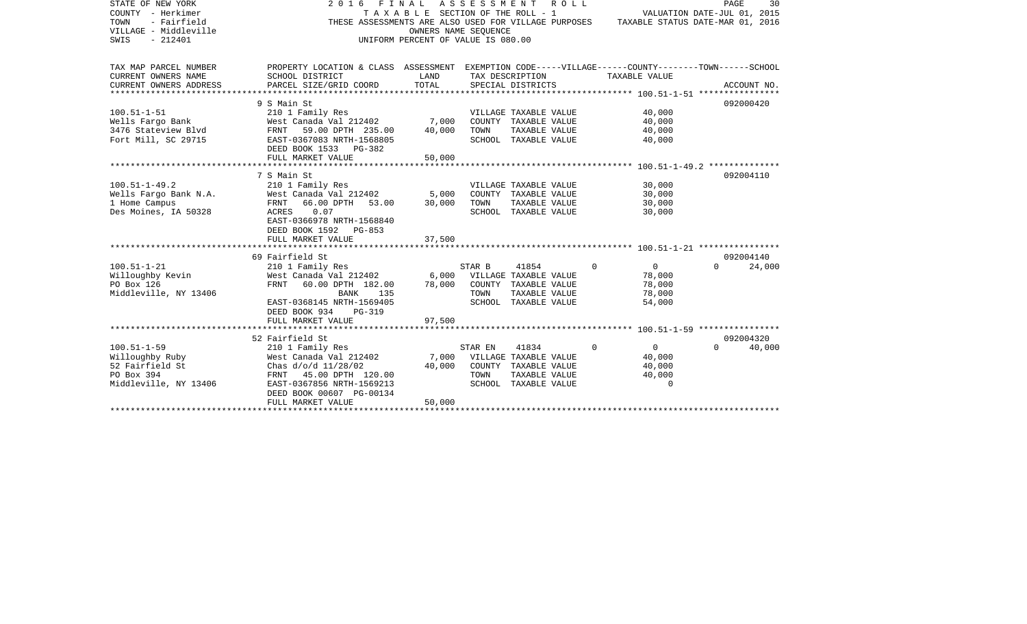STATE OF NEW YORK
COUNTY - Herkimer
TOWN - Fairfield
VILLAGE - Middleville
SWIS - 212401

2016 FINAL ASSESSMENT ROLL
TAXABLE SECTION OF THE ROLL - 1
THESE ASSESSMENTS ARE ALSO USED FOR VILLAGE PURPOSES
OWNERS NAME SEQUENCE
UNIFORM PERCENT OF VALUE IS 080.00

VALUATION DATE-JUL 01, 2015
TAXABLE STATUS DATE-MAR 01, 2016

| TAX MAP PARCEL NUMBER<br>CURRENT OWNERS NAME<br>CURRENT OWNERS ADDRESS | PROPERTY LOCATION & CLASS<br>SCHOOL DISTRICT<br>PARCEL SIZE/GRID COORD | ASSESSMENT<br>LAND<br>TOTAL | EXEMPTION CODE-----VILLAGE------COUNTY--------TOWN------SCHOOL<br>TAX DESCRIPTION<br>SPECIAL DISTRICTS | TAXABLE VALUE | ACCOUNT NO. |
|---|---|---|---|---|---|
| **100.51-1-51** | 9 S Main St | | | | 092000420 |
| 100.51-1-51 | 210 1 Family Res | | VILLAGE TAXABLE VALUE | 40,000 | |
| Wells Fargo Bank | West Canada Val 212402 | 7,000 | COUNTY TAXABLE VALUE | 40,000 | |
| 3476 Stateview Blvd | FRNT 59.00 DPTH 235.00 | 40,000 | TOWN TAXABLE VALUE | 40,000 | |
| Fort Mill, SC 29715 | EAST-0367083 NRTH-1568805 | | SCHOOL TAXABLE VALUE | 40,000 | |
| | DEED BOOK 1533 PG-382 | | | | |
| | FULL MARKET VALUE | 50,000 | | | |
| **100.51-1-49.2** | 7 S Main St | | | | 092004110 |
| 100.51-1-49.2 | 210 1 Family Res | | VILLAGE TAXABLE VALUE | 30,000 | |
| Wells Fargo Bank N.A. | West Canada Val 212402 | 5,000 | COUNTY TAXABLE VALUE | 30,000 | |
| 1 Home Campus | FRNT 66.00 DPTH 53.00 | 30,000 | TOWN TAXABLE VALUE | 30,000 | |
| Des Moines, IA 50328 | ACRES 0.07 | | SCHOOL TAXABLE VALUE | 30,000 | |
| | EAST-0366978 NRTH-1568840 | | | | |
| | DEED BOOK 1592 PG-853 | | | | |
| | FULL MARKET VALUE | 37,500 | | | |
| **100.51-1-21** | 69 Fairfield St | | | | 092004140 |
| 100.51-1-21 | 210 1 Family Res | | STAR B 41854 0 | 0 | 0 24,000 |
| Willoughby Kevin | West Canada Val 212402 | 6,000 | VILLAGE TAXABLE VALUE | 78,000 | |
| PO Box 126 | FRNT 60.00 DPTH 182.00 | 78,000 | COUNTY TAXABLE VALUE | 78,000 | |
| Middleville, NY 13406 | BANK 135 | | TOWN TAXABLE VALUE | 78,000 | |
| | EAST-0368145 NRTH-1569405 | | SCHOOL TAXABLE VALUE | 54,000 | |
| | DEED BOOK 934 PG-319 | | | | |
| | FULL MARKET VALUE | 97,500 | | | |
| **100.51-1-59** | 52 Fairfield St | | | | 092004320 |
| 100.51-1-59 | 210 1 Family Res | | STAR EN 41834 0 | 0 | 0 40,000 |
| Willoughby Ruby | West Canada Val 212402 | 7,000 | VILLAGE TAXABLE VALUE | 40,000 | |
| 52 Fairfield St | Chas d/o/d 11/28/02 | 40,000 | COUNTY TAXABLE VALUE | 40,000 | |
| PO Box 394 | FRNT 45.00 DPTH 120.00 | | TOWN TAXABLE VALUE | 40,000 | |
| Middleville, NY 13406 | EAST-0367856 NRTH-1569213 | | SCHOOL TAXABLE VALUE | 0 | |
| | DEED BOOK 00607 PG-00134 | | | | |
| | FULL MARKET VALUE | 50,000 | | | |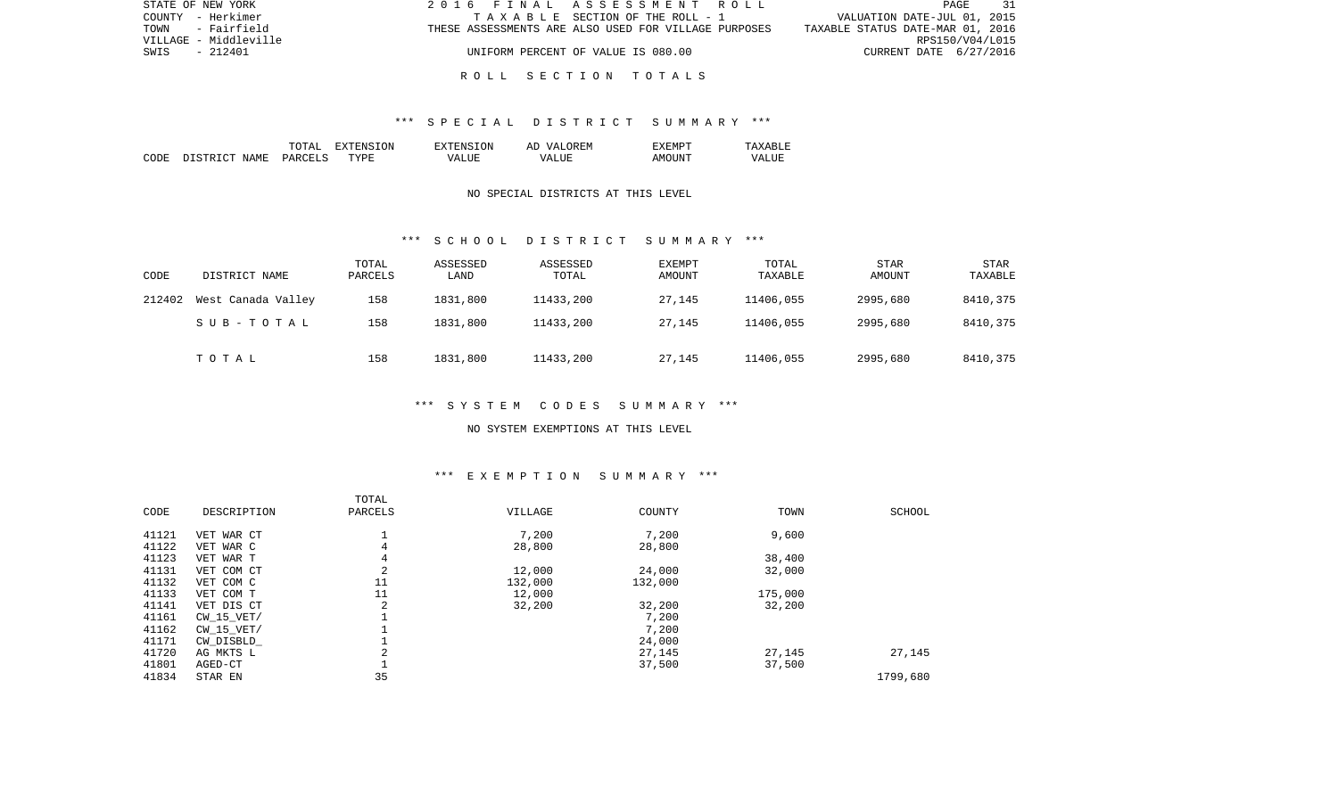## ROLL SECTION TOTALS

### *** SPECIAL DISTRICT SUMMARY ***

| CODE | DISTRICT NAME | TOTAL PARCELS | EXTENSION TYPE | EXTENSION VALUE | AD VALOREM VALUE | EXEMPT AMOUNT | TAXABLE VALUE |
|---|---|---|---|---|---|---|---|

NO SPECIAL DISTRICTS AT THIS LEVEL

### *** SCHOOL DISTRICT SUMMARY ***

| CODE | DISTRICT NAME | TOTAL PARCELS | ASSESSED LAND | ASSESSED TOTAL | EXEMPT AMOUNT | TOTAL TAXABLE | STAR AMOUNT | STAR TAXABLE |
|---|---|---|---|---|---|---|---|---|
| 212402 | West Canada Valley | 158 | 1831,800 | 11433,200 | 27,145 | 11406,055 | 2995,680 | 8410,375 |
| | S U B - T O T A L | 158 | 1831,800 | 11433,200 | 27,145 | 11406,055 | 2995,680 | 8410,375 |
| | T O T A L | 158 | 1831,800 | 11433,200 | 27,145 | 11406,055 | 2995,680 | 8410,375 |

### *** SYSTEM CODES SUMMARY ***

NO SYSTEM EXEMPTIONS AT THIS LEVEL

### *** EXEMPTION SUMMARY ***

| CODE | DESCRIPTION | TOTAL PARCELS | VILLAGE | COUNTY | TOWN | SCHOOL |
|---|---|---|---|---|---|---|
| 41121 | VET WAR CT | 1 | 7,200 | 7,200 | 9,600 | |
| 41122 | VET WAR C | 4 | 28,800 | 28,800 | | |
| 41123 | VET WAR T | 4 | | | 38,400 | |
| 41131 | VET COM CT | 2 | 12,000 | 24,000 | 32,000 | |
| 41132 | VET COM C | 11 | 132,000 | 132,000 | | |
| 41133 | VET COM T | 11 | 12,000 | | 175,000 | |
| 41141 | VET DIS CT | 2 | 32,200 | 32,200 | 32,200 | |
| 41161 | CW_15_VET/ | 1 | | 7,200 | | |
| 41162 | CW_15_VET/ | 1 | | 7,200 | | |
| 41171 | CW_DISBLD_ | 1 | | 24,000 | | |
| 41720 | AG MKTS L | 2 | | 27,145 | 27,145 | 27,145 |
| 41801 | AGED-CT | 1 | | 37,500 | 37,500 | |
| 41834 | STAR EN | 35 | | | | 1799,680 |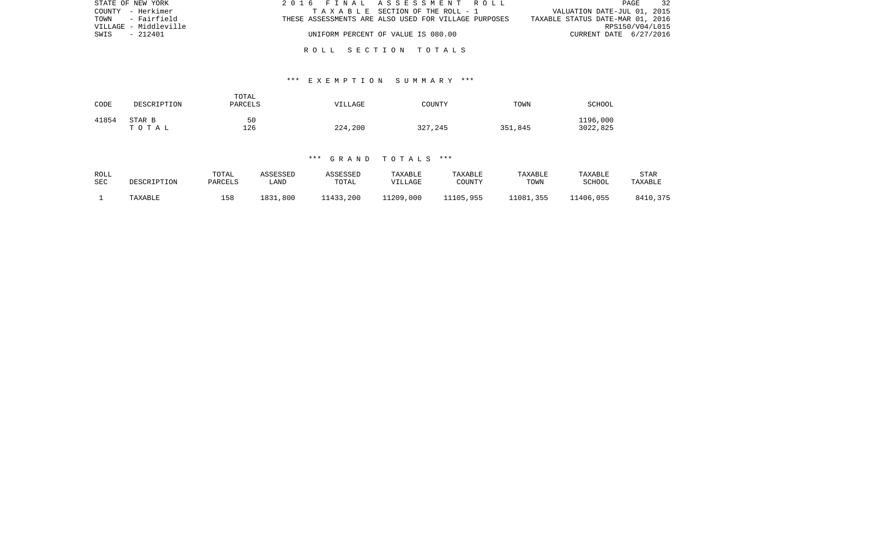STATE OF NEW YORK
COUNTY - Herkimer
TOWN - Fairfield
VILLAGE - Middleville
SWIS - 212401

2016 FINAL ASSESSMENT ROLL
TAXABLE SECTION OF THE ROLL - 1
THESE ASSESSMENTS ARE ALSO USED FOR VILLAGE PURPOSES
UNIFORM PERCENT OF VALUE IS 080.00

VALUATION DATE-JUL 01, 2015
TAXABLE STATUS DATE-MAR 01, 2016
RPS150/V04/L015
CURRENT DATE 6/27/2016

ROLL SECTION TOTALS

*** EXEMPTION SUMMARY ***

| CODE | DESCRIPTION | TOTAL PARCELS | VILLAGE | COUNTY | TOWN | SCHOOL |
|---|---|---|---|---|---|---|
| 41854 | STAR B | 50 | | | | 1196,000 |
| | TOTAL | 126 | 224,200 | 327,245 | 351,845 | 3022,825 |

*** GRAND TOTALS ***

| ROLL SEC | DESCRIPTION | TOTAL PARCELS | ASSESSED LAND | ASSESSED TOTAL | TAXABLE VILLAGE | TAXABLE COUNTY | TAXABLE TOWN | TAXABLE SCHOOL | STAR TAXABLE |
|---|---|---|---|---|---|---|---|---|---|
| 1 | TAXABLE | 158 | 1831,800 | 11433,200 | 11209,000 | 11105,955 | 11081,355 | 11406,055 | 8410,375 |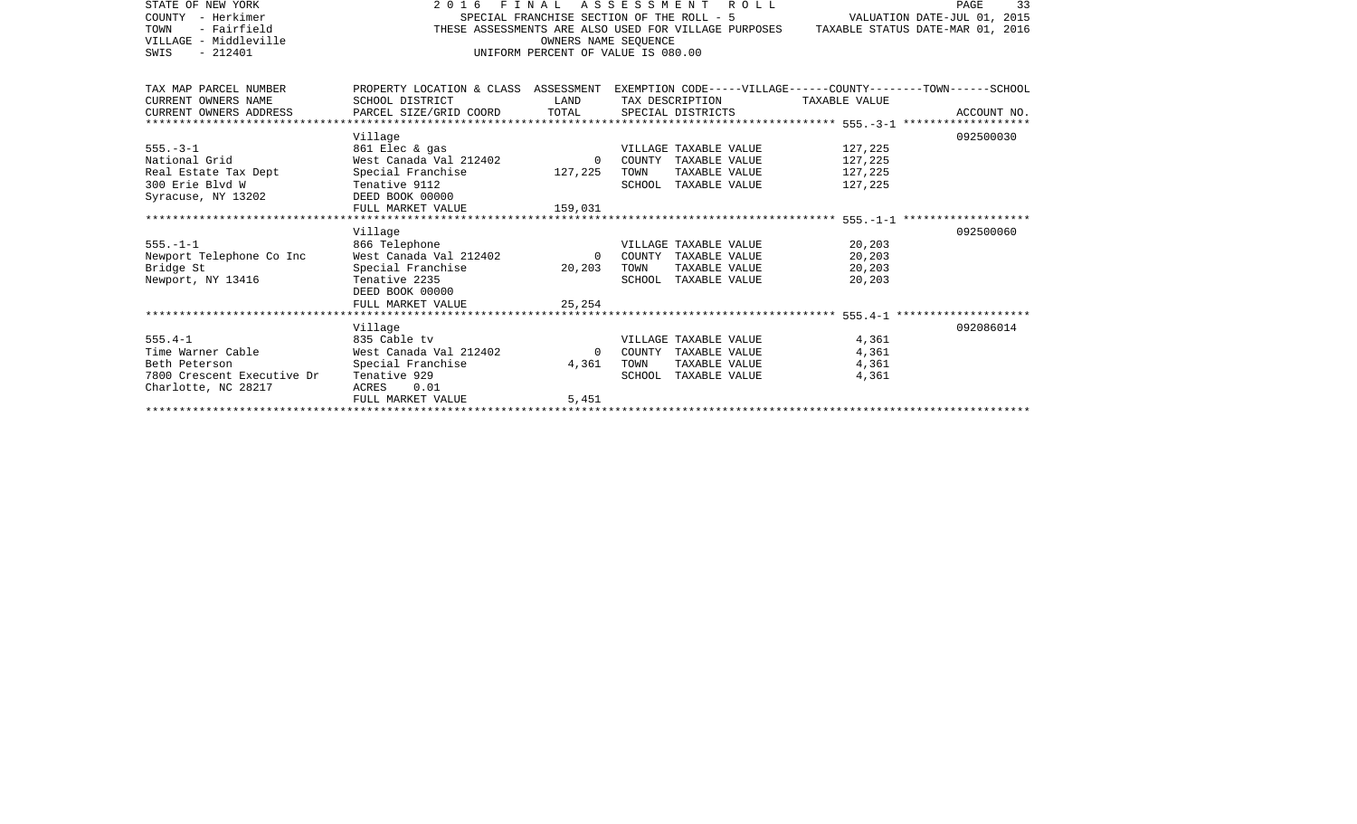STATE OF NEW YORK
COUNTY - Herkimer
TOWN - Fairfield
VILLAGE - Middleville
SWIS - 212401

2016 FINAL ASSESSMENT ROLL
SPECIAL FRANCHISE SECTION OF THE ROLL - 5
THESE ASSESSMENTS ARE ALSO USED FOR VILLAGE PURPOSES
OWNERS NAME SEQUENCE
UNIFORM PERCENT OF VALUE IS 080.00

VALUATION DATE-JUL 01, 2015
TAXABLE STATUS DATE-MAR 01, 2016

| TAX MAP PARCEL NUMBER / CURRENT OWNERS NAME / CURRENT OWNERS ADDRESS | PROPERTY LOCATION & CLASS / SCHOOL DISTRICT / PARCEL SIZE/GRID COORD | ASSESSMENT LAND / TOTAL | EXEMPTION CODE-----VILLAGE------COUNTY--------TOWN------SCHOOL / TAX DESCRIPTION / SPECIAL DISTRICTS | TAXABLE VALUE | ACCOUNT NO. |
|---|---|---|---|---|---|
| | Village | | | | 092500030 |
| 555.-3-1 | 861 Elec & gas | | VILLAGE TAXABLE VALUE | 127,225 | |
| National Grid | West Canada Val 212402 | 0 | COUNTY TAXABLE VALUE | 127,225 | |
| Real Estate Tax Dept | Special Franchise | 127,225 | TOWN TAXABLE VALUE | 127,225 | |
| 300 Erie Blvd W | Tenative 9112 | | SCHOOL TAXABLE VALUE | 127,225 | |
| Syracuse, NY 13202 | DEED BOOK 00000 | | | | |
| | FULL MARKET VALUE | 159,031 | | | |
| | Village | | | | 092500060 |
| 555.-1-1 | 866 Telephone | | VILLAGE TAXABLE VALUE | 20,203 | |
| Newport Telephone Co Inc | West Canada Val 212402 | 0 | COUNTY TAXABLE VALUE | 20,203 | |
| Bridge St | Special Franchise | 20,203 | TOWN TAXABLE VALUE | 20,203 | |
| Newport, NY 13416 | Tenative 2235 | | SCHOOL TAXABLE VALUE | 20,203 | |
| | DEED BOOK 00000 | | | | |
| | FULL MARKET VALUE | 25,254 | | | |
| | Village | | | | 092086014 |
| 555.4-1 | 835 Cable tv | | VILLAGE TAXABLE VALUE | 4,361 | |
| Time Warner Cable | West Canada Val 212402 | 0 | COUNTY TAXABLE VALUE | 4,361 | |
| Beth Peterson | Special Franchise | 4,361 | TOWN TAXABLE VALUE | 4,361 | |
| 7800 Crescent Executive Dr | Tenative 929 | | SCHOOL TAXABLE VALUE | 4,361 | |
| Charlotte, NC 28217 | ACRES 0.01 | | | | |
| | FULL MARKET VALUE | 5,451 | | | |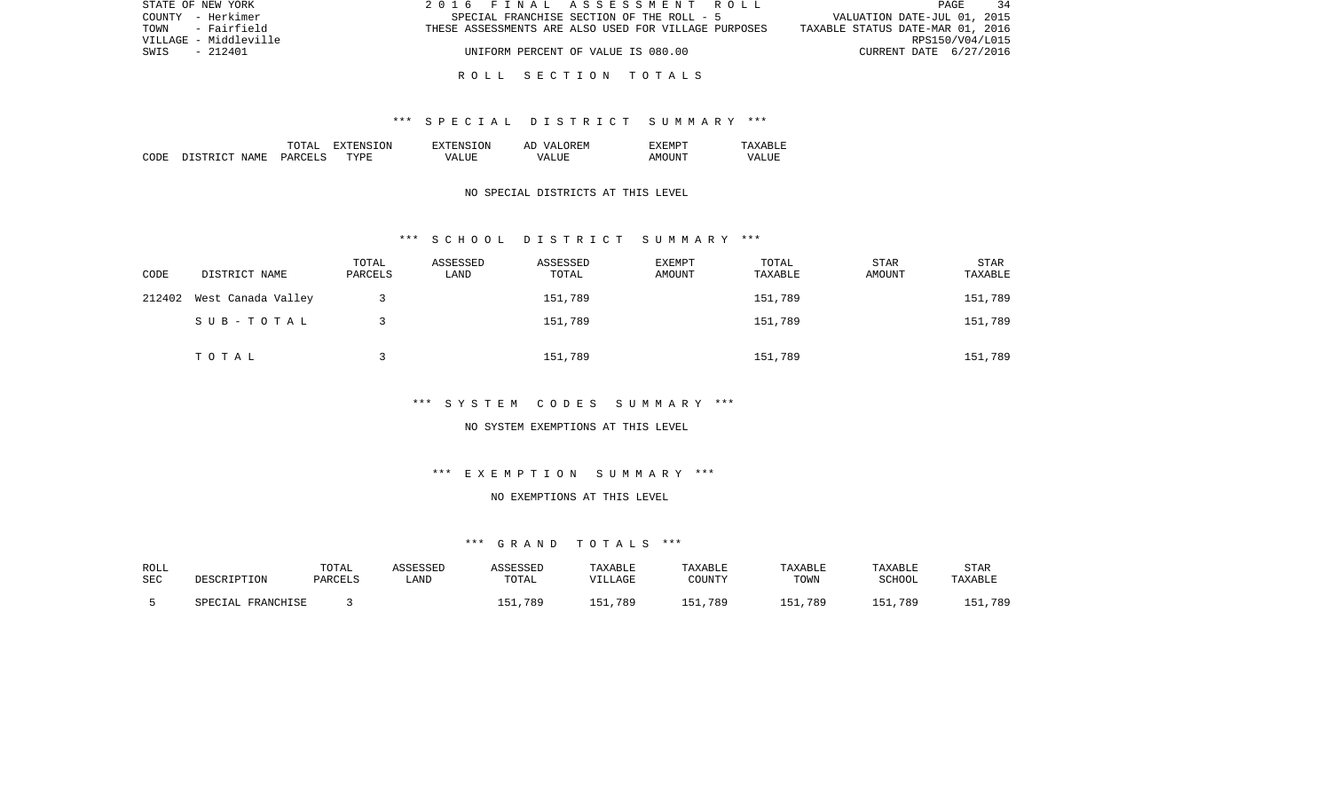STATE OF NEW YORK
COUNTY - Herkimer
TOWN - Fairfield
VILLAGE - Middleville
SWIS - 212401

2016 FINAL ASSESSMENT ROLL
SPECIAL FRANCHISE SECTION OF THE ROLL - 5
THESE ASSESSMENTS ARE ALSO USED FOR VILLAGE PURPOSES
UNIFORM PERCENT OF VALUE IS 080.00

VALUATION DATE-JUL 01, 2015
TAXABLE STATUS DATE-MAR 01, 2016
RPS150/V04/L015
CURRENT DATE 6/27/2016

## ROLL SECTION TOTALS

### *** SPECIAL DISTRICT SUMMARY ***

| CODE | DISTRICT NAME | TOTAL PARCELS | EXTENSION TYPE | EXTENSION VALUE | AD VALOREM VALUE | EXEMPT AMOUNT | TAXABLE VALUE |
|---|---|---|---|---|---|---|---|

NO SPECIAL DISTRICTS AT THIS LEVEL

### *** SCHOOL DISTRICT SUMMARY ***

| CODE | DISTRICT NAME | TOTAL PARCELS | ASSESSED LAND | ASSESSED TOTAL | EXEMPT AMOUNT | TOTAL TAXABLE | STAR AMOUNT | STAR TAXABLE |
|---|---|---|---|---|---|---|---|---|
| 212402 | West Canada Valley | 3 | | 151,789 | | 151,789 | | 151,789 |
| | SUB-TOTAL | 3 | | 151,789 | | 151,789 | | 151,789 |
| | TOTAL | 3 | | 151,789 | | 151,789 | | 151,789 |

### *** SYSTEM CODES SUMMARY ***

NO SYSTEM EXEMPTIONS AT THIS LEVEL

### *** EXEMPTION SUMMARY ***

NO EXEMPTIONS AT THIS LEVEL

### *** GRAND TOTALS ***

| ROLL SEC | DESCRIPTION | TOTAL PARCELS | ASSESSED LAND | ASSESSED TOTAL | TAXABLE VILLAGE | TAXABLE COUNTY | TAXABLE TOWN | TAXABLE SCHOOL | STAR TAXABLE |
|---|---|---|---|---|---|---|---|---|---|
| 5 | SPECIAL FRANCHISE | 3 | | 151,789 | 151,789 | 151,789 | 151,789 | 151,789 | 151,789 |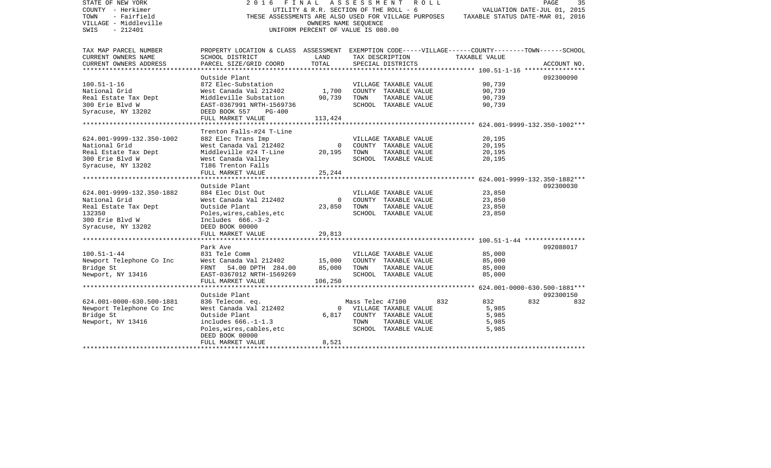STATE OF NEW YORK
COUNTY - Herkimer
TOWN - Fairfield
VILLAGE - Middleville
SWIS - 212401

2016 FINAL ASSESSMENT ROLL
UTILITY & R.R. SECTION OF THE ROLL - 6
THESE ASSESSMENTS ARE ALSO USED FOR VILLAGE PURPOSES
OWNERS NAME SEQUENCE
UNIFORM PERCENT OF VALUE IS 080.00

VALUATION DATE-JUL 01, 2015
TAXABLE STATUS DATE-MAR 01, 2016

| TAX MAP PARCEL NUMBER / CURRENT OWNERS NAME / CURRENT OWNERS ADDRESS | PROPERTY LOCATION & CLASS / SCHOOL DISTRICT / PARCEL SIZE/GRID COORD | ASSESSMENT LAND | TOTAL | EXEMPTION CODE / TAX DESCRIPTION / SPECIAL DISTRICTS | VILLAGE | COUNTY | TOWN | SCHOOL | ACCOUNT NO. |
|---|---|---|---|---|---|---|---|---|---|
| **100.51-1-16** | Outside Plant | | | | | | | | 092300090 |
| 100.51-1-16 | 872 Elec-Substation | | | VILLAGE TAXABLE VALUE | 90,739 | | | | |
| National Grid | West Canada Val 212402 | 1,700 | | COUNTY TAXABLE VALUE | 90,739 | | | | |
| Real Estate Tax Dept | Middleville Substation | | 90,739 | TOWN TAXABLE VALUE | 90,739 | | | | |
| 300 Erie Blvd W | EAST-0367991 NRTH-1569736 | | | SCHOOL TAXABLE VALUE | 90,739 | | | | |
| Syracuse, NY 13202 | DEED BOOK 557 PG-400 | | | | | | | | |
| | FULL MARKET VALUE | | 113,424 | | | | | | |
| **624.001-9999-132.350-1002** | Trenton Falls-#24 T-Line | | | | | | | | |
| 624.001-9999-132.350-1002 | 882 Elec Trans Imp | | | VILLAGE TAXABLE VALUE | 20,195 | | | | |
| National Grid | West Canada Val 212402 | 0 | | COUNTY TAXABLE VALUE | 20,195 | | | | |
| Real Estate Tax Dept | Middleville #24 T-Line | | 20,195 | TOWN TAXABLE VALUE | 20,195 | | | | |
| 300 Erie Blvd W | West Canada Valley | | | SCHOOL TAXABLE VALUE | 20,195 | | | | |
| Syracuse, NY 13202 | T186 Trenton Falls | | | | | | | | |
| | FULL MARKET VALUE | | 25,244 | | | | | | |
| **624.001-9999-132.350-1882** | Outside Plant | | | | | | | | 092300030 |
| 624.001-9999-132.350-1882 | 884 Elec Dist Out | | | VILLAGE TAXABLE VALUE | 23,850 | | | | |
| National Grid | West Canada Val 212402 | 0 | | COUNTY TAXABLE VALUE | 23,850 | | | | |
| Real Estate Tax Dept | Outside Plant | | 23,850 | TOWN TAXABLE VALUE | 23,850 | | | | |
| 132350 | Poles,wires,cables,etc | | | SCHOOL TAXABLE VALUE | 23,850 | | | | |
| 300 Erie Blvd W | Includes 666.-3-2 | | | | | | | | |
| Syracuse, NY 13202 | DEED BOOK 00000 | | | | | | | | |
| | FULL MARKET VALUE | | 29,813 | | | | | | |
| **100.51-1-44** | Park Ave | | | | | | | | 092088017 |
| 100.51-1-44 | 831 Tele Comm | | | VILLAGE TAXABLE VALUE | 85,000 | | | | |
| Newport Telephone Co Inc | West Canada Val 212402 | 15,000 | | COUNTY TAXABLE VALUE | 85,000 | | | | |
| Bridge St | FRNT 54.00 DPTH 284.00 | | 85,000 | TOWN TAXABLE VALUE | 85,000 | | | | |
| Newport, NY 13416 | EAST-0367012 NRTH-1569269 | | | SCHOOL TAXABLE VALUE | 85,000 | | | | |
| | FULL MARKET VALUE | | 106,250 | | | | | | |
| **624.001-0000-630.500-1881** | Outside Plant | | | | | | | | 092300150 |
| 624.001-0000-630.500-1881 | 836 Telecom. eq. | | | Mass Telec 47100 | 832 | 832 | 832 | 832 | |
| Newport Telephone Co Inc | West Canada Val 212402 | 0 | | VILLAGE TAXABLE VALUE | 5,985 | | | | |
| Bridge St | Outside Plant | | 6,817 | COUNTY TAXABLE VALUE | 5,985 | | | | |
| Newport, NY 13416 | includes 666.-1-1.3 | | | TOWN TAXABLE VALUE | 5,985 | | | | |
| | Poles,wires,cables,etc | | | SCHOOL TAXABLE VALUE | 5,985 | | | | |
| | DEED BOOK 00000 | | | | | | | | |
| | FULL MARKET VALUE | | 8,521 | | | | | | |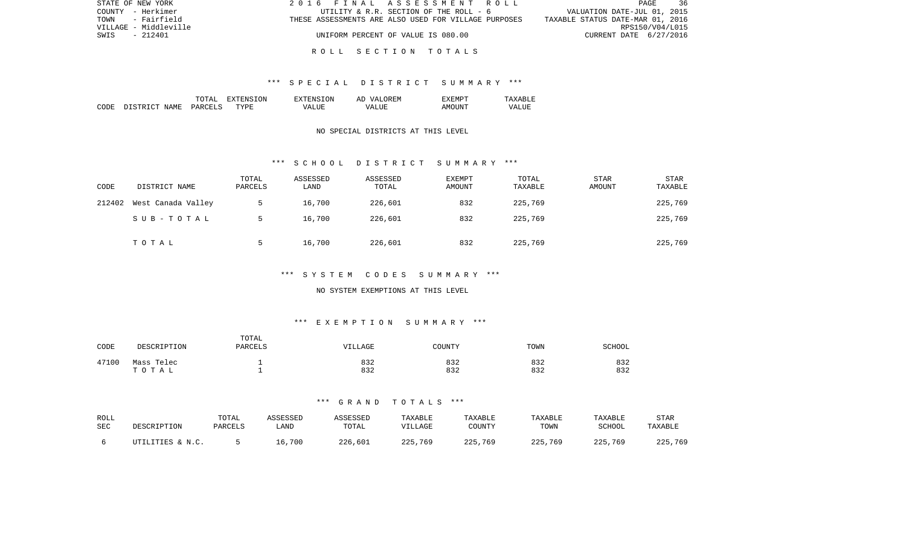STATE OF NEW YORK
COUNTY - Herkimer
TOWN - Fairfield
VILLAGE - Middleville
SWIS - 212401

2016 FINAL ASSESSMENT ROLL
UTILITY & R.R. SECTION OF THE ROLL - 6
THESE ASSESSMENTS ARE ALSO USED FOR VILLAGE PURPOSES
UNIFORM PERCENT OF VALUE IS 080.00

VALUATION DATE-JUL 01, 2015
TAXABLE STATUS DATE-MAR 01, 2016
RPS150/V04/L015
CURRENT DATE 6/27/2016

# ROLL SECTION TOTALS

## *** SPECIAL DISTRICT SUMMARY ***

| CODE | DISTRICT NAME | TOTAL PARCELS | EXTENSION TYPE | EXTENSION VALUE | AD VALOREM VALUE | EXEMPT AMOUNT | TAXABLE VALUE |
|---|---|---|---|---|---|---|---|

NO SPECIAL DISTRICTS AT THIS LEVEL

## *** SCHOOL DISTRICT SUMMARY ***

| CODE | DISTRICT NAME | TOTAL PARCELS | ASSESSED LAND | ASSESSED TOTAL | EXEMPT AMOUNT | TOTAL TAXABLE | STAR AMOUNT | STAR TAXABLE |
|---|---|---|---|---|---|---|---|---|
| 212402 | West Canada Valley | 5 | 16,700 | 226,601 | 832 | 225,769 | | 225,769 |
| | SUB-TOTAL | 5 | 16,700 | 226,601 | 832 | 225,769 | | 225,769 |
| | TOTAL | 5 | 16,700 | 226,601 | 832 | 225,769 | | 225,769 |

## *** SYSTEM CODES SUMMARY ***

NO SYSTEM EXEMPTIONS AT THIS LEVEL

## *** EXEMPTION SUMMARY ***

| CODE | DESCRIPTION | TOTAL PARCELS | VILLAGE | COUNTY | TOWN | SCHOOL |
|---|---|---|---|---|---|---|
| 47100 | Mass Telec | 1 | 832 | 832 | 832 | 832 |
| | TOTAL | 1 | 832 | 832 | 832 | 832 |

## *** GRAND TOTALS ***

| ROLL SEC | DESCRIPTION | TOTAL PARCELS | ASSESSED LAND | ASSESSED TOTAL | TAXABLE VILLAGE | TAXABLE COUNTY | TAXABLE TOWN | TAXABLE SCHOOL | STAR TAXABLE |
|---|---|---|---|---|---|---|---|---|---|
| 6 | UTILITIES & N.C. | 5 | 16,700 | 226,601 | 225,769 | 225,769 | 225,769 | 225,769 | 225,769 |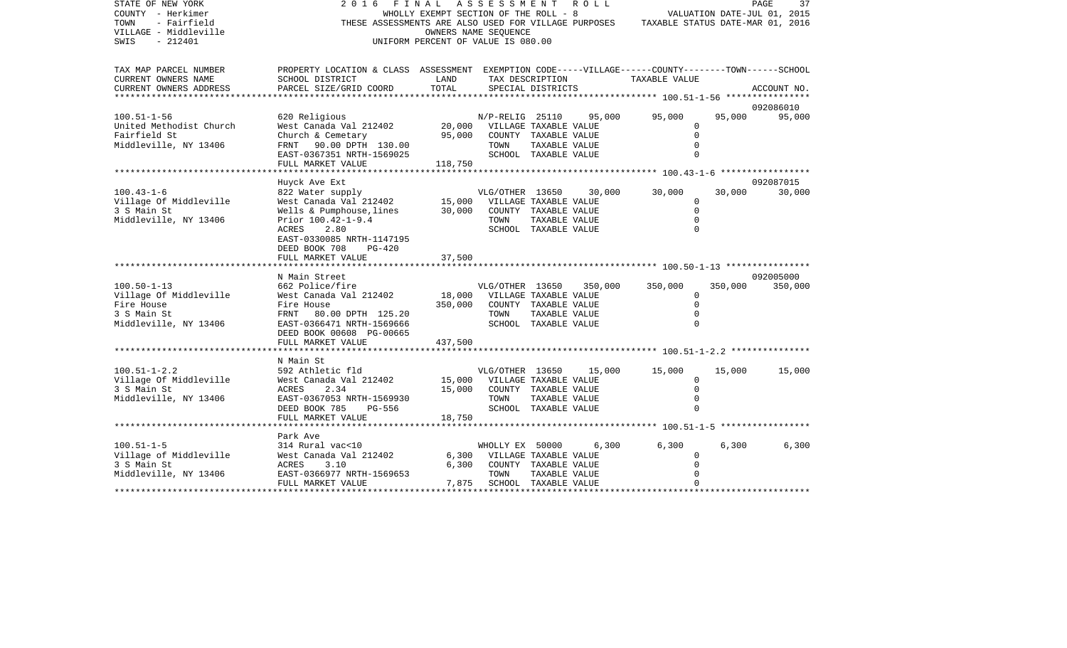STATE OF NEW YORK
COUNTY - Herkimer
TOWN - Fairfield
VILLAGE - Middleville
SWIS - 212401

2016 FINAL ASSESSMENT ROLL
WHOLLY EXEMPT SECTION OF THE ROLL - 8
THESE ASSESSMENTS ARE ALSO USED FOR VILLAGE PURPOSES
OWNERS NAME SEQUENCE
UNIFORM PERCENT OF VALUE IS 080.00

VALUATION DATE-JUL 01, 2015
TAXABLE STATUS DATE-MAR 01, 2016

```
TAX MAP PARCEL NUMBER     PROPERTY LOCATION & CLASS  ASSESSMENT  EXEMPTION CODE-----VILLAGE------COUNTY--------TOWN------SCHOOL
CURRENT OWNERS NAME       SCHOOL DISTRICT              LAND      TAX DESCRIPTION            TAXABLE VALUE
CURRENT OWNERS ADDRESS    PARCEL SIZE/GRID COORD       TOTAL     SPECIAL DISTRICTS                                          ACCOUNT NO.
******************************************************************************************** 100.51-1-56 ****************
                                                                                                                   092086010
100.51-1-56               620 Religious                          N/P-RELIG 25110     95,000      95,000     95,000     95,000
United Methodist Church   West Canada Val 212402       20,000    VILLAGE TAXABLE VALUE              0
Fairfield St              Church & Cemetary            95,000    COUNTY  TAXABLE VALUE              0
Middleville, NY 13406     FRNT   90.00 DPTH 130.00               TOWN    TAXABLE VALUE              0
                          EAST-0367351 NRTH-1569025              SCHOOL  TAXABLE VALUE              0
                          FULL MARKET VALUE           118,750
******************************************************************************************** 100.43-1-6 *****************
                          Huyck Ave Ext                                                                            092087015
100.43-1-6                822 Water supply                       VLG/OTHER 13650     30,000      30,000     30,000     30,000
Village Of Middleville    West Canada Val 212402       15,000    VILLAGE TAXABLE VALUE              0
3 S Main St               Wells & Pumphouse,lines      30,000    COUNTY  TAXABLE VALUE              0
Middleville, NY 13406     Prior 100.42-1-9.4                     TOWN    TAXABLE VALUE              0
                          ACRES    2.80                          SCHOOL  TAXABLE VALUE              0
                          EAST-0330085 NRTH-1147195
                          DEED BOOK 708    PG-420
                          FULL MARKET VALUE            37,500
******************************************************************************************** 100.50-1-13 ****************
                          N Main Street                                                                            092005000
100.50-1-13               662 Police/fire                        VLG/OTHER 13650    350,000     350,000    350,000    350,000
Village Of Middleville    West Canada Val 212402       18,000    VILLAGE TAXABLE VALUE              0
Fire House                Fire House                  350,000    COUNTY  TAXABLE VALUE              0
3 S Main St               FRNT   80.00 DPTH 125.20               TOWN    TAXABLE VALUE              0
Middleville, NY 13406     EAST-0366471 NRTH-1569666              SCHOOL  TAXABLE VALUE              0
                          DEED BOOK 00608 PG-00665
                          FULL MARKET VALUE           437,500
******************************************************************************************** 100.51-1-2.2 ***************
                          N Main St
100.51-1-2.2              592 Athletic fld                       VLG/OTHER 13650     15,000      15,000     15,000     15,000
Village Of Middleville    West Canada Val 212402       15,000    VILLAGE TAXABLE VALUE              0
3 S Main St               ACRES    2.34                15,000    COUNTY  TAXABLE VALUE              0
Middleville, NY 13406     EAST-0367053 NRTH-1569930              TOWN    TAXABLE VALUE              0
                          DEED BOOK 785    PG-556                SCHOOL  TAXABLE VALUE              0
                          FULL MARKET VALUE            18,750
******************************************************************************************** 100.51-1-5 *****************
                          Park Ave
100.51-1-5                314 Rural vac<10                       WHOLLY EX 50000      6,300       6,300      6,300      6,300
Village of Middleville    West Canada Val 212402        6,300    VILLAGE TAXABLE VALUE              0
3 S Main St               ACRES    3.10                 6,300    COUNTY  TAXABLE VALUE              0
Middleville, NY 13406     EAST-0366977 NRTH-1569653              TOWN    TAXABLE VALUE              0
                          FULL MARKET VALUE             7,875    SCHOOL  TAXABLE VALUE              0
****************************************************************************************************************************
```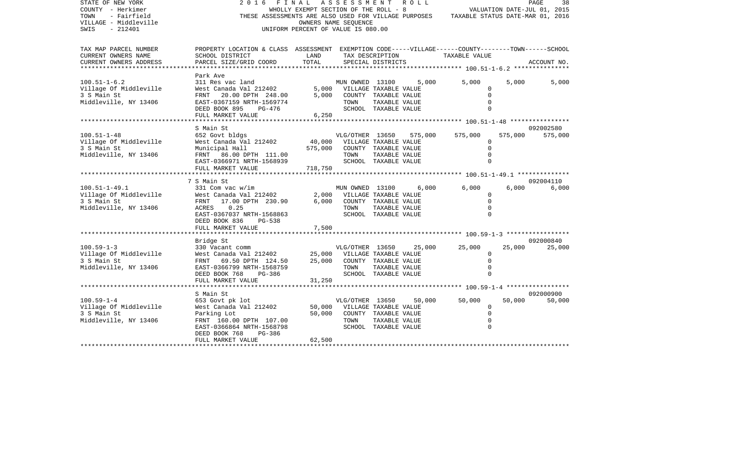STATE OF NEW YORK 2 0 1 6 F I N A L A S S E S S M E N T R O L L
COUNTY - Herkimer WHOLLY EXEMPT SECTION OF THE ROLL - 8 VALUATION DATE-JUL 01, 2015
TOWN - Fairfield THESE ASSESSMENTS ARE ALSO USED FOR VILLAGE PURPOSES TAXABLE STATUS DATE-MAR 01, 2016
VILLAGE - Middleville OWNERS NAME SEQUENCE
SWIS - 212401 UNIFORM PERCENT OF VALUE IS 080.00

| TAX MAP PARCEL NUMBER / CURRENT OWNERS NAME / CURRENT OWNERS ADDRESS | PROPERTY LOCATION & CLASS / SCHOOL DISTRICT / PARCEL SIZE/GRID COORD | ASSESSMENT LAND / TOTAL | EXEMPTION CODE / TAX DESCRIPTION / SPECIAL DISTRICTS | VILLAGE | COUNTY | TOWN | SCHOOL | ACCOUNT NO. |
|---|---|---|---|---|---|---|---|---|
| 100.51-1-6.2 | Park Ave | | | | | | | |
| Village Of Middleville | 311 Res vac land | | MUN OWNED 13100 | 5,000 | 5,000 | 5,000 | 5,000 | |
| 3 S Main St | West Canada Val 212402 | 5,000 | VILLAGE TAXABLE VALUE | 0 | | | | |
| Middleville, NY 13406 | FRNT 20.00 DPTH 248.00 | 5,000 | COUNTY TAXABLE VALUE | | 0 | | | |
| | EAST-0367159 NRTH-1569774 | | TOWN TAXABLE VALUE | | | 0 | | |
| | DEED BOOK 895 PG-476 | | SCHOOL TAXABLE VALUE | | | | 0 | |
| | FULL MARKET VALUE | 6,250 | | | | | | |
| 100.51-1-48 | S Main St | | | | | | | 092002580 |
| Village Of Middleville | 652 Govt bldgs | | VLG/OTHER 13650 | 575,000 | 575,000 | 575,000 | 575,000 | |
| 3 S Main St | West Canada Val 212402 | 40,000 | VILLAGE TAXABLE VALUE | 0 | | | | |
| Middleville, NY 13406 | Municipal Hall | 575,000 | COUNTY TAXABLE VALUE | | 0 | | | |
| | FRNT 86.00 DPTH 111.00 | | TOWN TAXABLE VALUE | | | 0 | | |
| | EAST-0366971 NRTH-1568939 | | SCHOOL TAXABLE VALUE | | | | 0 | |
| | FULL MARKET VALUE | 718,750 | | | | | | |
| 100.51-1-49.1 | 7 S Main St | | | | | | | 092004110 |
| Village Of Middleville | 331 Com vac w/im | | MUN OWNED 13100 | 6,000 | 6,000 | 6,000 | 6,000 | |
| 3 S Main St | West Canada Val 212402 | 2,000 | VILLAGE TAXABLE VALUE | 0 | | | | |
| Middleville, NY 13406 | FRNT 17.00 DPTH 230.90 | 6,000 | COUNTY TAXABLE VALUE | | 0 | | | |
| | ACRES 0.25 | | TOWN TAXABLE VALUE | | | 0 | | |
| | EAST-0367037 NRTH-1568863 | | SCHOOL TAXABLE VALUE | | | | 0 | |
| | DEED BOOK 836 PG-538 | | | | | | | |
| | FULL MARKET VALUE | 7,500 | | | | | | |
| 100.59-1-3 | Bridge St | | | | | | | 092000840 |
| Village Of Middleville | 330 Vacant comm | | VLG/OTHER 13650 | 25,000 | 25,000 | 25,000 | 25,000 | |
| 3 S Main St | West Canada Val 212402 | 25,000 | VILLAGE TAXABLE VALUE | 0 | | | | |
| Middleville, NY 13406 | FRNT 69.50 DPTH 124.50 | 25,000 | COUNTY TAXABLE VALUE | | 0 | | | |
| | EAST-0366799 NRTH-1568759 | | TOWN TAXABLE VALUE | | | 0 | | |
| | DEED BOOK 768 PG-386 | | SCHOOL TAXABLE VALUE | | | | 0 | |
| | FULL MARKET VALUE | 31,250 | | | | | | |
| 100.59-1-4 | S Main St | | | | | | | 092000900 |
| Village Of Middleville | 653 Govt pk lot | | VLG/OTHER 13650 | 50,000 | 50,000 | 50,000 | 50,000 | |
| 3 S Main St | West Canada Val 212402 | 50,000 | VILLAGE TAXABLE VALUE | 0 | | | | |
| Middleville, NY 13406 | Parking Lot | 50,000 | COUNTY TAXABLE VALUE | | 0 | | | |
| | FRNT 160.00 DPTH 107.00 | | TOWN TAXABLE VALUE | | | 0 | | |
| | EAST-0366864 NRTH-1568798 | | SCHOOL TAXABLE VALUE | | | | 0 | |
| | DEED BOOK 768 PG-386 | | | | | | | |
| | FULL MARKET VALUE | 62,500 | | | | | | |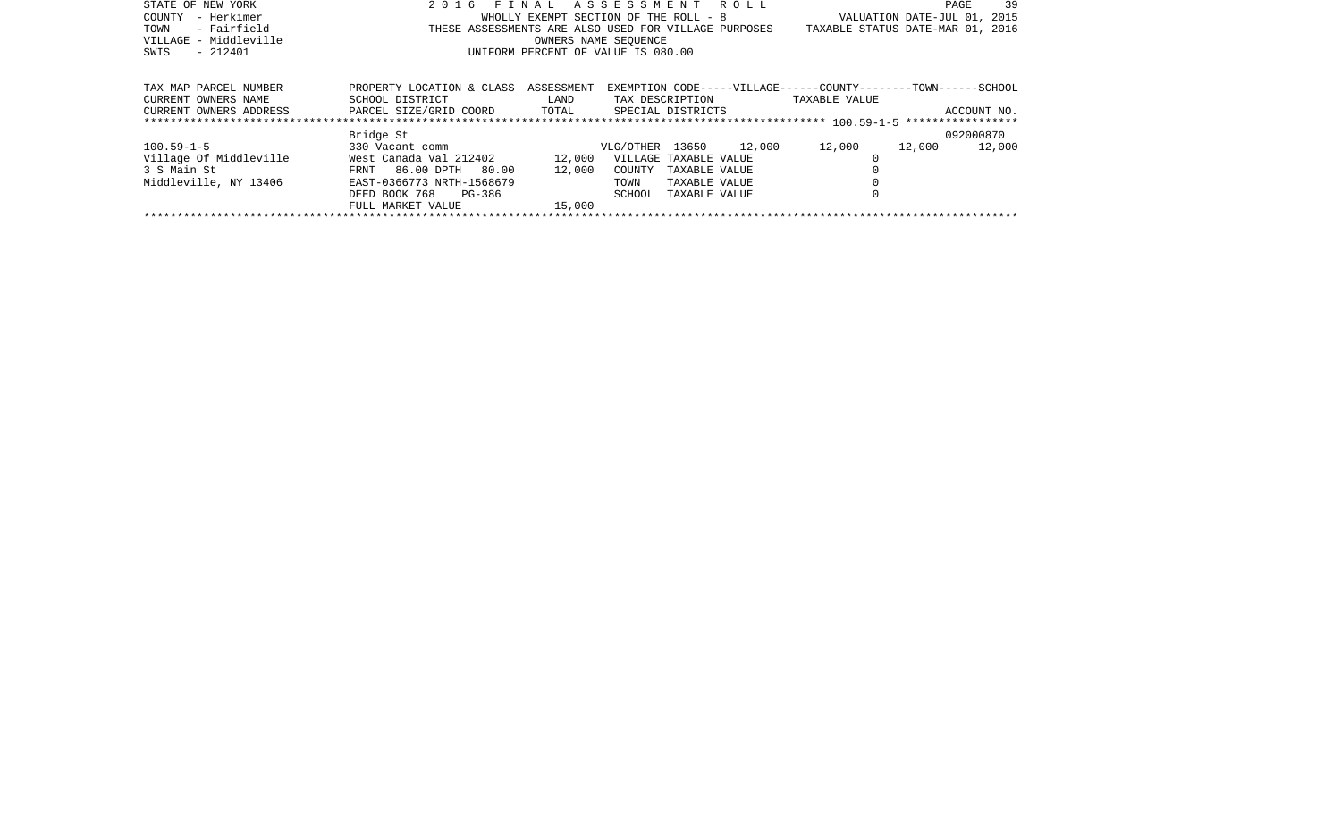STATE OF NEW YORK
COUNTY - Herkimer
TOWN - Fairfield
VILLAGE - Middleville
SWIS - 212401

2 0 1 6 F I N A L A S S E S S M E N T R O L L
WHOLLY EXEMPT SECTION OF THE ROLL - 8
THESE ASSESSMENTS ARE ALSO USED FOR VILLAGE PURPOSES
OWNERS NAME SEQUENCE
UNIFORM PERCENT OF VALUE IS 080.00

VALUATION DATE-JUL 01, 2015
TAXABLE STATUS DATE-MAR 01, 2016

| TAX MAP PARCEL NUMBER<br>CURRENT OWNERS NAME<br>CURRENT OWNERS ADDRESS | PROPERTY LOCATION & CLASS<br>SCHOOL DISTRICT<br>PARCEL SIZE/GRID COORD | ASSESSMENT<br>LAND<br>TOTAL | EXEMPTION CODE-----VILLAGE------COUNTY--------TOWN------SCHOOL<br>TAX DESCRIPTION<br>SPECIAL DISTRICTS | TAXABLE VALUE | ACCOUNT NO. |
|---|---|---|---|---|---|
| ******************** 100.59-1-5 ******************** | | | | | |
| | Bridge St | | | | 092000870 |
| 100.59-1-5 | 330 Vacant comm | | VLG/OTHER 13650 12,000 | 12,000 12,000 | 12,000 |
| Village Of Middleville | West Canada Val 212402 | 12,000 | VILLAGE TAXABLE VALUE | 0 | |
| 3 S Main St | FRNT 86.00 DPTH 80.00 | 12,000 | COUNTY TAXABLE VALUE | 0 | |
| Middleville, NY 13406 | EAST-0366773 NRTH-1568679 | | TOWN TAXABLE VALUE | 0 | |
| | DEED BOOK 768 PG-386 | | SCHOOL TAXABLE VALUE | 0 | |
| | FULL MARKET VALUE | 15,000 | | | |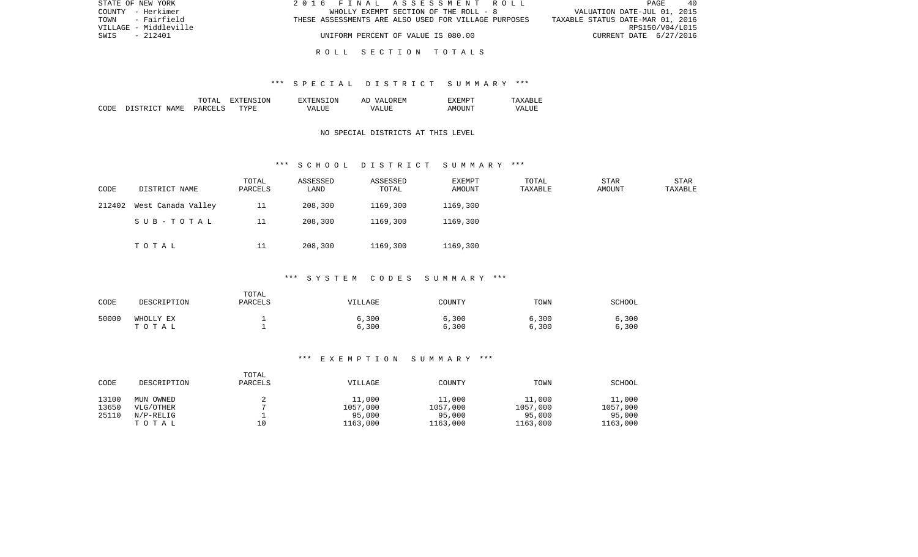STATE OF NEW YORK
COUNTY - Herkimer
TOWN - Fairfield
VILLAGE - Middleville
SWIS - 212401

2016 FINAL ASSESSMENT ROLL
WHOLLY EXEMPT SECTION OF THE ROLL - 8
THESE ASSESSMENTS ARE ALSO USED FOR VILLAGE PURPOSES
UNIFORM PERCENT OF VALUE IS 080.00

VALUATION DATE-JUL 01, 2015
TAXABLE STATUS DATE-MAR 01, 2016
RPS150/V04/L015
CURRENT DATE 6/27/2016

# ROLL SECTION TOTALS

## *** SPECIAL DISTRICT SUMMARY ***

| CODE | DISTRICT NAME | TOTAL PARCELS | EXTENSION TYPE | EXTENSION VALUE | AD VALOREM VALUE | EXEMPT AMOUNT | TAXABLE VALUE |
|---|---|---|---|---|---|---|---|

NO SPECIAL DISTRICTS AT THIS LEVEL

## *** SCHOOL DISTRICT SUMMARY ***

| CODE | DISTRICT NAME | TOTAL PARCELS | ASSESSED LAND | ASSESSED TOTAL | EXEMPT AMOUNT | TOTAL TAXABLE | STAR AMOUNT | STAR TAXABLE |
|---|---|---|---|---|---|---|---|---|
| 212402 | West Canada Valley | 11 | 208,300 | 1169,300 | 1169,300 | | | |
| | SUB-TOTAL | 11 | 208,300 | 1169,300 | 1169,300 | | | |
| | TOTAL | 11 | 208,300 | 1169,300 | 1169,300 | | | |

## *** SYSTEM CODES SUMMARY ***

| CODE | DESCRIPTION | TOTAL PARCELS | VILLAGE | COUNTY | TOWN | SCHOOL |
|---|---|---|---|---|---|---|
| 50000 | WHOLLY EX | 1 | 6,300 | 6,300 | 6,300 | 6,300 |
| | TOTAL | 1 | 6,300 | 6,300 | 6,300 | 6,300 |

## *** EXEMPTION SUMMARY ***

| CODE | DESCRIPTION | TOTAL PARCELS | VILLAGE | COUNTY | TOWN | SCHOOL |
|---|---|---|---|---|---|---|
| 13100 | MUN OWNED | 2 | 11,000 | 11,000 | 11,000 | 11,000 |
| 13650 | VLG/OTHER | 7 | 1057,000 | 1057,000 | 1057,000 | 1057,000 |
| 25110 | N/P-RELIG | 1 | 95,000 | 95,000 | 95,000 | 95,000 |
| | TOTAL | 10 | 1163,000 | 1163,000 | 1163,000 | 1163,000 |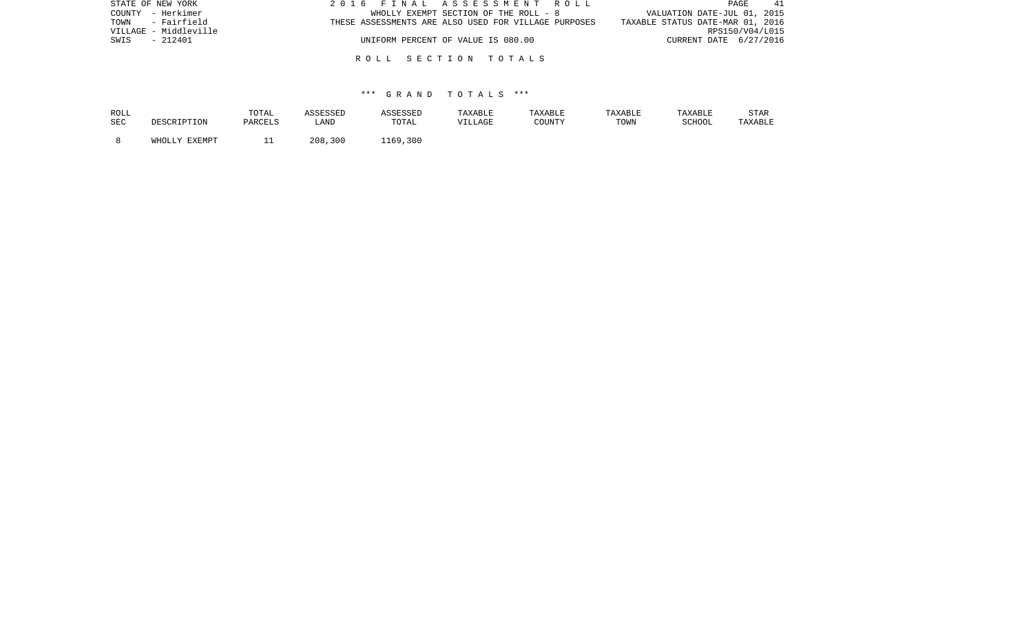STATE OF NEW YORK
COUNTY - Herkimer
TOWN - Fairfield
VILLAGE - Middleville
SWIS - 212401

2016 FINAL ASSESSMENT ROLL
WHOLLY EXEMPT SECTION OF THE ROLL - 8
THESE ASSESSMENTS ARE ALSO USED FOR VILLAGE PURPOSES
UNIFORM PERCENT OF VALUE IS 080.00

VALUATION DATE-JUL 01, 2015
TAXABLE STATUS DATE-MAR 01, 2016
RPS150/V04/L015
CURRENT DATE 6/27/2016

## ROLL SECTION TOTALS

### *** GRAND TOTALS ***

| ROLL SEC | DESCRIPTION | TOTAL PARCELS | ASSESSED LAND | ASSESSED TOTAL | TAXABLE VILLAGE | TAXABLE COUNTY | TAXABLE TOWN | TAXABLE SCHOOL | STAR TAXABLE |
|---|---|---|---|---|---|---|---|---|---|
| 8 | WHOLLY EXEMPT | 11 | 208,300 | 1169,300 | | | | | |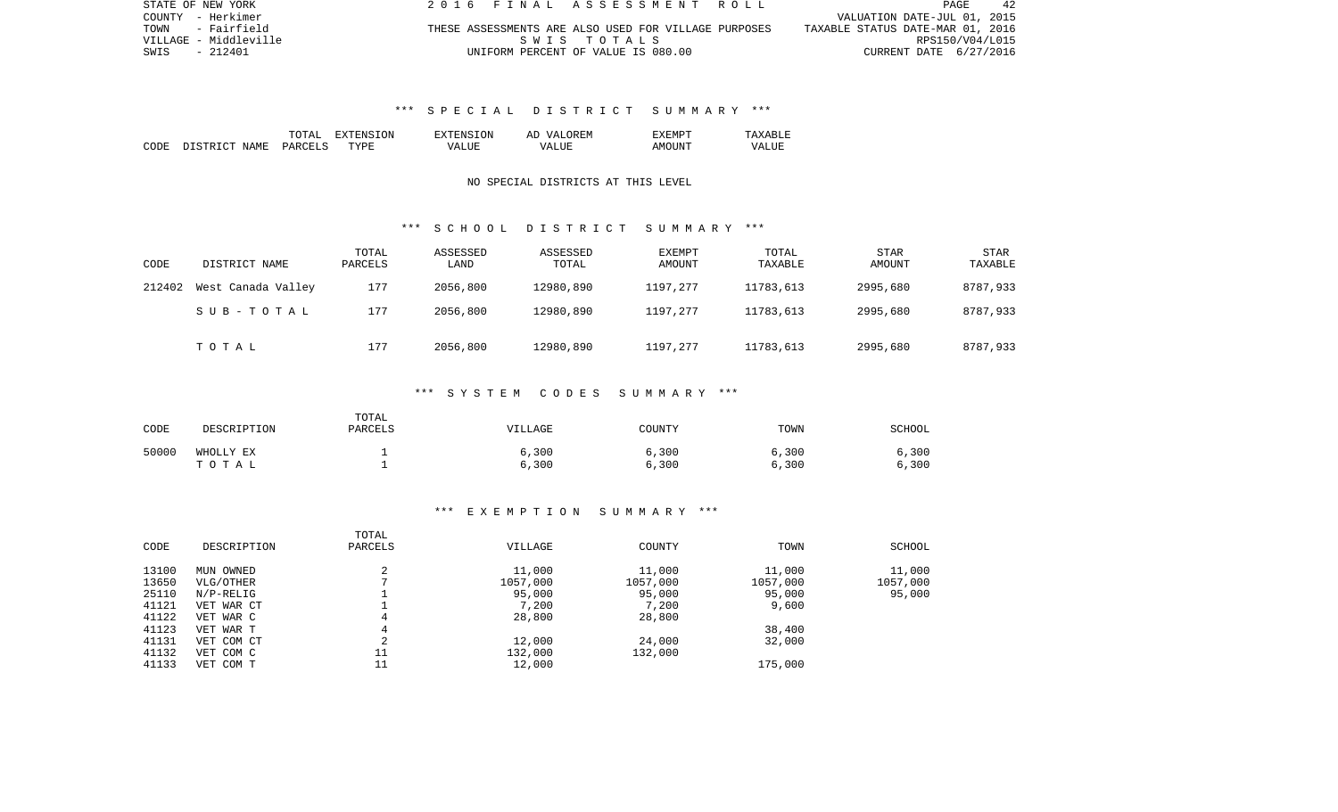STATE OF NEW YORK | 2016 FINAL ASSESSMENT ROLL | PAGE 42
COUNTY - Herkimer | | VALUATION DATE-JUL 01, 2015
TOWN - Fairfield | THESE ASSESSMENTS ARE ALSO USED FOR VILLAGE PURPOSES | TAXABLE STATUS DATE-MAR 01, 2016
VILLAGE - Middleville | SWIS TOTALS | RPS150/V04/L015
SWIS - 212401 | UNIFORM PERCENT OF VALUE IS 080.00 | CURRENT DATE 6/27/2016

## *** SPECIAL DISTRICT SUMMARY ***

| CODE | DISTRICT NAME | TOTAL PARCELS | EXTENSION TYPE | EXTENSION VALUE | AD VALOREM VALUE | EXEMPT AMOUNT | TAXABLE VALUE |
|---|---|---|---|---|---|---|---|

NO SPECIAL DISTRICTS AT THIS LEVEL

## *** SCHOOL DISTRICT SUMMARY ***

| CODE | DISTRICT NAME | TOTAL PARCELS | ASSESSED LAND | ASSESSED TOTAL | EXEMPT AMOUNT | TOTAL TAXABLE | STAR AMOUNT | STAR TAXABLE |
|---|---|---|---|---|---|---|---|---|
| 212402 | West Canada Valley | 177 | 2056,800 | 12980,890 | 1197,277 | 11783,613 | 2995,680 | 8787,933 |
| | S U B - T O T A L | 177 | 2056,800 | 12980,890 | 1197,277 | 11783,613 | 2995,680 | 8787,933 |
| | T O T A L | 177 | 2056,800 | 12980,890 | 1197,277 | 11783,613 | 2995,680 | 8787,933 |

## *** SYSTEM CODES SUMMARY ***

| CODE | DESCRIPTION | TOTAL PARCELS | VILLAGE | COUNTY | TOWN | SCHOOL |
|---|---|---|---|---|---|---|
| 50000 | WHOLLY EX | 1 | 6,300 | 6,300 | 6,300 | 6,300 |
| | T O T A L | 1 | 6,300 | 6,300 | 6,300 | 6,300 |

## *** EXEMPTION SUMMARY ***

| CODE | DESCRIPTION | TOTAL PARCELS | VILLAGE | COUNTY | TOWN | SCHOOL |
|---|---|---|---|---|---|---|
| 13100 | MUN OWNED | 2 | 11,000 | 11,000 | 11,000 | 11,000 |
| 13650 | VLG/OTHER | 7 | 1057,000 | 1057,000 | 1057,000 | 1057,000 |
| 25110 | N/P-RELIG | 1 | 95,000 | 95,000 | 95,000 | 95,000 |
| 41121 | VET WAR CT | 1 | 7,200 | 7,200 | 9,600 | |
| 41122 | VET WAR C | 4 | 28,800 | 28,800 | | |
| 41123 | VET WAR T | 4 | | | 38,400 | |
| 41131 | VET COM CT | 2 | 12,000 | 24,000 | 32,000 | |
| 41132 | VET COM C | 11 | 132,000 | 132,000 | | |
| 41133 | VET COM T | 11 | 12,000 | | 175,000 | |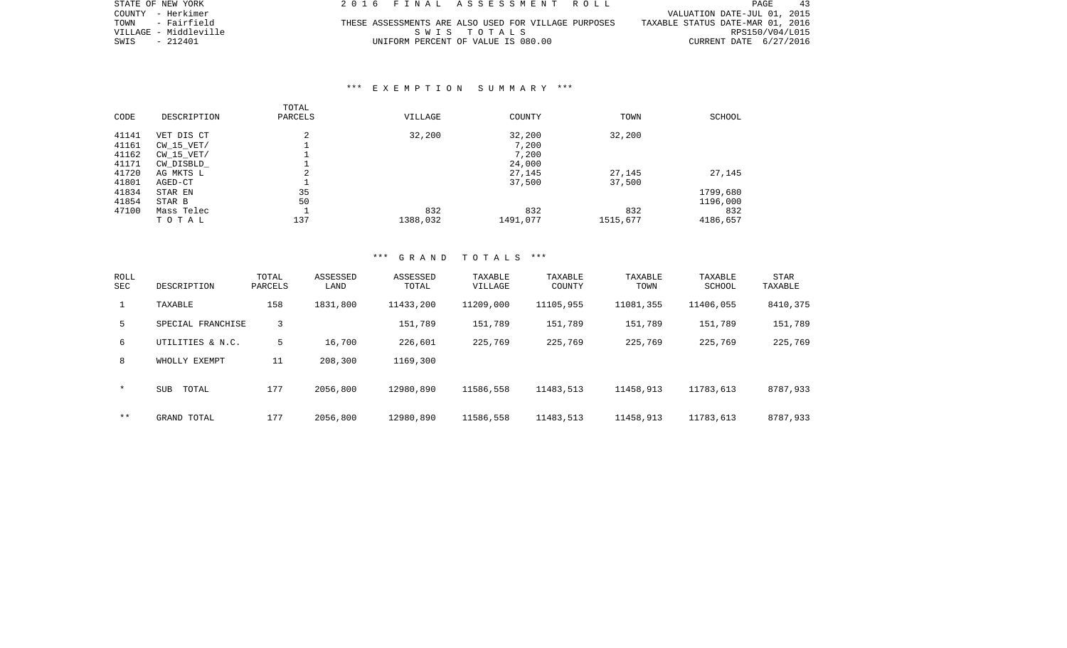STATE OF NEW YORK
COUNTY - Herkimer
TOWN - Fairfield
VILLAGE - Middleville
SWIS - 212401

# 2016 FINAL ASSESSMENT ROLL

THESE ASSESSMENTS ARE ALSO USED FOR VILLAGE PURPOSES
S W I S T O T A L S
UNIFORM PERCENT OF VALUE IS 080.00

VALUATION DATE-JUL 01, 2015
TAXABLE STATUS DATE-MAR 01, 2016
RPS150/V04/L015
CURRENT DATE 6/27/2016

## *** EXEMPTION SUMMARY ***

| CODE | DESCRIPTION | TOTAL PARCELS | VILLAGE | COUNTY | TOWN | SCHOOL |
|---|---|---|---|---|---|---|
| 41141 | VET DIS CT | 2 | 32,200 | 32,200 | 32,200 | |
| 41161 | CW_15_VET/ | 1 | | 7,200 | | |
| 41162 | CW_15_VET/ | 1 | | 7,200 | | |
| 41171 | CW_DISBLD_ | 1 | | 24,000 | | |
| 41720 | AG MKTS L | 2 | | 27,145 | 27,145 | 27,145 |
| 41801 | AGED-CT | 1 | | 37,500 | 37,500 | |
| 41834 | STAR EN | 35 | | | | 1799,680 |
| 41854 | STAR B | 50 | | | | 1196,000 |
| 47100 | Mass Telec | 1 | 832 | 832 | 832 | 832 |
| | T O T A L | 137 | 1388,032 | 1491,077 | 1515,677 | 4186,657 |

## *** GRAND TOTALS ***

| ROLL SEC | DESCRIPTION | TOTAL PARCELS | ASSESSED LAND | ASSESSED TOTAL | TAXABLE VILLAGE | TAXABLE COUNTY | TAXABLE TOWN | TAXABLE SCHOOL | STAR TAXABLE |
|---|---|---|---|---|---|---|---|---|---|
| 1 | TAXABLE | 158 | 1831,800 | 11433,200 | 11209,000 | 11105,955 | 11081,355 | 11406,055 | 8410,375 |
| 5 | SPECIAL FRANCHISE | 3 | | 151,789 | 151,789 | 151,789 | 151,789 | 151,789 | 151,789 |
| 6 | UTILITIES & N.C. | 5 | 16,700 | 226,601 | 225,769 | 225,769 | 225,769 | 225,769 | 225,769 |
| 8 | WHOLLY EXEMPT | 11 | 208,300 | 1169,300 | | | | | |
| * | SUB TOTAL | 177 | 2056,800 | 12980,890 | 11586,558 | 11483,513 | 11458,913 | 11783,613 | 8787,933 |
| ** | GRAND TOTAL | 177 | 2056,800 | 12980,890 | 11586,558 | 11483,513 | 11458,913 | 11783,613 | 8787,933 |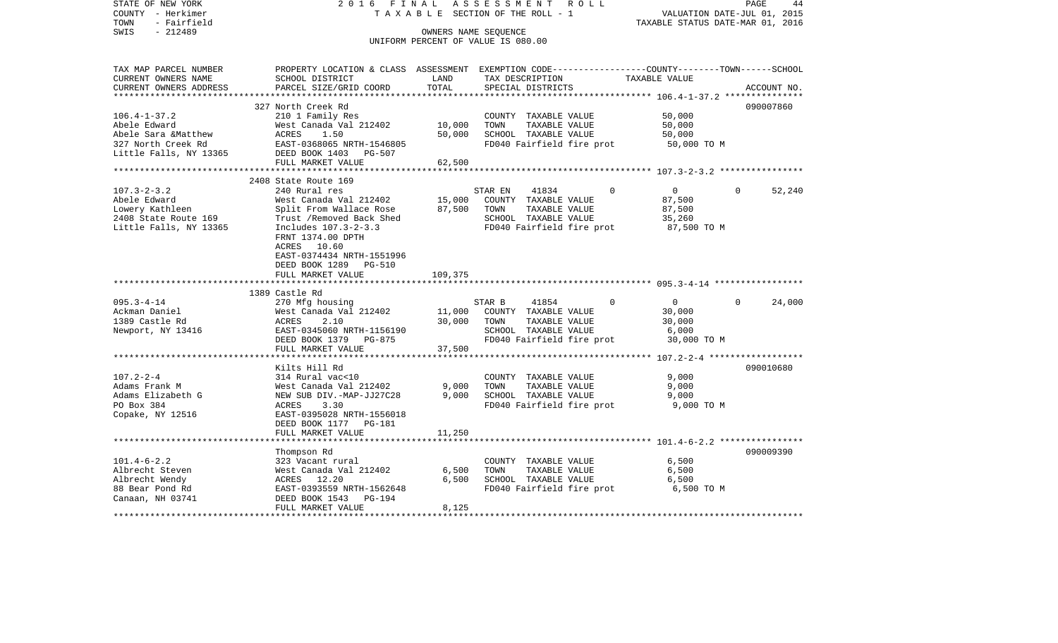STATE OF NEW YORK — 2016 FINAL ASSESSMENT ROLL — TAXABLE SECTION OF THE ROLL - 1

COUNTY - Herkimer — VALUATION DATE-JUL 01, 2015
TOWN - Fairfield — TAXABLE STATUS DATE-MAR 01, 2016
SWIS - 212489 — OWNERS NAME SEQUENCE — UNIFORM PERCENT OF VALUE IS 080.00

| TAX MAP PARCEL NUMBER / CURRENT OWNERS NAME / CURRENT OWNERS ADDRESS | PROPERTY LOCATION & CLASS / SCHOOL DISTRICT / PARCEL SIZE/GRID COORD | ASSESSMENT LAND | TOTAL | EXEMPTION CODE / TAX DESCRIPTION / SPECIAL DISTRICTS | COUNTY | TOWN | SCHOOL | TAXABLE VALUE / ACCOUNT NO. |
|---|---|---|---|---|---|---|---|---|
| **106.4-1-37.2** | 327 North Creek Rd | | | | | | | 090007860 |
| 106.4-1-37.2 | 210 1 Family Res | | | COUNTY TAXABLE VALUE | | | | 50,000 |
| Abele Edward | West Canada Val 212402 | 10,000 | | TOWN TAXABLE VALUE | | | | 50,000 |
| Abele Sara &Matthew | ACRES 1.50 | | 50,000 | SCHOOL TAXABLE VALUE | | | | 50,000 |
| 327 North Creek Rd | EAST-0368065 NRTH-1546805 | | | FD040 Fairfield fire prot | | | | 50,000 TO M |
| Little Falls, NY 13365 | DEED BOOK 1403 PG-507 | | | | | | | |
| | FULL MARKET VALUE | | 62,500 | | | | | |
| **107.3-2-3.2** | 2408 State Route 169 | | | | | | | |
| 107.3-2-3.2 | 240 Rural res | | | STAR EN 41834 | 0 | 0 | 0 | 52,240 |
| Abele Edward | West Canada Val 212402 | 15,000 | | COUNTY TAXABLE VALUE | | | | 87,500 |
| Lowery Kathleen | Split From Wallace Rose | | 87,500 | TOWN TAXABLE VALUE | | | | 87,500 |
| 2408 State Route 169 | Trust /Removed Back Shed | | | SCHOOL TAXABLE VALUE | | | | 35,260 |
| Little Falls, NY 13365 | Includes 107.3-2-3.3 | | | FD040 Fairfield fire prot | | | | 87,500 TO M |
| | FRNT 1374.00 DPTH | | | | | | | |
| | ACRES 10.60 | | | | | | | |
| | EAST-0374434 NRTH-1551996 | | | | | | | |
| | DEED BOOK 1289 PG-510 | | | | | | | |
| | FULL MARKET VALUE | | 109,375 | | | | | |
| **095.3-4-14** | 1389 Castle Rd | | | | | | | |
| 095.3-4-14 | 270 Mfg housing | | | STAR B 41854 | 0 | 0 | 0 | 24,000 |
| Ackman Daniel | West Canada Val 212402 | 11,000 | | COUNTY TAXABLE VALUE | | | | 30,000 |
| 1389 Castle Rd | ACRES 2.10 | | 30,000 | TOWN TAXABLE VALUE | | | | 30,000 |
| Newport, NY 13416 | EAST-0345060 NRTH-1156190 | | | SCHOOL TAXABLE VALUE | | | | 6,000 |
| | DEED BOOK 1379 PG-875 | | | FD040 Fairfield fire prot | | | | 30,000 TO M |
| | FULL MARKET VALUE | | 37,500 | | | | | |
| **107.2-2-4** | Kilts Hill Rd | | | | | | | 090010680 |
| 107.2-2-4 | 314 Rural vac<10 | | | COUNTY TAXABLE VALUE | | | | 9,000 |
| Adams Frank M | West Canada Val 212402 | 9,000 | | TOWN TAXABLE VALUE | | | | 9,000 |
| Adams Elizabeth G | NEW SUB DIV.-MAP-JJ27C28 | | 9,000 | SCHOOL TAXABLE VALUE | | | | 9,000 |
| PO Box 384 | ACRES 3.30 | | | FD040 Fairfield fire prot | | | | 9,000 TO M |
| Copake, NY 12516 | EAST-0395028 NRTH-1556018 | | | | | | | |
| | DEED BOOK 1177 PG-181 | | | | | | | |
| | FULL MARKET VALUE | | 11,250 | | | | | |
| **101.4-6-2.2** | Thompson Rd | | | | | | | 090009390 |
| 101.4-6-2.2 | 323 Vacant rural | | | COUNTY TAXABLE VALUE | | | | 6,500 |
| Albrecht Steven | West Canada Val 212402 | 6,500 | | TOWN TAXABLE VALUE | | | | 6,500 |
| Albrecht Wendy | ACRES 12.20 | | 6,500 | SCHOOL TAXABLE VALUE | | | | 6,500 |
| 88 Bear Pond Rd | EAST-0393559 NRTH-1562648 | | | FD040 Fairfield fire prot | | | | 6,500 TO M |
| Canaan, NH 03741 | DEED BOOK 1543 PG-194 | | | | | | | |
| | FULL MARKET VALUE | | 8,125 | | | | | |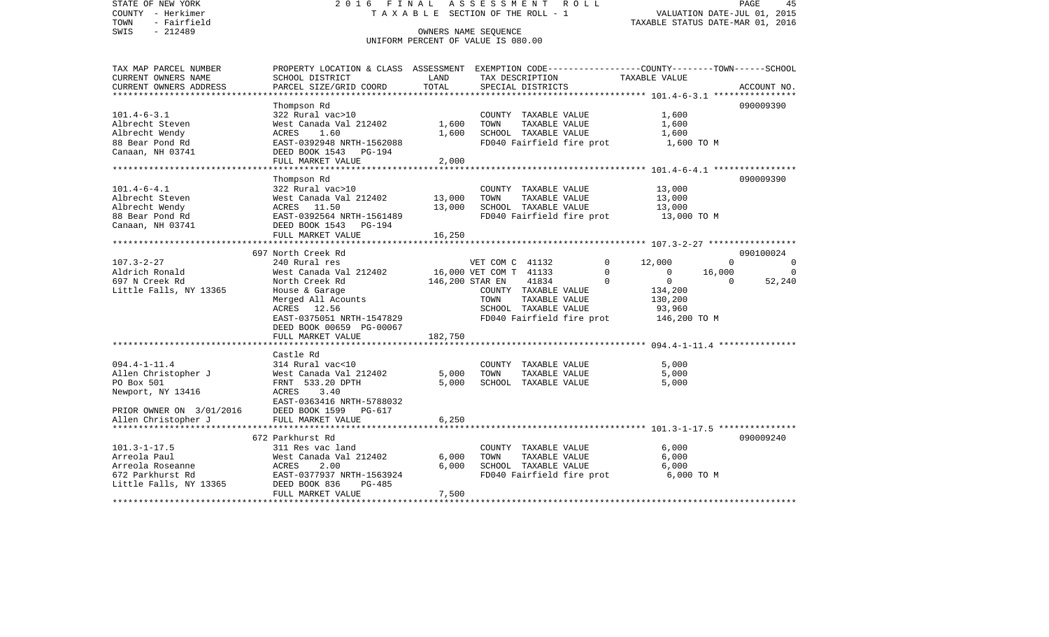STATE OF NEW YORK
COUNTY - Herkimer
TOWN - Fairfield
SWIS - 212489

# 2016 FINAL ASSESSMENT ROLL

TAXABLE SECTION OF THE ROLL - 1

OWNERS NAME SEQUENCE

UNIFORM PERCENT OF VALUE IS 080.00

VALUATION DATE-JUL 01, 2015
TAXABLE STATUS DATE-MAR 01, 2016

| TAX MAP PARCEL NUMBER / CURRENT OWNERS NAME / CURRENT OWNERS ADDRESS | PROPERTY LOCATION & CLASS / SCHOOL DISTRICT / PARCEL SIZE/GRID COORD | ASSESSMENT LAND | ASSESSMENT TOTAL | EXEMPTION CODE / TAX DESCRIPTION / SPECIAL DISTRICTS | COUNTY TAXABLE VALUE | TOWN | SCHOOL | ACCOUNT NO. |
|---|---|---|---|---|---|---|---|---|
| **101.4-6-3.1** | Thompson Rd | | | | | | | 090009390 |
| 101.4-6-3.1 | 322 Rural vac>10 | | | COUNTY TAXABLE VALUE | 1,600 | | | |
| Albrecht Steven | West Canada Val 212402 | 1,600 | | TOWN TAXABLE VALUE | 1,600 | | | |
| Albrecht Wendy | ACRES 1.60 | | 1,600 | SCHOOL TAXABLE VALUE | 1,600 | | | |
| 88 Bear Pond Rd | EAST-0392948 NRTH-1562088 | | | FD040 Fairfield fire prot | 1,600 TO M | | | |
| Canaan, NH 03741 | DEED BOOK 1543 PG-194 | | | | | | | |
| | FULL MARKET VALUE | | 2,000 | | | | | |
| **101.4-6-4.1** | Thompson Rd | | | | | | | 090009390 |
| 101.4-6-4.1 | 322 Rural vac>10 | | | COUNTY TAXABLE VALUE | 13,000 | | | |
| Albrecht Steven | West Canada Val 212402 | 13,000 | | TOWN TAXABLE VALUE | 13,000 | | | |
| Albrecht Wendy | ACRES 11.50 | | 13,000 | SCHOOL TAXABLE VALUE | 13,000 | | | |
| 88 Bear Pond Rd | EAST-0392564 NRTH-1561489 | | | FD040 Fairfield fire prot | 13,000 TO M | | | |
| Canaan, NH 03741 | DEED BOOK 1543 PG-194 | | | | | | | |
| | FULL MARKET VALUE | | 16,250 | | | | | |
| **107.3-2-27** | 697 North Creek Rd | | | | | | | 090100024 |
| 107.3-2-27 | 240 Rural res | | | VET COM C 41132 0 | 12,000 | 0 | 0 | |
| Aldrich Ronald | West Canada Val 212402 | 16,000 | | VET COM T 41133 0 | 0 | 16,000 | 0 | |
| 697 N Creek Rd | North Creek Rd | | 146,200 | STAR EN 41834 0 | 0 | 0 | 52,240 | |
| Little Falls, NY 13365 | House & Garage | | | COUNTY TAXABLE VALUE | 134,200 | | | |
| | Merged All Acounts | | | TOWN TAXABLE VALUE | 130,200 | | | |
| | ACRES 12.56 | | | SCHOOL TAXABLE VALUE | 93,960 | | | |
| | EAST-0375051 NRTH-1547829 | | | FD040 Fairfield fire prot | 146,200 TO M | | | |
| | DEED BOOK 00659 PG-00067 | | | | | | | |
| | FULL MARKET VALUE | | 182,750 | | | | | |
| **094.4-1-11.4** | Castle Rd | | | | | | | |
| 094.4-1-11.4 | 314 Rural vac<10 | | | COUNTY TAXABLE VALUE | 5,000 | | | |
| Allen Christopher J | West Canada Val 212402 | 5,000 | | TOWN TAXABLE VALUE | 5,000 | | | |
| PO Box 501 | FRNT 533.20 DPTH | | 5,000 | SCHOOL TAXABLE VALUE | 5,000 | | | |
| Newport, NY 13416 | ACRES 3.40 | | | | | | | |
| | EAST-0363416 NRTH-5788032 | | | | | | | |
| PRIOR OWNER ON 3/01/2016 | DEED BOOK 1599 PG-617 | | | | | | | |
| Allen Christopher J | FULL MARKET VALUE | | 6,250 | | | | | |
| **101.3-1-17.5** | 672 Parkhurst Rd | | | | | | | 090009240 |
| 101.3-1-17.5 | 311 Res vac land | | | COUNTY TAXABLE VALUE | 6,000 | | | |
| Arreola Paul | West Canada Val 212402 | 6,000 | | TOWN TAXABLE VALUE | 6,000 | | | |
| Arreola Roseanne | ACRES 2.00 | | 6,000 | SCHOOL TAXABLE VALUE | 6,000 | | | |
| 672 Parkhurst Rd | EAST-0377937 NRTH-1563924 | | | FD040 Fairfield fire prot | 6,000 TO M | | | |
| Little Falls, NY 13365 | DEED BOOK 836 PG-485 | | | | | | | |
| | FULL MARKET VALUE | | 7,500 | | | | | |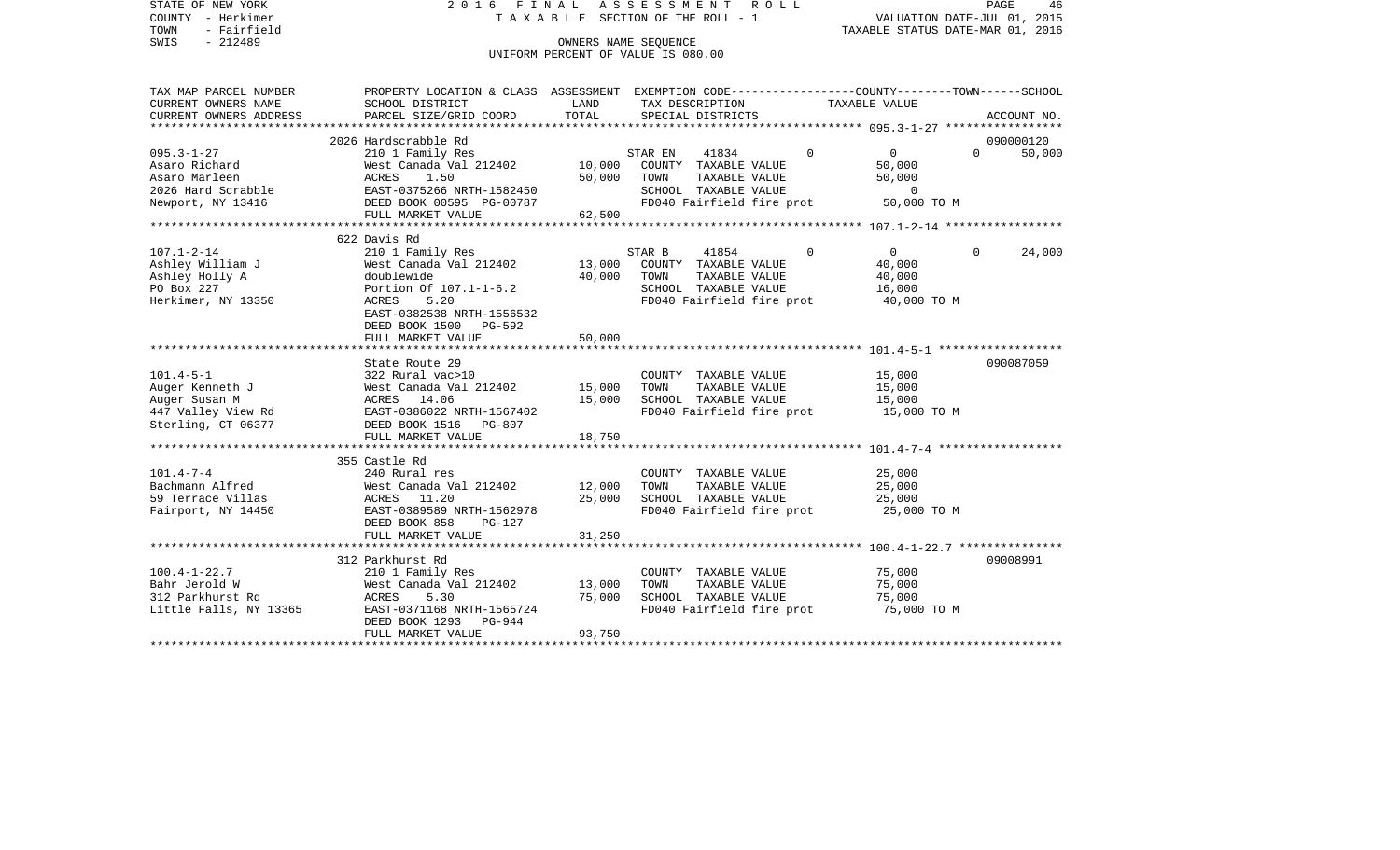STATE OF NEW YORK — 2016 FINAL ASSESSMENT ROLL — PAGE 46
COUNTY - Herkimer — TAXABLE SECTION OF THE ROLL - 1 — VALUATION DATE-JUL 01, 2015
TOWN - Fairfield — TAXABLE STATUS DATE-MAR 01, 2016
SWIS - 212489 — OWNERS NAME SEQUENCE
UNIFORM PERCENT OF VALUE IS 080.00

| TAX MAP PARCEL NUMBER / CURRENT OWNERS NAME / CURRENT OWNERS ADDRESS | PROPERTY LOCATION & CLASS / SCHOOL DISTRICT / PARCEL SIZE/GRID COORD | ASSESSMENT LAND | TOTAL | EXEMPTION CODE / TAX DESCRIPTION / SPECIAL DISTRICTS | COUNTY | TOWN | SCHOOL / TAXABLE VALUE | ACCOUNT NO. |
|---|---|---|---|---|---|---|---|---|
| | 2026 Hardscrabble Rd | | | | | | | 090000120 |
| 095.3-1-27 | 210 1 Family Res | | | STAR EN 41834 | 0 | 0 | 0 / 50,000 | |
| Asaro Richard | West Canada Val 212402 | 10,000 | | COUNTY TAXABLE VALUE | 50,000 | | | |
| Asaro Marleen | ACRES 1.50 | | 50,000 | TOWN TAXABLE VALUE | | 50,000 | | |
| 2026 Hard Scrabble | EAST-0375266 NRTH-1582450 | | | SCHOOL TAXABLE VALUE | | | 0 | |
| Newport, NY 13416 | DEED BOOK 00595 PG-00787 | | | FD040 Fairfield fire prot | 50,000 TO M | | | |
| | FULL MARKET VALUE | | 62,500 | | | | | |
| | 622 Davis Rd | | | | | | | |
| 107.1-2-14 | 210 1 Family Res | | | STAR B 41854 | 0 | 0 | 0 / 24,000 | |
| Ashley William J | West Canada Val 212402 | 13,000 | | COUNTY TAXABLE VALUE | 40,000 | | | |
| Ashley Holly A | doublewide | | 40,000 | TOWN TAXABLE VALUE | | 40,000 | | |
| PO Box 227 | Portion Of 107.1-1-6.2 | | | SCHOOL TAXABLE VALUE | | | 16,000 | |
| Herkimer, NY 13350 | ACRES 5.20 | | | FD040 Fairfield fire prot | 40,000 TO M | | | |
| | EAST-0382538 NRTH-1556532 | | | | | | | |
| | DEED BOOK 1500 PG-592 | | | | | | | |
| | FULL MARKET VALUE | | 50,000 | | | | | |
| | State Route 29 | | | | | | | 090087059 |
| 101.4-5-1 | 322 Rural vac>10 | | | COUNTY TAXABLE VALUE | 15,000 | | | |
| Auger Kenneth J | West Canada Val 212402 | 15,000 | | TOWN TAXABLE VALUE | | 15,000 | | |
| Auger Susan M | ACRES 14.06 | | 15,000 | SCHOOL TAXABLE VALUE | | | 15,000 | |
| 447 Valley View Rd | EAST-0386022 NRTH-1567402 | | | FD040 Fairfield fire prot | 15,000 TO M | | | |
| Sterling, CT 06377 | DEED BOOK 1516 PG-807 | | | | | | | |
| | FULL MARKET VALUE | | 18,750 | | | | | |
| | 355 Castle Rd | | | | | | | |
| 101.4-7-4 | 240 Rural res | | | COUNTY TAXABLE VALUE | 25,000 | | | |
| Bachmann Alfred | West Canada Val 212402 | 12,000 | | TOWN TAXABLE VALUE | | 25,000 | | |
| 59 Terrace Villas | ACRES 11.20 | | 25,000 | SCHOOL TAXABLE VALUE | | | 25,000 | |
| Fairport, NY 14450 | EAST-0389589 NRTH-1562978 | | | FD040 Fairfield fire prot | 25,000 TO M | | | |
| | DEED BOOK 858 PG-127 | | | | | | | |
| | FULL MARKET VALUE | | 31,250 | | | | | |
| | 312 Parkhurst Rd | | | | | | | 09008991 |
| 100.4-1-22.7 | 210 1 Family Res | | | COUNTY TAXABLE VALUE | 75,000 | | | |
| Bahr Jerold W | West Canada Val 212402 | 13,000 | | TOWN TAXABLE VALUE | | 75,000 | | |
| 312 Parkhurst Rd | ACRES 5.30 | | 75,000 | SCHOOL TAXABLE VALUE | | | 75,000 | |
| Little Falls, NY 13365 | EAST-0371168 NRTH-1565724 | | | FD040 Fairfield fire prot | 75,000 TO M | | | |
| | DEED BOOK 1293 PG-944 | | | | | | | |
| | FULL MARKET VALUE | | 93,750 | | | | | |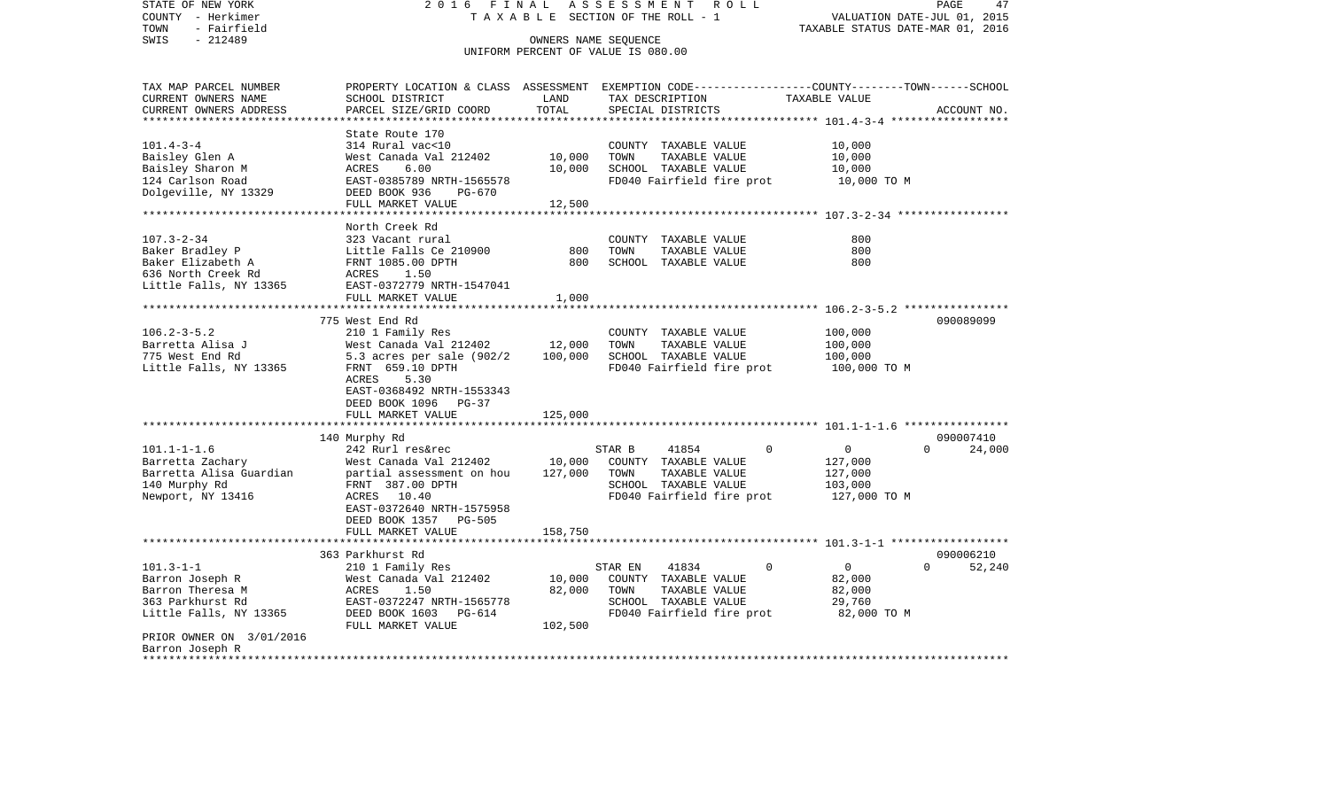STATE OF NEW YORK | 2 0 1 6 F I N A L A S S E S S M E N T R O L L | PAGE 47
COUNTY - Herkimer | T A X A B L E SECTION OF THE ROLL - 1 | VALUATION DATE-JUL 01, 2015
TOWN - Fairfield | | TAXABLE STATUS DATE-MAR 01, 2016
SWIS - 212489 | OWNERS NAME SEQUENCE
UNIFORM PERCENT OF VALUE IS 080.00

```
TAX MAP PARCEL NUMBER     PROPERTY LOCATION & CLASS  ASSESSMENT  EXEMPTION CODE------------------COUNTY--------TOWN------SCHOOL
CURRENT OWNERS NAME       SCHOOL DISTRICT               LAND      TAX DESCRIPTION             TAXABLE VALUE
CURRENT OWNERS ADDRESS    PARCEL SIZE/GRID COORD        TOTAL     SPECIAL DISTRICTS                                       ACCOUNT NO.
******************************************************************************************************* 101.4-3-4 ******************
                          State Route 170
101.4-3-4                 314 Rural vac<10                       COUNTY  TAXABLE VALUE            10,000
Baisley Glen A            West Canada Val 212402        10,000   TOWN    TAXABLE VALUE            10,000
Baisley Sharon M          ACRES     6.00                10,000   SCHOOL  TAXABLE VALUE            10,000
124 Carlson Road          EAST-0385789 NRTH-1565578              FD040 Fairfield fire prot         10,000 TO M
Dolgeville, NY 13329      DEED BOOK 936     PG-670
                          FULL MARKET VALUE             12,500
******************************************************************************************************* 107.3-2-34 *****************
                          North Creek Rd
107.3-2-34                323 Vacant rural                       COUNTY  TAXABLE VALUE               800
Baker Bradley P           Little Falls Ce 210900           800   TOWN    TAXABLE VALUE               800
Baker Elizabeth A         FRNT 1085.00 DPTH                800   SCHOOL  TAXABLE VALUE               800
636 North Creek Rd        ACRES     1.50
Little Falls, NY 13365    EAST-0372779 NRTH-1547041
                          FULL MARKET VALUE              1,000
******************************************************************************************************* 106.2-3-5.2 ****************
                          775 West End Rd                                                                             090089099
106.2-3-5.2               210 1 Family Res                       COUNTY  TAXABLE VALUE           100,000
Barretta Alisa J          West Canada Val 212402        12,000   TOWN    TAXABLE VALUE           100,000
775 West End Rd           5.3 acres per sale (902/2    100,000   SCHOOL  TAXABLE VALUE           100,000
Little Falls, NY 13365    FRNT  659.10 DPTH                      FD040 Fairfield fire prot        100,000 TO M
                          ACRES     5.30
                          EAST-0368492 NRTH-1553343
                          DEED BOOK 1096    PG-37
                          FULL MARKET VALUE            125,000
******************************************************************************************************* 101.1-1-1.6 ****************
                          140 Murphy Rd                                                                               090007410
101.1-1-1.6               242 Rurl res&rec                       STAR B      41854         0              0          0     24,000
Barretta Zachary          West Canada Val 212402        10,000   COUNTY  TAXABLE VALUE           127,000
Barretta Alisa Guardian   partial assessment on hou    127,000   TOWN    TAXABLE VALUE           127,000
140 Murphy Rd             FRNT  387.00 DPTH                      SCHOOL  TAXABLE VALUE           103,000
Newport, NY 13416         ACRES    10.40                         FD040 Fairfield fire prot        127,000 TO M
                          EAST-0372640 NRTH-1575958
                          DEED BOOK 1357    PG-505
                          FULL MARKET VALUE            158,750
******************************************************************************************************* 101.3-1-1 ******************
                          363 Parkhurst Rd                                                                            090006210
101.3-1-1                 210 1 Family Res                       STAR EN     41834         0              0          0     52,240
Barron Joseph R           West Canada Val 212402        10,000   COUNTY  TAXABLE VALUE            82,000
Barron Theresa M          ACRES     1.50                82,000   TOWN    TAXABLE VALUE            82,000
363 Parkhurst Rd          EAST-0372247 NRTH-1565778              SCHOOL  TAXABLE VALUE            29,760
Little Falls, NY 13365    DEED BOOK 1603    PG-614               FD040 Fairfield fire prot         82,000 TO M
                          FULL MARKET VALUE            102,500
PRIOR OWNER ON 3/01/2016
Barron Joseph R
************************************************************************************************************************************
```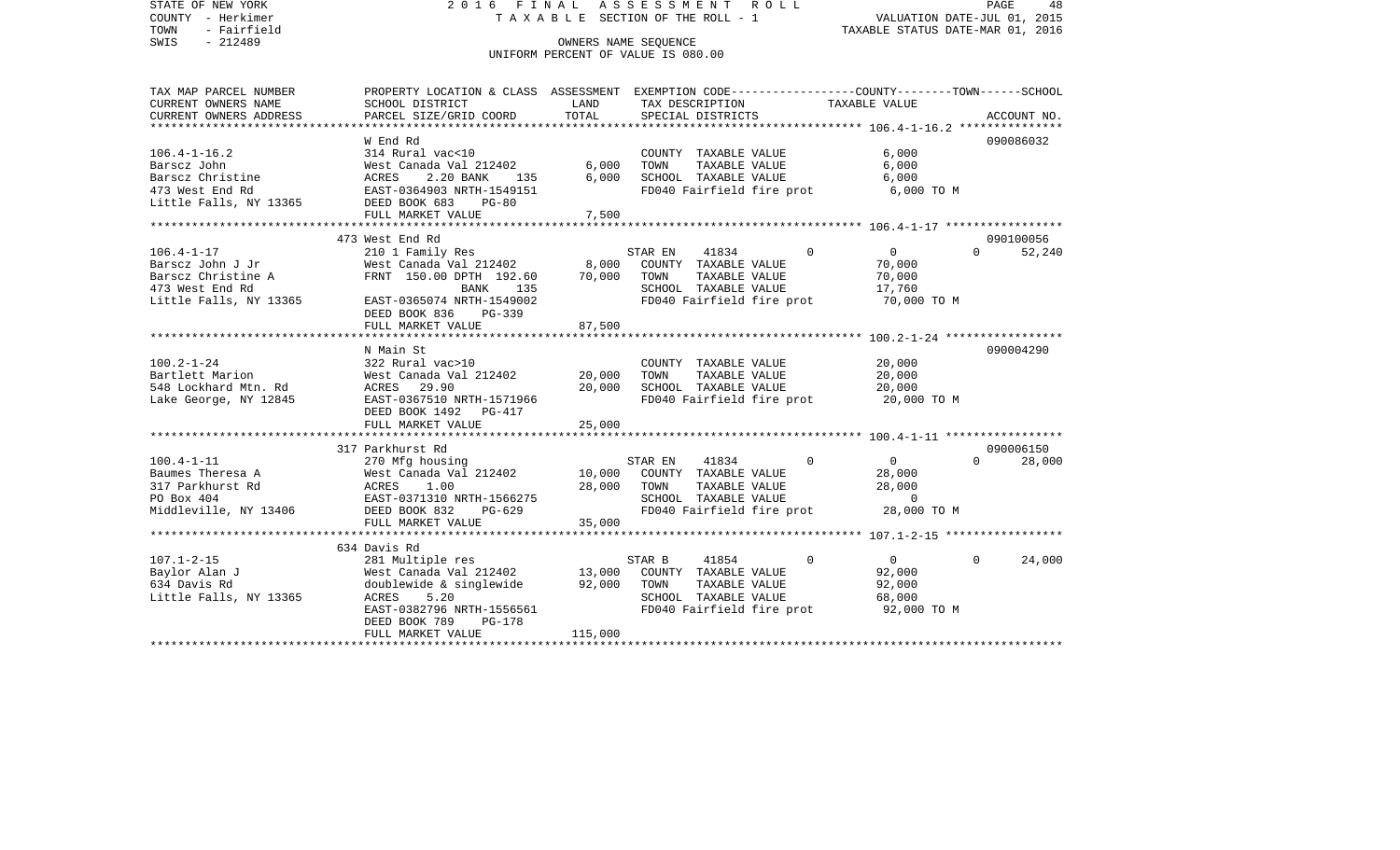STATE OF NEW YORK
COUNTY - Herkimer
TOWN - Fairfield
SWIS - 212489

2 0 1 6 F I N A L A S S E S S M E N T R O L L
T A X A B L E SECTION OF THE ROLL - 1
OWNERS NAME SEQUENCE
UNIFORM PERCENT OF VALUE IS 080.00

VALUATION DATE-JUL 01, 2015
TAXABLE STATUS DATE-MAR 01, 2016

| TAX MAP PARCEL NUMBER / CURRENT OWNERS NAME / CURRENT OWNERS ADDRESS | PROPERTY LOCATION & CLASS / SCHOOL DISTRICT / PARCEL SIZE/GRID COORD | ASSESSMENT LAND / TOTAL | EXEMPTION CODE / TAX DESCRIPTION / SPECIAL DISTRICTS | COUNTY | TOWN | SCHOOL / TAXABLE VALUE | ACCOUNT NO. |
|---|---|---|---|---|---|---|---|
| 106.4-1-16.2 | W End Rd | | | | | | 090086032 |
| | 314 Rural vac<10 | | COUNTY TAXABLE VALUE | 6,000 | | | |
| Barscz John | West Canada Val 212402 | 6,000 | TOWN TAXABLE VALUE | | 6,000 | | |
| Barscz Christine | ACRES 2.20 BANK 135 | 6,000 | SCHOOL TAXABLE VALUE | | | 6,000 | |
| 473 West End Rd | EAST-0364903 NRTH-1549151 | | FD040 Fairfield fire prot | 6,000 TO M | | | |
| Little Falls, NY 13365 | DEED BOOK 683 PG-80 | | | | | | |
| | FULL MARKET VALUE | 7,500 | | | | | |
| 106.4-1-17 | 473 West End Rd | | | | | | 090100056 |
| | 210 1 Family Res | | STAR EN 41834 | 0 | 0 | 0 | 52,240 |
| Barscz John J Jr | West Canada Val 212402 | 8,000 | COUNTY TAXABLE VALUE | 70,000 | | | |
| Barscz Christine A | FRNT 150.00 DPTH 192.60 | 70,000 | TOWN TAXABLE VALUE | | 70,000 | | |
| 473 West End Rd | BANK 135 | | SCHOOL TAXABLE VALUE | | | 17,760 | |
| Little Falls, NY 13365 | EAST-0365074 NRTH-1549002 | | FD040 Fairfield fire prot | 70,000 TO M | | | |
| | DEED BOOK 836 PG-339 | | | | | | |
| | FULL MARKET VALUE | 87,500 | | | | | |
| 100.2-1-24 | N Main St | | | | | | 090004290 |
| | 322 Rural vac>10 | | COUNTY TAXABLE VALUE | 20,000 | | | |
| Bartlett Marion | West Canada Val 212402 | 20,000 | TOWN TAXABLE VALUE | | 20,000 | | |
| 548 Lockhard Mtn. Rd | ACRES 29.90 | 20,000 | SCHOOL TAXABLE VALUE | | | 20,000 | |
| Lake George, NY 12845 | EAST-0367510 NRTH-1571966 | | FD040 Fairfield fire prot | 20,000 TO M | | | |
| | DEED BOOK 1492 PG-417 | | | | | | |
| | FULL MARKET VALUE | 25,000 | | | | | |
| 100.4-1-11 | 317 Parkhurst Rd | | | | | | 090006150 |
| | 270 Mfg housing | | STAR EN 41834 | 0 | 0 | 0 | 28,000 |
| Baumes Theresa A | West Canada Val 212402 | 10,000 | COUNTY TAXABLE VALUE | 28,000 | | | |
| 317 Parkhurst Rd | ACRES 1.00 | 28,000 | TOWN TAXABLE VALUE | | 28,000 | | |
| PO Box 404 | EAST-0371310 NRTH-1566275 | | SCHOOL TAXABLE VALUE | | | 0 | |
| Middleville, NY 13406 | DEED BOOK 832 PG-629 | | FD040 Fairfield fire prot | 28,000 TO M | | | |
| | FULL MARKET VALUE | 35,000 | | | | | |
| 107.1-2-15 | 634 Davis Rd | | | | | | |
| | 281 Multiple res | | STAR B 41854 | 0 | 0 | 0 | 24,000 |
| Baylor Alan J | West Canada Val 212402 | 13,000 | COUNTY TAXABLE VALUE | 92,000 | | | |
| 634 Davis Rd | doublewide & singlewide | 92,000 | TOWN TAXABLE VALUE | | 92,000 | | |
| Little Falls, NY 13365 | ACRES 5.20 | | SCHOOL TAXABLE VALUE | | | 68,000 | |
| | EAST-0382796 NRTH-1556561 | | FD040 Fairfield fire prot | 92,000 TO M | | | |
| | DEED BOOK 789 PG-178 | | | | | | |
| | FULL MARKET VALUE | 115,000 | | | | | |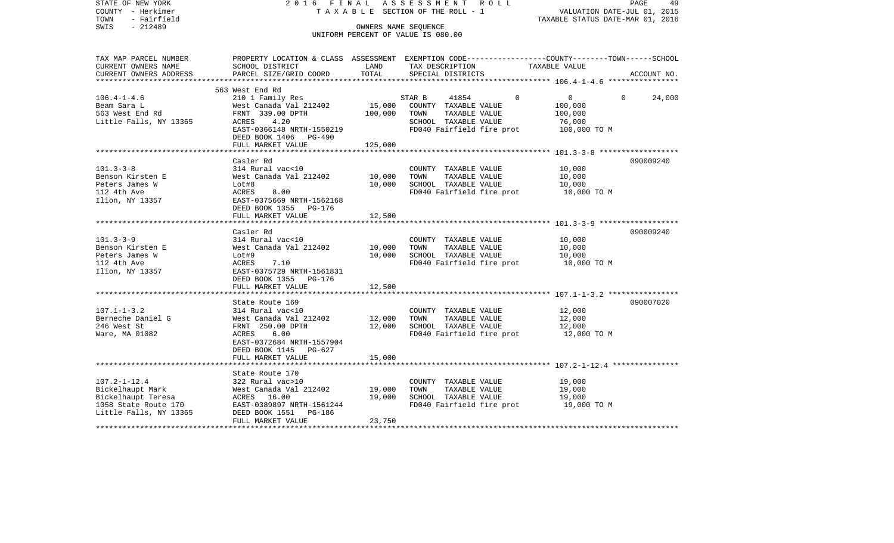STATE OF NEW YORK　　　　　　2 0 1 6　F I N A L　A S S E S S M E N T　R O L L
COUNTY - Herkimer　　　　　　T A X A B L E SECTION OF THE ROLL - 1　　　　VALUATION DATE-JUL 01, 2015
TOWN - Fairfield　　　　　　　　　　　　　　　　　　　　　　　　　　　TAXABLE STATUS DATE-MAR 01, 2016
SWIS - 212489　　　　　　　　　OWNERS NAME SEQUENCE
UNIFORM PERCENT OF VALUE IS 080.00

| TAX MAP PARCEL NUMBER / CURRENT OWNERS NAME / CURRENT OWNERS ADDRESS | PROPERTY LOCATION & CLASS / SCHOOL DISTRICT / PARCEL SIZE/GRID COORD | ASSESSMENT LAND | TOTAL | EXEMPTION CODE / TAX DESCRIPTION / SPECIAL DISTRICTS | COUNTY | TOWN | SCHOOL / TAXABLE VALUE | ACCOUNT NO. |
|---|---|---|---|---|---|---|---|---|
| **106.4-1-4.6** | 563 West End Rd | | | | | | | |
| 106.4-1-4.6 | 210 1 Family Res | | | STAR B 41854 | 0 | 0 | 0 | 24,000 |
| Beam Sara L | West Canada Val 212402 | 15,000 | | COUNTY TAXABLE VALUE | 100,000 | | | |
| 563 West End Rd | FRNT 339.00 DPTH | | 100,000 | TOWN TAXABLE VALUE | 100,000 | | | |
| Little Falls, NY 13365 | ACRES 4.20 | | | SCHOOL TAXABLE VALUE | 76,000 | | | |
| | EAST-0366148 NRTH-1550219 | | | FD040 Fairfield fire prot | 100,000 TO M | | | |
| | DEED BOOK 1406 PG-490 | | | | | | | |
| | FULL MARKET VALUE | | 125,000 | | | | | |
| **101.3-3-8** | Casler Rd | | | | | | | 090009240 |
| 101.3-3-8 | 314 Rural vac<10 | | | COUNTY TAXABLE VALUE | 10,000 | | | |
| Benson Kirsten E | West Canada Val 212402 | 10,000 | | TOWN TAXABLE VALUE | 10,000 | | | |
| Peters James W | Lot#8 | | 10,000 | SCHOOL TAXABLE VALUE | 10,000 | | | |
| 112 4th Ave | ACRES 8.00 | | | FD040 Fairfield fire prot | 10,000 TO M | | | |
| Ilion, NY 13357 | EAST-0375669 NRTH-1562168 | | | | | | | |
| | DEED BOOK 1355 PG-176 | | | | | | | |
| | FULL MARKET VALUE | | 12,500 | | | | | |
| **101.3-3-9** | Casler Rd | | | | | | | 090009240 |
| 101.3-3-9 | 314 Rural vac<10 | | | COUNTY TAXABLE VALUE | 10,000 | | | |
| Benson Kirsten E | West Canada Val 212402 | 10,000 | | TOWN TAXABLE VALUE | 10,000 | | | |
| Peters James W | Lot#9 | | 10,000 | SCHOOL TAXABLE VALUE | 10,000 | | | |
| 112 4th Ave | ACRES 7.10 | | | FD040 Fairfield fire prot | 10,000 TO M | | | |
| Ilion, NY 13357 | EAST-0375729 NRTH-1561831 | | | | | | | |
| | DEED BOOK 1355 PG-176 | | | | | | | |
| | FULL MARKET VALUE | | 12,500 | | | | | |
| **107.1-1-3.2** | State Route 169 | | | | | | | 090007020 |
| 107.1-1-3.2 | 314 Rural vac<10 | | | COUNTY TAXABLE VALUE | 12,000 | | | |
| Berneche Daniel G | West Canada Val 212402 | 12,000 | | TOWN TAXABLE VALUE | 12,000 | | | |
| 246 West St | FRNT 250.00 DPTH | | 12,000 | SCHOOL TAXABLE VALUE | 12,000 | | | |
| Ware, MA 01082 | ACRES 6.00 | | | FD040 Fairfield fire prot | 12,000 TO M | | | |
| | EAST-0372684 NRTH-1557904 | | | | | | | |
| | DEED BOOK 1145 PG-627 | | | | | | | |
| | FULL MARKET VALUE | | 15,000 | | | | | |
| **107.2-1-12.4** | State Route 170 | | | | | | | |
| 107.2-1-12.4 | 322 Rural vac>10 | | | COUNTY TAXABLE VALUE | 19,000 | | | |
| Bickelhaupt Mark | West Canada Val 212402 | 19,000 | | TOWN TAXABLE VALUE | 19,000 | | | |
| Bickelhaupt Teresa | ACRES 16.00 | | 19,000 | SCHOOL TAXABLE VALUE | 19,000 | | | |
| 1058 State Route 170 | EAST-0389897 NRTH-1561244 | | | FD040 Fairfield fire prot | 19,000 TO M | | | |
| Little Falls, NY 13365 | DEED BOOK 1551 PG-186 | | | | | | | |
| | FULL MARKET VALUE | | 23,750 | | | | | |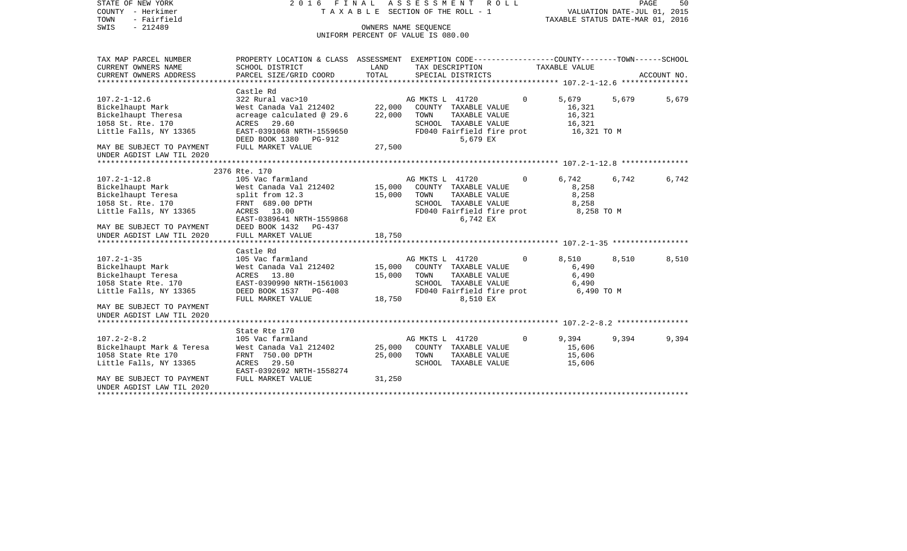STATE OF NEW YORK
COUNTY - Herkimer
TOWN - Fairfield
SWIS - 212489

2 0 1 6 F I N A L A S S E S S M E N T R O L L
T A X A B L E SECTION OF THE ROLL - 1
OWNERS NAME SEQUENCE
UNIFORM PERCENT OF VALUE IS 080.00

VALUATION DATE-JUL 01, 2015
TAXABLE STATUS DATE-MAR 01, 2016

| TAX MAP PARCEL NUMBER / CURRENT OWNERS NAME / CURRENT OWNERS ADDRESS | PROPERTY LOCATION & CLASS / SCHOOL DISTRICT / PARCEL SIZE/GRID COORD | ASSESSMENT LAND / TOTAL | EXEMPTION CODE / TAX DESCRIPTION / SPECIAL DISTRICTS | | COUNTY TAXABLE VALUE | TOWN | SCHOOL / ACCOUNT NO. |
|---|---|---|---|---|---|---|---|
| **107.2-1-12.6** | Castle Rd | | | | | | |
| 107.2-1-12.6 | 322 Rural vac>10 | | AG MKTS L 41720 | 0 | 5,679 | 5,679 | 5,679 |
| Bickelhaupt Mark | West Canada Val 212402 | 22,000 | COUNTY TAXABLE VALUE | | 16,321 | | |
| Bickelhaupt Theresa | acreage calculated @ 29.6 | 22,000 | TOWN TAXABLE VALUE | | 16,321 | | |
| 1058 St. Rte. 170 | ACRES 29.60 | | SCHOOL TAXABLE VALUE | | 16,321 | | |
| Little Falls, NY 13365 | EAST-0391068 NRTH-1559650 | | FD040 Fairfield fire prot | | 16,321 TO M | | |
| | DEED BOOK 1380 PG-912 | | 5,679 EX | | | | |
| MAY BE SUBJECT TO PAYMENT | FULL MARKET VALUE | 27,500 | | | | | |
| UNDER AGDIST LAW TIL 2020 | | | | | | | |
| **107.2-1-12.8** | 2376 Rte. 170 | | | | | | |
| 107.2-1-12.8 | 105 Vac farmland | | AG MKTS L 41720 | 0 | 6,742 | 6,742 | 6,742 |
| Bickelhaupt Mark | West Canada Val 212402 | 15,000 | COUNTY TAXABLE VALUE | | 8,258 | | |
| Bickelhaupt Teresa | split from 12.3 | 15,000 | TOWN TAXABLE VALUE | | 8,258 | | |
| 1058 St. Rte. 170 | FRNT 689.00 DPTH | | SCHOOL TAXABLE VALUE | | 8,258 | | |
| Little Falls, NY 13365 | ACRES 13.00 | | FD040 Fairfield fire prot | | 8,258 TO M | | |
| | EAST-0389641 NRTH-1559868 | | 6,742 EX | | | | |
| MAY BE SUBJECT TO PAYMENT | DEED BOOK 1432 PG-437 | | | | | | |
| UNDER AGDIST LAW TIL 2020 | FULL MARKET VALUE | 18,750 | | | | | |
| **107.2-1-35** | Castle Rd | | | | | | |
| 107.2-1-35 | 105 Vac farmland | | AG MKTS L 41720 | 0 | 8,510 | 8,510 | 8,510 |
| Bickelhaupt Mark | West Canada Val 212402 | 15,000 | COUNTY TAXABLE VALUE | | 6,490 | | |
| Bickelhaupt Teresa | ACRES 13.80 | 15,000 | TOWN TAXABLE VALUE | | 6,490 | | |
| 1058 State Rte. 170 | EAST-0390990 NRTH-1561003 | | SCHOOL TAXABLE VALUE | | 6,490 | | |
| Little Falls, NY 13365 | DEED BOOK 1537 PG-408 | | FD040 Fairfield fire prot | | 6,490 TO M | | |
| | FULL MARKET VALUE | 18,750 | 8,510 EX | | | | |
| MAY BE SUBJECT TO PAYMENT | | | | | | | |
| UNDER AGDIST LAW TIL 2020 | | | | | | | |
| **107.2-2-8.2** | State Rte 170 | | | | | | |
| 107.2-2-8.2 | 105 Vac farmland | | AG MKTS L 41720 | 0 | 9,394 | 9,394 | 9,394 |
| Bickelhaupt Mark & Teresa | West Canada Val 212402 | 25,000 | COUNTY TAXABLE VALUE | | 15,606 | | |
| 1058 State Rte 170 | FRNT 750.00 DPTH | 25,000 | TOWN TAXABLE VALUE | | 15,606 | | |
| Little Falls, NY 13365 | ACRES 29.50 | | SCHOOL TAXABLE VALUE | | 15,606 | | |
| | EAST-0392692 NRTH-1558274 | | | | | | |
| MAY BE SUBJECT TO PAYMENT | FULL MARKET VALUE | 31,250 | | | | | |
| UNDER AGDIST LAW TIL 2020 | | | | | | | |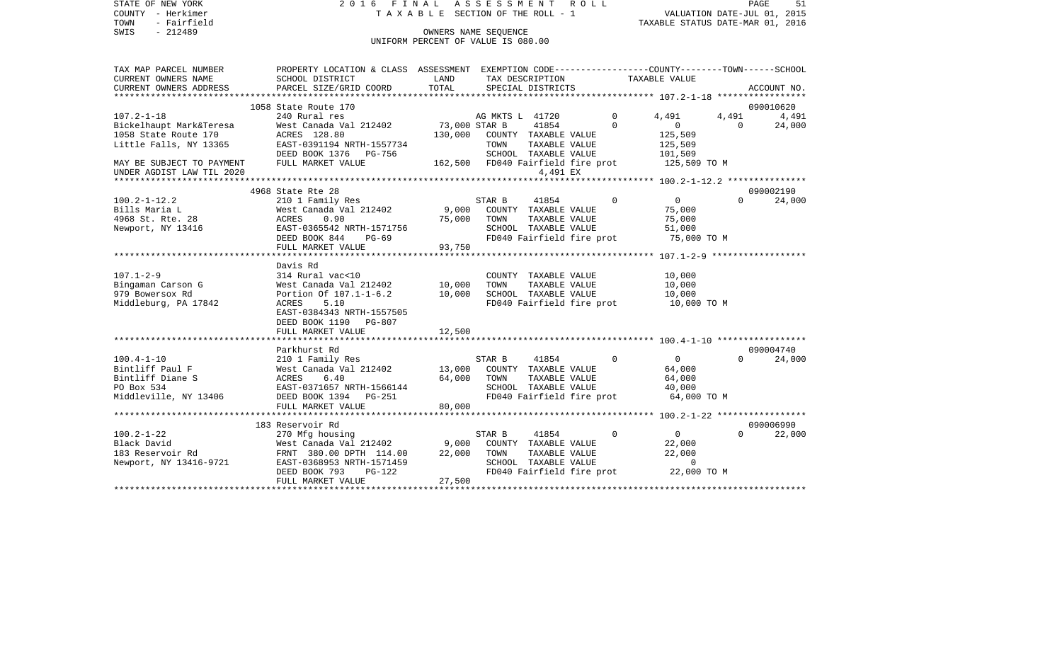STATE OF NEW YORK | 2016 FINAL ASSESSMENT ROLL
COUNTY - Herkimer | TAXABLE SECTION OF THE ROLL - 1 | VALUATION DATE-JUL 01, 2015
TOWN - Fairfield | TAXABLE STATUS DATE-MAR 01, 2016
SWIS - 212489 | OWNERS NAME SEQUENCE
UNIFORM PERCENT OF VALUE IS 080.00

```
TAX MAP PARCEL NUMBER     PROPERTY LOCATION & CLASS  ASSESSMENT  EXEMPTION CODE------------------COUNTY--------TOWN------SCHOOL
CURRENT OWNERS NAME       SCHOOL DISTRICT               LAND      TAX DESCRIPTION            TAXABLE VALUE
CURRENT OWNERS ADDRESS    PARCEL SIZE/GRID COORD        TOTAL     SPECIAL DISTRICTS                                      ACCOUNT NO.
******************************************************************************************************* 107.2-1-18 *****************
                          1058 State Route 170                                                                          090010620
107.2-1-18                240 Rural res                           AG MKTS L  41720         0       4,491      4,491        4,491
Bickelhaupt Mark&Teresa   West Canada Val 212402      73,000 STAR B     41854         0           0          0       24,000
1058 State Route 170      ACRES  128.80              130,000   COUNTY  TAXABLE VALUE              125,509
Little Falls, NY 13365    EAST-0391194 NRTH-1557734              TOWN    TAXABLE VALUE              125,509
                          DEED BOOK 1376   PG-756                SCHOOL  TAXABLE VALUE              101,509
MAY BE SUBJECT TO PAYMENT FULL MARKET VALUE          162,500   FD040 Fairfield fire prot        125,509 TO M
UNDER AGDIST LAW TIL 2020                                                 4,491 EX
******************************************************************************************************* 100.2-1-12.2 ***************
                          4968 State Rte 28                                                                             090002190
100.2-1-12.2              210 1 Family Res                        STAR B     41854         0           0          0       24,000
Bills Maria L             West Canada Val 212402       9,000   COUNTY  TAXABLE VALUE               75,000
4968 St. Rte. 28          ACRES    0.90               75,000   TOWN    TAXABLE VALUE               75,000
Newport, NY 13416         EAST-0365542 NRTH-1571756              SCHOOL  TAXABLE VALUE               51,000
                          DEED BOOK 844    PG-69                 FD040 Fairfield fire prot         75,000 TO M
                          FULL MARKET VALUE           93,750
******************************************************************************************************* 107.1-2-9 ******************
                          Davis Rd
107.1-2-9                 314 Rural vac<10                        COUNTY  TAXABLE VALUE               10,000
Bingaman Carson G         West Canada Val 212402      10,000   TOWN    TAXABLE VALUE               10,000
979 Bowersox Rd           Portion Of 107.1-1-6.2      10,000   SCHOOL  TAXABLE VALUE               10,000
Middleburg, PA 17842      ACRES    5.10                          FD040 Fairfield fire prot         10,000 TO M
                          EAST-0384343 NRTH-1557505
                          DEED BOOK 1190   PG-807
                          FULL MARKET VALUE           12,500
******************************************************************************************************* 100.4-1-10 *****************
                          Parkhurst Rd                                                                                  090004740
100.4-1-10                210 1 Family Res                        STAR B     41854         0           0          0       24,000
Bintliff Paul F           West Canada Val 212402      13,000   COUNTY  TAXABLE VALUE               64,000
Bintliff Diane S          ACRES    6.40               64,000   TOWN    TAXABLE VALUE               64,000
PO Box 534                EAST-0371657 NRTH-1566144              SCHOOL  TAXABLE VALUE               40,000
Middleville, NY 13406     DEED BOOK 1394   PG-251                FD040 Fairfield fire prot         64,000 TO M
                          FULL MARKET VALUE           80,000
******************************************************************************************************* 100.2-1-22 *****************
                          183 Reservoir Rd                                                                              090006990
100.2-1-22                270 Mfg housing                         STAR B     41854         0           0          0       22,000
Black David               West Canada Val 212402       9,000   COUNTY  TAXABLE VALUE               22,000
183 Reservoir Rd          FRNT 380.00 DPTH 114.00     22,000   TOWN    TAXABLE VALUE               22,000
Newport, NY 13416-9721    EAST-0368953 NRTH-1571459              SCHOOL  TAXABLE VALUE                    0
                          DEED BOOK 793    PG-122                FD040 Fairfield fire prot         22,000 TO M
                          FULL MARKET VALUE           27,500
************************************************************************************************************************************
```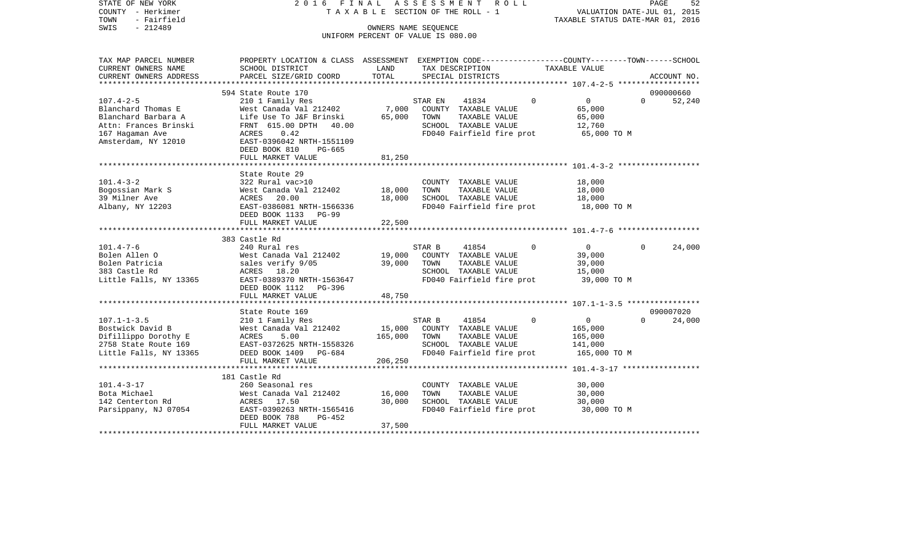STATE OF NEW YORK
COUNTY - Herkimer
TOWN - Fairfield
SWIS - 212489

2016 FINAL ASSESSMENT ROLL
TAXABLE SECTION OF THE ROLL - 1
OWNERS NAME SEQUENCE
UNIFORM PERCENT OF VALUE IS 080.00

VALUATION DATE-JUL 01, 2015
TAXABLE STATUS DATE-MAR 01, 2016

| TAX MAP PARCEL NUMBER<br>CURRENT OWNERS NAME<br>CURRENT OWNERS ADDRESS | PROPERTY LOCATION & CLASS<br>SCHOOL DISTRICT<br>PARCEL SIZE/GRID COORD | ASSESSMENT<br>LAND<br>TOTAL | EXEMPTION CODE<br>TAX DESCRIPTION<br>SPECIAL DISTRICTS | COUNTY | TOWN | SCHOOL<br>TAXABLE VALUE | ACCOUNT NO. |
|---|---|---|---|---|---|---|---|
| **107.4-2-5** | 594 State Route 170 | | | | | | 090000660 |
| 107.4-2-5 | 210 1 Family Res | | STAR EN 41834 | 0 | 0 | 0 | 52,240 |
| Blanchard Thomas E | West Canada Val 212402 | 7,000 | COUNTY TAXABLE VALUE | 65,000 | | | |
| Blanchard Barbara A | Life Use To J&F Brinski | 65,000 | TOWN TAXABLE VALUE | | 65,000 | | |
| Attn: Frances Brinski | FRNT 615.00 DPTH 40.00 | | SCHOOL TAXABLE VALUE | | | 12,760 | |
| 167 Hagaman Ave | ACRES 0.42 | | FD040 Fairfield fire prot | 65,000 TO M | | | |
| Amsterdam, NY 12010 | EAST-0396042 NRTH-1551109 | | | | | | |
| | DEED BOOK 810 PG-665 | | | | | | |
| | FULL MARKET VALUE | 81,250 | | | | | |
| **101.4-3-2** | State Route 29 | | | | | | |
| 101.4-3-2 | 322 Rural vac>10 | | COUNTY TAXABLE VALUE | 18,000 | | | |
| Bogossian Mark S | West Canada Val 212402 | 18,000 | TOWN TAXABLE VALUE | | 18,000 | | |
| 39 Milner Ave | ACRES 20.00 | 18,000 | SCHOOL TAXABLE VALUE | | | 18,000 | |
| Albany, NY 12203 | EAST-0386081 NRTH-1566336 | | FD040 Fairfield fire prot | 18,000 TO M | | | |
| | DEED BOOK 1133 PG-99 | | | | | | |
| | FULL MARKET VALUE | 22,500 | | | | | |
| **101.4-7-6** | 383 Castle Rd | | | | | | |
| 101.4-7-6 | 240 Rural res | | STAR B 41854 | 0 | 0 | 0 | 24,000 |
| Bolen Allen O | West Canada Val 212402 | 19,000 | COUNTY TAXABLE VALUE | 39,000 | | | |
| Bolen Patricia | sales verify 9/05 | 39,000 | TOWN TAXABLE VALUE | | 39,000 | | |
| 383 Castle Rd | ACRES 18.20 | | SCHOOL TAXABLE VALUE | | | 15,000 | |
| Little Falls, NY 13365 | EAST-0389370 NRTH-1563647 | | FD040 Fairfield fire prot | 39,000 TO M | | | |
| | DEED BOOK 1112 PG-396 | | | | | | |
| | FULL MARKET VALUE | 48,750 | | | | | |
| **107.1-1-3.5** | State Route 169 | | | | | | 090007020 |
| 107.1-1-3.5 | 210 1 Family Res | | STAR B 41854 | 0 | 0 | 0 | 24,000 |
| Bostwick David B | West Canada Val 212402 | 15,000 | COUNTY TAXABLE VALUE | 165,000 | | | |
| Difillippo Dorothy E | ACRES 5.00 | 165,000 | TOWN TAXABLE VALUE | | 165,000 | | |
| 2758 State Route 169 | EAST-0372625 NRTH-1558326 | | SCHOOL TAXABLE VALUE | | | 141,000 | |
| Little Falls, NY 13365 | DEED BOOK 1409 PG-684 | | FD040 Fairfield fire prot | 165,000 TO M | | | |
| | FULL MARKET VALUE | 206,250 | | | | | |
| **101.4-3-17** | 181 Castle Rd | | | | | | |
| 101.4-3-17 | 260 Seasonal res | | COUNTY TAXABLE VALUE | 30,000 | | | |
| Bota Michael | West Canada Val 212402 | 16,000 | TOWN TAXABLE VALUE | | 30,000 | | |
| 142 Centerton Rd | ACRES 17.50 | 30,000 | SCHOOL TAXABLE VALUE | | | 30,000 | |
| Parsippany, NJ 07054 | EAST-0390263 NRTH-1565416 | | FD040 Fairfield fire prot | 30,000 TO M | | | |
| | DEED BOOK 788 PG-452 | | | | | | |
| | FULL MARKET VALUE | 37,500 | | | | | |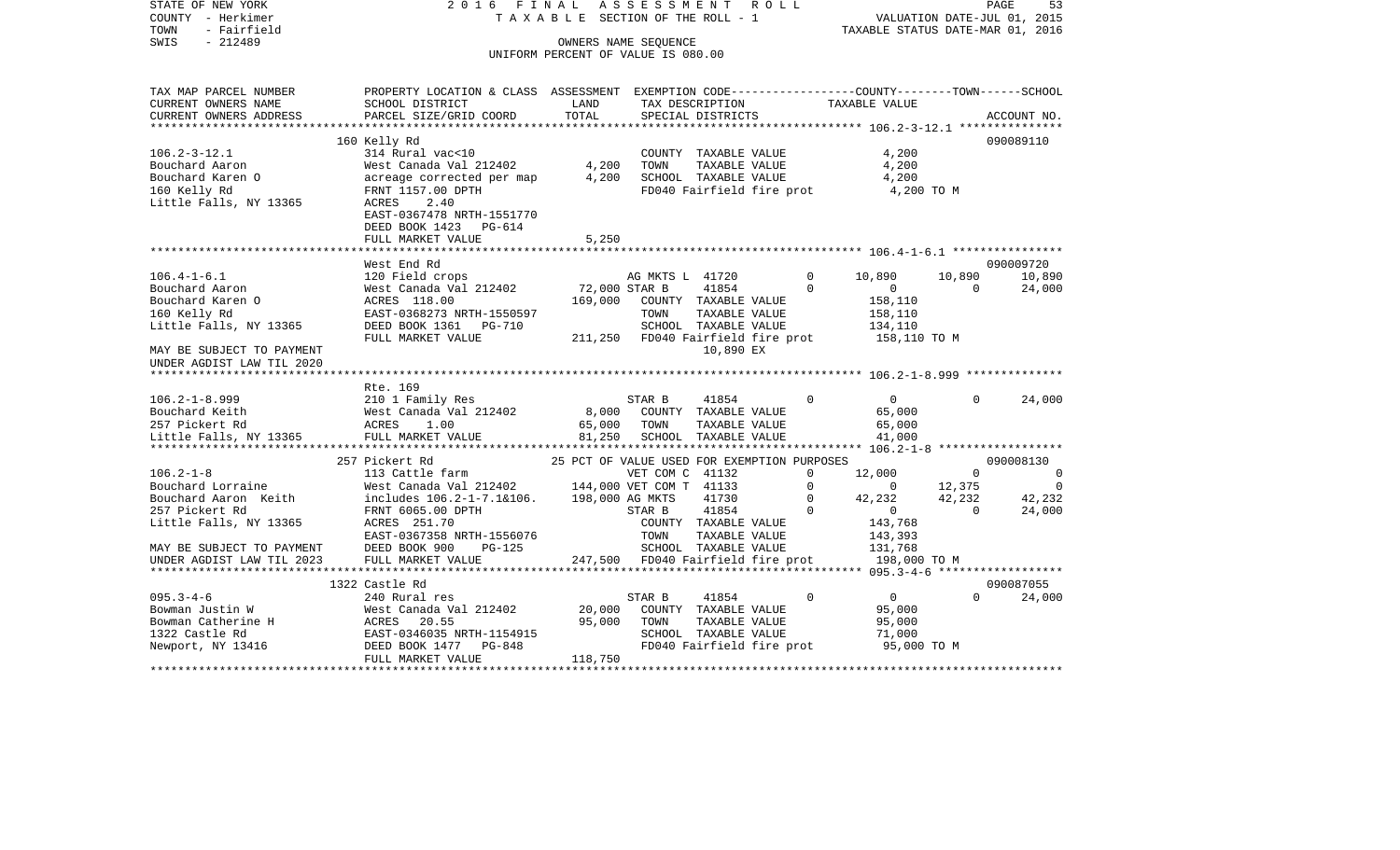STATE OF NEW YORK　　　　2 0 1 6　F I N A L　A S S E S S M E N T　R O L L
COUNTY - Herkimer　　　　T A X A B L E SECTION OF THE ROLL - 1　　　　VALUATION DATE-JUL 01, 2015
TOWN - Fairfield　　　　　　　　　　　　　　　　　　　　　　　　TAXABLE STATUS DATE-MAR 01, 2016
SWIS - 212489　　　　　　　　OWNERS NAME SEQUENCE
UNIFORM PERCENT OF VALUE IS 080.00

```
TAX MAP PARCEL NUMBER     PROPERTY LOCATION & CLASS  ASSESSMENT  EXEMPTION CODE-----------------COUNTY--------TOWN------SCHOOL
CURRENT OWNERS NAME       SCHOOL DISTRICT               LAND      TAX DESCRIPTION            TAXABLE VALUE
CURRENT OWNERS ADDRESS    PARCEL SIZE/GRID COORD        TOTAL     SPECIAL DISTRICTS                                    ACCOUNT NO.
*********************************************************************************************** 106.2-3-12.1 ***************
                          160 Kelly Rd                                                                                 090089110
106.2-3-12.1              314 Rural vac<10                        COUNTY  TAXABLE VALUE          4,200
Bouchard Aaron            West Canada Val 212402       4,200      TOWN    TAXABLE VALUE          4,200
Bouchard Karen O          acreage corrected per map    4,200      SCHOOL  TAXABLE VALUE          4,200
160 Kelly Rd              FRNT 1157.00 DPTH                       FD040 Fairfield fire prot         4,200 TO M
Little Falls, NY 13365    ACRES     2.40
                          EAST-0367478 NRTH-1551770
                          DEED BOOK 1423   PG-614
                          FULL MARKET VALUE            5,250
*********************************************************************************************** 106.4-1-6.1 ****************
                          West End Rd                                                                                  090009720
106.4-1-6.1               120 Field crops                         AG MKTS L  41720        0     10,890     10,890     10,890
Bouchard Aaron            West Canada Val 212402      72,000 STAR B      41854        0          0          0     24,000
Bouchard Karen O          ACRES  118.00              169,000      COUNTY  TAXABLE VALUE        158,110
160 Kelly Rd              EAST-0368273 NRTH-1550597              TOWN    TAXABLE VALUE        158,110
Little Falls, NY 13365    DEED BOOK 1361   PG-710                 SCHOOL  TAXABLE VALUE        134,110
                          FULL MARKET VALUE          211,250      FD040 Fairfield fire prot       158,110 TO M
MAY BE SUBJECT TO PAYMENT                                              10,890 EX
UNDER AGDIST LAW TIL 2020
*********************************************************************************************** 106.2-1-8.999 **************
                          Rte. 169
106.2-1-8.999             210 1 Family Res                        STAR B     41854        0          0          0     24,000
Bouchard Keith            West Canada Val 212402       8,000      COUNTY  TAXABLE VALUE         65,000
257 Pickert Rd            ACRES     1.00              65,000      TOWN    TAXABLE VALUE         65,000
Little Falls, NY 13365    FULL MARKET VALUE           81,250      SCHOOL  TAXABLE VALUE         41,000
*********************************************************************************************** 106.2-1-8 ******************
                          257 Pickert Rd              25 PCT OF VALUE USED FOR EXEMPTION PURPOSES                      090008130
106.2-1-8                 113 Cattle farm                         VET COM C  41132        0     12,000          0          0
Bouchard Lorraine         West Canada Val 212402     144,000 VET COM T  41133        0          0     12,375          0
Bouchard Aaron  Keith     includes 106.2-1-7.1&106.  198,000 AG MKTS     41730        0     42,232     42,232     42,232
257 Pickert Rd            FRNT 6065.00 DPTH                       STAR B     41854        0          0          0     24,000
Little Falls, NY 13365    ACRES  251.70                           COUNTY  TAXABLE VALUE        143,768
                          EAST-0367358 NRTH-1556076              TOWN    TAXABLE VALUE        143,393
MAY BE SUBJECT TO PAYMENT DEED BOOK 900    PG-125                 SCHOOL  TAXABLE VALUE        131,768
UNDER AGDIST LAW TIL 2023 FULL MARKET VALUE          247,500      FD040 Fairfield fire prot       198,000 TO M
*********************************************************************************************** 095.3-4-6 ******************
                          1322 Castle Rd                                                                               090087055
095.3-4-6                 240 Rural res                           STAR B     41854        0          0          0     24,000
Bowman Justin W           West Canada Val 212402      20,000      COUNTY  TAXABLE VALUE         95,000
Bowman Catherine H        ACRES    20.55              95,000      TOWN    TAXABLE VALUE         95,000
1322 Castle Rd            EAST-0346035 NRTH-1154915              SCHOOL  TAXABLE VALUE         71,000
Newport, NY 13416         DEED BOOK 1477   PG-848                 FD040 Fairfield fire prot        95,000 TO M
                          FULL MARKET VALUE          118,750
****************************************************************************************************************************
```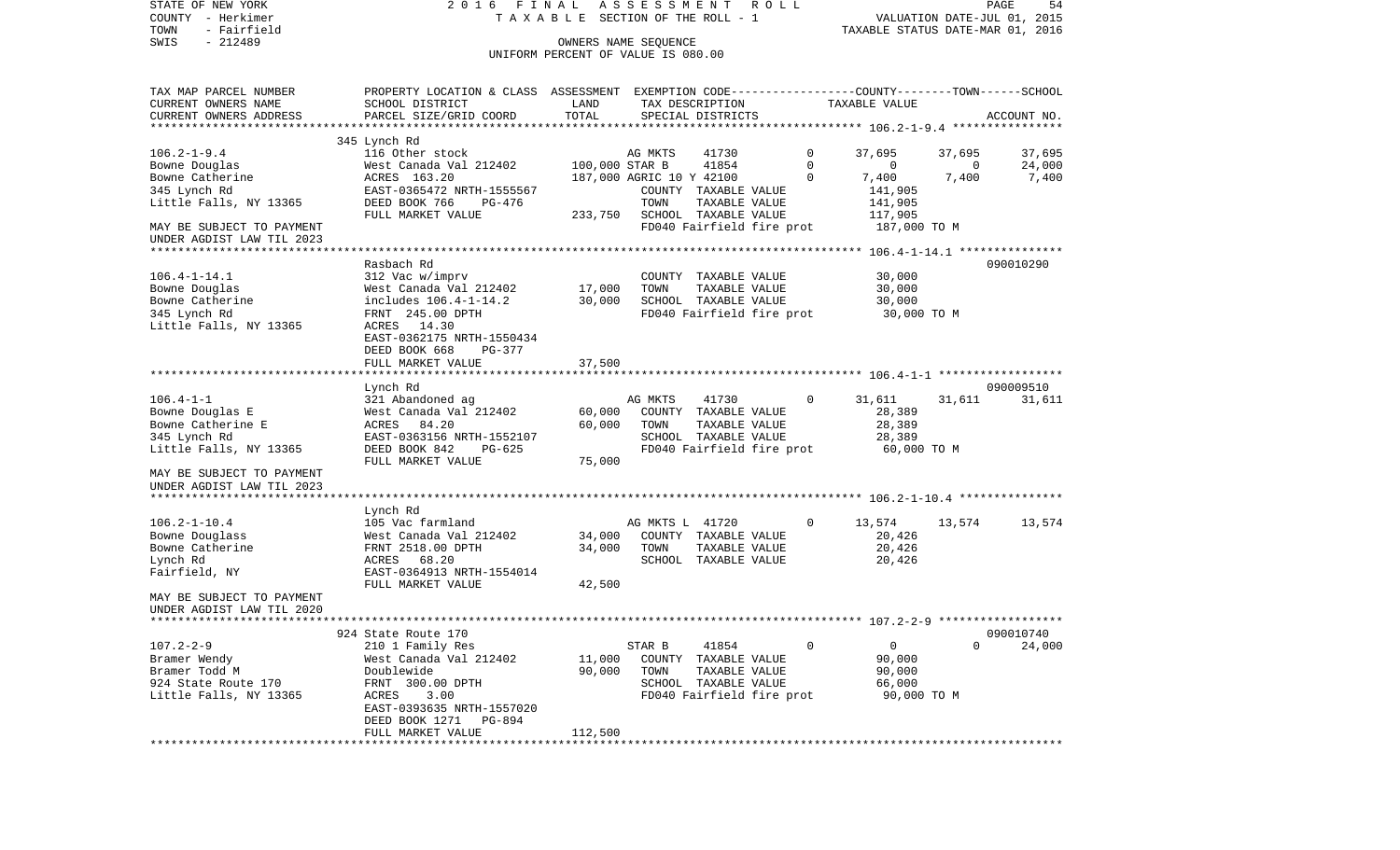STATE OF NEW YORK | 2016 FINAL ASSESSMENT ROLL | PAGE 54
COUNTY - Herkimer | TAXABLE SECTION OF THE ROLL - 1 | VALUATION DATE-JUL 01, 2015
TOWN - Fairfield | | TAXABLE STATUS DATE-MAR 01, 2016
SWIS - 212489 | OWNERS NAME SEQUENCE
UNIFORM PERCENT OF VALUE IS 080.00

```
TAX MAP PARCEL NUMBER      PROPERTY LOCATION & CLASS  ASSESSMENT  EXEMPTION CODE-----------------COUNTY--------TOWN------SCHOOL
CURRENT OWNERS NAME        SCHOOL DISTRICT               LAND      TAX DESCRIPTION               TAXABLE VALUE
CURRENT OWNERS ADDRESS     PARCEL SIZE/GRID COORD        TOTAL     SPECIAL DISTRICTS                                       ACCOUNT NO.
******************************************************************************************************* 106.2-1-9.4 ****************
                           345 Lynch Rd
106.2-1-9.4                116 Other stock                         AG MKTS      41730        0      37,695     37,695      37,695
Bowne Douglas              West Canada Val 212402    100,000 STAR B       41854        0           0          0      24,000
Bowne Catherine            ACRES  163.20             187,000 AGRIC 10 Y 42100         0       7,400      7,400       7,400
345 Lynch Rd               EAST-0365472 NRTH-1555567           COUNTY  TAXABLE VALUE            141,905
Little Falls, NY 13365     DEED BOOK 766     PG-476            TOWN    TAXABLE VALUE            141,905
                           FULL MARKET VALUE         233,750   SCHOOL  TAXABLE VALUE            117,905
MAY BE SUBJECT TO PAYMENT                                      FD040 Fairfield fire prot        187,000 TO M
UNDER AGDIST LAW TIL 2023
******************************************************************************************************* 106.4-1-14.1 ***************
                           Rasbach Rd                                                                                090010290
106.4-1-14.1               312 Vac w/imprv                         COUNTY  TAXABLE VALUE             30,000
Bowne Douglas              West Canada Val 212402     17,000   TOWN    TAXABLE VALUE             30,000
Bowne Catherine            includes 106.4-1-14.2      30,000   SCHOOL  TAXABLE VALUE             30,000
345 Lynch Rd               FRNT  245.00 DPTH                   FD040 Fairfield fire prot         30,000 TO M
Little Falls, NY 13365     ACRES   14.30
                           EAST-0362175 NRTH-1550434
                           DEED BOOK 668     PG-377
                           FULL MARKET VALUE          37,500
******************************************************************************************************* 106.4-1-1 ******************
                           Lynch Rd                                                                                  090009510
106.4-1-1                  321 Abandoned ag                        AG MKTS      41730        0      31,611     31,611      31,611
Bowne Douglas E            West Canada Val 212402     60,000   COUNTY  TAXABLE VALUE             28,389
Bowne Catherine E          ACRES   84.20              60,000   TOWN    TAXABLE VALUE             28,389
345 Lynch Rd               EAST-0363156 NRTH-1552107           SCHOOL  TAXABLE VALUE             28,389
Little Falls, NY 13365     DEED BOOK 842     PG-625            FD040 Fairfield fire prot         60,000 TO M
                           FULL MARKET VALUE          75,000
MAY BE SUBJECT TO PAYMENT
UNDER AGDIST LAW TIL 2023
******************************************************************************************************* 106.2-1-10.4 ***************
                           Lynch Rd
106.2-1-10.4               105 Vac farmland                        AG MKTS L  41720          0      13,574     13,574      13,574
Bowne Douglass             West Canada Val 212402     34,000   COUNTY  TAXABLE VALUE             20,426
Bowne Catherine            FRNT 2518.00 DPTH          34,000   TOWN    TAXABLE VALUE             20,426
Lynch Rd                   ACRES   68.20                       SCHOOL  TAXABLE VALUE             20,426
Fairfield, NY              EAST-0364913 NRTH-1554014
                           FULL MARKET VALUE          42,500
MAY BE SUBJECT TO PAYMENT
UNDER AGDIST LAW TIL 2020
******************************************************************************************************* 107.2-2-9 ******************
                           924 State Route 170                                                                       090010740
107.2-2-9                  210 1 Family Res                        STAR B       41854        0           0          0      24,000
Bramer Wendy               West Canada Val 212402     11,000   COUNTY  TAXABLE VALUE             90,000
Bramer Todd M              Doublewide                 90,000   TOWN    TAXABLE VALUE             90,000
924 State Route 170        FRNT  300.00 DPTH                   SCHOOL  TAXABLE VALUE             66,000
Little Falls, NY 13365     ACRES    3.00                       FD040 Fairfield fire prot         90,000 TO M
                           EAST-0393635 NRTH-1557020
                           DEED BOOK 1271    PG-894
                           FULL MARKET VALUE         112,500
************************************************************************************************************************************
```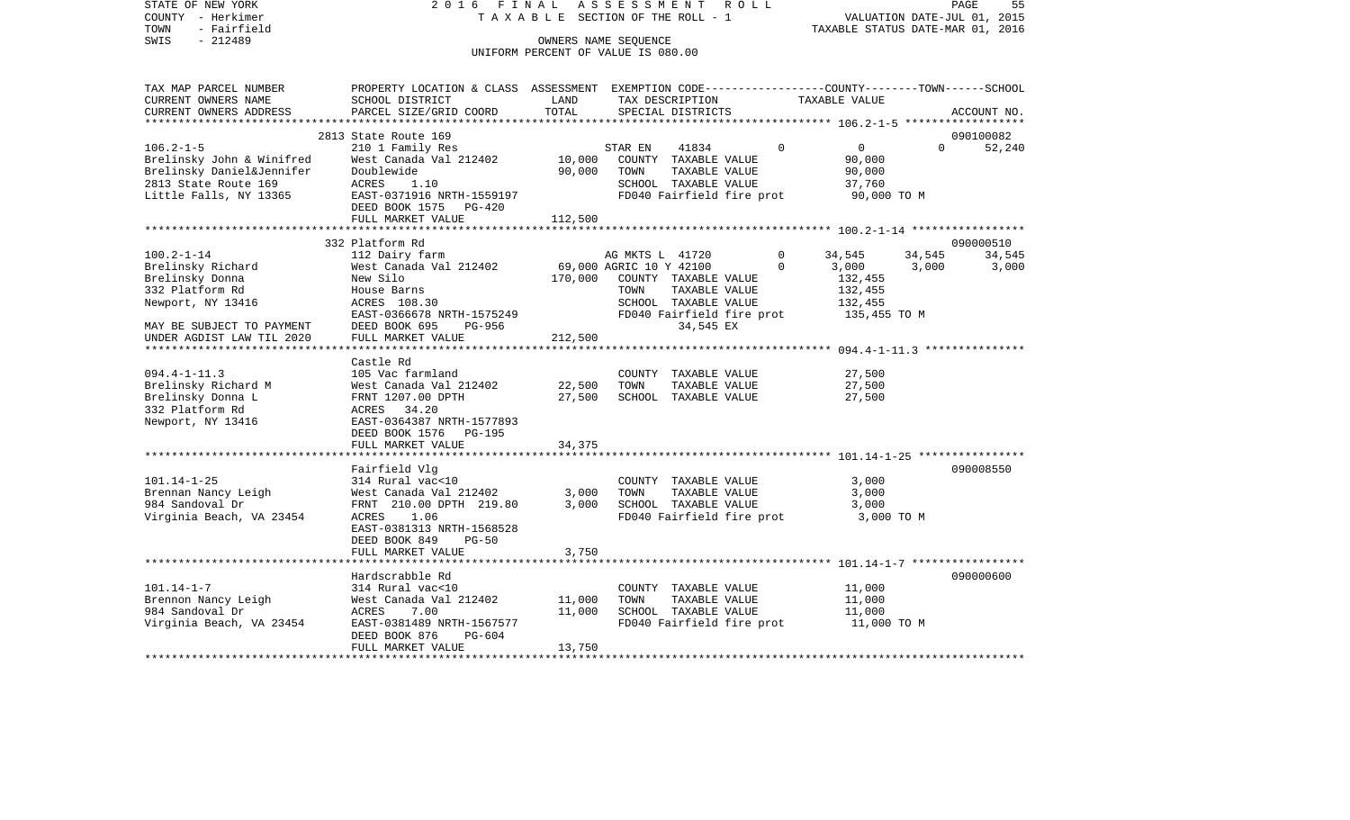STATE OF NEW YORK 2016 FINAL ASSESSMENT ROLL
COUNTY - Herkimer TAXABLE SECTION OF THE ROLL - 1 VALUATION DATE-JUL 01, 2015
TOWN - Fairfield TAXABLE STATUS DATE-MAR 01, 2016
SWIS - 212489 OWNERS NAME SEQUENCE
UNIFORM PERCENT OF VALUE IS 080.00

| TAX MAP PARCEL NUMBER / CURRENT OWNERS NAME / CURRENT OWNERS ADDRESS | PROPERTY LOCATION & CLASS / SCHOOL DISTRICT / PARCEL SIZE/GRID COORD | ASSESSMENT LAND / TOTAL | EXEMPTION CODE / TAX DESCRIPTION / SPECIAL DISTRICTS | COUNTY | TOWN | SCHOOL / ACCOUNT NO. |
|---|---|---|---|---|---|---|
| **106.2-1-5** | 2813 State Route 169 | | | | | 090100082 |
| 106.2-1-5 | 210 1 Family Res | | STAR EN 41834 0 | 0 | 0 | 52,240 |
| Brelinsky John & Winifred | West Canada Val 212402 | 10,000 | COUNTY TAXABLE VALUE | 90,000 | | |
| Brelinsky Daniel&Jennifer | Doublewide | 90,000 | TOWN TAXABLE VALUE | | 90,000 | |
| 2813 State Route 169 | ACRES 1.10 | | SCHOOL TAXABLE VALUE | | | 37,760 |
| Little Falls, NY 13365 | EAST-0371916 NRTH-1559197 | | FD040 Fairfield fire prot | 90,000 TO M | | |
| | DEED BOOK 1575 PG-420 | | | | | |
| | FULL MARKET VALUE | 112,500 | | | | |
| **100.2-1-14** | 332 Platform Rd | | | | | 090000510 |
| 100.2-1-14 | 112 Dairy farm | | AG MKTS L 41720 0 | 34,545 | 34,545 | 34,545 |
| Brelinsky Richard | West Canada Val 212402 | 69,000 | AGRIC 10 Y 42100 0 | 3,000 | 3,000 | 3,000 |
| Brelinsky Donna | New Silo | 170,000 | COUNTY TAXABLE VALUE | 132,455 | | |
| 332 Platform Rd | House Barns | | TOWN TAXABLE VALUE | | 132,455 | |
| Newport, NY 13416 | ACRES 108.30 | | SCHOOL TAXABLE VALUE | | | 132,455 |
| | EAST-0366678 NRTH-1575249 | | FD040 Fairfield fire prot | 135,455 TO M | | |
| MAY BE SUBJECT TO PAYMENT | DEED BOOK 695 PG-956 | | 34,545 EX | | | |
| UNDER AGDIST LAW TIL 2020 | FULL MARKET VALUE | 212,500 | | | | |
| **094.4-1-11.3** | Castle Rd | | | | | |
| 094.4-1-11.3 | 105 Vac farmland | | COUNTY TAXABLE VALUE | 27,500 | | |
| Brelinsky Richard M | West Canada Val 212402 | 22,500 | TOWN TAXABLE VALUE | | 27,500 | |
| Brelinsky Donna L | FRNT 1207.00 DPTH | 27,500 | SCHOOL TAXABLE VALUE | | | 27,500 |
| 332 Platform Rd | ACRES 34.20 | | | | | |
| Newport, NY 13416 | EAST-0364387 NRTH-1577893 | | | | | |
| | DEED BOOK 1576 PG-195 | | | | | |
| | FULL MARKET VALUE | 34,375 | | | | |
| **101.14-1-25** | Fairfield Vlg | | | | | 090008550 |
| 101.14-1-25 | 314 Rural vac<10 | | COUNTY TAXABLE VALUE | 3,000 | | |
| Brennan Nancy Leigh | West Canada Val 212402 | 3,000 | TOWN TAXABLE VALUE | | 3,000 | |
| 984 Sandoval Dr | FRNT 210.00 DPTH 219.80 | 3,000 | SCHOOL TAXABLE VALUE | | | 3,000 |
| Virginia Beach, VA 23454 | ACRES 1.06 | | FD040 Fairfield fire prot | 3,000 TO M | | |
| | EAST-0381313 NRTH-1568528 | | | | | |
| | DEED BOOK 849 PG-50 | | | | | |
| | FULL MARKET VALUE | 3,750 | | | | |
| **101.14-1-7** | Hardscrabble Rd | | | | | 090000600 |
| 101.14-1-7 | 314 Rural vac<10 | | COUNTY TAXABLE VALUE | 11,000 | | |
| Brennon Nancy Leigh | West Canada Val 212402 | 11,000 | TOWN TAXABLE VALUE | | 11,000 | |
| 984 Sandoval Dr | ACRES 7.00 | 11,000 | SCHOOL TAXABLE VALUE | | | 11,000 |
| Virginia Beach, VA 23454 | EAST-0381489 NRTH-1567577 | | FD040 Fairfield fire prot | 11,000 TO M | | |
| | DEED BOOK 876 PG-604 | | | | | |
| | FULL MARKET VALUE | 13,750 | | | | |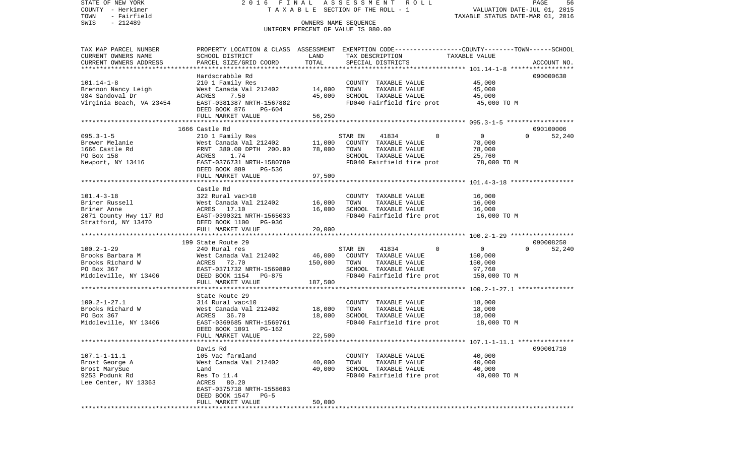STATE OF NEW YORK
COUNTY - Herkimer
TOWN - Fairfield
SWIS - 212489

2 0 1 6 F I N A L A S S E S S M E N T R O L L
T A X A B L E SECTION OF THE ROLL - 1
OWNERS NAME SEQUENCE
UNIFORM PERCENT OF VALUE IS 080.00

VALUATION DATE-JUL 01, 2015
TAXABLE STATUS DATE-MAR 01, 2016

| TAX MAP PARCEL NUMBER / CURRENT OWNERS NAME / CURRENT OWNERS ADDRESS | PROPERTY LOCATION & CLASS / SCHOOL DISTRICT / PARCEL SIZE/GRID COORD | ASSESSMENT LAND / TOTAL | EXEMPTION CODE / TAX DESCRIPTION / SPECIAL DISTRICTS | COUNTY--------TOWN------SCHOOL TAXABLE VALUE | ACCOUNT NO. |
|---|---|---|---|---|---|
| **101.14-1-8** | Hardscrabble Rd | | | | 090000630 |
| 101.14-1-8 | 210 1 Family Res | | COUNTY TAXABLE VALUE | 45,000 | |
| Brennon Nancy Leigh | West Canada Val 212402 | 14,000 | TOWN TAXABLE VALUE | 45,000 | |
| 984 Sandoval Dr | ACRES 7.50 | 45,000 | SCHOOL TAXABLE VALUE | 45,000 | |
| Virginia Beach, VA 23454 | EAST-0381387 NRTH-1567882 | | FD040 Fairfield fire prot | 45,000 TO M | |
| | DEED BOOK 876 PG-604 | | | | |
| | FULL MARKET VALUE | 56,250 | | | |
| **095.3-1-5** | 1666 Castle Rd | | | | 090100006 |
| 095.3-1-5 | 210 1 Family Res | | STAR EN 41834 0 | 0 0 | 52,240 |
| Brewer Melanie | West Canada Val 212402 | 11,000 | COUNTY TAXABLE VALUE | 78,000 | |
| 1666 Castle Rd | FRNT 380.00 DPTH 200.00 | 78,000 | TOWN TAXABLE VALUE | 78,000 | |
| PO Box 158 | ACRES 1.74 | | SCHOOL TAXABLE VALUE | 25,760 | |
| Newport, NY 13416 | EAST-0376731 NRTH-1580789 | | FD040 Fairfield fire prot | 78,000 TO M | |
| | DEED BOOK 889 PG-536 | | | | |
| | FULL MARKET VALUE | 97,500 | | | |
| **101.4-3-18** | Castle Rd | | | | |
| 101.4-3-18 | 322 Rural vac>10 | | COUNTY TAXABLE VALUE | 16,000 | |
| Briner Russell | West Canada Val 212402 | 16,000 | TOWN TAXABLE VALUE | 16,000 | |
| Briner Anne | ACRES 17.10 | 16,000 | SCHOOL TAXABLE VALUE | 16,000 | |
| 2071 County Hwy 117 Rd | EAST-0390321 NRTH-1565033 | | FD040 Fairfield fire prot | 16,000 TO M | |
| Stratford, NY 13470 | DEED BOOK 1100 PG-936 | | | | |
| | FULL MARKET VALUE | 20,000 | | | |
| **100.2-1-29** | 199 State Route 29 | | | | 090008250 |
| 100.2-1-29 | 240 Rural res | | STAR EN 41834 0 | 0 0 | 52,240 |
| Brooks Barbara M | West Canada Val 212402 | 46,000 | COUNTY TAXABLE VALUE | 150,000 | |
| Brooks Richard W | ACRES 72.70 | 150,000 | TOWN TAXABLE VALUE | 150,000 | |
| PO Box 367 | EAST-0371732 NRTH-1569809 | | SCHOOL TAXABLE VALUE | 97,760 | |
| Middleville, NY 13406 | DEED BOOK 1154 PG-875 | | FD040 Fairfield fire prot | 150,000 TO M | |
| | FULL MARKET VALUE | 187,500 | | | |
| **100.2-1-27.1** | State Route 29 | | | | |
| 100.2-1-27.1 | 314 Rural vac<10 | | COUNTY TAXABLE VALUE | 18,000 | |
| Brooks Richard W | West Canada Val 212402 | 18,000 | TOWN TAXABLE VALUE | 18,000 | |
| PO Box 367 | ACRES 36.70 | 18,000 | SCHOOL TAXABLE VALUE | 18,000 | |
| Middleville, NY 13406 | EAST-0369685 NRTH-1569761 | | FD040 Fairfield fire prot | 18,000 TO M | |
| | DEED BOOK 1091 PG-162 | | | | |
| | FULL MARKET VALUE | 22,500 | | | |
| **107.1-1-11.1** | Davis Rd | | | | 090001710 |
| 107.1-1-11.1 | 105 Vac farmland | | COUNTY TAXABLE VALUE | 40,000 | |
| Brost George A | West Canada Val 212402 | 40,000 | TOWN TAXABLE VALUE | 40,000 | |
| Brost MarySue | Land | 40,000 | SCHOOL TAXABLE VALUE | 40,000 | |
| 9253 Podunk Rd | Res To 11.4 | | FD040 Fairfield fire prot | 40,000 TO M | |
| Lee Center, NY 13363 | ACRES 80.20 | | | | |
| | EAST-0375718 NRTH-1558683 | | | | |
| | DEED BOOK 1547 PG-5 | | | | |
| | FULL MARKET VALUE | 50,000 | | | |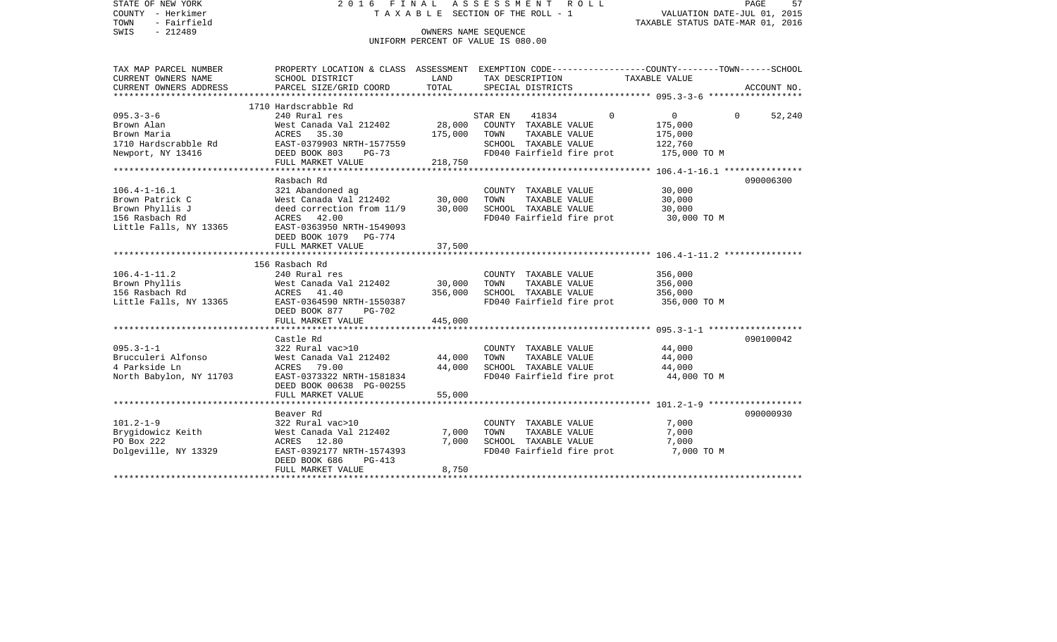STATE OF NEW YORK
COUNTY - Herkimer
TOWN - Fairfield
SWIS - 212489

2 0 1 6 F I N A L A S S E S S M E N T R O L L
T A X A B L E SECTION OF THE ROLL - 1
OWNERS NAME SEQUENCE
UNIFORM PERCENT OF VALUE IS 080.00

VALUATION DATE-JUL 01, 2015
TAXABLE STATUS DATE-MAR 01, 2016

| TAX MAP PARCEL NUMBER / CURRENT OWNERS NAME / CURRENT OWNERS ADDRESS | PROPERTY LOCATION & CLASS / SCHOOL DISTRICT / PARCEL SIZE/GRID COORD | ASSESSMENT LAND | TOTAL | EXEMPTION CODE / TAX DESCRIPTION / SPECIAL DISTRICTS | COUNTY | TOWN | SCHOOL TAXABLE VALUE | ACCOUNT NO. |
|---|---|---|---|---|---|---|---|---|
| **095.3-3-6** | 1710 Hardscrabble Rd | | | | | | | |
| 095.3-3-6 | 240 Rural res | | | STAR EN 41834 | 0 | 0 | 0 / 52,240 | |
| Brown Alan | West Canada Val 212402 | 28,000 | | COUNTY TAXABLE VALUE | 175,000 | | | |
| Brown Maria | ACRES 35.30 | | 175,000 | TOWN TAXABLE VALUE | | 175,000 | | |
| 1710 Hardscrabble Rd | EAST-0379903 NRTH-1577559 | | | SCHOOL TAXABLE VALUE | | | 122,760 | |
| Newport, NY 13416 | DEED BOOK 803 PG-73 | | | FD040 Fairfield fire prot | 175,000 TO M | | | |
| | FULL MARKET VALUE | | 218,750 | | | | | |
| **106.4-1-16.1** | Rasbach Rd | | | | | | | 090006300 |
| 106.4-1-16.1 | 321 Abandoned ag | | | COUNTY TAXABLE VALUE | 30,000 | | | |
| Brown Patrick C | West Canada Val 212402 | 30,000 | | TOWN TAXABLE VALUE | | 30,000 | | |
| Brown Phyllis J | deed correction from 11/9 | | 30,000 | SCHOOL TAXABLE VALUE | | | 30,000 | |
| 156 Rasbach Rd | ACRES 42.00 | | | FD040 Fairfield fire prot | 30,000 TO M | | | |
| Little Falls, NY 13365 | EAST-0363950 NRTH-1549093 | | | | | | | |
| | DEED BOOK 1079 PG-774 | | | | | | | |
| | FULL MARKET VALUE | | 37,500 | | | | | |
| **106.4-1-11.2** | 156 Rasbach Rd | | | | | | | |
| 106.4-1-11.2 | 240 Rural res | | | COUNTY TAXABLE VALUE | 356,000 | | | |
| Brown Phyllis | West Canada Val 212402 | 30,000 | | TOWN TAXABLE VALUE | | 356,000 | | |
| 156 Rasbach Rd | ACRES 41.40 | | 356,000 | SCHOOL TAXABLE VALUE | | | 356,000 | |
| Little Falls, NY 13365 | EAST-0364590 NRTH-1550387 | | | FD040 Fairfield fire prot | 356,000 TO M | | | |
| | DEED BOOK 877 PG-702 | | | | | | | |
| | FULL MARKET VALUE | | 445,000 | | | | | |
| **095.3-1-1** | Castle Rd | | | | | | | 090100042 |
| 095.3-1-1 | 322 Rural vac>10 | | | COUNTY TAXABLE VALUE | 44,000 | | | |
| Brucculeri Alfonso | West Canada Val 212402 | 44,000 | | TOWN TAXABLE VALUE | | 44,000 | | |
| 4 Parkside Ln | ACRES 79.00 | | 44,000 | SCHOOL TAXABLE VALUE | | | 44,000 | |
| North Babylon, NY 11703 | EAST-0373322 NRTH-1581834 | | | FD040 Fairfield fire prot | 44,000 TO M | | | |
| | DEED BOOK 00638 PG-00255 | | | | | | | |
| | FULL MARKET VALUE | | 55,000 | | | | | |
| **101.2-1-9** | Beaver Rd | | | | | | | 090000930 |
| 101.2-1-9 | 322 Rural vac>10 | | | COUNTY TAXABLE VALUE | 7,000 | | | |
| Brygidowicz Keith | West Canada Val 212402 | 7,000 | | TOWN TAXABLE VALUE | | 7,000 | | |
| PO Box 222 | ACRES 12.80 | | 7,000 | SCHOOL TAXABLE VALUE | | | 7,000 | |
| Dolgeville, NY 13329 | EAST-0392177 NRTH-1574393 | | | FD040 Fairfield fire prot | 7,000 TO M | | | |
| | DEED BOOK 686 PG-413 | | | | | | | |
| | FULL MARKET VALUE | | 8,750 | | | | | |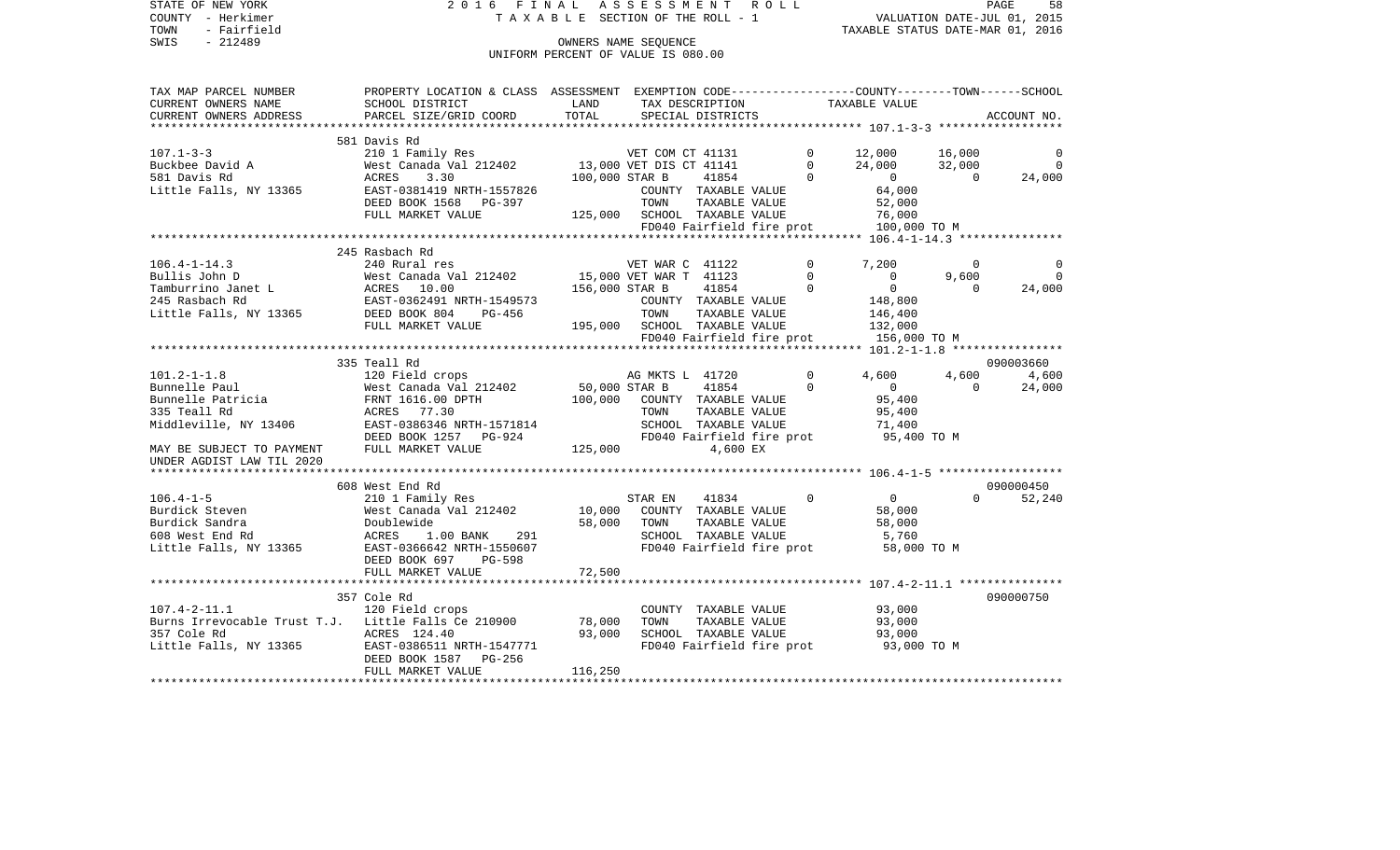STATE OF NEW YORK — 2016 FINAL ASSESSMENT ROLL — PAGE 58
COUNTY - Herkimer — TAXABLE SECTION OF THE ROLL - 1 — VALUATION DATE-JUL 01, 2015
TOWN - Fairfield — TAXABLE STATUS DATE-MAR 01, 2016
SWIS - 212489 — OWNERS NAME SEQUENCE
UNIFORM PERCENT OF VALUE IS 080.00

```
TAX MAP PARCEL NUMBER          PROPERTY LOCATION & CLASS  ASSESSMENT  EXEMPTION CODE-----------------COUNTY--------TOWN------SCHOOL
CURRENT OWNERS NAME            SCHOOL DISTRICT             LAND        TAX DESCRIPTION              TAXABLE VALUE
CURRENT OWNERS ADDRESS         PARCEL SIZE/GRID COORD      TOTAL       SPECIAL DISTRICTS                                         ACCOUNT NO.
****************************************************************************************************** 107.1-3-3 ******************
                               581 Davis Rd
107.1-3-3                      210 1 Family Res                  VET COM CT 41131          0      12,000      16,000           0
Buckbee David A                West Canada Val 212402    13,000 VET DIS CT 41141          0      24,000      32,000           0
581 Davis Rd                   ACRES     3.30           100,000 STAR B      41854          0           0           0      24,000
Little Falls, NY 13365         EAST-0381419 NRTH-1557826          COUNTY  TAXABLE VALUE              64,000
                               DEED BOOK 1568   PG-397            TOWN    TAXABLE VALUE              52,000
                               FULL MARKET VALUE         125,000  SCHOOL  TAXABLE VALUE              76,000
                                                                  FD040 Fairfield fire prot         100,000 TO M
****************************************************************************************************** 106.4-1-14.3 ***************
                               245 Rasbach Rd
106.4-1-14.3                   240 Rural res                     VET WAR C  41122          0       7,200           0           0
Bullis John D                  West Canada Val 212402    15,000 VET WAR T  41123          0           0       9,600           0
Tamburrino Janet L             ACRES    10.00           156,000 STAR B      41854          0           0           0      24,000
245 Rasbach Rd                 EAST-0362491 NRTH-1549573          COUNTY  TAXABLE VALUE             148,800
Little Falls, NY 13365         DEED BOOK 804    PG-456            TOWN    TAXABLE VALUE             146,400
                               FULL MARKET VALUE         195,000  SCHOOL  TAXABLE VALUE             132,000
                                                                  FD040 Fairfield fire prot         156,000 TO M
****************************************************************************************************** 101.2-1-1.8 ****************
                               335 Teall Rd                                                                                090003660
101.2-1-1.8                    120 Field crops                   AG MKTS L  41720          0       4,600       4,600       4,600
Bunnelle Paul                  West Canada Val 212402    50,000 STAR B      41854          0           0           0      24,000
Bunnelle Patricia              FRNT 1616.00 DPTH        100,000   COUNTY  TAXABLE VALUE              95,400
335 Teall Rd                   ACRES    77.30                     TOWN    TAXABLE VALUE              95,400
Middleville, NY 13406          EAST-0386346 NRTH-1571814          SCHOOL  TAXABLE VALUE              71,400
                               DEED BOOK 1257   PG-924            FD040 Fairfield fire prot          95,400 TO M
MAY BE SUBJECT TO PAYMENT      FULL MARKET VALUE         125,000             4,600 EX
UNDER AGDIST LAW TIL 2020
****************************************************************************************************** 106.4-1-5 ******************
                               608 West End Rd                                                                             090000450
106.4-1-5                      210 1 Family Res                  STAR EN    41834          0           0           0      52,240
Burdick Steven                 West Canada Val 212402    10,000   COUNTY  TAXABLE VALUE              58,000
Burdick Sandra                 Doublewide                58,000   TOWN    TAXABLE VALUE              58,000
608 West End Rd                ACRES     1.00 BANK     291        SCHOOL  TAXABLE VALUE               5,760
Little Falls, NY 13365         EAST-0366642 NRTH-1550607          FD040 Fairfield fire prot          58,000 TO M
                               DEED BOOK 697    PG-598
                               FULL MARKET VALUE          72,500
****************************************************************************************************** 107.4-2-11.1 ***************
                               357 Cole Rd                                                                                 090000750
107.4-2-11.1                   120 Field crops                    COUNTY  TAXABLE VALUE              93,000
Burns Irrevocable Trust T.J.   Little Falls Ce 210900    78,000   TOWN    TAXABLE VALUE              93,000
357 Cole Rd                    ACRES   124.40            93,000   SCHOOL  TAXABLE VALUE              93,000
Little Falls, NY 13365         EAST-0386511 NRTH-1547771          FD040 Fairfield fire prot          93,000 TO M
                               DEED BOOK 1587   PG-256
                               FULL MARKET VALUE         116,250
************************************************************************************************************************************
```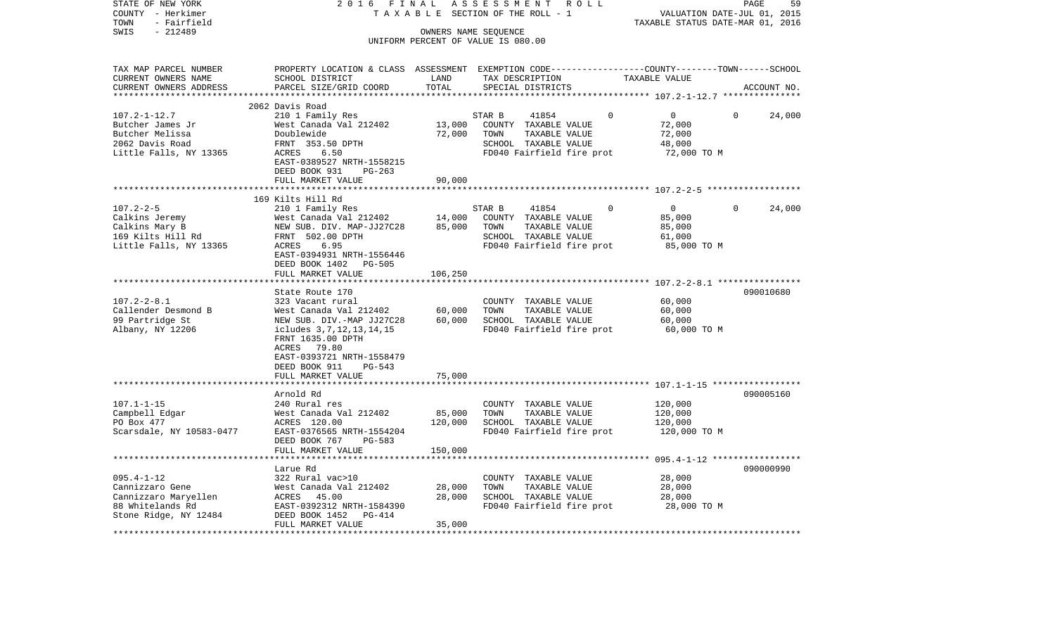STATE OF NEW YORK | COUNTY - Herkimer | TOWN - Fairfield | SWIS - 212489

2016 FINAL ASSESSMENT ROLL
TAXABLE SECTION OF THE ROLL - 1
OWNERS NAME SEQUENCE
UNIFORM PERCENT OF VALUE IS 080.00

VALUATION DATE-JUL 01, 2015
TAXABLE STATUS DATE-MAR 01, 2016

| TAX MAP PARCEL NUMBER / CURRENT OWNERS NAME / CURRENT OWNERS ADDRESS | PROPERTY LOCATION & CLASS / SCHOOL DISTRICT / PARCEL SIZE/GRID COORD | ASSESSMENT LAND | ASSESSMENT TOTAL | EXEMPTION CODE / TAX DESCRIPTION / SPECIAL DISTRICTS | COUNTY | TOWN | SCHOOL | TAXABLE VALUE | ACCOUNT NO. |
|---|---|---|---|---|---|---|---|---|---|
| 107.2-1-12.7 | 2062 Davis Road | | | | | | | | |
| | 210 1 Family Res | | | STAR B 41854 | 0 | 0 | 24,000 | | |
| Butcher James Jr | West Canada Val 212402 | 13,000 | | COUNTY TAXABLE VALUE | | | | 72,000 | |
| Butcher Melissa | Doublewide | | 72,000 | TOWN TAXABLE VALUE | | | | 72,000 | |
| 2062 Davis Road | FRNT 353.50 DPTH | | | SCHOOL TAXABLE VALUE | | | | 48,000 | |
| Little Falls, NY 13365 | ACRES 6.50 | | | FD040 Fairfield fire prot | | | | 72,000 TO M | |
| | EAST-0389527 NRTH-1558215 | | | | | | | | |
| | DEED BOOK 931 PG-263 | | | | | | | | |
| | FULL MARKET VALUE | | 90,000 | | | | | | |
| 107.2-2-5 | 169 Kilts Hill Rd | | | | | | | | |
| | 210 1 Family Res | | | STAR B 41854 | 0 | 0 | 24,000 | | |
| Calkins Jeremy | West Canada Val 212402 | 14,000 | | COUNTY TAXABLE VALUE | | | | 85,000 | |
| Calkins Mary B | NEW SUB. DIV. MAP-JJ27C28 | | 85,000 | TOWN TAXABLE VALUE | | | | 85,000 | |
| 169 Kilts Hill Rd | FRNT 502.00 DPTH | | | SCHOOL TAXABLE VALUE | | | | 61,000 | |
| Little Falls, NY 13365 | ACRES 6.95 | | | FD040 Fairfield fire prot | | | | 85,000 TO M | |
| | EAST-0394931 NRTH-1556446 | | | | | | | | |
| | DEED BOOK 1402 PG-505 | | | | | | | | |
| | FULL MARKET VALUE | | 106,250 | | | | | | |
| 107.2-2-8.1 | State Route 170 | | | | | | | | 090010680 |
| | 323 Vacant rural | | | COUNTY TAXABLE VALUE | | | | 60,000 | |
| Callender Desmond B | West Canada Val 212402 | 60,000 | | TOWN TAXABLE VALUE | | | | 60,000 | |
| 99 Partridge St | NEW SUB. DIV.-MAP JJ27C28 | | 60,000 | SCHOOL TAXABLE VALUE | | | | 60,000 | |
| Albany, NY 12206 | icludes 3,7,12,13,14,15 | | | FD040 Fairfield fire prot | | | | 60,000 TO M | |
| | FRNT 1635.00 DPTH | | | | | | | | |
| | ACRES 79.80 | | | | | | | | |
| | EAST-0393721 NRTH-1558479 | | | | | | | | |
| | DEED BOOK 911 PG-543 | | | | | | | | |
| | FULL MARKET VALUE | | 75,000 | | | | | | |
| 107.1-1-15 | Arnold Rd | | | | | | | | 090005160 |
| | 240 Rural res | | | COUNTY TAXABLE VALUE | | | | 120,000 | |
| Campbell Edgar | West Canada Val 212402 | 85,000 | | TOWN TAXABLE VALUE | | | | 120,000 | |
| PO Box 477 | ACRES 120.00 | | 120,000 | SCHOOL TAXABLE VALUE | | | | 120,000 | |
| Scarsdale, NY 10583-0477 | EAST-0376565 NRTH-1554204 | | | FD040 Fairfield fire prot | | | | 120,000 TO M | |
| | DEED BOOK 767 PG-583 | | | | | | | | |
| | FULL MARKET VALUE | | 150,000 | | | | | | |
| 095.4-1-12 | Larue Rd | | | | | | | | 090000990 |
| | 322 Rural vac>10 | | | COUNTY TAXABLE VALUE | | | | 28,000 | |
| Cannizzaro Gene | West Canada Val 212402 | 28,000 | | TOWN TAXABLE VALUE | | | | 28,000 | |
| Cannizzaro Maryellen | ACRES 45.00 | | 28,000 | SCHOOL TAXABLE VALUE | | | | 28,000 | |
| 88 Whitelands Rd | EAST-0392312 NRTH-1584390 | | | FD040 Fairfield fire prot | | | | 28,000 TO M | |
| Stone Ridge, NY 12484 | DEED BOOK 1452 PG-414 | | | | | | | | |
| | FULL MARKET VALUE | | 35,000 | | | | | | |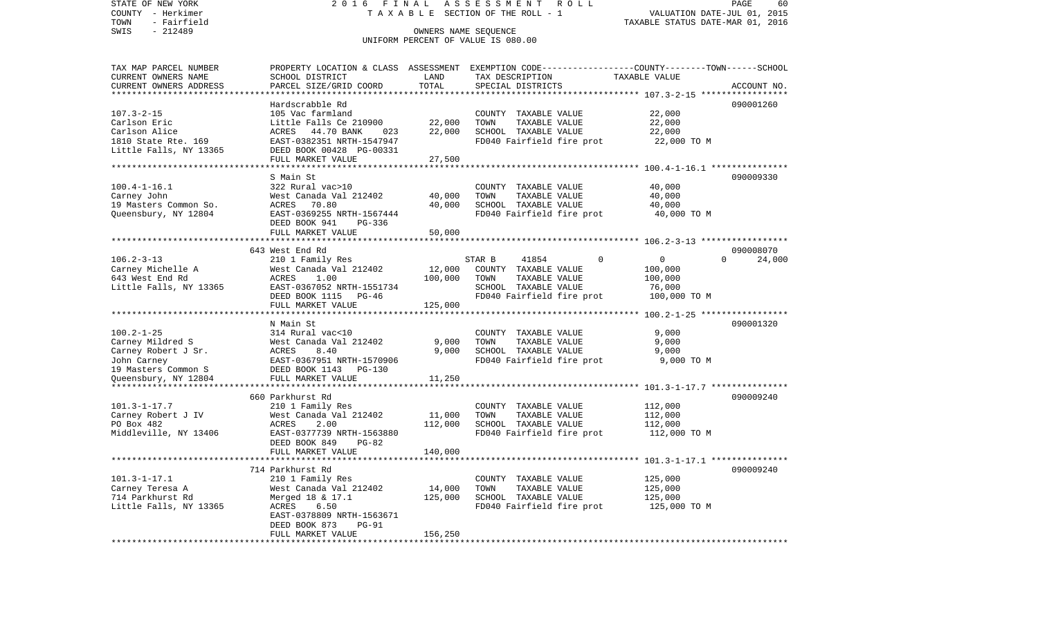STATE OF NEW YORK 2 0 1 6 F I N A L A S S E S S M E N T R O L L
COUNTY - Herkimer T A X A B L E SECTION OF THE ROLL - 1 VALUATION DATE-JUL 01, 2015
TOWN - Fairfield TAXABLE STATUS DATE-MAR 01, 2016
SWIS - 212489 OWNERS NAME SEQUENCE
UNIFORM PERCENT OF VALUE IS 080.00

| TAX MAP PARCEL NUMBER / CURRENT OWNERS NAME / CURRENT OWNERS ADDRESS | PROPERTY LOCATION & CLASS / SCHOOL DISTRICT / PARCEL SIZE/GRID COORD | ASSESSMENT LAND | TOTAL | EXEMPTION CODE / TAX DESCRIPTION / SPECIAL DISTRICTS | COUNTY | TOWN | SCHOOL / TAXABLE VALUE | ACCOUNT NO. |
|---|---|---|---|---|---|---|---|---|
| | Hardscrabble Rd | | | | | | | 090001260 |
| 107.3-2-15 | 105 Vac farmland | | | COUNTY TAXABLE VALUE | | | 22,000 | |
| Carlson Eric | Little Falls Ce 210900 | 22,000 | | TOWN TAXABLE VALUE | | | 22,000 | |
| Carlson Alice | ACRES 44.70 BANK 023 | | 22,000 | SCHOOL TAXABLE VALUE | | | 22,000 | |
| 1810 State Rte. 169 | EAST-0382351 NRTH-1547947 | | | FD040 Fairfield fire prot | | | 22,000 TO M | |
| Little Falls, NY 13365 | DEED BOOK 00428 PG-00331 | | | | | | | |
| | FULL MARKET VALUE | | 27,500 | | | | | |
| | S Main St | | | | | | | 090009330 |
| 100.4-1-16.1 | 322 Rural vac>10 | | | COUNTY TAXABLE VALUE | | | 40,000 | |
| Carney John | West Canada Val 212402 | 40,000 | | TOWN TAXABLE VALUE | | | 40,000 | |
| 19 Masters Common So. | ACRES 70.80 | | 40,000 | SCHOOL TAXABLE VALUE | | | 40,000 | |
| Queensbury, NY 12804 | EAST-0369255 NRTH-1567444 | | | FD040 Fairfield fire prot | | | 40,000 TO M | |
| | DEED BOOK 941 PG-336 | | | | | | | |
| | FULL MARKET VALUE | | 50,000 | | | | | |
| | 643 West End Rd | | | | | | | 090008070 |
| 106.2-3-13 | 210 1 Family Res | | | STAR B 41854 | 0 | 0 | 0 24,000 | |
| Carney Michelle A | West Canada Val 212402 | 12,000 | | COUNTY TAXABLE VALUE | | | 100,000 | |
| 643 West End Rd | ACRES 1.00 | | 100,000 | TOWN TAXABLE VALUE | | | 100,000 | |
| Little Falls, NY 13365 | EAST-0367052 NRTH-1551734 | | | SCHOOL TAXABLE VALUE | | | 76,000 | |
| | DEED BOOK 1115 PG-46 | | | FD040 Fairfield fire prot | | | 100,000 TO M | |
| | FULL MARKET VALUE | | 125,000 | | | | | |
| | N Main St | | | | | | | 090001320 |
| 100.2-1-25 | 314 Rural vac<10 | | | COUNTY TAXABLE VALUE | | | 9,000 | |
| Carney Mildred S | West Canada Val 212402 | 9,000 | | TOWN TAXABLE VALUE | | | 9,000 | |
| Carney Robert J Sr. | ACRES 8.40 | | 9,000 | SCHOOL TAXABLE VALUE | | | 9,000 | |
| John Carney | EAST-0367951 NRTH-1570906 | | | FD040 Fairfield fire prot | | | 9,000 TO M | |
| 19 Masters Common S | DEED BOOK 1143 PG-130 | | | | | | | |
| Queensbury, NY 12804 | FULL MARKET VALUE | | 11,250 | | | | | |
| | 660 Parkhurst Rd | | | | | | | 090009240 |
| 101.3-1-17.7 | 210 1 Family Res | | | COUNTY TAXABLE VALUE | | | 112,000 | |
| Carney Robert J IV | West Canada Val 212402 | 11,000 | | TOWN TAXABLE VALUE | | | 112,000 | |
| PO Box 482 | ACRES 2.00 | | 112,000 | SCHOOL TAXABLE VALUE | | | 112,000 | |
| Middleville, NY 13406 | EAST-0377739 NRTH-1563880 | | | FD040 Fairfield fire prot | | | 112,000 TO M | |
| | DEED BOOK 849 PG-82 | | | | | | | |
| | FULL MARKET VALUE | | 140,000 | | | | | |
| | 714 Parkhurst Rd | | | | | | | 090009240 |
| 101.3-1-17.1 | 210 1 Family Res | | | COUNTY TAXABLE VALUE | | | 125,000 | |
| Carney Teresa A | West Canada Val 212402 | 14,000 | | TOWN TAXABLE VALUE | | | 125,000 | |
| 714 Parkhurst Rd | Merged 18 & 17.1 | | 125,000 | SCHOOL TAXABLE VALUE | | | 125,000 | |
| Little Falls, NY 13365 | ACRES 6.50 | | | FD040 Fairfield fire prot | | | 125,000 TO M | |
| | EAST-0378809 NRTH-1563671 | | | | | | | |
| | DEED BOOK 873 PG-91 | | | | | | | |
| | FULL MARKET VALUE | | 156,250 | | | | | |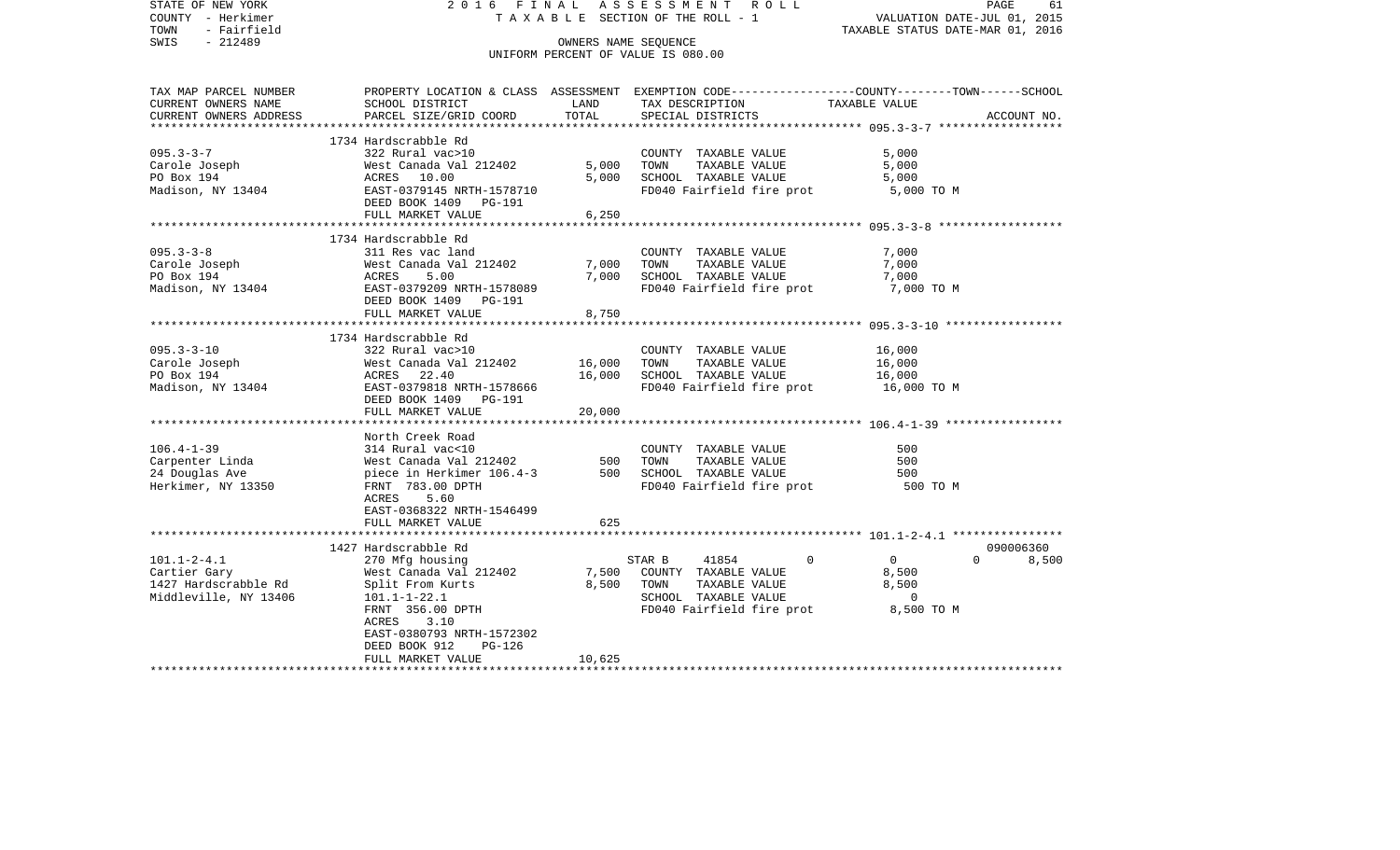STATE OF NEW YORK
COUNTY - Herkimer
TOWN - Fairfield
SWIS - 212489

2 0 1 6 F I N A L A S S E S S M E N T R O L L
T A X A B L E SECTION OF THE ROLL - 1
OWNERS NAME SEQUENCE
UNIFORM PERCENT OF VALUE IS 080.00

VALUATION DATE-JUL 01, 2015
TAXABLE STATUS DATE-MAR 01, 2016

```
TAX MAP PARCEL NUMBER     PROPERTY LOCATION & CLASS  ASSESSMENT  EXEMPTION CODE-----------------COUNTY--------TOWN------SCHOOL
CURRENT OWNERS NAME       SCHOOL DISTRICT               LAND      TAX DESCRIPTION            TAXABLE VALUE
CURRENT OWNERS ADDRESS    PARCEL SIZE/GRID COORD        TOTAL     SPECIAL DISTRICTS                                  ACCOUNT NO.
******************************************************************************************************* 095.3-3-7 ******************
                          1734 Hardscrabble Rd
095.3-3-7                 322 Rural vac>10                        COUNTY  TAXABLE VALUE             5,000
Carole Joseph             West Canada Val 212402      5,000      TOWN    TAXABLE VALUE             5,000
PO Box 194                ACRES   10.00               5,000      SCHOOL  TAXABLE VALUE             5,000
Madison, NY 13404         EAST-0379145 NRTH-1578710               FD040 Fairfield fire prot         5,000 TO M
                          DEED BOOK 1409   PG-191
                          FULL MARKET VALUE           6,250
******************************************************************************************************* 095.3-3-8 ******************
                          1734 Hardscrabble Rd
095.3-3-8                 311 Res vac land                        COUNTY  TAXABLE VALUE             7,000
Carole Joseph             West Canada Val 212402      7,000      TOWN    TAXABLE VALUE             7,000
PO Box 194                ACRES    5.00               7,000      SCHOOL  TAXABLE VALUE             7,000
Madison, NY 13404         EAST-0379209 NRTH-1578089               FD040 Fairfield fire prot         7,000 TO M
                          DEED BOOK 1409   PG-191
                          FULL MARKET VALUE           8,750
******************************************************************************************************* 095.3-3-10 *****************
                          1734 Hardscrabble Rd
095.3-3-10                322 Rural vac>10                        COUNTY  TAXABLE VALUE            16,000
Carole Joseph             West Canada Val 212402     16,000      TOWN    TAXABLE VALUE            16,000
PO Box 194                ACRES   22.40              16,000      SCHOOL  TAXABLE VALUE            16,000
Madison, NY 13404         EAST-0379818 NRTH-1578666               FD040 Fairfield fire prot        16,000 TO M
                          DEED BOOK 1409   PG-191
                          FULL MARKET VALUE          20,000
******************************************************************************************************* 106.4-1-39 *****************
                          North Creek Road
106.4-1-39                314 Rural vac<10                        COUNTY  TAXABLE VALUE               500
Carpenter Linda           West Canada Val 212402        500      TOWN    TAXABLE VALUE               500
24 Douglas Ave            piece in Herkimer 106.4-3     500      SCHOOL  TAXABLE VALUE               500
Herkimer, NY 13350        FRNT 783.00 DPTH                        FD040 Fairfield fire prot           500 TO M
                          ACRES    5.60
                          EAST-0368322 NRTH-1546499
                          FULL MARKET VALUE             625
******************************************************************************************************* 101.1-2-4.1 ****************
                          1427 Hardscrabble Rd                                                                      090006360
101.1-2-4.1               270 Mfg housing                         STAR B     41854          0          0           0       8,500
Cartier Gary              West Canada Val 212402      7,500      COUNTY  TAXABLE VALUE             8,500
1427 Hardscrabble Rd      Split From Kurts            8,500      TOWN    TAXABLE VALUE             8,500
Middleville, NY 13406     101.1-1-22.1                            SCHOOL  TAXABLE VALUE                 0
                          FRNT 356.00 DPTH                        FD040 Fairfield fire prot         8,500 TO M
                          ACRES    3.10
                          EAST-0380793 NRTH-1572302
                          DEED BOOK 912    PG-126
                          FULL MARKET VALUE          10,625
************************************************************************************************************************************
```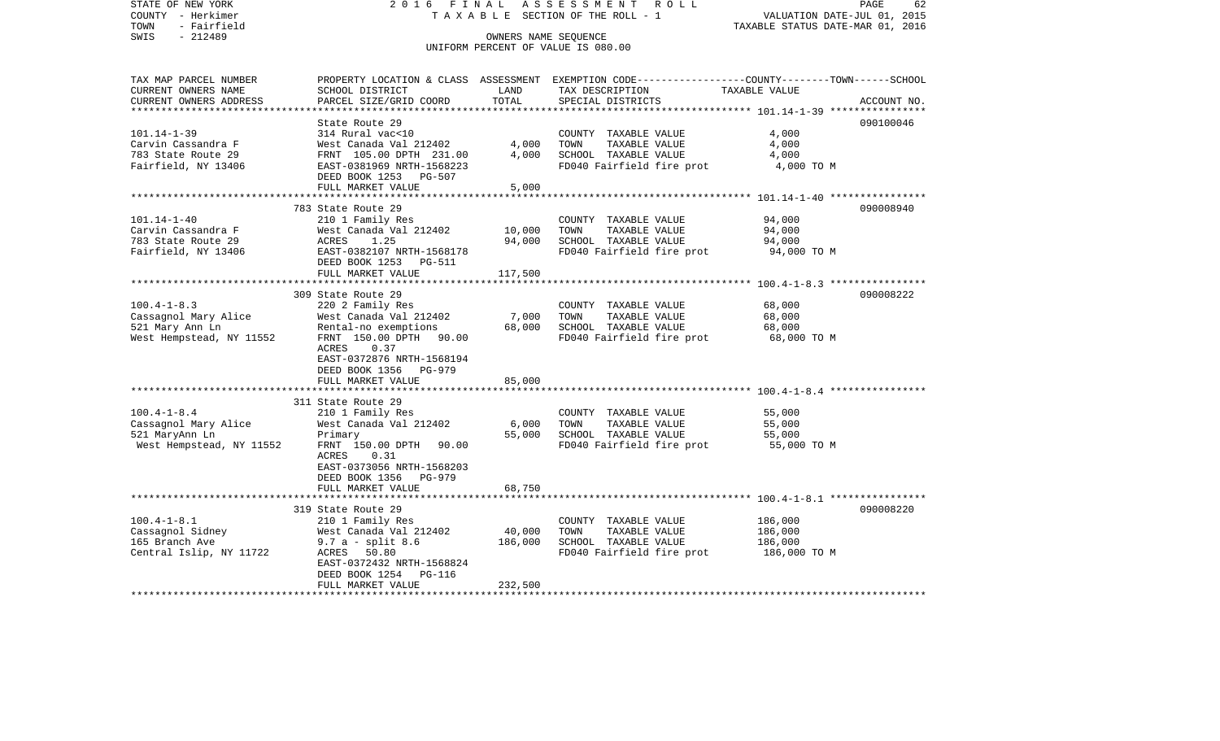STATE OF NEW YORK — 2016 FINAL ASSESSMENT ROLL — PAGE 62
COUNTY - Herkimer — TAXABLE SECTION OF THE ROLL - 1 — VALUATION DATE-JUL 01, 2015
TOWN - Fairfield — TAXABLE STATUS DATE-MAR 01, 2016
SWIS - 212489 — OWNERS NAME SEQUENCE
UNIFORM PERCENT OF VALUE IS 080.00

| TAX MAP PARCEL NUMBER / CURRENT OWNERS NAME / CURRENT OWNERS ADDRESS | PROPERTY LOCATION & CLASS / SCHOOL DISTRICT / PARCEL SIZE/GRID COORD | ASSESSMENT LAND | TOTAL | EXEMPTION CODE / TAX DESCRIPTION / SPECIAL DISTRICTS | TAXABLE VALUE (COUNTY--TOWN--SCHOOL) | ACCOUNT NO. |
|---|---|---|---|---|---|---|
| 101.14-1-39 | State Route 29 | | | | | 090100046 |
| | 314 Rural vac<10 | | | COUNTY TAXABLE VALUE | 4,000 | |
| Carvin Cassandra F | West Canada Val 212402 | 4,000 | | TOWN TAXABLE VALUE | 4,000 | |
| 783 State Route 29 | FRNT 105.00 DPTH 231.00 | | 4,000 | SCHOOL TAXABLE VALUE | 4,000 | |
| Fairfield, NY 13406 | EAST-0381969 NRTH-1568223 | | | FD040 Fairfield fire prot | 4,000 TO M | |
| | DEED BOOK 1253 PG-507 | | | | | |
| | FULL MARKET VALUE | | 5,000 | | | |
| 101.14-1-40 | 783 State Route 29 | | | | | 090008940 |
| | 210 1 Family Res | | | COUNTY TAXABLE VALUE | 94,000 | |
| Carvin Cassandra F | West Canada Val 212402 | 10,000 | | TOWN TAXABLE VALUE | 94,000 | |
| 783 State Route 29 | ACRES 1.25 | | 94,000 | SCHOOL TAXABLE VALUE | 94,000 | |
| Fairfield, NY 13406 | EAST-0382107 NRTH-1568178 | | | FD040 Fairfield fire prot | 94,000 TO M | |
| | DEED BOOK 1253 PG-511 | | | | | |
| | FULL MARKET VALUE | | 117,500 | | | |
| 100.4-1-8.3 | 309 State Route 29 | | | | | 090008222 |
| | 220 2 Family Res | | | COUNTY TAXABLE VALUE | 68,000 | |
| Cassagnol Mary Alice | West Canada Val 212402 | 7,000 | | TOWN TAXABLE VALUE | 68,000 | |
| 521 Mary Ann Ln | Rental-no exemptions | | 68,000 | SCHOOL TAXABLE VALUE | 68,000 | |
| West Hempstead, NY 11552 | FRNT 150.00 DPTH 90.00 | | | FD040 Fairfield fire prot | 68,000 TO M | |
| | ACRES 0.37 | | | | | |
| | EAST-0372876 NRTH-1568194 | | | | | |
| | DEED BOOK 1356 PG-979 | | | | | |
| | FULL MARKET VALUE | | 85,000 | | | |
| 100.4-1-8.4 | 311 State Route 29 | | | | | |
| | 210 1 Family Res | | | COUNTY TAXABLE VALUE | 55,000 | |
| Cassagnol Mary Alice | West Canada Val 212402 | 6,000 | | TOWN TAXABLE VALUE | 55,000 | |
| 521 MaryAnn Ln | Primary | | 55,000 | SCHOOL TAXABLE VALUE | 55,000 | |
| West Hempstead, NY 11552 | FRNT 150.00 DPTH 90.00 | | | FD040 Fairfield fire prot | 55,000 TO M | |
| | ACRES 0.31 | | | | | |
| | EAST-0373056 NRTH-1568203 | | | | | |
| | DEED BOOK 1356 PG-979 | | | | | |
| | FULL MARKET VALUE | | 68,750 | | | |
| 100.4-1-8.1 | 319 State Route 29 | | | | | 090008220 |
| | 210 1 Family Res | | | COUNTY TAXABLE VALUE | 186,000 | |
| Cassagnol Sidney | West Canada Val 212402 | 40,000 | | TOWN TAXABLE VALUE | 186,000 | |
| 165 Branch Ave | 9.7 a - split 8.6 | | 186,000 | SCHOOL TAXABLE VALUE | 186,000 | |
| Central Islip, NY 11722 | ACRES 50.80 | | | FD040 Fairfield fire prot | 186,000 TO M | |
| | EAST-0372432 NRTH-1568824 | | | | | |
| | DEED BOOK 1254 PG-116 | | | | | |
| | FULL MARKET VALUE | | 232,500 | | | |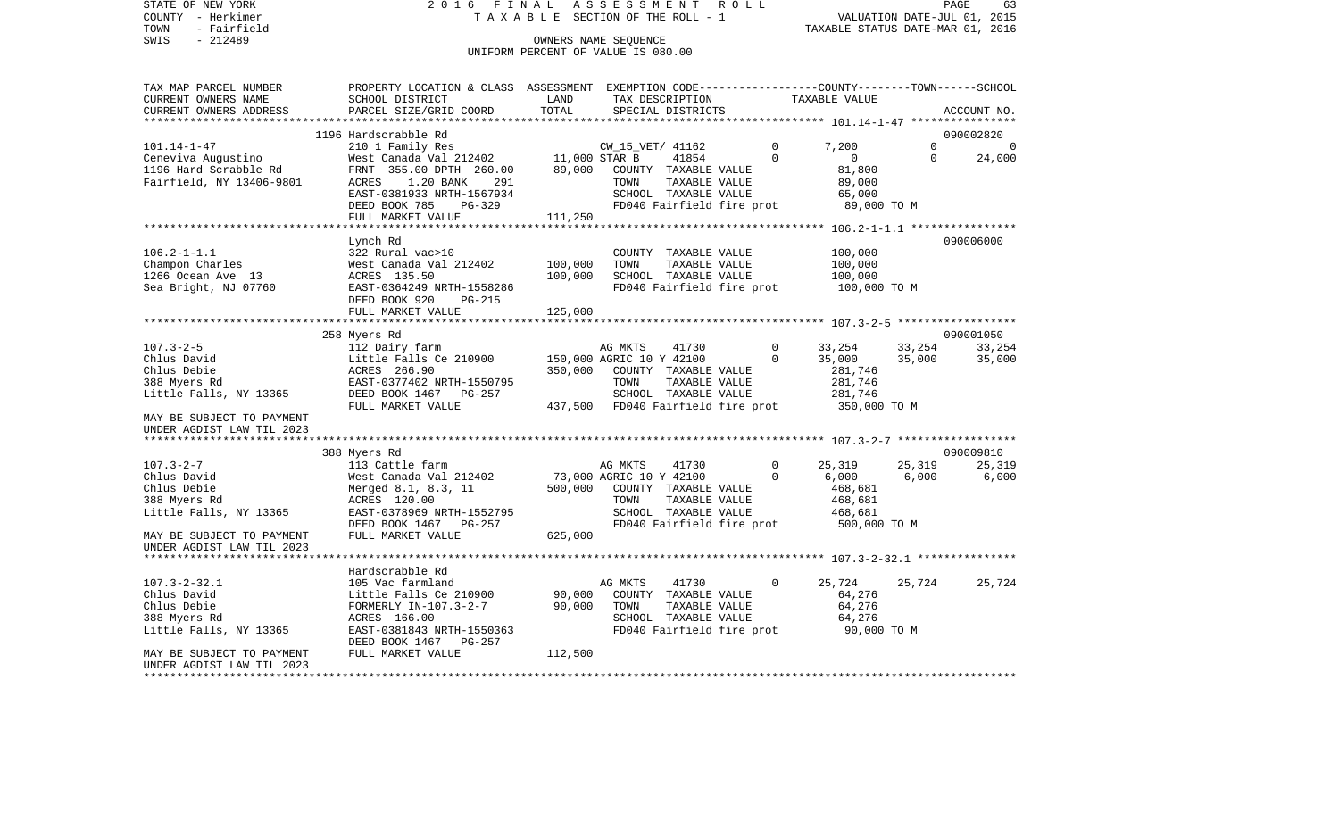STATE OF NEW YORK
COUNTY - Herkimer
TOWN - Fairfield
SWIS - 212489

# 2016 FINAL ASSESSMENT ROLL
TAXABLE SECTION OF THE ROLL - 1
OWNERS NAME SEQUENCE
UNIFORM PERCENT OF VALUE IS 080.00

VALUATION DATE-JUL 01, 2015
TAXABLE STATUS DATE-MAR 01, 2016

| TAX MAP PARCEL NUMBER / CURRENT OWNERS NAME / CURRENT OWNERS ADDRESS | PROPERTY LOCATION & CLASS / SCHOOL DISTRICT / PARCEL SIZE/GRID COORD | ASSESSMENT LAND | TOTAL | EXEMPTION CODE / TAX DESCRIPTION / SPECIAL DISTRICTS | | COUNTY | TOWN | SCHOOL | ACCOUNT NO. |
|---|---|---|---|---|---|---|---|---|---|
| 101.14-1-47 | 1196 Hardscrabble Rd | | | | | | | | 090002820 |
| Ceneviva Augustino | 210 1 Family Res | | | CW_15_VET/ 41162 | 0 | 7,200 | 0 | 0 | |
| 1196 Hard Scrabble Rd | West Canada Val 212402 | 11,000 | | STAR B 41854 | 0 | 0 | 0 | 24,000 | |
| Fairfield, NY 13406-9801 | FRNT 355.00 DPTH 260.00 | | 89,000 | COUNTY TAXABLE VALUE | | 81,800 | | | |
| | ACRES 1.20 BANK 291 | | | TOWN TAXABLE VALUE | | 89,000 | | | |
| | EAST-0381933 NRTH-1567934 | | | SCHOOL TAXABLE VALUE | | 65,000 | | | |
| | DEED BOOK 785 PG-329 | | | FD040 Fairfield fire prot | | 89,000 TO M | | | |
| | FULL MARKET VALUE | | 111,250 | | | | | | |
| 106.2-1-1.1 | Lynch Rd | | | | | | | | 090006000 |
| Champon Charles | 322 Rural vac>10 | | | COUNTY TAXABLE VALUE | | 100,000 | | | |
| 1266 Ocean Ave 13 | West Canada Val 212402 | 100,000 | | TOWN TAXABLE VALUE | | 100,000 | | | |
| Sea Bright, NJ 07760 | ACRES 135.50 | | 100,000 | SCHOOL TAXABLE VALUE | | 100,000 | | | |
| | EAST-0364249 NRTH-1558286 | | | FD040 Fairfield fire prot | | 100,000 TO M | | | |
| | DEED BOOK 920 PG-215 | | | | | | | | |
| | FULL MARKET VALUE | | 125,000 | | | | | | |
| 107.3-2-5 | 258 Myers Rd | | | | | | | | 090001050 |
| Chlus David | 112 Dairy farm | | | AG MKTS 41730 | 0 | 33,254 | 33,254 | 33,254 | |
| Chlus Debie | Little Falls Ce 210900 | 150,000 | | AGRIC 10 Y 42100 | 0 | 35,000 | 35,000 | 35,000 | |
| 388 Myers Rd | ACRES 266.90 | | 350,000 | COUNTY TAXABLE VALUE | | 281,746 | | | |
| Little Falls, NY 13365 | EAST-0377402 NRTH-1550795 | | | TOWN TAXABLE VALUE | | 281,746 | | | |
| | DEED BOOK 1467 PG-257 | | | SCHOOL TAXABLE VALUE | | 281,746 | | | |
| | FULL MARKET VALUE | | 437,500 | FD040 Fairfield fire prot | | 350,000 TO M | | | |
| MAY BE SUBJECT TO PAYMENT UNDER AGDIST LAW TIL 2023 | | | | | | | | | |
| 107.3-2-7 | 388 Myers Rd | | | | | | | | 090009810 |
| Chlus David | 113 Cattle farm | | | AG MKTS 41730 | 0 | 25,319 | 25,319 | 25,319 | |
| Chlus Debie | West Canada Val 212402 | 73,000 | | AGRIC 10 Y 42100 | 0 | 6,000 | 6,000 | 6,000 | |
| 388 Myers Rd | Merged 8.1, 8.3, 11 | | 500,000 | COUNTY TAXABLE VALUE | | 468,681 | | | |
| Little Falls, NY 13365 | ACRES 120.00 | | | TOWN TAXABLE VALUE | | 468,681 | | | |
| | EAST-0378969 NRTH-1552795 | | | SCHOOL TAXABLE VALUE | | 468,681 | | | |
| | DEED BOOK 1467 PG-257 | | | FD040 Fairfield fire prot | | 500,000 TO M | | | |
| MAY BE SUBJECT TO PAYMENT UNDER AGDIST LAW TIL 2023 | FULL MARKET VALUE | | 625,000 | | | | | | |
| 107.3-2-32.1 | Hardscrabble Rd | | | | | | | | |
| Chlus David | 105 Vac farmland | | | AG MKTS 41730 | 0 | 25,724 | 25,724 | 25,724 | |
| Chlus Debie | Little Falls Ce 210900 | 90,000 | | COUNTY TAXABLE VALUE | | 64,276 | | | |
| 388 Myers Rd | FORMERLY IN-107.3-2-7 | | 90,000 | TOWN TAXABLE VALUE | | 64,276 | | | |
| Little Falls, NY 13365 | ACRES 166.00 | | | SCHOOL TAXABLE VALUE | | 64,276 | | | |
| | EAST-0381843 NRTH-1550363 | | | FD040 Fairfield fire prot | | 90,000 TO M | | | |
| | DEED BOOK 1467 PG-257 | | | | | | | | |
| MAY BE SUBJECT TO PAYMENT UNDER AGDIST LAW TIL 2023 | FULL MARKET VALUE | | 112,500 | | | | | | |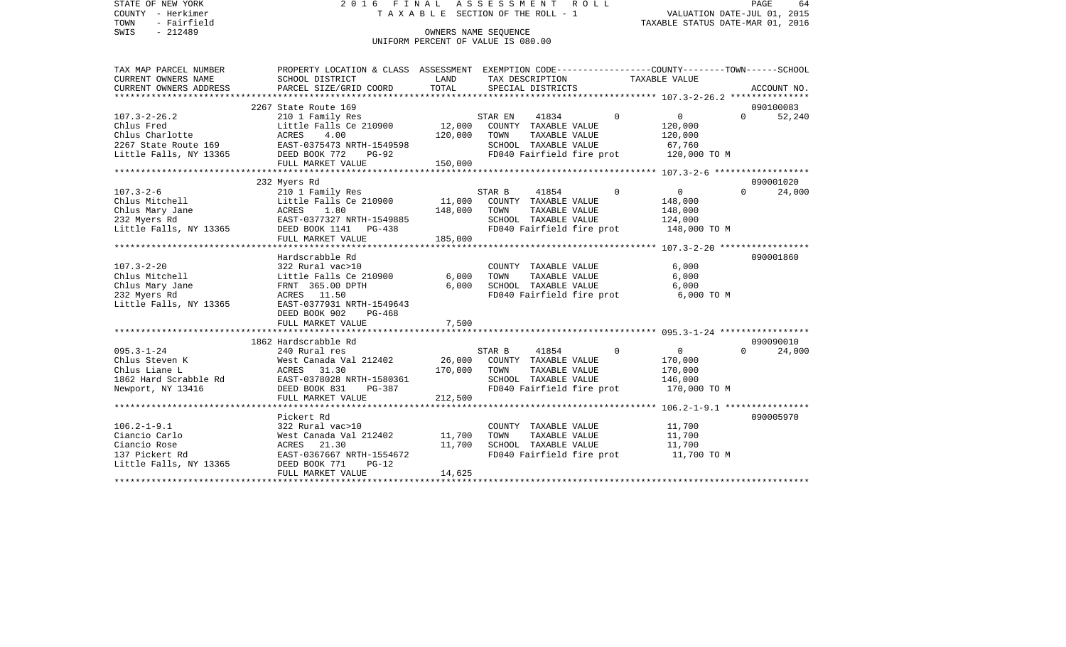STATE OF NEW YORK
COUNTY - Herkimer
TOWN - Fairfield
SWIS - 212489

2016 FINAL ASSESSMENT ROLL
TAXABLE SECTION OF THE ROLL - 1
OWNERS NAME SEQUENCE
UNIFORM PERCENT OF VALUE IS 080.00

VALUATION DATE-JUL 01, 2015
TAXABLE STATUS DATE-MAR 01, 2016

| TAX MAP PARCEL NUMBER / CURRENT OWNERS NAME / CURRENT OWNERS ADDRESS | PROPERTY LOCATION & CLASS / SCHOOL DISTRICT / PARCEL SIZE/GRID COORD | ASSESSMENT LAND / TOTAL | EXEMPTION CODE / TAX DESCRIPTION / SPECIAL DISTRICTS | COUNTY / TOWN / TAXABLE VALUE | SCHOOL / ACCOUNT NO. |
|---|---|---|---|---|---|
| | 2267 State Route 169 | | | | 090100083 |
| 107.3-2-26.2 | 210 1 Family Res | | STAR EN 41834 0 | 0 | 0 52,240 |
| Chlus Fred | Little Falls Ce 210900 | 12,000 | COUNTY TAXABLE VALUE | 120,000 | |
| Chlus Charlotte | ACRES 4.00 | 120,000 | TOWN TAXABLE VALUE | 120,000 | |
| 2267 State Route 169 | EAST-0375473 NRTH-1549598 | | SCHOOL TAXABLE VALUE | 67,760 | |
| Little Falls, NY 13365 | DEED BOOK 772 PG-92 | | FD040 Fairfield fire prot | 120,000 TO M | |
| | FULL MARKET VALUE | 150,000 | | | |
| | 232 Myers Rd | | | | 090001020 |
| 107.3-2-6 | 210 1 Family Res | | STAR B 41854 0 | 0 | 0 24,000 |
| Chlus Mitchell | Little Falls Ce 210900 | 11,000 | COUNTY TAXABLE VALUE | 148,000 | |
| Chlus Mary Jane | ACRES 1.80 | 148,000 | TOWN TAXABLE VALUE | 148,000 | |
| 232 Myers Rd | EAST-0377327 NRTH-1549885 | | SCHOOL TAXABLE VALUE | 124,000 | |
| Little Falls, NY 13365 | DEED BOOK 1141 PG-438 | | FD040 Fairfield fire prot | 148,000 TO M | |
| | FULL MARKET VALUE | 185,000 | | | |
| | Hardscrabble Rd | | | | 090001860 |
| 107.3-2-20 | 322 Rural vac>10 | | COUNTY TAXABLE VALUE | 6,000 | |
| Chlus Mitchell | Little Falls Ce 210900 | 6,000 | TOWN TAXABLE VALUE | 6,000 | |
| Chlus Mary Jane | FRNT 365.00 DPTH | 6,000 | SCHOOL TAXABLE VALUE | 6,000 | |
| 232 Myers Rd | ACRES 11.50 | | FD040 Fairfield fire prot | 6,000 TO M | |
| Little Falls, NY 13365 | EAST-0377931 NRTH-1549643 | | | | |
| | DEED BOOK 902 PG-468 | | | | |
| | FULL MARKET VALUE | 7,500 | | | |
| | 1862 Hardscrabble Rd | | | | 090090010 |
| 095.3-1-24 | 240 Rural res | | STAR B 41854 0 | 0 | 0 24,000 |
| Chlus Steven K | West Canada Val 212402 | 26,000 | COUNTY TAXABLE VALUE | 170,000 | |
| Chlus Liane L | ACRES 31.30 | 170,000 | TOWN TAXABLE VALUE | 170,000 | |
| 1862 Hard Scrabble Rd | EAST-0378028 NRTH-1580361 | | SCHOOL TAXABLE VALUE | 146,000 | |
| Newport, NY 13416 | DEED BOOK 831 PG-387 | | FD040 Fairfield fire prot | 170,000 TO M | |
| | FULL MARKET VALUE | 212,500 | | | |
| | Pickert Rd | | | | 090005970 |
| 106.2-1-9.1 | 322 Rural vac>10 | | COUNTY TAXABLE VALUE | 11,700 | |
| Ciancio Carlo | West Canada Val 212402 | 11,700 | TOWN TAXABLE VALUE | 11,700 | |
| Ciancio Rose | ACRES 21.30 | 11,700 | SCHOOL TAXABLE VALUE | 11,700 | |
| 137 Pickert Rd | EAST-0367667 NRTH-1554672 | | FD040 Fairfield fire prot | 11,700 TO M | |
| Little Falls, NY 13365 | DEED BOOK 771 PG-12 | | | | |
| | FULL MARKET VALUE | 14,625 | | | |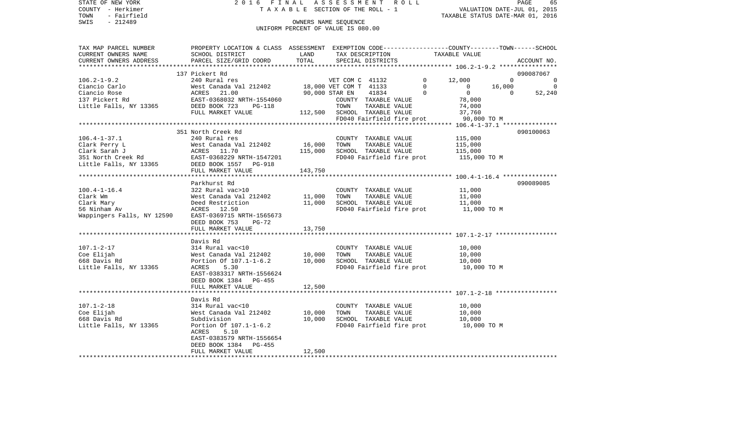STATE OF NEW YORK
COUNTY - Herkimer
TOWN - Fairfield
SWIS - 212489

2016 FINAL ASSESSMENT ROLL
TAXABLE SECTION OF THE ROLL - 1
OWNERS NAME SEQUENCE
UNIFORM PERCENT OF VALUE IS 080.00

VALUATION DATE-JUL 01, 2015
TAXABLE STATUS DATE-MAR 01, 2016

| TAX MAP PARCEL NUMBER / CURRENT OWNERS NAME / CURRENT OWNERS ADDRESS | PROPERTY LOCATION & CLASS / SCHOOL DISTRICT / PARCEL SIZE/GRID COORD | ASSESSMENT LAND | TOTAL | EXEMPTION CODE / TAX DESCRIPTION / SPECIAL DISTRICTS | | COUNTY | TOWN | SCHOOL TAXABLE VALUE | ACCOUNT NO. |
|---|---|---|---|---|---|---|---|---|---|
| | 137 Pickert Rd | | | | | | | | 090087067 |
| 106.2-1-9.2 | 240 Rural res | | | VET COM C 41132 | 0 | 12,000 | 0 | 0 | |
| Ciancio Carlo | West Canada Val 212402 | 18,000 | | VET COM T 41133 | 0 | 0 | 16,000 | 0 | |
| Ciancio Rose | ACRES 21.00 | | 90,000 | STAR EN 41834 | 0 | 0 | 0 | 52,240 | |
| 137 Pickert Rd | EAST-0368032 NRTH-1554060 | | | COUNTY TAXABLE VALUE | | 78,000 | | | |
| Little Falls, NY 13365 | DEED BOOK 723 PG-118 | | | TOWN TAXABLE VALUE | | 74,000 | | | |
| | FULL MARKET VALUE | | 112,500 | SCHOOL TAXABLE VALUE | | 37,760 | | | |
| | | | | FD040 Fairfield fire prot | | 90,000 TO M | | | |
| | 351 North Creek Rd | | | | | | | | 090100063 |
| 106.4-1-37.1 | 240 Rural res | | | COUNTY TAXABLE VALUE | | 115,000 | | | |
| Clark Perry L | West Canada Val 212402 | 16,000 | | TOWN TAXABLE VALUE | | 115,000 | | | |
| Clark Sarah J | ACRES 11.70 | | 115,000 | SCHOOL TAXABLE VALUE | | 115,000 | | | |
| 351 North Creek Rd | EAST-0368229 NRTH-1547201 | | | FD040 Fairfield fire prot | | 115,000 TO M | | | |
| Little Falls, NY 13365 | DEED BOOK 1557 PG-918 | | | | | | | | |
| | FULL MARKET VALUE | | 143,750 | | | | | | |
| | Parkhurst Rd | | | | | | | | 090089085 |
| 100.4-1-16.4 | 322 Rural vac>10 | | | COUNTY TAXABLE VALUE | | 11,000 | | | |
| Clark Wm | West Canada Val 212402 | 11,000 | | TOWN TAXABLE VALUE | | 11,000 | | | |
| Clark Mary | Deed Restriction | | 11,000 | SCHOOL TAXABLE VALUE | | 11,000 | | | |
| 56 Ninham Av | ACRES 12.50 | | | FD040 Fairfield fire prot | | 11,000 TO M | | | |
| Wappingers Falls, NY 12590 | EAST-0369715 NRTH-1565673 | | | | | | | | |
| | DEED BOOK 753 PG-72 | | | | | | | | |
| | FULL MARKET VALUE | | 13,750 | | | | | | |
| | Davis Rd | | | | | | | | |
| 107.1-2-17 | 314 Rural vac<10 | | | COUNTY TAXABLE VALUE | | 10,000 | | | |
| Coe Elijah | West Canada Val 212402 | 10,000 | | TOWN TAXABLE VALUE | | 10,000 | | | |
| 668 Davis Rd | Portion Of 107.1-1-6.2 | | 10,000 | SCHOOL TAXABLE VALUE | | 10,000 | | | |
| Little Falls, NY 13365 | ACRES 5.30 | | | FD040 Fairfield fire prot | | 10,000 TO M | | | |
| | EAST-0383317 NRTH-1556624 | | | | | | | | |
| | DEED BOOK 1384 PG-455 | | | | | | | | |
| | FULL MARKET VALUE | | 12,500 | | | | | | |
| | Davis Rd | | | | | | | | |
| 107.1-2-18 | 314 Rural vac<10 | | | COUNTY TAXABLE VALUE | | 10,000 | | | |
| Coe Elijah | West Canada Val 212402 | 10,000 | | TOWN TAXABLE VALUE | | 10,000 | | | |
| 668 Davis Rd | Subdivision | | 10,000 | SCHOOL TAXABLE VALUE | | 10,000 | | | |
| Little Falls, NY 13365 | Portion Of 107.1-1-6.2 | | | FD040 Fairfield fire prot | | 10,000 TO M | | | |
| | ACRES 5.10 | | | | | | | | |
| | EAST-0383579 NRTH-1556654 | | | | | | | | |
| | DEED BOOK 1384 PG-455 | | | | | | | | |
| | FULL MARKET VALUE | | 12,500 | | | | | | |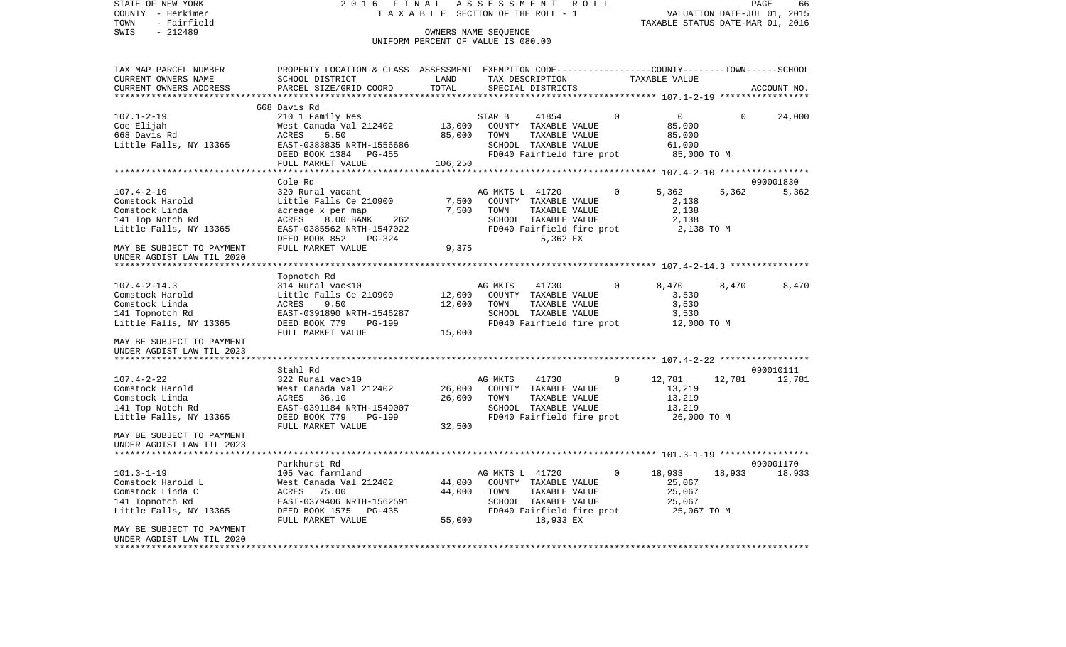STATE OF NEW YORK　　　　2 0 1 6　F I N A L　A S S E S S M E N T　R O L L
COUNTY - Herkimer　　　　T A X A B L E SECTION OF THE ROLL - 1　　　　VALUATION DATE-JUL 01, 2015
TOWN - Fairfield　　　　　　　　　　　　　　　　　　　　　　　　TAXABLE STATUS DATE-MAR 01, 2016
SWIS - 212489　　　　　　OWNERS NAME SEQUENCE
UNIFORM PERCENT OF VALUE IS 080.00

| TAX MAP PARCEL NUMBER / CURRENT OWNERS NAME / CURRENT OWNERS ADDRESS | PROPERTY LOCATION & CLASS / SCHOOL DISTRICT / PARCEL SIZE/GRID COORD | ASSESSMENT LAND | TOTAL | EXEMPTION CODE / TAX DESCRIPTION / SPECIAL DISTRICTS | COUNTY TAXABLE VALUE | TOWN | SCHOOL / ACCOUNT NO. |
|---|---|---|---|---|---|---|---|
| **107.1-2-19** | 668 Davis Rd | | | | | | |
| | 210 1 Family Res | | | STAR B 41854 0 | 0 | 0 | 24,000 |
| Coe Elijah | West Canada Val 212402 | 13,000 | | COUNTY TAXABLE VALUE | 85,000 | | |
| 668 Davis Rd | ACRES 5.50 | | 85,000 | TOWN TAXABLE VALUE | 85,000 | | |
| Little Falls, NY 13365 | EAST-0383835 NRTH-1556686 | | | SCHOOL TAXABLE VALUE | 61,000 | | |
| | DEED BOOK 1384 PG-455 | | | FD040 Fairfield fire prot | 85,000 TO M | | |
| | FULL MARKET VALUE | | 106,250 | | | | |
| **107.4-2-10** | Cole Rd | | | | | | 090001830 |
| | 320 Rural vacant | | | AG MKTS L 41720 0 | 5,362 | 5,362 | 5,362 |
| Comstock Harold | Little Falls Ce 210900 | 7,500 | | COUNTY TAXABLE VALUE | 2,138 | | |
| Comstock Linda | acreage x per map | | 7,500 | TOWN TAXABLE VALUE | 2,138 | | |
| 141 Top Notch Rd | ACRES 8.00 BANK 262 | | | SCHOOL TAXABLE VALUE | 2,138 | | |
| Little Falls, NY 13365 | EAST-0385562 NRTH-1547022 | | | FD040 Fairfield fire prot | 2,138 TO M | | |
| | DEED BOOK 852 PG-324 | | | 5,362 EX | | | |
| MAY BE SUBJECT TO PAYMENT | FULL MARKET VALUE | | 9,375 | | | | |
| UNDER AGDIST LAW TIL 2020 | | | | | | | |
| **107.4-2-14.3** | Topnotch Rd | | | | | | |
| | 314 Rural vac<10 | | | AG MKTS 41730 0 | 8,470 | 8,470 | 8,470 |
| Comstock Harold | Little Falls Ce 210900 | 12,000 | | COUNTY TAXABLE VALUE | 3,530 | | |
| Comstock Linda | ACRES 9.50 | | 12,000 | TOWN TAXABLE VALUE | 3,530 | | |
| 141 Topnotch Rd | EAST-0391890 NRTH-1546287 | | | SCHOOL TAXABLE VALUE | 3,530 | | |
| Little Falls, NY 13365 | DEED BOOK 779 PG-199 | | | FD040 Fairfield fire prot | 12,000 TO M | | |
| | FULL MARKET VALUE | | 15,000 | | | | |
| MAY BE SUBJECT TO PAYMENT | | | | | | | |
| UNDER AGDIST LAW TIL 2023 | | | | | | | |
| **107.4-2-22** | Stahl Rd | | | | | | 090010111 |
| | 322 Rural vac>10 | | | AG MKTS 41730 0 | 12,781 | 12,781 | 12,781 |
| Comstock Harold | West Canada Val 212402 | 26,000 | | COUNTY TAXABLE VALUE | 13,219 | | |
| Comstock Linda | ACRES 36.10 | | 26,000 | TOWN TAXABLE VALUE | 13,219 | | |
| 141 Top Notch Rd | EAST-0391184 NRTH-1549007 | | | SCHOOL TAXABLE VALUE | 13,219 | | |
| Little Falls, NY 13365 | DEED BOOK 779 PG-199 | | | FD040 Fairfield fire prot | 26,000 TO M | | |
| | FULL MARKET VALUE | | 32,500 | | | | |
| MAY BE SUBJECT TO PAYMENT | | | | | | | |
| UNDER AGDIST LAW TIL 2023 | | | | | | | |
| **101.3-1-19** | Parkhurst Rd | | | | | | 090001170 |
| | 105 Vac farmland | | | AG MKTS L 41720 0 | 18,933 | 18,933 | 18,933 |
| Comstock Harold L | West Canada Val 212402 | 44,000 | | COUNTY TAXABLE VALUE | 25,067 | | |
| Comstock Linda C | ACRES 75.00 | | 44,000 | TOWN TAXABLE VALUE | 25,067 | | |
| 141 Topnotch Rd | EAST-0379406 NRTH-1562591 | | | SCHOOL TAXABLE VALUE | 25,067 | | |
| Little Falls, NY 13365 | DEED BOOK 1575 PG-435 | | | FD040 Fairfield fire prot | 25,067 TO M | | |
| | FULL MARKET VALUE | | 55,000 | 18,933 EX | | | |
| MAY BE SUBJECT TO PAYMENT | | | | | | | |
| UNDER AGDIST LAW TIL 2020 | | | | | | | |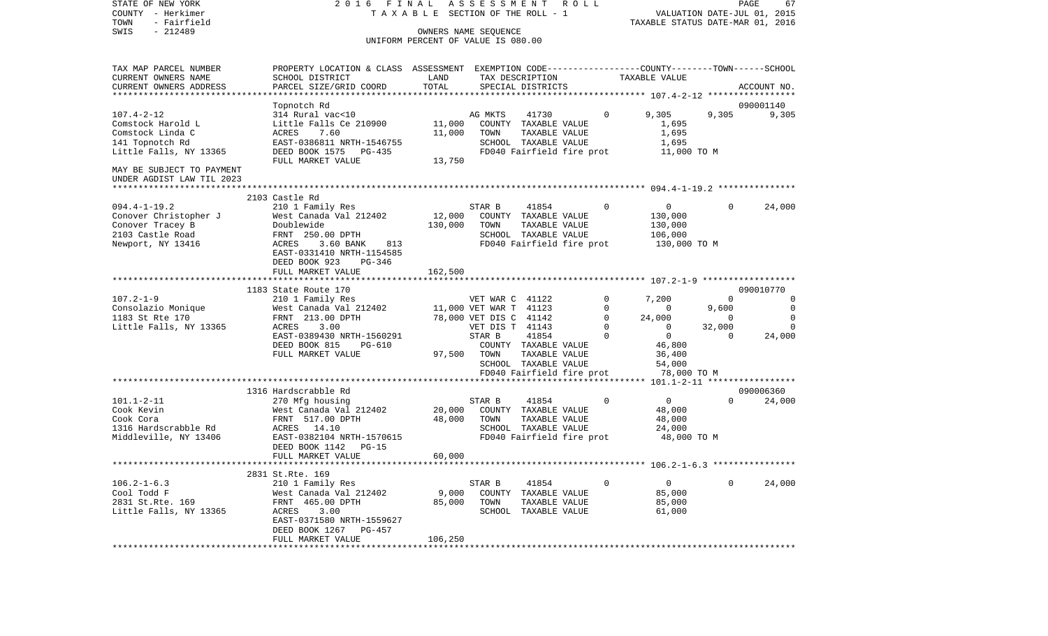STATE OF NEW YORK 2016 FINAL ASSESSMENT ROLL
COUNTY - Herkimer TAXABLE SECTION OF THE ROLL - 1 VALUATION DATE-JUL 01, 2015
TOWN - Fairfield TAXABLE STATUS DATE-MAR 01, 2016
SWIS - 212489 OWNERS NAME SEQUENCE
UNIFORM PERCENT OF VALUE IS 080.00

| TAX MAP PARCEL NUMBER / CURRENT OWNERS NAME / CURRENT OWNERS ADDRESS | PROPERTY LOCATION & CLASS / SCHOOL DISTRICT / PARCEL SIZE/GRID COORD | ASSESSMENT LAND / TOTAL | EXEMPTION CODE / TAX DESCRIPTION / SPECIAL DISTRICTS | | COUNTY TAXABLE VALUE | TOWN | SCHOOL / ACCOUNT NO. |
|---|---|---|---|---|---|---|---|
| | Topnotch Rd | | | | | | 090001140 |
| 107.4-2-12 | 314 Rural vac<10 | | AG MKTS 41730 | 0 | 9,305 | 9,305 | 9,305 |
| Comstock Harold L | Little Falls Ce 210900 | 11,000 | COUNTY TAXABLE VALUE | | 1,695 | | |
| Comstock Linda C | ACRES 7.60 | 11,000 | TOWN TAXABLE VALUE | | 1,695 | | |
| 141 Topnotch Rd | EAST-0386811 NRTH-1546755 | | SCHOOL TAXABLE VALUE | | 1,695 | | |
| Little Falls, NY 13365 | DEED BOOK 1575 PG-435 | | FD040 Fairfield fire prot | | 11,000 TO M | | |
| | FULL MARKET VALUE | 13,750 | | | | | |
| MAY BE SUBJECT TO PAYMENT UNDER AGDIST LAW TIL 2023 | | | | | | | |
| | 2103 Castle Rd | | | | | | |
| 094.4-1-19.2 | 210 1 Family Res | | STAR B 41854 | 0 | 0 | 0 | 24,000 |
| Conover Christopher J | West Canada Val 212402 | 12,000 | COUNTY TAXABLE VALUE | | 130,000 | | |
| Conover Tracey B | Doublewide | 130,000 | TOWN TAXABLE VALUE | | 130,000 | | |
| 2103 Castle Road | FRNT 250.00 DPTH | | SCHOOL TAXABLE VALUE | | 106,000 | | |
| Newport, NY 13416 | ACRES 3.60 BANK 813 | | FD040 Fairfield fire prot | | 130,000 TO M | | |
| | EAST-0331410 NRTH-1154585 | | | | | | |
| | DEED BOOK 923 PG-346 | | | | | | |
| | FULL MARKET VALUE | 162,500 | | | | | |
| | 1183 State Route 170 | | | | | | 090010770 |
| 107.2-1-9 | 210 1 Family Res | | VET WAR C 41122 | 0 | 7,200 | 0 | 0 |
| Consolazio Monique | West Canada Val 212402 | 11,000 | VET WAR T 41123 | 0 | 0 | 9,600 | 0 |
| 1183 St Rte 170 | FRNT 213.00 DPTH | 78,000 | VET DIS C 41142 | 0 | 24,000 | 0 | 0 |
| Little Falls, NY 13365 | ACRES 3.00 | | VET DIS T 41143 | 0 | 0 | 32,000 | 0 |
| | EAST-0389430 NRTH-1560291 | | STAR B 41854 | 0 | 0 | 0 | 24,000 |
| | DEED BOOK 815 PG-610 | | COUNTY TAXABLE VALUE | | 46,800 | | |
| | FULL MARKET VALUE | 97,500 | TOWN TAXABLE VALUE | | 36,400 | | |
| | | | SCHOOL TAXABLE VALUE | | 54,000 | | |
| | | | FD040 Fairfield fire prot | | 78,000 TO M | | |
| | 1316 Hardscrabble Rd | | | | | | 090006360 |
| 101.1-2-11 | 270 Mfg housing | | STAR B 41854 | 0 | 0 | 0 | 24,000 |
| Cook Kevin | West Canada Val 212402 | 20,000 | COUNTY TAXABLE VALUE | | 48,000 | | |
| Cook Cora | FRNT 517.00 DPTH | 48,000 | TOWN TAXABLE VALUE | | 48,000 | | |
| 1316 Hardscrabble Rd | ACRES 14.10 | | SCHOOL TAXABLE VALUE | | 24,000 | | |
| Middleville, NY 13406 | EAST-0382104 NRTH-1570615 | | FD040 Fairfield fire prot | | 48,000 TO M | | |
| | DEED BOOK 1142 PG-15 | | | | | | |
| | FULL MARKET VALUE | 60,000 | | | | | |
| | 2831 St.Rte. 169 | | | | | | |
| 106.2-1-6.3 | 210 1 Family Res | | STAR B 41854 | 0 | 0 | 0 | 24,000 |
| Cool Todd F | West Canada Val 212402 | 9,000 | COUNTY TAXABLE VALUE | | 85,000 | | |
| 2831 St.Rte. 169 | FRNT 465.00 DPTH | 85,000 | TOWN TAXABLE VALUE | | 85,000 | | |
| Little Falls, NY 13365 | ACRES 3.00 | | SCHOOL TAXABLE VALUE | | 61,000 | | |
| | EAST-0371580 NRTH-1559627 | | | | | | |
| | DEED BOOK 1267 PG-457 | | | | | | |
| | FULL MARKET VALUE | 106,250 | | | | | |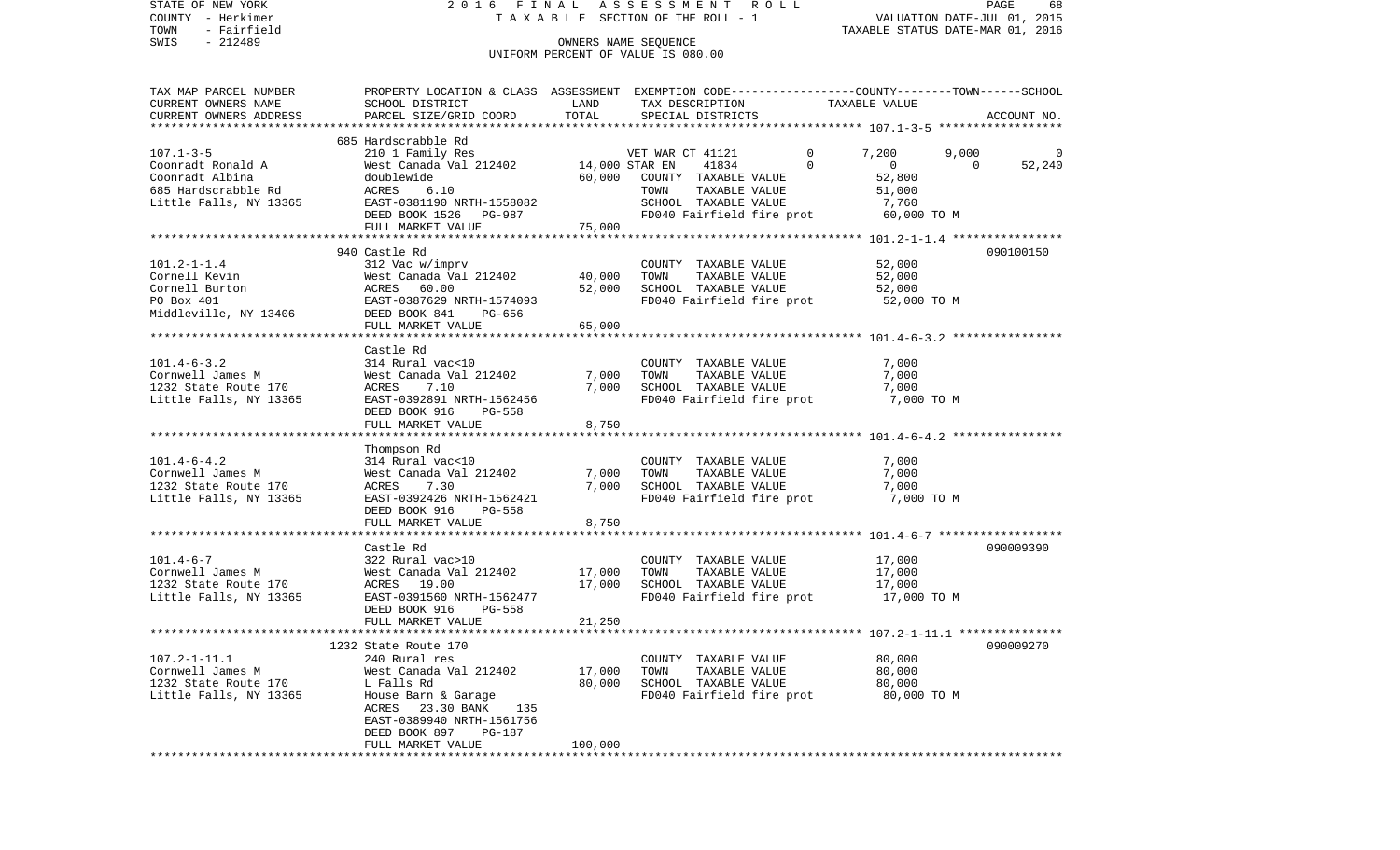STATE OF NEW YORK 2016 FINAL ASSESSMENT ROLL
COUNTY - Herkimer T A X A B L E SECTION OF THE ROLL - 1 VALUATION DATE-JUL 01, 2015
TOWN - Fairfield TAXABLE STATUS DATE-MAR 01, 2016
SWIS - 212489 OWNERS NAME SEQUENCE
UNIFORM PERCENT OF VALUE IS 080.00

| TAX MAP PARCEL NUMBER / CURRENT OWNERS NAME / CURRENT OWNERS ADDRESS | PROPERTY LOCATION & CLASS / SCHOOL DISTRICT / PARCEL SIZE/GRID COORD | ASSESSMENT LAND | TOTAL | EXEMPTION CODE / TAX DESCRIPTION / SPECIAL DISTRICTS | COUNTY | TOWN | SCHOOL | ACCOUNT NO. |
|---|---|---|---|---|---|---|---|---|
| 107.1-3-5 | 685 Hardscrabble Rd | | | | | | | |
| Coonradt Ronald A | 210 1 Family Res | | | VET WAR CT 41121 0 | 7,200 | 9,000 | 0 | |
| Coonradt Albina | West Canada Val 212402 | 14,000 | | STAR EN 41834 0 | 0 | 0 | 52,240 | |
| 685 Hardscrabble Rd | doublewide | | 60,000 | COUNTY TAXABLE VALUE | 52,800 | | | |
| Little Falls, NY 13365 | ACRES 6.10 | | | TOWN TAXABLE VALUE | | 51,000 | | |
| | EAST-0381190 NRTH-1558082 | | | SCHOOL TAXABLE VALUE | | | 7,760 | |
| | DEED BOOK 1526 PG-987 | | | FD040 Fairfield fire prot | 60,000 TO M | | | |
| | FULL MARKET VALUE | | 75,000 | | | | | |
| 101.2-1-1.4 | 940 Castle Rd | | | | | | | 090100150 |
| Cornell Kevin | 312 Vac w/imprv | | | COUNTY TAXABLE VALUE | 52,000 | | | |
| Cornell Burton | West Canada Val 212402 | 40,000 | | TOWN TAXABLE VALUE | | 52,000 | | |
| PO Box 401 | ACRES 60.00 | | 52,000 | SCHOOL TAXABLE VALUE | | | 52,000 | |
| Middleville, NY 13406 | EAST-0387629 NRTH-1574093 | | | FD040 Fairfield fire prot | 52,000 TO M | | | |
| | DEED BOOK 841 PG-656 | | | | | | | |
| | FULL MARKET VALUE | | 65,000 | | | | | |
| 101.4-6-3.2 | Castle Rd | | | | | | | |
| Cornwell James M | 314 Rural vac<10 | | | COUNTY TAXABLE VALUE | 7,000 | | | |
| 1232 State Route 170 | West Canada Val 212402 | 7,000 | | TOWN TAXABLE VALUE | | 7,000 | | |
| Little Falls, NY 13365 | ACRES 7.10 | | 7,000 | SCHOOL TAXABLE VALUE | | | 7,000 | |
| | EAST-0392891 NRTH-1562456 | | | FD040 Fairfield fire prot | 7,000 TO M | | | |
| | DEED BOOK 916 PG-558 | | | | | | | |
| | FULL MARKET VALUE | | 8,750 | | | | | |
| 101.4-6-4.2 | Thompson Rd | | | | | | | |
| Cornwell James M | 314 Rural vac<10 | | | COUNTY TAXABLE VALUE | 7,000 | | | |
| 1232 State Route 170 | West Canada Val 212402 | 7,000 | | TOWN TAXABLE VALUE | | 7,000 | | |
| Little Falls, NY 13365 | ACRES 7.30 | | 7,000 | SCHOOL TAXABLE VALUE | | | 7,000 | |
| | EAST-0392426 NRTH-1562421 | | | FD040 Fairfield fire prot | 7,000 TO M | | | |
| | DEED BOOK 916 PG-558 | | | | | | | |
| | FULL MARKET VALUE | | 8,750 | | | | | |
| 101.4-6-7 | Castle Rd | | | | | | | 090009390 |
| Cornwell James M | 322 Rural vac>10 | | | COUNTY TAXABLE VALUE | 17,000 | | | |
| 1232 State Route 170 | West Canada Val 212402 | 17,000 | | TOWN TAXABLE VALUE | | 17,000 | | |
| Little Falls, NY 13365 | ACRES 19.00 | | 17,000 | SCHOOL TAXABLE VALUE | | | 17,000 | |
| | EAST-0391560 NRTH-1562477 | | | FD040 Fairfield fire prot | 17,000 TO M | | | |
| | DEED BOOK 916 PG-558 | | | | | | | |
| | FULL MARKET VALUE | | 21,250 | | | | | |
| 107.2-1-11.1 | 1232 State Route 170 | | | | | | | 090009270 |
| Cornwell James M | 240 Rural res | | | COUNTY TAXABLE VALUE | 80,000 | | | |
| 1232 State Route 170 | West Canada Val 212402 | 17,000 | | TOWN TAXABLE VALUE | | 80,000 | | |
| Little Falls, NY 13365 | L Falls Rd | | 80,000 | SCHOOL TAXABLE VALUE | | | 80,000 | |
| | House Barn & Garage | | | FD040 Fairfield fire prot | 80,000 TO M | | | |
| | ACRES 23.30 BANK 135 | | | | | | | |
| | EAST-0389940 NRTH-1561756 | | | | | | | |
| | DEED BOOK 897 PG-187 | | | | | | | |
| | FULL MARKET VALUE | | 100,000 | | | | | |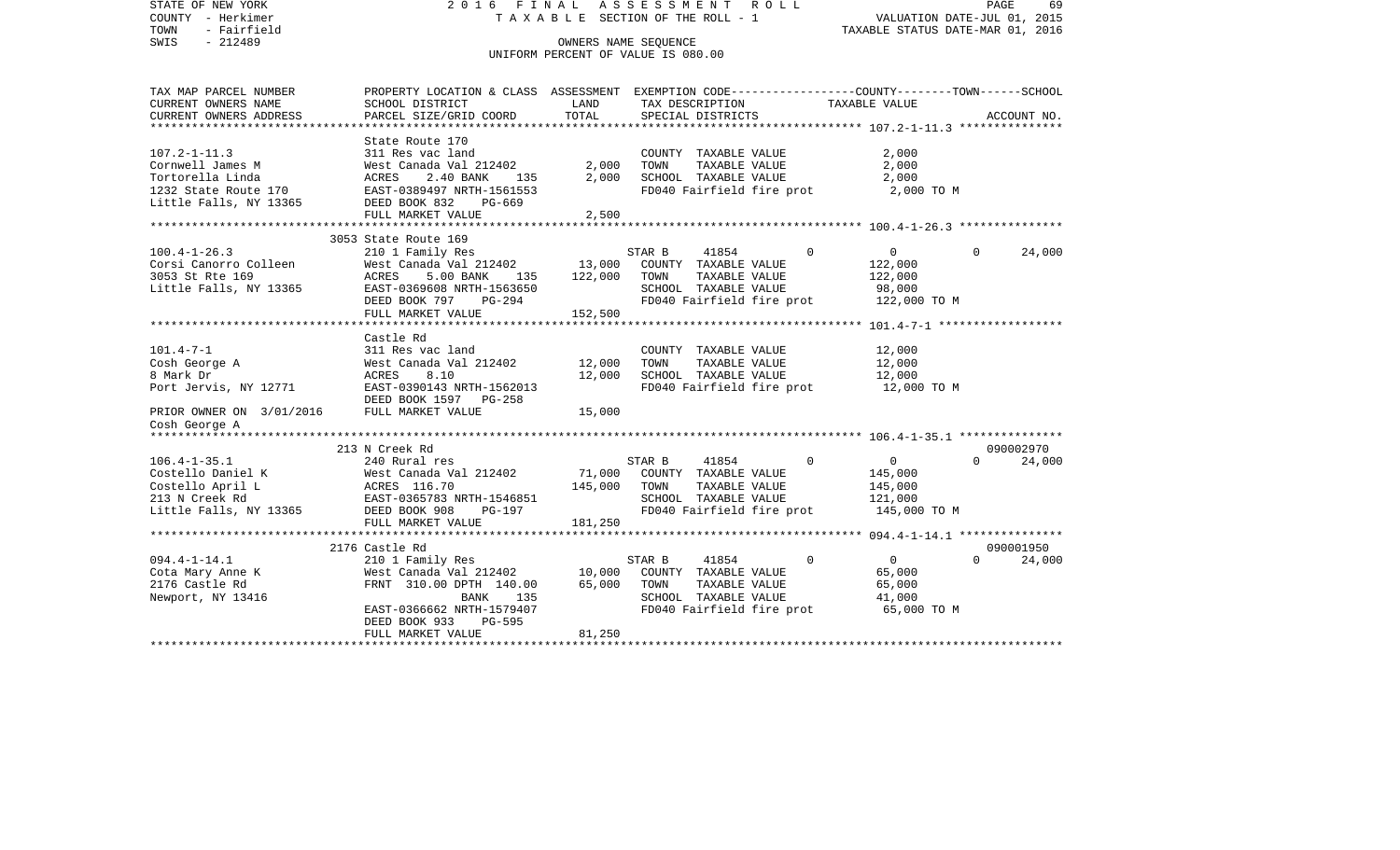STATE OF NEW YORK 2 0 1 6 F I N A L A S S E S S M E N T R O L L
COUNTY - Herkimer T A X A B L E SECTION OF THE ROLL - 1 VALUATION DATE-JUL 01, 2015
TOWN - Fairfield TAXABLE STATUS DATE-MAR 01, 2016
SWIS - 212489 OWNERS NAME SEQUENCE
UNIFORM PERCENT OF VALUE IS 080.00

| TAX MAP PARCEL NUMBER / CURRENT OWNERS NAME / CURRENT OWNERS ADDRESS | PROPERTY LOCATION & CLASS / SCHOOL DISTRICT / PARCEL SIZE/GRID COORD | ASSESSMENT LAND / TOTAL | EXEMPTION CODE / TAX DESCRIPTION / SPECIAL DISTRICTS | COUNTY | TOWN | SCHOOL / TAXABLE VALUE | ACCOUNT NO. |
|---|---|---|---|---|---|---|---|
| 107.2-1-11.3 | State Route 170 | | | | | | |
| 107.2-1-11.3 | 311 Res vac land | | COUNTY TAXABLE VALUE | 2,000 | | | |
| Cornwell James M | West Canada Val 212402 | 2,000 | TOWN TAXABLE VALUE | | 2,000 | | |
| Tortorella Linda | ACRES 2.40 BANK 135 | 2,000 | SCHOOL TAXABLE VALUE | | | 2,000 | |
| 1232 State Route 170 | EAST-0389497 NRTH-1561553 | | FD040 Fairfield fire prot | 2,000 TO M | | | |
| Little Falls, NY 13365 | DEED BOOK 832 PG-669 | | | | | | |
| | FULL MARKET VALUE | 2,500 | | | | | |
| 100.4-1-26.3 | 3053 State Route 169 | | | | | | |
| 100.4-1-26.3 | 210 1 Family Res | | STAR B 41854 | 0 | 0 | 24,000 | |
| Corsi Canorro Colleen | West Canada Val 212402 | 13,000 | COUNTY TAXABLE VALUE | 122,000 | | | |
| 3053 St Rte 169 | ACRES 5.00 BANK 135 | 122,000 | TOWN TAXABLE VALUE | | 122,000 | | |
| Little Falls, NY 13365 | EAST-0369608 NRTH-1563650 | | SCHOOL TAXABLE VALUE | | | 98,000 | |
| | DEED BOOK 797 PG-294 | | FD040 Fairfield fire prot | 122,000 TO M | | | |
| | FULL MARKET VALUE | 152,500 | | | | | |
| 101.4-7-1 | Castle Rd | | | | | | |
| 101.4-7-1 | 311 Res vac land | | COUNTY TAXABLE VALUE | 12,000 | | | |
| Cosh George A | West Canada Val 212402 | 12,000 | TOWN TAXABLE VALUE | | 12,000 | | |
| 8 Mark Dr | ACRES 8.10 | 12,000 | SCHOOL TAXABLE VALUE | | | 12,000 | |
| Port Jervis, NY 12771 | EAST-0390143 NRTH-1562013 | | FD040 Fairfield fire prot | 12,000 TO M | | | |
| | DEED BOOK 1597 PG-258 | | | | | | |
| PRIOR OWNER ON 3/01/2016 | FULL MARKET VALUE | 15,000 | | | | | |
| Cosh George A | | | | | | | |
| 106.4-1-35.1 | 213 N Creek Rd | | | | | | 090002970 |
| 106.4-1-35.1 | 240 Rural res | | STAR B 41854 | 0 | 0 | 24,000 | |
| Costello Daniel K | West Canada Val 212402 | 71,000 | COUNTY TAXABLE VALUE | 145,000 | | | |
| Costello April L | ACRES 116.70 | 145,000 | TOWN TAXABLE VALUE | | 145,000 | | |
| 213 N Creek Rd | EAST-0365783 NRTH-1546851 | | SCHOOL TAXABLE VALUE | | | 121,000 | |
| Little Falls, NY 13365 | DEED BOOK 908 PG-197 | | FD040 Fairfield fire prot | 145,000 TO M | | | |
| | FULL MARKET VALUE | 181,250 | | | | | |
| 094.4-1-14.1 | 2176 Castle Rd | | | | | | 090001950 |
| 094.4-1-14.1 | 210 1 Family Res | | STAR B 41854 | 0 | 0 | 24,000 | |
| Cota Mary Anne K | West Canada Val 212402 | 10,000 | COUNTY TAXABLE VALUE | 65,000 | | | |
| 2176 Castle Rd | FRNT 310.00 DPTH 140.00 | 65,000 | TOWN TAXABLE VALUE | | 65,000 | | |
| Newport, NY 13416 | BANK 135 | | SCHOOL TAXABLE VALUE | | | 41,000 | |
| | EAST-0366662 NRTH-1579407 | | FD040 Fairfield fire prot | 65,000 TO M | | | |
| | DEED BOOK 933 PG-595 | | | | | | |
| | FULL MARKET VALUE | 81,250 | | | | | |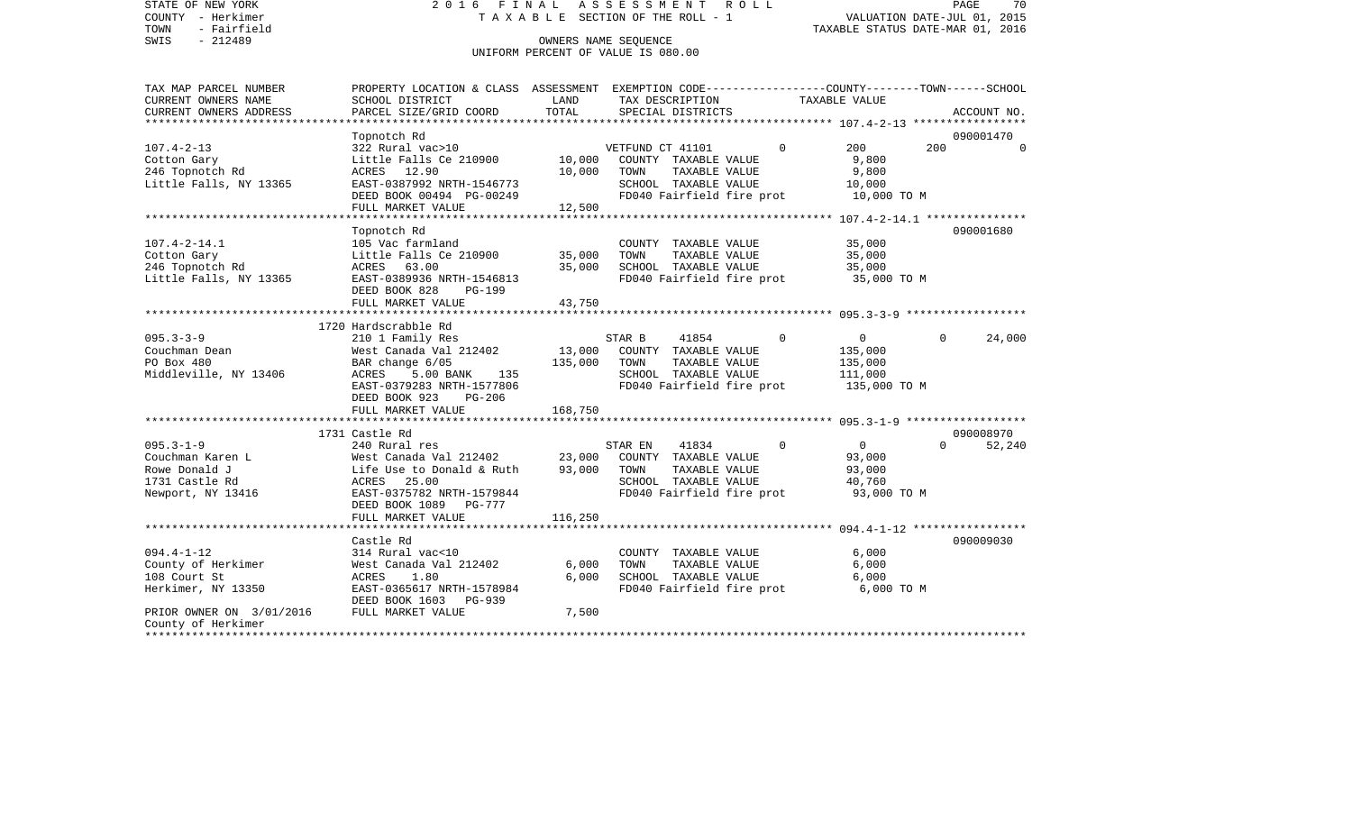STATE OF NEW YORK | 2016 FINAL ASSESSMENT ROLL | PAGE 70
COUNTY - Herkimer | TAXABLE SECTION OF THE ROLL - 1 | VALUATION DATE-JUL 01, 2015
TOWN - Fairfield | | TAXABLE STATUS DATE-MAR 01, 2016
SWIS - 212489 | OWNERS NAME SEQUENCE
UNIFORM PERCENT OF VALUE IS 080.00

| TAX MAP PARCEL NUMBER / CURRENT OWNERS NAME / CURRENT OWNERS ADDRESS | PROPERTY LOCATION & CLASS / SCHOOL DISTRICT / PARCEL SIZE/GRID COORD | ASSESSMENT LAND / TOTAL | EXEMPTION CODE / TAX DESCRIPTION / SPECIAL DISTRICTS | COUNTY | TOWN | SCHOOL / ACCOUNT NO. |
|---|---|---|---|---|---|---|
| **107.4-2-13** | Topnotch Rd | | | | | 090001470 |
| 107.4-2-13 | 322 Rural vac>10 | | VETFUND CT 41101 0 | 200 | 200 | 0 |
| Cotton Gary | Little Falls Ce 210900 | 10,000 | COUNTY TAXABLE VALUE | 9,800 | | |
| 246 Topnotch Rd | ACRES 12.90 | 10,000 | TOWN TAXABLE VALUE | | 9,800 | |
| Little Falls, NY 13365 | EAST-0387992 NRTH-1546773 | | SCHOOL TAXABLE VALUE | | | 10,000 |
| | DEED BOOK 00494 PG-00249 | | FD040 Fairfield fire prot | 10,000 TO M | | |
| | FULL MARKET VALUE | 12,500 | | | | |
| **107.4-2-14.1** | Topnotch Rd | | | | | 090001680 |
| 107.4-2-14.1 | 105 Vac farmland | | COUNTY TAXABLE VALUE | 35,000 | | |
| Cotton Gary | Little Falls Ce 210900 | 35,000 | TOWN TAXABLE VALUE | | 35,000 | |
| 246 Topnotch Rd | ACRES 63.00 | 35,000 | SCHOOL TAXABLE VALUE | | | 35,000 |
| Little Falls, NY 13365 | EAST-0389936 NRTH-1546813 | | FD040 Fairfield fire prot | 35,000 TO M | | |
| | DEED BOOK 828 PG-199 | | | | | |
| | FULL MARKET VALUE | 43,750 | | | | |
| **095.3-3-9** | 1720 Hardscrabble Rd | | | | | |
| 095.3-3-9 | 210 1 Family Res | | STAR B 41854 0 | 0 | 0 | 24,000 |
| Couchman Dean | West Canada Val 212402 | 13,000 | COUNTY TAXABLE VALUE | 135,000 | | |
| PO Box 480 | BAR change 6/05 | 135,000 | TOWN TAXABLE VALUE | | 135,000 | |
| Middleville, NY 13406 | ACRES 5.00 BANK 135 | | SCHOOL TAXABLE VALUE | | | 111,000 |
| | EAST-0379283 NRTH-1577806 | | FD040 Fairfield fire prot | 135,000 TO M | | |
| | DEED BOOK 923 PG-206 | | | | | |
| | FULL MARKET VALUE | 168,750 | | | | |
| **095.3-1-9** | 1731 Castle Rd | | | | | 090008970 |
| 095.3-1-9 | 240 Rural res | | STAR EN 41834 0 | 0 | 0 | 52,240 |
| Couchman Karen L | West Canada Val 212402 | 23,000 | COUNTY TAXABLE VALUE | 93,000 | | |
| Rowe Donald J | Life Use to Donald & Ruth | 93,000 | TOWN TAXABLE VALUE | | 93,000 | |
| 1731 Castle Rd | ACRES 25.00 | | SCHOOL TAXABLE VALUE | | | 40,760 |
| Newport, NY 13416 | EAST-0375782 NRTH-1579844 | | FD040 Fairfield fire prot | 93,000 TO M | | |
| | DEED BOOK 1089 PG-777 | | | | | |
| | FULL MARKET VALUE | 116,250 | | | | |
| **094.4-1-12** | Castle Rd | | | | | 090009030 |
| 094.4-1-12 | 314 Rural vac<10 | | COUNTY TAXABLE VALUE | 6,000 | | |
| County of Herkimer | West Canada Val 212402 | 6,000 | TOWN TAXABLE VALUE | | 6,000 | |
| 108 Court St | ACRES 1.80 | 6,000 | SCHOOL TAXABLE VALUE | | | 6,000 |
| Herkimer, NY 13350 | EAST-0365617 NRTH-1578984 | | FD040 Fairfield fire prot | 6,000 TO M | | |
| | DEED BOOK 1603 PG-939 | | | | | |
| PRIOR OWNER ON 3/01/2016 | FULL MARKET VALUE | 7,500 | | | | |
| County of Herkimer | | | | | | |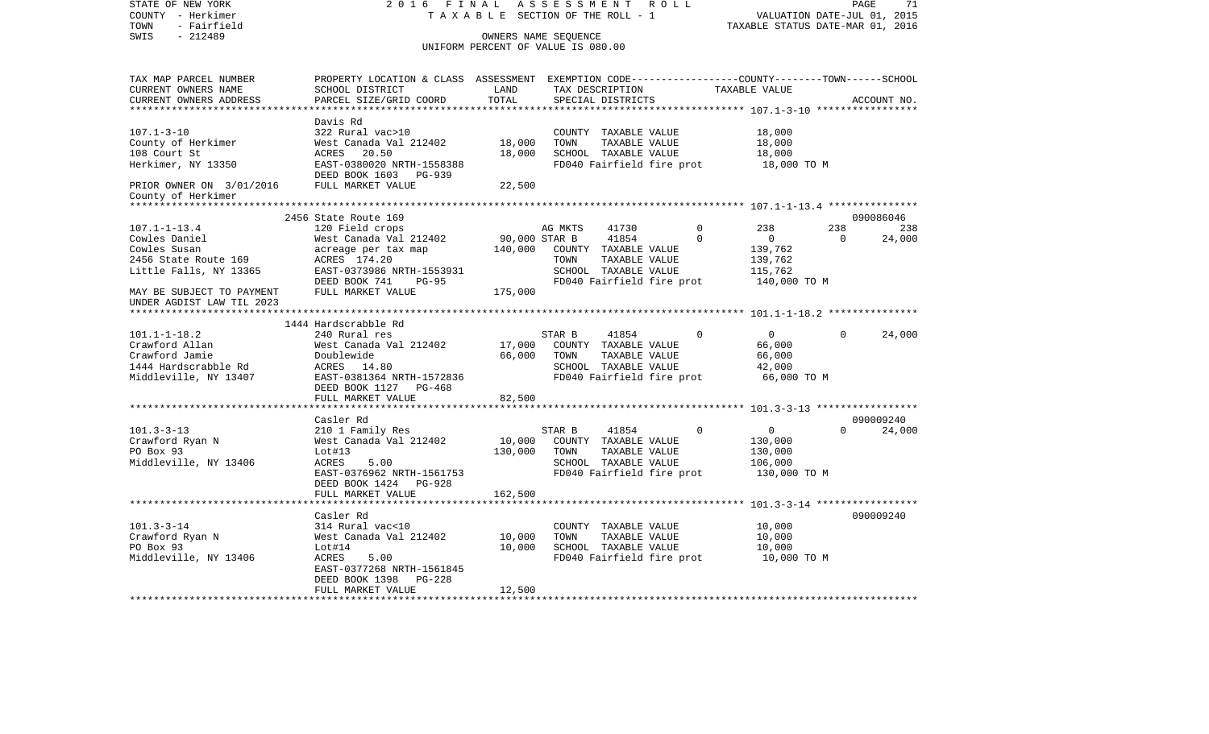STATE OF NEW YORK — 2016 FINAL ASSESSMENT ROLL
COUNTY - Herkimer — TAXABLE SECTION OF THE ROLL - 1 — VALUATION DATE-JUL 01, 2015
TOWN - Fairfield — TAXABLE STATUS DATE-MAR 01, 2016
SWIS - 212489 — OWNERS NAME SEQUENCE
UNIFORM PERCENT OF VALUE IS 080.00

| TAX MAP PARCEL NUMBER / CURRENT OWNERS NAME / CURRENT OWNERS ADDRESS | PROPERTY LOCATION & CLASS / SCHOOL DISTRICT / PARCEL SIZE/GRID COORD | ASSESSMENT LAND | TOTAL | EXEMPTION CODE / TAX DESCRIPTION / SPECIAL DISTRICTS | COUNTY | TOWN | SCHOOL / ACCOUNT NO. |
|---|---|---|---|---|---|---|---|
| **107.1-3-10** | Davis Rd | | | | | | |
| 107.1-3-10 | 322 Rural vac>10 | | | COUNTY TAXABLE VALUE | 18,000 | | |
| County of Herkimer | West Canada Val 212402 | 18,000 | | TOWN TAXABLE VALUE | | 18,000 | |
| 108 Court St | ACRES 20.50 | | 18,000 | SCHOOL TAXABLE VALUE | | | 18,000 |
| Herkimer, NY 13350 | EAST-0380020 NRTH-1558388 | | | FD040 Fairfield fire prot | 18,000 TO M | | |
| | DEED BOOK 1603 PG-939 | | | | | | |
| PRIOR OWNER ON 3/01/2016 | FULL MARKET VALUE | | 22,500 | | | | |
| County of Herkimer | | | | | | | |
| **107.1-1-13.4** | 2456 State Route 169 | | | | | | 090086046 |
| 107.1-1-13.4 | 120 Field crops | | | AG MKTS 41730 0 | 238 | 238 | 238 |
| Cowles Daniel | West Canada Val 212402 | 90,000 | | STAR B 41854 0 | 0 | 0 | 24,000 |
| Cowles Susan | acreage per tax map | | 140,000 | COUNTY TAXABLE VALUE | 139,762 | | |
| 2456 State Route 169 | ACRES 174.20 | | | TOWN TAXABLE VALUE | | 139,762 | |
| Little Falls, NY 13365 | EAST-0373986 NRTH-1553931 | | | SCHOOL TAXABLE VALUE | | | 115,762 |
| | DEED BOOK 741 PG-95 | | | FD040 Fairfield fire prot | 140,000 TO M | | |
| MAY BE SUBJECT TO PAYMENT | FULL MARKET VALUE | | 175,000 | | | | |
| UNDER AGDIST LAW TIL 2023 | | | | | | | |
| **101.1-1-18.2** | 1444 Hardscrabble Rd | | | | | | |
| 101.1-1-18.2 | 240 Rural res | | | STAR B 41854 0 | 0 | 0 | 24,000 |
| Crawford Allan | West Canada Val 212402 | 17,000 | | COUNTY TAXABLE VALUE | 66,000 | | |
| Crawford Jamie | Doublewide | | 66,000 | TOWN TAXABLE VALUE | | 66,000 | |
| 1444 Hardscrabble Rd | ACRES 14.80 | | | SCHOOL TAXABLE VALUE | | | 42,000 |
| Middleville, NY 13407 | EAST-0381364 NRTH-1572836 | | | FD040 Fairfield fire prot | 66,000 TO M | | |
| | DEED BOOK 1127 PG-468 | | | | | | |
| | FULL MARKET VALUE | | 82,500 | | | | |
| **101.3-3-13** | Casler Rd | | | | | | 090009240 |
| 101.3-3-13 | 210 1 Family Res | | | STAR B 41854 0 | 0 | 0 | 24,000 |
| Crawford Ryan N | West Canada Val 212402 | 10,000 | | COUNTY TAXABLE VALUE | 130,000 | | |
| PO Box 93 | Lot#13 | | 130,000 | TOWN TAXABLE VALUE | | 130,000 | |
| Middleville, NY 13406 | ACRES 5.00 | | | SCHOOL TAXABLE VALUE | | | 106,000 |
| | EAST-0376962 NRTH-1561753 | | | FD040 Fairfield fire prot | 130,000 TO M | | |
| | DEED BOOK 1424 PG-928 | | | | | | |
| | FULL MARKET VALUE | | 162,500 | | | | |
| **101.3-3-14** | Casler Rd | | | | | | 090009240 |
| 101.3-3-14 | 314 Rural vac<10 | | | COUNTY TAXABLE VALUE | 10,000 | | |
| Crawford Ryan N | West Canada Val 212402 | 10,000 | | TOWN TAXABLE VALUE | | 10,000 | |
| PO Box 93 | Lot#14 | | 10,000 | SCHOOL TAXABLE VALUE | | | 10,000 |
| Middleville, NY 13406 | ACRES 5.00 | | | FD040 Fairfield fire prot | 10,000 TO M | | |
| | EAST-0377268 NRTH-1561845 | | | | | | |
| | DEED BOOK 1398 PG-228 | | | | | | |
| | FULL MARKET VALUE | | 12,500 | | | | |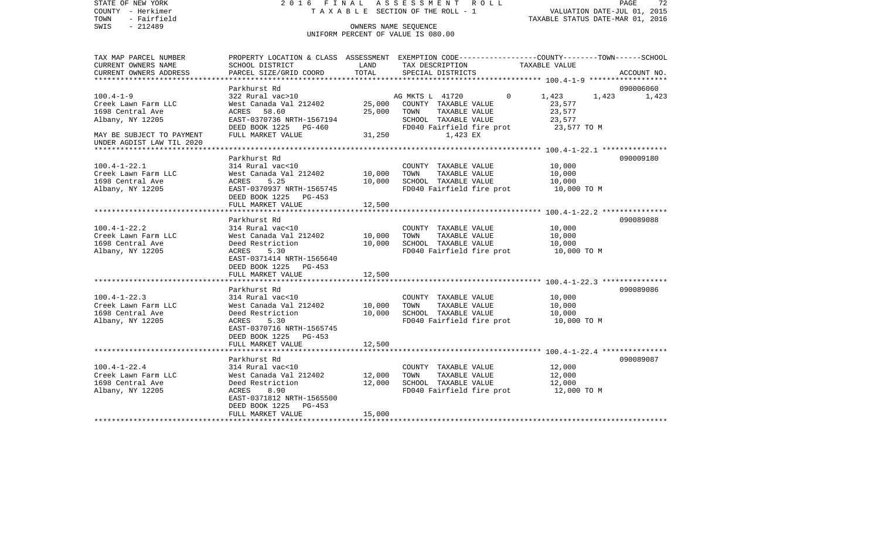STATE OF NEW YORK — 2016 FINAL ASSESSMENT ROLL
COUNTY - Herkimer — TAXABLE SECTION OF THE ROLL - 1 — VALUATION DATE-JUL 01, 2015
TOWN - Fairfield — TAXABLE STATUS DATE-MAR 01, 2016
SWIS - 212489 — OWNERS NAME SEQUENCE
UNIFORM PERCENT OF VALUE IS 080.00

| TAX MAP PARCEL NUMBER / CURRENT OWNERS NAME / CURRENT OWNERS ADDRESS | PROPERTY LOCATION & CLASS / SCHOOL DISTRICT / PARCEL SIZE/GRID COORD | ASSESSMENT LAND | ASSESSMENT TOTAL | EXEMPTION CODE / TAX DESCRIPTION / SPECIAL DISTRICTS | COUNTY TAXABLE VALUE | TOWN | SCHOOL | ACCOUNT NO. |
|---|---|---|---|---|---|---|---|---|
| **100.4-1-9** | Parkhurst Rd | | | | | | | 090006060 |
| Creek Lawn Farm LLC | 322 Rural vac>10 | | | AG MKTS L 41720 0 | 1,423 | 1,423 | 1,423 | |
| 1698 Central Ave | West Canada Val 212402 | 25,000 | | COUNTY TAXABLE VALUE | 23,577 | | | |
| Albany, NY 12205 | ACRES 58.60 | | 25,000 | TOWN TAXABLE VALUE | 23,577 | | | |
| | EAST-0370736 NRTH-1567194 | | | SCHOOL TAXABLE VALUE | 23,577 | | | |
| | DEED BOOK 1225 PG-460 | | | FD040 Fairfield fire prot | 23,577 TO M | | | |
| MAY BE SUBJECT TO PAYMENT | FULL MARKET VALUE | 31,250 | | 1,423 EX | | | | |
| UNDER AGDIST LAW TIL 2020 | | | | | | | | |
| **100.4-1-22.1** | Parkhurst Rd | | | | | | | 090009180 |
| Creek Lawn Farm LLC | 314 Rural vac<10 | | | COUNTY TAXABLE VALUE | 10,000 | | | |
| 1698 Central Ave | West Canada Val 212402 | 10,000 | | TOWN TAXABLE VALUE | 10,000 | | | |
| Albany, NY 12205 | ACRES 5.25 | | 10,000 | SCHOOL TAXABLE VALUE | 10,000 | | | |
| | EAST-0370937 NRTH-1565745 | | | FD040 Fairfield fire prot | 10,000 TO M | | | |
| | DEED BOOK 1225 PG-453 | | | | | | | |
| | FULL MARKET VALUE | 12,500 | | | | | | |
| **100.4-1-22.2** | Parkhurst Rd | | | | | | | 090089088 |
| Creek Lawn Farm LLC | 314 Rural vac<10 | | | COUNTY TAXABLE VALUE | 10,000 | | | |
| 1698 Central Ave | West Canada Val 212402 | 10,000 | | TOWN TAXABLE VALUE | 10,000 | | | |
| Albany, NY 12205 | Deed Restriction | | 10,000 | SCHOOL TAXABLE VALUE | 10,000 | | | |
| | ACRES 5.30 | | | FD040 Fairfield fire prot | 10,000 TO M | | | |
| | EAST-0371414 NRTH-1565640 | | | | | | | |
| | DEED BOOK 1225 PG-453 | | | | | | | |
| | FULL MARKET VALUE | 12,500 | | | | | | |
| **100.4-1-22.3** | Parkhurst Rd | | | | | | | 090089086 |
| Creek Lawn Farm LLC | 314 Rural vac<10 | | | COUNTY TAXABLE VALUE | 10,000 | | | |
| 1698 Central Ave | West Canada Val 212402 | 10,000 | | TOWN TAXABLE VALUE | 10,000 | | | |
| Albany, NY 12205 | Deed Restriction | | 10,000 | SCHOOL TAXABLE VALUE | 10,000 | | | |
| | ACRES 5.30 | | | FD040 Fairfield fire prot | 10,000 TO M | | | |
| | EAST-0370716 NRTH-1565745 | | | | | | | |
| | DEED BOOK 1225 PG-453 | | | | | | | |
| | FULL MARKET VALUE | 12,500 | | | | | | |
| **100.4-1-22.4** | Parkhurst Rd | | | | | | | 090089087 |
| Creek Lawn Farm LLC | 314 Rural vac<10 | | | COUNTY TAXABLE VALUE | 12,000 | | | |
| 1698 Central Ave | West Canada Val 212402 | 12,000 | | TOWN TAXABLE VALUE | 12,000 | | | |
| Albany, NY 12205 | Deed Restriction | | 12,000 | SCHOOL TAXABLE VALUE | 12,000 | | | |
| | ACRES 8.90 | | | FD040 Fairfield fire prot | 12,000 TO M | | | |
| | EAST-0371812 NRTH-1565500 | | | | | | | |
| | DEED BOOK 1225 PG-453 | | | | | | | |
| | FULL MARKET VALUE | 15,000 | | | | | | |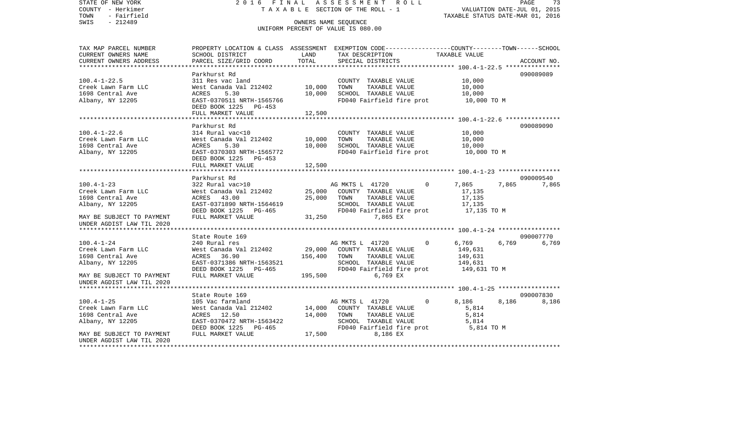STATE OF NEW YORK 2016 FINAL ASSESSMENT ROLL
COUNTY - Herkimer TAXABLE SECTION OF THE ROLL - 1 VALUATION DATE-JUL 01, 2015
TOWN - Fairfield TAXABLE STATUS DATE-MAR 01, 2016
SWIS - 212489 OWNERS NAME SEQUENCE
UNIFORM PERCENT OF VALUE IS 080.00

| TAX MAP PARCEL NUMBER / CURRENT OWNERS NAME / CURRENT OWNERS ADDRESS | PROPERTY LOCATION & CLASS / SCHOOL DISTRICT / PARCEL SIZE/GRID COORD | ASSESSMENT LAND / TOTAL | EXEMPTION CODE / TAX DESCRIPTION / SPECIAL DISTRICTS | COUNTY | TOWN | SCHOOL / ACCOUNT NO. |
|---|---|---|---|---|---|---|
| **100.4-1-22.5** | Parkhurst Rd | | | | | 090089089 |
| 100.4-1-22.5 | 311 Res vac land | | COUNTY TAXABLE VALUE | 10,000 | | |
| Creek Lawn Farm LLC | West Canada Val 212402 | 10,000 | TOWN TAXABLE VALUE | 10,000 | | |
| 1698 Central Ave | ACRES 5.30 | 10,000 | SCHOOL TAXABLE VALUE | 10,000 | | |
| Albany, NY 12205 | EAST-0370511 NRTH-1565766 | | FD040 Fairfield fire prot | 10,000 TO M | | |
| | DEED BOOK 1225 PG-453 | | | | | |
| | FULL MARKET VALUE | 12,500 | | | | |
| **100.4-1-22.6** | Parkhurst Rd | | | | | 090089090 |
| 100.4-1-22.6 | 314 Rural vac<10 | | COUNTY TAXABLE VALUE | 10,000 | | |
| Creek Lawn Farm LLC | West Canada Val 212402 | 10,000 | TOWN TAXABLE VALUE | 10,000 | | |
| 1698 Central Ave | ACRES 5.30 | 10,000 | SCHOOL TAXABLE VALUE | 10,000 | | |
| Albany, NY 12205 | EAST-0370303 NRTH-1565772 | | FD040 Fairfield fire prot | 10,000 TO M | | |
| | DEED BOOK 1225 PG-453 | | | | | |
| | FULL MARKET VALUE | 12,500 | | | | |
| **100.4-1-23** | Parkhurst Rd | | | | | 090009540 |
| 100.4-1-23 | 322 Rural vac>10 | | AG MKTS L 41720 0 | 7,865 | 7,865 | 7,865 |
| Creek Lawn Farm LLC | West Canada Val 212402 | 25,000 | COUNTY TAXABLE VALUE | 17,135 | | |
| 1698 Central Ave | ACRES 43.00 | 25,000 | TOWN TAXABLE VALUE | 17,135 | | |
| Albany, NY 12205 | EAST-0371890 NRTH-1564619 | | SCHOOL TAXABLE VALUE | 17,135 | | |
| | DEED BOOK 1225 PG-465 | | FD040 Fairfield fire prot | 17,135 TO M | | |
| MAY BE SUBJECT TO PAYMENT | FULL MARKET VALUE | 31,250 | 7,865 EX | | | |
| UNDER AGDIST LAW TIL 2020 | | | | | | |
| **100.4-1-24** | State Route 169 | | | | | 090007770 |
| 100.4-1-24 | 240 Rural res | | AG MKTS L 41720 0 | 6,769 | 6,769 | 6,769 |
| Creek Lawn Farm LLC | West Canada Val 212402 | 29,000 | COUNTY TAXABLE VALUE | 149,631 | | |
| 1698 Central Ave | ACRES 36.90 | 156,400 | TOWN TAXABLE VALUE | 149,631 | | |
| Albany, NY 12205 | EAST-0371386 NRTH-1563521 | | SCHOOL TAXABLE VALUE | 149,631 | | |
| | DEED BOOK 1225 PG-465 | | FD040 Fairfield fire prot | 149,631 TO M | | |
| MAY BE SUBJECT TO PAYMENT | FULL MARKET VALUE | 195,500 | 6,769 EX | | | |
| UNDER AGDIST LAW TIL 2020 | | | | | | |
| **100.4-1-25** | State Route 169 | | | | | 090007830 |
| 100.4-1-25 | 105 Vac farmland | | AG MKTS L 41720 0 | 8,186 | 8,186 | 8,186 |
| Creek Lawn Farm LLC | West Canada Val 212402 | 14,000 | COUNTY TAXABLE VALUE | 5,814 | | |
| 1698 Central Ave | ACRES 12.50 | 14,000 | TOWN TAXABLE VALUE | 5,814 | | |
| Albany, NY 12205 | EAST-0370472 NRTH-1563422 | | SCHOOL TAXABLE VALUE | 5,814 | | |
| | DEED BOOK 1225 PG-465 | | FD040 Fairfield fire prot | 5,814 TO M | | |
| MAY BE SUBJECT TO PAYMENT | FULL MARKET VALUE | 17,500 | 8,186 EX | | | |
| UNDER AGDIST LAW TIL 2020 | | | | | | |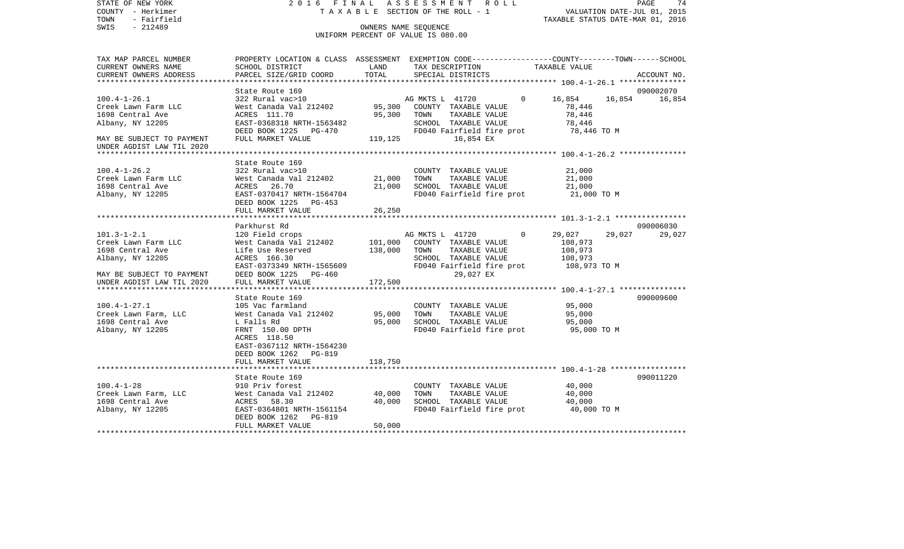STATE OF NEW YORK
COUNTY - Herkimer
TOWN - Fairfield
SWIS - 212489

2016 FINAL ASSESSMENT ROLL
TAXABLE SECTION OF THE ROLL - 1
OWNERS NAME SEQUENCE
UNIFORM PERCENT OF VALUE IS 080.00

VALUATION DATE-JUL 01, 2015
TAXABLE STATUS DATE-MAR 01, 2016

| TAX MAP PARCEL NUMBER / CURRENT OWNERS NAME / CURRENT OWNERS ADDRESS | PROPERTY LOCATION & CLASS / SCHOOL DISTRICT / PARCEL SIZE/GRID COORD | ASSESSMENT LAND | TOTAL | EXEMPTION CODE / TAX DESCRIPTION / SPECIAL DISTRICTS | COUNTY | TOWN | SCHOOL / ACCOUNT NO. |
|---|---|---|---|---|---|---|---|
| **100.4-1-26.1** | State Route 169 | | | | | | 090002070 |
| 100.4-1-26.1 | 322 Rural vac>10 | | | AG MKTS L 41720 0 | 16,854 | 16,854 | 16,854 |
| Creek Lawn Farm LLC | West Canada Val 212402 | 95,300 | | COUNTY TAXABLE VALUE | 78,446 | | |
| 1698 Central Ave | ACRES 111.70 | | 95,300 | TOWN TAXABLE VALUE | 78,446 | | |
| Albany, NY 12205 | EAST-0368318 NRTH-1563482 | | | SCHOOL TAXABLE VALUE | 78,446 | | |
| | DEED BOOK 1225 PG-470 | | | FD040 Fairfield fire prot | 78,446 TO M | | |
| MAY BE SUBJECT TO PAYMENT | FULL MARKET VALUE | | 119,125 | 16,854 EX | | | |
| UNDER AGDIST LAW TIL 2020 | | | | | | | |
| **100.4-1-26.2** | State Route 169 | | | | | | |
| 100.4-1-26.2 | 322 Rural vac>10 | | | COUNTY TAXABLE VALUE | 21,000 | | |
| Creek Lawn Farm LLC | West Canada Val 212402 | 21,000 | | TOWN TAXABLE VALUE | 21,000 | | |
| 1698 Central Ave | ACRES 26.70 | | 21,000 | SCHOOL TAXABLE VALUE | 21,000 | | |
| Albany, NY 12205 | EAST-0370417 NRTH-1564704 | | | FD040 Fairfield fire prot | 21,000 TO M | | |
| | DEED BOOK 1225 PG-453 | | | | | | |
| | FULL MARKET VALUE | | 26,250 | | | | |
| **101.3-1-2.1** | Parkhurst Rd | | | | | | 090006030 |
| 101.3-1-2.1 | 120 Field crops | | | AG MKTS L 41720 0 | 29,027 | 29,027 | 29,027 |
| Creek Lawn Farm LLC | West Canada Val 212402 | 101,000 | | COUNTY TAXABLE VALUE | 108,973 | | |
| 1698 Central Ave | Life Use Reserved | | 138,000 | TOWN TAXABLE VALUE | 108,973 | | |
| Albany, NY 12205 | ACRES 166.30 | | | SCHOOL TAXABLE VALUE | 108,973 | | |
| | EAST-0373349 NRTH-1565609 | | | FD040 Fairfield fire prot | 108,973 TO M | | |
| MAY BE SUBJECT TO PAYMENT | DEED BOOK 1225 PG-460 | | | 29,027 EX | | | |
| UNDER AGDIST LAW TIL 2020 | FULL MARKET VALUE | | 172,500 | | | | |
| **100.4-1-27.1** | State Route 169 | | | | | | 090009600 |
| 100.4-1-27.1 | 105 Vac farmland | | | COUNTY TAXABLE VALUE | 95,000 | | |
| Creek Lawn Farm, LLC | West Canada Val 212402 | 95,000 | | TOWN TAXABLE VALUE | 95,000 | | |
| 1698 Central Ave | L Falls Rd | | 95,000 | SCHOOL TAXABLE VALUE | 95,000 | | |
| Albany, NY 12205 | FRNT 150.00 DPTH | | | FD040 Fairfield fire prot | 95,000 TO M | | |
| | ACRES 118.50 | | | | | | |
| | EAST-0367112 NRTH-1564230 | | | | | | |
| | DEED BOOK 1262 PG-819 | | | | | | |
| | FULL MARKET VALUE | | 118,750 | | | | |
| **100.4-1-28** | State Route 169 | | | | | | 090011220 |
| 100.4-1-28 | 910 Priv forest | | | COUNTY TAXABLE VALUE | 40,000 | | |
| Creek Lawn Farm, LLC | West Canada Val 212402 | 40,000 | | TOWN TAXABLE VALUE | 40,000 | | |
| 1698 Central Ave | ACRES 58.30 | | 40,000 | SCHOOL TAXABLE VALUE | 40,000 | | |
| Albany, NY 12205 | EAST-0364801 NRTH-1561154 | | | FD040 Fairfield fire prot | 40,000 TO M | | |
| | DEED BOOK 1262 PG-819 | | | | | | |
| | FULL MARKET VALUE | | 50,000 | | | | |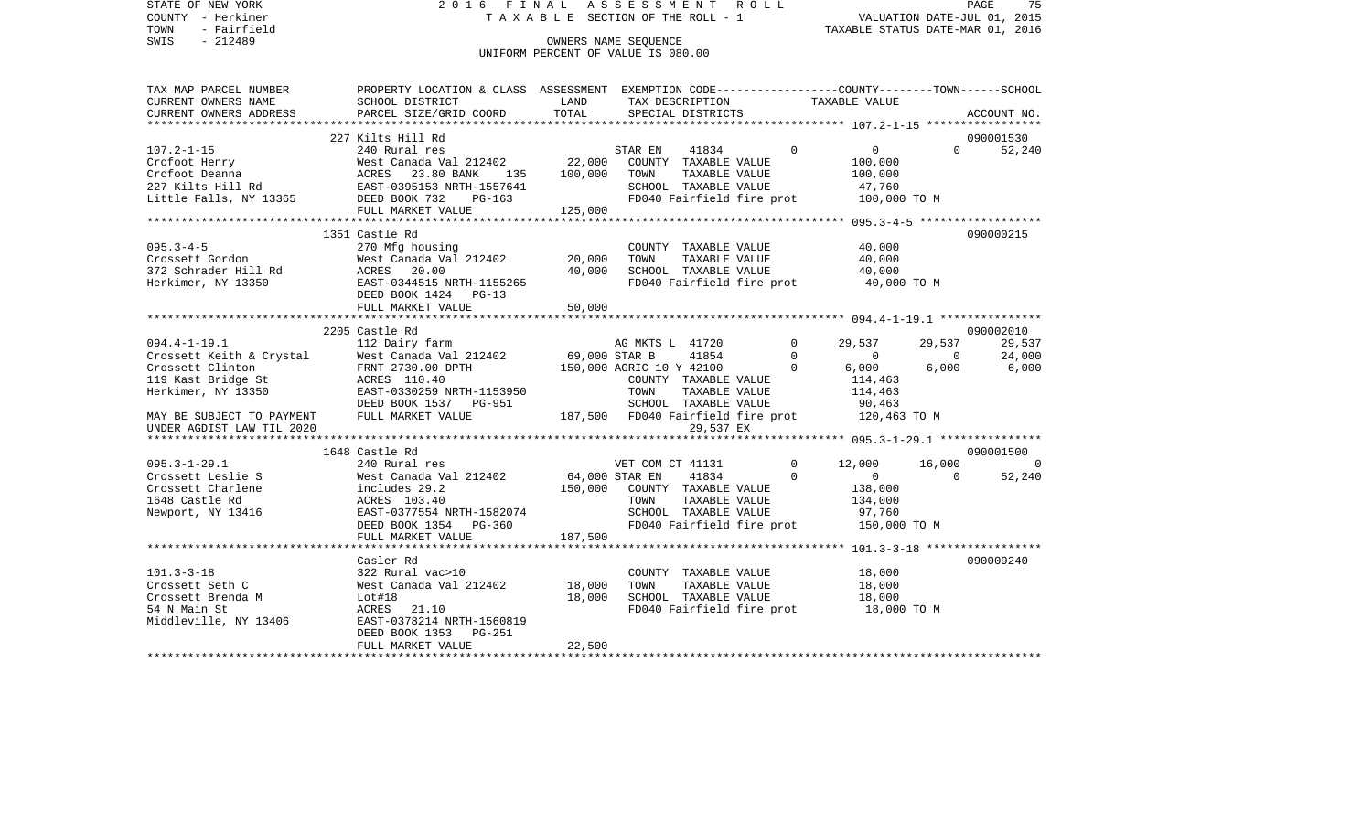STATE OF NEW YORK — 2016 FINAL ASSESSMENT ROLL
COUNTY - Herkimer — TAXABLE SECTION OF THE ROLL - 1 — VALUATION DATE-JUL 01, 2015
TOWN - Fairfield — TAXABLE STATUS DATE-MAR 01, 2016
SWIS - 212489 — OWNERS NAME SEQUENCE
UNIFORM PERCENT OF VALUE IS 080.00

```
TAX MAP PARCEL NUMBER     PROPERTY LOCATION & CLASS  ASSESSMENT  EXEMPTION CODE-----------------COUNTY--------TOWN------SCHOOL
CURRENT OWNERS NAME       SCHOOL DISTRICT             LAND       TAX DESCRIPTION              TAXABLE VALUE
CURRENT OWNERS ADDRESS    PARCEL SIZE/GRID COORD      TOTAL      SPECIAL DISTRICTS                                      ACCOUNT NO.
******************************************************************************************************* 107.2-1-15 *****************
                          227 Kilts Hill Rd                                                                               090001530
107.2-1-15                240 Rural res                          STAR EN    41834          0          0            0      52,240
Crofoot Henry             West Canada Val 212402      22,000     COUNTY  TAXABLE VALUE            100,000
Crofoot Deanna            ACRES  23.80 BANK    135   100,000     TOWN    TAXABLE VALUE            100,000
227 Kilts Hill Rd         EAST-0395153 NRTH-1557641              SCHOOL  TAXABLE VALUE             47,760
Little Falls, NY 13365    DEED BOOK 732    PG-163                FD040 Fairfield fire prot        100,000 TO M
                          FULL MARKET VALUE          125,000
******************************************************************************************************* 095.3-4-5 ******************
                          1351 Castle Rd                                                                                  090000215
095.3-4-5                 270 Mfg housing                        COUNTY  TAXABLE VALUE             40,000
Crossett Gordon           West Canada Val 212402      20,000     TOWN    TAXABLE VALUE             40,000
372 Schrader Hill Rd      ACRES  20.00                40,000     SCHOOL  TAXABLE VALUE             40,000
Herkimer, NY 13350        EAST-0344515 NRTH-1155265              FD040 Fairfield fire prot         40,000 TO M
                          DEED BOOK 1424   PG-13
                          FULL MARKET VALUE           50,000
******************************************************************************************************* 094.4-1-19.1 ***************
                          2205 Castle Rd                                                                                  090002010
094.4-1-19.1              112 Dairy farm                         AG MKTS L  41720          0     29,537       29,537      29,537
Crossett Keith & Crystal  West Canada Val 212402      69,000 STAR B     41854          0          0            0      24,000
Crossett Clinton          FRNT 2730.00 DPTH          150,000 AGRIC 10 Y 42100          0      6,000        6,000       6,000
119 Kast Bridge St        ACRES 110.40                           COUNTY  TAXABLE VALUE            114,463
Herkimer, NY 13350        EAST-0330259 NRTH-1153950              TOWN    TAXABLE VALUE            114,463
                          DEED BOOK 1537   PG-951                SCHOOL  TAXABLE VALUE             90,463
MAY BE SUBJECT TO PAYMENT FULL MARKET VALUE          187,500     FD040 Fairfield fire prot        120,463 TO M
UNDER AGDIST LAW TIL 2020                                              29,537 EX
******************************************************************************************************* 095.3-1-29.1 ***************
                          1648 Castle Rd                                                                                  090001500
095.3-1-29.1              240 Rural res                          VET COM CT 41131          0     12,000       16,000           0
Crossett Leslie S         West Canada Val 212402      64,000 STAR EN    41834          0          0            0      52,240
Crossett Charlene         includes 29.2              150,000     COUNTY  TAXABLE VALUE            138,000
1648 Castle Rd            ACRES 103.40                           TOWN    TAXABLE VALUE            134,000
Newport, NY 13416         EAST-0377554 NRTH-1582074              SCHOOL  TAXABLE VALUE             97,760
                          DEED BOOK 1354   PG-360                FD040 Fairfield fire prot        150,000 TO M
                          FULL MARKET VALUE          187,500
******************************************************************************************************* 101.3-3-18 *****************
                          Casler Rd                                                                                       090009240
101.3-3-18                322 Rural vac>10                       COUNTY  TAXABLE VALUE             18,000
Crossett Seth C           West Canada Val 212402      18,000     TOWN    TAXABLE VALUE             18,000
Crossett Brenda M         Lot#18                      18,000     SCHOOL  TAXABLE VALUE             18,000
54 N Main St              ACRES  21.10                           FD040 Fairfield fire prot         18,000 TO M
Middleville, NY 13406     EAST-0378214 NRTH-1560819
                          DEED BOOK 1353   PG-251
                          FULL MARKET VALUE           22,500
************************************************************************************************************************************
```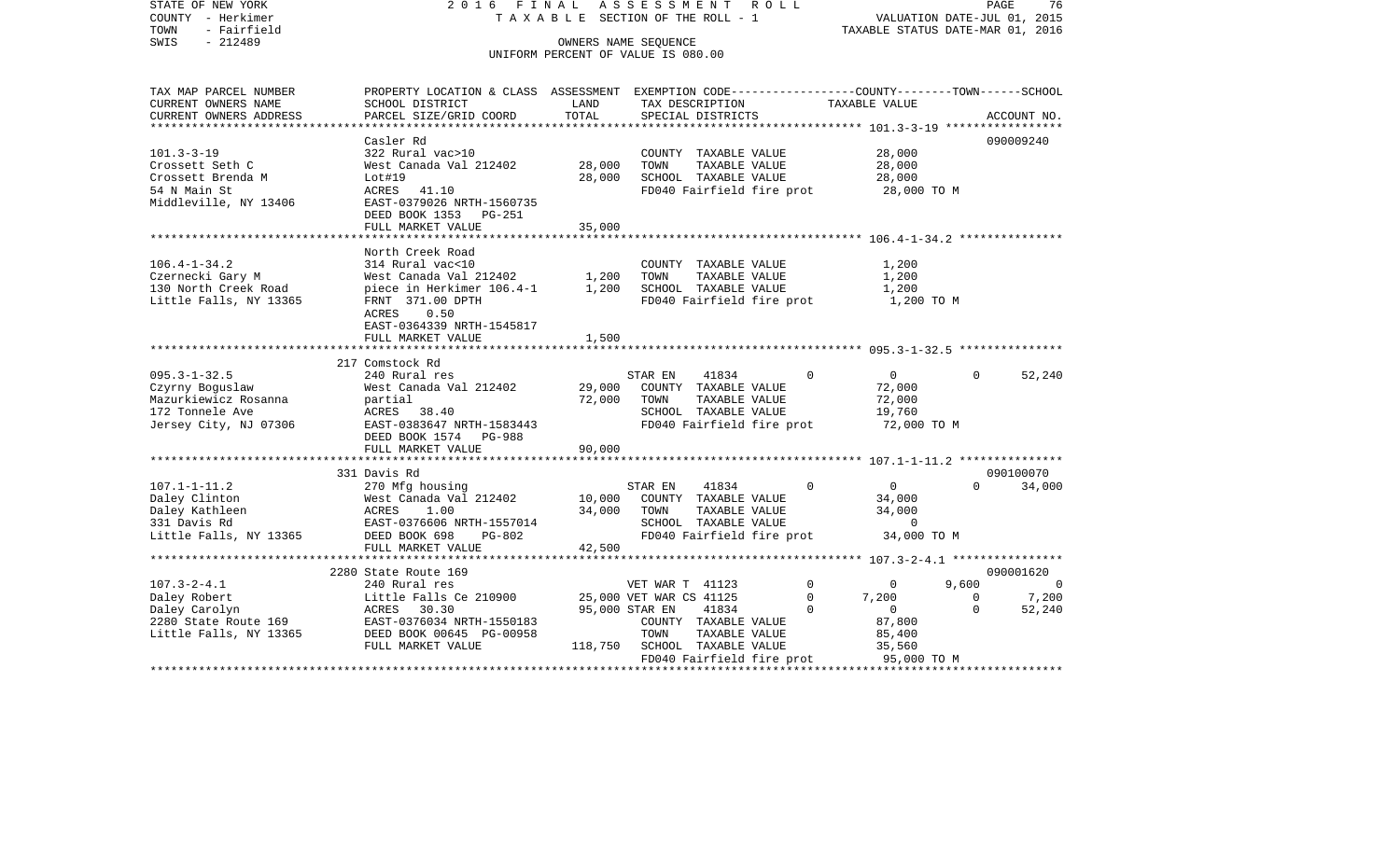STATE OF NEW YORK 2016 FINAL ASSESSMENT ROLL
COUNTY - Herkimer TAXABLE SECTION OF THE ROLL - 1 VALUATION DATE-JUL 01, 2015
TOWN - Fairfield TAXABLE STATUS DATE-MAR 01, 2016
SWIS - 212489 OWNERS NAME SEQUENCE
UNIFORM PERCENT OF VALUE IS 080.00

| TAX MAP PARCEL NUMBER / CURRENT OWNERS NAME / CURRENT OWNERS ADDRESS | PROPERTY LOCATION & CLASS / SCHOOL DISTRICT / PARCEL SIZE/GRID COORD | ASSESSMENT LAND | TOTAL | EXEMPTION CODE / TAX DESCRIPTION / SPECIAL DISTRICTS | COUNTY | TOWN | SCHOOL | ACCOUNT NO. |
|---|---|---|---|---|---|---|---|---|
| **101.3-3-19** | Casler Rd | | | | | | | 090009240 |
| 101.3-3-19 | 322 Rural vac>10 | | | COUNTY TAXABLE VALUE | 28,000 | | | |
| Crossett Seth C | West Canada Val 212402 | 28,000 | | TOWN TAXABLE VALUE | | 28,000 | | |
| Crossett Brenda M | Lot#19 | | 28,000 | SCHOOL TAXABLE VALUE | | | 28,000 | |
| 54 N Main St | ACRES 41.10 | | | FD040 Fairfield fire prot | 28,000 TO M | | | |
| Middleville, NY 13406 | EAST-0379026 NRTH-1560735 | | | | | | | |
| | DEED BOOK 1353 PG-251 | | | | | | | |
| | FULL MARKET VALUE | | 35,000 | | | | | |
| **106.4-1-34.2** | North Creek Road | | | | | | | |
| 106.4-1-34.2 | 314 Rural vac<10 | | | COUNTY TAXABLE VALUE | 1,200 | | | |
| Czernecki Gary M | West Canada Val 212402 | 1,200 | | TOWN TAXABLE VALUE | | 1,200 | | |
| 130 North Creek Road | piece in Herkimer 106.4-1 | | 1,200 | SCHOOL TAXABLE VALUE | | | 1,200 | |
| Little Falls, NY 13365 | FRNT 371.00 DPTH | | | FD040 Fairfield fire prot | 1,200 TO M | | | |
| | ACRES 0.50 | | | | | | | |
| | EAST-0364339 NRTH-1545817 | | | | | | | |
| | FULL MARKET VALUE | | 1,500 | | | | | |
| **095.3-1-32.5** | 217 Comstock Rd | | | | | | | |
| 095.3-1-32.5 | 240 Rural res | | | STAR EN 41834 0 | 0 | 0 | 52,240 | |
| Czyrny Boguslaw | West Canada Val 212402 | 29,000 | | COUNTY TAXABLE VALUE | 72,000 | | | |
| Mazurkiewicz Rosanna | partial | | 72,000 | TOWN TAXABLE VALUE | | 72,000 | | |
| 172 Tonnele Ave | ACRES 38.40 | | | SCHOOL TAXABLE VALUE | | | 19,760 | |
| Jersey City, NJ 07306 | EAST-0383647 NRTH-1583443 | | | FD040 Fairfield fire prot | 72,000 TO M | | | |
| | DEED BOOK 1574 PG-988 | | | | | | | |
| | FULL MARKET VALUE | | 90,000 | | | | | |
| **107.1-1-11.2** | 331 Davis Rd | | | | | | | 090100070 |
| 107.1-1-11.2 | 270 Mfg housing | | | STAR EN 41834 0 | 0 | 0 | 34,000 | |
| Daley Clinton | West Canada Val 212402 | 10,000 | | COUNTY TAXABLE VALUE | 34,000 | | | |
| Daley Kathleen | ACRES 1.00 | | 34,000 | TOWN TAXABLE VALUE | | 34,000 | | |
| 331 Davis Rd | EAST-0376606 NRTH-1557014 | | | SCHOOL TAXABLE VALUE | | | 0 | |
| Little Falls, NY 13365 | DEED BOOK 698 PG-802 | | | FD040 Fairfield fire prot | 34,000 TO M | | | |
| | FULL MARKET VALUE | | 42,500 | | | | | |
| **107.3-2-4.1** | 2280 State Route 169 | | | | | | | 090001620 |
| 107.3-2-4.1 | 240 Rural res | | | VET WAR T 41123 0 | 0 | 9,600 | 0 | |
| Daley Robert | Little Falls Ce 210900 | 25,000 | | VET WAR CS 41125 0 | 7,200 | 0 | 7,200 | |
| Daley Carolyn | ACRES 30.30 | | 95,000 | STAR EN 41834 0 | 0 | 0 | 52,240 | |
| 2280 State Route 169 | EAST-0376034 NRTH-1550183 | | | COUNTY TAXABLE VALUE | 87,800 | | | |
| Little Falls, NY 13365 | DEED BOOK 00645 PG-00958 | | | TOWN TAXABLE VALUE | | 85,400 | | |
| | FULL MARKET VALUE | | 118,750 | SCHOOL TAXABLE VALUE | | | 35,560 | |
| | | | | FD040 Fairfield fire prot | 95,000 TO M | | | |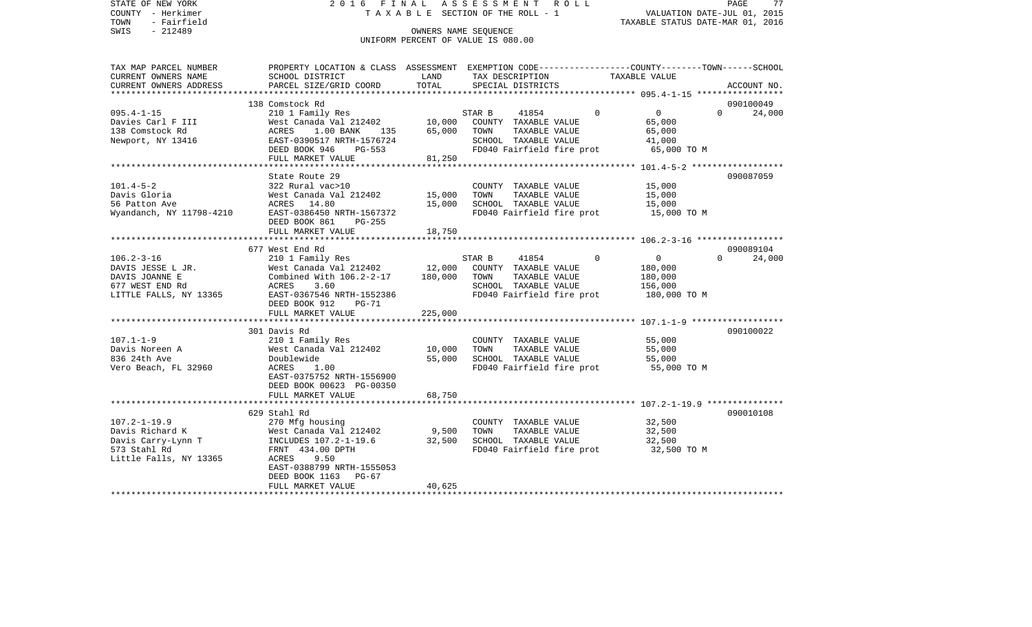STATE OF NEW YORK
COUNTY - Herkimer
TOWN - Fairfield
SWIS - 212489

2016 FINAL ASSESSMENT ROLL
TAXABLE SECTION OF THE ROLL - 1
OWNERS NAME SEQUENCE
UNIFORM PERCENT OF VALUE IS 080.00

VALUATION DATE-JUL 01, 2015
TAXABLE STATUS DATE-MAR 01, 2016

| TAX MAP PARCEL NUMBER / CURRENT OWNERS NAME / CURRENT OWNERS ADDRESS | PROPERTY LOCATION & CLASS / SCHOOL DISTRICT / PARCEL SIZE/GRID COORD | ASSESSMENT LAND | ASSESSMENT TOTAL | EXEMPTION CODE / TAX DESCRIPTION / SPECIAL DISTRICTS | COUNTY | TOWN | SCHOOL TAXABLE VALUE | ACCOUNT NO. |
|---|---|---|---|---|---|---|---|---|
| 095.4-1-15 | 138 Comstock Rd | | | | | | | 090100049 |
| Davies Carl F III | 210 1 Family Res | | | STAR B 41854 | 0 | 0 | 0 | 24,000 |
| 138 Comstock Rd | West Canada Val 212402 | 10,000 | | COUNTY TAXABLE VALUE | 65,000 | | | |
| Newport, NY 13416 | ACRES 1.00 BANK 135 | | 65,000 | TOWN TAXABLE VALUE | 65,000 | | | |
| | EAST-0390517 NRTH-1576724 | | | SCHOOL TAXABLE VALUE | 41,000 | | | |
| | DEED BOOK 946 PG-553 | | | FD040 Fairfield fire prot | 65,000 TO M | | | |
| | FULL MARKET VALUE | | 81,250 | | | | | |
| 101.4-5-2 | State Route 29 | | | | | | | 090087059 |
| Davis Gloria | 322 Rural vac>10 | | | COUNTY TAXABLE VALUE | 15,000 | | | |
| 56 Patton Ave | West Canada Val 212402 | 15,000 | | TOWN TAXABLE VALUE | 15,000 | | | |
| Wyandanch, NY 11798-4210 | ACRES 14.80 | | 15,000 | SCHOOL TAXABLE VALUE | 15,000 | | | |
| | EAST-0386450 NRTH-1567372 | | | FD040 Fairfield fire prot | 15,000 TO M | | | |
| | DEED BOOK 861 PG-255 | | | | | | | |
| | FULL MARKET VALUE | | 18,750 | | | | | |
| 106.2-3-16 | 677 West End Rd | | | | | | | 090089104 |
| DAVIS JESSE L JR. | 210 1 Family Res | | | STAR B 41854 | 0 | 0 | 0 | 24,000 |
| DAVIS JOANNE E | West Canada Val 212402 | 12,000 | | COUNTY TAXABLE VALUE | 180,000 | | | |
| 677 WEST END Rd | Combined With 106.2-2-17 | | 180,000 | TOWN TAXABLE VALUE | 180,000 | | | |
| LITTLE FALLS, NY 13365 | ACRES 3.60 | | | SCHOOL TAXABLE VALUE | 156,000 | | | |
| | EAST-0367546 NRTH-1552386 | | | FD040 Fairfield fire prot | 180,000 TO M | | | |
| | DEED BOOK 912 PG-71 | | | | | | | |
| | FULL MARKET VALUE | | 225,000 | | | | | |
| 107.1-1-9 | 301 Davis Rd | | | | | | | 090100022 |
| Davis Noreen A | 210 1 Family Res | | | COUNTY TAXABLE VALUE | 55,000 | | | |
| 836 24th Ave | West Canada Val 212402 | 10,000 | | TOWN TAXABLE VALUE | 55,000 | | | |
| Vero Beach, FL 32960 | Doublewide | | 55,000 | SCHOOL TAXABLE VALUE | 55,000 | | | |
| | ACRES 1.00 | | | FD040 Fairfield fire prot | 55,000 TO M | | | |
| | EAST-0375752 NRTH-1556900 | | | | | | | |
| | DEED BOOK 00623 PG-00350 | | | | | | | |
| | FULL MARKET VALUE | | 68,750 | | | | | |
| 107.2-1-19.9 | 629 Stahl Rd | | | | | | | 090010108 |
| Davis Richard K | 270 Mfg housing | | | COUNTY TAXABLE VALUE | 32,500 | | | |
| Davis Carry-Lynn T | West Canada Val 212402 | 9,500 | | TOWN TAXABLE VALUE | 32,500 | | | |
| 573 Stahl Rd | INCLUDES 107.2-1-19.6 | | 32,500 | SCHOOL TAXABLE VALUE | 32,500 | | | |
| Little Falls, NY 13365 | FRNT 434.00 DPTH | | | FD040 Fairfield fire prot | 32,500 TO M | | | |
| | ACRES 9.50 | | | | | | | |
| | EAST-0388799 NRTH-1555053 | | | | | | | |
| | DEED BOOK 1163 PG-67 | | | | | | | |
| | FULL MARKET VALUE | | 40,625 | | | | | |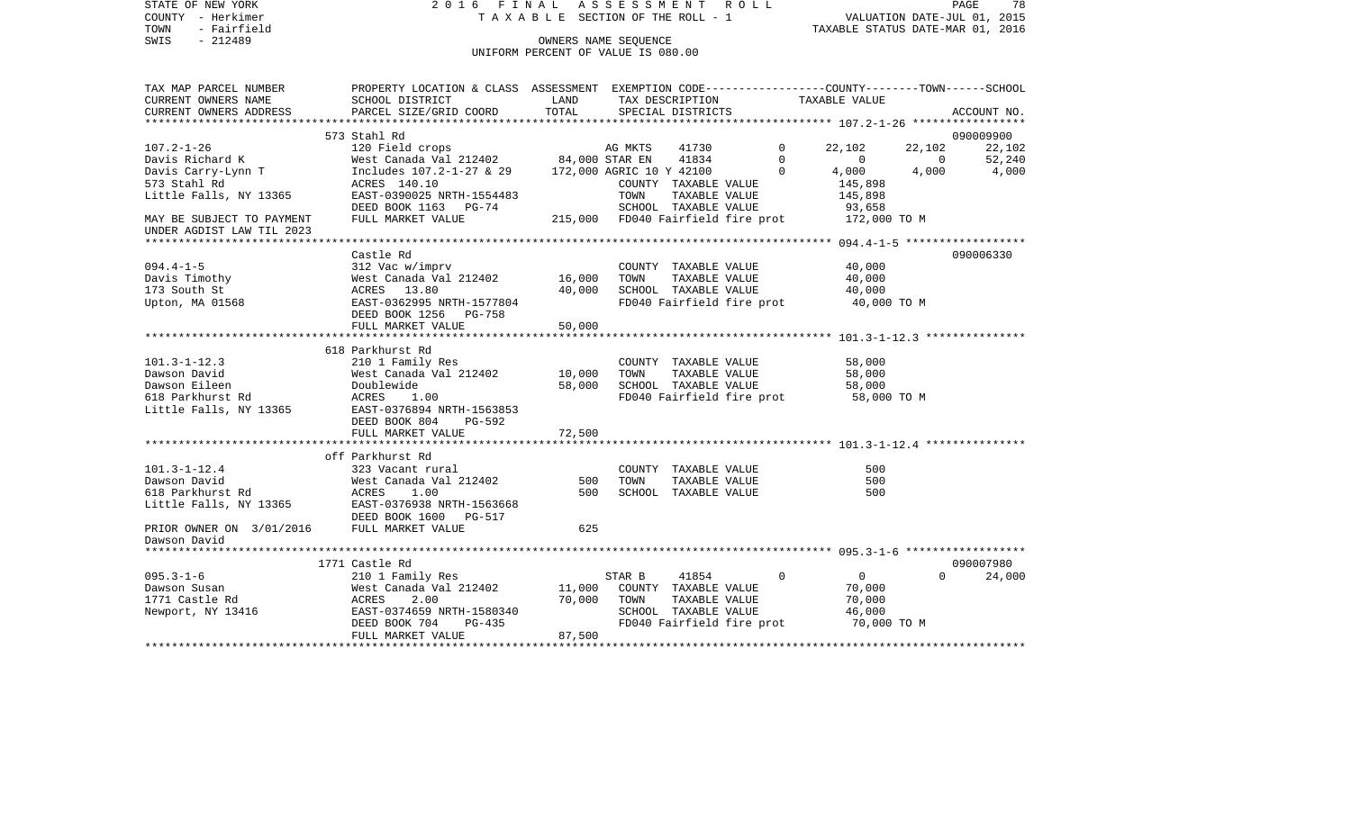STATE OF NEW YORK
COUNTY - Herkimer
TOWN - Fairfield
SWIS - 212489

2016 FINAL ASSESSMENT ROLL
TAXABLE SECTION OF THE ROLL - 1
OWNERS NAME SEQUENCE
UNIFORM PERCENT OF VALUE IS 080.00

VALUATION DATE-JUL 01, 2015
TAXABLE STATUS DATE-MAR 01, 2016

```
TAX MAP PARCEL NUMBER     PROPERTY LOCATION & CLASS  ASSESSMENT  EXEMPTION CODE-----------------COUNTY--------TOWN------SCHOOL
CURRENT OWNERS NAME       SCHOOL DISTRICT               LAND      TAX DESCRIPTION            TAXABLE VALUE
CURRENT OWNERS ADDRESS    PARCEL SIZE/GRID COORD        TOTAL     SPECIAL DISTRICTS                                    ACCOUNT NO.
******************************************************************************************** 107.2-1-26 *****************
                          573 Stahl Rd                                                                                 090009900
107.2-1-26                120 Field crops                     AG MKTS      41730        0      22,102     22,102      22,102
Davis Richard K           West Canada Val 212402      84,000 STAR EN      41834        0           0          0      52,240
Davis Carry-Lynn T        Includes 107.2-1-27 & 29   172,000 AGRIC 10 Y 42100        0       4,000      4,000       4,000
573 Stahl Rd              ACRES  140.10                       COUNTY  TAXABLE VALUE           145,898
Little Falls, NY 13365    EAST-0390025 NRTH-1554483           TOWN    TAXABLE VALUE           145,898
                          DEED BOOK 1163   PG-74              SCHOOL  TAXABLE VALUE            93,658
MAY BE SUBJECT TO PAYMENT FULL MARKET VALUE          215,000  FD040 Fairfield fire prot      172,000 TO M
UNDER AGDIST LAW TIL 2023
******************************************************************************************** 094.4-1-5 ******************
                          Castle Rd                                                                                    090006330
094.4-1-5                 312 Vac w/imprv                     COUNTY  TAXABLE VALUE            40,000
Davis Timothy             West Canada Val 212402      16,000  TOWN    TAXABLE VALUE            40,000
173 South St              ACRES   13.80               40,000  SCHOOL  TAXABLE VALUE            40,000
Upton, MA 01568           EAST-0362995 NRTH-1577804           FD040 Fairfield fire prot       40,000 TO M
                          DEED BOOK 1256   PG-758
                          FULL MARKET VALUE           50,000
******************************************************************************************** 101.3-1-12.3 ***************
                          618 Parkhurst Rd
101.3-1-12.3              210 1 Family Res                    COUNTY  TAXABLE VALUE            58,000
Dawson David              West Canada Val 212402      10,000  TOWN    TAXABLE VALUE            58,000
Dawson Eileen             Doublewide                  58,000  SCHOOL  TAXABLE VALUE            58,000
618 Parkhurst Rd          ACRES    1.00                       FD040 Fairfield fire prot       58,000 TO M
Little Falls, NY 13365    EAST-0376894 NRTH-1563853
                          DEED BOOK 804    PG-592
                          FULL MARKET VALUE           72,500
******************************************************************************************** 101.3-1-12.4 ***************
                          off Parkhurst Rd
101.3-1-12.4              323 Vacant rural                    COUNTY  TAXABLE VALUE               500
Dawson David              West Canada Val 212402         500  TOWN    TAXABLE VALUE               500
618 Parkhurst Rd          ACRES    1.00                  500  SCHOOL  TAXABLE VALUE               500
Little Falls, NY 13365    EAST-0376938 NRTH-1563668
                          DEED BOOK 1600   PG-517
PRIOR OWNER ON 3/01/2016  FULL MARKET VALUE              625
Dawson David
******************************************************************************************** 095.3-1-6 ******************
                          1771 Castle Rd                                                                               090007980
095.3-1-6                 210 1 Family Res                    STAR B       41854        0           0          0      24,000
Dawson Susan              West Canada Val 212402      11,000  COUNTY  TAXABLE VALUE            70,000
1771 Castle Rd            ACRES    2.00               70,000  TOWN    TAXABLE VALUE            70,000
Newport, NY 13416         EAST-0374659 NRTH-1580340           SCHOOL  TAXABLE VALUE            46,000
                          DEED BOOK 704    PG-435             FD040 Fairfield fire prot       70,000 TO M
                          FULL MARKET VALUE           87,500
****************************************************************************************************************************
```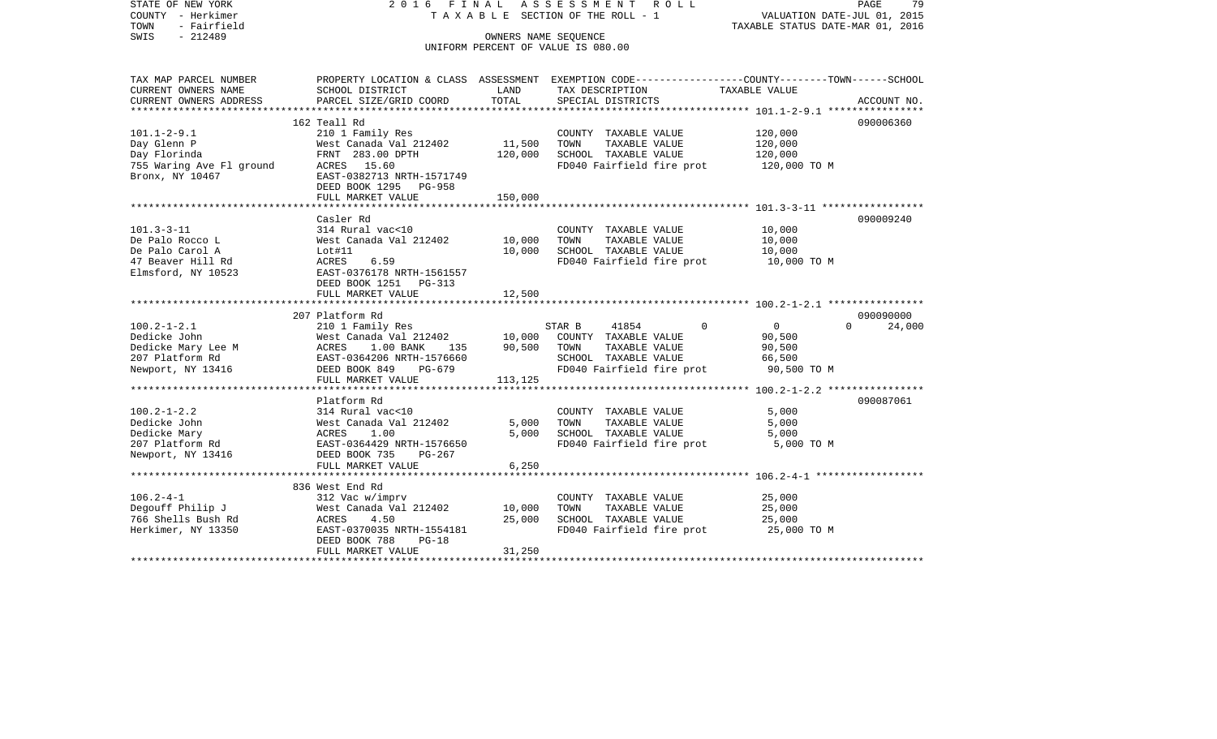STATE OF NEW YORK
COUNTY - Herkimer
TOWN - Fairfield
SWIS - 212489

2016 FINAL ASSESSMENT ROLL
TAXABLE SECTION OF THE ROLL - 1
OWNERS NAME SEQUENCE
UNIFORM PERCENT OF VALUE IS 080.00

VALUATION DATE-JUL 01, 2015
TAXABLE STATUS DATE-MAR 01, 2016

| TAX MAP PARCEL NUMBER / CURRENT OWNERS NAME / CURRENT OWNERS ADDRESS | PROPERTY LOCATION & CLASS / SCHOOL DISTRICT / PARCEL SIZE/GRID COORD | ASSESSMENT LAND | ASSESSMENT TOTAL | EXEMPTION CODE / TAX DESCRIPTION / SPECIAL DISTRICTS | COUNTY | TOWN | SCHOOL TAXABLE VALUE | ACCOUNT NO. |
|---|---|---|---|---|---|---|---|---|
| | 162 Teall Rd | | | | | | | 090006360 |
| 101.1-2-9.1 | 210 1 Family Res | | | COUNTY TAXABLE VALUE | 120,000 | | | |
| Day Glenn P | West Canada Val 212402 | 11,500 | | TOWN TAXABLE VALUE | 120,000 | | | |
| Day Florinda | FRNT 283.00 DPTH | | 120,000 | SCHOOL TAXABLE VALUE | 120,000 | | | |
| 755 Waring Ave Fl ground | ACRES 15.60 | | | FD040 Fairfield fire prot | 120,000 TO M | | | |
| Bronx, NY 10467 | EAST-0382713 NRTH-1571749 | | | | | | | |
| | DEED BOOK 1295 PG-958 | | | | | | | |
| | FULL MARKET VALUE | | 150,000 | | | | | |
| | Casler Rd | | | | | | | 090009240 |
| 101.3-3-11 | 314 Rural vac<10 | | | COUNTY TAXABLE VALUE | 10,000 | | | |
| De Palo Rocco L | West Canada Val 212402 | 10,000 | | TOWN TAXABLE VALUE | 10,000 | | | |
| De Palo Carol A | Lot#11 | | 10,000 | SCHOOL TAXABLE VALUE | 10,000 | | | |
| 47 Beaver Hill Rd | ACRES 6.59 | | | FD040 Fairfield fire prot | 10,000 TO M | | | |
| Elmsford, NY 10523 | EAST-0376178 NRTH-1561557 | | | | | | | |
| | DEED BOOK 1251 PG-313 | | | | | | | |
| | FULL MARKET VALUE | | 12,500 | | | | | |
| | 207 Platform Rd | | | | | | | 090090000 |
| 100.2-1-2.1 | 210 1 Family Res | | | STAR B 41854 | 0 | 0 | 0 | 24,000 |
| Dedicke John | West Canada Val 212402 | 10,000 | | COUNTY TAXABLE VALUE | 90,500 | | | |
| Dedicke Mary Lee M | ACRES 1.00 BANK 135 | | 90,500 | TOWN TAXABLE VALUE | 90,500 | | | |
| 207 Platform Rd | EAST-0364206 NRTH-1576660 | | | SCHOOL TAXABLE VALUE | 66,500 | | | |
| Newport, NY 13416 | DEED BOOK 849 PG-679 | | | FD040 Fairfield fire prot | 90,500 TO M | | | |
| | FULL MARKET VALUE | | 113,125 | | | | | |
| | Platform Rd | | | | | | | 090087061 |
| 100.2-1-2.2 | 314 Rural vac<10 | | | COUNTY TAXABLE VALUE | 5,000 | | | |
| Dedicke John | West Canada Val 212402 | 5,000 | | TOWN TAXABLE VALUE | 5,000 | | | |
| Dedicke Mary | ACRES 1.00 | | 5,000 | SCHOOL TAXABLE VALUE | 5,000 | | | |
| 207 Platform Rd | EAST-0364429 NRTH-1576650 | | | FD040 Fairfield fire prot | 5,000 TO M | | | |
| Newport, NY 13416 | DEED BOOK 735 PG-267 | | | | | | | |
| | FULL MARKET VALUE | | 6,250 | | | | | |
| | 836 West End Rd | | | | | | | |
| 106.2-4-1 | 312 Vac w/imprv | | | COUNTY TAXABLE VALUE | 25,000 | | | |
| Degouff Philip J | West Canada Val 212402 | 10,000 | | TOWN TAXABLE VALUE | 25,000 | | | |
| 766 Shells Bush Rd | ACRES 4.50 | | 25,000 | SCHOOL TAXABLE VALUE | 25,000 | | | |
| Herkimer, NY 13350 | EAST-0370035 NRTH-1554181 | | | FD040 Fairfield fire prot | 25,000 TO M | | | |
| | DEED BOOK 788 PG-18 | | | | | | | |
| | FULL MARKET VALUE | | 31,250 | | | | | |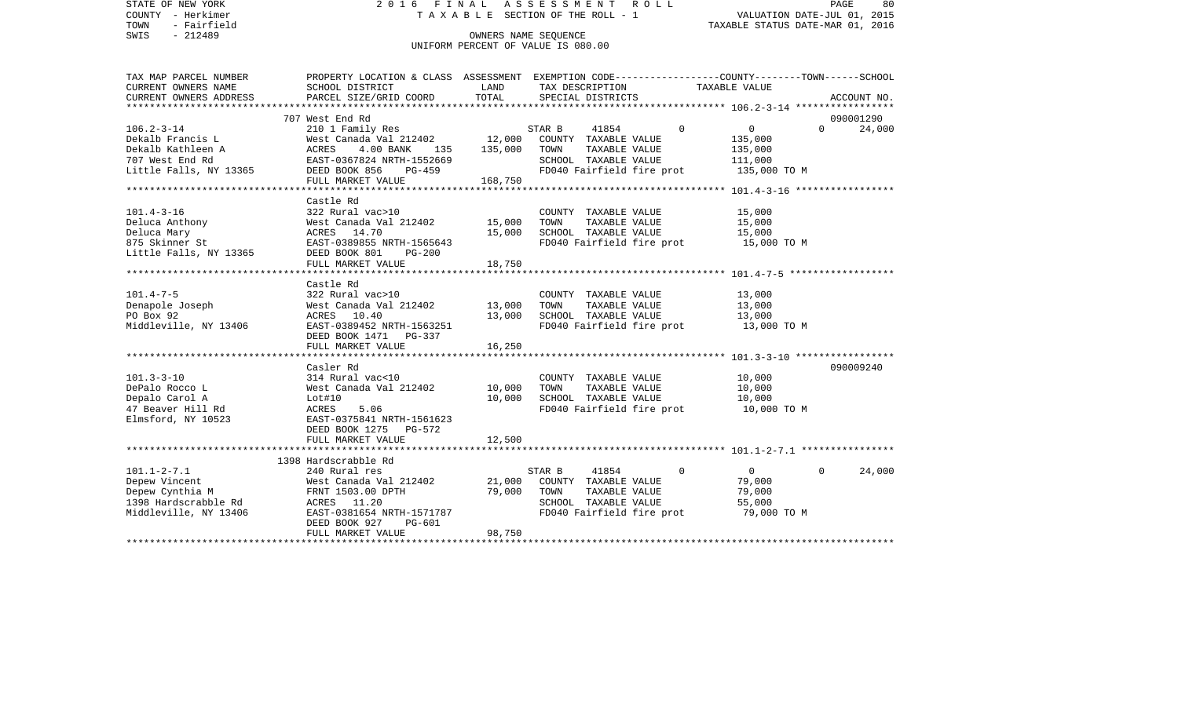STATE OF NEW YORK — 2016 FINAL ASSESSMENT ROLL
COUNTY - Herkimer — TAXABLE SECTION OF THE ROLL - 1 — VALUATION DATE-JUL 01, 2015
TOWN - Fairfield — TAXABLE STATUS DATE-MAR 01, 2016
SWIS - 212489 — OWNERS NAME SEQUENCE
UNIFORM PERCENT OF VALUE IS 080.00

| TAX MAP PARCEL NUMBER / CURRENT OWNERS NAME / CURRENT OWNERS ADDRESS | PROPERTY LOCATION & CLASS / SCHOOL DISTRICT / PARCEL SIZE/GRID COORD | ASSESSMENT LAND | TOTAL | EXEMPTION CODE / TAX DESCRIPTION / SPECIAL DISTRICTS | COUNTY | TOWN | SCHOOL | ACCOUNT NO. |
|---|---|---|---|---|---|---|---|---|
| **106.2-3-14** | 707 West End Rd | | | | | | | 090001290 |
| Dekalb Francis L | 210 1 Family Res | | | STAR B 41854 | 0 | 0 | 24,000 | |
| Dekalb Kathleen A | West Canada Val 212402 | 12,000 | | COUNTY TAXABLE VALUE | 135,000 | | | |
| 707 West End Rd | ACRES 4.00 BANK 135 | | 135,000 | TOWN TAXABLE VALUE | | 135,000 | | |
| Little Falls, NY 13365 | EAST-0367824 NRTH-1552669 | | | SCHOOL TAXABLE VALUE | | | 111,000 | |
| | DEED BOOK 856 PG-459 | | | FD040 Fairfield fire prot | 135,000 TO M | | | |
| | FULL MARKET VALUE | | 168,750 | | | | | |
| **101.4-3-16** | Castle Rd | | | | | | | |
| Deluca Anthony | 322 Rural vac>10 | | | COUNTY TAXABLE VALUE | 15,000 | | | |
| Deluca Mary | West Canada Val 212402 | 15,000 | | TOWN TAXABLE VALUE | | 15,000 | | |
| 875 Skinner St | ACRES 14.70 | | 15,000 | SCHOOL TAXABLE VALUE | | | 15,000 | |
| Little Falls, NY 13365 | EAST-0389855 NRTH-1565643 | | | FD040 Fairfield fire prot | 15,000 TO M | | | |
| | DEED BOOK 801 PG-200 | | | | | | | |
| | FULL MARKET VALUE | | 18,750 | | | | | |
| **101.4-7-5** | Castle Rd | | | | | | | |
| Denapole Joseph | 322 Rural vac>10 | | | COUNTY TAXABLE VALUE | 13,000 | | | |
| PO Box 92 | West Canada Val 212402 | 13,000 | | TOWN TAXABLE VALUE | | 13,000 | | |
| Middleville, NY 13406 | ACRES 10.40 | | 13,000 | SCHOOL TAXABLE VALUE | | | 13,000 | |
| | EAST-0389452 NRTH-1563251 | | | FD040 Fairfield fire prot | 13,000 TO M | | | |
| | DEED BOOK 1471 PG-337 | | | | | | | |
| | FULL MARKET VALUE | | 16,250 | | | | | |
| **101.3-3-10** | Casler Rd | | | | | | | 090009240 |
| DePalo Rocco L | 314 Rural vac<10 | | | COUNTY TAXABLE VALUE | 10,000 | | | |
| Depalo Carol A | West Canada Val 212402 | 10,000 | | TOWN TAXABLE VALUE | | 10,000 | | |
| 47 Beaver Hill Rd | Lot#10 | | 10,000 | SCHOOL TAXABLE VALUE | | | 10,000 | |
| Elmsford, NY 10523 | ACRES 5.06 | | | FD040 Fairfield fire prot | 10,000 TO M | | | |
| | EAST-0375841 NRTH-1561623 | | | | | | | |
| | DEED BOOK 1275 PG-572 | | | | | | | |
| | FULL MARKET VALUE | | 12,500 | | | | | |
| **101.1-2-7.1** | 1398 Hardscrabble Rd | | | | | | | |
| Depew Vincent | 240 Rural res | | | STAR B 41854 | 0 | 0 | 24,000 | |
| Depew Cynthia M | West Canada Val 212402 | 21,000 | | COUNTY TAXABLE VALUE | 79,000 | | | |
| 1398 Hardscrabble Rd | FRNT 1503.00 DPTH | | 79,000 | TOWN TAXABLE VALUE | | 79,000 | | |
| Middleville, NY 13406 | ACRES 11.20 | | | SCHOOL TAXABLE VALUE | | | 55,000 | |
| | EAST-0381654 NRTH-1571787 | | | FD040 Fairfield fire prot | 79,000 TO M | | | |
| | DEED BOOK 927 PG-601 | | | | | | | |
| | FULL MARKET VALUE | | 98,750 | | | | | |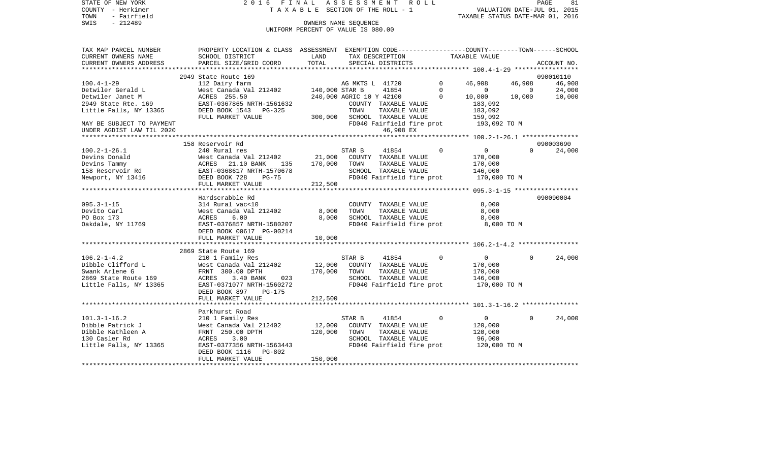STATE OF NEW YORK
COUNTY - Herkimer
TOWN - Fairfield
SWIS - 212489

2016 FINAL ASSESSMENT ROLL
TAXABLE SECTION OF THE ROLL - 1
OWNERS NAME SEQUENCE
UNIFORM PERCENT OF VALUE IS 080.00

VALUATION DATE-JUL 01, 2015
TAXABLE STATUS DATE-MAR 01, 2016

| TAX MAP PARCEL NUMBER / CURRENT OWNERS NAME / CURRENT OWNERS ADDRESS | PROPERTY LOCATION & CLASS / SCHOOL DISTRICT / PARCEL SIZE/GRID COORD | ASSESSMENT LAND / TOTAL | EXEMPTION CODE / TAX DESCRIPTION / SPECIAL DISTRICTS | COUNTY | TOWN | SCHOOL | ACCOUNT NO. |
|---|---|---|---|---|---|---|---|
| **100.4-1-29** | 2949 State Route 169 | | | | | | 090010110 |
| Detwiler Gerald L | 112 Dairy farm | | AG MKTS L 41720 0 | 46,908 | 46,908 | 46,908 | |
| Detwiler Janet M | West Canada Val 212402 | 140,000 | STAR B 41854 0 | 0 | 0 | 24,000 | |
| 2949 State Rte. 169 | ACRES 255.50 | 240,000 | AGRIC 10 Y 42100 0 | 10,000 | 10,000 | 10,000 | |
| Little Falls, NY 13365 | EAST-0367865 NRTH-1561632 | | COUNTY TAXABLE VALUE | 183,092 | | | |
| | DEED BOOK 1543 PG-325 | | TOWN TAXABLE VALUE | | 183,092 | | |
| | FULL MARKET VALUE | 300,000 | SCHOOL TAXABLE VALUE | | | 159,092 | |
| MAY BE SUBJECT TO PAYMENT | | | FD040 Fairfield fire prot | 193,092 TO M | | | |
| UNDER AGDIST LAW TIL 2020 | | | 46,908 EX | | | | |
| **100.2-1-26.1** | 158 Reservoir Rd | | | | | | 090003690 |
| Devins Donald | 240 Rural res | | STAR B 41854 0 | 0 | 0 | 24,000 | |
| Devins Tammy | West Canada Val 212402 | 21,000 | COUNTY TAXABLE VALUE | 170,000 | | | |
| 158 Reservoir Rd | ACRES 21.10 BANK 135 | 170,000 | TOWN TAXABLE VALUE | | 170,000 | | |
| Newport, NY 13416 | EAST-0368617 NRTH-1570678 | | SCHOOL TAXABLE VALUE | | | 146,000 | |
| | DEED BOOK 728 PG-75 | | FD040 Fairfield fire prot | 170,000 TO M | | | |
| | FULL MARKET VALUE | 212,500 | | | | | |
| **095.3-1-15** | Hardscrabble Rd | | | | | | 090090004 |
| Devito Carl | 314 Rural vac<10 | | COUNTY TAXABLE VALUE | 8,000 | | | |
| PO Box 173 | West Canada Val 212402 | 8,000 | TOWN TAXABLE VALUE | | 8,000 | | |
| Oakdale, NY 11769 | ACRES 6.00 | 8,000 | SCHOOL TAXABLE VALUE | | | 8,000 | |
| | EAST-0376857 NRTH-1580207 | | FD040 Fairfield fire prot | 8,000 TO M | | | |
| | DEED BOOK 00617 PG-00214 | | | | | | |
| | FULL MARKET VALUE | 10,000 | | | | | |
| **106.2-1-4.2** | 2869 State Route 169 | | | | | | |
| Dibble Clifford L | 210 1 Family Res | | STAR B 41854 0 | 0 | 0 | 24,000 | |
| Swank Arlene G | West Canada Val 212402 | 12,000 | COUNTY TAXABLE VALUE | 170,000 | | | |
| 2869 State Route 169 | FRNT 300.00 DPTH | 170,000 | TOWN TAXABLE VALUE | | 170,000 | | |
| Little Falls, NY 13365 | ACRES 3.40 BANK 023 | | SCHOOL TAXABLE VALUE | | | 146,000 | |
| | EAST-0371077 NRTH-1560272 | | FD040 Fairfield fire prot | 170,000 TO M | | | |
| | DEED BOOK 897 PG-175 | | | | | | |
| | FULL MARKET VALUE | 212,500 | | | | | |
| **101.3-1-16.2** | Parkhurst Road | | | | | | |
| Dibble Patrick J | 210 1 Family Res | | STAR B 41854 0 | 0 | 0 | 24,000 | |
| Dibble Kathleen A | West Canada Val 212402 | 12,000 | COUNTY TAXABLE VALUE | 120,000 | | | |
| 130 Casler Rd | FRNT 250.00 DPTH | 120,000 | TOWN TAXABLE VALUE | | 120,000 | | |
| Little Falls, NY 13365 | ACRES 3.00 | | SCHOOL TAXABLE VALUE | | | 96,000 | |
| | EAST-0377356 NRTH-1563443 | | FD040 Fairfield fire prot | 120,000 TO M | | | |
| | DEED BOOK 1116 PG-802 | | | | | | |
| | FULL MARKET VALUE | 150,000 | | | | | |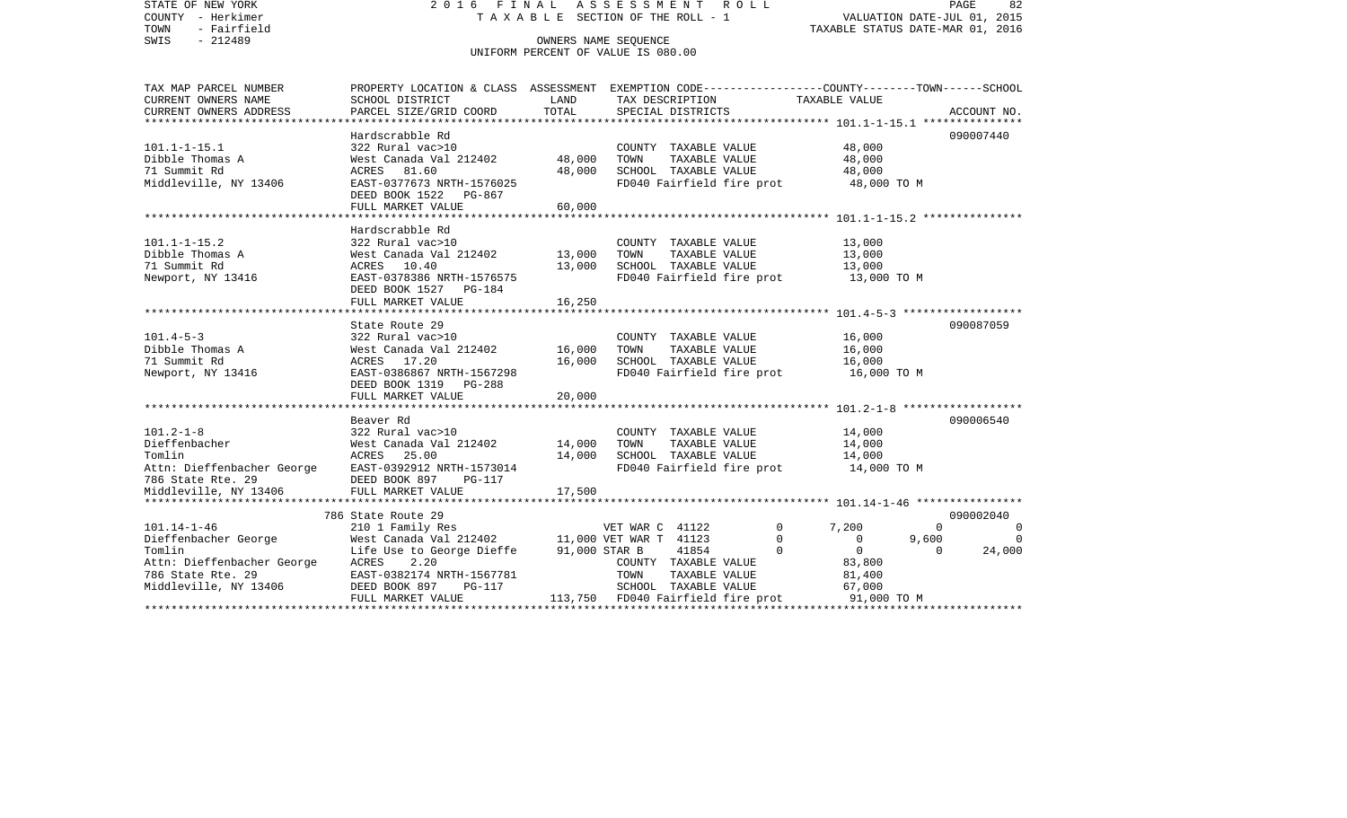STATE OF NEW YORK
COUNTY - Herkimer
TOWN - Fairfield
SWIS - 212489

2016 FINAL ASSESSMENT ROLL
TAXABLE SECTION OF THE ROLL - 1
OWNERS NAME SEQUENCE
UNIFORM PERCENT OF VALUE IS 080.00

VALUATION DATE-JUL 01, 2015
TAXABLE STATUS DATE-MAR 01, 2016

| TAX MAP PARCEL NUMBER / CURRENT OWNERS NAME / CURRENT OWNERS ADDRESS | PROPERTY LOCATION & CLASS / SCHOOL DISTRICT / PARCEL SIZE/GRID COORD | ASSESSMENT LAND | TOTAL | EXEMPTION CODE / TAX DESCRIPTION / SPECIAL DISTRICTS | COUNTY | TOWN | SCHOOL | ACCOUNT NO. |
|---|---|---|---|---|---|---|---|---|
| 101.1-1-15.1 | Hardscrabble Rd | | | | | | | 090007440 |
| Dibble Thomas A | 322 Rural vac>10 | | | COUNTY TAXABLE VALUE | 48,000 | | | |
| 71 Summit Rd | West Canada Val 212402 | 48,000 | | TOWN TAXABLE VALUE | | 48,000 | | |
| Middleville, NY 13406 | ACRES 81.60 | | 48,000 | SCHOOL TAXABLE VALUE | | | 48,000 | |
| | EAST-0377673 NRTH-1576025 | | | FD040 Fairfield fire prot | 48,000 TO M | | | |
| | DEED BOOK 1522 PG-867 | | | | | | | |
| | FULL MARKET VALUE | | 60,000 | | | | | |
| 101.1-1-15.2 | Hardscrabble Rd | | | | | | | |
| Dibble Thomas A | 322 Rural vac>10 | | | COUNTY TAXABLE VALUE | 13,000 | | | |
| 71 Summit Rd | West Canada Val 212402 | 13,000 | | TOWN TAXABLE VALUE | | 13,000 | | |
| Newport, NY 13416 | ACRES 10.40 | | 13,000 | SCHOOL TAXABLE VALUE | | | 13,000 | |
| | EAST-0378386 NRTH-1576575 | | | FD040 Fairfield fire prot | 13,000 TO M | | | |
| | DEED BOOK 1527 PG-184 | | | | | | | |
| | FULL MARKET VALUE | | 16,250 | | | | | |
| 101.4-5-3 | State Route 29 | | | | | | | 090087059 |
| Dibble Thomas A | 322 Rural vac>10 | | | COUNTY TAXABLE VALUE | 16,000 | | | |
| 71 Summit Rd | West Canada Val 212402 | 16,000 | | TOWN TAXABLE VALUE | | 16,000 | | |
| Newport, NY 13416 | ACRES 17.20 | | 16,000 | SCHOOL TAXABLE VALUE | | | 16,000 | |
| | EAST-0386867 NRTH-1567298 | | | FD040 Fairfield fire prot | 16,000 TO M | | | |
| | DEED BOOK 1319 PG-288 | | | | | | | |
| | FULL MARKET VALUE | | 20,000 | | | | | |
| 101.2-1-8 | Beaver Rd | | | | | | | 090006540 |
| Dieffenbacher | 322 Rural vac>10 | | | COUNTY TAXABLE VALUE | 14,000 | | | |
| Tomlin | West Canada Val 212402 | 14,000 | | TOWN TAXABLE VALUE | | 14,000 | | |
| Attn: Dieffenbacher George | ACRES 25.00 | | 14,000 | SCHOOL TAXABLE VALUE | | | 14,000 | |
| 786 State Rte. 29 | EAST-0392912 NRTH-1573014 | | | FD040 Fairfield fire prot | 14,000 TO M | | | |
| Middleville, NY 13406 | DEED BOOK 897 PG-117 | | | | | | | |
| | FULL MARKET VALUE | | 17,500 | | | | | |
| 101.14-1-46 | 786 State Route 29 | | | | | | | 090002040 |
| Dieffenbacher George | 210 1 Family Res | | | VET WAR C 41122 0 | 7,200 | 0 | 0 | |
| Tomlin | West Canada Val 212402 | 11,000 | | VET WAR T 41123 0 | 0 | 9,600 | 0 | |
| Attn: Dieffenbacher George | Life Use to George Dieffe | | 91,000 | STAR B 41854 0 | 0 | 0 | 24,000 | |
| 786 State Rte. 29 | ACRES 2.20 | | | COUNTY TAXABLE VALUE | 83,800 | | | |
| Middleville, NY 13406 | EAST-0382174 NRTH-1567781 | | | TOWN TAXABLE VALUE | | 81,400 | | |
| | DEED BOOK 897 PG-117 | | | SCHOOL TAXABLE VALUE | | | 67,000 | |
| | FULL MARKET VALUE | | 113,750 | FD040 Fairfield fire prot | 91,000 TO M | | | |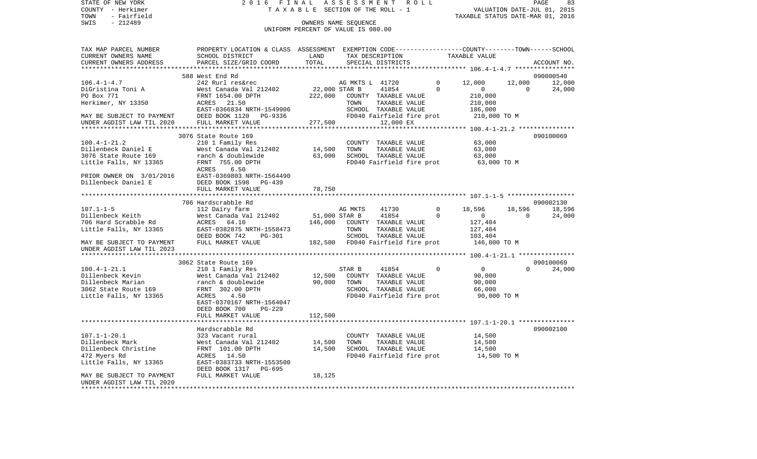STATE OF NEW YORK 2 0 1 6 F I N A L A S S E S S M E N T R O L L PAGE 83
COUNTY - Herkimer T A X A B L E SECTION OF THE ROLL - 1 VALUATION DATE-JUL 01, 2015
TOWN - Fairfield TAXABLE STATUS DATE-MAR 01, 2016
SWIS - 212489 OWNERS NAME SEQUENCE
UNIFORM PERCENT OF VALUE IS 080.00

```
TAX MAP PARCEL NUMBER          PROPERTY LOCATION & CLASS  ASSESSMENT  EXEMPTION CODE------------------COUNTY--------TOWN------SCHOOL
CURRENT OWNERS NAME            SCHOOL DISTRICT              LAND      TAX DESCRIPTION                TAXABLE VALUE
CURRENT OWNERS ADDRESS         PARCEL SIZE/GRID COORD       TOTAL     SPECIAL DISTRICTS                                      ACCOUNT NO.
*********************************************************************************************** 106.4-1-4.7 ****************
                               588 West End Rd                                                                           090000540
106.4-1-4.7                    242 Rurl res&rec                  AG MKTS L  41720        0      12,000     12,000     12,000
DiGristina Toni A              West Canada Val 212402     22,000 STAR B     41854        0           0          0     24,000
PO Box 771                     FRNT 1654.00 DPTH         222,000   COUNTY  TAXABLE VALUE          210,000
Herkimer, NY 13350             ACRES   21.50                       TOWN    TAXABLE VALUE          210,000
                               EAST-0366834 NRTH-1549906           SCHOOL  TAXABLE VALUE          186,000
MAY BE SUBJECT TO PAYMENT      DEED BOOK 1120   PG-9336            FD040 Fairfield fire prot        210,000 TO M
UNDER AGDIST LAW TIL 2020      FULL MARKET VALUE         277,500          12,000 EX
*********************************************************************************************** 100.4-1-21.2 ***************
                               3076 State Route 169                                                                      090100069
100.4-1-21.2                   210 1 Family Res                    COUNTY  TAXABLE VALUE           63,000
Dillenbeck Daniel E            West Canada Val 212402     14,500   TOWN    TAXABLE VALUE           63,000
3076 State Route 169           ranch & doublewide         63,000   SCHOOL  TAXABLE VALUE           63,000
Little Falls, NY 13365         FRNT  755.00 DPTH                   FD040 Fairfield fire prot         63,000 TO M
                               ACRES    6.50
PRIOR OWNER ON 3/01/2016       EAST-0369803 NRTH-1564490
Dillenbeck Daniel E            DEED BOOK 1598   PG-439
                               FULL MARKET VALUE          78,750
*********************************************************************************************** 107.1-1-5 ******************
                               706 Hardscrabble Rd                                                                       090002130
107.1-1-5                      112 Dairy farm                    AG MKTS    41730        0      18,596     18,596     18,596
Dillenbeck Keith               West Canada Val 212402     51,000 STAR B     41854        0           0          0     24,000
706 Hard Scrabble Rd           ACRES   64.10             146,000   COUNTY  TAXABLE VALUE          127,404
Little Falls, NY 13365         EAST-0382875 NRTH-1558473           TOWN    TAXABLE VALUE          127,404
                               DEED BOOK 742    PG-301             SCHOOL  TAXABLE VALUE          103,404
MAY BE SUBJECT TO PAYMENT      FULL MARKET VALUE         182,500   FD040 Fairfield fire prot        146,000 TO M
UNDER AGDIST LAW TIL 2023
*********************************************************************************************** 100.4-1-21.1 ***************
                               3062 State Route 169                                                                      090100069
100.4-1-21.1                   210 1 Family Res                  STAR B     41854        0           0          0     24,000
Dillenbeck Kevin               West Canada Val 212402     12,500   COUNTY  TAXABLE VALUE           90,000
Dillenbeck Marian              ranch & doublewide         90,000   TOWN    TAXABLE VALUE           90,000
3062 State Route 169           FRNT  302.00 DPTH                   SCHOOL  TAXABLE VALUE           66,000
Little Falls, NY 13365         ACRES    4.50                       FD040 Fairfield fire prot         90,000 TO M
                               EAST-0370167 NRTH-1564047
                               DEED BOOK 700    PG-229
                               FULL MARKET VALUE         112,500
*********************************************************************************************** 107.1-1-20.1 ***************
                               Hardscrabble Rd                                                                           090002100
107.1-1-20.1                   323 Vacant rural                    COUNTY  TAXABLE VALUE           14,500
Dillenbeck Mark                West Canada Val 212402     14,500   TOWN    TAXABLE VALUE           14,500
Dillenbeck Christine           FRNT  101.00 DPTH          14,500   SCHOOL  TAXABLE VALUE           14,500
472 Myers Rd                   ACRES   14.50                       FD040 Fairfield fire prot         14,500 TO M
Little Falls, NY 13365         EAST-0383733 NRTH-1553500
                               DEED BOOK 1317   PG-695
MAY BE SUBJECT TO PAYMENT      FULL MARKET VALUE          18,125
UNDER AGDIST LAW TIL 2020
****************************************************************************************************************************
```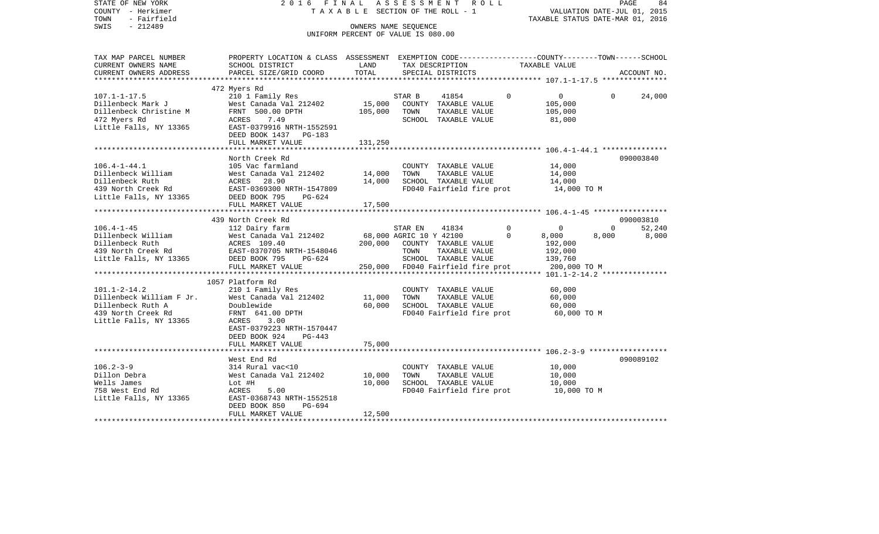STATE OF NEW YORK
COUNTY - Herkimer
TOWN - Fairfield
SWIS - 212489

2016 FINAL ASSESSMENT ROLL
TAXABLE SECTION OF THE ROLL - 1
OWNERS NAME SEQUENCE
UNIFORM PERCENT OF VALUE IS 080.00

VALUATION DATE-JUL 01, 2015
TAXABLE STATUS DATE-MAR 01, 2016

| TAX MAP PARCEL NUMBER / CURRENT OWNERS NAME / CURRENT OWNERS ADDRESS | PROPERTY LOCATION & CLASS / SCHOOL DISTRICT / PARCEL SIZE/GRID COORD | ASSESSMENT LAND / TOTAL | EXEMPTION CODE / TAX DESCRIPTION / SPECIAL DISTRICTS | COUNTY | TOWN | SCHOOL TAXABLE VALUE | ACCOUNT NO. |
|---|---|---|---|---|---|---|---|
| **107.1-1-17.5** | 472 Myers Rd | | | | | | |
| 107.1-1-17.5 | 210 1 Family Res | | STAR B 41854 | 0 | 0 | 0 24,000 | |
| Dillenbeck Mark J | West Canada Val 212402 | 15,000 | COUNTY TAXABLE VALUE | 105,000 | | | |
| Dillenbeck Christine M | FRNT 500.00 DPTH | 105,000 | TOWN TAXABLE VALUE | | 105,000 | | |
| 472 Myers Rd | ACRES 7.49 | | SCHOOL TAXABLE VALUE | | | 81,000 | |
| Little Falls, NY 13365 | EAST-0379916 NRTH-1552591 | | | | | | |
| | DEED BOOK 1437 PG-183 | | | | | | |
| | FULL MARKET VALUE | 131,250 | | | | | |
| **106.4-1-44.1** | North Creek Rd | | | | | | 090003840 |
| 106.4-1-44.1 | 105 Vac farmland | | COUNTY TAXABLE VALUE | 14,000 | | | |
| Dillenbeck William | West Canada Val 212402 | 14,000 | TOWN TAXABLE VALUE | | 14,000 | | |
| Dillenbeck Ruth | ACRES 28.90 | 14,000 | SCHOOL TAXABLE VALUE | | | 14,000 | |
| 439 North Creek Rd | EAST-0369300 NRTH-1547809 | | FD040 Fairfield fire prot | 14,000 TO M | | | |
| Little Falls, NY 13365 | DEED BOOK 795 PG-624 | | | | | | |
| | FULL MARKET VALUE | 17,500 | | | | | |
| **106.4-1-45** | 439 North Creek Rd | | | | | | 090003810 |
| 106.4-1-45 | 112 Dairy farm | | STAR EN 41834 | 0 | 0 | 0 52,240 | |
| Dillenbeck William | West Canada Val 212402 | 68,000 | AGRIC 10 Y 42100 | 0 8,000 | 8,000 | 8,000 | |
| Dillenbeck Ruth | ACRES 109.40 | 200,000 | COUNTY TAXABLE VALUE | 192,000 | | | |
| 439 North Creek Rd | EAST-0370705 NRTH-1548046 | | TOWN TAXABLE VALUE | | 192,000 | | |
| Little Falls, NY 13365 | DEED BOOK 795 PG-624 | | SCHOOL TAXABLE VALUE | | | 139,760 | |
| | FULL MARKET VALUE | 250,000 | FD040 Fairfield fire prot | 200,000 TO M | | | |
| **101.1-2-14.2** | 1057 Platform Rd | | | | | | |
| 101.1-2-14.2 | 210 1 Family Res | | COUNTY TAXABLE VALUE | 60,000 | | | |
| Dillenbeck William F Jr. | West Canada Val 212402 | 11,000 | TOWN TAXABLE VALUE | | 60,000 | | |
| Dillenbeck Ruth A | Doublewide | 60,000 | SCHOOL TAXABLE VALUE | | | 60,000 | |
| 439 North Creek Rd | FRNT 641.00 DPTH | | FD040 Fairfield fire prot | 60,000 TO M | | | |
| Little Falls, NY 13365 | ACRES 3.00 | | | | | | |
| | EAST-0379223 NRTH-1570447 | | | | | | |
| | DEED BOOK 924 PG-443 | | | | | | |
| | FULL MARKET VALUE | 75,000 | | | | | |
| **106.2-3-9** | West End Rd | | | | | | 090089102 |
| 106.2-3-9 | 314 Rural vac<10 | | COUNTY TAXABLE VALUE | 10,000 | | | |
| Dillon Debra | West Canada Val 212402 | 10,000 | TOWN TAXABLE VALUE | | 10,000 | | |
| Wells James | Lot #H | 10,000 | SCHOOL TAXABLE VALUE | | | 10,000 | |
| 758 West End Rd | ACRES 5.00 | | FD040 Fairfield fire prot | 10,000 TO M | | | |
| Little Falls, NY 13365 | EAST-0368743 NRTH-1552518 | | | | | | |
| | DEED BOOK 850 PG-694 | | | | | | |
| | FULL MARKET VALUE | 12,500 | | | | | |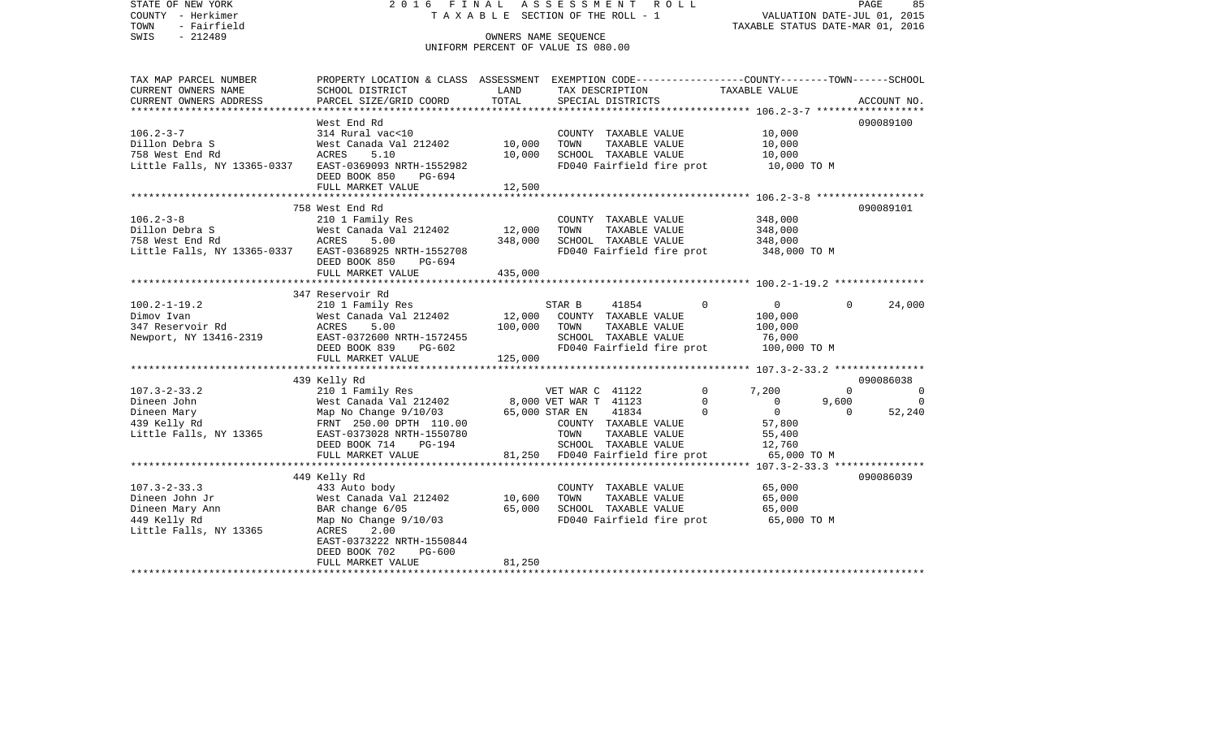STATE OF NEW YORK — 2016 FINAL ASSESSMENT ROLL
COUNTY - Herkimer — TAXABLE SECTION OF THE ROLL - 1 — VALUATION DATE-JUL 01, 2015
TOWN - Fairfield — TAXABLE STATUS DATE-MAR 01, 2016
SWIS - 212489 — OWNERS NAME SEQUENCE
UNIFORM PERCENT OF VALUE IS 080.00

| TAX MAP PARCEL NUMBER / CURRENT OWNERS NAME / CURRENT OWNERS ADDRESS | PROPERTY LOCATION & CLASS / SCHOOL DISTRICT / PARCEL SIZE/GRID COORD | ASSESSMENT LAND | TOTAL | EXEMPTION CODE / TAX DESCRIPTION / SPECIAL DISTRICTS | COUNTY | TOWN | SCHOOL | ACCOUNT NO. |
|---|---|---|---|---|---|---|---|---|
| **106.2-3-7** | West End Rd | | | | | | | 090089100 |
| 106.2-3-7 | 314 Rural vac<10 | | | COUNTY TAXABLE VALUE | 10,000 | | | |
| Dillon Debra S | West Canada Val 212402 | 10,000 | | TOWN TAXABLE VALUE | | 10,000 | | |
| 758 West End Rd | ACRES 5.10 | | 10,000 | SCHOOL TAXABLE VALUE | | | 10,000 | |
| Little Falls, NY 13365-0337 | EAST-0369093 NRTH-1552982 | | | FD040 Fairfield fire prot | 10,000 TO M | | | |
| | DEED BOOK 850 PG-694 | | | | | | | |
| | FULL MARKET VALUE | | 12,500 | | | | | |
| **106.2-3-8** | 758 West End Rd | | | | | | | 090089101 |
| 106.2-3-8 | 210 1 Family Res | | | COUNTY TAXABLE VALUE | 348,000 | | | |
| Dillon Debra S | West Canada Val 212402 | 12,000 | | TOWN TAXABLE VALUE | | 348,000 | | |
| 758 West End Rd | ACRES 5.00 | | 348,000 | SCHOOL TAXABLE VALUE | | | 348,000 | |
| Little Falls, NY 13365-0337 | EAST-0368925 NRTH-1552708 | | | FD040 Fairfield fire prot | 348,000 TO M | | | |
| | DEED BOOK 850 PG-694 | | | | | | | |
| | FULL MARKET VALUE | | 435,000 | | | | | |
| **100.2-1-19.2** | 347 Reservoir Rd | | | | | | | |
| 100.2-1-19.2 | 210 1 Family Res | | | STAR B 41854 | 0 | 0 | 24,000 | |
| Dimov Ivan | West Canada Val 212402 | 12,000 | | COUNTY TAXABLE VALUE | 100,000 | | | |
| 347 Reservoir Rd | ACRES 5.00 | | 100,000 | TOWN TAXABLE VALUE | | 100,000 | | |
| Newport, NY 13416-2319 | EAST-0372600 NRTH-1572455 | | | SCHOOL TAXABLE VALUE | | | 76,000 | |
| | DEED BOOK 839 PG-602 | | | FD040 Fairfield fire prot | 100,000 TO M | | | |
| | FULL MARKET VALUE | | 125,000 | | | | | |
| **107.3-2-33.2** | 439 Kelly Rd | | | | | | | 090086038 |
| 107.3-2-33.2 | 210 1 Family Res | | | VET WAR C 41122 | 7,200 | 0 | 0 | |
| Dineen John | West Canada Val 212402 | 8,000 | | VET WAR T 41123 | 0 | 9,600 | 0 | |
| Dineen Mary | Map No Change 9/10/03 | | 65,000 | STAR EN 41834 | 0 | 0 | 52,240 | |
| 439 Kelly Rd | FRNT 250.00 DPTH 110.00 | | | COUNTY TAXABLE VALUE | 57,800 | | | |
| Little Falls, NY 13365 | EAST-0373028 NRTH-1550780 | | | TOWN TAXABLE VALUE | | 55,400 | | |
| | DEED BOOK 714 PG-194 | | | SCHOOL TAXABLE VALUE | | | 12,760 | |
| | FULL MARKET VALUE | | 81,250 | FD040 Fairfield fire prot | 65,000 TO M | | | |
| **107.3-2-33.3** | 449 Kelly Rd | | | | | | | 090086039 |
| 107.3-2-33.3 | 433 Auto body | | | COUNTY TAXABLE VALUE | 65,000 | | | |
| Dineen John Jr | West Canada Val 212402 | 10,600 | | TOWN TAXABLE VALUE | | 65,000 | | |
| Dineen Mary Ann | BAR change 6/05 | | 65,000 | SCHOOL TAXABLE VALUE | | | 65,000 | |
| 449 Kelly Rd | Map No Change 9/10/03 | | | FD040 Fairfield fire prot | 65,000 TO M | | | |
| Little Falls, NY 13365 | ACRES 2.00 | | | | | | | |
| | EAST-0373222 NRTH-1550844 | | | | | | | |
| | DEED BOOK 702 PG-600 | | | | | | | |
| | FULL MARKET VALUE | | 81,250 | | | | | |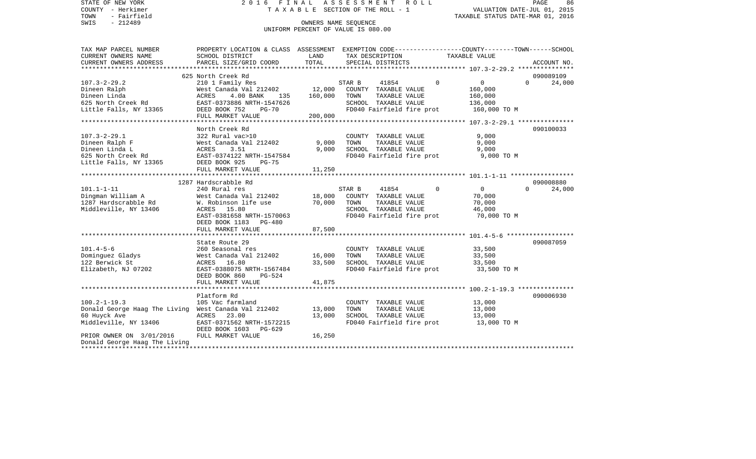STATE OF NEW YORK
COUNTY - Herkimer
TOWN - Fairfield
SWIS - 212489

2016 FINAL ASSESSMENT ROLL
TAXABLE SECTION OF THE ROLL - 1
OWNERS NAME SEQUENCE
UNIFORM PERCENT OF VALUE IS 080.00

VALUATION DATE-JUL 01, 2015
TAXABLE STATUS DATE-MAR 01, 2016

| TAX MAP PARCEL NUMBER<br>CURRENT OWNERS NAME<br>CURRENT OWNERS ADDRESS | PROPERTY LOCATION & CLASS<br>SCHOOL DISTRICT<br>PARCEL SIZE/GRID COORD | ASSESSMENT<br>LAND<br>TOTAL | EXEMPTION CODE-----COUNTY-----TOWN-----SCHOOL<br>TAX DESCRIPTION<br>SPECIAL DISTRICTS | TAXABLE VALUE | ACCOUNT NO. |
|---|---|---|---|---|---|
| **107.3-2-29.2** | 625 North Creek Rd | | | | 090089109 |
| 107.3-2-29.2 | 210 1 Family Res | | STAR B 41854 0 | 0 0 | 24,000 |
| Dineen Ralph | West Canada Val 212402 | 12,000 | COUNTY TAXABLE VALUE | 160,000 | |
| Dineen Linda | ACRES 4.00 BANK 135 | 160,000 | TOWN TAXABLE VALUE | 160,000 | |
| 625 North Creek Rd | EAST-0373886 NRTH-1547626 | | SCHOOL TAXABLE VALUE | 136,000 | |
| Little Falls, NY 13365 | DEED BOOK 752 PG-70 | | FD040 Fairfield fire prot | 160,000 TO M | |
| | FULL MARKET VALUE | 200,000 | | | |
| **107.3-2-29.1** | North Creek Rd | | | | 090100033 |
| 107.3-2-29.1 | 322 Rural vac>10 | | COUNTY TAXABLE VALUE | 9,000 | |
| Dineen Ralph F | West Canada Val 212402 | 9,000 | TOWN TAXABLE VALUE | 9,000 | |
| Dineen Linda L | ACRES 3.51 | 9,000 | SCHOOL TAXABLE VALUE | 9,000 | |
| 625 North Creek Rd | EAST-0374122 NRTH-1547584 | | FD040 Fairfield fire prot | 9,000 TO M | |
| Little Falls, NY 13365 | DEED BOOK 925 PG-75 | | | | |
| | FULL MARKET VALUE | 11,250 | | | |
| **101.1-1-11** | 1287 Hardscrabble Rd | | | | 090008880 |
| 101.1-1-11 | 240 Rural res | | STAR B 41854 0 | 0 0 | 24,000 |
| Dingman William A | West Canada Val 212402 | 18,000 | COUNTY TAXABLE VALUE | 70,000 | |
| 1287 Hardscrabble Rd | W. Robinson life use | 70,000 | TOWN TAXABLE VALUE | 70,000 | |
| Middleville, NY 13406 | ACRES 15.80 | | SCHOOL TAXABLE VALUE | 46,000 | |
| | EAST-0381658 NRTH-1570063 | | FD040 Fairfield fire prot | 70,000 TO M | |
| | DEED BOOK 1183 PG-480 | | | | |
| | FULL MARKET VALUE | 87,500 | | | |
| **101.4-5-6** | State Route 29 | | | | 090087059 |
| 101.4-5-6 | 260 Seasonal res | | COUNTY TAXABLE VALUE | 33,500 | |
| Dominguez Gladys | West Canada Val 212402 | 16,000 | TOWN TAXABLE VALUE | 33,500 | |
| 122 Berwick St | ACRES 16.80 | 33,500 | SCHOOL TAXABLE VALUE | 33,500 | |
| Elizabeth, NJ 07202 | EAST-0388075 NRTH-1567484 | | FD040 Fairfield fire prot | 33,500 TO M | |
| | DEED BOOK 860 PG-524 | | | | |
| | FULL MARKET VALUE | 41,875 | | | |
| **100.2-1-19.3** | Platform Rd | | | | 090006930 |
| 100.2-1-19.3 | 105 Vac farmland | | COUNTY TAXABLE VALUE | 13,000 | |
| Donald George Haag The Living | West Canada Val 212402 | 13,000 | TOWN TAXABLE VALUE | 13,000 | |
| 60 Huyck Ave | ACRES 23.00 | 13,000 | SCHOOL TAXABLE VALUE | 13,000 | |
| Middleville, NY 13406 | EAST-0371562 NRTH-1572215 | | FD040 Fairfield fire prot | 13,000 TO M | |
| | DEED BOOK 1603 PG-629 | | | | |
| PRIOR OWNER ON 3/01/2016 | FULL MARKET VALUE | 16,250 | | | |
| Donald George Haag The Living | | | | | |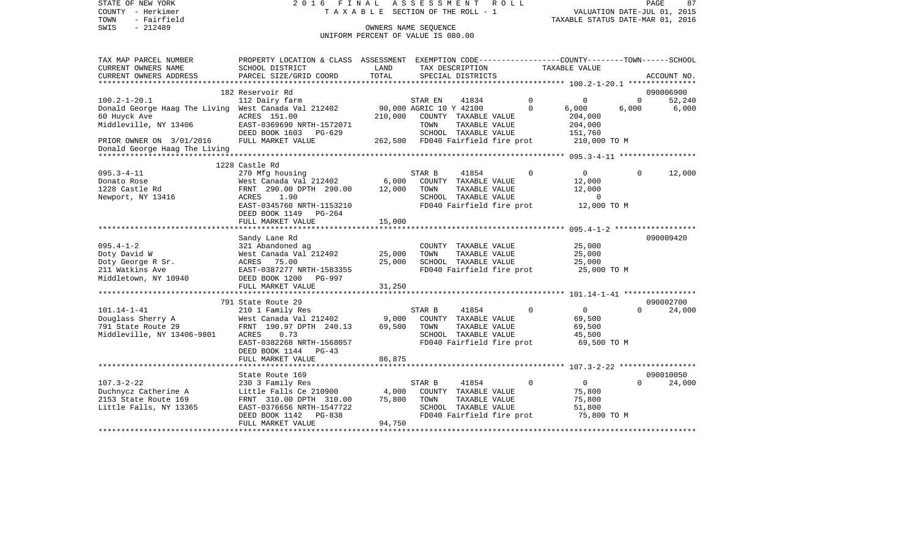STATE OF NEW YORK 2016 FINAL ASSESSMENT ROLL
COUNTY - Herkimer T A X A B L E SECTION OF THE ROLL - 1 VALUATION DATE-JUL 01, 2015
TOWN - Fairfield TAXABLE STATUS DATE-MAR 01, 2016
SWIS - 212489 OWNERS NAME SEQUENCE
UNIFORM PERCENT OF VALUE IS 080.00

```
TAX MAP PARCEL NUMBER          PROPERTY LOCATION & CLASS  ASSESSMENT  EXEMPTION CODE-----------------COUNTY--------TOWN------SCHOOL
CURRENT OWNERS NAME            SCHOOL DISTRICT              LAND      TAX DESCRIPTION            TAXABLE VALUE
CURRENT OWNERS ADDRESS         PARCEL SIZE/GRID COORD      TOTAL      SPECIAL DISTRICTS                                     ACCOUNT NO.
*********************************************************************************************** 100.2-1-20.1 ***************
                               182 Reservoir Rd                                                                          090006900
100.2-1-20.1                   112 Dairy farm                         STAR EN      41834          0          0          0      52,240
Donald George Haag The Living  West Canada Val 212402      90,000 AGRIC 10 Y 42100          0      6,000      6,000       6,000
60 Huyck Ave                   ACRES  151.00               210,000    COUNTY  TAXABLE VALUE           204,000
Middleville, NY 13406          EAST-0369690 NRTH-1572071              TOWN    TAXABLE VALUE           204,000
                               DEED BOOK 1603   PG-629                SCHOOL  TAXABLE VALUE           151,760
PRIOR OWNER ON  3/01/2016      FULL MARKET VALUE           262,500    FD040 Fairfield fire prot       210,000 TO M
Donald George Haag The Living
*********************************************************************************************** 095.3-4-11 *****************
                               1228 Castle Rd
095.3-4-11                     270 Mfg housing                        STAR B       41854          0          0          0      12,000
Donato Rose                    West Canada Val 212402       6,000     COUNTY  TAXABLE VALUE            12,000
1228 Castle Rd                 FRNT  290.00 DPTH  290.00   12,000     TOWN    TAXABLE VALUE            12,000
Newport, NY 13416              ACRES    1.90                          SCHOOL  TAXABLE VALUE                 0
                               EAST-0345760 NRTH-1153210              FD040 Fairfield fire prot        12,000 TO M
                               DEED BOOK 1149   PG-264
                               FULL MARKET VALUE            15,000
*********************************************************************************************** 095.4-1-2 ******************
                               Sandy Lane Rd                                                                             090009420
095.4-1-2                      321 Abandoned ag                       COUNTY  TAXABLE VALUE            25,000
Doty David W                   West Canada Val 212402      25,000     TOWN    TAXABLE VALUE            25,000
Doty George R Sr.              ACRES   75.00               25,000     SCHOOL  TAXABLE VALUE            25,000
211 Watkins Ave                EAST-0387277 NRTH-1583355              FD040 Fairfield fire prot        25,000 TO M
Middletown, NY 10940           DEED BOOK 1200   PG-997
                               FULL MARKET VALUE            31,250
*********************************************************************************************** 101.14-1-41 ****************
                               791 State Route 29                                                                        090002700
101.14-1-41                    210 1 Family Res                       STAR B       41854          0          0          0      24,000
Douglass Sherry A              West Canada Val 212402       9,000     COUNTY  TAXABLE VALUE            69,500
791 State Route 29             FRNT  190.97 DPTH  240.13   69,500     TOWN    TAXABLE VALUE            69,500
Middleville, NY 13406-9801     ACRES    0.73                          SCHOOL  TAXABLE VALUE            45,500
                               EAST-0382268 NRTH-1568057              FD040 Fairfield fire prot        69,500 TO M
                               DEED BOOK 1144   PG-43
                               FULL MARKET VALUE            86,875
*********************************************************************************************** 107.3-2-22 *****************
                               State Route 169                                                                           090010050
107.3-2-22                     230 3 Family Res                       STAR B       41854          0          0          0      24,000
Duchnycz Catherine A           Little Falls Ce 210900       4,000     COUNTY  TAXABLE VALUE            75,800
2153 State Route 169           FRNT  310.00 DPTH  310.00   75,800     TOWN    TAXABLE VALUE            75,800
Little Falls, NY 13365         EAST-0376656 NRTH-1547722              SCHOOL  TAXABLE VALUE            51,800
                               DEED BOOK 1142   PG-838                FD040 Fairfield fire prot        75,800 TO M
                               FULL MARKET VALUE            94,750
******************************************************************************************************************************
```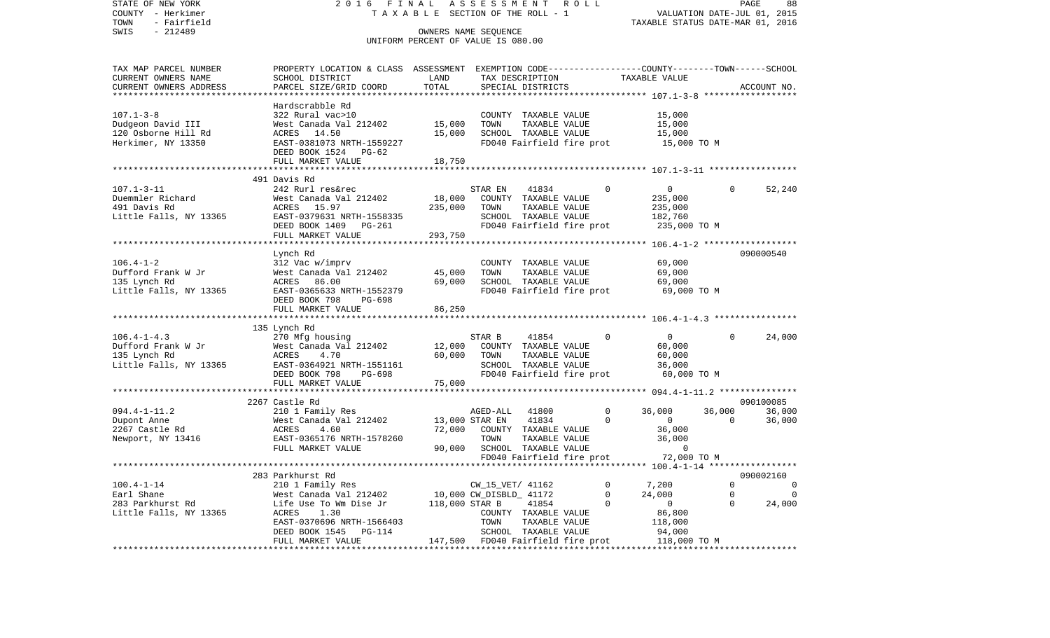STATE OF NEW YORK 2016 FINAL ASSESSMENT ROLL
COUNTY - Herkimer TAXABLE SECTION OF THE ROLL - 1 VALUATION DATE-JUL 01, 2015
TOWN - Fairfield TAXABLE STATUS DATE-MAR 01, 2016
SWIS - 212489 OWNERS NAME SEQUENCE
UNIFORM PERCENT OF VALUE IS 080.00

```
TAX MAP PARCEL NUMBER     PROPERTY LOCATION & CLASS  ASSESSMENT  EXEMPTION CODE-----------------COUNTY--------TOWN------SCHOOL
CURRENT OWNERS NAME       SCHOOL DISTRICT               LAND      TAX DESCRIPTION            TAXABLE VALUE
CURRENT OWNERS ADDRESS    PARCEL SIZE/GRID COORD        TOTAL     SPECIAL DISTRICTS                                    ACCOUNT NO.
******************************************************************************************************* 107.1-3-8 *****************
                          Hardscrabble Rd
107.1-3-8                 322 Rural vac>10                        COUNTY  TAXABLE VALUE         15,000
Dudgeon David III         West Canada Val 212402        15,000    TOWN    TAXABLE VALUE         15,000
120 Osborne Hill Rd       ACRES   14.50                 15,000    SCHOOL  TAXABLE VALUE         15,000
Herkimer, NY 13350        EAST-0381073 NRTH-1559227               FD040 Fairfield fire prot      15,000 TO M
                          DEED BOOK 1524   PG-62
                          FULL MARKET VALUE             18,750
******************************************************************************************************* 107.1-3-11 ****************
                          491 Davis Rd
107.1-3-11                242 Rurl res&rec                        STAR EN     41834        0         0            0      52,240
Duemmler Richard          West Canada Val 212402        18,000    COUNTY  TAXABLE VALUE        235,000
491 Davis Rd              ACRES   15.97                235,000    TOWN    TAXABLE VALUE        235,000
Little Falls, NY 13365    EAST-0379631 NRTH-1558335               SCHOOL  TAXABLE VALUE        182,760
                          DEED BOOK 1409   PG-261                 FD040 Fairfield fire prot     235,000 TO M
                          FULL MARKET VALUE            293,750
******************************************************************************************************* 106.4-1-2 *****************
                          Lynch Rd                                                                                 090000540
106.4-1-2                 312 Vac w/imprv                         COUNTY  TAXABLE VALUE         69,000
Dufford Frank W Jr        West Canada Val 212402        45,000    TOWN    TAXABLE VALUE         69,000
135 Lynch Rd              ACRES   86.00                 69,000    SCHOOL  TAXABLE VALUE         69,000
Little Falls, NY 13365    EAST-0365633 NRTH-1552379               FD040 Fairfield fire prot      69,000 TO M
                          DEED BOOK 798    PG-698
                          FULL MARKET VALUE             86,250
******************************************************************************************************* 106.4-1-4.3 ***************
                          135 Lynch Rd
106.4-1-4.3               270 Mfg housing                         STAR B      41854        0         0            0      24,000
Dufford Frank W Jr        West Canada Val 212402        12,000    COUNTY  TAXABLE VALUE         60,000
135 Lynch Rd              ACRES    4.70                 60,000    TOWN    TAXABLE VALUE         60,000
Little Falls, NY 13365    EAST-0364921 NRTH-1551161               SCHOOL  TAXABLE VALUE         36,000
                          DEED BOOK 798    PG-698                 FD040 Fairfield fire prot      60,000 TO M
                          FULL MARKET VALUE             75,000
******************************************************************************************************* 094.4-1-11.2 **************
                          2267 Castle Rd                                                                           090100085
094.4-1-11.2              210 1 Family Res                        AGED-ALL    41800        0    36,000       36,000      36,000
Dupont Anne               West Canada Val 212402        13,000 STAR EN    41834        0         0            0      36,000
2267 Castle Rd            ACRES    4.60                 72,000    COUNTY  TAXABLE VALUE         36,000
Newport, NY 13416         EAST-0365176 NRTH-1578260               TOWN    TAXABLE VALUE         36,000
                          FULL MARKET VALUE             90,000    SCHOOL  TAXABLE VALUE              0
                                                                  FD040 Fairfield fire prot      72,000 TO M
******************************************************************************************************* 100.4-1-14 ****************
                          283 Parkhurst Rd                                                                         090002160
100.4-1-14                210 1 Family Res                        CW_15_VET/ 41162         0     7,200            0           0
Earl Shane                West Canada Val 212402        10,000 CW_DISBLD_ 41172        0    24,000            0           0
283 Parkhurst Rd          Life Use To Wm Dise Jr       118,000 STAR B     41854        0         0            0      24,000
Little Falls, NY 13365    ACRES    1.30                           COUNTY  TAXABLE VALUE         86,800
                          EAST-0370696 NRTH-1566403               TOWN    TAXABLE VALUE        118,000
                          DEED BOOK 1545   PG-114                 SCHOOL  TAXABLE VALUE         94,000
                          FULL MARKET VALUE            147,500    FD040 Fairfield fire prot     118,000 TO M
************************************************************************************************************************************
```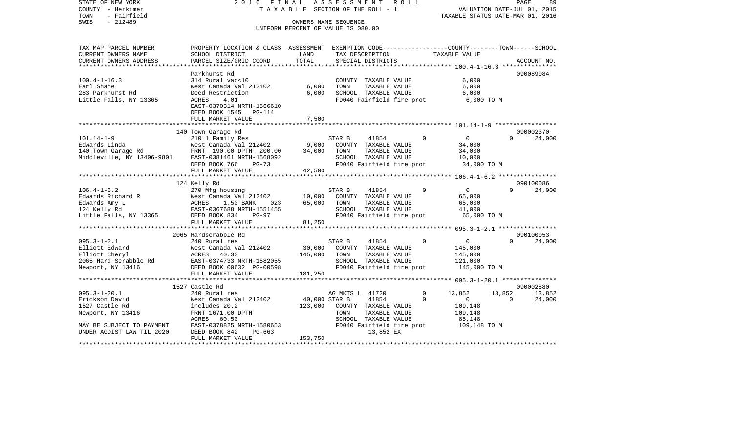STATE OF NEW YORK 2016 FINAL ASSESSMENT ROLL
COUNTY - Herkimer TAXABLE SECTION OF THE ROLL - 1 VALUATION DATE-JUL 01, 2015
TOWN - Fairfield TAXABLE STATUS DATE-MAR 01, 2016
SWIS - 212489 OWNERS NAME SEQUENCE
UNIFORM PERCENT OF VALUE IS 080.00

| TAX MAP PARCEL NUMBER<br>CURRENT OWNERS NAME<br>CURRENT OWNERS ADDRESS | PROPERTY LOCATION & CLASS<br>SCHOOL DISTRICT<br>PARCEL SIZE/GRID COORD | ASSESSMENT<br>LAND<br>TOTAL | EXEMPTION CODE-----COUNTY-----TOWN-----SCHOOL<br>TAX DESCRIPTION<br>SPECIAL DISTRICTS | TAXABLE VALUE | ACCOUNT NO. |
|---|---|---|---|---|---|
| 100.4-1-16.3<br>Earl Shane<br>283 Parkhurst Rd<br>Little Falls, NY 13365 | Parkhurst Rd<br>314 Rural vac<10<br>West Canada Val 212402<br>Deed Restriction<br>ACRES 4.01<br>EAST-0370314 NRTH-1566610<br>DEED BOOK 1545 PG-114<br>FULL MARKET VALUE | <br><br>6,000<br>6,000<br><br><br><br>7,500 | <br>COUNTY TAXABLE VALUE<br>TOWN TAXABLE VALUE<br>SCHOOL TAXABLE VALUE<br>FD040 Fairfield fire prot | 090089084<br>6,000<br>6,000<br>6,000<br>6,000 TO M | 090089084 |
| 101.14-1-9<br>Edwards Linda<br>140 Town Garage Rd<br>Middleville, NY 13406-9801 | 140 Town Garage Rd<br>210 1 Family Res<br>West Canada Val 212402<br>FRNT 190.00 DPTH 200.00<br>EAST-0381461 NRTH-1568092<br>DEED BOOK 766 PG-73<br>FULL MARKET VALUE | <br><br>9,000<br>34,000<br><br><br>42,500 | <br>STAR B 41854 0<br>COUNTY TAXABLE VALUE<br>TOWN TAXABLE VALUE<br>SCHOOL TAXABLE VALUE<br>FD040 Fairfield fire prot | <br>0 0 24,000<br>34,000<br>34,000<br>10,000<br>34,000 TO M | 090002370 |
| 106.4-1-6.2<br>Edwards Richard R<br>Edwards Amy L<br>124 Kelly Rd<br>Little Falls, NY 13365 | 124 Kelly Rd<br>270 Mfg housing<br>West Canada Val 212402<br>ACRES 1.50 BANK 023<br>EAST-0367688 NRTH-1551455<br>DEED BOOK 834 PG-97<br>FULL MARKET VALUE | <br><br>10,000<br>65,000<br><br><br>81,250 | <br>STAR B 41854 0<br>COUNTY TAXABLE VALUE<br>TOWN TAXABLE VALUE<br>SCHOOL TAXABLE VALUE<br>FD040 Fairfield fire prot | <br>0 0 24,000<br>65,000<br>65,000<br>41,000<br>65,000 TO M | 090100086 |
| 095.3-1-2.1<br>Elliott Edward<br>Elliott Cheryl<br>2065 Hard Scrabble Rd<br>Newport, NY 13416 | 2065 Hardscrabble Rd<br>240 Rural res<br>West Canada Val 212402<br>ACRES 40.30<br>EAST-0374733 NRTH-1582055<br>DEED BOOK 00632 PG-00598<br>FULL MARKET VALUE | <br><br>30,000<br>145,000<br><br><br>181,250 | <br>STAR B 41854 0<br>COUNTY TAXABLE VALUE<br>TOWN TAXABLE VALUE<br>SCHOOL TAXABLE VALUE<br>FD040 Fairfield fire prot | <br>0 0 24,000<br>145,000<br>145,000<br>121,000<br>145,000 TO M | 090100053 |
| 095.3-1-20.1<br>Erickson David<br>1527 Castle Rd<br>Newport, NY 13416<br><br>MAY BE SUBJECT TO PAYMENT<br>UNDER AGDIST LAW TIL 2020 | 1527 Castle Rd<br>240 Rural res<br>West Canada Val 212402<br>includes 20.2<br>FRNT 1671.00 DPTH<br>ACRES 60.50<br>EAST-0378825 NRTH-1580653<br>DEED BOOK 842 PG-663<br>FULL MARKET VALUE | <br><br>40,000<br>123,000<br><br><br><br><br>153,750 | <br>AG MKTS L 41720 0<br>STAR B 41854 0<br>COUNTY TAXABLE VALUE<br>TOWN TAXABLE VALUE<br>SCHOOL TAXABLE VALUE<br>FD040 Fairfield fire prot<br>13,852 EX | <br>13,852 13,852 13,852<br>0 0 24,000<br>109,148<br>109,148<br>85,148<br>109,148 TO M | 090002880 |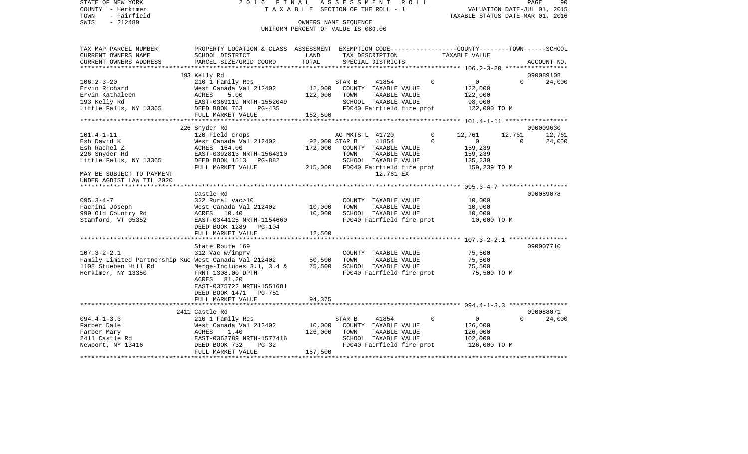STATE OF NEW YORK                    2 0 1 6   F I N A L   A S S E S S M E N T   R O L L
COUNTY - Herkimer                    T A X A B L E  SECTION OF THE ROLL - 1                    VALUATION DATE-JUL 01, 2015
TOWN - Fairfield                                                                               TAXABLE STATUS DATE-MAR 01, 2016
SWIS - 212489                        OWNERS NAME SEQUENCE
                                     UNIFORM PERCENT OF VALUE IS 080.00

| TAX MAP PARCEL NUMBER / CURRENT OWNERS NAME / CURRENT OWNERS ADDRESS | PROPERTY LOCATION & CLASS / SCHOOL DISTRICT / PARCEL SIZE/GRID COORD | ASSESSMENT LAND / TOTAL | EXEMPTION CODE / TAX DESCRIPTION / SPECIAL DISTRICTS | COUNTY | TOWN | SCHOOL / ACCOUNT NO. |
|---|---|---|---|---|---|---|
| 106.2-3-20 | 193 Kelly Rd | | | | | 090089108 |
| 106.2-3-20 | 210 1 Family Res | | STAR B 41854 | 0 | 0 | 0 24,000 |
| Ervin Richard | West Canada Val 212402 | 12,000 | COUNTY TAXABLE VALUE | 122,000 | | |
| Ervin Kathaleen | ACRES 5.00 | 122,000 | TOWN TAXABLE VALUE | 122,000 | | |
| 193 Kelly Rd | EAST-0369119 NRTH-1552049 | | SCHOOL TAXABLE VALUE | 98,000 | | |
| Little Falls, NY 13365 | DEED BOOK 763 PG-435 | | FD040 Fairfield fire prot | 122,000 TO M | | |
| | FULL MARKET VALUE | 152,500 | | | | |
| 101.4-1-11 | 226 Snyder Rd | | | | | 090009630 |
| 101.4-1-11 | 120 Field crops | | AG MKTS L 41720 0 | 12,761 | 12,761 | 12,761 |
| Esh David K | West Canada Val 212402 | 92,000 | STAR B 41854 0 | 0 | 0 | 24,000 |
| Esh Rachel Z | ACRES 164.00 | 172,000 | COUNTY TAXABLE VALUE | 159,239 | | |
| 226 Snyder Rd | EAST-0392813 NRTH-1564310 | | TOWN TAXABLE VALUE | 159,239 | | |
| Little Falls, NY 13365 | DEED BOOK 1513 PG-882 | | SCHOOL TAXABLE VALUE | 135,239 | | |
| | FULL MARKET VALUE | 215,000 | FD040 Fairfield fire prot | 159,239 TO M | | |
| MAY BE SUBJECT TO PAYMENT | | | 12,761 EX | | | |
| UNDER AGDIST LAW TIL 2020 | | | | | | |
| 095.3-4-7 | Castle Rd | | | | | 090089078 |
| 095.3-4-7 | 322 Rural vac>10 | | COUNTY TAXABLE VALUE | 10,000 | | |
| Fachini Joseph | West Canada Val 212402 | 10,000 | TOWN TAXABLE VALUE | 10,000 | | |
| 999 Old Country Rd | ACRES 10.40 | 10,000 | SCHOOL TAXABLE VALUE | 10,000 | | |
| Stamford, VT 05352 | EAST-0344125 NRTH-1154660 | | FD040 Fairfield fire prot | 10,000 TO M | | |
| | DEED BOOK 1289 PG-104 | | | | | |
| | FULL MARKET VALUE | 12,500 | | | | |
| 107.3-2-2.1 | State Route 169 | | | | | 090007710 |
| 107.3-2-2.1 | 312 Vac w/imprv | | COUNTY TAXABLE VALUE | 75,500 | | |
| Family Limited Partnership Kuc | West Canada Val 212402 | 50,500 | TOWN TAXABLE VALUE | 75,500 | | |
| 1108 Stueben Hill Rd | Merge-Includes 3.1, 3.4 & | 75,500 | SCHOOL TAXABLE VALUE | 75,500 | | |
| Herkimer, NY 13350 | FRNT 1308.00 DPTH | | FD040 Fairfield fire prot | 75,500 TO M | | |
| | ACRES 81.20 | | | | | |
| | EAST-0375722 NRTH-1551681 | | | | | |
| | DEED BOOK 1471 PG-751 | | | | | |
| | FULL MARKET VALUE | 94,375 | | | | |
| 094.4-1-3.3 | 2411 Castle Rd | | | | | 090088071 |
| 094.4-1-3.3 | 210 1 Family Res | | STAR B 41854 | 0 | 0 | 0 24,000 |
| Farber Dale | West Canada Val 212402 | 10,000 | COUNTY TAXABLE VALUE | 126,000 | | |
| Farber Mary | ACRES 1.40 | 126,000 | TOWN TAXABLE VALUE | 126,000 | | |
| 2411 Castle Rd | EAST-0362789 NRTH-1577416 | | SCHOOL TAXABLE VALUE | 102,000 | | |
| Newport, NY 13416 | DEED BOOK 732 PG-32 | | FD040 Fairfield fire prot | 126,000 TO M | | |
| | FULL MARKET VALUE | 157,500 | | | | |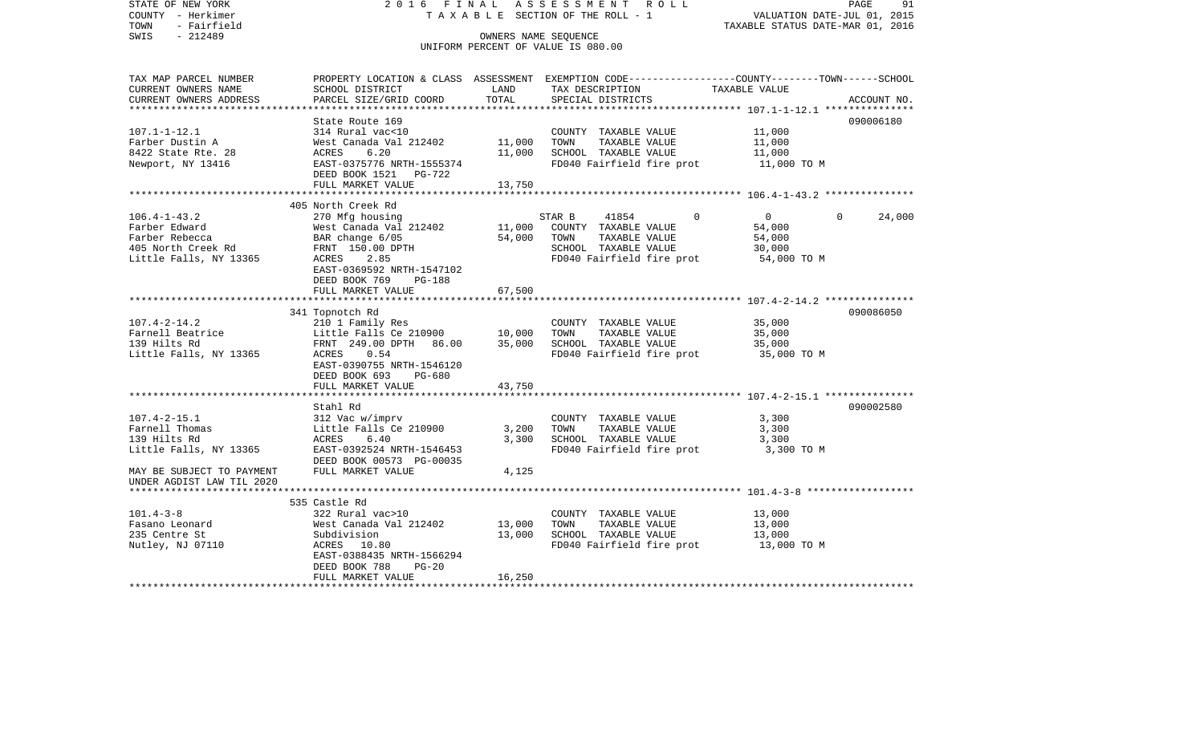STATE OF NEW YORK
COUNTY - Herkimer
TOWN - Fairfield
SWIS - 212489

2016 FINAL ASSESSMENT ROLL
TAXABLE SECTION OF THE ROLL - 1
OWNERS NAME SEQUENCE
UNIFORM PERCENT OF VALUE IS 080.00

VALUATION DATE-JUL 01, 2015
TAXABLE STATUS DATE-MAR 01, 2016

| TAX MAP PARCEL NUMBER / CURRENT OWNERS NAME / CURRENT OWNERS ADDRESS | PROPERTY LOCATION & CLASS / SCHOOL DISTRICT / PARCEL SIZE/GRID COORD | ASSESSMENT LAND / TOTAL | EXEMPTION CODE / TAX DESCRIPTION / SPECIAL DISTRICTS | COUNTY | TOWN | SCHOOL | TAXABLE VALUE | ACCOUNT NO. |
|---|---|---|---|---|---|---|---|---|
| | State Route 169 | | | | | | | 090006180 |
| 107.1-1-12.1 | 314 Rural vac<10 | | COUNTY TAXABLE VALUE | | | | 11,000 | |
| Farber Dustin A | West Canada Val 212402 | 11,000 | TOWN TAXABLE VALUE | | | | 11,000 | |
| 8422 State Rte. 28 | ACRES 6.20 | 11,000 | SCHOOL TAXABLE VALUE | | | | 11,000 | |
| Newport, NY 13416 | EAST-0375776 NRTH-1555374 | | FD040 Fairfield fire prot | | | | 11,000 TO M | |
| | DEED BOOK 1521 PG-722 | | | | | | | |
| | FULL MARKET VALUE | 13,750 | | | | | | |
| | 405 North Creek Rd | | | | | | | |
| 106.4-1-43.2 | 270 Mfg housing | | STAR B 41854 | 0 | 0 | 0 | 24,000 | |
| Farber Edward | West Canada Val 212402 | 11,000 | COUNTY TAXABLE VALUE | | | | 54,000 | |
| Farber Rebecca | BAR change 6/05 | 54,000 | TOWN TAXABLE VALUE | | | | 54,000 | |
| 405 North Creek Rd | FRNT 150.00 DPTH | | SCHOOL TAXABLE VALUE | | | | 30,000 | |
| Little Falls, NY 13365 | ACRES 2.85 | | FD040 Fairfield fire prot | | | | 54,000 TO M | |
| | EAST-0369592 NRTH-1547102 | | | | | | | |
| | DEED BOOK 769 PG-188 | | | | | | | |
| | FULL MARKET VALUE | 67,500 | | | | | | |
| | 341 Topnotch Rd | | | | | | | 090086050 |
| 107.4-2-14.2 | 210 1 Family Res | | COUNTY TAXABLE VALUE | | | | 35,000 | |
| Farnell Beatrice | Little Falls Ce 210900 | 10,000 | TOWN TAXABLE VALUE | | | | 35,000 | |
| 139 Hilts Rd | FRNT 249.00 DPTH 86.00 | 35,000 | SCHOOL TAXABLE VALUE | | | | 35,000 | |
| Little Falls, NY 13365 | ACRES 0.54 | | FD040 Fairfield fire prot | | | | 35,000 TO M | |
| | EAST-0390755 NRTH-1546120 | | | | | | | |
| | DEED BOOK 693 PG-680 | | | | | | | |
| | FULL MARKET VALUE | 43,750 | | | | | | |
| | Stahl Rd | | | | | | | 090002580 |
| 107.4-2-15.1 | 312 Vac w/imprv | | COUNTY TAXABLE VALUE | | | | 3,300 | |
| Farnell Thomas | Little Falls Ce 210900 | 3,200 | TOWN TAXABLE VALUE | | | | 3,300 | |
| 139 Hilts Rd | ACRES 6.40 | 3,300 | SCHOOL TAXABLE VALUE | | | | 3,300 | |
| Little Falls, NY 13365 | EAST-0392524 NRTH-1546453 | | FD040 Fairfield fire prot | | | | 3,300 TO M | |
| | DEED BOOK 00573 PG-00035 | | | | | | | |
| MAY BE SUBJECT TO PAYMENT | FULL MARKET VALUE | 4,125 | | | | | | |
| UNDER AGDIST LAW TIL 2020 | | | | | | | | |
| | 535 Castle Rd | | | | | | | |
| 101.4-3-8 | 322 Rural vac>10 | | COUNTY TAXABLE VALUE | | | | 13,000 | |
| Fasano Leonard | West Canada Val 212402 | 13,000 | TOWN TAXABLE VALUE | | | | 13,000 | |
| 235 Centre St | Subdivision | 13,000 | SCHOOL TAXABLE VALUE | | | | 13,000 | |
| Nutley, NJ 07110 | ACRES 10.80 | | FD040 Fairfield fire prot | | | | 13,000 TO M | |
| | EAST-0388435 NRTH-1566294 | | | | | | | |
| | DEED BOOK 788 PG-20 | | | | | | | |
| | FULL MARKET VALUE | 16,250 | | | | | | |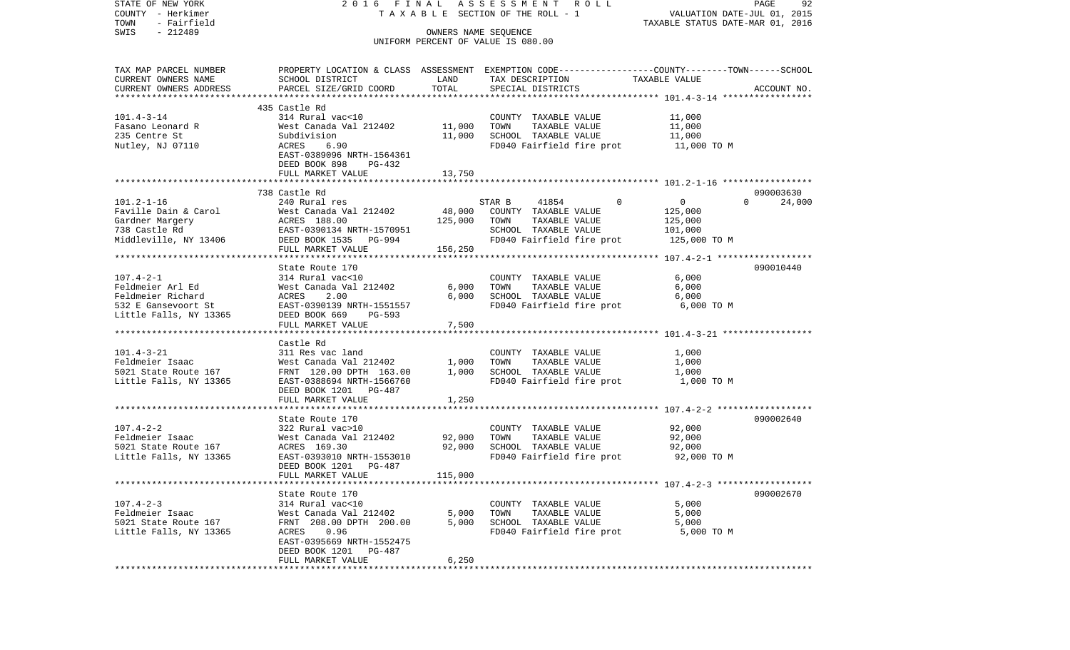STATE OF NEW YORK | 2016 FINAL ASSESSMENT ROLL | PAGE 92
COUNTY - Herkimer | TAXABLE SECTION OF THE ROLL - 1 | VALUATION DATE-JUL 01, 2015
TOWN - Fairfield | | TAXABLE STATUS DATE-MAR 01, 2016
SWIS - 212489 | OWNERS NAME SEQUENCE
UNIFORM PERCENT OF VALUE IS 080.00

| TAX MAP PARCEL NUMBER / CURRENT OWNERS NAME / CURRENT OWNERS ADDRESS | PROPERTY LOCATION & CLASS / SCHOOL DISTRICT / PARCEL SIZE/GRID COORD | ASSESSMENT LAND | TOTAL | EXEMPTION CODE / TAX DESCRIPTION / SPECIAL DISTRICTS | COUNTY--------TOWN------SCHOOL TAXABLE VALUE | ACCOUNT NO. |
|---|---|---|---|---|---|---|
| **101.4-3-14** | 435 Castle Rd | | | | | |
| 101.4-3-14 | 314 Rural vac<10 | | | COUNTY TAXABLE VALUE | 11,000 | |
| Fasano Leonard R | West Canada Val 212402 | 11,000 | | TOWN TAXABLE VALUE | 11,000 | |
| 235 Centre St | Subdivision | | 11,000 | SCHOOL TAXABLE VALUE | 11,000 | |
| Nutley, NJ 07110 | ACRES 6.90 | | | FD040 Fairfield fire prot | 11,000 TO M | |
| | EAST-0389096 NRTH-1564361 | | | | | |
| | DEED BOOK 898 PG-432 | | | | | |
| | FULL MARKET VALUE | | 13,750 | | | |
| **101.2-1-16** | 738 Castle Rd | | | | | 090003630 |
| 101.2-1-16 | 240 Rural res | | | STAR B 41854 0 | 0 0 | 24,000 |
| Faville Dain & Carol | West Canada Val 212402 | 48,000 | | COUNTY TAXABLE VALUE | 125,000 | |
| Gardner Margery | ACRES 188.00 | | 125,000 | TOWN TAXABLE VALUE | 125,000 | |
| 738 Castle Rd | EAST-0390134 NRTH-1570951 | | | SCHOOL TAXABLE VALUE | 101,000 | |
| Middleville, NY 13406 | DEED BOOK 1535 PG-994 | | | FD040 Fairfield fire prot | 125,000 TO M | |
| | FULL MARKET VALUE | | 156,250 | | | |
| **107.4-2-1** | State Route 170 | | | | | 090010440 |
| 107.4-2-1 | 314 Rural vac<10 | | | COUNTY TAXABLE VALUE | 6,000 | |
| Feldmeier Arl Ed | West Canada Val 212402 | 6,000 | | TOWN TAXABLE VALUE | 6,000 | |
| Feldmeier Richard | ACRES 2.00 | | 6,000 | SCHOOL TAXABLE VALUE | 6,000 | |
| 532 E Gansevoort St | EAST-0390139 NRTH-1551557 | | | FD040 Fairfield fire prot | 6,000 TO M | |
| Little Falls, NY 13365 | DEED BOOK 669 PG-593 | | | | | |
| | FULL MARKET VALUE | | 7,500 | | | |
| **101.4-3-21** | Castle Rd | | | | | |
| 101.4-3-21 | 311 Res vac land | | | COUNTY TAXABLE VALUE | 1,000 | |
| Feldmeier Isaac | West Canada Val 212402 | 1,000 | | TOWN TAXABLE VALUE | 1,000 | |
| 5021 State Route 167 | FRNT 120.00 DPTH 163.00 | | 1,000 | SCHOOL TAXABLE VALUE | 1,000 | |
| Little Falls, NY 13365 | EAST-0388694 NRTH-1566760 | | | FD040 Fairfield fire prot | 1,000 TO M | |
| | DEED BOOK 1201 PG-487 | | | | | |
| | FULL MARKET VALUE | | 1,250 | | | |
| **107.4-2-2** | State Route 170 | | | | | 090002640 |
| 107.4-2-2 | 322 Rural vac>10 | | | COUNTY TAXABLE VALUE | 92,000 | |
| Feldmeier Isaac | West Canada Val 212402 | 92,000 | | TOWN TAXABLE VALUE | 92,000 | |
| 5021 State Route 167 | ACRES 169.30 | | 92,000 | SCHOOL TAXABLE VALUE | 92,000 | |
| Little Falls, NY 13365 | EAST-0393010 NRTH-1553010 | | | FD040 Fairfield fire prot | 92,000 TO M | |
| | DEED BOOK 1201 PG-487 | | | | | |
| | FULL MARKET VALUE | | 115,000 | | | |
| **107.4-2-3** | State Route 170 | | | | | 090002670 |
| 107.4-2-3 | 314 Rural vac<10 | | | COUNTY TAXABLE VALUE | 5,000 | |
| Feldmeier Isaac | West Canada Val 212402 | 5,000 | | TOWN TAXABLE VALUE | 5,000 | |
| 5021 State Route 167 | FRNT 208.00 DPTH 200.00 | | 5,000 | SCHOOL TAXABLE VALUE | 5,000 | |
| Little Falls, NY 13365 | ACRES 0.96 | | | FD040 Fairfield fire prot | 5,000 TO M | |
| | EAST-0395669 NRTH-1552475 | | | | | |
| | DEED BOOK 1201 PG-487 | | | | | |
| | FULL MARKET VALUE | | 6,250 | | | |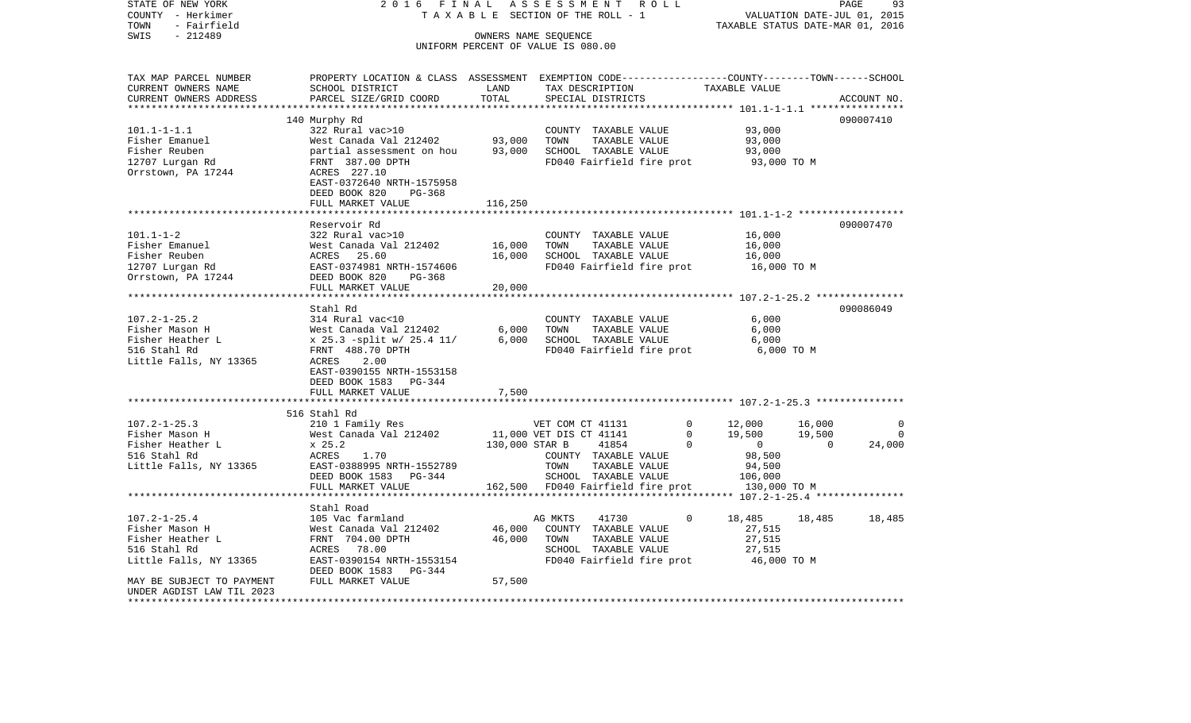STATE OF NEW YORK  
COUNTY - Herkimer  
TOWN - Fairfield  
SWIS - 212489

2 0 1 6 F I N A L A S S E S S M E N T R O L L  
T A X A B L E SECTION OF THE ROLL - 1  
OWNERS NAME SEQUENCE  
UNIFORM PERCENT OF VALUE IS 080.00

VALUATION DATE-JUL 01, 2015  
TAXABLE STATUS DATE-MAR 01, 2016

```
TAX MAP PARCEL NUMBER      PROPERTY LOCATION & CLASS  ASSESSMENT  EXEMPTION CODE-----------------COUNTY--------TOWN------SCHOOL
CURRENT OWNERS NAME        SCHOOL DISTRICT               LAND      TAX DESCRIPTION              TAXABLE VALUE
CURRENT OWNERS ADDRESS     PARCEL SIZE/GRID COORD        TOTAL     SPECIAL DISTRICTS                                        ACCOUNT NO.
******************************************************************************************************* 101.1-1-1.1 ****************
                          140 Murphy Rd                                                                                  090007410
101.1-1-1.1                322 Rural vac>10                        COUNTY  TAXABLE VALUE            93,000
Fisher Emanuel             West Canada Val 212402       93,000     TOWN    TAXABLE VALUE            93,000
Fisher Reuben              partial assessment on hou    93,000     SCHOOL  TAXABLE VALUE            93,000
12707 Lurgan Rd            FRNT 387.00 DPTH                        FD040 Fairfield fire prot         93,000 TO M
Orrstown, PA 17244         ACRES 227.10
                           EAST-0372640 NRTH-1575958
                           DEED BOOK 820    PG-368
                           FULL MARKET VALUE           116,250
******************************************************************************************************* 101.1-1-2 ******************
                          Reservoir Rd                                                                                   090007470
101.1-1-2                  322 Rural vac>10                        COUNTY  TAXABLE VALUE            16,000
Fisher Emanuel             West Canada Val 212402       16,000     TOWN    TAXABLE VALUE            16,000
Fisher Reuben              ACRES  25.60                 16,000     SCHOOL  TAXABLE VALUE            16,000
12707 Lurgan Rd            EAST-0374981 NRTH-1574606               FD040 Fairfield fire prot         16,000 TO M
Orrstown, PA 17244         DEED BOOK 820    PG-368
                           FULL MARKET VALUE            20,000
******************************************************************************************************* 107.2-1-25.2 ***************
                          Stahl Rd                                                                                       090086049
107.2-1-25.2               314 Rural vac<10                        COUNTY  TAXABLE VALUE             6,000
Fisher Mason H             West Canada Val 212402        6,000     TOWN    TAXABLE VALUE             6,000
Fisher Heather L           x 25.3 -split w/ 25.4 11/     6,000     SCHOOL  TAXABLE VALUE             6,000
516 Stahl Rd               FRNT 488.70 DPTH                        FD040 Fairfield fire prot          6,000 TO M
Little Falls, NY 13365     ACRES   2.00
                           EAST-0390155 NRTH-1553158
                           DEED BOOK 1583   PG-344
                           FULL MARKET VALUE             7,500
******************************************************************************************************* 107.2-1-25.3 ***************
                          516 Stahl Rd
107.2-1-25.3               210 1 Family Res                      VET COM CT 41131        0       12,000     16,000          0
Fisher Mason H             West Canada Val 212402       11,000 VET DIS CT 41141        0       19,500     19,500          0
Fisher Heather L           x 25.2                      130,000 STAR B     41854        0            0          0     24,000
516 Stahl Rd               ACRES   1.70                           COUNTY  TAXABLE VALUE            98,500
Little Falls, NY 13365     EAST-0388995 NRTH-1552789              TOWN    TAXABLE VALUE            94,500
                           DEED BOOK 1583   PG-344                SCHOOL  TAXABLE VALUE           106,000
                           FULL MARKET VALUE           162,500    FD040 Fairfield fire prot        130,000 TO M
******************************************************************************************************* 107.2-1-25.4 ***************
                          Stahl Road
107.2-1-25.4               105 Vac farmland                        AG MKTS    41730        0       18,485     18,485     18,485
Fisher Mason H             West Canada Val 212402       46,000     COUNTY  TAXABLE VALUE            27,515
Fisher Heather L           FRNT 704.00 DPTH             46,000     TOWN    TAXABLE VALUE            27,515
516 Stahl Rd               ACRES  78.00                            SCHOOL  TAXABLE VALUE            27,515
Little Falls, NY 13365     EAST-0390154 NRTH-1553154               FD040 Fairfield fire prot         46,000 TO M
                           DEED BOOK 1583   PG-344
MAY BE SUBJECT TO PAYMENT  FULL MARKET VALUE            57,500
UNDER AGDIST LAW TIL 2023
************************************************************************************************************************************
```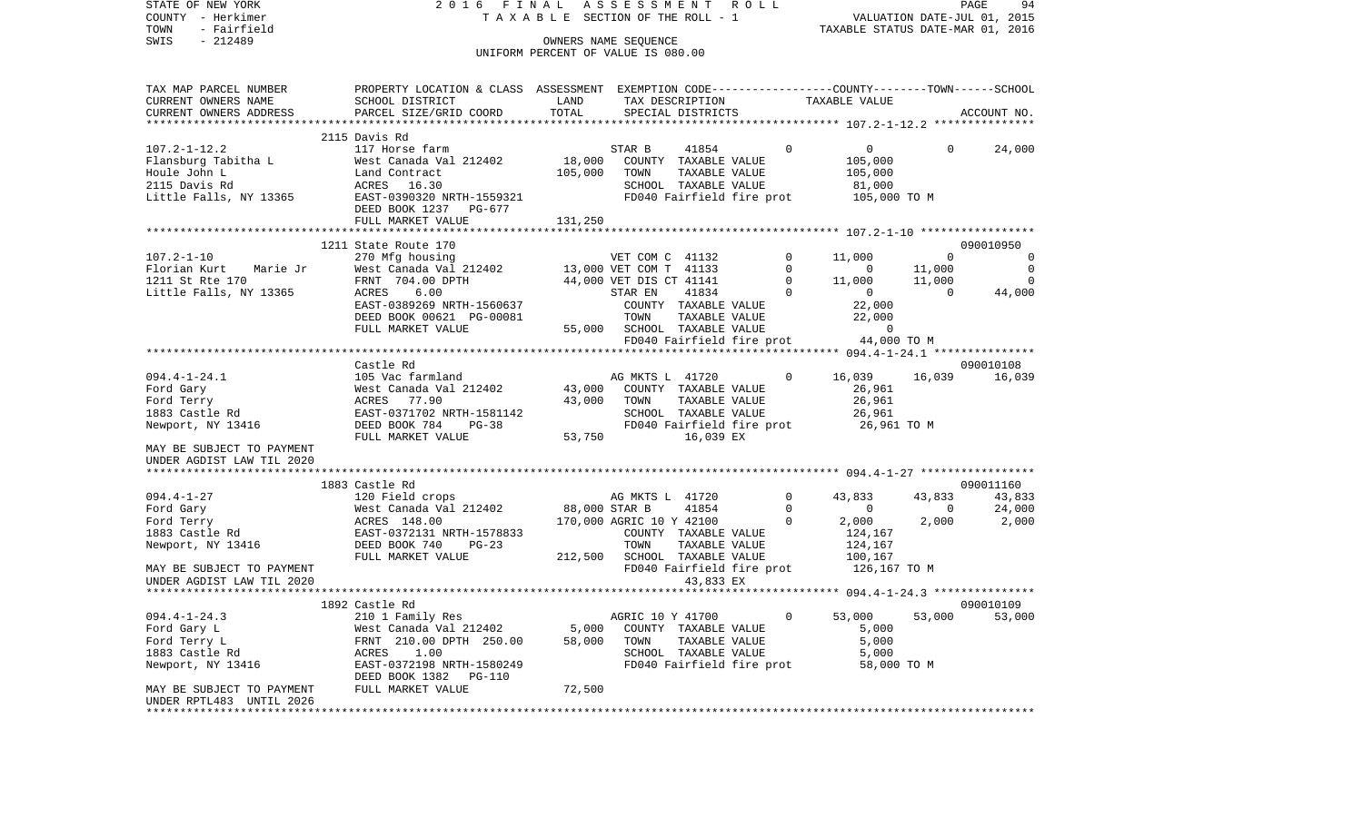STATE OF NEW YORK
COUNTY - Herkimer
TOWN - Fairfield
SWIS - 212489

2016 FINAL ASSESSMENT ROLL
TAXABLE SECTION OF THE ROLL - 1
OWNERS NAME SEQUENCE
UNIFORM PERCENT OF VALUE IS 080.00

VALUATION DATE-JUL 01, 2015
TAXABLE STATUS DATE-MAR 01, 2016

| TAX MAP PARCEL NUMBER / CURRENT OWNERS NAME / CURRENT OWNERS ADDRESS | PROPERTY LOCATION & CLASS / SCHOOL DISTRICT / PARCEL SIZE/GRID COORD | ASSESSMENT LAND / TOTAL | EXEMPTION CODE / TAX DESCRIPTION / SPECIAL DISTRICTS | | COUNTY TAXABLE VALUE | TOWN | SCHOOL | ACCOUNT NO. |
|---|---|---|---|---|---|---|---|---|
| 107.2-1-12.2 | 2115 Davis Rd | | | | | | | |
| | 117 Horse farm | | STAR B 41854 | 0 | 0 | 0 | 24,000 | |
| Flansburg Tabitha L | West Canada Val 212402 | 18,000 | COUNTY TAXABLE VALUE | | 105,000 | | | |
| Houle John L | Land Contract | 105,000 | TOWN TAXABLE VALUE | | 105,000 | | | |
| 2115 Davis Rd | ACRES 16.30 | | SCHOOL TAXABLE VALUE | | 81,000 | | | |
| Little Falls, NY 13365 | EAST-0390320 NRTH-1559321 | | FD040 Fairfield fire prot | | 105,000 TO M | | | |
| | DEED BOOK 1237 PG-677 | | | | | | | |
| | FULL MARKET VALUE | 131,250 | | | | | | |
| 107.2-1-10 | 1211 State Route 170 | | | | | | | 090010950 |
| | 270 Mfg housing | | VET COM C 41132 | 0 | 11,000 | 0 | 0 | |
| Florian Kurt Marie Jr | West Canada Val 212402 | 13,000 | VET COM T 41133 | 0 | 0 | 11,000 | 0 | |
| 1211 St Rte 170 | FRNT 704.00 DPTH | 44,000 | VET DIS CT 41141 | 0 | 11,000 | 11,000 | 0 | |
| Little Falls, NY 13365 | ACRES 6.00 | | STAR EN 41834 | 0 | 0 | 0 | 44,000 | |
| | EAST-0389269 NRTH-1560637 | | COUNTY TAXABLE VALUE | | 22,000 | | | |
| | DEED BOOK 00621 PG-00081 | | TOWN TAXABLE VALUE | | 22,000 | | | |
| | FULL MARKET VALUE | 55,000 | SCHOOL TAXABLE VALUE | | 0 | | | |
| | | | FD040 Fairfield fire prot | | 44,000 TO M | | | |
| 094.4-1-24.1 | Castle Rd | | | | | | | 090010108 |
| | 105 Vac farmland | | AG MKTS L 41720 | 0 | 16,039 | 16,039 | 16,039 | |
| Ford Gary | West Canada Val 212402 | 43,000 | COUNTY TAXABLE VALUE | | 26,961 | | | |
| Ford Terry | ACRES 77.90 | 43,000 | TOWN TAXABLE VALUE | | 26,961 | | | |
| 1883 Castle Rd | EAST-0371702 NRTH-1581142 | | SCHOOL TAXABLE VALUE | | 26,961 | | | |
| Newport, NY 13416 | DEED BOOK 784 PG-38 | | FD040 Fairfield fire prot | | 26,961 TO M | | | |
| | FULL MARKET VALUE | 53,750 | 16,039 EX | | | | | |
| MAY BE SUBJECT TO PAYMENT UNDER AGDIST LAW TIL 2020 | | | | | | | | |
| 094.4-1-27 | 1883 Castle Rd | | | | | | | 090011160 |
| | 120 Field crops | | AG MKTS L 41720 | 0 | 43,833 | 43,833 | 43,833 | |
| Ford Gary | West Canada Val 212402 | 88,000 | STAR B 41854 | 0 | 0 | 0 | 24,000 | |
| Ford Terry | ACRES 148.00 | 170,000 | AGRIC 10 Y 42100 | 0 | 2,000 | 2,000 | 2,000 | |
| 1883 Castle Rd | EAST-0372131 NRTH-1578833 | | COUNTY TAXABLE VALUE | | 124,167 | | | |
| Newport, NY 13416 | DEED BOOK 740 PG-23 | | TOWN TAXABLE VALUE | | 124,167 | | | |
| | FULL MARKET VALUE | 212,500 | SCHOOL TAXABLE VALUE | | 100,167 | | | |
| MAY BE SUBJECT TO PAYMENT | | | FD040 Fairfield fire prot | | 126,167 TO M | | | |
| UNDER AGDIST LAW TIL 2020 | | | 43,833 EX | | | | | |
| 094.4-1-24.3 | 1892 Castle Rd | | | | | | | 090010109 |
| | 210 1 Family Res | | AGRIC 10 Y 41700 | 0 | 53,000 | 53,000 | 53,000 | |
| Ford Gary L | West Canada Val 212402 | 5,000 | COUNTY TAXABLE VALUE | | 5,000 | | | |
| Ford Terry L | FRNT 210.00 DPTH 250.00 | 58,000 | TOWN TAXABLE VALUE | | 5,000 | | | |
| 1883 Castle Rd | ACRES 1.00 | | SCHOOL TAXABLE VALUE | | 5,000 | | | |
| Newport, NY 13416 | EAST-0372198 NRTH-1580249 | | FD040 Fairfield fire prot | | 58,000 TO M | | | |
| | DEED BOOK 1382 PG-110 | | | | | | | |
| MAY BE SUBJECT TO PAYMENT | FULL MARKET VALUE | 72,500 | | | | | | |
| UNDER RPTL483 UNTIL 2026 | | | | | | | | |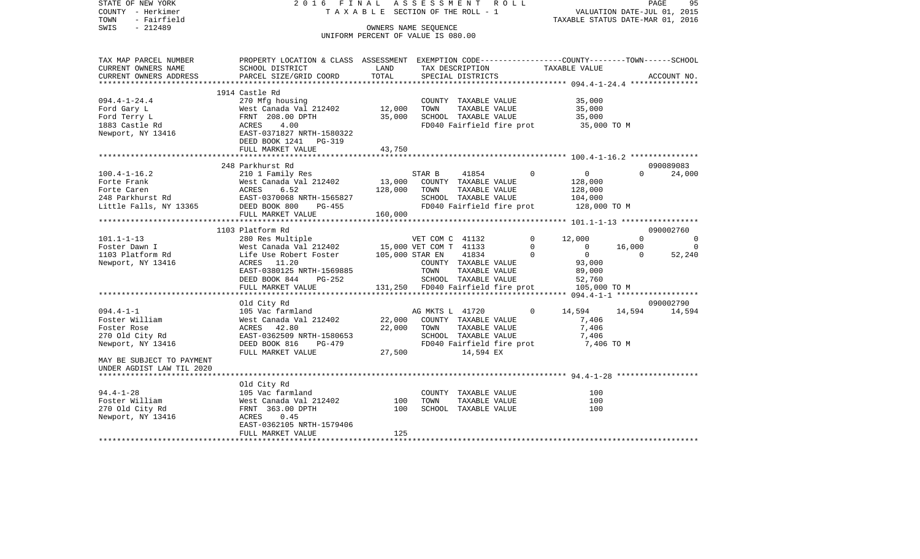STATE OF NEW YORK
COUNTY - Herkimer
TOWN - Fairfield
SWIS - 212489

2 0 1 6 F I N A L A S S E S S M E N T R O L L
T A X A B L E SECTION OF THE ROLL - 1
OWNERS NAME SEQUENCE
UNIFORM PERCENT OF VALUE IS 080.00

VALUATION DATE-JUL 01, 2015
TAXABLE STATUS DATE-MAR 01, 2016

| TAX MAP PARCEL NUMBER / CURRENT OWNERS NAME / CURRENT OWNERS ADDRESS | PROPERTY LOCATION & CLASS / SCHOOL DISTRICT / PARCEL SIZE/GRID COORD | ASSESSMENT LAND / TOTAL | EXEMPTION CODE / TAX DESCRIPTION / SPECIAL DISTRICTS | COUNTY TAXABLE VALUE | TOWN | SCHOOL / ACCOUNT NO. |
|---|---|---|---|---|---|---|
| | 1914 Castle Rd | | | | | |
| 094.4-1-24.4 | 270 Mfg housing | | COUNTY TAXABLE VALUE | 35,000 | | |
| Ford Gary L | West Canada Val 212402 | 12,000 | TOWN TAXABLE VALUE | 35,000 | | |
| Ford Terry L | FRNT 208.00 DPTH | 35,000 | SCHOOL TAXABLE VALUE | 35,000 | | |
| 1883 Castle Rd | ACRES 4.00 | | FD040 Fairfield fire prot | 35,000 TO M | | |
| Newport, NY 13416 | EAST-0371827 NRTH-1580322 | | | | | |
| | DEED BOOK 1241 PG-319 | | | | | |
| | FULL MARKET VALUE | 43,750 | | | | |
| | 248 Parkhurst Rd | | | | | 090089083 |
| 100.4-1-16.2 | 210 1 Family Res | | STAR B 41854 0 | 0 | 0 | 24,000 |
| Forte Frank | West Canada Val 212402 | 13,000 | COUNTY TAXABLE VALUE | 128,000 | | |
| Forte Caren | ACRES 6.52 | 128,000 | TOWN TAXABLE VALUE | 128,000 | | |
| 248 Parkhurst Rd | EAST-0370068 NRTH-1565827 | | SCHOOL TAXABLE VALUE | 104,000 | | |
| Little Falls, NY 13365 | DEED BOOK 800 PG-455 | | FD040 Fairfield fire prot | 128,000 TO M | | |
| | FULL MARKET VALUE | 160,000 | | | | |
| | 1103 Platform Rd | | | | | 090002760 |
| 101.1-1-13 | 280 Res Multiple | | VET COM C 41132 0 | 12,000 | 0 | 0 |
| Foster Dawn I | West Canada Val 212402 | 15,000 | VET COM T 41133 0 | 0 | 16,000 | 0 |
| 1103 Platform Rd | Life Use Robert Foster | 105,000 | STAR EN 41834 0 | 0 | 0 | 52,240 |
| Newport, NY 13416 | ACRES 11.20 | | COUNTY TAXABLE VALUE | 93,000 | | |
| | EAST-0380125 NRTH-1569885 | | TOWN TAXABLE VALUE | 89,000 | | |
| | DEED BOOK 844 PG-252 | | SCHOOL TAXABLE VALUE | 52,760 | | |
| | FULL MARKET VALUE | 131,250 | FD040 Fairfield fire prot | 105,000 TO M | | |
| | Old City Rd | | | | | 090002790 |
| 094.4-1-1 | 105 Vac farmland | | AG MKTS L 41720 0 | 14,594 | 14,594 | 14,594 |
| Foster William | West Canada Val 212402 | 22,000 | COUNTY TAXABLE VALUE | 7,406 | | |
| Foster Rose | ACRES 42.80 | 22,000 | TOWN TAXABLE VALUE | 7,406 | | |
| 270 Old City Rd | EAST-0362509 NRTH-1580653 | | SCHOOL TAXABLE VALUE | 7,406 | | |
| Newport, NY 13416 | DEED BOOK 816 PG-479 | | FD040 Fairfield fire prot | 7,406 TO M | | |
| | FULL MARKET VALUE | 27,500 | 14,594 EX | | | |
| MAY BE SUBJECT TO PAYMENT UNDER AGDIST LAW TIL 2020 | | | | | | |
| | Old City Rd | | | | | |
| 94.4-1-28 | 105 Vac farmland | | COUNTY TAXABLE VALUE | 100 | | |
| Foster William | West Canada Val 212402 | 100 | TOWN TAXABLE VALUE | 100 | | |
| 270 Old City Rd | FRNT 363.00 DPTH | 100 | SCHOOL TAXABLE VALUE | 100 | | |
| Newport, NY 13416 | ACRES 0.45 | | | | | |
| | EAST-0362105 NRTH-1579406 | | | | | |
| | FULL MARKET VALUE | 125 | | | | |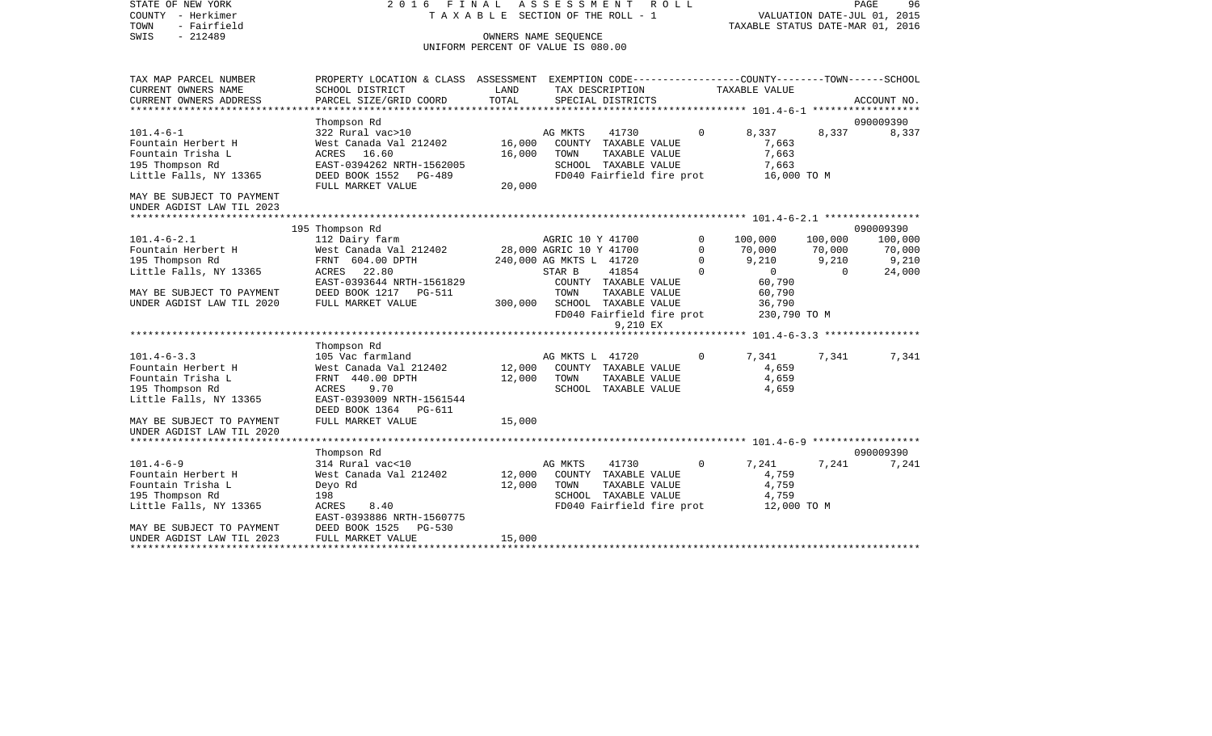STATE OF NEW YORK
COUNTY - Herkimer
TOWN - Fairfield
SWIS - 212489

2016 FINAL ASSESSMENT ROLL
TAXABLE SECTION OF THE ROLL - 1
OWNERS NAME SEQUENCE
UNIFORM PERCENT OF VALUE IS 080.00

VALUATION DATE-JUL 01, 2015
TAXABLE STATUS DATE-MAR 01, 2016

```
TAX MAP PARCEL NUMBER      PROPERTY LOCATION & CLASS  ASSESSMENT  EXEMPTION CODE-----------------COUNTY--------TOWN------SCHOOL
CURRENT OWNERS NAME        SCHOOL DISTRICT              LAND      TAX DESCRIPTION            TAXABLE VALUE
CURRENT OWNERS ADDRESS     PARCEL SIZE/GRID COORD       TOTAL     SPECIAL DISTRICTS                                   ACCOUNT NO.
******************************************************************************************** 101.4-6-1 ******************
                           Thompson Rd                                                                             090009390
101.4-6-1                  322 Rural vac>10                      AG MKTS     41730          0       8,337      8,337      8,337
Fountain Herbert H         West Canada Val 212402       16,000   COUNTY  TAXABLE VALUE            7,663
Fountain Trisha L          ACRES   16.60                16,000   TOWN    TAXABLE VALUE            7,663
195 Thompson Rd            EAST-0394262 NRTH-1562005             SCHOOL  TAXABLE VALUE            7,663
Little Falls, NY 13365     DEED BOOK 1552   PG-489               FD040 Fairfield fire prot       16,000 TO M
                           FULL MARKET VALUE            20,000
MAY BE SUBJECT TO PAYMENT
UNDER AGDIST LAW TIL 2023
******************************************************************************************** 101.4-6-2.1 ****************
                           195 Thompson Rd                                                                         090009390
101.4-6-2.1                112 Dairy farm                        AGRIC 10 Y 41700           0     100,000    100,000    100,000
Fountain Herbert H         West Canada Val 212402       28,000 AGRIC 10 Y 41700             0      70,000     70,000     70,000
195 Thompson Rd            FRNT  604.00 DPTH           240,000 AG MKTS L  41720             0       9,210      9,210      9,210
Little Falls, NY 13365     ACRES   22.80                         STAR B      41854          0           0          0     24,000
                           EAST-0393644 NRTH-1561829             COUNTY  TAXABLE VALUE           60,790
MAY BE SUBJECT TO PAYMENT  DEED BOOK 1217   PG-511               TOWN    TAXABLE VALUE           60,790
UNDER AGDIST LAW TIL 2020  FULL MARKET VALUE           300,000   SCHOOL  TAXABLE VALUE           36,790
                                                                 FD040 Fairfield fire prot      230,790 TO M
                                                                       9,210 EX
******************************************************************************************** 101.4-6-3.3 ****************
                           Thompson Rd
101.4-6-3.3                105 Vac farmland                      AG MKTS L  41720           0       7,341      7,341      7,341
Fountain Herbert H         West Canada Val 212402       12,000   COUNTY  TAXABLE VALUE            4,659
Fountain Trisha L          FRNT  440.00 DPTH            12,000   TOWN    TAXABLE VALUE            4,659
195 Thompson Rd            ACRES    9.70                         SCHOOL  TAXABLE VALUE            4,659
Little Falls, NY 13365     EAST-0393009 NRTH-1561544
                           DEED BOOK 1364   PG-611
MAY BE SUBJECT TO PAYMENT  FULL MARKET VALUE            15,000
UNDER AGDIST LAW TIL 2020
******************************************************************************************** 101.4-6-9 ******************
                           Thompson Rd                                                                             090009390
101.4-6-9                  314 Rural vac<10                      AG MKTS     41730          0       7,241      7,241      7,241
Fountain Herbert H         West Canada Val 212402       12,000   COUNTY  TAXABLE VALUE            4,759
Fountain Trisha L          Deyo Rd                      12,000   TOWN    TAXABLE VALUE            4,759
195 Thompson Rd            198                                   SCHOOL  TAXABLE VALUE            4,759
Little Falls, NY 13365     ACRES    8.40                         FD040 Fairfield fire prot       12,000 TO M
                           EAST-0393886 NRTH-1560775
MAY BE SUBJECT TO PAYMENT  DEED BOOK 1525   PG-530
UNDER AGDIST LAW TIL 2023  FULL MARKET VALUE            15,000
****************************************************************************************************************************
```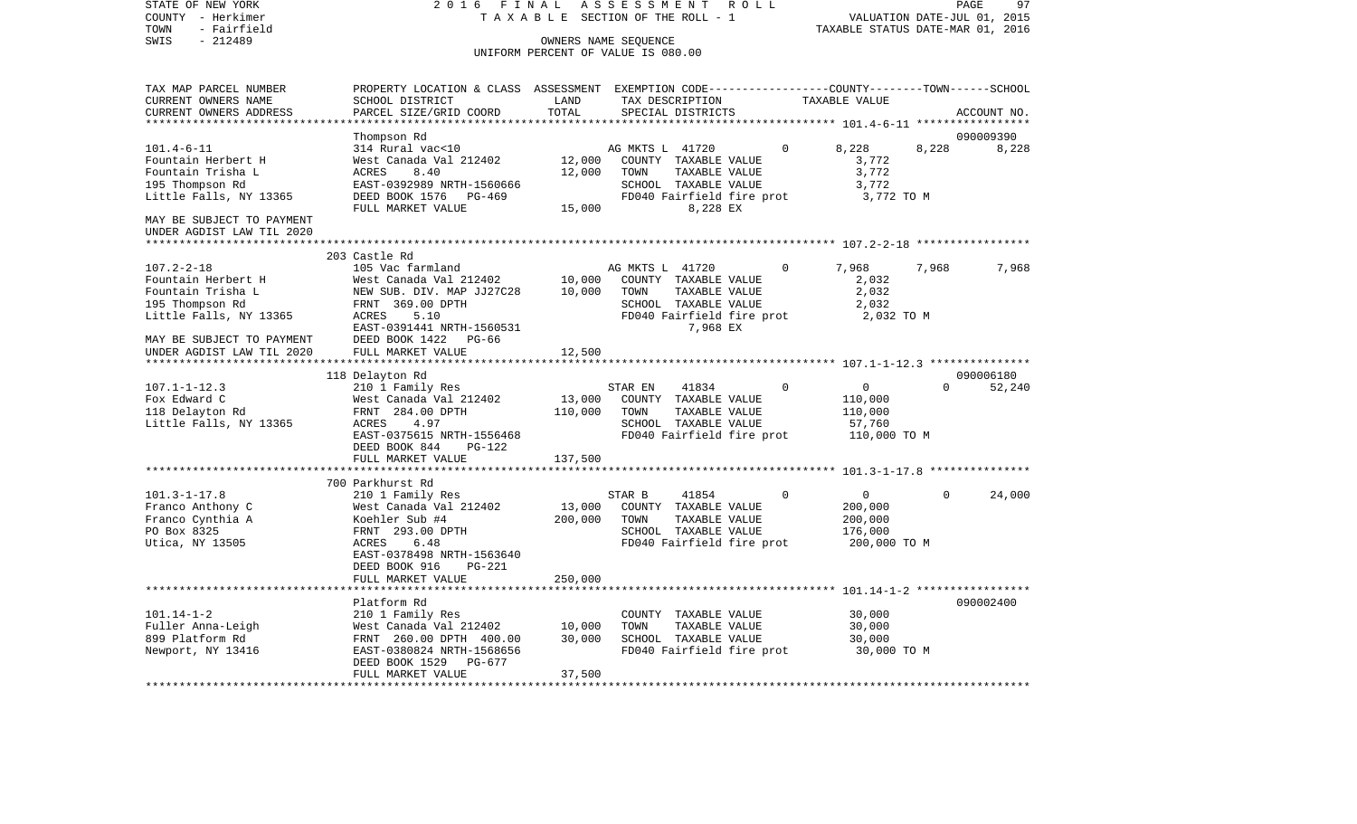STATE OF NEW YORK 2016 FINAL ASSESSMENT ROLL
COUNTY - Herkimer TAXABLE SECTION OF THE ROLL - 1 VALUATION DATE-JUL 01, 2015
TOWN - Fairfield TAXABLE STATUS DATE-MAR 01, 2016
SWIS - 212489 OWNERS NAME SEQUENCE
UNIFORM PERCENT OF VALUE IS 080.00

| TAX MAP PARCEL NUMBER / CURRENT OWNERS NAME / CURRENT OWNERS ADDRESS | PROPERTY LOCATION & CLASS / SCHOOL DISTRICT / PARCEL SIZE/GRID COORD | ASSESSMENT LAND | TOTAL | EXEMPTION CODE / TAX DESCRIPTION / SPECIAL DISTRICTS | COUNTY | TOWN | SCHOOL | ACCOUNT NO. |
|---|---|---|---|---|---|---|---|---|
| 101.4-6-11 | Thompson Rd | | | | | | | 090009390 |
| Fountain Herbert H | 314 Rural vac<10 | | | AG MKTS L 41720 0 | 8,228 | 8,228 | 8,228 | |
| Fountain Trisha L | West Canada Val 212402 | 12,000 | | COUNTY TAXABLE VALUE | 3,772 | | | |
| 195 Thompson Rd | ACRES 8.40 | | 12,000 | TOWN TAXABLE VALUE | | 3,772 | | |
| Little Falls, NY 13365 | EAST-0392989 NRTH-1560666 | | | SCHOOL TAXABLE VALUE | | | 3,772 | |
| | DEED BOOK 1576 PG-469 | | | FD040 Fairfield fire prot | 3,772 TO M | | | |
| MAY BE SUBJECT TO PAYMENT | FULL MARKET VALUE | | 15,000 | 8,228 EX | | | | |
| UNDER AGDIST LAW TIL 2020 | | | | | | | | |
| 107.2-2-18 | 203 Castle Rd | | | | | | | |
| Fountain Herbert H | 105 Vac farmland | | | AG MKTS L 41720 0 | 7,968 | 7,968 | 7,968 | |
| Fountain Trisha L | West Canada Val 212402 | 10,000 | | COUNTY TAXABLE VALUE | 2,032 | | | |
| 195 Thompson Rd | NEW SUB. DIV. MAP JJ27C28 | | 10,000 | TOWN TAXABLE VALUE | | 2,032 | | |
| Little Falls, NY 13365 | FRNT 369.00 DPTH | | | SCHOOL TAXABLE VALUE | | | 2,032 | |
| | ACRES 5.10 | | | FD040 Fairfield fire prot | 2,032 TO M | | | |
| | EAST-0391441 NRTH-1560531 | | | 7,968 EX | | | | |
| MAY BE SUBJECT TO PAYMENT | DEED BOOK 1422 PG-66 | | | | | | | |
| UNDER AGDIST LAW TIL 2020 | FULL MARKET VALUE | | 12,500 | | | | | |
| 107.1-1-12.3 | 118 Delayton Rd | | | | | | | 090006180 |
| Fox Edward C | 210 1 Family Res | | | STAR EN 41834 0 | 0 | 0 | 52,240 | |
| 118 Delayton Rd | West Canada Val 212402 | 13,000 | | COUNTY TAXABLE VALUE | 110,000 | | | |
| Little Falls, NY 13365 | FRNT 284.00 DPTH | | 110,000 | TOWN TAXABLE VALUE | | 110,000 | | |
| | ACRES 4.97 | | | SCHOOL TAXABLE VALUE | | | 57,760 | |
| | EAST-0375615 NRTH-1556468 | | | FD040 Fairfield fire prot | 110,000 TO M | | | |
| | DEED BOOK 844 PG-122 | | | | | | | |
| | FULL MARKET VALUE | | 137,500 | | | | | |
| 101.3-1-17.8 | 700 Parkhurst Rd | | | | | | | |
| Franco Anthony C | 210 1 Family Res | | | STAR B 41854 0 | 0 | 0 | 24,000 | |
| Franco Cynthia A | West Canada Val 212402 | 13,000 | | COUNTY TAXABLE VALUE | 200,000 | | | |
| PO Box 8325 | Koehler Sub #4 | | 200,000 | TOWN TAXABLE VALUE | | 200,000 | | |
| Utica, NY 13505 | FRNT 293.00 DPTH | | | SCHOOL TAXABLE VALUE | | | 176,000 | |
| | ACRES 6.48 | | | FD040 Fairfield fire prot | 200,000 TO M | | | |
| | EAST-0378498 NRTH-1563640 | | | | | | | |
| | DEED BOOK 916 PG-221 | | | | | | | |
| | FULL MARKET VALUE | | 250,000 | | | | | |
| 101.14-1-2 | Platform Rd | | | | | | | 090002400 |
| Fuller Anna-Leigh | 210 1 Family Res | | | COUNTY TAXABLE VALUE | 30,000 | | | |
| 899 Platform Rd | West Canada Val 212402 | 10,000 | | TOWN TAXABLE VALUE | | 30,000 | | |
| Newport, NY 13416 | FRNT 260.00 DPTH 400.00 | | 30,000 | SCHOOL TAXABLE VALUE | | | 30,000 | |
| | EAST-0380824 NRTH-1568656 | | | FD040 Fairfield fire prot | 30,000 TO M | | | |
| | DEED BOOK 1529 PG-677 | | | | | | | |
| | FULL MARKET VALUE | | 37,500 | | | | | |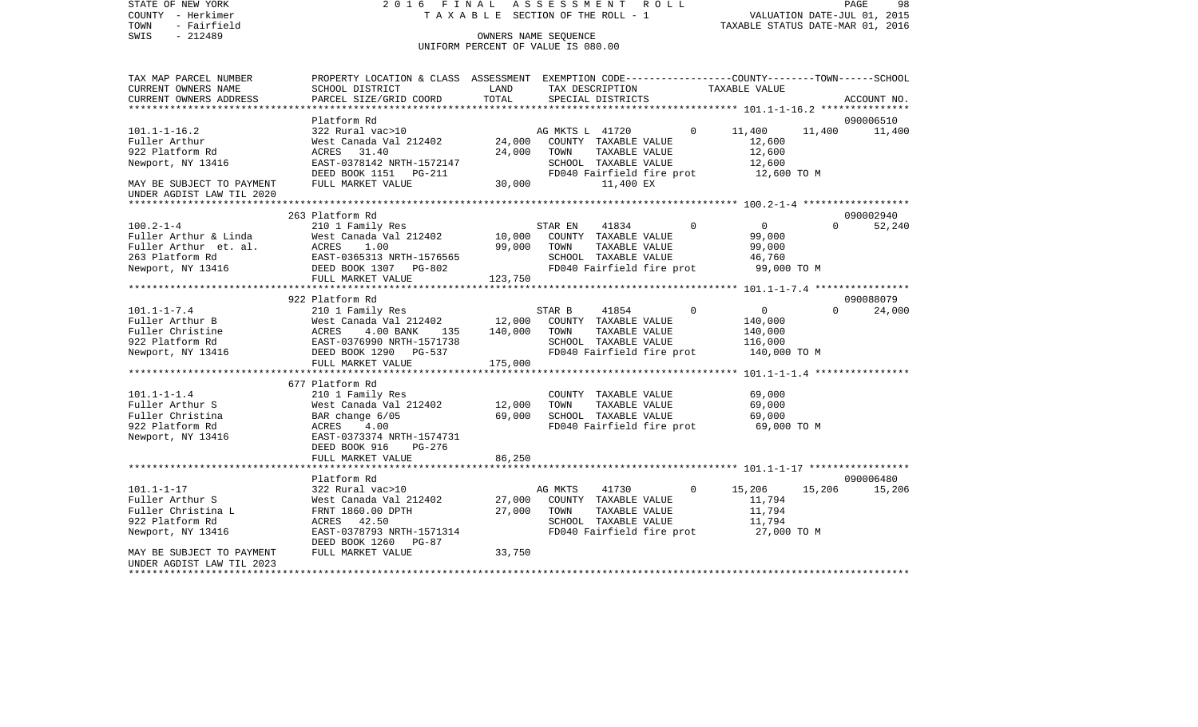STATE OF NEW YORK
COUNTY - Herkimer
TOWN - Fairfield
SWIS - 212489

2 0 1 6 F I N A L A S S E S S M E N T R O L L
T A X A B L E SECTION OF THE ROLL - 1
OWNERS NAME SEQUENCE
UNIFORM PERCENT OF VALUE IS 080.00

VALUATION DATE-JUL 01, 2015
TAXABLE STATUS DATE-MAR 01, 2016

| TAX MAP PARCEL NUMBER / CURRENT OWNERS NAME / CURRENT OWNERS ADDRESS | PROPERTY LOCATION & CLASS / SCHOOL DISTRICT / PARCEL SIZE/GRID COORD | ASSESSMENT LAND | TOTAL | EXEMPTION CODE / TAX DESCRIPTION / SPECIAL DISTRICTS | COUNTY | TOWN | SCHOOL / ACCOUNT NO. |
|---|---|---|---|---|---|---|---|
| **101.1-1-16.2** | Platform Rd | | | | | | 090006510 |
| 101.1-1-16.2 | 322 Rural vac>10 | | | AG MKTS L 41720 0 | 11,400 | 11,400 | 11,400 |
| Fuller Arthur | West Canada Val 212402 | 24,000 | | COUNTY TAXABLE VALUE | 12,600 | | |
| 922 Platform Rd | ACRES 31.40 | | 24,000 | TOWN TAXABLE VALUE | | 12,600 | |
| Newport, NY 13416 | EAST-0378142 NRTH-1572147 | | | SCHOOL TAXABLE VALUE | | | 12,600 |
| | DEED BOOK 1151 PG-211 | | | FD040 Fairfield fire prot | 12,600 TO M | | |
| MAY BE SUBJECT TO PAYMENT UNDER AGDIST LAW TIL 2020 | FULL MARKET VALUE | | 30,000 | 11,400 EX | | | |
| **100.2-1-4** | 263 Platform Rd | | | | | | 090002940 |
| 100.2-1-4 | 210 1 Family Res | | | STAR EN 41834 0 | 0 | 0 | 52,240 |
| Fuller Arthur & Linda | West Canada Val 212402 | 10,000 | | COUNTY TAXABLE VALUE | 99,000 | | |
| Fuller Arthur et. al. | ACRES 1.00 | | 99,000 | TOWN TAXABLE VALUE | | 99,000 | |
| 263 Platform Rd | EAST-0365313 NRTH-1576565 | | | SCHOOL TAXABLE VALUE | | | 46,760 |
| Newport, NY 13416 | DEED BOOK 1307 PG-802 | | | FD040 Fairfield fire prot | 99,000 TO M | | |
| | FULL MARKET VALUE | | 123,750 | | | | |
| **101.1-1-7.4** | 922 Platform Rd | | | | | | 090088079 |
| 101.1-1-7.4 | 210 1 Family Res | | | STAR B 41854 0 | 0 | 0 | 24,000 |
| Fuller Arthur B | West Canada Val 212402 | 12,000 | | COUNTY TAXABLE VALUE | 140,000 | | |
| Fuller Christine | ACRES 4.00 BANK 135 | | 140,000 | TOWN TAXABLE VALUE | | 140,000 | |
| 922 Platform Rd | EAST-0376990 NRTH-1571738 | | | SCHOOL TAXABLE VALUE | | | 116,000 |
| Newport, NY 13416 | DEED BOOK 1290 PG-537 | | | FD040 Fairfield fire prot | 140,000 TO M | | |
| | FULL MARKET VALUE | | 175,000 | | | | |
| **101.1-1-1.4** | 677 Platform Rd | | | | | | |
| 101.1-1-1.4 | 210 1 Family Res | | | COUNTY TAXABLE VALUE | 69,000 | | |
| Fuller Arthur S | West Canada Val 212402 | 12,000 | | TOWN TAXABLE VALUE | | 69,000 | |
| Fuller Christina | BAR change 6/05 | | 69,000 | SCHOOL TAXABLE VALUE | | | 69,000 |
| 922 Platform Rd | ACRES 4.00 | | | FD040 Fairfield fire prot | 69,000 TO M | | |
| Newport, NY 13416 | EAST-0373374 NRTH-1574731 | | | | | | |
| | DEED BOOK 916 PG-276 | | | | | | |
| | FULL MARKET VALUE | | 86,250 | | | | |
| **101.1-1-17** | Platform Rd | | | | | | 090006480 |
| 101.1-1-17 | 322 Rural vac>10 | | | AG MKTS 41730 0 | 15,206 | 15,206 | 15,206 |
| Fuller Arthur S | West Canada Val 212402 | 27,000 | | COUNTY TAXABLE VALUE | 11,794 | | |
| Fuller Christina L | FRNT 1860.00 DPTH | | 27,000 | TOWN TAXABLE VALUE | | 11,794 | |
| 922 Platform Rd | ACRES 42.50 | | | SCHOOL TAXABLE VALUE | | | 11,794 |
| Newport, NY 13416 | EAST-0378793 NRTH-1571314 | | | FD040 Fairfield fire prot | 27,000 TO M | | |
| | DEED BOOK 1260 PG-87 | | | | | | |
| MAY BE SUBJECT TO PAYMENT UNDER AGDIST LAW TIL 2023 | FULL MARKET VALUE | | 33,750 | | | | |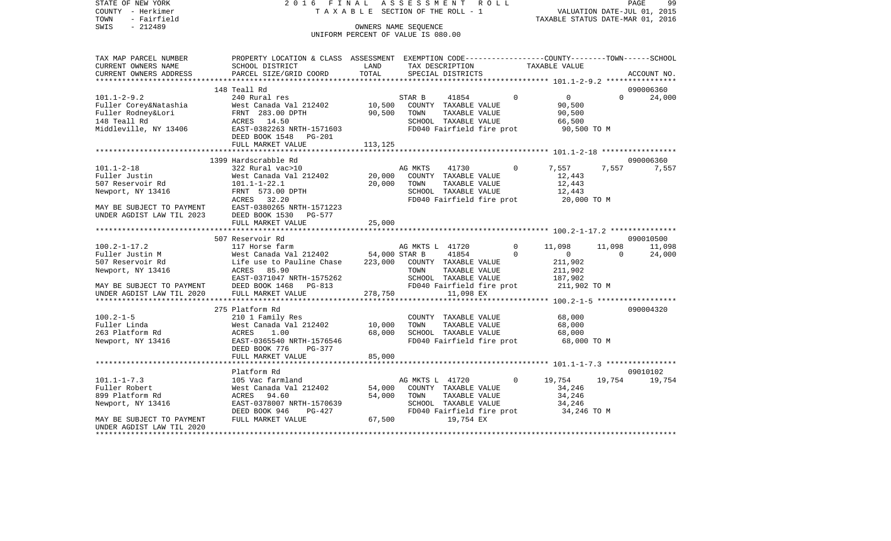STATE OF NEW YORK 2016 FINAL ASSESSMENT ROLL
COUNTY - Herkimer TAXABLE SECTION OF THE ROLL - 1 VALUATION DATE-JUL 01, 2015
TOWN - Fairfield TAXABLE STATUS DATE-MAR 01, 2016
SWIS - 212489 OWNERS NAME SEQUENCE
UNIFORM PERCENT OF VALUE IS 080.00

```
TAX MAP PARCEL NUMBER      PROPERTY LOCATION & CLASS  ASSESSMENT  EXEMPTION CODE-----------------COUNTY--------TOWN------SCHOOL
CURRENT OWNERS NAME        SCHOOL DISTRICT             LAND        TAX DESCRIPTION             TAXABLE VALUE
CURRENT OWNERS ADDRESS     PARCEL SIZE/GRID COORD      TOTAL       SPECIAL DISTRICTS                                       ACCOUNT NO.
******************************************************************************************** 101.1-2-9.2 ****************
                           148 Teall Rd                                                                                 090006360
101.1-2-9.2                240 Rural res                           STAR B      41854         0           0          0     24,000
Fuller Corey&Natashia      West Canada Val 212402      10,500      COUNTY  TAXABLE VALUE              90,500
Fuller Rodney&Lori         FRNT 283.00 DPTH            90,500      TOWN    TAXABLE VALUE              90,500
148 Teall Rd               ACRES  14.50                            SCHOOL  TAXABLE VALUE              66,500
Middleville, NY 13406      EAST-0382263 NRTH-1571603               FD040 Fairfield fire prot          90,500 TO M
                           DEED BOOK 1548   PG-201
                           FULL MARKET VALUE          113,125
******************************************************************************************** 101.1-2-18 *****************
                           1399 Hardscrabble Rd                                                                         090006360
101.1-2-18                 322 Rural vac>10                        AG MKTS     41730         0       7,557      7,557      7,557
Fuller Justin              West Canada Val 212402      20,000      COUNTY  TAXABLE VALUE              12,443
507 Reservoir Rd           101.1-1-22.1                20,000      TOWN    TAXABLE VALUE              12,443
Newport, NY 13416          FRNT 573.00 DPTH                        SCHOOL  TAXABLE VALUE              12,443
                           ACRES  32.20                            FD040 Fairfield fire prot          20,000 TO M
MAY BE SUBJECT TO PAYMENT  EAST-0380265 NRTH-1571223
UNDER AGDIST LAW TIL 2023  DEED BOOK 1530   PG-577
                           FULL MARKET VALUE           25,000
******************************************************************************************** 100.2-1-17.2 ***************
                           507 Reservoir Rd                                                                             090010500
100.2-1-17.2               117 Horse farm                          AG MKTS L   41720         0      11,098     11,098     11,098
Fuller Justin M            West Canada Val 212402      54,000 STAR B       41854         0           0          0     24,000
507 Reservoir Rd           Life use to Pauline Chase  223,000      COUNTY  TAXABLE VALUE             211,902
Newport, NY 13416          ACRES  85.90                            TOWN    TAXABLE VALUE             211,902
                           EAST-0371047 NRTH-1575262               SCHOOL  TAXABLE VALUE             187,902
MAY BE SUBJECT TO PAYMENT  DEED BOOK 1468   PG-813                 FD040 Fairfield fire prot         211,902 TO M
UNDER AGDIST LAW TIL 2020  FULL MARKET VALUE          278,750           11,098 EX
******************************************************************************************** 100.2-1-5 ******************
                           275 Platform Rd                                                                              090004320
100.2-1-5                  210 1 Family Res                        COUNTY  TAXABLE VALUE              68,000
Fuller Linda               West Canada Val 212402      10,000      TOWN    TAXABLE VALUE              68,000
263 Platform Rd            ACRES   1.00                68,000      SCHOOL  TAXABLE VALUE              68,000
Newport, NY 13416          EAST-0365540 NRTH-1576546               FD040 Fairfield fire prot          68,000 TO M
                           DEED BOOK 776    PG-377
                           FULL MARKET VALUE           85,000
******************************************************************************************** 101.1-1-7.3 ****************
                           Platform Rd                                                                                  09010102
101.1-1-7.3                105 Vac farmland                        AG MKTS L   41720         0      19,754     19,754     19,754
Fuller Robert              West Canada Val 212402      54,000      COUNTY  TAXABLE VALUE              34,246
899 Platform Rd            ACRES  94.60                54,000      TOWN    TAXABLE VALUE              34,246
Newport, NY 13416          EAST-0378007 NRTH-1570639               SCHOOL  TAXABLE VALUE              34,246
                           DEED BOOK 946    PG-427                 FD040 Fairfield fire prot          34,246 TO M
MAY BE SUBJECT TO PAYMENT  FULL MARKET VALUE           67,500           19,754 EX
UNDER AGDIST LAW TIL 2020
****************************************************************************************************************************
```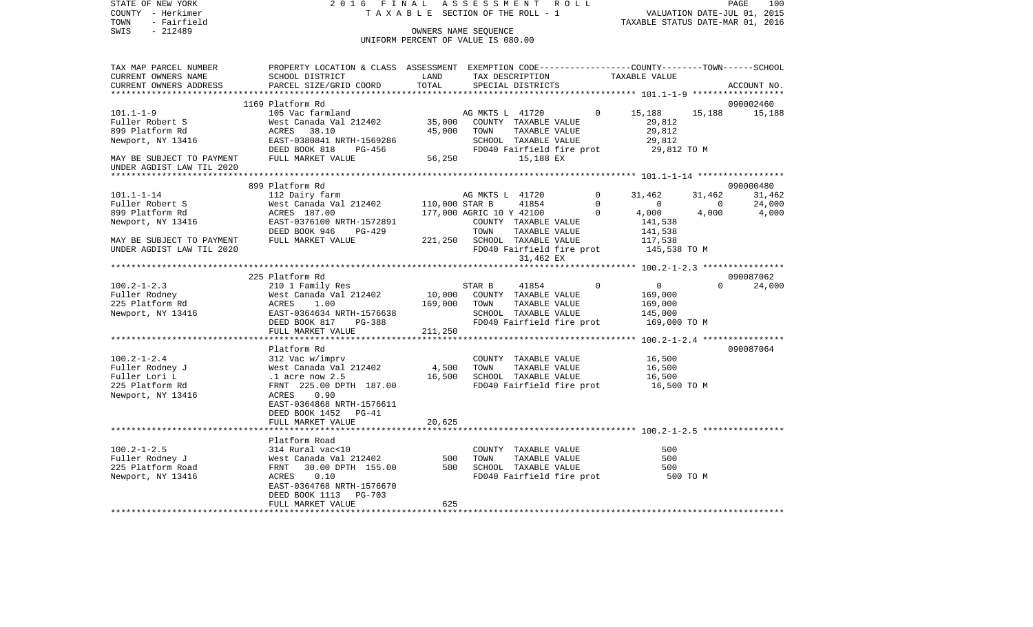STATE OF NEW YORK
COUNTY - Herkimer
TOWN - Fairfield
SWIS - 212489

2016 FINAL ASSESSMENT ROLL
TAXABLE SECTION OF THE ROLL - 1
OWNERS NAME SEQUENCE
UNIFORM PERCENT OF VALUE IS 080.00

VALUATION DATE-JUL 01, 2015
TAXABLE STATUS DATE-MAR 01, 2016

```
TAX MAP PARCEL NUMBER          PROPERTY LOCATION & CLASS  ASSESSMENT  EXEMPTION CODE-----------------COUNTY--------TOWN------SCHOOL
CURRENT OWNERS NAME            SCHOOL DISTRICT              LAND      TAX DESCRIPTION              TAXABLE VALUE
CURRENT OWNERS ADDRESS         PARCEL SIZE/GRID COORD       TOTAL     SPECIAL DISTRICTS                                        ACCOUNT NO.
******************************************************************************************************* 101.1-1-9 ******************
                               1169 Platform Rd                                                                             090002460
101.1-1-9                      105 Vac farmland                       AG MKTS L  41720          0      15,188     15,188      15,188
Fuller Robert S                West Canada Val 212402       35,000    COUNTY  TAXABLE VALUE            29,812
899 Platform Rd                ACRES   38.10                45,000    TOWN    TAXABLE VALUE            29,812
Newport, NY 13416              EAST-0380841 NRTH-1569286              SCHOOL  TAXABLE VALUE            29,812
                               DEED BOOK 818    PG-456                FD040 Fairfield fire prot         29,812 TO M
MAY BE SUBJECT TO PAYMENT      FULL MARKET VALUE            56,250          15,188 EX
UNDER AGDIST LAW TIL 2020
******************************************************************************************************* 101.1-1-14 *****************
                               899 Platform Rd                                                                              090000480
101.1-1-14                     112 Dairy farm                         AG MKTS L  41720          0      31,462     31,462      31,462
Fuller Robert S                West Canada Val 212402      110,000 STAR B        41854          0           0          0      24,000
899 Platform Rd                ACRES  187.00               177,000 AGRIC 10 Y 42100             0       4,000      4,000       4,000
Newport, NY 13416              EAST-0376100 NRTH-1572891              COUNTY  TAXABLE VALUE           141,538
                               DEED BOOK 946    PG-429                TOWN    TAXABLE VALUE           141,538
MAY BE SUBJECT TO PAYMENT      FULL MARKET VALUE           221,250    SCHOOL  TAXABLE VALUE           117,538
UNDER AGDIST LAW TIL 2020                                             FD040 Fairfield fire prot        145,538 TO M
                                                                            31,462 EX
******************************************************************************************************* 100.2-1-2.3 ****************
                               225 Platform Rd                                                                              090087062
100.2-1-2.3                    210 1 Family Res                       STAR B     41854          0           0          0      24,000
Fuller Rodney                  West Canada Val 212402       10,000    COUNTY  TAXABLE VALUE           169,000
225 Platform Rd                ACRES    1.00               169,000    TOWN    TAXABLE VALUE           169,000
Newport, NY 13416              EAST-0364634 NRTH-1576638              SCHOOL  TAXABLE VALUE           145,000
                               DEED BOOK 817    PG-388                FD040 Fairfield fire prot        169,000 TO M
                               FULL MARKET VALUE           211,250
******************************************************************************************************* 100.2-1-2.4 ****************
                               Platform Rd                                                                                  090087064
100.2-1-2.4                    312 Vac w/imprv                        COUNTY  TAXABLE VALUE            16,500
Fuller Rodney J                West Canada Val 212402        4,500    TOWN    TAXABLE VALUE            16,500
Fuller Lori L                  .1 acre now 2.5              16,500    SCHOOL  TAXABLE VALUE            16,500
225 Platform Rd                FRNT  225.00 DPTH  187.00              FD040 Fairfield fire prot         16,500 TO M
Newport, NY 13416              ACRES    0.90
                               EAST-0364868 NRTH-1576611
                               DEED BOOK 1452   PG-41
                               FULL MARKET VALUE            20,625
******************************************************************************************************* 100.2-1-2.5 ****************
                               Platform Road
100.2-1-2.5                    314 Rural vac<10                       COUNTY  TAXABLE VALUE               500
Fuller Rodney J                West Canada Val 212402          500    TOWN    TAXABLE VALUE               500
225 Platform Road              FRNT   30.00 DPTH  155.00       500    SCHOOL  TAXABLE VALUE               500
Newport, NY 13416              ACRES    0.10                          FD040 Fairfield fire prot            500 TO M
                               EAST-0364768 NRTH-1576670
                               DEED BOOK 1113   PG-703
                               FULL MARKET VALUE               625
************************************************************************************************************************************
```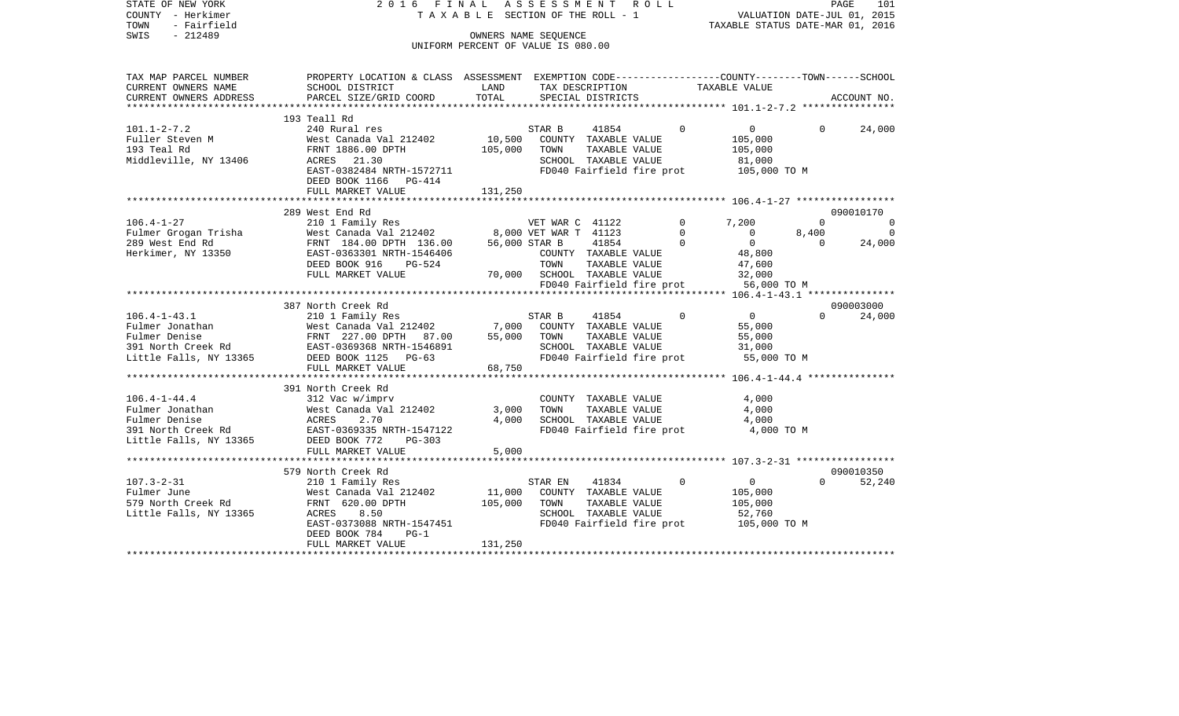STATE OF NEW YORK 2016 FINAL ASSESSMENT ROLL
COUNTY - Herkimer TAXABLE SECTION OF THE ROLL - 1 VALUATION DATE-JUL 01, 2015
TOWN - Fairfield TAXABLE STATUS DATE-MAR 01, 2016
SWIS - 212489 OWNERS NAME SEQUENCE
UNIFORM PERCENT OF VALUE IS 080.00

```
TAX MAP PARCEL NUMBER     PROPERTY LOCATION & CLASS  ASSESSMENT  EXEMPTION CODE-----------------COUNTY--------TOWN------SCHOOL
CURRENT OWNERS NAME       SCHOOL DISTRICT            LAND        TAX DESCRIPTION              TAXABLE VALUE
CURRENT OWNERS ADDRESS    PARCEL SIZE/GRID COORD     TOTAL       SPECIAL DISTRICTS                                      ACCOUNT NO.
******************************************************************************************************* 101.1-2-7.2 ****************
                          193 Teall Rd
101.1-2-7.2               240 Rural res                         STAR B      41854          0          0          0      24,000
Fuller Steven M           West Canada Val 212402       10,500   COUNTY  TAXABLE VALUE              105,000
193 Teal Rd               FRNT 1886.00 DPTH           105,000   TOWN    TAXABLE VALUE              105,000
Middleville, NY 13406     ACRES   21.30                         SCHOOL  TAXABLE VALUE               81,000
                          EAST-0382484 NRTH-1572711             FD040 Fairfield fire prot          105,000 TO M
                          DEED BOOK 1166   PG-414
                          FULL MARKET VALUE           131,250
******************************************************************************************************* 106.4-1-27 *****************
                          289 West End Rd                                                                          090010170
106.4-1-27                210 1 Family Res                      VET WAR C  41122           0      7,200          0           0
Fulmer Grogan Trisha      West Canada Val 212402        8,000 VET WAR T  41123           0          0      8,400           0
289 West End Rd           FRNT 184.00 DPTH 136.00      56,000 STAR B     41854           0          0          0      24,000
Herkimer, NY 13350        EAST-0363301 NRTH-1546406             COUNTY  TAXABLE VALUE               48,800
                          DEED BOOK 916    PG-524               TOWN    TAXABLE VALUE               47,600
                          FULL MARKET VALUE            70,000   SCHOOL  TAXABLE VALUE               32,000
                                                                FD040 Fairfield fire prot           56,000 TO M
******************************************************************************************************* 106.4-1-43.1 ***************
                          387 North Creek Rd                                                                       090003000
106.4-1-43.1              210 1 Family Res                      STAR B      41854          0          0          0      24,000
Fulmer Jonathan           West Canada Val 212402        7,000   COUNTY  TAXABLE VALUE               55,000
Fulmer Denise             FRNT 227.00 DPTH  87.00      55,000   TOWN    TAXABLE VALUE               55,000
391 North Creek Rd        EAST-0369368 NRTH-1546891             SCHOOL  TAXABLE VALUE               31,000
Little Falls, NY 13365    DEED BOOK 1125   PG-63                FD040 Fairfield fire prot           55,000 TO M
                          FULL MARKET VALUE            68,750
******************************************************************************************************* 106.4-1-44.4 ***************
                          391 North Creek Rd
106.4-1-44.4              312 Vac w/imprv                       COUNTY  TAXABLE VALUE                4,000
Fulmer Jonathan           West Canada Val 212402        3,000   TOWN    TAXABLE VALUE                4,000
Fulmer Denise             ACRES    2.70                 4,000   SCHOOL  TAXABLE VALUE                4,000
391 North Creek Rd        EAST-0369335 NRTH-1547122             FD040 Fairfield fire prot            4,000 TO M
Little Falls, NY 13365    DEED BOOK 772    PG-303
                          FULL MARKET VALUE             5,000
******************************************************************************************************* 107.3-2-31 *****************
                          579 North Creek Rd                                                                       090010350
107.3-2-31                210 1 Family Res                      STAR EN     41834          0          0          0      52,240
Fulmer June               West Canada Val 212402       11,000   COUNTY  TAXABLE VALUE              105,000
579 North Creek Rd        FRNT 620.00 DPTH            105,000   TOWN    TAXABLE VALUE              105,000
Little Falls, NY 13365    ACRES    8.50                         SCHOOL  TAXABLE VALUE               52,760
                          EAST-0373088 NRTH-1547451             FD040 Fairfield fire prot          105,000 TO M
                          DEED BOOK 784    PG-1
                          FULL MARKET VALUE           131,250
************************************************************************************************************************************
```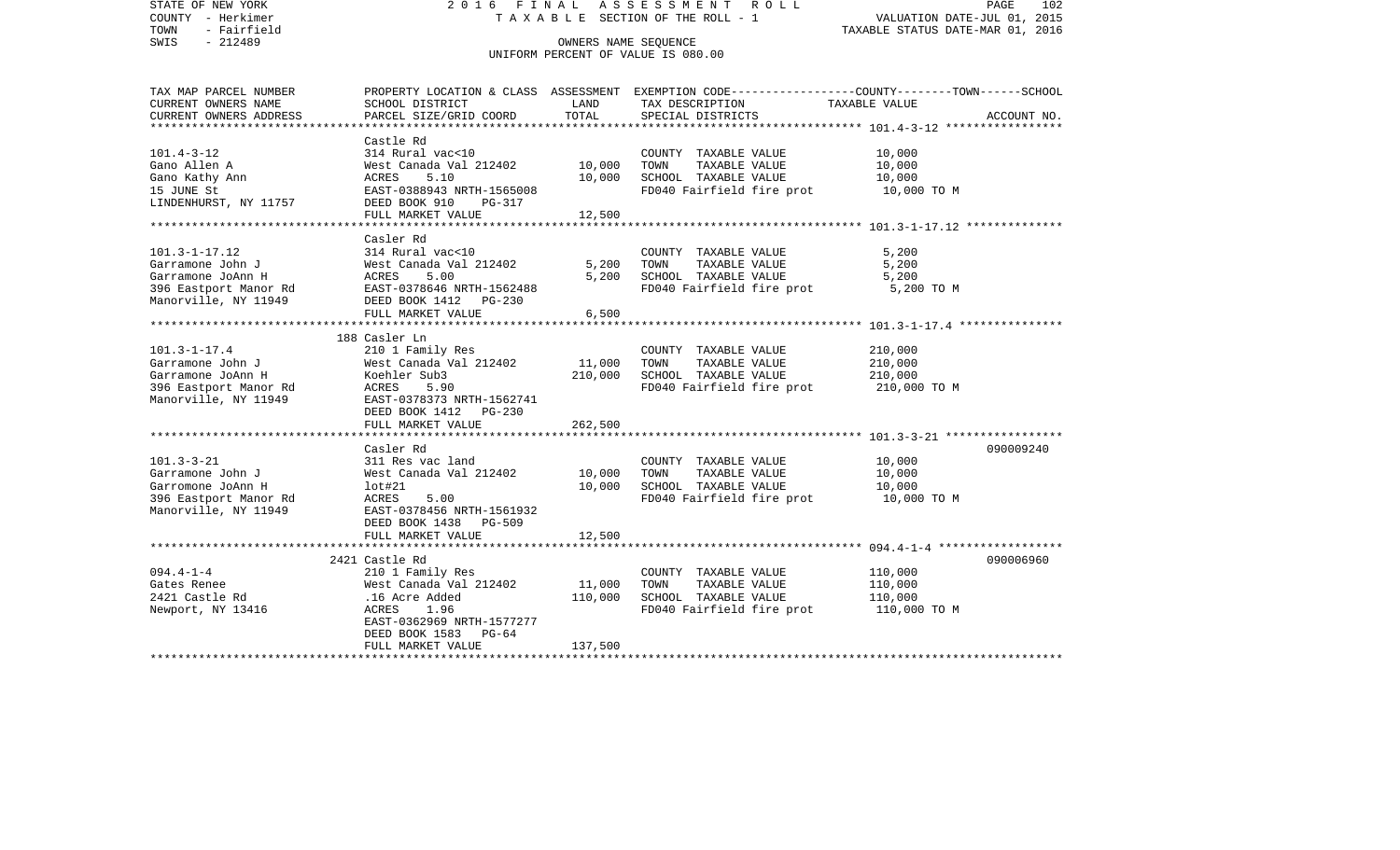STATE OF NEW YORK 2 0 1 6 F I N A L A S S E S S M E N T R O L L
COUNTY - Herkimer T A X A B L E SECTION OF THE ROLL - 1 VALUATION DATE-JUL 01, 2015
TOWN - Fairfield TAXABLE STATUS DATE-MAR 01, 2016
SWIS - 212489 OWNERS NAME SEQUENCE
UNIFORM PERCENT OF VALUE IS 080.00

| TAX MAP PARCEL NUMBER<br>CURRENT OWNERS NAME<br>CURRENT OWNERS ADDRESS | PROPERTY LOCATION & CLASS<br>SCHOOL DISTRICT<br>PARCEL SIZE/GRID COORD | ASSESSMENT<br>LAND<br>TOTAL | EXEMPTION CODE-----COUNTY-----TOWN-----SCHOOL<br>TAX DESCRIPTION<br>SPECIAL DISTRICTS | TAXABLE VALUE | ACCOUNT NO. |
|---|---|---|---|---|---|
| 101.4-3-12 | Castle Rd | | | | |
| 101.4-3-12 | 314 Rural vac<10 | | COUNTY TAXABLE VALUE | 10,000 | |
| Gano Allen A | West Canada Val 212402 | 10,000 | TOWN TAXABLE VALUE | 10,000 | |
| Gano Kathy Ann | ACRES 5.10 | 10,000 | SCHOOL TAXABLE VALUE | 10,000 | |
| 15 JUNE St | EAST-0388943 NRTH-1565008 | | FD040 Fairfield fire prot | 10,000 TO M | |
| LINDENHURST, NY 11757 | DEED BOOK 910 PG-317 | | | | |
| | FULL MARKET VALUE | 12,500 | | | |
| 101.3-1-17.12 | Casler Rd | | | | |
| 101.3-1-17.12 | 314 Rural vac<10 | | COUNTY TAXABLE VALUE | 5,200 | |
| Garramone John J | West Canada Val 212402 | 5,200 | TOWN TAXABLE VALUE | 5,200 | |
| Garramone JoAnn H | ACRES 5.00 | 5,200 | SCHOOL TAXABLE VALUE | 5,200 | |
| 396 Eastport Manor Rd | EAST-0378646 NRTH-1562488 | | FD040 Fairfield fire prot | 5,200 TO M | |
| Manorville, NY 11949 | DEED BOOK 1412 PG-230 | | | | |
| | FULL MARKET VALUE | 6,500 | | | |
| 101.3-1-17.4 | 188 Casler Ln | | | | |
| 101.3-1-17.4 | 210 1 Family Res | | COUNTY TAXABLE VALUE | 210,000 | |
| Garramone John J | West Canada Val 212402 | 11,000 | TOWN TAXABLE VALUE | 210,000 | |
| Garramone JoAnn H | Koehler Sub3 | 210,000 | SCHOOL TAXABLE VALUE | 210,000 | |
| 396 Eastport Manor Rd | ACRES 5.90 | | FD040 Fairfield fire prot | 210,000 TO M | |
| Manorville, NY 11949 | EAST-0378373 NRTH-1562741 | | | | |
| | DEED BOOK 1412 PG-230 | | | | |
| | FULL MARKET VALUE | 262,500 | | | |
| 101.3-3-21 | Casler Rd | | | | 090009240 |
| 101.3-3-21 | 311 Res vac land | | COUNTY TAXABLE VALUE | 10,000 | |
| Garramone John J | West Canada Val 212402 | 10,000 | TOWN TAXABLE VALUE | 10,000 | |
| Garromone JoAnn H | lot#21 | 10,000 | SCHOOL TAXABLE VALUE | 10,000 | |
| 396 Eastport Manor Rd | ACRES 5.00 | | FD040 Fairfield fire prot | 10,000 TO M | |
| Manorville, NY 11949 | EAST-0378456 NRTH-1561932 | | | | |
| | DEED BOOK 1438 PG-509 | | | | |
| | FULL MARKET VALUE | 12,500 | | | |
| 094.4-1-4 | 2421 Castle Rd | | | | 090006960 |
| 094.4-1-4 | 210 1 Family Res | | COUNTY TAXABLE VALUE | 110,000 | |
| Gates Renee | West Canada Val 212402 | 11,000 | TOWN TAXABLE VALUE | 110,000 | |
| 2421 Castle Rd | .16 Acre Added | 110,000 | SCHOOL TAXABLE VALUE | 110,000 | |
| Newport, NY 13416 | ACRES 1.96 | | FD040 Fairfield fire prot | 110,000 TO M | |
| | EAST-0362969 NRTH-1577277 | | | | |
| | DEED BOOK 1583 PG-64 | | | | |
| | FULL MARKET VALUE | 137,500 | | | |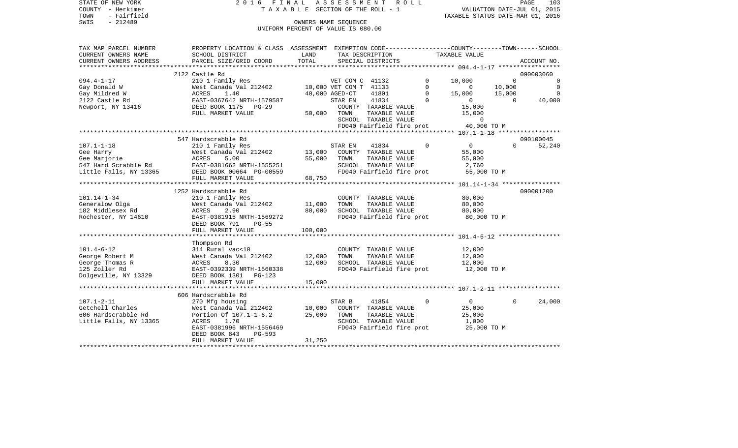STATE OF NEW YORK  
COUNTY - Herkimer  
TOWN - Fairfield  
SWIS - 212489

2 0 1 6 F I N A L A S S E S S M E N T R O L L  
T A X A B L E SECTION OF THE ROLL - 1  
OWNERS NAME SEQUENCE  
UNIFORM PERCENT OF VALUE IS 080.00

VALUATION DATE-JUL 01, 2015  
TAXABLE STATUS DATE-MAR 01, 2016

| TAX MAP PARCEL NUMBER / CURRENT OWNERS NAME / CURRENT OWNERS ADDRESS | PROPERTY LOCATION & CLASS / SCHOOL DISTRICT / PARCEL SIZE/GRID COORD | ASSESSMENT LAND | TOTAL | EXEMPTION CODE / TAX DESCRIPTION / SPECIAL DISTRICTS | | COUNTY TAXABLE VALUE | TOWN | SCHOOL | ACCOUNT NO. |
|---|---|---|---|---|---|---|---|---|---|
| 094.4-1-17 | 2122 Castle Rd | | | | | | | | 090003060 |
| | 210 1 Family Res | | | VET COM C 41132 | 0 | 10,000 | 0 | 0 | |
| Gay Donald W | West Canada Val 212402 | 10,000 | | VET COM T 41133 | 0 | 0 | 10,000 | 0 | |
| Gay Mildred W | ACRES 1.40 | | 40,000 | AGED-CT 41801 | 0 | 15,000 | 15,000 | 0 | |
| 2122 Castle Rd | EAST-0367642 NRTH-1579587 | | | STAR EN 41834 | 0 | 0 | 0 | 40,000 | |
| Newport, NY 13416 | DEED BOOK 1175 PG-29 | | | COUNTY TAXABLE VALUE | | 15,000 | | | |
| | FULL MARKET VALUE | | 50,000 | TOWN TAXABLE VALUE | | 15,000 | | | |
| | | | | SCHOOL TAXABLE VALUE | | 0 | | | |
| | | | | FD040 Fairfield fire prot | | 40,000 TO M | | | |
| 107.1-1-18 | 547 Hardscrabble Rd | | | | | | | | 090100045 |
| | 210 1 Family Res | | | STAR EN 41834 | 0 | 0 | 0 | 52,240 | |
| Gee Harry | West Canada Val 212402 | 13,000 | | COUNTY TAXABLE VALUE | | 55,000 | | | |
| Gee Marjorie | ACRES 5.00 | | 55,000 | TOWN TAXABLE VALUE | | 55,000 | | | |
| 547 Hard Scrabble Rd | EAST-0381662 NRTH-1555251 | | | SCHOOL TAXABLE VALUE | | 2,760 | | | |
| Little Falls, NY 13365 | DEED BOOK 00664 PG-00559 | | | FD040 Fairfield fire prot | | 55,000 TO M | | | |
| | FULL MARKET VALUE | | 68,750 | | | | | | |
| 101.14-1-34 | 1252 Hardscrabble Rd | | | | | | | | 090001200 |
| | 210 1 Family Res | | | COUNTY TAXABLE VALUE | | 80,000 | | | |
| Generalow Olga | West Canada Val 212402 | 11,000 | | TOWN TAXABLE VALUE | | 80,000 | | | |
| 182 Middlesex Rd | ACRES 2.90 | | 80,000 | SCHOOL TAXABLE VALUE | | 80,000 | | | |
| Rochester, NY 14610 | EAST-0381915 NRTH-1569272 | | | FD040 Fairfield fire prot | | 80,000 TO M | | | |
| | DEED BOOK 791 PG-55 | | | | | | | | |
| | FULL MARKET VALUE | | 100,000 | | | | | | |
| 101.4-6-12 | Thompson Rd | | | | | | | | |
| | 314 Rural vac<10 | | | COUNTY TAXABLE VALUE | | 12,000 | | | |
| George Robert M | West Canada Val 212402 | 12,000 | | TOWN TAXABLE VALUE | | 12,000 | | | |
| George Thomas R | ACRES 8.30 | | 12,000 | SCHOOL TAXABLE VALUE | | 12,000 | | | |
| 125 Zoller Rd | EAST-0392339 NRTH-1560338 | | | FD040 Fairfield fire prot | | 12,000 TO M | | | |
| Dolgeville, NY 13329 | DEED BOOK 1301 PG-123 | | | | | | | | |
| | FULL MARKET VALUE | | 15,000 | | | | | | |
| 107.1-2-11 | 606 Hardscrabble Rd | | | | | | | | |
| | 270 Mfg housing | | | STAR B 41854 | 0 | 0 | 0 | 24,000 | |
| Getchell Charles | West Canada Val 212402 | 10,000 | | COUNTY TAXABLE VALUE | | 25,000 | | | |
| 606 Hardscrabble Rd | Portion Of 107.1-1-6.2 | | 25,000 | TOWN TAXABLE VALUE | | 25,000 | | | |
| Little Falls, NY 13365 | ACRES 1.70 | | | SCHOOL TAXABLE VALUE | | 1,000 | | | |
| | EAST-0381996 NRTH-1556469 | | | FD040 Fairfield fire prot | | 25,000 TO M | | | |
| | DEED BOOK 843 PG-593 | | | | | | | | |
| | FULL MARKET VALUE | | 31,250 | | | | | | |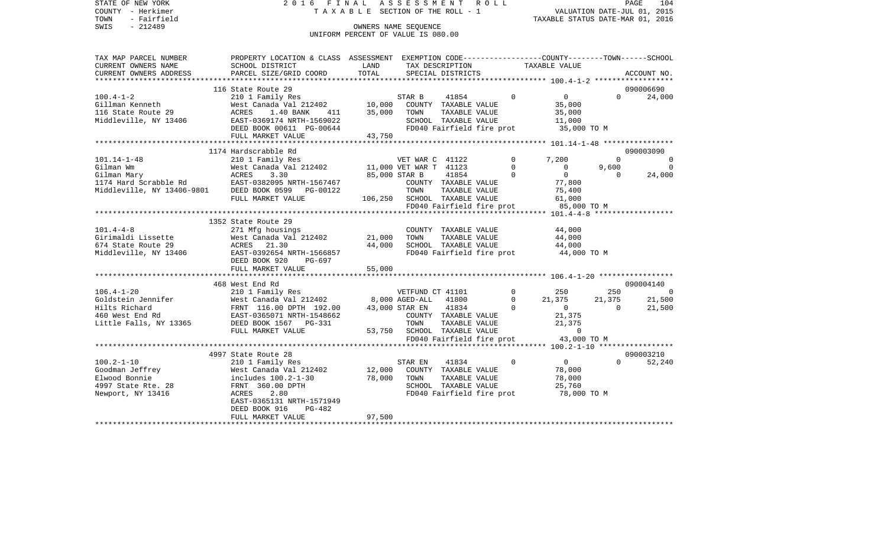STATE OF NEW YORK
COUNTY - Herkimer
TOWN - Fairfield
SWIS - 212489

2016 FINAL ASSESSMENT ROLL
TAXABLE SECTION OF THE ROLL - 1
OWNERS NAME SEQUENCE
UNIFORM PERCENT OF VALUE IS 080.00

VALUATION DATE-JUL 01, 2015
TAXABLE STATUS DATE-MAR 01, 2016

| TAX MAP PARCEL NUMBER / CURRENT OWNERS NAME / CURRENT OWNERS ADDRESS | PROPERTY LOCATION & CLASS / SCHOOL DISTRICT / PARCEL SIZE/GRID COORD | ASSESSMENT LAND | TOTAL | EXEMPTION CODE / TAX DESCRIPTION / SPECIAL DISTRICTS | | COUNTY TAXABLE VALUE | TOWN | SCHOOL | ACCOUNT NO. |
|---|---|---|---|---|---|---|---|---|---|
| **100.4-1-2** | 116 State Route 29 | | | | | | | | 090006690 |
| 100.4-1-2 | 210 1 Family Res | | | STAR B 41854 | 0 | 0 | 0 | 24,000 | |
| Gillman Kenneth | West Canada Val 212402 | 10,000 | | COUNTY TAXABLE VALUE | | 35,000 | | | |
| 116 State Route 29 | ACRES 1.40 BANK 411 | | 35,000 | TOWN TAXABLE VALUE | | 35,000 | | | |
| Middleville, NY 13406 | EAST-0369174 NRTH-1569022 | | | SCHOOL TAXABLE VALUE | | 11,000 | | | |
| | DEED BOOK 00611 PG-00644 | | | FD040 Fairfield fire prot | | 35,000 TO M | | | |
| | FULL MARKET VALUE | | 43,750 | | | | | | |
| **101.14-1-48** | 1174 Hardscrabble Rd | | | | | | | | 090003090 |
| 101.14-1-48 | 210 1 Family Res | | | VET WAR C 41122 | 0 | 7,200 | 0 | 0 | |
| Gilman Wm | West Canada Val 212402 | 11,000 | | VET WAR T 41123 | 0 | 0 | 9,600 | 0 | |
| Gilman Mary | ACRES 3.30 | | 85,000 | STAR B 41854 | 0 | 0 | 0 | 24,000 | |
| 1174 Hard Scrabble Rd | EAST-0382095 NRTH-1567467 | | | COUNTY TAXABLE VALUE | | 77,800 | | | |
| Middleville, NY 13406-9801 | DEED BOOK 0599 PG-00122 | | | TOWN TAXABLE VALUE | | 75,400 | | | |
| | FULL MARKET VALUE | | 106,250 | SCHOOL TAXABLE VALUE | | 61,000 | | | |
| | | | | FD040 Fairfield fire prot | | 85,000 TO M | | | |
| **101.4-4-8** | 1352 State Route 29 | | | | | | | | |
| 101.4-4-8 | 271 Mfg housings | | | COUNTY TAXABLE VALUE | | 44,000 | | | |
| Girimaldi Lissette | West Canada Val 212402 | 21,000 | | TOWN TAXABLE VALUE | | 44,000 | | | |
| 674 State Route 29 | ACRES 21.30 | | 44,000 | SCHOOL TAXABLE VALUE | | 44,000 | | | |
| Middleville, NY 13406 | EAST-0392654 NRTH-1566857 | | | FD040 Fairfield fire prot | | 44,000 TO M | | | |
| | DEED BOOK 920 PG-697 | | | | | | | | |
| | FULL MARKET VALUE | | 55,000 | | | | | | |
| **106.4-1-20** | 468 West End Rd | | | | | | | | 090004140 |
| 106.4-1-20 | 210 1 Family Res | | | VETFUND CT 41101 | 0 | 250 | 250 | 0 | |
| Goldstein Jennifer | West Canada Val 212402 | 8,000 | | AGED-ALL 41800 | 0 | 21,375 | 21,375 | 21,500 | |
| Hilts Richard | FRNT 116.00 DPTH 192.00 | | 43,000 | STAR EN 41834 | 0 | 0 | 0 | 21,500 | |
| 460 West End Rd | EAST-0365071 NRTH-1548662 | | | COUNTY TAXABLE VALUE | | 21,375 | | | |
| Little Falls, NY 13365 | DEED BOOK 1567 PG-331 | | | TOWN TAXABLE VALUE | | 21,375 | | | |
| | FULL MARKET VALUE | | 53,750 | SCHOOL TAXABLE VALUE | | 0 | | | |
| | | | | FD040 Fairfield fire prot | | 43,000 TO M | | | |
| **100.2-1-10** | 4997 State Route 28 | | | | | | | | 090003210 |
| 100.2-1-10 | 210 1 Family Res | | | STAR EN 41834 | 0 | 0 | 0 | 52,240 | |
| Goodman Jeffrey | West Canada Val 212402 | 12,000 | | COUNTY TAXABLE VALUE | | 78,000 | | | |
| Elwood Bonnie | includes 100.2-1-30 | | 78,000 | TOWN TAXABLE VALUE | | 78,000 | | | |
| 4997 State Rte. 28 | FRNT 360.00 DPTH | | | SCHOOL TAXABLE VALUE | | 25,760 | | | |
| Newport, NY 13416 | ACRES 2.80 | | | FD040 Fairfield fire prot | | 78,000 TO M | | | |
| | EAST-0365131 NRTH-1571949 | | | | | | | | |
| | DEED BOOK 916 PG-482 | | | | | | | | |
| | FULL MARKET VALUE | | 97,500 | | | | | | |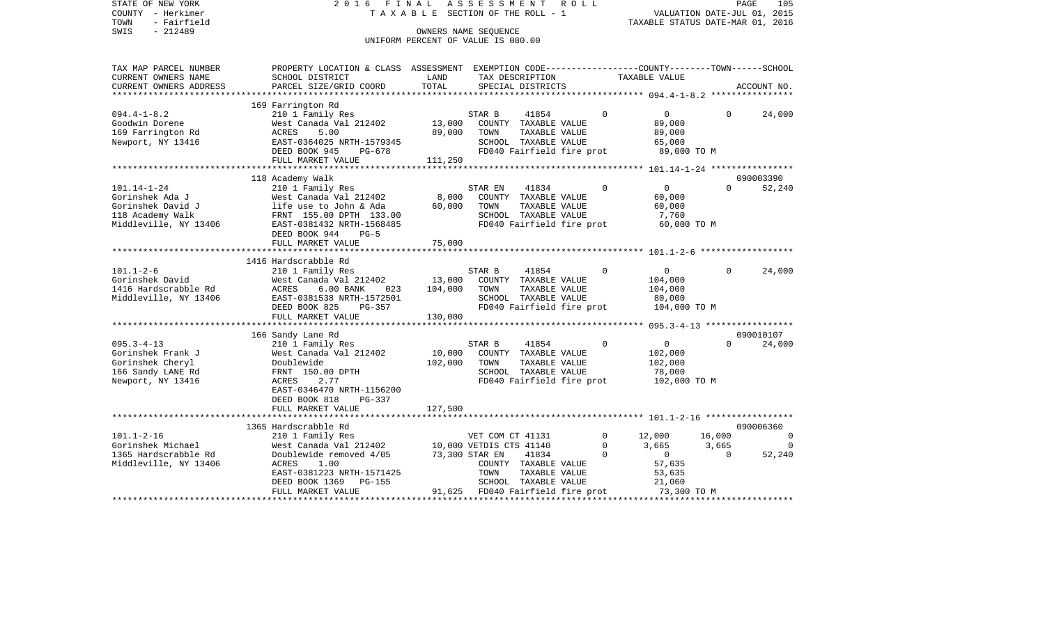STATE OF NEW YORK 2016 FINAL ASSESSMENT ROLL
COUNTY - Herkimer TAXABLE SECTION OF THE ROLL - 1 VALUATION DATE-JUL 01, 2015
TOWN - Fairfield TAXABLE STATUS DATE-MAR 01, 2016
SWIS - 212489 OWNERS NAME SEQUENCE
UNIFORM PERCENT OF VALUE IS 080.00

| TAX MAP PARCEL NUMBER<br>CURRENT OWNERS NAME<br>CURRENT OWNERS ADDRESS | PROPERTY LOCATION & CLASS<br>SCHOOL DISTRICT<br>PARCEL SIZE/GRID COORD | ASSESSMENT<br>LAND<br>TOTAL | EXEMPTION CODE<br>TAX DESCRIPTION<br>SPECIAL DISTRICTS | | COUNTY<br>TAXABLE VALUE | TOWN | SCHOOL<br>ACCOUNT NO. |
|---|---|---|---|---|---|---|---|
| **094.4-1-8.2** | 169 Farrington Rd | | | | | | |
| 094.4-1-8.2 | 210 1 Family Res | | STAR B 41854 | 0 | 0 | 0 | 24,000 |
| Goodwin Dorene | West Canada Val 212402 | 13,000 | COUNTY TAXABLE VALUE | | 89,000 | | |
| 169 Farrington Rd | ACRES 5.00 | 89,000 | TOWN TAXABLE VALUE | | 89,000 | | |
| Newport, NY 13416 | EAST-0364025 NRTH-1579345 | | SCHOOL TAXABLE VALUE | | 65,000 | | |
| | DEED BOOK 945 PG-678 | | FD040 Fairfield fire prot | | 89,000 TO M | | |
| | FULL MARKET VALUE | 111,250 | | | | | |
| **101.14-1-24** | 118 Academy Walk | | | | | | 090003390 |
| 101.14-1-24 | 210 1 Family Res | | STAR EN 41834 | 0 | 0 | 0 | 52,240 |
| Gorinshek Ada J | West Canada Val 212402 | 8,000 | COUNTY TAXABLE VALUE | | 60,000 | | |
| Gorinshek David J | life use to John & Ada | 60,000 | TOWN TAXABLE VALUE | | 60,000 | | |
| 118 Academy Walk | FRNT 155.00 DPTH 133.00 | | SCHOOL TAXABLE VALUE | | 7,760 | | |
| Middleville, NY 13406 | EAST-0381432 NRTH-1568485 | | FD040 Fairfield fire prot | | 60,000 TO M | | |
| | DEED BOOK 944 PG-5 | | | | | | |
| | FULL MARKET VALUE | 75,000 | | | | | |
| **101.1-2-6** | 1416 Hardscrabble Rd | | | | | | |
| 101.1-2-6 | 210 1 Family Res | | STAR B 41854 | 0 | 0 | 0 | 24,000 |
| Gorinshek David | West Canada Val 212402 | 13,000 | COUNTY TAXABLE VALUE | | 104,000 | | |
| 1416 Hardscrabble Rd | ACRES 6.00 BANK 023 | 104,000 | TOWN TAXABLE VALUE | | 104,000 | | |
| Middleville, NY 13406 | EAST-0381538 NRTH-1572501 | | SCHOOL TAXABLE VALUE | | 80,000 | | |
| | DEED BOOK 825 PG-357 | | FD040 Fairfield fire prot | | 104,000 TO M | | |
| | FULL MARKET VALUE | 130,000 | | | | | |
| **095.3-4-13** | 166 Sandy Lane Rd | | | | | | 090010107 |
| 095.3-4-13 | 210 1 Family Res | | STAR B 41854 | 0 | 0 | 0 | 24,000 |
| Gorinshek Frank J | West Canada Val 212402 | 10,000 | COUNTY TAXABLE VALUE | | 102,000 | | |
| Gorinshek Cheryl | Doublewide | 102,000 | TOWN TAXABLE VALUE | | 102,000 | | |
| 166 Sandy LANE Rd | FRNT 150.00 DPTH | | SCHOOL TAXABLE VALUE | | 78,000 | | |
| Newport, NY 13416 | ACRES 2.77 | | FD040 Fairfield fire prot | | 102,000 TO M | | |
| | EAST-0346470 NRTH-1156200 | | | | | | |
| | DEED BOOK 818 PG-337 | | | | | | |
| | FULL MARKET VALUE | 127,500 | | | | | |
| **101.1-2-16** | 1365 Hardscrabble Rd | | | | | | 090006360 |
| 101.1-2-16 | 210 1 Family Res | | VET COM CT 41131 | 0 | 12,000 | 16,000 | 0 |
| Gorinshek Michael | West Canada Val 212402 | 10,000 | VETDIS CTS 41140 | 0 | 3,665 | 3,665 | 0 |
| 1365 Hardscrabble Rd | Doublewide removed 4/05 | 73,300 | STAR EN 41834 | 0 | 0 | 0 | 52,240 |
| Middleville, NY 13406 | ACRES 1.00 | | COUNTY TAXABLE VALUE | | 57,635 | | |
| | EAST-0381223 NRTH-1571425 | | TOWN TAXABLE VALUE | | 53,635 | | |
| | DEED BOOK 1369 PG-155 | | SCHOOL TAXABLE VALUE | | 21,060 | | |
| | FULL MARKET VALUE | 91,625 | FD040 Fairfield fire prot | | 73,300 TO M | | |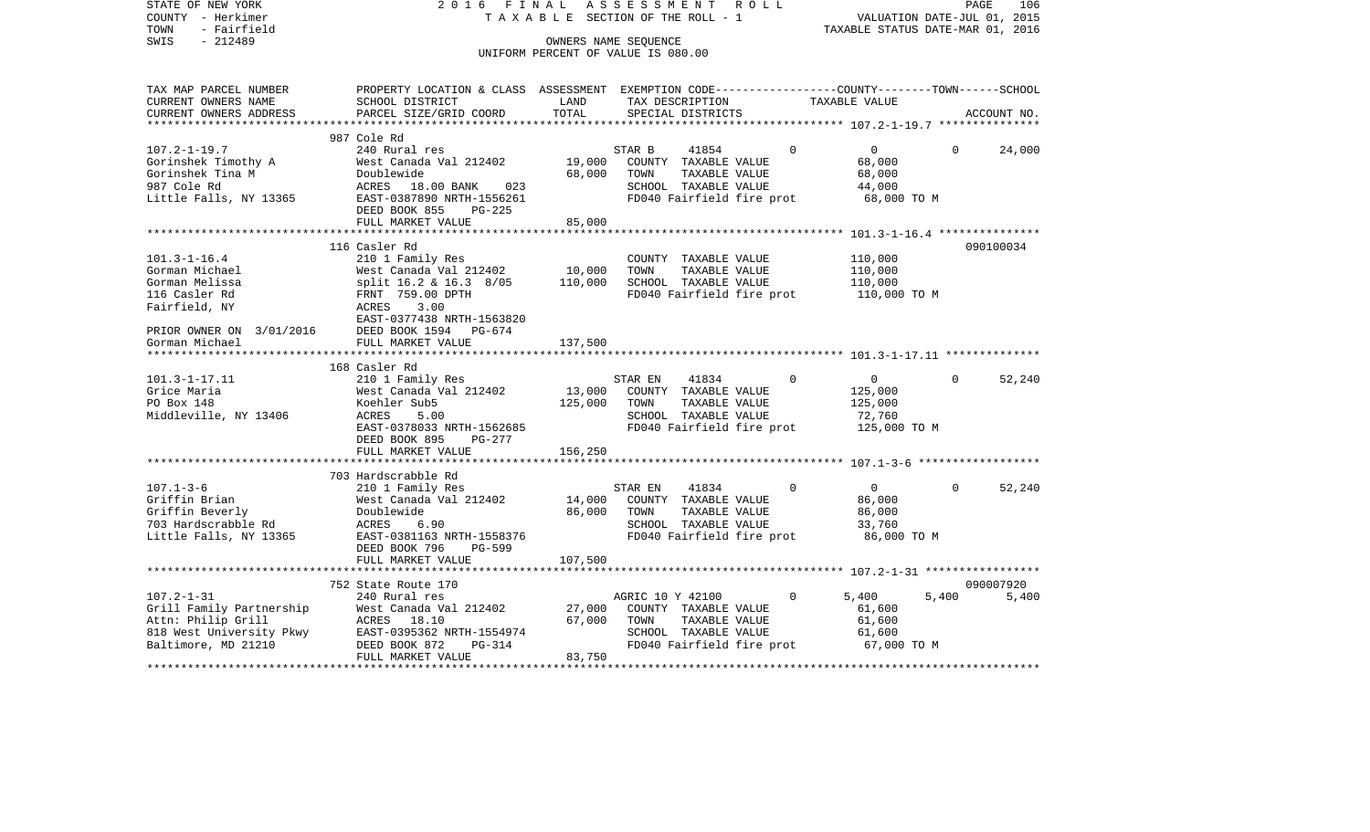STATE OF NEW YORK — 2016 FINAL ASSESSMENT ROLL — TAXABLE SECTION OF THE ROLL - 1

COUNTY - Herkimer — VALUATION DATE-JUL 01, 2015

TOWN - Fairfield — TAXABLE STATUS DATE-MAR 01, 2016

SWIS - 212489 — OWNERS NAME SEQUENCE

UNIFORM PERCENT OF VALUE IS 080.00

```
TAX MAP PARCEL NUMBER          PROPERTY LOCATION & CLASS  ASSESSMENT  EXEMPTION CODE-----------------COUNTY--------TOWN------SCHOOL
CURRENT OWNERS NAME            SCHOOL DISTRICT              LAND      TAX DESCRIPTION             TAXABLE VALUE
CURRENT OWNERS ADDRESS         PARCEL SIZE/GRID COORD       TOTAL     SPECIAL DISTRICTS                                     ACCOUNT NO.
*********************************************************************************************** 107.2-1-19.7 ***************
                               987 Cole Rd
107.2-1-19.7                   240 Rural res                          STAR B      41854          0          0          0     24,000
Gorinshek Timothy A            West Canada Val 212402      19,000     COUNTY  TAXABLE VALUE                68,000
Gorinshek Tina M               Doublewide                  68,000     TOWN    TAXABLE VALUE                68,000
987 Cole Rd                    ACRES   18.00 BANK    023              SCHOOL  TAXABLE VALUE                44,000
Little Falls, NY 13365         EAST-0387890 NRTH-1556261              FD040 Fairfield fire prot            68,000 TO M
                               DEED BOOK 855    PG-225
                               FULL MARKET VALUE           85,000
*********************************************************************************************** 101.3-1-16.4 ***************
                               116 Casler Rd                                                                          090100034
101.3-1-16.4                   210 1 Family Res                       COUNTY  TAXABLE VALUE               110,000
Gorman Michael                 West Canada Val 212402      10,000     TOWN    TAXABLE VALUE               110,000
Gorman Melissa                 split 16.2 & 16.3  8/05    110,000     SCHOOL  TAXABLE VALUE               110,000
116 Casler Rd                  FRNT  759.00 DPTH                      FD040 Fairfield fire prot           110,000 TO M
Fairfield, NY                  ACRES    3.00
                               EAST-0377438 NRTH-1563820
PRIOR OWNER ON  3/01/2016      DEED BOOK 1594   PG-674
Gorman Michael                 FULL MARKET VALUE          137,500
*********************************************************************************************** 101.3-1-17.11 **************
                               168 Casler Rd
101.3-1-17.11                  210 1 Family Res                       STAR EN     41834          0          0          0     52,240
Grice Maria                    West Canada Val 212402      13,000     COUNTY  TAXABLE VALUE               125,000
PO Box 148                     Koehler Sub5               125,000     TOWN    TAXABLE VALUE               125,000
Middleville, NY 13406          ACRES    5.00                          SCHOOL  TAXABLE VALUE                72,760
                               EAST-0378033 NRTH-1562685              FD040 Fairfield fire prot           125,000 TO M
                               DEED BOOK 895    PG-277
                               FULL MARKET VALUE          156,250
*********************************************************************************************** 107.1-3-6 ******************
                               703 Hardscrabble Rd
107.1-3-6                      210 1 Family Res                       STAR EN     41834          0          0          0     52,240
Griffin Brian                  West Canada Val 212402      14,000     COUNTY  TAXABLE VALUE                86,000
Griffin Beverly                Doublewide                  86,000     TOWN    TAXABLE VALUE                86,000
703 Hardscrabble Rd            ACRES    6.90                          SCHOOL  TAXABLE VALUE                33,760
Little Falls, NY 13365         EAST-0381163 NRTH-1558376              FD040 Fairfield fire prot            86,000 TO M
                               DEED BOOK 796    PG-599
                               FULL MARKET VALUE          107,500
*********************************************************************************************** 107.2-1-31 *****************
                               752 State Route 170                                                                    090007920
107.2-1-31                     240 Rural res                          AGRIC 10 Y 42100           0      5,400      5,400      5,400
Grill Family Partnership       West Canada Val 212402      27,000     COUNTY  TAXABLE VALUE                61,600
Attn: Philip Grill             ACRES   18.10               67,000     TOWN    TAXABLE VALUE                61,600
818 West University Pkwy       EAST-0395362 NRTH-1554974              SCHOOL  TAXABLE VALUE                61,600
Baltimore, MD 21210            DEED BOOK 872    PG-314                FD040 Fairfield fire prot            67,000 TO M
                               FULL MARKET VALUE           83,750
****************************************************************************************************************************
```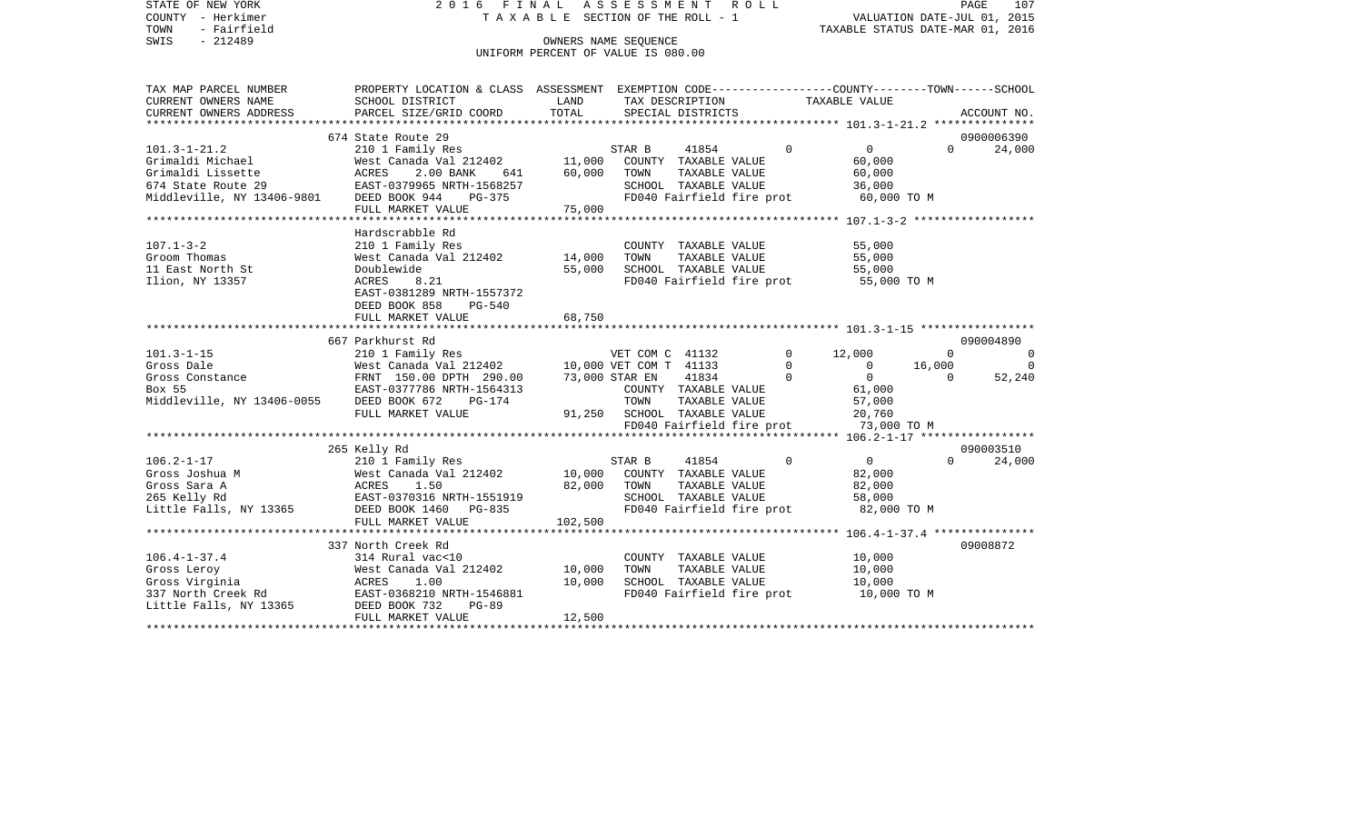STATE OF NEW YORK
COUNTY - Herkimer
TOWN - Fairfield
SWIS - 212489

2016 FINAL ASSESSMENT ROLL
TAXABLE SECTION OF THE ROLL - 1
OWNERS NAME SEQUENCE
UNIFORM PERCENT OF VALUE IS 080.00

VALUATION DATE-JUL 01, 2015
TAXABLE STATUS DATE-MAR 01, 2016

| TAX MAP PARCEL NUMBER / CURRENT OWNERS NAME / CURRENT OWNERS ADDRESS | PROPERTY LOCATION & CLASS / SCHOOL DISTRICT / PARCEL SIZE/GRID COORD | ASSESSMENT LAND / TOTAL | EXEMPTION CODE / TAX DESCRIPTION / SPECIAL DISTRICTS | COUNTY | TOWN | SCHOOL | ACCOUNT NO. |
|---|---|---|---|---|---|---|---|
| 101.3-1-21.2 | 674 State Route 29 | | | | | | 0900006390 |
| | 210 1 Family Res | | STAR B 41854 0 | 0 | 0 | 24,000 | |
| Grimaldi Michael | West Canada Val 212402 | 11,000 | COUNTY TAXABLE VALUE | 60,000 | | | |
| Grimaldi Lissette | ACRES 2.00 BANK 641 | 60,000 | TOWN TAXABLE VALUE | | 60,000 | | |
| 674 State Route 29 | EAST-0379965 NRTH-1568257 | | SCHOOL TAXABLE VALUE | | | 36,000 | |
| Middleville, NY 13406-9801 | DEED BOOK 944 PG-375 | | FD040 Fairfield fire prot | 60,000 TO M | | | |
| | FULL MARKET VALUE | 75,000 | | | | | |
| 107.1-3-2 | Hardscrabble Rd | | | | | | |
| | 210 1 Family Res | | COUNTY TAXABLE VALUE | 55,000 | | | |
| Groom Thomas | West Canada Val 212402 | 14,000 | TOWN TAXABLE VALUE | | 55,000 | | |
| 11 East North St | Doublewide | 55,000 | SCHOOL TAXABLE VALUE | | | 55,000 | |
| Ilion, NY 13357 | ACRES 8.21 | | FD040 Fairfield fire prot | 55,000 TO M | | | |
| | EAST-0381289 NRTH-1557372 | | | | | | |
| | DEED BOOK 858 PG-540 | | | | | | |
| | FULL MARKET VALUE | 68,750 | | | | | |
| 101.3-1-15 | 667 Parkhurst Rd | | | | | | 090004890 |
| | 210 1 Family Res | | VET COM C 41132 0 | 12,000 | 0 | 0 | |
| Gross Dale | West Canada Val 212402 | 10,000 | VET COM T 41133 0 | 0 | 16,000 | 0 | |
| Gross Constance | FRNT 150.00 DPTH 290.00 | 73,000 | STAR EN 41834 0 | 0 | 0 | 52,240 | |
| Box 55 | EAST-0377786 NRTH-1564313 | | COUNTY TAXABLE VALUE | 61,000 | | | |
| Middleville, NY 13406-0055 | DEED BOOK 672 PG-174 | | TOWN TAXABLE VALUE | | 57,000 | | |
| | FULL MARKET VALUE | 91,250 | SCHOOL TAXABLE VALUE | | | 20,760 | |
| | | | FD040 Fairfield fire prot | 73,000 TO M | | | |
| 106.2-1-17 | 265 Kelly Rd | | | | | | 090003510 |
| | 210 1 Family Res | | STAR B 41854 0 | 0 | 0 | 24,000 | |
| Gross Joshua M | West Canada Val 212402 | 10,000 | COUNTY TAXABLE VALUE | 82,000 | | | |
| Gross Sara A | ACRES 1.50 | 82,000 | TOWN TAXABLE VALUE | | 82,000 | | |
| 265 Kelly Rd | EAST-0370316 NRTH-1551919 | | SCHOOL TAXABLE VALUE | | | 58,000 | |
| Little Falls, NY 13365 | DEED BOOK 1460 PG-835 | | FD040 Fairfield fire prot | 82,000 TO M | | | |
| | FULL MARKET VALUE | 102,500 | | | | | |
| 106.4-1-37.4 | 337 North Creek Rd | | | | | | 09008872 |
| | 314 Rural vac<10 | | COUNTY TAXABLE VALUE | 10,000 | | | |
| Gross Leroy | West Canada Val 212402 | 10,000 | TOWN TAXABLE VALUE | | 10,000 | | |
| Gross Virginia | ACRES 1.00 | 10,000 | SCHOOL TAXABLE VALUE | | | 10,000 | |
| 337 North Creek Rd | EAST-0368210 NRTH-1546881 | | FD040 Fairfield fire prot | 10,000 TO M | | | |
| Little Falls, NY 13365 | DEED BOOK 732 PG-89 | | | | | | |
| | FULL MARKET VALUE | 12,500 | | | | | |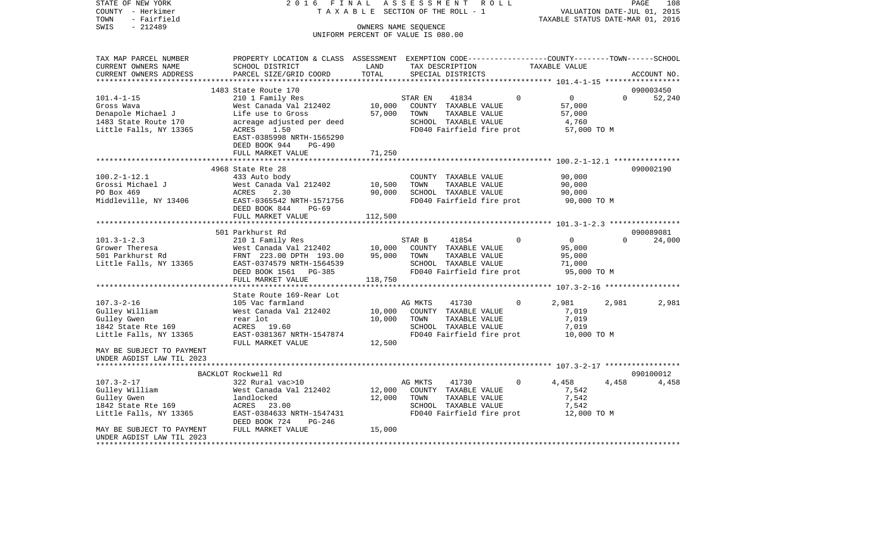STATE OF NEW YORK
COUNTY - Herkimer
TOWN - Fairfield
SWIS - 212489

2016 FINAL ASSESSMENT ROLL
TAXABLE SECTION OF THE ROLL - 1
OWNERS NAME SEQUENCE
UNIFORM PERCENT OF VALUE IS 080.00

VALUATION DATE-JUL 01, 2015
TAXABLE STATUS DATE-MAR 01, 2016

| TAX MAP PARCEL NUMBER / CURRENT OWNERS NAME / CURRENT OWNERS ADDRESS | PROPERTY LOCATION & CLASS / SCHOOL DISTRICT / PARCEL SIZE/GRID COORD | ASSESSMENT LAND | TOTAL | EXEMPTION CODE / TAX DESCRIPTION / SPECIAL DISTRICTS | COUNTY | TOWN | SCHOOL | ACCOUNT NO. |
|---|---|---|---|---|---|---|---|---|
| 101.4-1-15 | 1483 State Route 170 | | | | | | | 090003450 |
| Gross Wava | 210 1 Family Res | | | STAR EN 41834 0 | 0 | 0 | 52,240 | |
| Denapole Michael J | West Canada Val 212402 | 10,000 | | COUNTY TAXABLE VALUE | 57,000 | | | |
| 1483 State Route 170 | Life use to Gross | | 57,000 | TOWN TAXABLE VALUE | | 57,000 | | |
| Little Falls, NY 13365 | acreage adjusted per deed | | | SCHOOL TAXABLE VALUE | | | 4,760 | |
| | ACRES 1.50 | | | FD040 Fairfield fire prot | 57,000 TO M | | | |
| | EAST-0385998 NRTH-1565290 | | | | | | | |
| | DEED BOOK 944 PG-490 | | | | | | | |
| | FULL MARKET VALUE | | 71,250 | | | | | |
| 100.2-1-12.1 | 4968 State Rte 28 | | | | | | | 090002190 |
| Grossi Michael J | 433 Auto body | | | COUNTY TAXABLE VALUE | 90,000 | | | |
| PO Box 469 | West Canada Val 212402 | 10,500 | | TOWN TAXABLE VALUE | | 90,000 | | |
| Middleville, NY 13406 | ACRES 2.30 | | 90,000 | SCHOOL TAXABLE VALUE | | | 90,000 | |
| | EAST-0365542 NRTH-1571756 | | | FD040 Fairfield fire prot | 90,000 TO M | | | |
| | DEED BOOK 844 PG-69 | | | | | | | |
| | FULL MARKET VALUE | | 112,500 | | | | | |
| 101.3-1-2.3 | 501 Parkhurst Rd | | | | | | | 090089081 |
| Grower Theresa | 210 1 Family Res | | | STAR B 41854 0 | 0 | 0 | 24,000 | |
| 501 Parkhurst Rd | West Canada Val 212402 | 10,000 | | COUNTY TAXABLE VALUE | 95,000 | | | |
| Little Falls, NY 13365 | FRNT 223.00 DPTH 193.00 | | 95,000 | TOWN TAXABLE VALUE | | 95,000 | | |
| | EAST-0374579 NRTH-1564539 | | | SCHOOL TAXABLE VALUE | | | 71,000 | |
| | DEED BOOK 1561 PG-385 | | | FD040 Fairfield fire prot | 95,000 TO M | | | |
| | FULL MARKET VALUE | | 118,750 | | | | | |
| 107.3-2-16 | State Route 169-Rear Lot | | | | | | | |
| Gulley William | 105 Vac farmland | | | AG MKTS 41730 0 | 2,981 | 2,981 | 2,981 | |
| Gulley Gwen | West Canada Val 212402 | 10,000 | | COUNTY TAXABLE VALUE | 7,019 | | | |
| 1842 State Rte 169 | rear lot | | 10,000 | TOWN TAXABLE VALUE | | 7,019 | | |
| Little Falls, NY 13365 | ACRES 19.60 | | | SCHOOL TAXABLE VALUE | | | 7,019 | |
| | EAST-0381367 NRTH-1547874 | | | FD040 Fairfield fire prot | 10,000 TO M | | | |
| MAY BE SUBJECT TO PAYMENT UNDER AGDIST LAW TIL 2023 | FULL MARKET VALUE | | 12,500 | | | | | |
| 107.3-2-17 | BACKLOT Rockwell Rd | | | | | | | 090100012 |
| Gulley William | 322 Rural vac>10 | | | AG MKTS 41730 0 | 4,458 | 4,458 | 4,458 | |
| Gulley Gwen | West Canada Val 212402 | 12,000 | | COUNTY TAXABLE VALUE | 7,542 | | | |
| 1842 State Rte 169 | landlocked | | 12,000 | TOWN TAXABLE VALUE | | 7,542 | | |
| Little Falls, NY 13365 | ACRES 23.00 | | | SCHOOL TAXABLE VALUE | | | 7,542 | |
| | EAST-0384633 NRTH-1547431 | | | FD040 Fairfield fire prot | 12,000 TO M | | | |
| | DEED BOOK 724 PG-246 | | | | | | | |
| MAY BE SUBJECT TO PAYMENT UNDER AGDIST LAW TIL 2023 | FULL MARKET VALUE | | 15,000 | | | | | |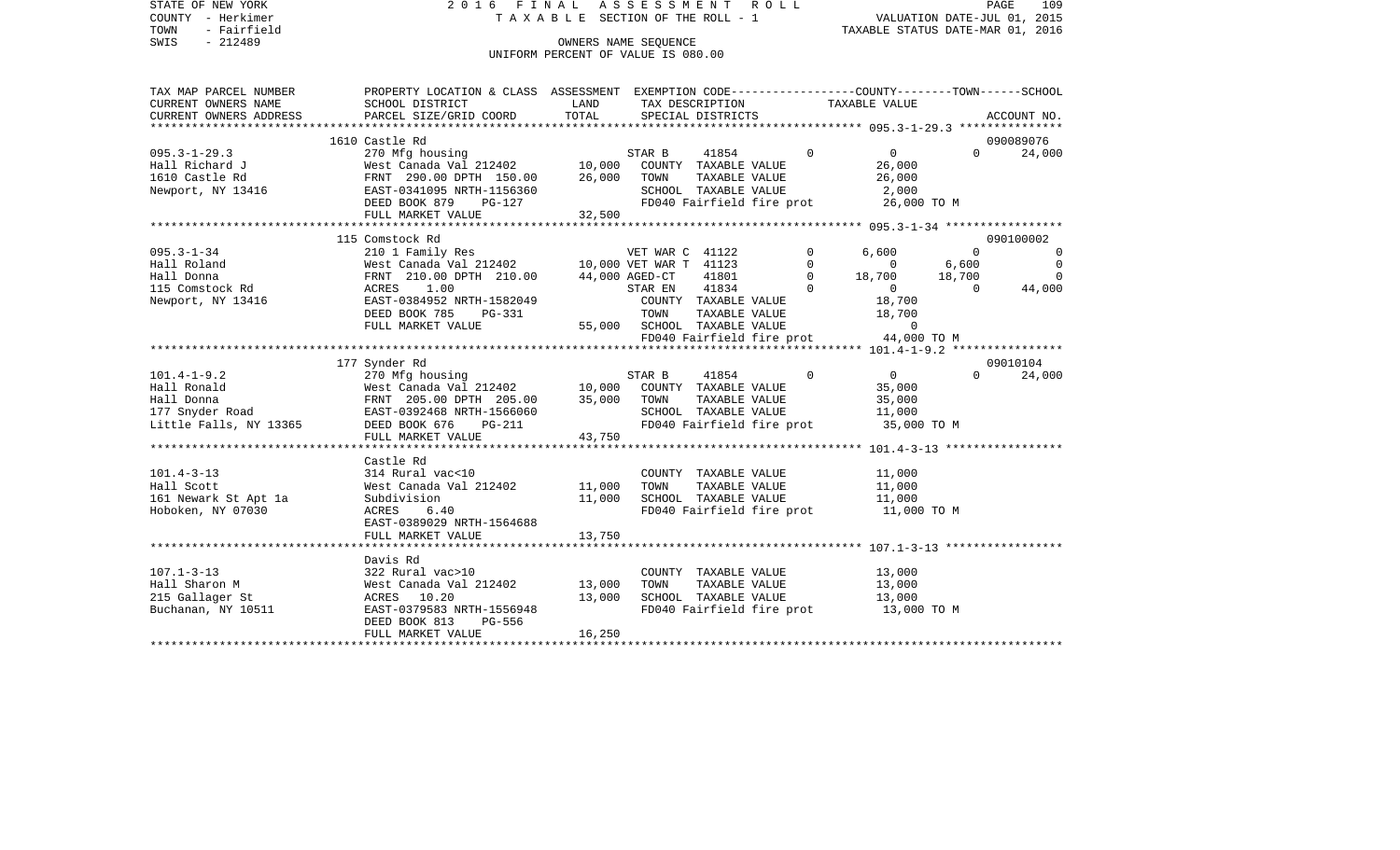STATE OF NEW YORK — 2016 FINAL ASSESSMENT ROLL — TAXABLE SECTION OF THE ROLL - 1
COUNTY - Herkimer — VALUATION DATE-JUL 01, 2015
TOWN - Fairfield — TAXABLE STATUS DATE-MAR 01, 2016
SWIS - 212489 — OWNERS NAME SEQUENCE
UNIFORM PERCENT OF VALUE IS 080.00

```
TAX MAP PARCEL NUMBER     PROPERTY LOCATION & CLASS  ASSESSMENT  EXEMPTION CODE-----------------COUNTY--------TOWN------SCHOOL
CURRENT OWNERS NAME       SCHOOL DISTRICT              LAND      TAX DESCRIPTION              TAXABLE VALUE
CURRENT OWNERS ADDRESS    PARCEL SIZE/GRID COORD       TOTAL     SPECIAL DISTRICTS                                      ACCOUNT NO.
******************************************************************************************* 095.3-1-29.3 ***************
                          1610 Castle Rd                                                                              090089076
095.3-1-29.3              270 Mfg housing                         STAR B      41854          0          0          0      24,000
Hall Richard J            West Canada Val 212402      10,000      COUNTY  TAXABLE VALUE            26,000
1610 Castle Rd            FRNT 290.00 DPTH 150.00     26,000      TOWN    TAXABLE VALUE            26,000
Newport, NY 13416         EAST-0341095 NRTH-1156360               SCHOOL  TAXABLE VALUE             2,000
                          DEED BOOK 879    PG-127                 FD040 Fairfield fire prot        26,000 TO M
                          FULL MARKET VALUE           32,500
******************************************************************************************* 095.3-1-34 *****************
                          115 Comstock Rd                                                                             090100002
095.3-1-34                210 1 Family Res                        VET WAR C  41122           0      6,600          0           0
Hall Roland               West Canada Val 212402      10,000 VET WAR T  41123           0          0      6,600           0
Hall Donna                FRNT 210.00 DPTH 210.00     44,000 AGED-CT    41801           0     18,700     18,700           0
115 Comstock Rd           ACRES    1.00                           STAR EN     41834          0          0          0      44,000
Newport, NY 13416         EAST-0384952 NRTH-1582049               COUNTY  TAXABLE VALUE            18,700
                          DEED BOOK 785    PG-331                 TOWN    TAXABLE VALUE            18,700
                          FULL MARKET VALUE           55,000      SCHOOL  TAXABLE VALUE                 0
                                                                  FD040 Fairfield fire prot        44,000 TO M
******************************************************************************************* 101.4-1-9.2 ****************
                          177 Synder Rd                                                                               09010104
101.4-1-9.2               270 Mfg housing                         STAR B      41854          0          0          0      24,000
Hall Ronald               West Canada Val 212402      10,000      COUNTY  TAXABLE VALUE            35,000
Hall Donna                FRNT 205.00 DPTH 205.00     35,000      TOWN    TAXABLE VALUE            35,000
177 Snyder Road           EAST-0392468 NRTH-1566060               SCHOOL  TAXABLE VALUE            11,000
Little Falls, NY 13365    DEED BOOK 676    PG-211                 FD040 Fairfield fire prot        35,000 TO M
                          FULL MARKET VALUE           43,750
******************************************************************************************* 101.4-3-13 *****************
                          Castle Rd
101.4-3-13                314 Rural vac<10                        COUNTY  TAXABLE VALUE            11,000
Hall Scott                West Canada Val 212402      11,000      TOWN    TAXABLE VALUE            11,000
161 Newark St Apt 1a      Subdivision                 11,000      SCHOOL  TAXABLE VALUE            11,000
Hoboken, NY 07030         ACRES    6.40                           FD040 Fairfield fire prot        11,000 TO M
                          EAST-0389029 NRTH-1564688
                          FULL MARKET VALUE           13,750
******************************************************************************************* 107.1-3-13 *****************
                          Davis Rd
107.1-3-13                322 Rural vac>10                        COUNTY  TAXABLE VALUE            13,000
Hall Sharon M             West Canada Val 212402      13,000      TOWN    TAXABLE VALUE            13,000
215 Gallager St           ACRES   10.20               13,000      SCHOOL  TAXABLE VALUE            13,000
Buchanan, NY 10511        EAST-0379583 NRTH-1556948               FD040 Fairfield fire prot        13,000 TO M
                          DEED BOOK 813    PG-556
                          FULL MARKET VALUE           16,250
**************************************************************************************************************************
```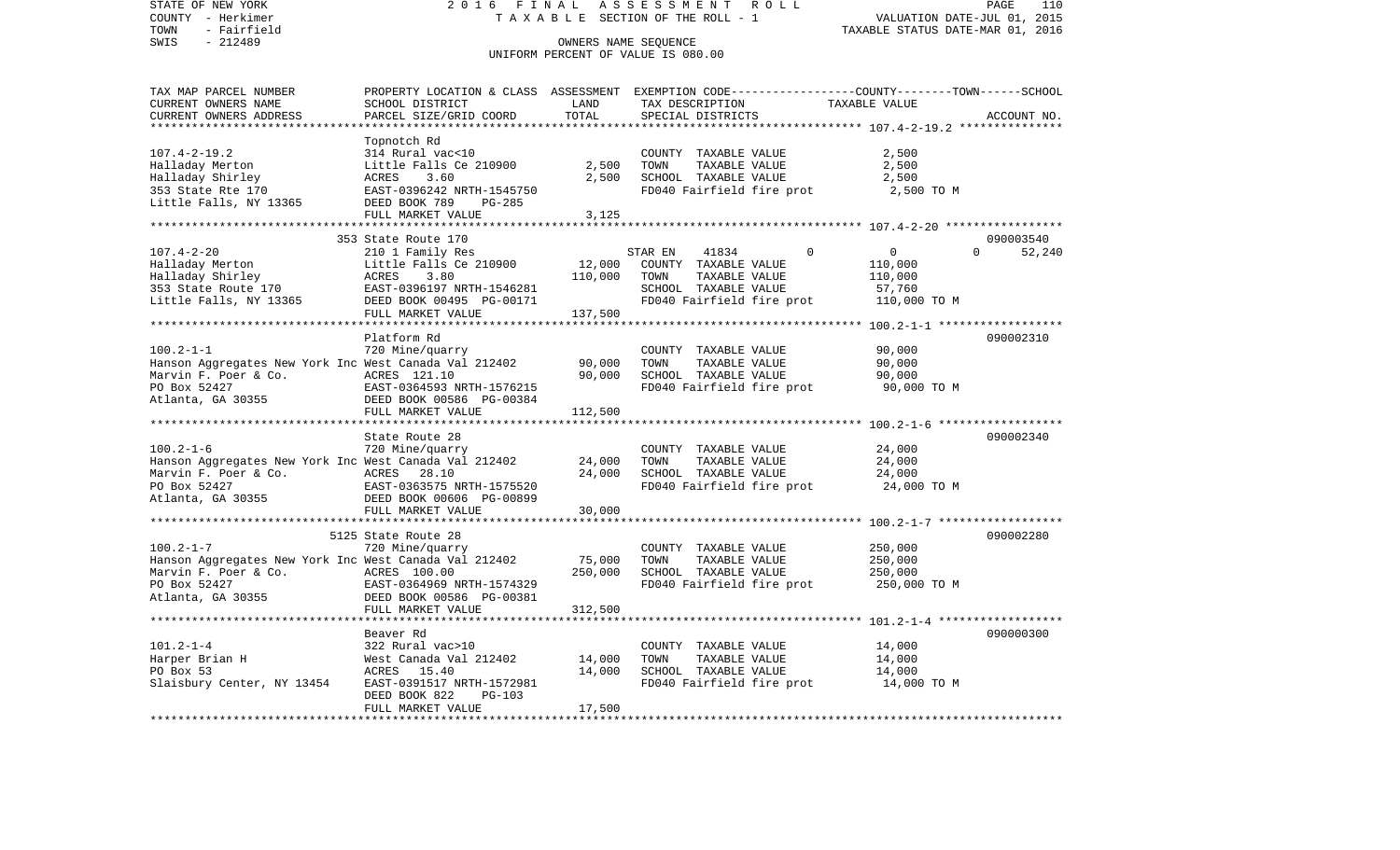STATE OF NEW YORK
COUNTY - Herkimer
TOWN - Fairfield
SWIS - 212489

2016 FINAL ASSESSMENT ROLL
TAXABLE SECTION OF THE ROLL - 1
OWNERS NAME SEQUENCE
UNIFORM PERCENT OF VALUE IS 080.00

VALUATION DATE-JUL 01, 2015
TAXABLE STATUS DATE-MAR 01, 2016

| TAX MAP PARCEL NUMBER / CURRENT OWNERS NAME / CURRENT OWNERS ADDRESS | PROPERTY LOCATION & CLASS / SCHOOL DISTRICT / PARCEL SIZE/GRID COORD | ASSESSMENT LAND | TOTAL | EXEMPTION CODE / TAX DESCRIPTION / SPECIAL DISTRICTS | COUNTY | TOWN | SCHOOL TAXABLE VALUE | ACCOUNT NO. |
|---|---|---|---|---|---|---|---|---|
| **107.4-2-19.2** | Topnotch Rd | | | | | | | |
| Halladay Merton | 314 Rural vac<10 | | | COUNTY TAXABLE VALUE | 2,500 | | | |
| Halladay Shirley | Little Falls Ce 210900 | 2,500 | | TOWN TAXABLE VALUE | | 2,500 | | |
| 353 State Rte 170 | ACRES 3.60 | | 2,500 | SCHOOL TAXABLE VALUE | | | 2,500 | |
| Little Falls, NY 13365 | EAST-0396242 NRTH-1545750 | | | FD040 Fairfield fire prot | | | 2,500 TO M | |
| | DEED BOOK 789 PG-285 | | | | | | | |
| | FULL MARKET VALUE | | 3,125 | | | | | |
| **107.4-2-20** | 353 State Route 170 | | | | | | | 090003540 |
| Halladay Merton | 210 1 Family Res | | | STAR EN 41834 0 | 0 | 0 | 52,240 | |
| Halladay Shirley | Little Falls Ce 210900 | 12,000 | | COUNTY TAXABLE VALUE | 110,000 | | | |
| 353 State Route 170 | ACRES 3.80 | | 110,000 | TOWN TAXABLE VALUE | | 110,000 | | |
| Little Falls, NY 13365 | EAST-0396197 NRTH-1546281 | | | SCHOOL TAXABLE VALUE | | | 57,760 | |
| | DEED BOOK 00495 PG-00171 | | | FD040 Fairfield fire prot | | | 110,000 TO M | |
| | FULL MARKET VALUE | | 137,500 | | | | | |
| **100.2-1-1** | Platform Rd | | | | | | | 090002310 |
| Hanson Aggregates New York Inc | 720 Mine/quarry | | | COUNTY TAXABLE VALUE | 90,000 | | | |
| Marvin F. Poer & Co. | West Canada Val 212402 | 90,000 | | TOWN TAXABLE VALUE | | 90,000 | | |
| PO Box 52427 | ACRES 121.10 | | 90,000 | SCHOOL TAXABLE VALUE | | | 90,000 | |
| Atlanta, GA 30355 | EAST-0364593 NRTH-1576215 | | | FD040 Fairfield fire prot | | | 90,000 TO M | |
| | DEED BOOK 00586 PG-00384 | | | | | | | |
| | FULL MARKET VALUE | | 112,500 | | | | | |
| **100.2-1-6** | State Route 28 | | | | | | | 090002340 |
| Hanson Aggregates New York Inc | 720 Mine/quarry | | | COUNTY TAXABLE VALUE | 24,000 | | | |
| Marvin F. Poer & Co. | West Canada Val 212402 | 24,000 | | TOWN TAXABLE VALUE | | 24,000 | | |
| PO Box 52427 | ACRES 28.10 | | 24,000 | SCHOOL TAXABLE VALUE | | | 24,000 | |
| Atlanta, GA 30355 | EAST-0363575 NRTH-1575520 | | | FD040 Fairfield fire prot | | | 24,000 TO M | |
| | DEED BOOK 00606 PG-00899 | | | | | | | |
| | FULL MARKET VALUE | | 30,000 | | | | | |
| **100.2-1-7** | 5125 State Route 28 | | | | | | | 090002280 |
| Hanson Aggregates New York Inc | 720 Mine/quarry | | | COUNTY TAXABLE VALUE | 250,000 | | | |
| Marvin F. Poer & Co. | West Canada Val 212402 | 75,000 | | TOWN TAXABLE VALUE | | 250,000 | | |
| PO Box 52427 | ACRES 100.00 | | 250,000 | SCHOOL TAXABLE VALUE | | | 250,000 | |
| Atlanta, GA 30355 | EAST-0364969 NRTH-1574329 | | | FD040 Fairfield fire prot | | | 250,000 TO M | |
| | DEED BOOK 00586 PG-00381 | | | | | | | |
| | FULL MARKET VALUE | | 312,500 | | | | | |
| **101.2-1-4** | Beaver Rd | | | | | | | 090000300 |
| Harper Brian H | 322 Rural vac>10 | | | COUNTY TAXABLE VALUE | 14,000 | | | |
| PO Box 53 | West Canada Val 212402 | 14,000 | | TOWN TAXABLE VALUE | | 14,000 | | |
| Slaisbury Center, NY 13454 | ACRES 15.40 | | 14,000 | SCHOOL TAXABLE VALUE | | | 14,000 | |
| | EAST-0391517 NRTH-1572981 | | | FD040 Fairfield fire prot | | | 14,000 TO M | |
| | DEED BOOK 822 PG-103 | | | | | | | |
| | FULL MARKET VALUE | | 17,500 | | | | | |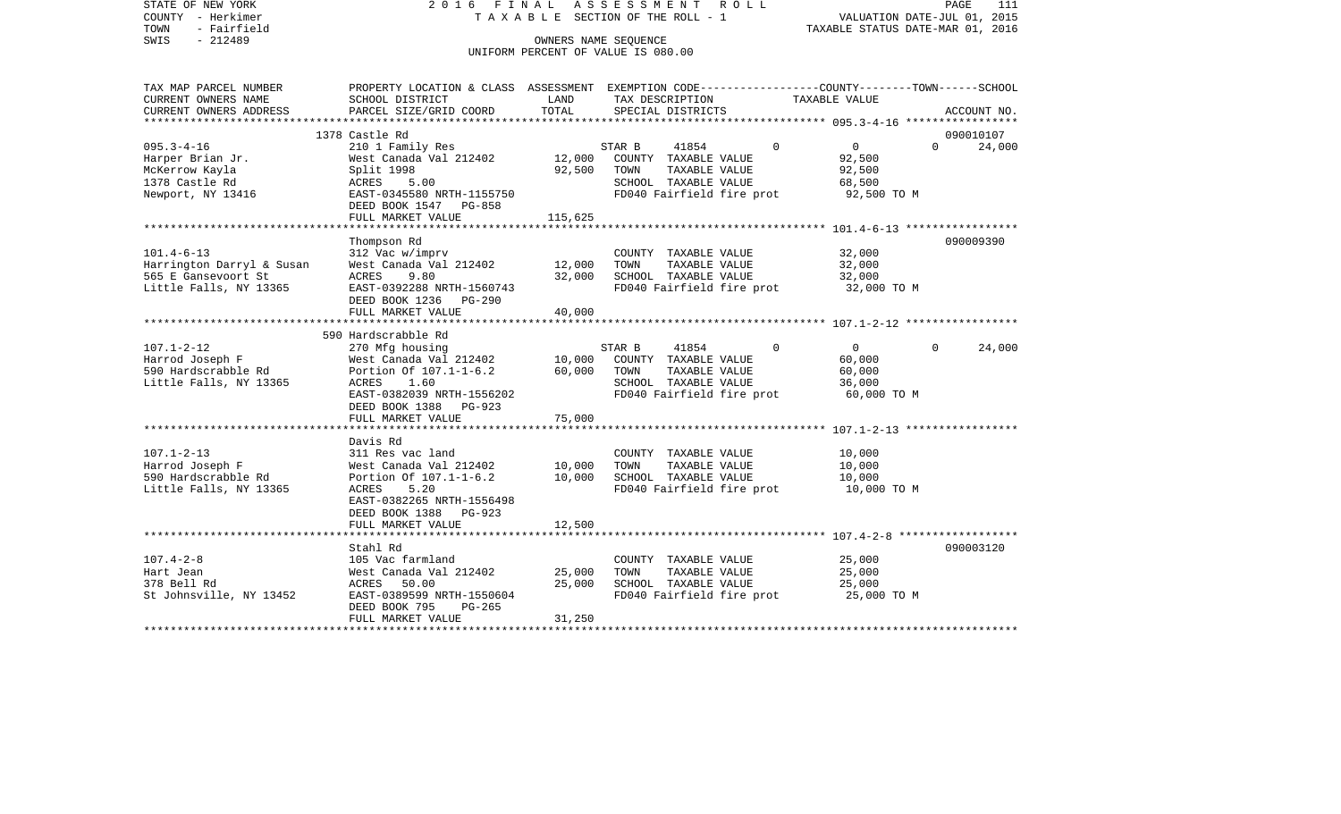STATE OF NEW YORK — 2016 FINAL ASSESSMENT ROLL
COUNTY - Herkimer — TAXABLE SECTION OF THE ROLL - 1 — VALUATION DATE-JUL 01, 2015
TOWN - Fairfield — TAXABLE STATUS DATE-MAR 01, 2016
SWIS - 212489 — OWNERS NAME SEQUENCE
UNIFORM PERCENT OF VALUE IS 080.00

| TAX MAP PARCEL NUMBER / CURRENT OWNERS NAME / CURRENT OWNERS ADDRESS | PROPERTY LOCATION & CLASS / SCHOOL DISTRICT / PARCEL SIZE/GRID COORD | ASSESSMENT LAND | TOTAL | EXEMPTION CODE / TAX DESCRIPTION / SPECIAL DISTRICTS | COUNTY | TOWN | SCHOOL / ACCOUNT NO. |
|---|---|---|---|---|---|---|---|
| **095.3-4-16** | 1378 Castle Rd | | | | | | 090010107 |
| Harper Brian Jr. | 210 1 Family Res | | | STAR B 41854 | 0 | 0 | 24,000 |
| McKerrow Kayla | West Canada Val 212402 | 12,000 | | COUNTY TAXABLE VALUE | 92,500 | | |
| 1378 Castle Rd | Split 1998 | | 92,500 | TOWN TAXABLE VALUE | | 92,500 | |
| Newport, NY 13416 | ACRES 5.00 | | | SCHOOL TAXABLE VALUE | | | 68,500 |
| | EAST-0345580 NRTH-1155750 | | | FD040 Fairfield fire prot | 92,500 TO M | | |
| | DEED BOOK 1547 PG-858 | | | | | | |
| | FULL MARKET VALUE | | 115,625 | | | | |
| **101.4-6-13** | Thompson Rd | | | | | | 090009390 |
| Harrington Darryl & Susan | 312 Vac w/imprv | | | COUNTY TAXABLE VALUE | 32,000 | | |
| 565 E Gansevoort St | West Canada Val 212402 | 12,000 | | TOWN TAXABLE VALUE | | 32,000 | |
| Little Falls, NY 13365 | ACRES 9.80 | | 32,000 | SCHOOL TAXABLE VALUE | | | 32,000 |
| | EAST-0392288 NRTH-1560743 | | | FD040 Fairfield fire prot | 32,000 TO M | | |
| | DEED BOOK 1236 PG-290 | | | | | | |
| | FULL MARKET VALUE | | 40,000 | | | | |
| **107.1-2-12** | 590 Hardscrabble Rd | | | | | | |
| Harrod Joseph F | 270 Mfg housing | | | STAR B 41854 | 0 | 0 | 24,000 |
| 590 Hardscrabble Rd | West Canada Val 212402 | 10,000 | | COUNTY TAXABLE VALUE | 60,000 | | |
| Little Falls, NY 13365 | Portion Of 107.1-1-6.2 | | 60,000 | TOWN TAXABLE VALUE | | 60,000 | |
| | ACRES 1.60 | | | SCHOOL TAXABLE VALUE | | | 36,000 |
| | EAST-0382039 NRTH-1556202 | | | FD040 Fairfield fire prot | 60,000 TO M | | |
| | DEED BOOK 1388 PG-923 | | | | | | |
| | FULL MARKET VALUE | | 75,000 | | | | |
| **107.1-2-13** | Davis Rd | | | | | | |
| Harrod Joseph F | 311 Res vac land | | | COUNTY TAXABLE VALUE | 10,000 | | |
| 590 Hardscrabble Rd | West Canada Val 212402 | 10,000 | | TOWN TAXABLE VALUE | | 10,000 | |
| Little Falls, NY 13365 | Portion Of 107.1-1-6.2 | | 10,000 | SCHOOL TAXABLE VALUE | | | 10,000 |
| | ACRES 5.20 | | | FD040 Fairfield fire prot | 10,000 TO M | | |
| | EAST-0382265 NRTH-1556498 | | | | | | |
| | DEED BOOK 1388 PG-923 | | | | | | |
| | FULL MARKET VALUE | | 12,500 | | | | |
| **107.4-2-8** | Stahl Rd | | | | | | 090003120 |
| Hart Jean | 105 Vac farmland | | | COUNTY TAXABLE VALUE | 25,000 | | |
| 378 Bell Rd | West Canada Val 212402 | 25,000 | | TOWN TAXABLE VALUE | | 25,000 | |
| St Johnsville, NY 13452 | ACRES 50.00 | | 25,000 | SCHOOL TAXABLE VALUE | | | 25,000 |
| | EAST-0389599 NRTH-1550604 | | | FD040 Fairfield fire prot | 25,000 TO M | | |
| | DEED BOOK 795 PG-265 | | | | | | |
| | FULL MARKET VALUE | | 31,250 | | | | |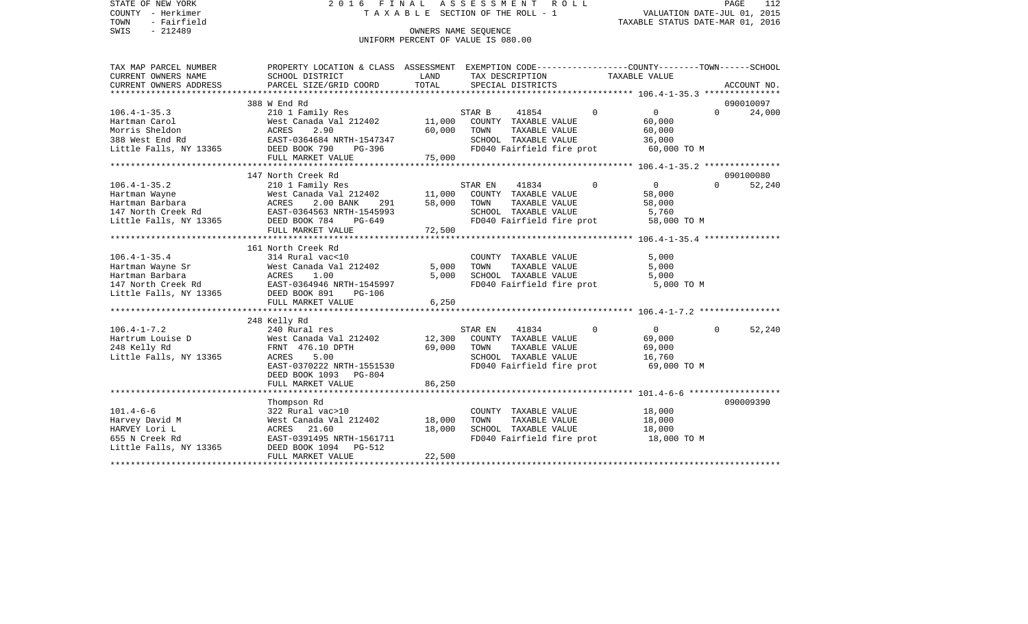STATE OF NEW YORK
COUNTY - Herkimer
TOWN - Fairfield
SWIS - 212489

2016 FINAL ASSESSMENT ROLL
TAXABLE SECTION OF THE ROLL - 1
OWNERS NAME SEQUENCE
UNIFORM PERCENT OF VALUE IS 080.00

VALUATION DATE-JUL 01, 2015
TAXABLE STATUS DATE-MAR 01, 2016

| TAX MAP PARCEL NUMBER / CURRENT OWNERS NAME / CURRENT OWNERS ADDRESS | PROPERTY LOCATION & CLASS / SCHOOL DISTRICT / PARCEL SIZE/GRID COORD | ASSESSMENT LAND | TOTAL | EXEMPTION CODE / TAX DESCRIPTION / SPECIAL DISTRICTS | COUNTY | TOWN | SCHOOL / TAXABLE VALUE | ACCOUNT NO. |
|---|---|---|---|---|---|---|---|---|
| **106.4-1-35.3** | 388 W End Rd | | | | | | | 090010097 |
| 106.4-1-35.3 | 210 1 Family Res | | | STAR B 41854 | 0 | 0 | 0 | 24,000 |
| Hartman Carol | West Canada Val 212402 | 11,000 | | COUNTY TAXABLE VALUE | | | 60,000 | |
| Morris Sheldon | ACRES 2.90 | | 60,000 | TOWN TAXABLE VALUE | | | 60,000 | |
| 388 West End Rd | EAST-0364684 NRTH-1547347 | | | SCHOOL TAXABLE VALUE | | | 36,000 | |
| Little Falls, NY 13365 | DEED BOOK 790 PG-396 | | | FD040 Fairfield fire prot | | | 60,000 TO M | |
| | FULL MARKET VALUE | | 75,000 | | | | | |
| **106.4-1-35.2** | 147 North Creek Rd | | | | | | | 090100080 |
| 106.4-1-35.2 | 210 1 Family Res | | | STAR EN 41834 | 0 | 0 | 0 | 52,240 |
| Hartman Wayne | West Canada Val 212402 | 11,000 | | COUNTY TAXABLE VALUE | | | 58,000 | |
| Hartman Barbara | ACRES 2.00 BANK 291 | | 58,000 | TOWN TAXABLE VALUE | | | 58,000 | |
| 147 North Creek Rd | EAST-0364563 NRTH-1545993 | | | SCHOOL TAXABLE VALUE | | | 5,760 | |
| Little Falls, NY 13365 | DEED BOOK 784 PG-649 | | | FD040 Fairfield fire prot | | | 58,000 TO M | |
| | FULL MARKET VALUE | | 72,500 | | | | | |
| **106.4-1-35.4** | 161 North Creek Rd | | | | | | | |
| 106.4-1-35.4 | 314 Rural vac<10 | | | COUNTY TAXABLE VALUE | | | 5,000 | |
| Hartman Wayne Sr | West Canada Val 212402 | 5,000 | | TOWN TAXABLE VALUE | | | 5,000 | |
| Hartman Barbara | ACRES 1.00 | | 5,000 | SCHOOL TAXABLE VALUE | | | 5,000 | |
| 147 North Creek Rd | EAST-0364946 NRTH-1545997 | | | FD040 Fairfield fire prot | | | 5,000 TO M | |
| Little Falls, NY 13365 | DEED BOOK 891 PG-106 | | | | | | | |
| | FULL MARKET VALUE | | 6,250 | | | | | |
| **106.4-1-7.2** | 248 Kelly Rd | | | | | | | |
| 106.4-1-7.2 | 240 Rural res | | | STAR EN 41834 | 0 | 0 | 0 | 52,240 |
| Hartrum Louise D | West Canada Val 212402 | 12,300 | | COUNTY TAXABLE VALUE | | | 69,000 | |
| 248 Kelly Rd | FRNT 476.10 DPTH | | 69,000 | TOWN TAXABLE VALUE | | | 69,000 | |
| Little Falls, NY 13365 | ACRES 5.00 | | | SCHOOL TAXABLE VALUE | | | 16,760 | |
| | EAST-0370222 NRTH-1551530 | | | FD040 Fairfield fire prot | | | 69,000 TO M | |
| | DEED BOOK 1093 PG-804 | | | | | | | |
| | FULL MARKET VALUE | | 86,250 | | | | | |
| **101.4-6-6** | Thompson Rd | | | | | | | 090009390 |
| 101.4-6-6 | 322 Rural vac>10 | | | COUNTY TAXABLE VALUE | | | 18,000 | |
| Harvey David M | West Canada Val 212402 | 18,000 | | TOWN TAXABLE VALUE | | | 18,000 | |
| HARVEY Lori L | ACRES 21.60 | | 18,000 | SCHOOL TAXABLE VALUE | | | 18,000 | |
| 655 N Creek Rd | EAST-0391495 NRTH-1561711 | | | FD040 Fairfield fire prot | | | 18,000 TO M | |
| Little Falls, NY 13365 | DEED BOOK 1094 PG-512 | | | | | | | |
| | FULL MARKET VALUE | | 22,500 | | | | | |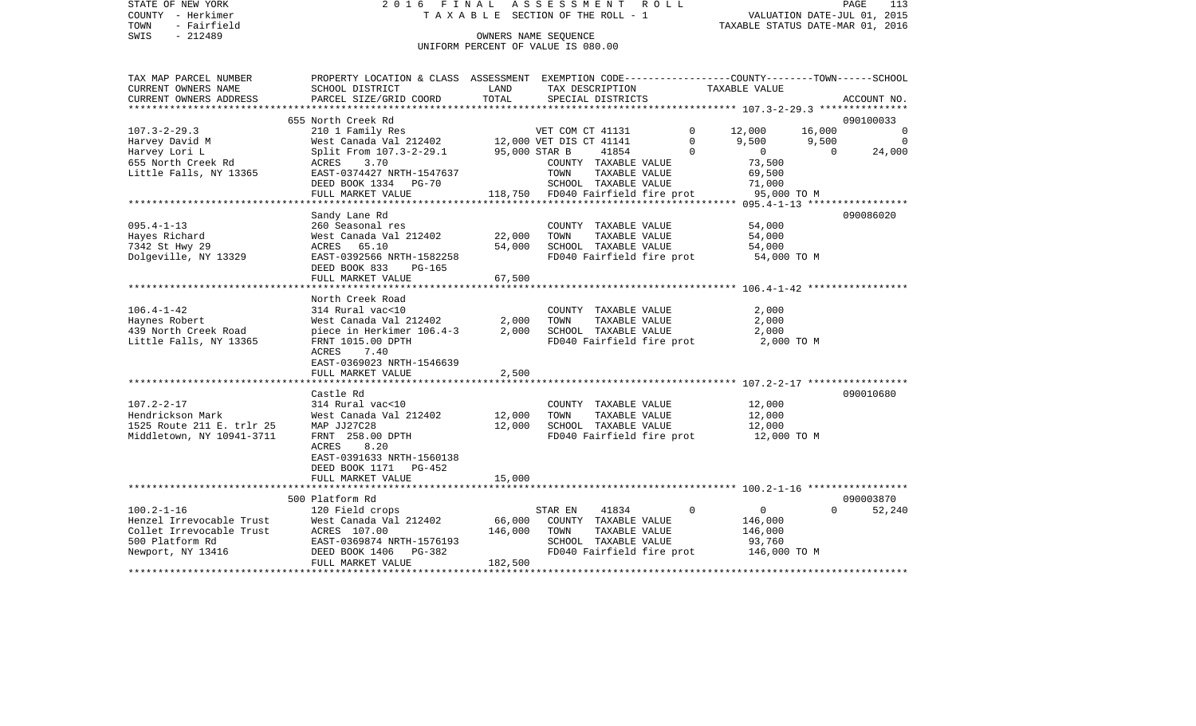STATE OF NEW YORK 2016 FINAL ASSESSMENT ROLL
COUNTY - Herkimer TAXABLE SECTION OF THE ROLL - 1 VALUATION DATE-JUL 01, 2015
TOWN - Fairfield TAXABLE STATUS DATE-MAR 01, 2016
SWIS - 212489 OWNERS NAME SEQUENCE
UNIFORM PERCENT OF VALUE IS 080.00

| TAX MAP PARCEL NUMBER / CURRENT OWNERS NAME / CURRENT OWNERS ADDRESS | PROPERTY LOCATION & CLASS / SCHOOL DISTRICT / PARCEL SIZE/GRID COORD | ASSESSMENT LAND / TOTAL | EXEMPTION CODE / TAX DESCRIPTION / SPECIAL DISTRICTS | COUNTY | TOWN | SCHOOL | ACCOUNT NO. |
|---|---|---|---|---|---|---|---|
| 107.3-2-29.3 | 655 North Creek Rd | | | | | | 090100033 |
| Harvey David M | 210 1 Family Res | | VET COM CT 41131 0 | 12,000 | 16,000 | 0 | |
| Harvey Lori L | West Canada Val 212402 | 12,000 | VET DIS CT 41141 0 | 9,500 | 9,500 | 0 | |
| 655 North Creek Rd | Split From 107.3-2-29.1 | 95,000 | STAR B 41854 0 | 0 | 0 | 24,000 | |
| Little Falls, NY 13365 | ACRES 3.70 | | COUNTY TAXABLE VALUE | 73,500 | | | |
| | EAST-0374427 NRTH-1547637 | | TOWN TAXABLE VALUE | | 69,500 | | |
| | DEED BOOK 1334 PG-70 | | SCHOOL TAXABLE VALUE | | | 71,000 | |
| | FULL MARKET VALUE | 118,750 | FD040 Fairfield fire prot | 95,000 TO M | | | |
| 095.4-1-13 | Sandy Lane Rd | | | | | | 090086020 |
| Hayes Richard | 260 Seasonal res | | COUNTY TAXABLE VALUE | 54,000 | | | |
| 7342 St Hwy 29 | West Canada Val 212402 | 22,000 | TOWN TAXABLE VALUE | | 54,000 | | |
| Dolgeville, NY 13329 | ACRES 65.10 | 54,000 | SCHOOL TAXABLE VALUE | | | 54,000 | |
| | EAST-0392566 NRTH-1582258 | | FD040 Fairfield fire prot | 54,000 TO M | | | |
| | DEED BOOK 833 PG-165 | | | | | | |
| | FULL MARKET VALUE | 67,500 | | | | | |
| 106.4-1-42 | North Creek Road | | | | | | |
| Haynes Robert | 314 Rural vac<10 | | COUNTY TAXABLE VALUE | 2,000 | | | |
| 439 North Creek Road | West Canada Val 212402 | 2,000 | TOWN TAXABLE VALUE | | 2,000 | | |
| Little Falls, NY 13365 | piece in Herkimer 106.4-3 | 2,000 | SCHOOL TAXABLE VALUE | | | 2,000 | |
| | FRNT 1015.00 DPTH | | FD040 Fairfield fire prot | 2,000 TO M | | | |
| | ACRES 7.40 | | | | | | |
| | EAST-0369023 NRTH-1546639 | | | | | | |
| | FULL MARKET VALUE | 2,500 | | | | | |
| 107.2-2-17 | Castle Rd | | | | | | 090010680 |
| Hendrickson Mark | 314 Rural vac<10 | | COUNTY TAXABLE VALUE | 12,000 | | | |
| 1525 Route 211 E. trlr 25 | West Canada Val 212402 | 12,000 | TOWN TAXABLE VALUE | | 12,000 | | |
| Middletown, NY 10941-3711 | MAP JJ27C28 | 12,000 | SCHOOL TAXABLE VALUE | | | 12,000 | |
| | FRNT 258.00 DPTH | | FD040 Fairfield fire prot | 12,000 TO M | | | |
| | ACRES 8.20 | | | | | | |
| | EAST-0391633 NRTH-1560138 | | | | | | |
| | DEED BOOK 1171 PG-452 | | | | | | |
| | FULL MARKET VALUE | 15,000 | | | | | |
| 100.2-1-16 | 500 Platform Rd | | | | | | 090003870 |
| Henzel Irrevocable Trust | 120 Field crops | | STAR EN 41834 0 | 0 | 0 | 52,240 | |
| Collet Irrevocable Trust | West Canada Val 212402 | 66,000 | COUNTY TAXABLE VALUE | 146,000 | | | |
| 500 Platform Rd | ACRES 107.00 | 146,000 | TOWN TAXABLE VALUE | | 146,000 | | |
| Newport, NY 13416 | EAST-0369874 NRTH-1576193 | | SCHOOL TAXABLE VALUE | | | 93,760 | |
| | DEED BOOK 1406 PG-382 | | FD040 Fairfield fire prot | 146,000 TO M | | | |
| | FULL MARKET VALUE | 182,500 | | | | | |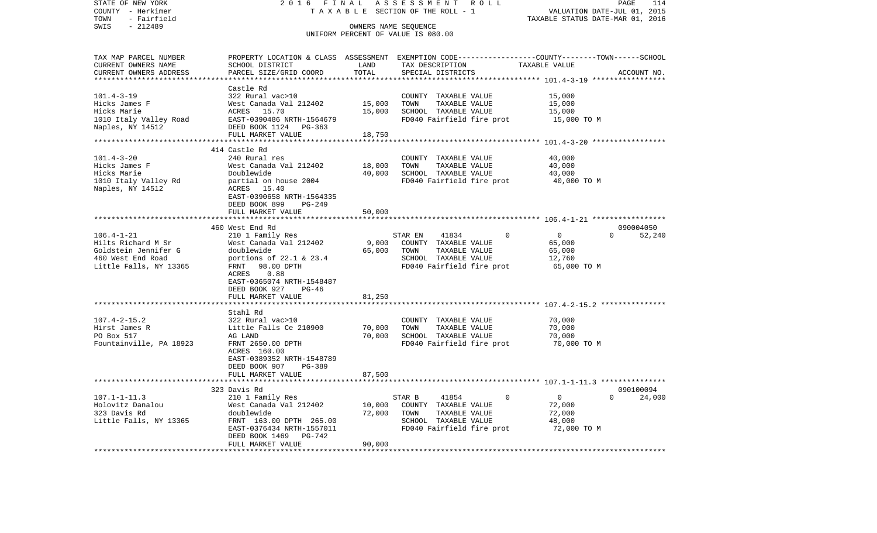STATE OF NEW YORK &nbsp;&nbsp;&nbsp;&nbsp; 2016 FINAL ASSESSMENT ROLL
COUNTY - Herkimer &nbsp;&nbsp;&nbsp;&nbsp; TAXABLE SECTION OF THE ROLL - 1 &nbsp;&nbsp;&nbsp;&nbsp; VALUATION DATE-JUL 01, 2015
TOWN - Fairfield &nbsp;&nbsp;&nbsp;&nbsp; TAXABLE STATUS DATE-MAR 01, 2016
SWIS - 212489 &nbsp;&nbsp;&nbsp;&nbsp; OWNERS NAME SEQUENCE
UNIFORM PERCENT OF VALUE IS 080.00

| TAX MAP PARCEL NUMBER<br>CURRENT OWNERS NAME<br>CURRENT OWNERS ADDRESS | PROPERTY LOCATION & CLASS<br>SCHOOL DISTRICT<br>PARCEL SIZE/GRID COORD | ASSESSMENT<br>LAND<br>TOTAL | EXEMPTION CODE-----COUNTY-----TOWN------SCHOOL<br>TAX DESCRIPTION<br>SPECIAL DISTRICTS | TAXABLE VALUE | ACCOUNT NO. |
|---|---|---|---|---|---|
| 101.4-3-19<br>Hicks James F<br>Hicks Marie<br>1010 Italy Valley Road<br>Naples, NY 14512 | Castle Rd<br>322 Rural vac>10<br>West Canada Val 212402<br>ACRES 15.70<br>EAST-0390486 NRTH-1564679<br>DEED BOOK 1124 PG-363<br>FULL MARKET VALUE | <br><br>15,000<br>15,000<br><br><br>18,750 | COUNTY TAXABLE VALUE<br>TOWN TAXABLE VALUE<br>SCHOOL TAXABLE VALUE<br>FD040 Fairfield fire prot | 15,000<br>15,000<br>15,000<br>15,000 TO M | |
| 101.4-3-20<br>Hicks James F<br>Hicks Marie<br>1010 Italy Valley Rd<br>Naples, NY 14512 | 414 Castle Rd<br>240 Rural res<br>West Canada Val 212402<br>Doublewide<br>partial on house 2004<br>ACRES 15.40<br>EAST-0390658 NRTH-1564335<br>DEED BOOK 899 PG-249<br>FULL MARKET VALUE | <br><br>18,000<br>40,000<br><br><br><br><br>50,000 | COUNTY TAXABLE VALUE<br>TOWN TAXABLE VALUE<br>SCHOOL TAXABLE VALUE<br>FD040 Fairfield fire prot | 40,000<br>40,000<br>40,000<br>40,000 TO M | |
| 106.4-1-21<br>Hilts Richard M Sr<br>Goldstein Jennifer G<br>460 West End Road<br>Little Falls, NY 13365 | 460 West End Rd<br>210 1 Family Res<br>West Canada Val 212402<br>doublewide<br>portions of 22.1 & 23.4<br>FRNT 98.00 DPTH<br>ACRES 0.88<br>EAST-0365074 NRTH-1548487<br>DEED BOOK 927 PG-46<br>FULL MARKET VALUE | <br><br>9,000<br>65,000<br><br><br><br><br><br>81,250 | STAR EN 41834 0<br>COUNTY TAXABLE VALUE<br>TOWN TAXABLE VALUE<br>SCHOOL TAXABLE VALUE<br>FD040 Fairfield fire prot | 0 0 52,240<br>65,000<br>65,000<br>12,760<br>65,000 TO M | 090004050 |
| 107.4-2-15.2<br>Hirst James R<br>PO Box 517<br>Fountainville, PA 18923 | Stahl Rd<br>322 Rural vac>10<br>Little Falls Ce 210900<br>AG LAND<br>FRNT 2650.00 DPTH<br>ACRES 160.00<br>EAST-0389352 NRTH-1548789<br>DEED BOOK 907 PG-389<br>FULL MARKET VALUE | <br><br>70,000<br>70,000<br><br><br><br><br>87,500 | COUNTY TAXABLE VALUE<br>TOWN TAXABLE VALUE<br>SCHOOL TAXABLE VALUE<br>FD040 Fairfield fire prot | 70,000<br>70,000<br>70,000<br>70,000 TO M | |
| 107.1-1-11.3<br>Holovitz Danalou<br>323 Davis Rd<br>Little Falls, NY 13365 | 323 Davis Rd<br>210 1 Family Res<br>West Canada Val 212402<br>doublewide<br>FRNT 163.00 DPTH 265.00<br>EAST-0376434 NRTH-1557011<br>DEED BOOK 1469 PG-742<br>FULL MARKET VALUE | <br><br>10,000<br>72,000<br><br><br><br>90,000 | STAR B 41854 0<br>COUNTY TAXABLE VALUE<br>TOWN TAXABLE VALUE<br>SCHOOL TAXABLE VALUE<br>FD040 Fairfield fire prot | 0 0 24,000<br>72,000<br>72,000<br>48,000<br>72,000 TO M | 090100094 |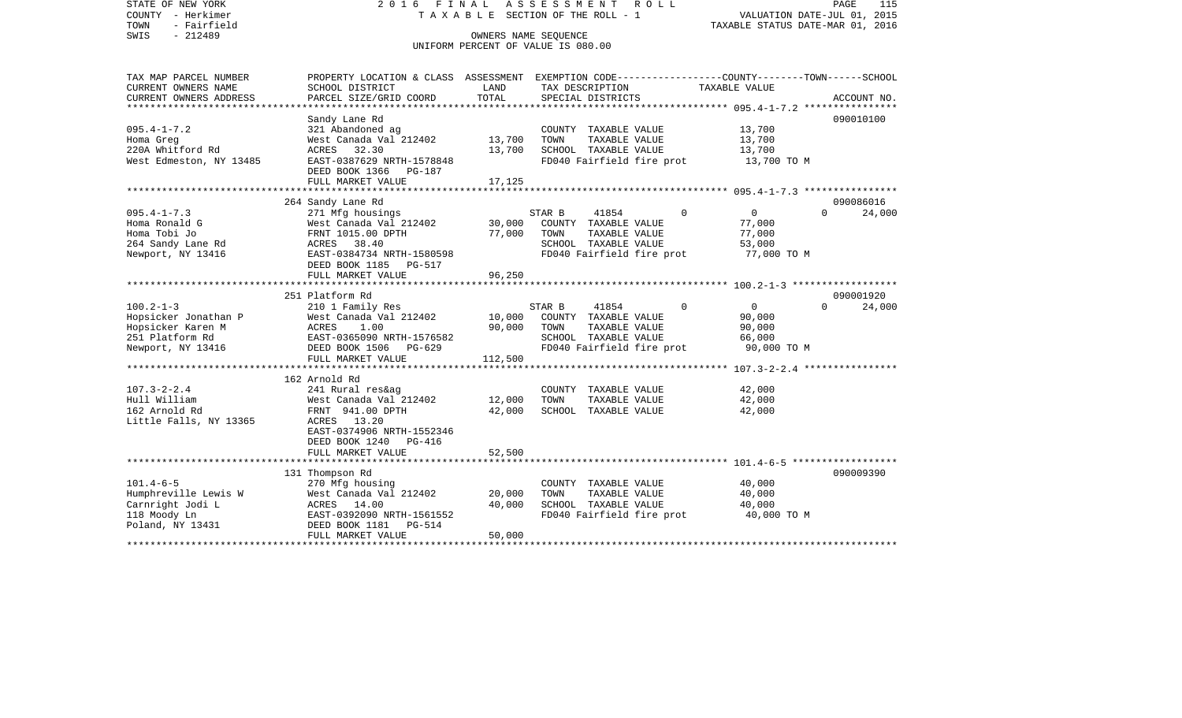STATE OF NEW YORK
COUNTY - Herkimer
TOWN - Fairfield
SWIS - 212489

2 0 1 6 F I N A L A S S E S S M E N T R O L L
T A X A B L E SECTION OF THE ROLL - 1
OWNERS NAME SEQUENCE
UNIFORM PERCENT OF VALUE IS 080.00

VALUATION DATE-JUL 01, 2015
TAXABLE STATUS DATE-MAR 01, 2016

| TAX MAP PARCEL NUMBER<br>CURRENT OWNERS NAME<br>CURRENT OWNERS ADDRESS | PROPERTY LOCATION & CLASS<br>SCHOOL DISTRICT<br>PARCEL SIZE/GRID COORD | ASSESSMENT LAND | TOTAL | EXEMPTION CODE / TAX DESCRIPTION / SPECIAL DISTRICTS | COUNTY / TOWN / SCHOOL TAXABLE VALUE | ACCOUNT NO. |
|---|---|---|---|---|---|---|
| 095.4-1-7.2 | Sandy Lane Rd | | | | | 090010100 |
| Homa Greg | 321 Abandoned ag | | | COUNTY TAXABLE VALUE | 13,700 | |
| 220A Whitford Rd | West Canada Val 212402 | 13,700 | 13,700 | TOWN TAXABLE VALUE | 13,700 | |
| West Edmeston, NY 13485 | ACRES 32.30 | | | SCHOOL TAXABLE VALUE | 13,700 | |
| | EAST-0387629 NRTH-1578848 | | | FD040 Fairfield fire prot | 13,700 TO M | |
| | DEED BOOK 1366 PG-187 | | | | | |
| | FULL MARKET VALUE | | 17,125 | | | |
| 095.4-1-7.3 | 264 Sandy Lane Rd | | | | | 090086016 |
| Homa Ronald G | 271 Mfg housings | | | STAR B 41854 0 | 0 0 24,000 | |
| Homa Tobi Jo | West Canada Val 212402 | 30,000 | 77,000 | COUNTY TAXABLE VALUE | 77,000 | |
| 264 Sandy Lane Rd | FRNT 1015.00 DPTH | | | TOWN TAXABLE VALUE | 77,000 | |
| Newport, NY 13416 | ACRES 38.40 | | | SCHOOL TAXABLE VALUE | 53,000 | |
| | EAST-0384734 NRTH-1580598 | | | FD040 Fairfield fire prot | 77,000 TO M | |
| | DEED BOOK 1185 PG-517 | | | | | |
| | FULL MARKET VALUE | | 96,250 | | | |
| 100.2-1-3 | 251 Platform Rd | | | | | 090001920 |
| Hopsicker Jonathan P | 210 1 Family Res | | | STAR B 41854 0 | 0 0 24,000 | |
| Hopsicker Karen M | West Canada Val 212402 | 10,000 | 90,000 | COUNTY TAXABLE VALUE | 90,000 | |
| 251 Platform Rd | ACRES 1.00 | | | TOWN TAXABLE VALUE | 90,000 | |
| Newport, NY 13416 | EAST-0365090 NRTH-1576582 | | | SCHOOL TAXABLE VALUE | 66,000 | |
| | DEED BOOK 1506 PG-629 | | | FD040 Fairfield fire prot | 90,000 TO M | |
| | FULL MARKET VALUE | | 112,500 | | | |
| 107.3-2-2.4 | 162 Arnold Rd | | | | | |
| Hull William | 241 Rural res&ag | | | COUNTY TAXABLE VALUE | 42,000 | |
| 162 Arnold Rd | West Canada Val 212402 | 12,000 | 42,000 | TOWN TAXABLE VALUE | 42,000 | |
| Little Falls, NY 13365 | FRNT 941.00 DPTH | | | SCHOOL TAXABLE VALUE | 42,000 | |
| | ACRES 13.20 | | | | | |
| | EAST-0374906 NRTH-1552346 | | | | | |
| | DEED BOOK 1240 PG-416 | | | | | |
| | FULL MARKET VALUE | | 52,500 | | | |
| 101.4-6-5 | 131 Thompson Rd | | | | | 090009390 |
| Humphreville Lewis W | 270 Mfg housing | | | COUNTY TAXABLE VALUE | 40,000 | |
| Carnright Jodi L | West Canada Val 212402 | 20,000 | 40,000 | TOWN TAXABLE VALUE | 40,000 | |
| 118 Moody Ln | ACRES 14.00 | | | SCHOOL TAXABLE VALUE | 40,000 | |
| Poland, NY 13431 | EAST-0392090 NRTH-1561552 | | | FD040 Fairfield fire prot | 40,000 TO M | |
| | DEED BOOK 1181 PG-514 | | | | | |
| | FULL MARKET VALUE | | 50,000 | | | |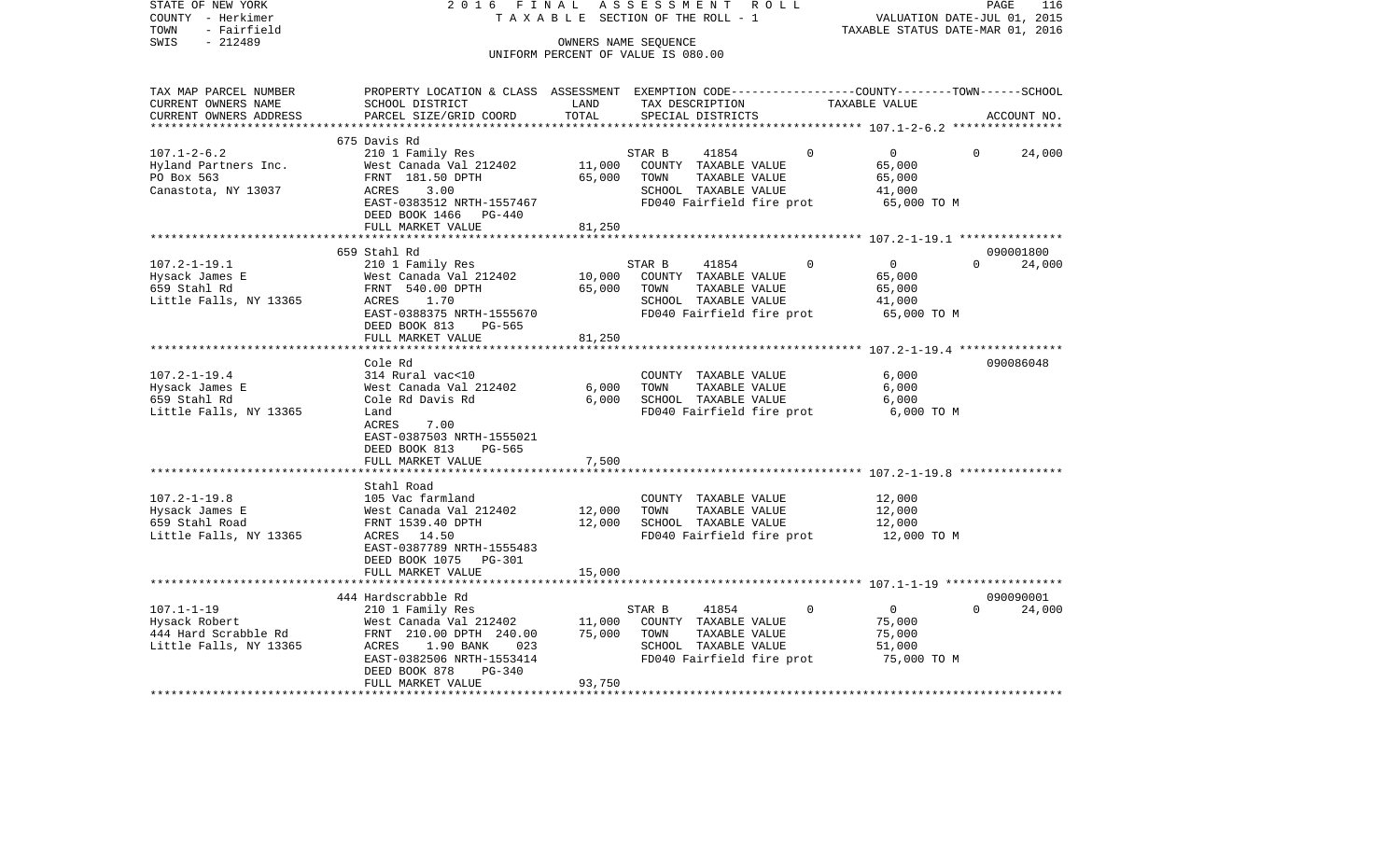STATE OF NEW YORK
COUNTY - Herkimer
TOWN - Fairfield
SWIS - 212489

2016 FINAL ASSESSMENT ROLL
TAXABLE SECTION OF THE ROLL - 1
OWNERS NAME SEQUENCE
UNIFORM PERCENT OF VALUE IS 080.00

VALUATION DATE-JUL 01, 2015
TAXABLE STATUS DATE-MAR 01, 2016

| TAX MAP PARCEL NUMBER / CURRENT OWNERS NAME / CURRENT OWNERS ADDRESS | PROPERTY LOCATION & CLASS / SCHOOL DISTRICT / PARCEL SIZE/GRID COORD | ASSESSMENT LAND / TOTAL | EXEMPTION CODE / TAX DESCRIPTION / SPECIAL DISTRICTS | COUNTY | TOWN | SCHOOL | TAXABLE VALUE | ACCOUNT NO. |
|---|---|---|---|---|---|---|---|---|
| **107.1-2-6.2** | 675 Davis Rd | | | | | | | |
| 107.1-2-6.2 | 210 1 Family Res | | STAR B 41854 | 0 | 0 | 24,000 | | |
| Hyland Partners Inc. | West Canada Val 212402 | 11,000 | COUNTY TAXABLE VALUE | | | | 65,000 | |
| PO Box 563 | FRNT 181.50 DPTH | 65,000 | TOWN TAXABLE VALUE | | | | 65,000 | |
| Canastota, NY 13037 | ACRES 3.00 | | SCHOOL TAXABLE VALUE | | | | 41,000 | |
| | EAST-0383512 NRTH-1557467 | | FD040 Fairfield fire prot | | | | 65,000 TO M | |
| | DEED BOOK 1466 PG-440 | | | | | | | |
| | FULL MARKET VALUE | 81,250 | | | | | | |
| **107.2-1-19.1** | 659 Stahl Rd | | | | | | | 090001800 |
| 107.2-1-19.1 | 210 1 Family Res | | STAR B 41854 | 0 | 0 | 24,000 | | |
| Hysack James E | West Canada Val 212402 | 10,000 | COUNTY TAXABLE VALUE | | | | 65,000 | |
| 659 Stahl Rd | FRNT 540.00 DPTH | 65,000 | TOWN TAXABLE VALUE | | | | 65,000 | |
| Little Falls, NY 13365 | ACRES 1.70 | | SCHOOL TAXABLE VALUE | | | | 41,000 | |
| | EAST-0388375 NRTH-1555670 | | FD040 Fairfield fire prot | | | | 65,000 TO M | |
| | DEED BOOK 813 PG-565 | | | | | | | |
| | FULL MARKET VALUE | 81,250 | | | | | | |
| **107.2-1-19.4** | Cole Rd | | | | | | | 090086048 |
| 107.2-1-19.4 | 314 Rural vac<10 | | COUNTY TAXABLE VALUE | | | | 6,000 | |
| Hysack James E | West Canada Val 212402 | 6,000 | TOWN TAXABLE VALUE | | | | 6,000 | |
| 659 Stahl Rd | Cole Rd Davis Rd | 6,000 | SCHOOL TAXABLE VALUE | | | | 6,000 | |
| Little Falls, NY 13365 | Land | | FD040 Fairfield fire prot | | | | 6,000 TO M | |
| | ACRES 7.00 | | | | | | | |
| | EAST-0387503 NRTH-1555021 | | | | | | | |
| | DEED BOOK 813 PG-565 | | | | | | | |
| | FULL MARKET VALUE | 7,500 | | | | | | |
| **107.2-1-19.8** | Stahl Road | | | | | | | |
| 107.2-1-19.8 | 105 Vac farmland | | COUNTY TAXABLE VALUE | | | | 12,000 | |
| Hysack James E | West Canada Val 212402 | 12,000 | TOWN TAXABLE VALUE | | | | 12,000 | |
| 659 Stahl Road | FRNT 1539.40 DPTH | 12,000 | SCHOOL TAXABLE VALUE | | | | 12,000 | |
| Little Falls, NY 13365 | ACRES 14.50 | | FD040 Fairfield fire prot | | | | 12,000 TO M | |
| | EAST-0387789 NRTH-1555483 | | | | | | | |
| | DEED BOOK 1075 PG-301 | | | | | | | |
| | FULL MARKET VALUE | 15,000 | | | | | | |
| **107.1-1-19** | 444 Hardscrabble Rd | | | | | | | 090090001 |
| 107.1-1-19 | 210 1 Family Res | | STAR B 41854 | 0 | 0 | 24,000 | | |
| Hysack Robert | West Canada Val 212402 | 11,000 | COUNTY TAXABLE VALUE | | | | 75,000 | |
| 444 Hard Scrabble Rd | FRNT 210.00 DPTH 240.00 | 75,000 | TOWN TAXABLE VALUE | | | | 75,000 | |
| Little Falls, NY 13365 | ACRES 1.90 BANK 023 | | SCHOOL TAXABLE VALUE | | | | 51,000 | |
| | EAST-0382506 NRTH-1553414 | | FD040 Fairfield fire prot | | | | 75,000 TO M | |
| | DEED BOOK 878 PG-340 | | | | | | | |
| | FULL MARKET VALUE | 93,750 | | | | | | |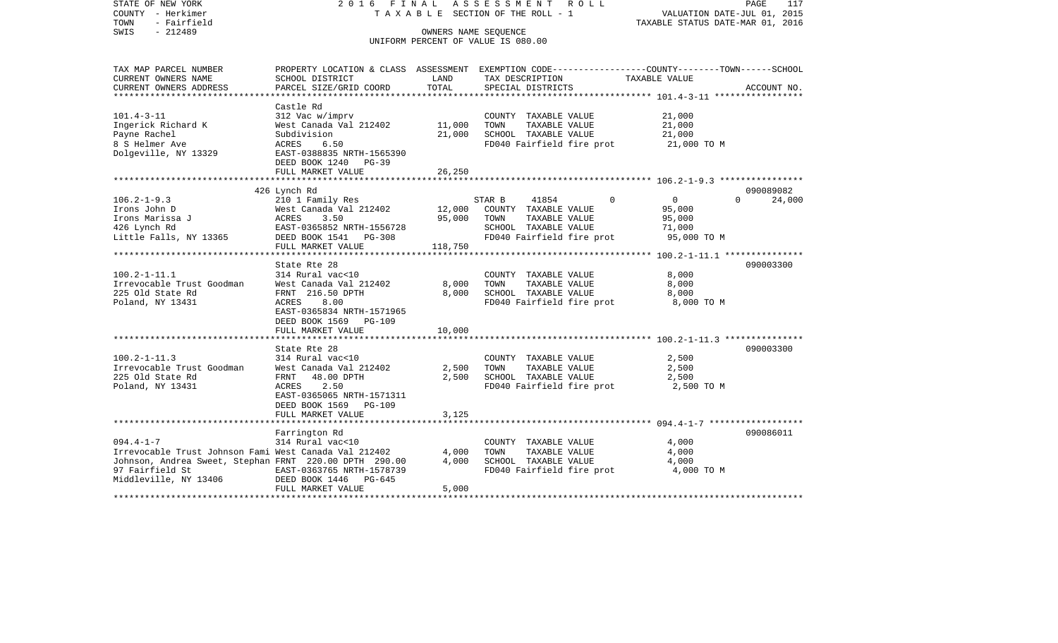STATE OF NEW YORK  2016 FINAL ASSESSMENT ROLL
COUNTY - Herkimer  TAXABLE SECTION OF THE ROLL - 1  VALUATION DATE-JUL 01, 2015
TOWN - Fairfield  TAXABLE STATUS DATE-MAR 01, 2016
SWIS - 212489  OWNERS NAME SEQUENCE
UNIFORM PERCENT OF VALUE IS 080.00

| TAX MAP PARCEL NUMBER<br>CURRENT OWNERS NAME<br>CURRENT OWNERS ADDRESS | PROPERTY LOCATION & CLASS<br>SCHOOL DISTRICT<br>PARCEL SIZE/GRID COORD | ASSESSMENT<br>LAND<br>TOTAL | EXEMPTION CODE-----COUNTY-----TOWN-----SCHOOL<br>TAX DESCRIPTION<br>SPECIAL DISTRICTS | TAXABLE VALUE | ACCOUNT NO. |
|---|---|---|---|---|---|
| **101.4-3-11** | Castle Rd | | | | |
| 101.4-3-11 | 312 Vac w/imprv | | COUNTY TAXABLE VALUE | 21,000 | |
| Ingerick Richard K | West Canada Val 212402 | 11,000 | TOWN TAXABLE VALUE | 21,000 | |
| Payne Rachel | Subdivision | 21,000 | SCHOOL TAXABLE VALUE | 21,000 | |
| 8 S Helmer Ave | ACRES 6.50 | | FD040 Fairfield fire prot | 21,000 TO M | |
| Dolgeville, NY 13329 | EAST-0388835 NRTH-1565390 | | | | |
| | DEED BOOK 1240 PG-39 | | | | |
| | FULL MARKET VALUE | 26,250 | | | |
| **106.2-1-9.3** | 426 Lynch Rd | | | | 090089082 |
| 106.2-1-9.3 | 210 1 Family Res | | STAR B 41854 0 | 0 0 | 24,000 |
| Irons John D | West Canada Val 212402 | 12,000 | COUNTY TAXABLE VALUE | 95,000 | |
| Irons Marissa J | ACRES 3.50 | 95,000 | TOWN TAXABLE VALUE | 95,000 | |
| 426 Lynch Rd | EAST-0365852 NRTH-1556728 | | SCHOOL TAXABLE VALUE | 71,000 | |
| Little Falls, NY 13365 | DEED BOOK 1541 PG-308 | | FD040 Fairfield fire prot | 95,000 TO M | |
| | FULL MARKET VALUE | 118,750 | | | |
| **100.2-1-11.1** | State Rte 28 | | | | 090003300 |
| 100.2-1-11.1 | 314 Rural vac<10 | | COUNTY TAXABLE VALUE | 8,000 | |
| Irrevocable Trust Goodman | West Canada Val 212402 | 8,000 | TOWN TAXABLE VALUE | 8,000 | |
| 225 Old State Rd | FRNT 216.50 DPTH | 8,000 | SCHOOL TAXABLE VALUE | 8,000 | |
| Poland, NY 13431 | ACRES 8.00 | | FD040 Fairfield fire prot | 8,000 TO M | |
| | EAST-0365834 NRTH-1571965 | | | | |
| | DEED BOOK 1569 PG-109 | | | | |
| | FULL MARKET VALUE | 10,000 | | | |
| **100.2-1-11.3** | State Rte 28 | | | | 090003300 |
| 100.2-1-11.3 | 314 Rural vac<10 | | COUNTY TAXABLE VALUE | 2,500 | |
| Irrevocable Trust Goodman | West Canada Val 212402 | 2,500 | TOWN TAXABLE VALUE | 2,500 | |
| 225 Old State Rd | FRNT 48.00 DPTH | 2,500 | SCHOOL TAXABLE VALUE | 2,500 | |
| Poland, NY 13431 | ACRES 2.50 | | FD040 Fairfield fire prot | 2,500 TO M | |
| | EAST-0365065 NRTH-1571311 | | | | |
| | DEED BOOK 1569 PG-109 | | | | |
| | FULL MARKET VALUE | 3,125 | | | |
| **094.4-1-7** | Farrington Rd | | | | 090086011 |
| 094.4-1-7 | 314 Rural vac<10 | | COUNTY TAXABLE VALUE | 4,000 | |
| Irrevocable Trust Johnson Fami | West Canada Val 212402 | 4,000 | TOWN TAXABLE VALUE | 4,000 | |
| Johnson, Andrea Sweet, Stephan | FRNT 220.00 DPTH 290.00 | 4,000 | SCHOOL TAXABLE VALUE | 4,000 | |
| 97 Fairfield St | EAST-0363765 NRTH-1578739 | | FD040 Fairfield fire prot | 4,000 TO M | |
| Middleville, NY 13406 | DEED BOOK 1446 PG-645 | | | | |
| | FULL MARKET VALUE | 5,000 | | | |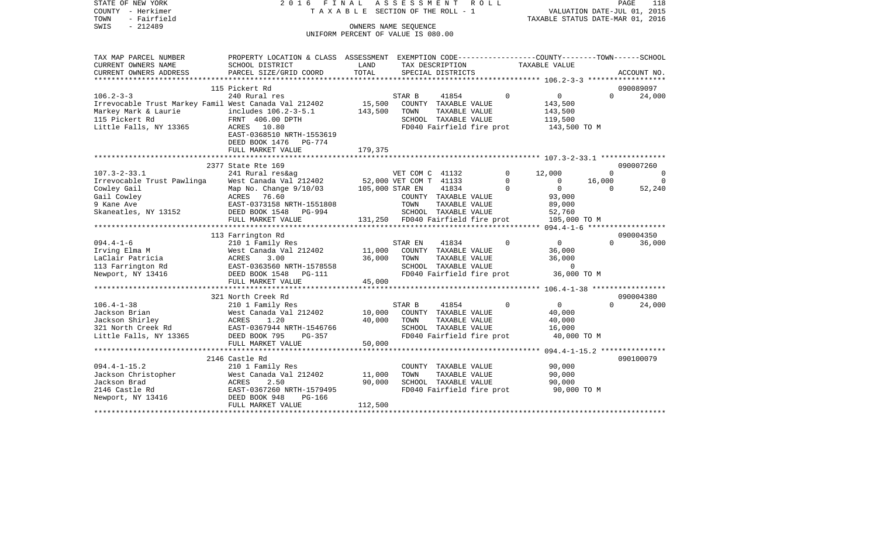STATE OF NEW YORK
COUNTY - Herkimer
TOWN - Fairfield
SWIS - 212489

2 0 1 6 F I N A L A S S E S S M E N T R O L L
T A X A B L E SECTION OF THE ROLL - 1
OWNERS NAME SEQUENCE
UNIFORM PERCENT OF VALUE IS 080.00

VALUATION DATE-JUL 01, 2015
TAXABLE STATUS DATE-MAR 01, 2016

```
TAX MAP PARCEL NUMBER     PROPERTY LOCATION & CLASS  ASSESSMENT  EXEMPTION CODE-----------------COUNTY--------TOWN------SCHOOL
CURRENT OWNERS NAME       SCHOOL DISTRICT               LAND      TAX DESCRIPTION            TAXABLE VALUE
CURRENT OWNERS ADDRESS    PARCEL SIZE/GRID COORD        TOTAL     SPECIAL DISTRICTS                                  ACCOUNT NO.
*********************************************************************************************** 106.2-3-3 ******************
                          115 Pickert Rd                                                                          090089097
106.2-3-3                 240 Rural res                           STAR B      41854         0          0           0      24,000
Irrevocable Trust Markey Famil West Canada Val 212402     15,500   COUNTY  TAXABLE VALUE             143,500
Markey Mark & Laurie      includes 106.2-3-5.1          143,500   TOWN    TAXABLE VALUE             143,500
115 Pickert Rd            FRNT  406.00 DPTH                       SCHOOL  TAXABLE VALUE             119,500
Little Falls, NY 13365    ACRES   10.80                           FD040 Fairfield fire prot          143,500 TO M
                          EAST-0368510 NRTH-1553619
                          DEED BOOK 1476   PG-774
                          FULL MARKET VALUE            179,375
*********************************************************************************************** 107.3-2-33.1 ***************
                          2377 State Rte 169                                                                      090007260
107.3-2-33.1              241 Rural res&ag                        VET COM C   41132         0     12,000           0           0
Irrevocable Trust Pawlinga West Canada Val 212402     52,000 VET COM T   41133         0          0      16,000           0
Cowley Gail               Map No. Change 9/10/03        105,000 STAR EN     41834         0          0           0      52,240
Gail Cowley               ACRES   76.60                           COUNTY  TAXABLE VALUE              93,000
9 Kane Ave                EAST-0373158 NRTH-1551808               TOWN    TAXABLE VALUE              89,000
Skaneatles, NY 13152      DEED BOOK 1548   PG-994                 SCHOOL  TAXABLE VALUE              52,760
                          FULL MARKET VALUE            131,250   FD040 Fairfield fire prot          105,000 TO M
*********************************************************************************************** 094.4-1-6 ******************
                          113 Farrington Rd                                                                       090004350
094.4-1-6                 210 1 Family Res                        STAR EN     41834         0          0           0      36,000
Irving Elma M             West Canada Val 212402      11,000   COUNTY  TAXABLE VALUE              36,000
LaClair Patricia          ACRES    3.00                  36,000   TOWN    TAXABLE VALUE              36,000
113 Farrington Rd         EAST-0363560 NRTH-1578558               SCHOOL  TAXABLE VALUE                   0
Newport, NY 13416         DEED BOOK 1548   PG-111                 FD040 Fairfield fire prot           36,000 TO M
                          FULL MARKET VALUE             45,000
*********************************************************************************************** 106.4-1-38 *****************
                          321 North Creek Rd                                                                      090004380
106.4-1-38                210 1 Family Res                        STAR B      41854         0          0           0      24,000
Jackson Brian             West Canada Val 212402      10,000   COUNTY  TAXABLE VALUE              40,000
Jackson Shirley           ACRES    1.20                  40,000   TOWN    TAXABLE VALUE              40,000
321 North Creek Rd        EAST-0367944 NRTH-1546766               SCHOOL  TAXABLE VALUE              16,000
Little Falls, NY 13365    DEED BOOK 795    PG-357                 FD040 Fairfield fire prot           40,000 TO M
                          FULL MARKET VALUE             50,000
*********************************************************************************************** 094.4-1-15.2 ***************
                          2146 Castle Rd                                                                          090100079
094.4-1-15.2              210 1 Family Res                        COUNTY  TAXABLE VALUE              90,000
Jackson Christopher       West Canada Val 212402      11,000   TOWN    TAXABLE VALUE              90,000
Jackson Brad              ACRES    2.50                  90,000   SCHOOL  TAXABLE VALUE              90,000
2146 Castle Rd            EAST-0367260 NRTH-1579495               FD040 Fairfield fire prot           90,000 TO M
Newport, NY 13416         DEED BOOK 948    PG-166
                          FULL MARKET VALUE            112,500
******************************************************************************************************************************
```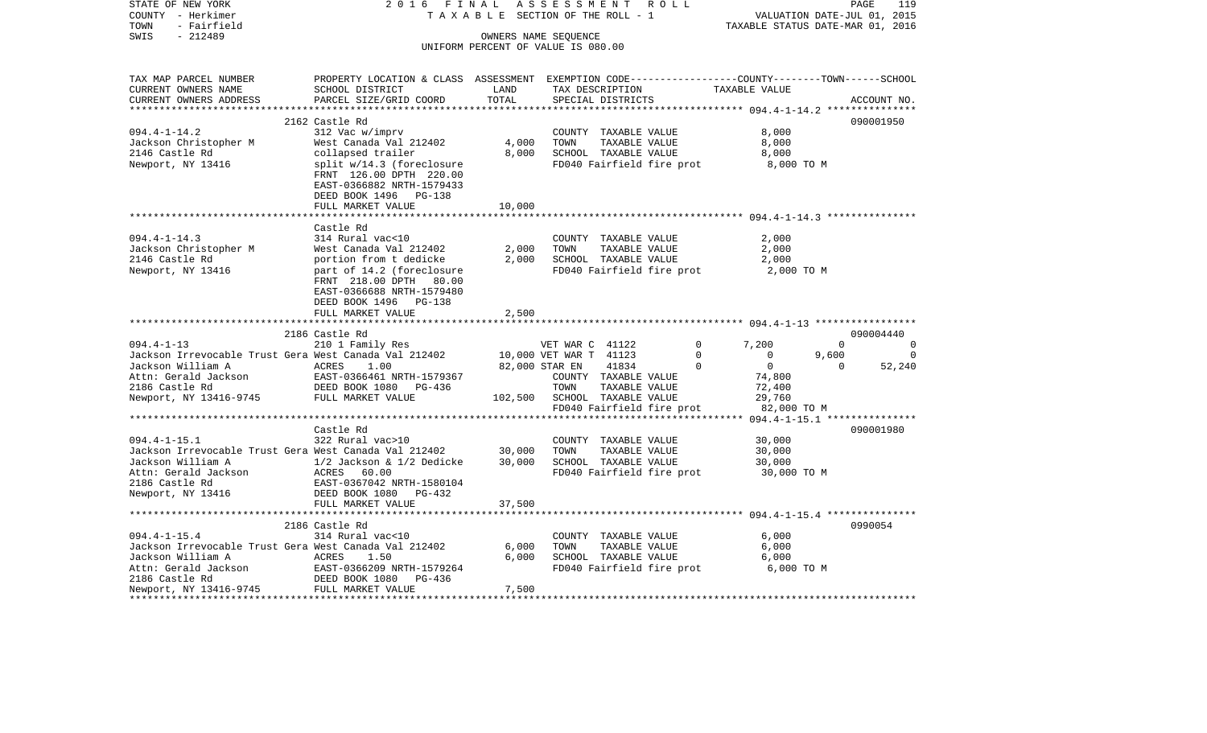STATE OF NEW YORK
COUNTY - Herkimer
TOWN - Fairfield
SWIS - 212489

2016 FINAL ASSESSMENT ROLL
TAXABLE SECTION OF THE ROLL - 1
OWNERS NAME SEQUENCE
UNIFORM PERCENT OF VALUE IS 080.00

VALUATION DATE-JUL 01, 2015
TAXABLE STATUS DATE-MAR 01, 2016

| TAX MAP PARCEL NUMBER / CURRENT OWNERS NAME / CURRENT OWNERS ADDRESS | PROPERTY LOCATION & CLASS / SCHOOL DISTRICT / PARCEL SIZE/GRID COORD | ASSESSMENT LAND / TOTAL | EXEMPTION CODE / TAX DESCRIPTION / SPECIAL DISTRICTS | COUNTY | TOWN | SCHOOL | ACCOUNT NO. |
|---|---|---|---|---|---|---|---|
| **094.4-1-14.2** | 2162 Castle Rd | | | | | | 090001950 |
| Jackson Christopher M | 312 Vac w/imprv | | COUNTY TAXABLE VALUE | 8,000 | | | |
| 2146 Castle Rd | West Canada Val 212402 | 4,000 | TOWN TAXABLE VALUE | | 8,000 | | |
| Newport, NY 13416 | collapsed trailer | 8,000 | SCHOOL TAXABLE VALUE | | | 8,000 | |
| | split w/14.3 (foreclosure | | FD040 Fairfield fire prot | 8,000 TO M | | | |
| | FRNT 126.00 DPTH 220.00 | | | | | | |
| | EAST-0366882 NRTH-1579433 | | | | | | |
| | DEED BOOK 1496 PG-138 | | | | | | |
| | FULL MARKET VALUE | 10,000 | | | | | |
| **094.4-1-14.3** | Castle Rd | | | | | | |
| Jackson Christopher M | 314 Rural vac<10 | | COUNTY TAXABLE VALUE | 2,000 | | | |
| 2146 Castle Rd | West Canada Val 212402 | 2,000 | TOWN TAXABLE VALUE | | 2,000 | | |
| Newport, NY 13416 | portion from t dedicke | 2,000 | SCHOOL TAXABLE VALUE | | | 2,000 | |
| | part of 14.2 (foreclosure | | FD040 Fairfield fire prot | 2,000 TO M | | | |
| | FRNT 218.00 DPTH 80.00 | | | | | | |
| | EAST-0366688 NRTH-1579480 | | | | | | |
| | DEED BOOK 1496 PG-138 | | | | | | |
| | FULL MARKET VALUE | 2,500 | | | | | |
| **094.4-1-13** | 2186 Castle Rd | | | | | | 090004440 |
| Jackson Irrevocable Trust Gera | 210 1 Family Res | | VET WAR C 41122 0 | 7,200 | 0 | 0 | |
| Jackson William A | West Canada Val 212402 | 10,000 | VET WAR T 41123 0 | 0 | 9,600 | 0 | |
| Attn: Gerald Jackson | ACRES 1.00 | 82,000 | STAR EN 41834 0 | 0 | 0 | 52,240 | |
| 2186 Castle Rd | EAST-0366461 NRTH-1579367 | | COUNTY TAXABLE VALUE | 74,800 | | | |
| Newport, NY 13416-9745 | DEED BOOK 1080 PG-436 | | TOWN TAXABLE VALUE | | 72,400 | | |
| | FULL MARKET VALUE | 102,500 | SCHOOL TAXABLE VALUE | | | 29,760 | |
| | | | FD040 Fairfield fire prot | 82,000 TO M | | | |
| **094.4-1-15.1** | Castle Rd | | | | | | 090001980 |
| Jackson Irrevocable Trust Gera | 322 Rural vac>10 | | COUNTY TAXABLE VALUE | 30,000 | | | |
| Jackson William A | West Canada Val 212402 | 30,000 | TOWN TAXABLE VALUE | | 30,000 | | |
| Attn: Gerald Jackson | 1/2 Jackson & 1/2 Dedicke | 30,000 | SCHOOL TAXABLE VALUE | | | 30,000 | |
| 2186 Castle Rd | ACRES 60.00 | | FD040 Fairfield fire prot | 30,000 TO M | | | |
| Newport, NY 13416 | EAST-0367042 NRTH-1580104 | | | | | | |
| | DEED BOOK 1080 PG-432 | | | | | | |
| | FULL MARKET VALUE | 37,500 | | | | | |
| **094.4-1-15.4** | 2186 Castle Rd | | | | | | 0990054 |
| Jackson Irrevocable Trust Gera | 314 Rural vac<10 | | COUNTY TAXABLE VALUE | 6,000 | | | |
| Jackson William A | West Canada Val 212402 | 6,000 | TOWN TAXABLE VALUE | | 6,000 | | |
| Attn: Gerald Jackson | ACRES 1.50 | 6,000 | SCHOOL TAXABLE VALUE | | | 6,000 | |
| 2186 Castle Rd | EAST-0366209 NRTH-1579264 | | FD040 Fairfield fire prot | 6,000 TO M | | | |
| Newport, NY 13416-9745 | DEED BOOK 1080 PG-436 | | | | | | |
| | FULL MARKET VALUE | 7,500 | | | | | |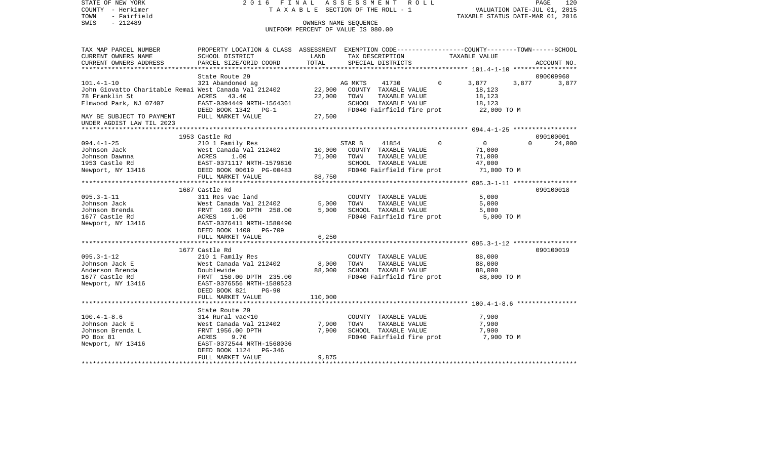STATE OF NEW YORK 2016 FINAL ASSESSMENT ROLL PAGE 120
COUNTY - Herkimer TAXABLE SECTION OF THE ROLL - 1 VALUATION DATE-JUL 01, 2015
TOWN - Fairfield TAXABLE STATUS DATE-MAR 01, 2016
SWIS - 212489 OWNERS NAME SEQUENCE
UNIFORM PERCENT OF VALUE IS 080.00

```
TAX MAP PARCEL NUMBER     PROPERTY LOCATION & CLASS  ASSESSMENT  EXEMPTION CODE------------------COUNTY--------TOWN------SCHOOL
CURRENT OWNERS NAME       SCHOOL DISTRICT               LAND      TAX DESCRIPTION            TAXABLE VALUE
CURRENT OWNERS ADDRESS    PARCEL SIZE/GRID COORD        TOTAL     SPECIAL DISTRICTS                                        ACCOUNT NO.
******************************************************************************************************* 101.4-1-10 *****************
                          State Route 29                                                                                   090009960
101.4-1-10                321 Abandoned ag                         AG MKTS    41730         0       3,877      3,877      3,877
John Giovatto Charitable Remai West Canada Val 212402   22,000    COUNTY  TAXABLE VALUE             18,123
78 Franklin St            ACRES   43.40                 22,000    TOWN    TAXABLE VALUE             18,123
Elmwood Park, NJ 07407    EAST-0394449 NRTH-1564361               SCHOOL  TAXABLE VALUE             18,123
                          DEED BOOK 1342   PG-1                   FD040 Fairfield fire prot         22,000 TO M
MAY BE SUBJECT TO PAYMENT FULL MARKET VALUE             27,500
UNDER AGDIST LAW TIL 2023
******************************************************************************************************* 094.4-1-25 *****************
                          1953 Castle Rd                                                                                   090100001
094.4-1-25                210 1 Family Res                         STAR B     41854         0           0          0     24,000
Johnson Jack              West Canada Val 212402       10,000     COUNTY  TAXABLE VALUE             71,000
Johnson Dawnna            ACRES    1.00                71,000     TOWN    TAXABLE VALUE             71,000
1953 Castle Rd            EAST-0371117 NRTH-1579810               SCHOOL  TAXABLE VALUE             47,000
Newport, NY 13416         DEED BOOK 00619 PG-00483                FD040 Fairfield fire prot         71,000 TO M
                          FULL MARKET VALUE             88,750
******************************************************************************************************* 095.3-1-11 *****************
                          1687 Castle Rd                                                                                   090100018
095.3-1-11                311 Res vac land                         COUNTY  TAXABLE VALUE              5,000
Johnson Jack              West Canada Val 212402        5,000     TOWN    TAXABLE VALUE              5,000
Johnson Brenda            FRNT 169.00 DPTH 258.00       5,000     SCHOOL  TAXABLE VALUE              5,000
1677 Castle Rd            ACRES    1.00                           FD040 Fairfield fire prot          5,000 TO M
Newport, NY 13416         EAST-0376411 NRTH-1580490
                          DEED BOOK 1400   PG-709
                          FULL MARKET VALUE              6,250
******************************************************************************************************* 095.3-1-12 *****************
                          1677 Castle Rd                                                                                   090100019
095.3-1-12                210 1 Family Res                         COUNTY  TAXABLE VALUE             88,000
Johnson Jack E            West Canada Val 212402        8,000     TOWN    TAXABLE VALUE             88,000
Anderson Brenda           Doublewide                   88,000     SCHOOL  TAXABLE VALUE             88,000
1677 Castle Rd            FRNT 150.00 DPTH 235.00                 FD040 Fairfield fire prot         88,000 TO M
Newport, NY 13416         EAST-0376556 NRTH-1580523
                          DEED BOOK 821    PG-90
                          FULL MARKET VALUE            110,000
******************************************************************************************************* 100.4-1-8.6 ****************
                          State Route 29
100.4-1-8.6               314 Rural vac<10                         COUNTY  TAXABLE VALUE              7,900
Johnson Jack E            West Canada Val 212402        7,900     TOWN    TAXABLE VALUE              7,900
Johnson Brenda L          FRNT 1956.00 DPTH             7,900     SCHOOL  TAXABLE VALUE              7,900
PO Box 81                 ACRES    9.70                           FD040 Fairfield fire prot          7,900 TO M
Newport, NY 13416         EAST-0372544 NRTH-1568036
                          DEED BOOK 1124   PG-346
                          FULL MARKET VALUE              9,875
************************************************************************************************************************************
```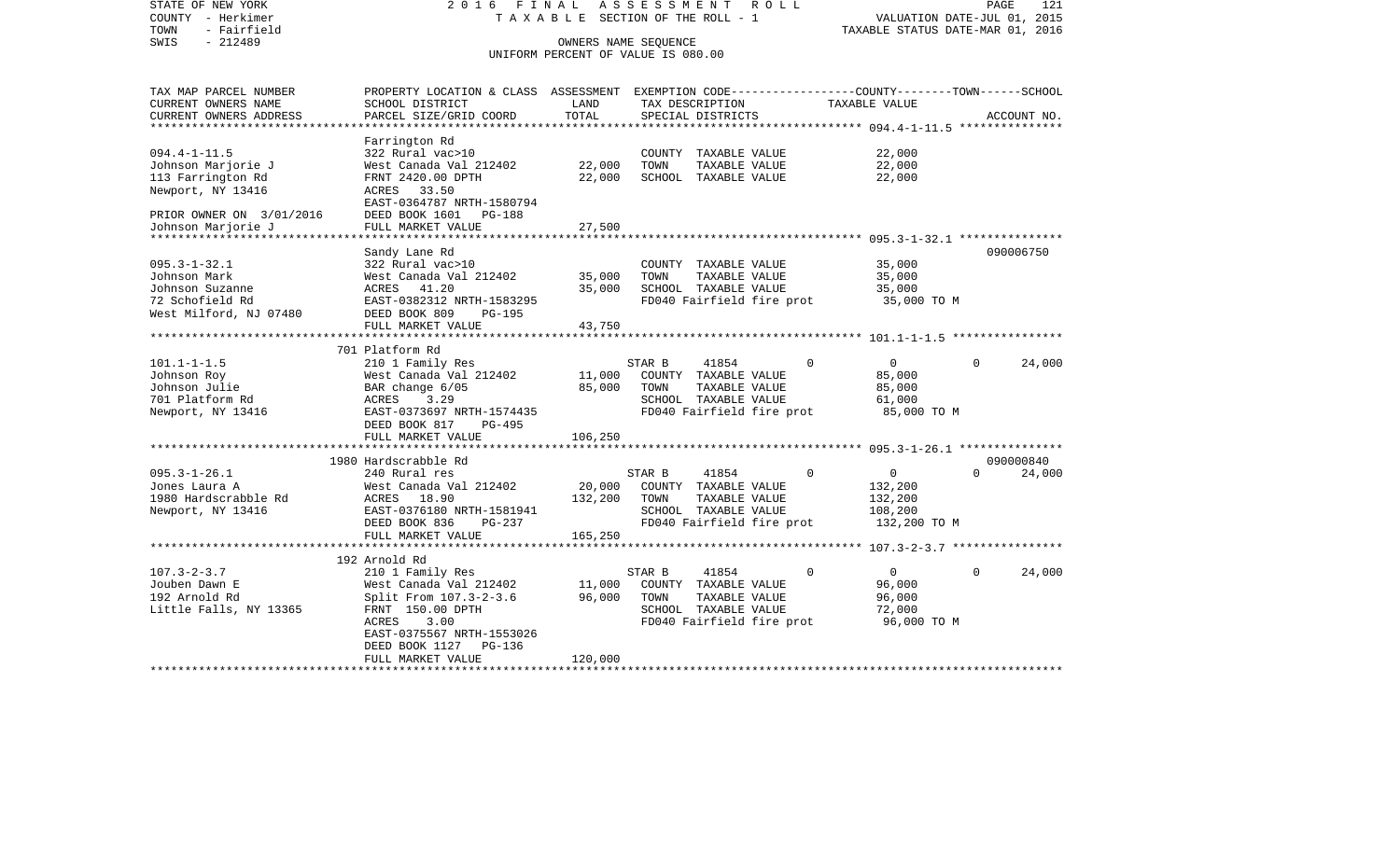STATE OF NEW YORK 2016 FINAL ASSESSMENT ROLL
COUNTY - Herkimer TAXABLE SECTION OF THE ROLL - 1 VALUATION DATE-JUL 01, 2015
TOWN - Fairfield TAXABLE STATUS DATE-MAR 01, 2016
SWIS - 212489 OWNERS NAME SEQUENCE
UNIFORM PERCENT OF VALUE IS 080.00

| TAX MAP PARCEL NUMBER / CURRENT OWNERS NAME / CURRENT OWNERS ADDRESS | PROPERTY LOCATION & CLASS / SCHOOL DISTRICT / PARCEL SIZE/GRID COORD | ASSESSMENT LAND / TOTAL | EXEMPTION CODE / TAX DESCRIPTION / SPECIAL DISTRICTS | COUNTY | TOWN | SCHOOL / TAXABLE VALUE | ACCOUNT NO. |
|---|---|---|---|---|---|---|---|
| 094.4-1-11.5 | Farrington Rd | | | | | | |
| 094.4-1-11.5 | 322 Rural vac>10 | | COUNTY TAXABLE VALUE | 22,000 | | | |
| Johnson Marjorie J | West Canada Val 212402 | 22,000 | TOWN TAXABLE VALUE | | 22,000 | | |
| 113 Farrington Rd | FRNT 2420.00 DPTH | 22,000 | SCHOOL TAXABLE VALUE | | | 22,000 | |
| Newport, NY 13416 | ACRES 33.50 | | | | | | |
| | EAST-0364787 NRTH-1580794 | | | | | | |
| PRIOR OWNER ON 3/01/2016 | DEED BOOK 1601 PG-188 | | | | | | |
| Johnson Marjorie J | FULL MARKET VALUE | 27,500 | | | | | |
| 095.3-1-32.1 | Sandy Lane Rd | | | | | | 090006750 |
| 095.3-1-32.1 | 322 Rural vac>10 | | COUNTY TAXABLE VALUE | 35,000 | | | |
| Johnson Mark | West Canada Val 212402 | 35,000 | TOWN TAXABLE VALUE | | 35,000 | | |
| Johnson Suzanne | ACRES 41.20 | 35,000 | SCHOOL TAXABLE VALUE | | | 35,000 | |
| 72 Schofield Rd | EAST-0382312 NRTH-1583295 | | FD040 Fairfield fire prot | 35,000 TO M | | | |
| West Milford, NJ 07480 | DEED BOOK 809 PG-195 | | | | | | |
| | FULL MARKET VALUE | 43,750 | | | | | |
| 101.1-1-1.5 | 701 Platform Rd | | | | | | |
| 101.1-1-1.5 | 210 1 Family Res | | STAR B 41854 | 0 | 0 | 24,000 | |
| Johnson Roy | West Canada Val 212402 | 11,000 | COUNTY TAXABLE VALUE | 85,000 | | | |
| Johnson Julie | BAR change 6/05 | 85,000 | TOWN TAXABLE VALUE | | 85,000 | | |
| 701 Platform Rd | ACRES 3.29 | | SCHOOL TAXABLE VALUE | | | 61,000 | |
| Newport, NY 13416 | EAST-0373697 NRTH-1574435 | | FD040 Fairfield fire prot | 85,000 TO M | | | |
| | DEED BOOK 817 PG-495 | | | | | | |
| | FULL MARKET VALUE | 106,250 | | | | | |
| 095.3-1-26.1 | 1980 Hardscrabble Rd | | | | | | 090000840 |
| 095.3-1-26.1 | 240 Rural res | | STAR B 41854 | 0 | 0 | 24,000 | |
| Jones Laura A | West Canada Val 212402 | 20,000 | COUNTY TAXABLE VALUE | 132,200 | | | |
| 1980 Hardscrabble Rd | ACRES 18.90 | 132,200 | TOWN TAXABLE VALUE | | 132,200 | | |
| Newport, NY 13416 | EAST-0376180 NRTH-1581941 | | SCHOOL TAXABLE VALUE | | | 108,200 | |
| | DEED BOOK 836 PG-237 | | FD040 Fairfield fire prot | 132,200 TO M | | | |
| | FULL MARKET VALUE | 165,250 | | | | | |
| 107.3-2-3.7 | 192 Arnold Rd | | | | | | |
| 107.3-2-3.7 | 210 1 Family Res | | STAR B 41854 | 0 | 0 | 24,000 | |
| Jouben Dawn E | West Canada Val 212402 | 11,000 | COUNTY TAXABLE VALUE | 96,000 | | | |
| 192 Arnold Rd | Split From 107.3-2-3.6 | 96,000 | TOWN TAXABLE VALUE | | 96,000 | | |
| Little Falls, NY 13365 | FRNT 150.00 DPTH | | SCHOOL TAXABLE VALUE | | | 72,000 | |
| | ACRES 3.00 | | FD040 Fairfield fire prot | 96,000 TO M | | | |
| | EAST-0375567 NRTH-1553026 | | | | | | |
| | DEED BOOK 1127 PG-136 | | | | | | |
| | FULL MARKET VALUE | 120,000 | | | | | |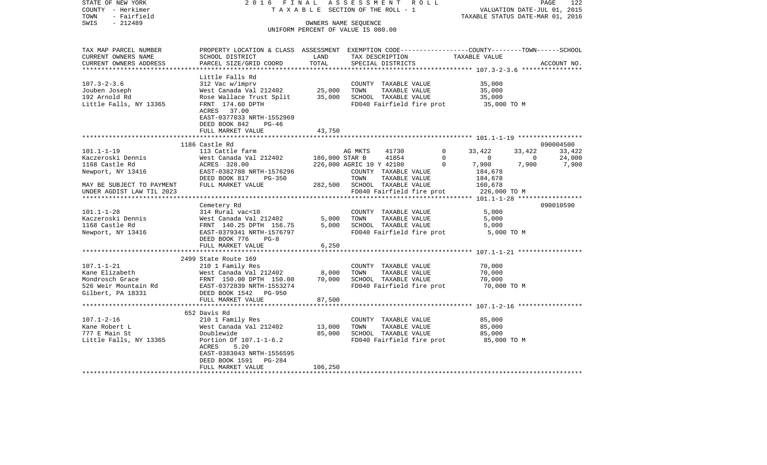STATE OF NEW YORK — 2016 FINAL ASSESSMENT ROLL
COUNTY - Herkimer — TAXABLE SECTION OF THE ROLL - 1 — VALUATION DATE-JUL 01, 2015
TOWN - Fairfield — TAXABLE STATUS DATE-MAR 01, 2016
SWIS - 212489 — OWNERS NAME SEQUENCE
UNIFORM PERCENT OF VALUE IS 080.00

| TAX MAP PARCEL NUMBER / CURRENT OWNERS NAME / CURRENT OWNERS ADDRESS | PROPERTY LOCATION & CLASS / SCHOOL DISTRICT / PARCEL SIZE/GRID COORD | ASSESSMENT LAND | TOTAL | EXEMPTION CODE / TAX DESCRIPTION / SPECIAL DISTRICTS | COUNTY | TOWN | SCHOOL | ACCOUNT NO. |
|---|---|---|---|---|---|---|---|---|
| **107.3-2-3.6** | Little Falls Rd | | | | | | | |
| 107.3-2-3.6 | 312 Vac w/imprv | | | COUNTY TAXABLE VALUE | 35,000 | | | |
| Jouben Joseph | West Canada Val 212402 | 25,000 | | TOWN TAXABLE VALUE | | 35,000 | | |
| 192 Arnold Rd | Rose Wallace Trust Split | | 35,000 | SCHOOL TAXABLE VALUE | | | 35,000 | |
| Little Falls, NY 13365 | FRNT 174.60 DPTH | | | FD040 Fairfield fire prot | 35,000 TO M | | | |
| | ACRES 37.00 | | | | | | | |
| | EAST-0377033 NRTH-1552969 | | | | | | | |
| | DEED BOOK 842 PG-46 | | | | | | | |
| | FULL MARKET VALUE | | 43,750 | | | | | |
| **101.1-1-19** | 1186 Castle Rd | | | | | | | 090004500 |
| 101.1-1-19 | 113 Cattle farm | | | AG MKTS 41730 0 | 33,422 | 33,422 | 33,422 | |
| Kaczeroski Dennis | West Canada Val 212402 | 186,000 | | STAR B 41854 0 | 0 | 0 | 24,000 | |
| 1168 Castle Rd | ACRES 328.00 | | 226,000 | AGRIC 10 Y 42100 0 | 7,900 | 7,900 | 7,900 | |
| Newport, NY 13416 | EAST-0382788 NRTH-1576296 | | | COUNTY TAXABLE VALUE | 184,678 | | | |
| | DEED BOOK 817 PG-350 | | | TOWN TAXABLE VALUE | | 184,678 | | |
| MAY BE SUBJECT TO PAYMENT | FULL MARKET VALUE | | 282,500 | SCHOOL TAXABLE VALUE | | | 160,678 | |
| UNDER AGDIST LAW TIL 2023 | | | | FD040 Fairfield fire prot | 226,000 TO M | | | |
| **101.1-1-28** | Cemetery Rd | | | | | | | 090010590 |
| 101.1-1-28 | 314 Rural vac<10 | | | COUNTY TAXABLE VALUE | 5,000 | | | |
| Kaczeroski Dennis | West Canada Val 212402 | 5,000 | | TOWN TAXABLE VALUE | | 5,000 | | |
| 1168 Castle Rd | FRNT 140.25 DPTH 156.75 | | 5,000 | SCHOOL TAXABLE VALUE | | | 5,000 | |
| Newport, NY 13416 | EAST-0379341 NRTH-1576797 | | | FD040 Fairfield fire prot | 5,000 TO M | | | |
| | DEED BOOK 776 PG-8 | | | | | | | |
| | FULL MARKET VALUE | | 6,250 | | | | | |
| **107.1-1-21** | 2499 State Route 169 | | | | | | | |
| 107.1-1-21 | 210 1 Family Res | | | COUNTY TAXABLE VALUE | 70,000 | | | |
| Kane Elizabeth | West Canada Val 212402 | 8,000 | | TOWN TAXABLE VALUE | | 70,000 | | |
| Mondrosch Grace | FRNT 150.00 DPTH 150.00 | | 70,000 | SCHOOL TAXABLE VALUE | | | 70,000 | |
| 526 Weir Mountain Rd | EAST-0372839 NRTH-1553274 | | | FD040 Fairfield fire prot | 70,000 TO M | | | |
| Gilbert, PA 18331 | DEED BOOK 1542 PG-950 | | | | | | | |
| | FULL MARKET VALUE | | 87,500 | | | | | |
| **107.1-2-16** | 652 Davis Rd | | | | | | | |
| 107.1-2-16 | 210 1 Family Res | | | COUNTY TAXABLE VALUE | 85,000 | | | |
| Kane Robert L | West Canada Val 212402 | 13,000 | | TOWN TAXABLE VALUE | | 85,000 | | |
| 777 E Main St | Doublewide | | 85,000 | SCHOOL TAXABLE VALUE | | | 85,000 | |
| Little Falls, NY 13365 | Portion Of 107.1-1-6.2 | | | FD040 Fairfield fire prot | 85,000 TO M | | | |
| | ACRES 5.20 | | | | | | | |
| | EAST-0383043 NRTH-1556595 | | | | | | | |
| | DEED BOOK 1591 PG-284 | | | | | | | |
| | FULL MARKET VALUE | | 106,250 | | | | | |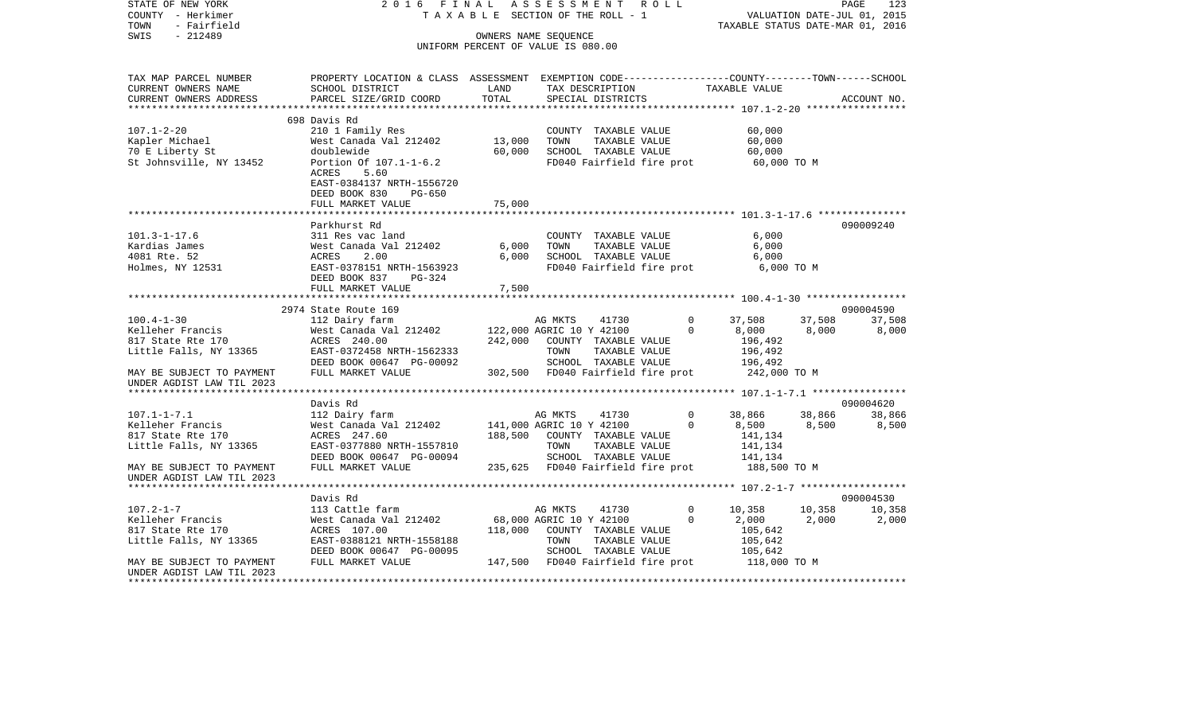STATE OF NEW YORK 2 0 1 6 F I N A L A S S E S S M E N T R O L L
COUNTY - Herkimer T A X A B L E SECTION OF THE ROLL - 1 VALUATION DATE-JUL 01, 2015
TOWN - Fairfield TAXABLE STATUS DATE-MAR 01, 2016
SWIS - 212489 OWNERS NAME SEQUENCE
UNIFORM PERCENT OF VALUE IS 080.00

```
TAX MAP PARCEL NUMBER          PROPERTY LOCATION & CLASS  ASSESSMENT  EXEMPTION CODE-----------------COUNTY--------TOWN------SCHOOL
CURRENT OWNERS NAME            SCHOOL DISTRICT            LAND        TAX DESCRIPTION             TAXABLE VALUE
CURRENT OWNERS ADDRESS         PARCEL SIZE/GRID COORD     TOTAL       SPECIAL DISTRICTS                                     ACCOUNT NO.
*************************************************************************************************** 107.1-2-20 *****************
                               698 Davis Rd
107.1-2-20                     210 1 Family Res                       COUNTY  TAXABLE VALUE          60,000
Kapler Michael                 West Canada Val 212402     13,000      TOWN    TAXABLE VALUE          60,000
70 E Liberty St                doublewide                 60,000      SCHOOL  TAXABLE VALUE          60,000
St Johnsville, NY 13452        Portion Of 107.1-1-6.2                 FD040 Fairfield fire prot       60,000 TO M
                               ACRES    5.60
                               EAST-0384137 NRTH-1556720
                               DEED BOOK 830    PG-650
                               FULL MARKET VALUE          75,000
*************************************************************************************************** 101.3-1-17.6 ***************
                               Parkhurst Rd                                                                         090009240
101.3-1-17.6                   311 Res vac land                       COUNTY  TAXABLE VALUE           6,000
Kardias James                  West Canada Val 212402      6,000      TOWN    TAXABLE VALUE           6,000
4081 Rte. 52                   ACRES    2.00               6,000      SCHOOL  TAXABLE VALUE           6,000
Holmes, NY 12531               EAST-0378151 NRTH-1563923              FD040 Fairfield fire prot        6,000 TO M
                               DEED BOOK 837    PG-324
                               FULL MARKET VALUE           7,500
*************************************************************************************************** 100.4-1-30 *****************
                               2974 State Route 169                                                                 090004590
100.4-1-30                     112 Dairy farm                         AG MKTS     41730          0     37,508    37,508    37,508
Kelleher Francis               West Canada Val 212402    122,000 AGRIC 10 Y 42100                0      8,000     8,000     8,000
817 State Rte 170              ACRES  240.00             242,000      COUNTY  TAXABLE VALUE         196,492
Little Falls, NY 13365         EAST-0372458 NRTH-1562333              TOWN    TAXABLE VALUE         196,492
                               DEED BOOK 00647 PG-00092               SCHOOL  TAXABLE VALUE         196,492
MAY BE SUBJECT TO PAYMENT      FULL MARKET VALUE         302,500      FD040 Fairfield fire prot      242,000 TO M
UNDER AGDIST LAW TIL 2023
*************************************************************************************************** 107.1-1-7.1 ****************
                               Davis Rd                                                                             090004620
107.1-1-7.1                    112 Dairy farm                         AG MKTS     41730          0     38,866    38,866    38,866
Kelleher Francis               West Canada Val 212402    141,000 AGRIC 10 Y 42100                0      8,500     8,500     8,500
817 State Rte 170              ACRES  247.60             188,500      COUNTY  TAXABLE VALUE         141,134
Little Falls, NY 13365         EAST-0377880 NRTH-1557810              TOWN    TAXABLE VALUE         141,134
                               DEED BOOK 00647 PG-00094               SCHOOL  TAXABLE VALUE         141,134
MAY BE SUBJECT TO PAYMENT      FULL MARKET VALUE         235,625      FD040 Fairfield fire prot      188,500 TO M
UNDER AGDIST LAW TIL 2023
*************************************************************************************************** 107.2-1-7 ******************
                               Davis Rd                                                                             090004530
107.2-1-7                      113 Cattle farm                        AG MKTS     41730          0     10,358    10,358    10,358
Kelleher Francis               West Canada Val 212402     68,000 AGRIC 10 Y 42100                0      2,000     2,000     2,000
817 State Rte 170              ACRES  107.00             118,000      COUNTY  TAXABLE VALUE         105,642
Little Falls, NY 13365         EAST-0388121 NRTH-1558188              TOWN    TAXABLE VALUE         105,642
                               DEED BOOK 00647 PG-00095               SCHOOL  TAXABLE VALUE         105,642
MAY BE SUBJECT TO PAYMENT      FULL MARKET VALUE         147,500      FD040 Fairfield fire prot      118,000 TO M
UNDER AGDIST LAW TIL 2023
********************************************************************************************************************************
```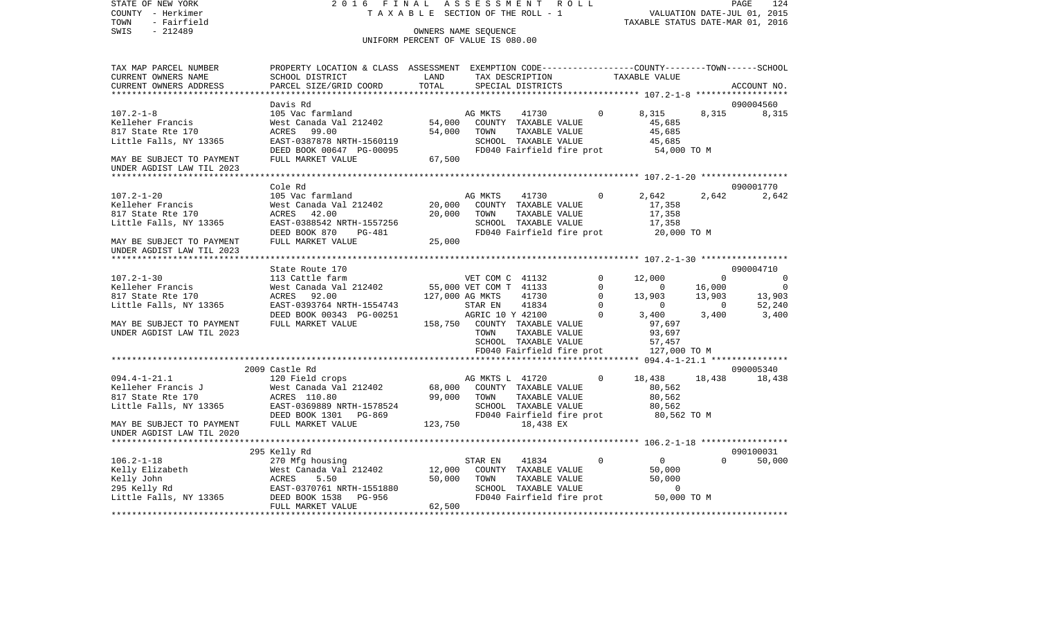STATE OF NEW YORK
COUNTY - Herkimer
TOWN - Fairfield
SWIS - 212489

2016 FINAL ASSESSMENT ROLL
TAXABLE SECTION OF THE ROLL - 1
OWNERS NAME SEQUENCE
UNIFORM PERCENT OF VALUE IS 080.00

VALUATION DATE-JUL 01, 2015
TAXABLE STATUS DATE-MAR 01, 2016

| TAX MAP PARCEL NUMBER / CURRENT OWNERS NAME / CURRENT OWNERS ADDRESS | PROPERTY LOCATION & CLASS / SCHOOL DISTRICT / PARCEL SIZE/GRID COORD | ASSESSMENT LAND | TOTAL | EXEMPTION CODE / TAX DESCRIPTION / SPECIAL DISTRICTS | | COUNTY TAXABLE VALUE | TOWN | SCHOOL | ACCOUNT NO. |
|---|---|---|---|---|---|---|---|---|---|
| **107.2-1-8** | Davis Rd | | | | | | | | 090004560 |
| 107.2-1-8 | 105 Vac farmland | | | AG MKTS 41730 | 0 | 8,315 | 8,315 | 8,315 | |
| Kelleher Francis | West Canada Val 212402 | 54,000 | | COUNTY TAXABLE VALUE | | 45,685 | | | |
| 817 State Rte 170 | ACRES 99.00 | | 54,000 | TOWN TAXABLE VALUE | | 45,685 | | | |
| Little Falls, NY 13365 | EAST-0387878 NRTH-1560119 | | | SCHOOL TAXABLE VALUE | | 45,685 | | | |
| | DEED BOOK 00647 PG-00095 | | | FD040 Fairfield fire prot | | 54,000 TO M | | | |
| MAY BE SUBJECT TO PAYMENT | FULL MARKET VALUE | | 67,500 | | | | | | |
| UNDER AGDIST LAW TIL 2023 | | | | | | | | | |
| **107.2-1-20** | Cole Rd | | | | | | | | 090001770 |
| 107.2-1-20 | 105 Vac farmland | | | AG MKTS 41730 | 0 | 2,642 | 2,642 | 2,642 | |
| Kelleher Francis | West Canada Val 212402 | 20,000 | | COUNTY TAXABLE VALUE | | 17,358 | | | |
| 817 State Rte 170 | ACRES 42.00 | | 20,000 | TOWN TAXABLE VALUE | | 17,358 | | | |
| Little Falls, NY 13365 | EAST-0388542 NRTH-1557256 | | | SCHOOL TAXABLE VALUE | | 17,358 | | | |
| | DEED BOOK 870 PG-481 | | | FD040 Fairfield fire prot | | 20,000 TO M | | | |
| MAY BE SUBJECT TO PAYMENT | FULL MARKET VALUE | | 25,000 | | | | | | |
| UNDER AGDIST LAW TIL 2023 | | | | | | | | | |
| **107.2-1-30** | State Route 170 | | | | | | | | 090004710 |
| 107.2-1-30 | 113 Cattle farm | | | VET COM C 41132 | 0 | 12,000 | 0 | 0 | |
| Kelleher Francis | West Canada Val 212402 | 55,000 | | VET COM T 41133 | 0 | 0 | 16,000 | 0 | |
| 817 State Rte 170 | ACRES 92.00 | | 127,000 | AG MKTS 41730 | 0 | 13,903 | 13,903 | 13,903 | |
| Little Falls, NY 13365 | EAST-0393764 NRTH-1554743 | | | STAR EN 41834 | 0 | 0 | 0 | 52,240 | |
| | DEED BOOK 00343 PG-00251 | | | AGRIC 10 Y 42100 | 0 | 3,400 | 3,400 | 3,400 | |
| MAY BE SUBJECT TO PAYMENT | FULL MARKET VALUE | | 158,750 | COUNTY TAXABLE VALUE | | 97,697 | | | |
| UNDER AGDIST LAW TIL 2023 | | | | TOWN TAXABLE VALUE | | 93,697 | | | |
| | | | | SCHOOL TAXABLE VALUE | | 57,457 | | | |
| | | | | FD040 Fairfield fire prot | | 127,000 TO M | | | |
| **094.4-1-21.1** | 2009 Castle Rd | | | | | | | | 090005340 |
| 094.4-1-21.1 | 120 Field crops | | | AG MKTS L 41720 | 0 | 18,438 | 18,438 | 18,438 | |
| Kelleher Francis J | West Canada Val 212402 | 68,000 | | COUNTY TAXABLE VALUE | | 80,562 | | | |
| 817 State Rte 170 | ACRES 110.80 | | 99,000 | TOWN TAXABLE VALUE | | 80,562 | | | |
| Little Falls, NY 13365 | EAST-0369889 NRTH-1578524 | | | SCHOOL TAXABLE VALUE | | 80,562 | | | |
| | DEED BOOK 1301 PG-869 | | | FD040 Fairfield fire prot | | 80,562 TO M | | | |
| MAY BE SUBJECT TO PAYMENT | FULL MARKET VALUE | | 123,750 | 18,438 EX | | | | | |
| UNDER AGDIST LAW TIL 2020 | | | | | | | | | |
| **106.2-1-18** | 295 Kelly Rd | | | | | | | | 090100031 |
| 106.2-1-18 | 270 Mfg housing | | | STAR EN 41834 | 0 | 0 | 0 | 50,000 | |
| Kelly Elizabeth | West Canada Val 212402 | 12,000 | | COUNTY TAXABLE VALUE | | 50,000 | | | |
| Kelly John | ACRES 5.50 | | 50,000 | TOWN TAXABLE VALUE | | 50,000 | | | |
| 295 Kelly Rd | EAST-0370761 NRTH-1551880 | | | SCHOOL TAXABLE VALUE | | 0 | | | |
| Little Falls, NY 13365 | DEED BOOK 1538 PG-956 | | | FD040 Fairfield fire prot | | 50,000 TO M | | | |
| | FULL MARKET VALUE | | 62,500 | | | | | | |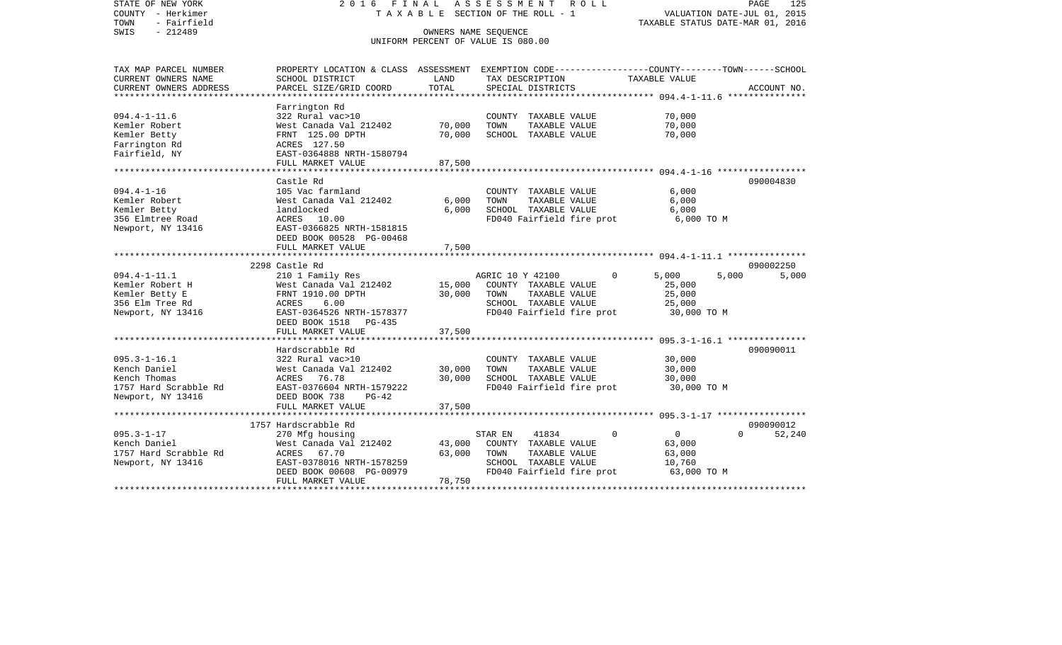STATE OF NEW YORK
COUNTY - Herkimer
TOWN - Fairfield
SWIS - 212489

2016 FINAL ASSESSMENT ROLL
TAXABLE SECTION OF THE ROLL - 1
OWNERS NAME SEQUENCE
UNIFORM PERCENT OF VALUE IS 080.00

VALUATION DATE-JUL 01, 2015
TAXABLE STATUS DATE-MAR 01, 2016

| TAX MAP PARCEL NUMBER / CURRENT OWNERS NAME / CURRENT OWNERS ADDRESS | PROPERTY LOCATION & CLASS / SCHOOL DISTRICT / PARCEL SIZE/GRID COORD | ASSESSMENT LAND / TOTAL | EXEMPTION CODE / TAX DESCRIPTION / SPECIAL DISTRICTS | COUNTY | TOWN | SCHOOL | ACCOUNT NO. |
|---|---|---|---|---|---|---|---|
| **094.4-1-11.6** | Farrington Rd | | | | | | |
| 094.4-1-11.6 | 322 Rural vac>10 | | COUNTY TAXABLE VALUE | 70,000 | | | |
| Kemler Robert | West Canada Val 212402 | 70,000 | TOWN TAXABLE VALUE | | 70,000 | | |
| Kemler Betty | FRNT 125.00 DPTH | 70,000 | SCHOOL TAXABLE VALUE | | | 70,000 | |
| Farrington Rd | ACRES 127.50 | | | | | | |
| Fairfield, NY | EAST-0364888 NRTH-1580794 | | | | | | |
| | FULL MARKET VALUE | 87,500 | | | | | |
| **094.4-1-16** | Castle Rd | | | | | | 090004830 |
| 094.4-1-16 | 105 Vac farmland | | COUNTY TAXABLE VALUE | 6,000 | | | |
| Kemler Robert | West Canada Val 212402 | 6,000 | TOWN TAXABLE VALUE | | 6,000 | | |
| Kemler Betty | landlocked | 6,000 | SCHOOL TAXABLE VALUE | | | 6,000 | |
| 356 Elmtree Road | ACRES 10.00 | | FD040 Fairfield fire prot | 6,000 TO M | | | |
| Newport, NY 13416 | EAST-0366825 NRTH-1581815 | | | | | | |
| | DEED BOOK 00528 PG-00468 | | | | | | |
| | FULL MARKET VALUE | 7,500 | | | | | |
| **094.4-1-11.1** | 2298 Castle Rd | | | | | | 090002250 |
| 094.4-1-11.1 | 210 1 Family Res | | AGRIC 10 Y 42100 0 | 5,000 | 5,000 | 5,000 | |
| Kemler Robert H | West Canada Val 212402 | 15,000 | COUNTY TAXABLE VALUE | 25,000 | | | |
| Kemler Betty E | FRNT 1910.00 DPTH | 30,000 | TOWN TAXABLE VALUE | | 25,000 | | |
| 356 Elm Tree Rd | ACRES 6.00 | | SCHOOL TAXABLE VALUE | | | 25,000 | |
| Newport, NY 13416 | EAST-0364526 NRTH-1578377 | | FD040 Fairfield fire prot | 30,000 TO M | | | |
| | DEED BOOK 1518 PG-435 | | | | | | |
| | FULL MARKET VALUE | 37,500 | | | | | |
| **095.3-1-16.1** | Hardscrabble Rd | | | | | | 090090011 |
| 095.3-1-16.1 | 322 Rural vac>10 | | COUNTY TAXABLE VALUE | 30,000 | | | |
| Kench Daniel | West Canada Val 212402 | 30,000 | TOWN TAXABLE VALUE | | 30,000 | | |
| Kench Thomas | ACRES 76.78 | 30,000 | SCHOOL TAXABLE VALUE | | | 30,000 | |
| 1757 Hard Scrabble Rd | EAST-0376604 NRTH-1579222 | | FD040 Fairfield fire prot | 30,000 TO M | | | |
| Newport, NY 13416 | DEED BOOK 738 PG-42 | | | | | | |
| | FULL MARKET VALUE | 37,500 | | | | | |
| **095.3-1-17** | 1757 Hardscrabble Rd | | | | | | 090090012 |
| 095.3-1-17 | 270 Mfg housing | | STAR EN 41834 0 | 0 | 0 | 52,240 | |
| Kench Daniel | West Canada Val 212402 | 43,000 | COUNTY TAXABLE VALUE | 63,000 | | | |
| 1757 Hard Scrabble Rd | ACRES 67.70 | 63,000 | TOWN TAXABLE VALUE | | 63,000 | | |
| Newport, NY 13416 | EAST-0378016 NRTH-1578259 | | SCHOOL TAXABLE VALUE | | | 10,760 | |
| | DEED BOOK 00608 PG-00979 | | FD040 Fairfield fire prot | 63,000 TO M | | | |
| | FULL MARKET VALUE | 78,750 | | | | | |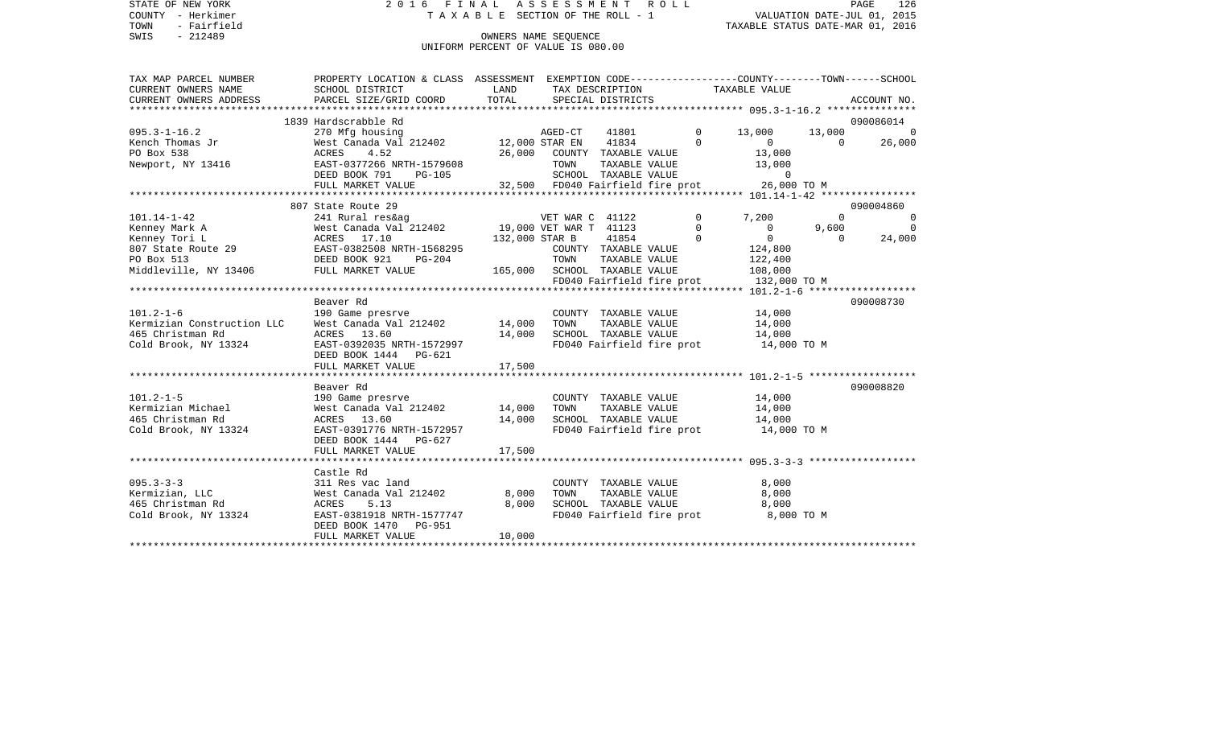STATE OF NEW YORK
COUNTY - Herkimer
TOWN - Fairfield
SWIS - 212489

2 0 1 6 F I N A L A S S E S S M E N T R O L L
T A X A B L E SECTION OF THE ROLL - 1
OWNERS NAME SEQUENCE
UNIFORM PERCENT OF VALUE IS 080.00

VALUATION DATE-JUL 01, 2015
TAXABLE STATUS DATE-MAR 01, 2016

| TAX MAP PARCEL NUMBER / CURRENT OWNERS NAME / CURRENT OWNERS ADDRESS | PROPERTY LOCATION & CLASS / SCHOOL DISTRICT / PARCEL SIZE/GRID COORD | ASSESSMENT LAND | TOTAL | EXEMPTION CODE / TAX DESCRIPTION / SPECIAL DISTRICTS | | COUNTY TAXABLE VALUE | TOWN | SCHOOL / ACCOUNT NO. |
|---|---|---|---|---|---|---|---|---|
| **095.3-1-16.2** | 1839 Hardscrabble Rd | | | | | | | 090086014 |
| 095.3-1-16.2 | 270 Mfg housing | | | AGED-CT 41801 | 0 | 13,000 | 13,000 | 0 |
| Kench Thomas Jr | West Canada Val 212402 | 12,000 | | STAR EN 41834 | 0 | 0 | 0 | 26,000 |
| PO Box 538 | ACRES 4.52 | | 26,000 | COUNTY TAXABLE VALUE | | 13,000 | | |
| Newport, NY 13416 | EAST-0377266 NRTH-1579608 | | | TOWN TAXABLE VALUE | | 13,000 | | |
| | DEED BOOK 791 PG-105 | | | SCHOOL TAXABLE VALUE | | 0 | | |
| | FULL MARKET VALUE | 32,500 | | FD040 Fairfield fire prot | | 26,000 TO M | | |
| **101.14-1-42** | 807 State Route 29 | | | | | | | 090004860 |
| 101.14-1-42 | 241 Rural res&ag | | | VET WAR C 41122 | 0 | 7,200 | 0 | 0 |
| Kenney Mark A | West Canada Val 212402 | 19,000 | | VET WAR T 41123 | 0 | 0 | 9,600 | 0 |
| Kenney Tori L | ACRES 17.10 | | 132,000 | STAR B 41854 | 0 | 0 | 0 | 24,000 |
| 807 State Route 29 | EAST-0382508 NRTH-1568295 | | | COUNTY TAXABLE VALUE | | 124,800 | | |
| PO Box 513 | DEED BOOK 921 PG-204 | | | TOWN TAXABLE VALUE | | 122,400 | | |
| Middleville, NY 13406 | FULL MARKET VALUE | 165,000 | | SCHOOL TAXABLE VALUE | | 108,000 | | |
| | | | | FD040 Fairfield fire prot | | 132,000 TO M | | |
| **101.2-1-6** | Beaver Rd | | | | | | | 090008730 |
| 101.2-1-6 | 190 Game presrve | | | COUNTY TAXABLE VALUE | | 14,000 | | |
| Kermizian Construction LLC | West Canada Val 212402 | 14,000 | | TOWN TAXABLE VALUE | | 14,000 | | |
| 465 Christman Rd | ACRES 13.60 | | 14,000 | SCHOOL TAXABLE VALUE | | 14,000 | | |
| Cold Brook, NY 13324 | EAST-0392035 NRTH-1572997 | | | FD040 Fairfield fire prot | | 14,000 TO M | | |
| | DEED BOOK 1444 PG-621 | | | | | | | |
| | FULL MARKET VALUE | 17,500 | | | | | | |
| **101.2-1-5** | Beaver Rd | | | | | | | 090008820 |
| 101.2-1-5 | 190 Game presrve | | | COUNTY TAXABLE VALUE | | 14,000 | | |
| Kermizian Michael | West Canada Val 212402 | 14,000 | | TOWN TAXABLE VALUE | | 14,000 | | |
| 465 Christman Rd | ACRES 13.60 | | 14,000 | SCHOOL TAXABLE VALUE | | 14,000 | | |
| Cold Brook, NY 13324 | EAST-0391776 NRTH-1572957 | | | FD040 Fairfield fire prot | | 14,000 TO M | | |
| | DEED BOOK 1444 PG-627 | | | | | | | |
| | FULL MARKET VALUE | 17,500 | | | | | | |
| **095.3-3-3** | Castle Rd | | | | | | | |
| 095.3-3-3 | 311 Res vac land | | | COUNTY TAXABLE VALUE | | 8,000 | | |
| Kermizian, LLC | West Canada Val 212402 | 8,000 | | TOWN TAXABLE VALUE | | 8,000 | | |
| 465 Christman Rd | ACRES 5.13 | | 8,000 | SCHOOL TAXABLE VALUE | | 8,000 | | |
| Cold Brook, NY 13324 | EAST-0381918 NRTH-1577747 | | | FD040 Fairfield fire prot | | 8,000 TO M | | |
| | DEED BOOK 1470 PG-951 | | | | | | | |
| | FULL MARKET VALUE | 10,000 | | | | | | |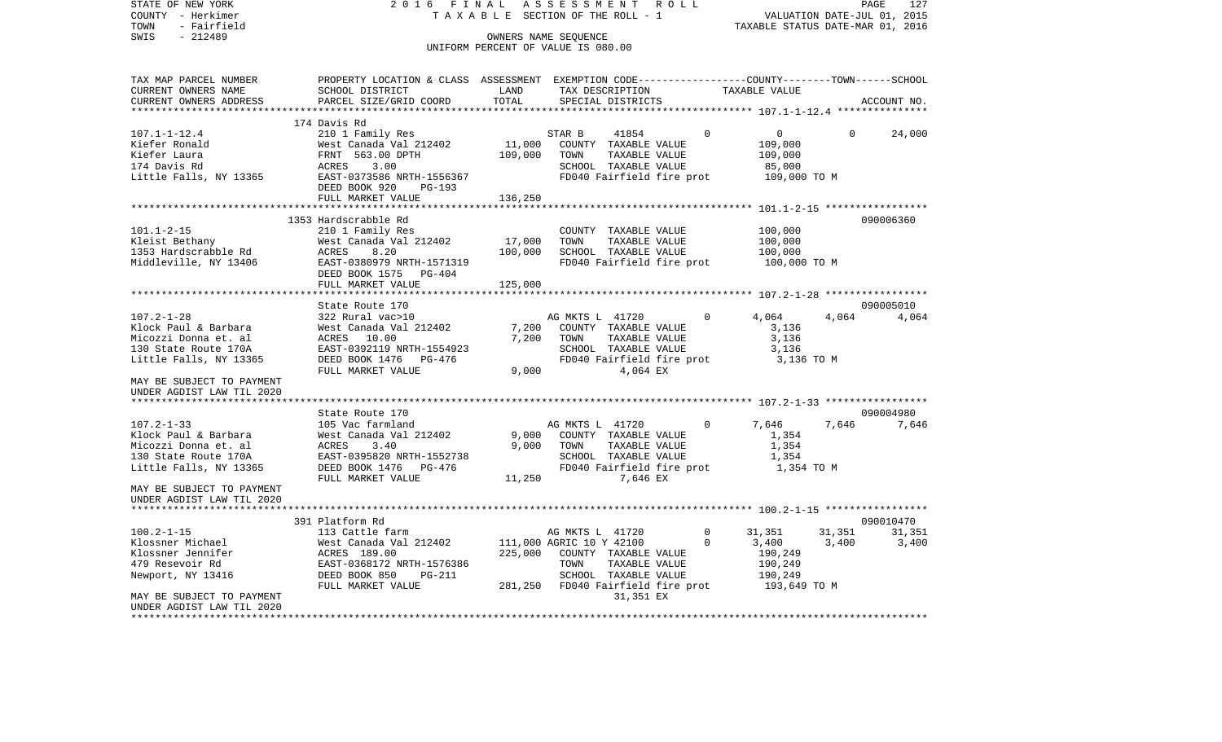STATE OF NEW YORK                    2 0 1 6   F I N A L   A S S E S S M E N T   R O L L
COUNTY - Herkimer                    T A X A B L E  SECTION OF THE ROLL - 1                VALUATION DATE-JUL 01, 2015
TOWN   - Fairfield                                                                          TAXABLE STATUS DATE-MAR 01, 2016
SWIS   - 212489                                  OWNERS NAME SEQUENCE
                                          UNIFORM PERCENT OF VALUE IS 080.00

| TAX MAP PARCEL NUMBER / CURRENT OWNERS NAME / CURRENT OWNERS ADDRESS | PROPERTY LOCATION & CLASS / SCHOOL DISTRICT / PARCEL SIZE/GRID COORD | ASSESSMENT LAND | TOTAL | EXEMPTION CODE / TAX DESCRIPTION / SPECIAL DISTRICTS | COUNTY | TOWN | SCHOOL | ACCOUNT NO. |
|---|---|---|---|---|---|---|---|---|
| 107.1-1-12.4 | 174 Davis Rd | | | | | | | |
| Kiefer Ronald | 210 1 Family Res | | | STAR B 41854 0 | 0 | 0 | 24,000 | |
| Kiefer Laura | West Canada Val 212402 | 11,000 | | COUNTY TAXABLE VALUE | 109,000 | | | |
| 174 Davis Rd | FRNT 563.00 DPTH | | 109,000 | TOWN TAXABLE VALUE | | 109,000 | | |
| Little Falls, NY 13365 | ACRES 3.00 | | | SCHOOL TAXABLE VALUE | | | 85,000 | |
| | EAST-0373586 NRTH-1556367 | | | FD040 Fairfield fire prot | 109,000 TO M | | | |
| | DEED BOOK 920 PG-193 | | | | | | | |
| | FULL MARKET VALUE | | 136,250 | | | | | |
| 101.1-2-15 | 1353 Hardscrabble Rd | | | | | | | 090006360 |
| Kleist Bethany | 210 1 Family Res | | | COUNTY TAXABLE VALUE | 100,000 | | | |
| 1353 Hardscrabble Rd | West Canada Val 212402 | 17,000 | | TOWN TAXABLE VALUE | | 100,000 | | |
| Middleville, NY 13406 | ACRES 8.20 | | 100,000 | SCHOOL TAXABLE VALUE | | | 100,000 | |
| | EAST-0380979 NRTH-1571319 | | | FD040 Fairfield fire prot | 100,000 TO M | | | |
| | DEED BOOK 1575 PG-404 | | | | | | | |
| | FULL MARKET VALUE | | 125,000 | | | | | |
| 107.2-1-28 | State Route 170 | | | | | | | 090005010 |
| Klock Paul & Barbara | 322 Rural vac>10 | | | AG MKTS L 41720 0 | 4,064 | 4,064 | 4,064 | |
| Micozzi Donna et. al | West Canada Val 212402 | 7,200 | | COUNTY TAXABLE VALUE | 3,136 | | | |
| 130 State Route 170A | ACRES 10.00 | | 7,200 | TOWN TAXABLE VALUE | | 3,136 | | |
| Little Falls, NY 13365 | EAST-0392119 NRTH-1554923 | | | SCHOOL TAXABLE VALUE | | | 3,136 | |
| | DEED BOOK 1476 PG-476 | | | FD040 Fairfield fire prot | 3,136 TO M | | | |
| | FULL MARKET VALUE | | 9,000 | 4,064 EX | | | | |
| MAY BE SUBJECT TO PAYMENT UNDER AGDIST LAW TIL 2020 | | | | | | | | |
| 107.2-1-33 | State Route 170 | | | | | | | 090004980 |
| Klock Paul & Barbara | 105 Vac farmland | | | AG MKTS L 41720 0 | 7,646 | 7,646 | 7,646 | |
| Micozzi Donna et. al | West Canada Val 212402 | 9,000 | | COUNTY TAXABLE VALUE | 1,354 | | | |
| 130 State Route 170A | ACRES 3.40 | | 9,000 | TOWN TAXABLE VALUE | | 1,354 | | |
| Little Falls, NY 13365 | EAST-0395820 NRTH-1552738 | | | SCHOOL TAXABLE VALUE | | | 1,354 | |
| | DEED BOOK 1476 PG-476 | | | FD040 Fairfield fire prot | 1,354 TO M | | | |
| | FULL MARKET VALUE | | 11,250 | 7,646 EX | | | | |
| MAY BE SUBJECT TO PAYMENT UNDER AGDIST LAW TIL 2020 | | | | | | | | |
| 100.2-1-15 | 391 Platform Rd | | | | | | | 090010470 |
| Klossner Michael | 113 Cattle farm | | | AG MKTS L 41720 0 | 31,351 | 31,351 | 31,351 | |
| Klossner Jennifer | West Canada Val 212402 | 111,000 | | AGRIC 10 Y 42100 0 | 3,400 | 3,400 | 3,400 | |
| 479 Resevoir Rd | ACRES 189.00 | | 225,000 | COUNTY TAXABLE VALUE | 190,249 | | | |
| Newport, NY 13416 | EAST-0368172 NRTH-1576386 | | | TOWN TAXABLE VALUE | | 190,249 | | |
| | DEED BOOK 850 PG-211 | | | SCHOOL TAXABLE VALUE | | | 190,249 | |
| | FULL MARKET VALUE | | 281,250 | FD040 Fairfield fire prot | 193,649 TO M | | | |
| MAY BE SUBJECT TO PAYMENT UNDER AGDIST LAW TIL 2020 | | | | 31,351 EX | | | | |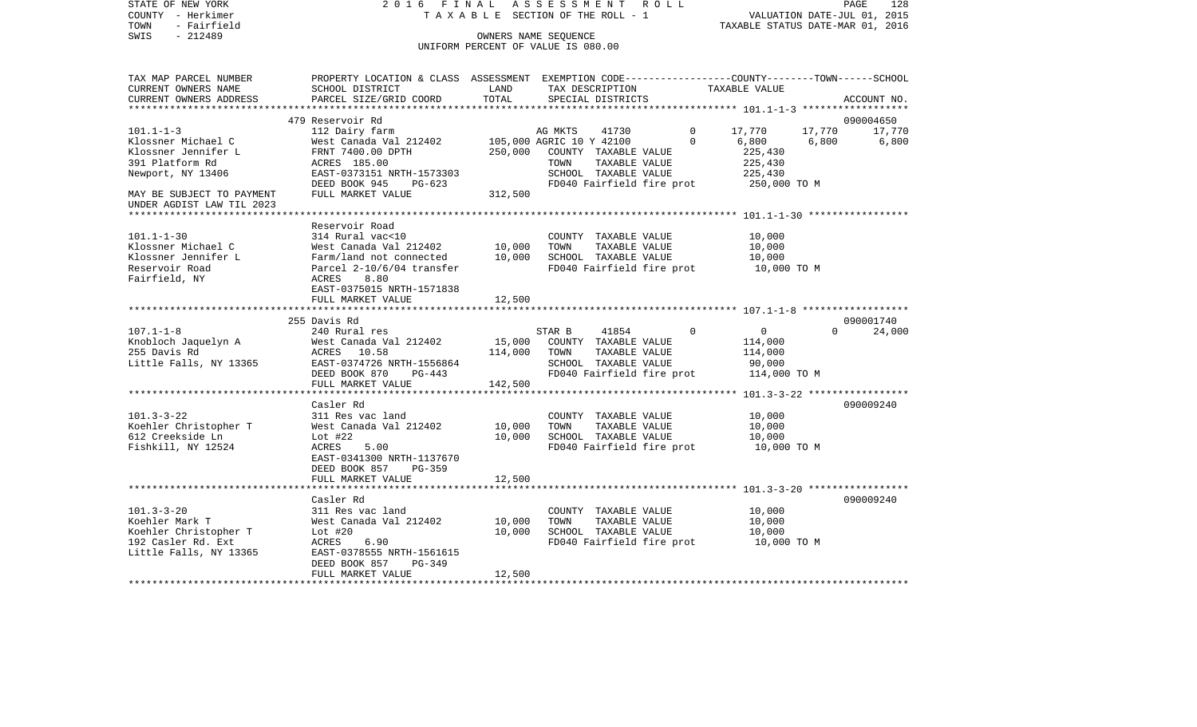STATE OF NEW YORK — 2016 FINAL ASSESSMENT ROLL — PAGE 128
COUNTY - Herkimer — TAXABLE SECTION OF THE ROLL - 1 — VALUATION DATE-JUL 01, 2015
TOWN - Fairfield — TAXABLE STATUS DATE-MAR 01, 2016
SWIS - 212489 — OWNERS NAME SEQUENCE
UNIFORM PERCENT OF VALUE IS 080.00

| TAX MAP PARCEL NUMBER / CURRENT OWNERS NAME / CURRENT OWNERS ADDRESS | PROPERTY LOCATION & CLASS / SCHOOL DISTRICT / PARCEL SIZE/GRID COORD | ASSESSMENT LAND / TOTAL | EXEMPTION CODE / TAX DESCRIPTION / SPECIAL DISTRICTS | COUNTY | TOWN | SCHOOL | ACCOUNT NO. |
|---|---|---|---|---|---|---|---|
| **101.1-1-3** | 479 Reservoir Rd | | | | | | 090004650 |
| Klossner Michael C | 112 Dairy farm | | AG MKTS 41730 0 | 17,770 | 17,770 | 17,770 | |
| Klossner Jennifer L | West Canada Val 212402 | 105,000 | AGRIC 10 Y 42100 0 | 6,800 | 6,800 | 6,800 | |
| 391 Platform Rd | FRNT 7400.00 DPTH | 250,000 | COUNTY TAXABLE VALUE | 225,430 | | | |
| Newport, NY 13406 | ACRES 185.00 | | TOWN TAXABLE VALUE | | 225,430 | | |
| | EAST-0373151 NRTH-1573303 | | SCHOOL TAXABLE VALUE | | | 225,430 | |
| | DEED BOOK 945 PG-623 | | FD040 Fairfield fire prot | 250,000 TO M | | | |
| MAY BE SUBJECT TO PAYMENT UNDER AGDIST LAW TIL 2023 | FULL MARKET VALUE | 312,500 | | | | | |
| **101.1-1-30** | Reservoir Road | | | | | | |
| Klossner Michael C | 314 Rural vac<10 | | COUNTY TAXABLE VALUE | 10,000 | | | |
| Klossner Jennifer L | West Canada Val 212402 | 10,000 | TOWN TAXABLE VALUE | | 10,000 | | |
| Reservoir Road | Farm/land not connected | 10,000 | SCHOOL TAXABLE VALUE | | | 10,000 | |
| Fairfield, NY | Parcel 2-10/6/04 transfer | | FD040 Fairfield fire prot | 10,000 TO M | | | |
| | ACRES 8.80 | | | | | | |
| | EAST-0375015 NRTH-1571838 | | | | | | |
| | FULL MARKET VALUE | 12,500 | | | | | |
| **107.1-1-8** | 255 Davis Rd | | | | | | 090001740 |
| Knobloch Jaquelyn A | 240 Rural res | | STAR B 41854 0 | 0 | 0 | 24,000 | |
| 255 Davis Rd | West Canada Val 212402 | 15,000 | COUNTY TAXABLE VALUE | 114,000 | | | |
| Little Falls, NY 13365 | ACRES 10.58 | 114,000 | TOWN TAXABLE VALUE | | 114,000 | | |
| | EAST-0374726 NRTH-1556864 | | SCHOOL TAXABLE VALUE | | | 90,000 | |
| | DEED BOOK 870 PG-443 | | FD040 Fairfield fire prot | 114,000 TO M | | | |
| | FULL MARKET VALUE | 142,500 | | | | | |
| **101.3-3-22** | Casler Rd | | | | | | 090009240 |
| Koehler Christopher T | 311 Res vac land | | COUNTY TAXABLE VALUE | 10,000 | | | |
| 612 Creekside Ln | West Canada Val 212402 | 10,000 | TOWN TAXABLE VALUE | | 10,000 | | |
| Fishkill, NY 12524 | Lot #22 | 10,000 | SCHOOL TAXABLE VALUE | | | 10,000 | |
| | ACRES 5.00 | | FD040 Fairfield fire prot | 10,000 TO M | | | |
| | EAST-0341300 NRTH-1137670 | | | | | | |
| | DEED BOOK 857 PG-359 | | | | | | |
| | FULL MARKET VALUE | 12,500 | | | | | |
| **101.3-3-20** | Casler Rd | | | | | | 090009240 |
| Koehler Mark T | 311 Res vac land | | COUNTY TAXABLE VALUE | 10,000 | | | |
| Koehler Christopher T | West Canada Val 212402 | 10,000 | TOWN TAXABLE VALUE | | 10,000 | | |
| 192 Casler Rd. Ext | Lot #20 | 10,000 | SCHOOL TAXABLE VALUE | | | 10,000 | |
| Little Falls, NY 13365 | ACRES 6.90 | | FD040 Fairfield fire prot | 10,000 TO M | | | |
| | EAST-0378555 NRTH-1561615 | | | | | | |
| | DEED BOOK 857 PG-349 | | | | | | |
| | FULL MARKET VALUE | 12,500 | | | | | |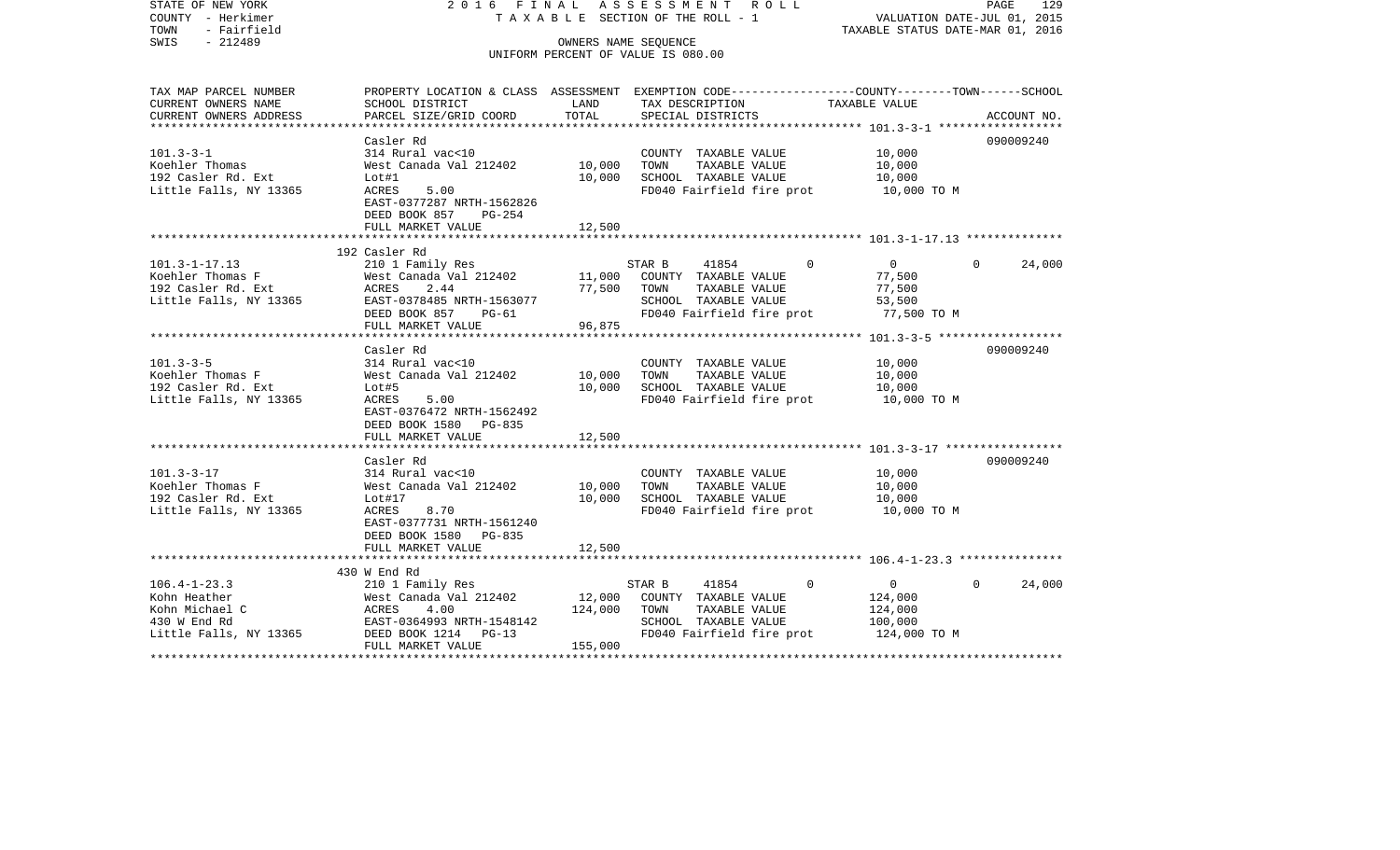STATE OF NEW YORK | 2016 FINAL ASSESSMENT ROLL | VALUATION DATE-JUL 01, 2015
COUNTY - Herkimer | TAXABLE SECTION OF THE ROLL - 1 | TAXABLE STATUS DATE-MAR 01, 2016
TOWN - Fairfield | OWNERS NAME SEQUENCE
SWIS - 212489 | UNIFORM PERCENT OF VALUE IS 080.00

| TAX MAP PARCEL NUMBER / CURRENT OWNERS NAME / CURRENT OWNERS ADDRESS | PROPERTY LOCATION & CLASS / SCHOOL DISTRICT / PARCEL SIZE/GRID COORD | ASSESSMENT LAND | ASSESSMENT TOTAL | EXEMPTION CODE / TAX DESCRIPTION / SPECIAL DISTRICTS | COUNTY TAXABLE VALUE | TOWN | SCHOOL | ACCOUNT NO. |
|---|---|---|---|---|---|---|---|---|
| **101.3-3-1** | Casler Rd | | | | | | | 090009240 |
| Koehler Thomas | 314 Rural vac<10 | | | COUNTY TAXABLE VALUE | 10,000 | | | |
| 192 Casler Rd. Ext | West Canada Val 212402 | 10,000 | | TOWN TAXABLE VALUE | 10,000 | | | |
| Little Falls, NY 13365 | Lot#1 | | 10,000 | SCHOOL TAXABLE VALUE | 10,000 | | | |
| | ACRES 5.00 | | | FD040 Fairfield fire prot | 10,000 TO M | | | |
| | EAST-0377287 NRTH-1562826 | | | | | | | |
| | DEED BOOK 857 PG-254 | | | | | | | |
| | FULL MARKET VALUE | | 12,500 | | | | | |
| **101.3-1-17.13** | 192 Casler Rd | | | | | | | |
| Koehler Thomas F | 210 1 Family Res | | | STAR B 41854 | 0 | 0 | 0 | 24,000 |
| 192 Casler Rd. Ext | West Canada Val 212402 | 11,000 | | COUNTY TAXABLE VALUE | 77,500 | | | |
| Little Falls, NY 13365 | ACRES 2.44 | | 77,500 | TOWN TAXABLE VALUE | 77,500 | | | |
| | EAST-0378485 NRTH-1563077 | | | SCHOOL TAXABLE VALUE | 53,500 | | | |
| | DEED BOOK 857 PG-61 | | | FD040 Fairfield fire prot | 77,500 TO M | | | |
| | FULL MARKET VALUE | | 96,875 | | | | | |
| **101.3-3-5** | Casler Rd | | | | | | | 090009240 |
| Koehler Thomas F | 314 Rural vac<10 | | | COUNTY TAXABLE VALUE | 10,000 | | | |
| 192 Casler Rd. Ext | West Canada Val 212402 | 10,000 | | TOWN TAXABLE VALUE | 10,000 | | | |
| Little Falls, NY 13365 | Lot#5 | | 10,000 | SCHOOL TAXABLE VALUE | 10,000 | | | |
| | ACRES 5.00 | | | FD040 Fairfield fire prot | 10,000 TO M | | | |
| | EAST-0376472 NRTH-1562492 | | | | | | | |
| | DEED BOOK 1580 PG-835 | | | | | | | |
| | FULL MARKET VALUE | | 12,500 | | | | | |
| **101.3-3-17** | Casler Rd | | | | | | | 090009240 |
| Koehler Thomas F | 314 Rural vac<10 | | | COUNTY TAXABLE VALUE | 10,000 | | | |
| 192 Casler Rd. Ext | West Canada Val 212402 | 10,000 | | TOWN TAXABLE VALUE | 10,000 | | | |
| Little Falls, NY 13365 | Lot#17 | | 10,000 | SCHOOL TAXABLE VALUE | 10,000 | | | |
| | ACRES 8.70 | | | FD040 Fairfield fire prot | 10,000 TO M | | | |
| | EAST-0377731 NRTH-1561240 | | | | | | | |
| | DEED BOOK 1580 PG-835 | | | | | | | |
| | FULL MARKET VALUE | | 12,500 | | | | | |
| **106.4-1-23.3** | 430 W End Rd | | | | | | | |
| Kohn Heather | 210 1 Family Res | | | STAR B 41854 | 0 | 0 | 0 | 24,000 |
| Kohn Michael C | West Canada Val 212402 | 12,000 | | COUNTY TAXABLE VALUE | 124,000 | | | |
| 430 W End Rd | ACRES 4.00 | | 124,000 | TOWN TAXABLE VALUE | 124,000 | | | |
| Little Falls, NY 13365 | EAST-0364993 NRTH-1548142 | | | SCHOOL TAXABLE VALUE | 100,000 | | | |
| | DEED BOOK 1214 PG-13 | | | FD040 Fairfield fire prot | 124,000 TO M | | | |
| | FULL MARKET VALUE | | 155,000 | | | | | |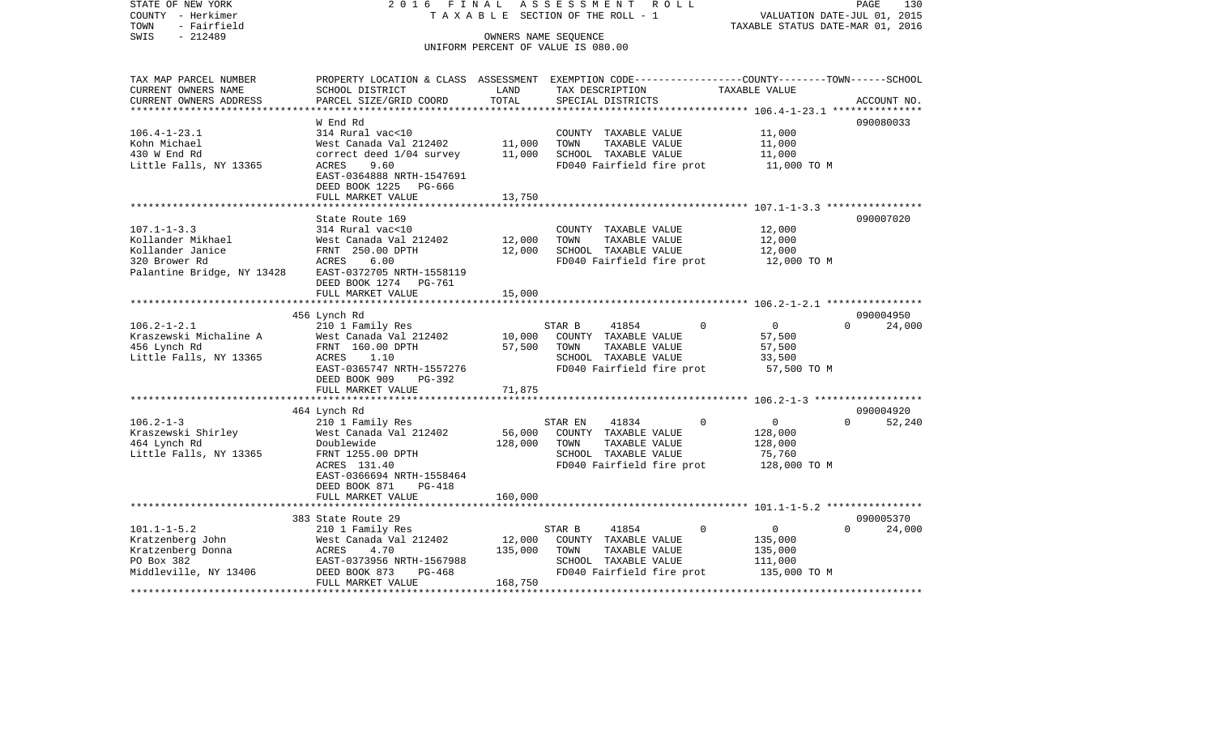STATE OF NEW YORK | 2016 FINAL ASSESSMENT ROLL
COUNTY - Herkimer | TAXABLE SECTION OF THE ROLL - 1 | VALUATION DATE-JUL 01, 2015
TOWN - Fairfield | TAXABLE STATUS DATE-MAR 01, 2016
SWIS - 212489 | OWNERS NAME SEQUENCE
UNIFORM PERCENT OF VALUE IS 080.00

| TAX MAP PARCEL NUMBER<br>CURRENT OWNERS NAME<br>CURRENT OWNERS ADDRESS | PROPERTY LOCATION & CLASS<br>SCHOOL DISTRICT<br>PARCEL SIZE/GRID COORD | ASSESSMENT LAND | TOTAL | EXEMPTION CODE / TAX DESCRIPTION / SPECIAL DISTRICTS | COUNTY | TOWN | SCHOOL TAXABLE VALUE | ACCOUNT NO. |
|---|---|---|---|---|---|---|---|---|
| **106.4-1-23.1** | W End Rd | | | | | | | 090080033 |
| 106.4-1-23.1 | 314 Rural vac<10 | | | COUNTY TAXABLE VALUE | 11,000 | | | |
| Kohn Michael | West Canada Val 212402 | 11,000 | | TOWN TAXABLE VALUE | | 11,000 | | |
| 430 W End Rd | correct deed 1/04 survey | | 11,000 | SCHOOL TAXABLE VALUE | | | 11,000 | |
| Little Falls, NY 13365 | ACRES 9.60 | | | FD040 Fairfield fire prot | 11,000 TO M | | | |
| | EAST-0364888 NRTH-1547691 | | | | | | | |
| | DEED BOOK 1225 PG-666 | | | | | | | |
| | FULL MARKET VALUE | | 13,750 | | | | | |
| **107.1-1-3.3** | State Route 169 | | | | | | | 090007020 |
| 107.1-1-3.3 | 314 Rural vac<10 | | | COUNTY TAXABLE VALUE | 12,000 | | | |
| Kollander Mikhael | West Canada Val 212402 | 12,000 | | TOWN TAXABLE VALUE | | 12,000 | | |
| Kollander Janice | FRNT 250.00 DPTH | | 12,000 | SCHOOL TAXABLE VALUE | | | 12,000 | |
| 320 Brower Rd | ACRES 6.00 | | | FD040 Fairfield fire prot | 12,000 TO M | | | |
| Palantine Bridge, NY 13428 | EAST-0372705 NRTH-1558119 | | | | | | | |
| | DEED BOOK 1274 PG-761 | | | | | | | |
| | FULL MARKET VALUE | | 15,000 | | | | | |
| **106.2-1-2.1** | 456 Lynch Rd | | | | | | | 090004950 |
| 106.2-1-2.1 | 210 1 Family Res | | | STAR B 41854 0 | 0 | | 0 | 24,000 |
| Kraszewski Michaline A | West Canada Val 212402 | 10,000 | | COUNTY TAXABLE VALUE | 57,500 | | | |
| 456 Lynch Rd | FRNT 160.00 DPTH | | 57,500 | TOWN TAXABLE VALUE | | 57,500 | | |
| Little Falls, NY 13365 | ACRES 1.10 | | | SCHOOL TAXABLE VALUE | | | 33,500 | |
| | EAST-0365747 NRTH-1557276 | | | FD040 Fairfield fire prot | 57,500 TO M | | | |
| | DEED BOOK 909 PG-392 | | | | | | | |
| | FULL MARKET VALUE | | 71,875 | | | | | |
| **106.2-1-3** | 464 Lynch Rd | | | | | | | 090004920 |
| 106.2-1-3 | 210 1 Family Res | | | STAR EN 41834 0 | 0 | | 0 | 52,240 |
| Kraszewski Shirley | West Canada Val 212402 | 56,000 | | COUNTY TAXABLE VALUE | 128,000 | | | |
| 464 Lynch Rd | Doublewide | | 128,000 | TOWN TAXABLE VALUE | | 128,000 | | |
| Little Falls, NY 13365 | FRNT 1255.00 DPTH | | | SCHOOL TAXABLE VALUE | | | 75,760 | |
| | ACRES 131.40 | | | FD040 Fairfield fire prot | 128,000 TO M | | | |
| | EAST-0366694 NRTH-1558464 | | | | | | | |
| | DEED BOOK 871 PG-418 | | | | | | | |
| | FULL MARKET VALUE | | 160,000 | | | | | |
| **101.1-1-5.2** | 383 State Route 29 | | | | | | | 090005370 |
| 101.1-1-5.2 | 210 1 Family Res | | | STAR B 41854 0 | 0 | | 0 | 24,000 |
| Kratzenberg John | West Canada Val 212402 | 12,000 | | COUNTY TAXABLE VALUE | 135,000 | | | |
| Kratzenberg Donna | ACRES 4.70 | | 135,000 | TOWN TAXABLE VALUE | | 135,000 | | |
| PO Box 382 | EAST-0373956 NRTH-1567988 | | | SCHOOL TAXABLE VALUE | | | 111,000 | |
| Middleville, NY 13406 | DEED BOOK 873 PG-468 | | | FD040 Fairfield fire prot | 135,000 TO M | | | |
| | FULL MARKET VALUE | | 168,750 | | | | | |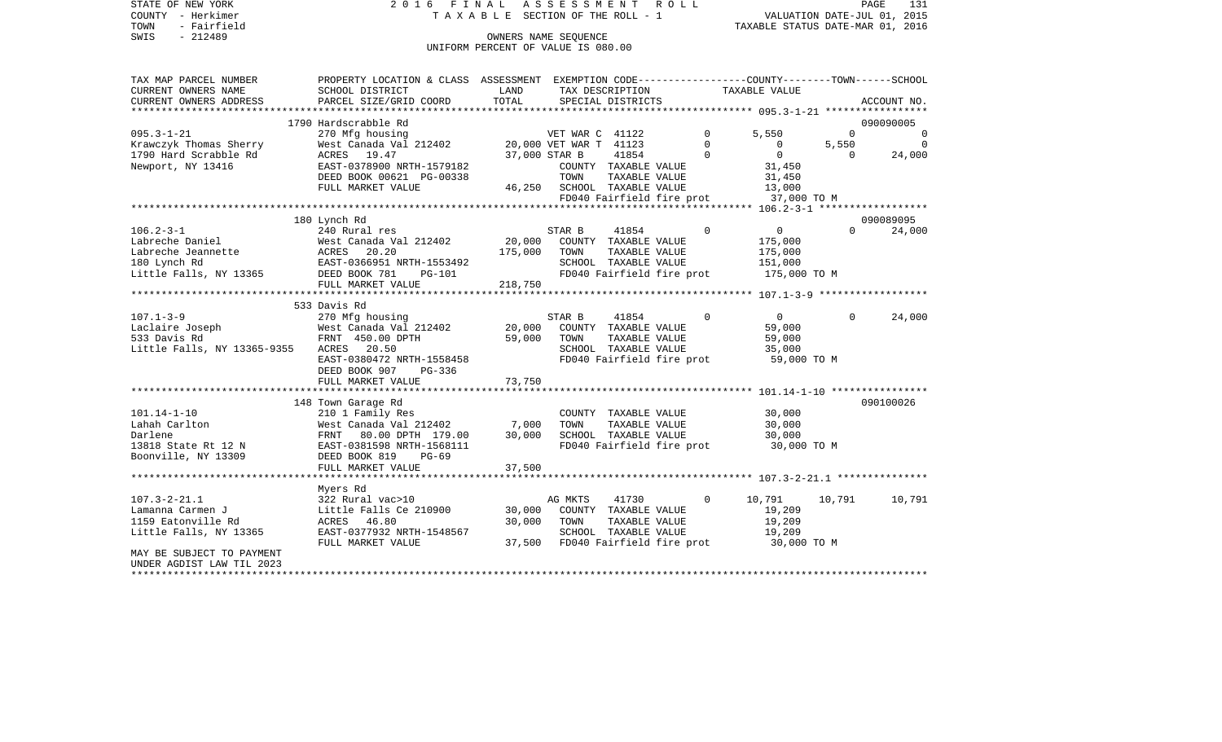```
STATE OF NEW YORK              2 0 1 6   F I N A L   A S S E S S M E N T   R O L L                              PAGE    131
COUNTY  - Herkimer                 T A X A B L E  SECTION OF THE ROLL - 1                          VALUATION DATE-JUL 01, 2015
TOWN    - Fairfield                                                                              TAXABLE STATUS DATE-MAR 01, 2016
SWIS    - 212489                                       OWNERS NAME SEQUENCE
                                                UNIFORM PERCENT OF VALUE IS 080.00

TAX MAP PARCEL NUMBER          PROPERTY LOCATION & CLASS  ASSESSMENT  EXEMPTION CODE-----------------COUNTY--------TOWN------SCHOOL
CURRENT OWNERS NAME            SCHOOL DISTRICT              LAND      TAX DESCRIPTION              TAXABLE VALUE
CURRENT OWNERS ADDRESS         PARCEL SIZE/GRID COORD       TOTAL     SPECIAL DISTRICTS                                   ACCOUNT NO.
******************************************************************************************************* 095.3-1-21 *****************
                   1790 Hardscrabble Rd                                                                                 090090005
095.3-1-21                     270 Mfg housing                    VET WAR C  41122          0      5,550         0            0
Krawczyk Thomas Sherry         West Canada Val 212402       20,000 VET WAR T  41123          0          0     5,550            0
1790 Hard Scrabble Rd          ACRES   19.47                37,000 STAR B     41854          0          0         0       24,000
Newport, NY 13416              EAST-0378900 NRTH-1579182           COUNTY  TAXABLE VALUE              31,450
                               DEED BOOK 00621 PG-00338            TOWN    TAXABLE VALUE              31,450
                               FULL MARKET VALUE            46,250  SCHOOL  TAXABLE VALUE              13,000
                                                                   FD040 Fairfield fire prot         37,000 TO M
******************************************************************************************************* 106.2-3-1 ******************
                   180 Lynch Rd                                                                                         090089095
106.2-3-1                      240 Rural res                      STAR B     41854          0          0          0       24,000
Labreche Daniel                West Canada Val 212402       20,000  COUNTY  TAXABLE VALUE             175,000
Labreche Jeannette             ACRES   20.20               175,000  TOWN    TAXABLE VALUE             175,000
180 Lynch Rd                   EAST-0366951 NRTH-1553492            SCHOOL  TAXABLE VALUE             151,000
Little Falls, NY 13365         DEED BOOK 781     PG-101             FD040 Fairfield fire prot        175,000 TO M
                               FULL MARKET VALUE           218,750
******************************************************************************************************* 107.1-3-9 ******************
                   533 Davis Rd
107.1-3-9                      270 Mfg housing                    STAR B     41854          0          0          0       24,000
Laclaire Joseph                West Canada Val 212402       20,000  COUNTY  TAXABLE VALUE              59,000
533 Davis Rd                   FRNT  450.00 DPTH            59,000  TOWN    TAXABLE VALUE              59,000
Little Falls, NY 13365-9355    ACRES   20.50                        SCHOOL  TAXABLE VALUE              35,000
                               EAST-0380472 NRTH-1558458            FD040 Fairfield fire prot         59,000 TO M
                               DEED BOOK 907     PG-336
                               FULL MARKET VALUE            73,750
******************************************************************************************************* 101.14-1-10 ****************
                   148 Town Garage Rd                                                                                   090100026
101.14-1-10                    210 1 Family Res                     COUNTY  TAXABLE VALUE              30,000
Lahah Carlton                  West Canada Val 212402        7,000  TOWN    TAXABLE VALUE              30,000
Darlene                        FRNT   80.00 DPTH  179.00    30,000  SCHOOL  TAXABLE VALUE              30,000
13818 State Rt 12 N            EAST-0381598 NRTH-1568111            FD040 Fairfield fire prot         30,000 TO M
Boonville, NY 13309            DEED BOOK 819     PG-69
                               FULL MARKET VALUE            37,500
******************************************************************************************************* 107.3-2-21.1 ***************
                   Myers Rd
107.3-2-21.1                   322 Rural vac>10                   AG MKTS    41730          0     10,791     10,791       10,791
Lamanna Carmen J               Little Falls Ce 210900       30,000  COUNTY  TAXABLE VALUE              19,209
1159 Eatonville Rd             ACRES   46.80                30,000  TOWN    TAXABLE VALUE              19,209
Little Falls, NY 13365         EAST-0377932 NRTH-1548567            SCHOOL  TAXABLE VALUE              19,209
                               FULL MARKET VALUE            37,500  FD040 Fairfield fire prot         30,000 TO M
MAY BE SUBJECT TO PAYMENT
UNDER AGDIST LAW TIL 2023
************************************************************************************************************************************
```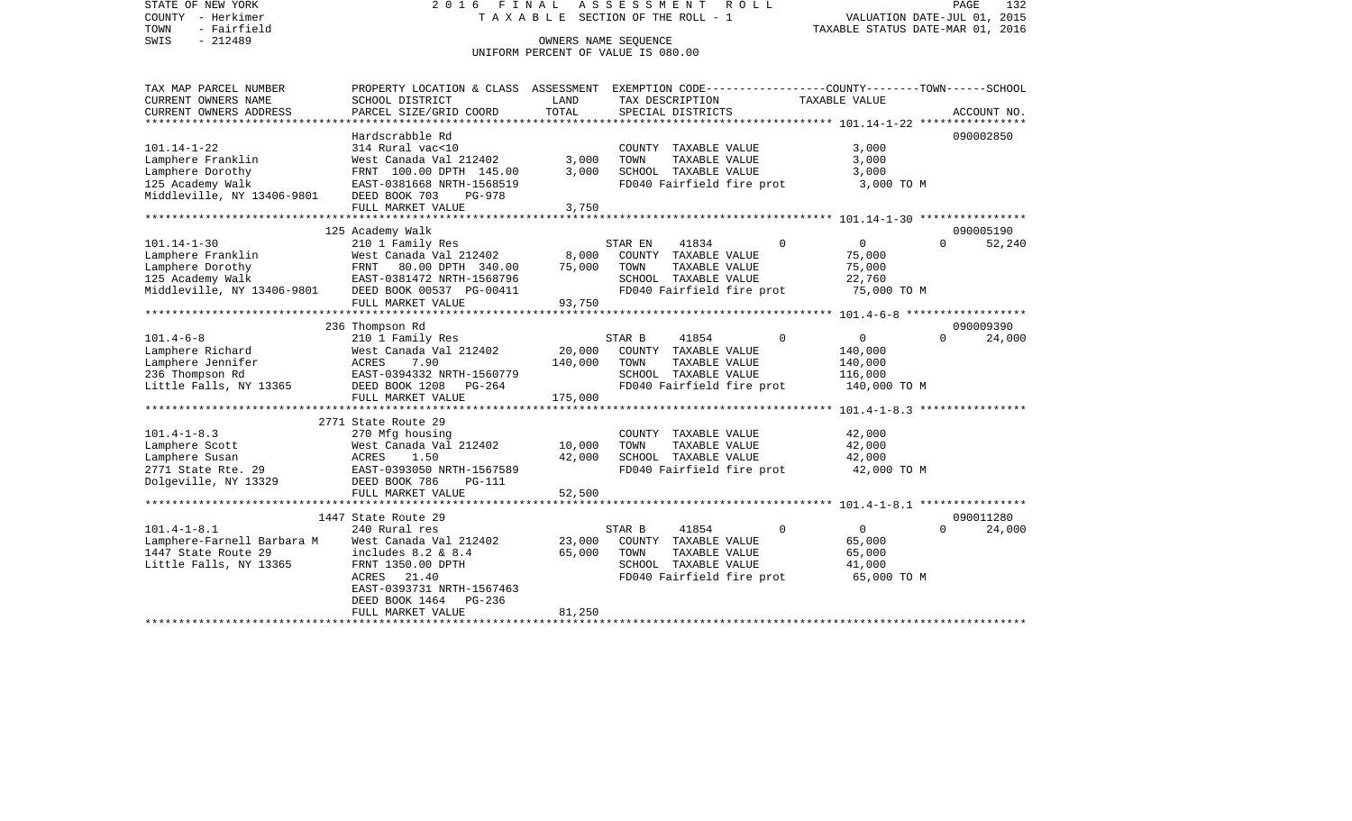STATE OF NEW YORK — 2016 FINAL ASSESSMENT ROLL — PAGE 132
COUNTY - Herkimer — TAXABLE SECTION OF THE ROLL - 1 — VALUATION DATE-JUL 01, 2015
TOWN - Fairfield — TAXABLE STATUS DATE-MAR 01, 2016
SWIS - 212489 — OWNERS NAME SEQUENCE
UNIFORM PERCENT OF VALUE IS 080.00

| TAX MAP PARCEL NUMBER / CURRENT OWNERS NAME / CURRENT OWNERS ADDRESS | PROPERTY LOCATION & CLASS / SCHOOL DISTRICT / PARCEL SIZE/GRID COORD | ASSESSMENT LAND / TOTAL | EXEMPTION CODE / TAX DESCRIPTION / SPECIAL DISTRICTS | COUNTY | TOWN | SCHOOL / TAXABLE VALUE / ACCOUNT NO. |
|---|---|---|---|---|---|---|
| **101.14-1-22** | Hardscrabble Rd | | | | | 090002850 |
| 101.14-1-22 | 314 Rural vac<10 | | COUNTY TAXABLE VALUE | 3,000 | | |
| Lamphere Franklin | West Canada Val 212402 | 3,000 | TOWN TAXABLE VALUE | 3,000 | | |
| Lamphere Dorothy | FRNT 100.00 DPTH 145.00 | 3,000 | SCHOOL TAXABLE VALUE | 3,000 | | |
| 125 Academy Walk | EAST-0381668 NRTH-1568519 | | FD040 Fairfield fire prot | 3,000 TO M | | |
| Middleville, NY 13406-9801 | DEED BOOK 703 PG-978 | | | | | |
| | FULL MARKET VALUE | 3,750 | | | | |
| **101.14-1-30** | 125 Academy Walk | | | | | 090005190 |
| 101.14-1-30 | 210 1 Family Res | | STAR EN 41834 | 0 | 0 | 0 52,240 |
| Lamphere Franklin | West Canada Val 212402 | 8,000 | COUNTY TAXABLE VALUE | 75,000 | | |
| Lamphere Dorothy | FRNT 80.00 DPTH 340.00 | 75,000 | TOWN TAXABLE VALUE | 75,000 | | |
| 125 Academy Walk | EAST-0381472 NRTH-1568796 | | SCHOOL TAXABLE VALUE | 22,760 | | |
| Middleville, NY 13406-9801 | DEED BOOK 00537 PG-00411 | | FD040 Fairfield fire prot | 75,000 TO M | | |
| | FULL MARKET VALUE | 93,750 | | | | |
| **101.4-6-8** | 236 Thompson Rd | | | | | 090009390 |
| 101.4-6-8 | 210 1 Family Res | | STAR B 41854 | 0 | 0 | 0 24,000 |
| Lamphere Richard | West Canada Val 212402 | 20,000 | COUNTY TAXABLE VALUE | 140,000 | | |
| Lamphere Jennifer | ACRES 7.90 | 140,000 | TOWN TAXABLE VALUE | 140,000 | | |
| 236 Thompson Rd | EAST-0394332 NRTH-1560779 | | SCHOOL TAXABLE VALUE | 116,000 | | |
| Little Falls, NY 13365 | DEED BOOK 1208 PG-264 | | FD040 Fairfield fire prot | 140,000 TO M | | |
| | FULL MARKET VALUE | 175,000 | | | | |
| **101.4-1-8.3** | 2771 State Route 29 | | | | | |
| 101.4-1-8.3 | 270 Mfg housing | | COUNTY TAXABLE VALUE | 42,000 | | |
| Lamphere Scott | West Canada Val 212402 | 10,000 | TOWN TAXABLE VALUE | 42,000 | | |
| Lamphere Susan | ACRES 1.50 | 42,000 | SCHOOL TAXABLE VALUE | 42,000 | | |
| 2771 State Rte. 29 | EAST-0393050 NRTH-1567589 | | FD040 Fairfield fire prot | 42,000 TO M | | |
| Dolgeville, NY 13329 | DEED BOOK 786 PG-111 | | | | | |
| | FULL MARKET VALUE | 52,500 | | | | |
| **101.4-1-8.1** | 1447 State Route 29 | | | | | 090011280 |
| 101.4-1-8.1 | 240 Rural res | | STAR B 41854 | 0 | 0 | 0 24,000 |
| Lamphere-Farnell Barbara M | West Canada Val 212402 | 23,000 | COUNTY TAXABLE VALUE | 65,000 | | |
| 1447 State Route 29 | includes 8.2 & 8.4 | 65,000 | TOWN TAXABLE VALUE | 65,000 | | |
| Little Falls, NY 13365 | FRNT 1350.00 DPTH | | SCHOOL TAXABLE VALUE | 41,000 | | |
| | ACRES 21.40 | | FD040 Fairfield fire prot | 65,000 TO M | | |
| | EAST-0393731 NRTH-1567463 | | | | | |
| | DEED BOOK 1464 PG-236 | | | | | |
| | FULL MARKET VALUE | 81,250 | | | | |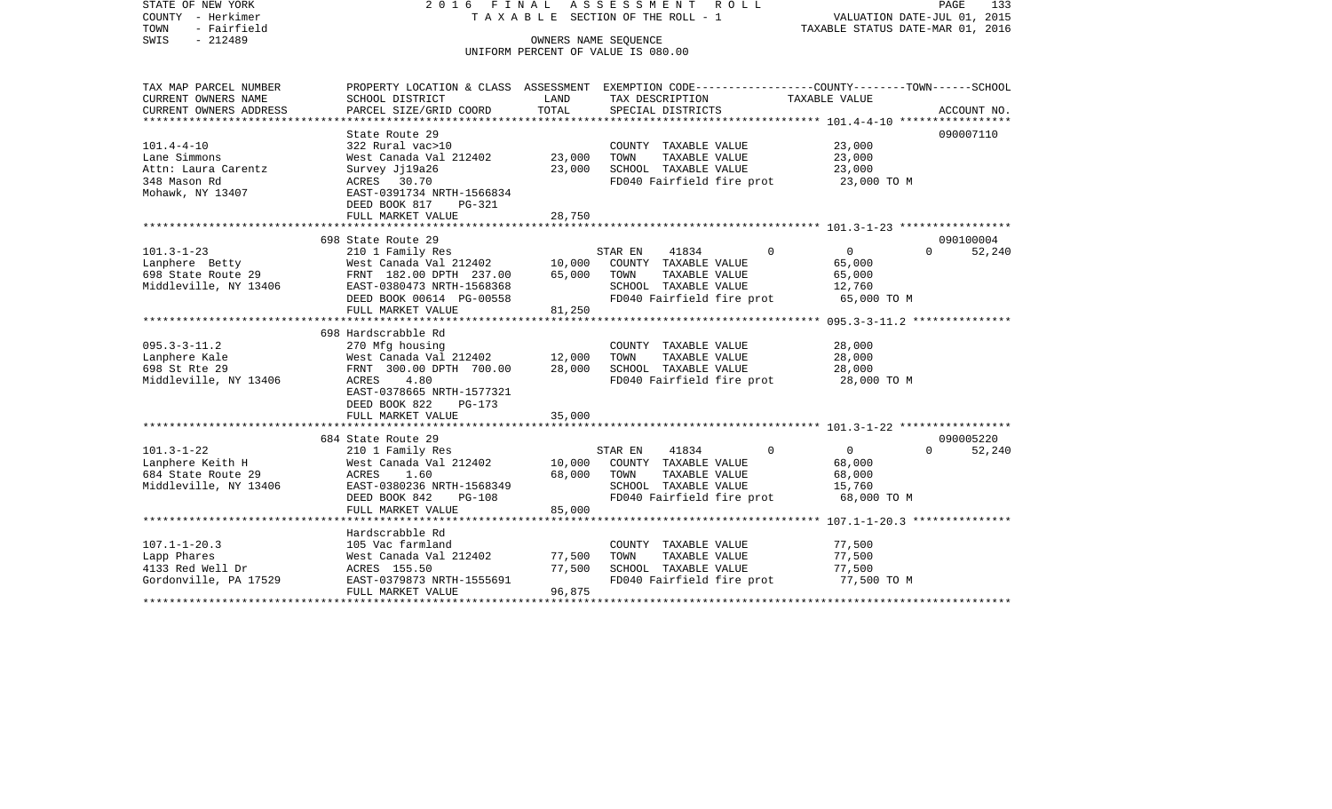STATE OF NEW YORK — 2016 FINAL ASSESSMENT ROLL
COUNTY - Herkimer — TAXABLE SECTION OF THE ROLL - 1 — VALUATION DATE-JUL 01, 2015
TOWN - Fairfield — TAXABLE STATUS DATE-MAR 01, 2016
SWIS - 212489 — OWNERS NAME SEQUENCE
UNIFORM PERCENT OF VALUE IS 080.00

| TAX MAP PARCEL NUMBER / CURRENT OWNERS NAME / CURRENT OWNERS ADDRESS | PROPERTY LOCATION & CLASS / SCHOOL DISTRICT / PARCEL SIZE/GRID COORD | ASSESSMENT LAND | ASSESSMENT TOTAL | EXEMPTION CODE / TAX DESCRIPTION / SPECIAL DISTRICTS | COUNTY | TOWN | SCHOOL | TAXABLE VALUE | ACCOUNT NO. |
|---|---|---|---|---|---|---|---|---|---|
| **101.4-4-10** | State Route 29 | | | | | | | | 090007110 |
| Lane Simmons | 322 Rural vac>10 | | | COUNTY TAXABLE VALUE | | | | 23,000 | |
| Attn: Laura Carentz | West Canada Val 212402 | 23,000 | | TOWN TAXABLE VALUE | | | | 23,000 | |
| 348 Mason Rd | Survey Jj19a26 | | 23,000 | SCHOOL TAXABLE VALUE | | | | 23,000 | |
| Mohawk, NY 13407 | ACRES 30.70 | | | FD040 Fairfield fire prot | | | | 23,000 TO M | |
| | EAST-0391734 NRTH-1566834 | | | | | | | | |
| | DEED BOOK 817 PG-321 | | | | | | | | |
| | FULL MARKET VALUE | | 28,750 | | | | | | |
| **101.3-1-23** | 698 State Route 29 | | | | | | | | 090100004 |
| Lanphere Betty | 210 1 Family Res | | | STAR EN 41834 | 0 | 0 | 52,240 | | |
| 698 State Route 29 | West Canada Val 212402 | 10,000 | | COUNTY TAXABLE VALUE | | | | 65,000 | |
| Middleville, NY 13406 | FRNT 182.00 DPTH 237.00 | | 65,000 | TOWN TAXABLE VALUE | | | | 65,000 | |
| | EAST-0380473 NRTH-1568368 | | | SCHOOL TAXABLE VALUE | | | | 12,760 | |
| | DEED BOOK 00614 PG-00558 | | | FD040 Fairfield fire prot | | | | 65,000 TO M | |
| | FULL MARKET VALUE | | 81,250 | | | | | | |
| **095.3-3-11.2** | 698 Hardscrabble Rd | | | | | | | | |
| Lanphere Kale | 270 Mfg housing | | | COUNTY TAXABLE VALUE | | | | 28,000 | |
| 698 St Rte 29 | West Canada Val 212402 | 12,000 | | TOWN TAXABLE VALUE | | | | 28,000 | |
| Middleville, NY 13406 | FRNT 300.00 DPTH 700.00 | | 28,000 | SCHOOL TAXABLE VALUE | | | | 28,000 | |
| | ACRES 4.80 | | | FD040 Fairfield fire prot | | | | 28,000 TO M | |
| | EAST-0378665 NRTH-1577321 | | | | | | | | |
| | DEED BOOK 822 PG-173 | | | | | | | | |
| | FULL MARKET VALUE | | 35,000 | | | | | | |
| **101.3-1-22** | 684 State Route 29 | | | | | | | | 090005220 |
| Lanphere Keith H | 210 1 Family Res | | | STAR EN 41834 | 0 | 0 | 52,240 | | |
| 684 State Route 29 | West Canada Val 212402 | 10,000 | | COUNTY TAXABLE VALUE | | | | 68,000 | |
| Middleville, NY 13406 | ACRES 1.60 | | 68,000 | TOWN TAXABLE VALUE | | | | 68,000 | |
| | EAST-0380236 NRTH-1568349 | | | SCHOOL TAXABLE VALUE | | | | 15,760 | |
| | DEED BOOK 842 PG-108 | | | FD040 Fairfield fire prot | | | | 68,000 TO M | |
| | FULL MARKET VALUE | | 85,000 | | | | | | |
| **107.1-1-20.3** | Hardscrabble Rd | | | | | | | | |
| Lapp Phares | 105 Vac farmland | | | COUNTY TAXABLE VALUE | | | | 77,500 | |
| 4133 Red Well Dr | West Canada Val 212402 | 77,500 | | TOWN TAXABLE VALUE | | | | 77,500 | |
| Gordonville, PA 17529 | ACRES 155.50 | | 77,500 | SCHOOL TAXABLE VALUE | | | | 77,500 | |
| | EAST-0379873 NRTH-1555691 | | | FD040 Fairfield fire prot | | | | 77,500 TO M | |
| | FULL MARKET VALUE | | 96,875 | | | | | | |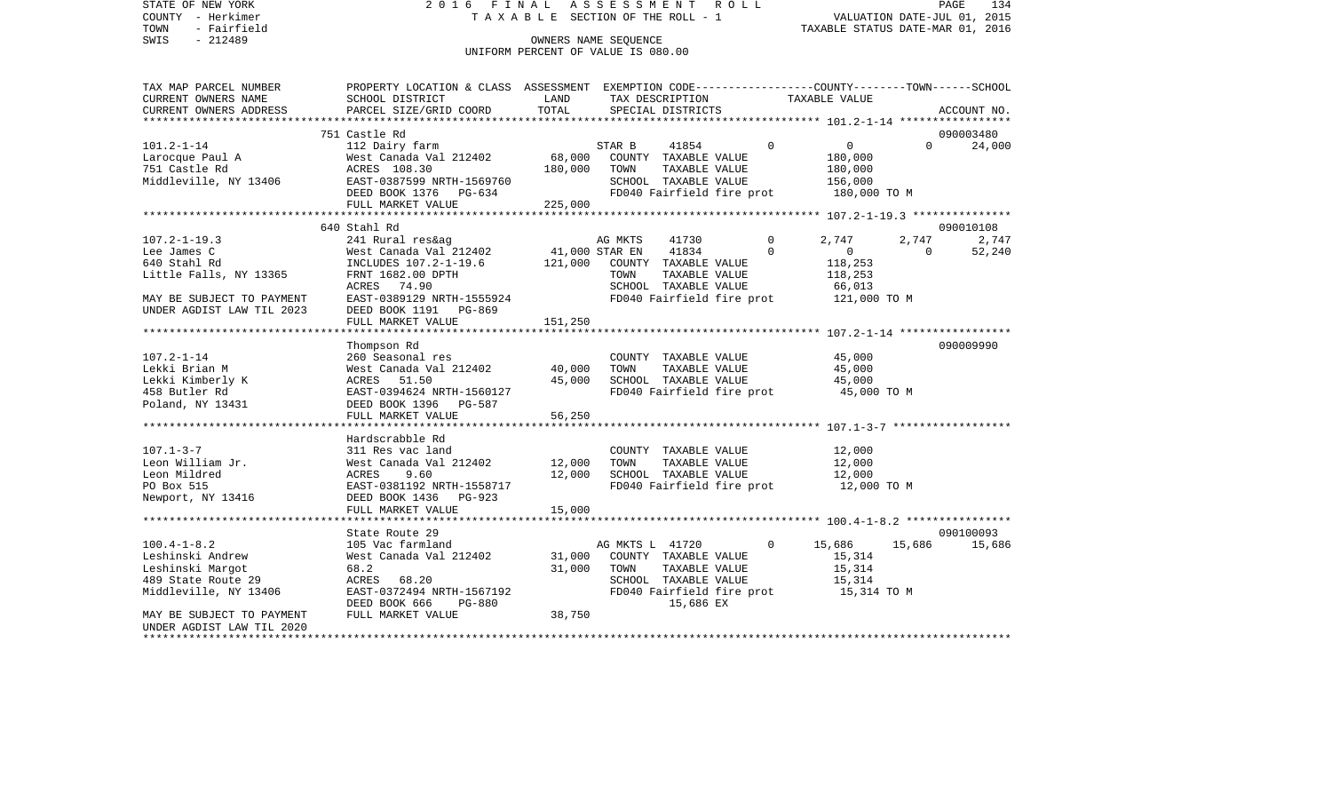STATE OF NEW YORK
COUNTY - Herkimer
TOWN - Fairfield
SWIS - 212489

2016 FINAL ASSESSMENT ROLL
TAXABLE SECTION OF THE ROLL - 1
OWNERS NAME SEQUENCE
UNIFORM PERCENT OF VALUE IS 080.00

VALUATION DATE-JUL 01, 2015
TAXABLE STATUS DATE-MAR 01, 2016

| TAX MAP PARCEL NUMBER / CURRENT OWNERS NAME / CURRENT OWNERS ADDRESS | PROPERTY LOCATION & CLASS / SCHOOL DISTRICT / PARCEL SIZE/GRID COORD | ASSESSMENT LAND | TOTAL | EXEMPTION CODE / TAX DESCRIPTION / SPECIAL DISTRICTS | COUNTY | TOWN | SCHOOL | ACCOUNT NO. |
|---|---|---|---|---|---|---|---|---|
| 101.2-1-14 | 751 Castle Rd | | | | | | | 090003480 |
| Larocque Paul A | 112 Dairy farm | | | STAR B 41854 0 | 0 | 0 | 24,000 | |
| 751 Castle Rd | West Canada Val 212402 | 68,000 | | COUNTY TAXABLE VALUE | 180,000 | | | |
| Middleville, NY 13406 | ACRES 108.30 | | 180,000 | TOWN TAXABLE VALUE | | 180,000 | | |
| | EAST-0387599 NRTH-1569760 | | | SCHOOL TAXABLE VALUE | | | 156,000 | |
| | DEED BOOK 1376 PG-634 | | | FD040 Fairfield fire prot | 180,000 TO M | | | |
| | FULL MARKET VALUE | | 225,000 | | | | | |
| 107.2-1-19.3 | 640 Stahl Rd | | | | | | | 090010108 |
| Lee James C | 241 Rural res&ag | | | AG MKTS 41730 0 | 2,747 | 2,747 | 2,747 | |
| 640 Stahl Rd | West Canada Val 212402 | 41,000 | | STAR EN 41834 0 | 0 | 0 | 52,240 | |
| Little Falls, NY 13365 | INCLUDES 107.2-1-19.6 | | 121,000 | COUNTY TAXABLE VALUE | 118,253 | | | |
| | FRNT 1682.00 DPTH | | | TOWN TAXABLE VALUE | | 118,253 | | |
| | ACRES 74.90 | | | SCHOOL TAXABLE VALUE | | | 66,013 | |
| MAY BE SUBJECT TO PAYMENT | EAST-0389129 NRTH-1555924 | | | FD040 Fairfield fire prot | 121,000 TO M | | | |
| UNDER AGDIST LAW TIL 2023 | DEED BOOK 1191 PG-869 | | | | | | | |
| | FULL MARKET VALUE | | 151,250 | | | | | |
| 107.2-1-14 | Thompson Rd | | | | | | | 090009990 |
| Lekki Brian M | 260 Seasonal res | | | COUNTY TAXABLE VALUE | 45,000 | | | |
| Lekki Kimberly K | West Canada Val 212402 | 40,000 | | TOWN TAXABLE VALUE | | 45,000 | | |
| 458 Butler Rd | ACRES 51.50 | | 45,000 | SCHOOL TAXABLE VALUE | | | 45,000 | |
| Poland, NY 13431 | EAST-0394624 NRTH-1560127 | | | FD040 Fairfield fire prot | 45,000 TO M | | | |
| | DEED BOOK 1396 PG-587 | | | | | | | |
| | FULL MARKET VALUE | | 56,250 | | | | | |
| 107.1-3-7 | Hardscrabble Rd | | | | | | | |
| Leon William Jr. | 311 Res vac land | | | COUNTY TAXABLE VALUE | 12,000 | | | |
| Leon Mildred | West Canada Val 212402 | 12,000 | | TOWN TAXABLE VALUE | | 12,000 | | |
| PO Box 515 | ACRES 9.60 | | 12,000 | SCHOOL TAXABLE VALUE | | | 12,000 | |
| Newport, NY 13416 | EAST-0381192 NRTH-1558717 | | | FD040 Fairfield fire prot | 12,000 TO M | | | |
| | DEED BOOK 1436 PG-923 | | | | | | | |
| | FULL MARKET VALUE | | 15,000 | | | | | |
| 100.4-1-8.2 | State Route 29 | | | | | | | 090100093 |
| Leshinski Andrew | 105 Vac farmland | | | AG MKTS L 41720 0 | 15,686 | 15,686 | 15,686 | |
| Leshinski Margot | West Canada Val 212402 | 31,000 | | COUNTY TAXABLE VALUE | 15,314 | | | |
| 489 State Route 29 | 68.2 | | 31,000 | TOWN TAXABLE VALUE | | 15,314 | | |
| Middleville, NY 13406 | ACRES 68.20 | | | SCHOOL TAXABLE VALUE | | | 15,314 | |
| | EAST-0372494 NRTH-1567192 | | | FD040 Fairfield fire prot | 15,314 TO M | | | |
| | DEED BOOK 666 PG-880 | | | 15,686 EX | | | | |
| MAY BE SUBJECT TO PAYMENT | FULL MARKET VALUE | | 38,750 | | | | | |
| UNDER AGDIST LAW TIL 2020 | | | | | | | | |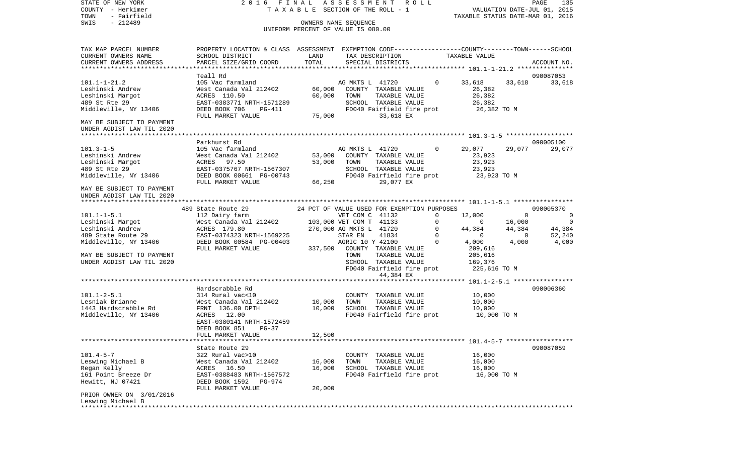STATE OF NEW YORK | 2 0 1 6 F I N A L A S S E S S M E N T R O L L
COUNTY - Herkimer | T A X A B L E SECTION OF THE ROLL - 1 | VALUATION DATE-JUL 01, 2015
TOWN - Fairfield | | TAXABLE STATUS DATE-MAR 01, 2016
SWIS - 212489 | OWNERS NAME SEQUENCE
UNIFORM PERCENT OF VALUE IS 080.00

```
TAX MAP PARCEL NUMBER      PROPERTY LOCATION & CLASS  ASSESSMENT  EXEMPTION CODE-----------------COUNTY--------TOWN------SCHOOL
CURRENT OWNERS NAME        SCHOOL DISTRICT            LAND        TAX DESCRIPTION              TAXABLE VALUE
CURRENT OWNERS ADDRESS     PARCEL SIZE/GRID COORD     TOTAL       SPECIAL DISTRICTS                                       ACCOUNT NO.
******************************************************************************************************* 101.1-1-21.2 ***************
                           Teall Rd                                                                                   090087053
101.1-1-21.2               105 Vac farmland                       AG MKTS L 41720        0     33,618     33,618     33,618
Leshinski Andrew           West Canada Val 212402       60,000    COUNTY  TAXABLE VALUE          26,382
Leshinski Margot           ACRES 110.50                 60,000    TOWN    TAXABLE VALUE          26,382
489 St Rte 29              EAST-0383771 NRTH-1571289              SCHOOL  TAXABLE VALUE          26,382
Middleville, NY 13406      DEED BOOK 706     PG-411               FD040 Fairfield fire prot      26,382 TO M
                           FULL MARKET VALUE            75,000              33,618 EX
MAY BE SUBJECT TO PAYMENT
UNDER AGDIST LAW TIL 2020
******************************************************************************************************* 101.3-1-5 ******************
                           Parkhurst Rd                                                                               090005100
101.3-1-5                  105 Vac farmland                       AG MKTS L 41720        0     29,077     29,077     29,077
Leshinski Andrew           West Canada Val 212402       53,000    COUNTY  TAXABLE VALUE          23,923
Leshinski Margot           ACRES  97.50                 53,000    TOWN    TAXABLE VALUE          23,923
489 St Rte 29              EAST-0375767 NRTH-1567307              SCHOOL  TAXABLE VALUE          23,923
Middleville, NY 13406      DEED BOOK 00661 PG-00743               FD040 Fairfield fire prot      23,923 TO M
                           FULL MARKET VALUE            66,250              29,077 EX
MAY BE SUBJECT TO PAYMENT
UNDER AGDIST LAW TIL 2020
******************************************************************************************************* 101.1-1-5.1 ****************
                           489 State Route 29         24 PCT OF VALUE USED FOR EXEMPTION PURPOSES                     090005370
101.1-1-5.1                112 Dairy farm                         VET COM C 41132        0     12,000          0          0
Leshinski Margot           West Canada Val 212402      103,000 VET COM T  41133          0          0     16,000          0
Leshinski Andrew           ACRES 179.80                270,000 AG MKTS L  41720          0     44,384     44,384     44,384
489 State Route 29         EAST-0374323 NRTH-1569225              STAR EN    41834       0          0          0     52,240
Middleville, NY 13406      DEED BOOK 00584 PG-00403               AGRIC 10 Y 42100       0      4,000      4,000      4,000
                           FULL MARKET VALUE           337,500    COUNTY  TAXABLE VALUE         209,616
MAY BE SUBJECT TO PAYMENT                                         TOWN    TAXABLE VALUE         205,616
UNDER AGDIST LAW TIL 2020                                         SCHOOL  TAXABLE VALUE         169,376
                                                                  FD040 Fairfield fire prot     225,616 TO M
                                                                            44,384 EX
******************************************************************************************************* 101.1-2-5.1 ****************
                           Hardscrabble Rd                                                                            090006360
101.1-2-5.1                314 Rural vac<10                       COUNTY  TAXABLE VALUE          10,000
Lesniak Brianne            West Canada Val 212402       10,000    TOWN    TAXABLE VALUE          10,000
1443 Hardscrabble Rd       FRNT 136.00 DPTH             10,000    SCHOOL  TAXABLE VALUE          10,000
Middleville, NY 13406      ACRES  12.00                           FD040 Fairfield fire prot      10,000 TO M
                           EAST-0380141 NRTH-1572459
                           DEED BOOK 851     PG-37
                           FULL MARKET VALUE            12,500
******************************************************************************************************* 101.4-5-7 ******************
                           State Route 29                                                                             090087059
101.4-5-7                  322 Rural vac>10                       COUNTY  TAXABLE VALUE          16,000
Leswing Michael B          West Canada Val 212402       16,000    TOWN    TAXABLE VALUE          16,000
Regan Kelly                ACRES  16.50                 16,000    SCHOOL  TAXABLE VALUE          16,000
161 Point Breeze Dr        EAST-0388483 NRTH-1567572              FD040 Fairfield fire prot      16,000 TO M
Hewitt, NJ 07421           DEED BOOK 1592    PG-974
                           FULL MARKET VALUE            20,000
PRIOR OWNER ON  3/01/2016
Leswing Michael B
************************************************************************************************************************************
```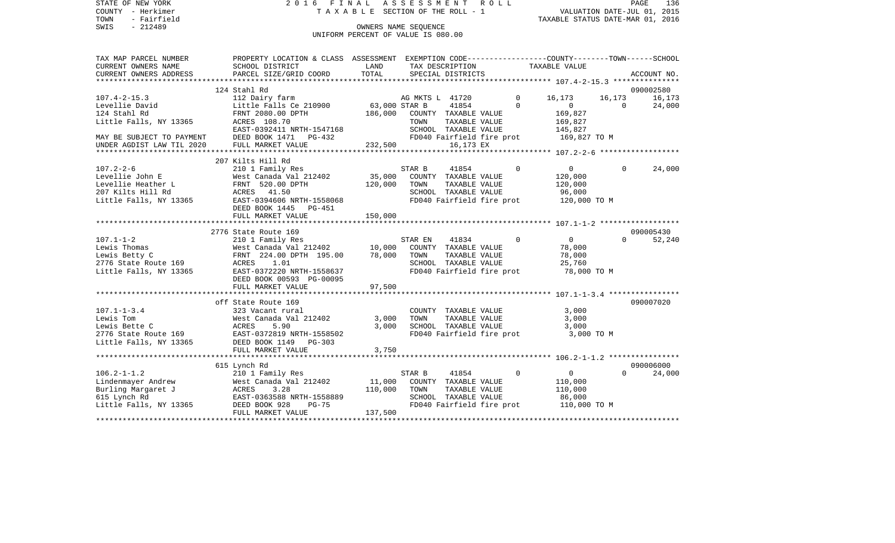STATE OF NEW YORK — 2016 FINAL ASSESSMENT ROLL
COUNTY - Herkimer — TAXABLE SECTION OF THE ROLL - 1 — VALUATION DATE-JUL 01, 2015
TOWN - Fairfield — TAXABLE STATUS DATE-MAR 01, 2016
SWIS - 212489 — OWNERS NAME SEQUENCE
UNIFORM PERCENT OF VALUE IS 080.00

| TAX MAP PARCEL NUMBER / CURRENT OWNERS NAME / CURRENT OWNERS ADDRESS | PROPERTY LOCATION & CLASS / SCHOOL DISTRICT / PARCEL SIZE/GRID COORD | ASSESSMENT LAND | TOTAL | EXEMPTION CODE / TAX DESCRIPTION / SPECIAL DISTRICTS | COUNTY TAXABLE VALUE | TOWN | SCHOOL | ACCOUNT NO. |
|---|---|---|---|---|---|---|---|---|
| **107.4-2-15.3** | 124 Stahl Rd | | | | | | | 090002580 |
| Levellie David | 112 Dairy farm | | | AG MKTS L 41720 0 | 16,173 | 16,173 | 16,173 | |
| 124 Stahl Rd | Little Falls Ce 210900 | 63,000 | | STAR B 41854 0 | 0 | 0 | 24,000 | |
| Little Falls, NY 13365 | FRNT 2080.00 DPTH | | 186,000 | COUNTY TAXABLE VALUE | 169,827 | | | |
| | ACRES 108.70 | | | TOWN TAXABLE VALUE | 169,827 | | | |
| | EAST-0392411 NRTH-1547168 | | | SCHOOL TAXABLE VALUE | 145,827 | | | |
| MAY BE SUBJECT TO PAYMENT | DEED BOOK 1471 PG-432 | | | FD040 Fairfield fire prot | 169,827 TO M | | | |
| UNDER AGDIST LAW TIL 2020 | FULL MARKET VALUE | | 232,500 | 16,173 EX | | | | |
| **107.2-2-6** | 207 Kilts Hill Rd | | | | | | | |
| Levellie John E | 210 1 Family Res | | | STAR B 41854 0 | 0 | 0 | 24,000 | |
| Levellie Heather L | West Canada Val 212402 | 35,000 | | COUNTY TAXABLE VALUE | 120,000 | | | |
| 207 Kilts Hill Rd | FRNT 520.00 DPTH | | 120,000 | TOWN TAXABLE VALUE | 120,000 | | | |
| Little Falls, NY 13365 | ACRES 41.50 | | | SCHOOL TAXABLE VALUE | 96,000 | | | |
| | EAST-0394606 NRTH-1558068 | | | FD040 Fairfield fire prot | 120,000 TO M | | | |
| | DEED BOOK 1445 PG-451 | | | | | | | |
| | FULL MARKET VALUE | | 150,000 | | | | | |
| **107.1-1-2** | 2776 State Route 169 | | | | | | | 090005430 |
| Lewis Thomas | 210 1 Family Res | | | STAR EN 41834 0 | 0 | 0 | 52,240 | |
| Lewis Betty C | West Canada Val 212402 | 10,000 | | COUNTY TAXABLE VALUE | 78,000 | | | |
| 2776 State Route 169 | FRNT 224.00 DPTH 195.00 | | 78,000 | TOWN TAXABLE VALUE | 78,000 | | | |
| Little Falls, NY 13365 | ACRES 1.01 | | | SCHOOL TAXABLE VALUE | 25,760 | | | |
| | EAST-0372220 NRTH-1558637 | | | FD040 Fairfield fire prot | 78,000 TO M | | | |
| | DEED BOOK 00593 PG-00095 | | | | | | | |
| | FULL MARKET VALUE | | 97,500 | | | | | |
| **107.1-1-3.4** | off State Route 169 | | | | | | | 090007020 |
| Lewis Tom | 323 Vacant rural | | | COUNTY TAXABLE VALUE | 3,000 | | | |
| Lewis Bette C | West Canada Val 212402 | 3,000 | | TOWN TAXABLE VALUE | 3,000 | | | |
| 2776 State Route 169 | ACRES 5.90 | | 3,000 | SCHOOL TAXABLE VALUE | 3,000 | | | |
| Little Falls, NY 13365 | EAST-0372819 NRTH-1558502 | | | FD040 Fairfield fire prot | 3,000 TO M | | | |
| | DEED BOOK 1149 PG-303 | | | | | | | |
| | FULL MARKET VALUE | | 3,750 | | | | | |
| **106.2-1-1.2** | 615 Lynch Rd | | | | | | | 090006000 |
| Lindenmayer Andrew | 210 1 Family Res | | | STAR B 41854 0 | 0 | 0 | 24,000 | |
| Burling Margaret J | West Canada Val 212402 | 11,000 | | COUNTY TAXABLE VALUE | 110,000 | | | |
| 615 Lynch Rd | ACRES 3.28 | | 110,000 | TOWN TAXABLE VALUE | 110,000 | | | |
| Little Falls, NY 13365 | EAST-0363588 NRTH-1558889 | | | SCHOOL TAXABLE VALUE | 86,000 | | | |
| | DEED BOOK 928 PG-75 | | | FD040 Fairfield fire prot | 110,000 TO M | | | |
| | FULL MARKET VALUE | | 137,500 | | | | | |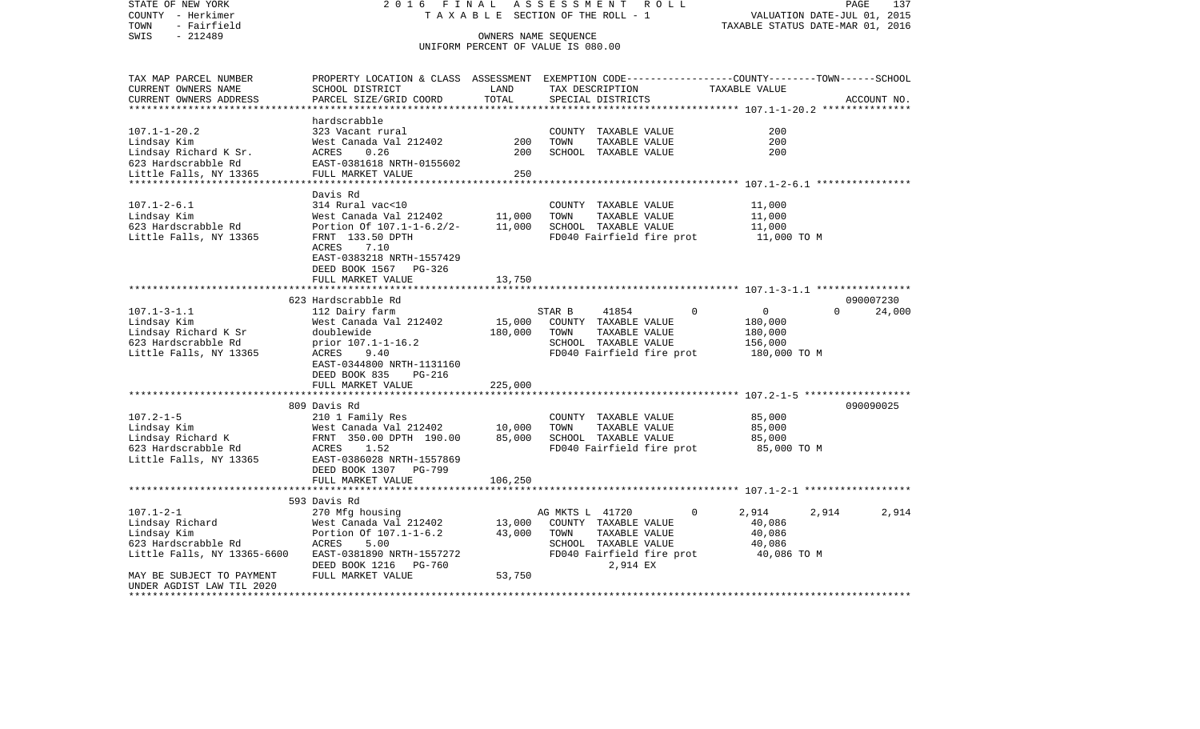STATE OF NEW YORK | 2016 FINAL ASSESSMENT ROLL | PAGE 137
COUNTY - Herkimer | TAXABLE SECTION OF THE ROLL - 1 | VALUATION DATE-JUL 01, 2015
TOWN - Fairfield | | TAXABLE STATUS DATE-MAR 01, 2016
SWIS - 212489 | OWNERS NAME SEQUENCE
UNIFORM PERCENT OF VALUE IS 080.00

```
TAX MAP PARCEL NUMBER      PROPERTY LOCATION & CLASS  ASSESSMENT  EXEMPTION CODE-----------------COUNTY--------TOWN------SCHOOL
CURRENT OWNERS NAME        SCHOOL DISTRICT              LAND      TAX DESCRIPTION              TAXABLE VALUE
CURRENT OWNERS ADDRESS     PARCEL SIZE/GRID COORD       TOTAL     SPECIAL DISTRICTS                                       ACCOUNT NO.
*********************************************************************************************** 107.1-1-20.2 ***************
                           hardscrabble
107.1-1-20.2               323 Vacant rural                        COUNTY  TAXABLE VALUE              200
Lindsay Kim                West Canada Val 212402         200      TOWN    TAXABLE VALUE              200
Lindsay Richard K Sr.      ACRES     0.26                 200      SCHOOL  TAXABLE VALUE              200
623 Hardscrabble Rd        EAST-0381618 NRTH-0155602
Little Falls, NY 13365     FULL MARKET VALUE              250
*********************************************************************************************** 107.1-2-6.1 ****************
                           Davis Rd
107.1-2-6.1                314 Rural vac<10                        COUNTY  TAXABLE VALUE           11,000
Lindsay Kim                West Canada Val 212402      11,000      TOWN    TAXABLE VALUE           11,000
623 Hardscrabble Rd        Portion Of 107.1-1-6.2/2-   11,000      SCHOOL  TAXABLE VALUE           11,000
Little Falls, NY 13365     FRNT  133.50 DPTH                       FD040 Fairfield fire prot        11,000 TO M
                           ACRES     7.10
                           EAST-0383218 NRTH-1557429
                           DEED BOOK 1567   PG-326
                           FULL MARKET VALUE           13,750
*********************************************************************************************** 107.1-3-1.1 ****************
                           623 Hardscrabble Rd                                                                    090007230
107.1-3-1.1                112 Dairy farm                          STAR B     41854          0          0          0      24,000
Lindsay Kim                West Canada Val 212402      15,000      COUNTY  TAXABLE VALUE          180,000
Lindsay Richard K Sr       doublewide                 180,000      TOWN    TAXABLE VALUE          180,000
623 Hardscrabble Rd        prior 107.1-1-16.2                      SCHOOL  TAXABLE VALUE          156,000
Little Falls, NY 13365     ACRES     9.40                          FD040 Fairfield fire prot       180,000 TO M
                           EAST-0344800 NRTH-1131160
                           DEED BOOK 835    PG-216
                           FULL MARKET VALUE          225,000
*********************************************************************************************** 107.2-1-5 ******************
                           809 Davis Rd                                                                           090090025
107.2-1-5                  210 1 Family Res                        COUNTY  TAXABLE VALUE           85,000
Lindsay Kim                West Canada Val 212402      10,000      TOWN    TAXABLE VALUE           85,000
Lindsay Richard K          FRNT  350.00 DPTH  190.00   85,000      SCHOOL  TAXABLE VALUE           85,000
623 Hardscrabble Rd        ACRES     1.52                          FD040 Fairfield fire prot        85,000 TO M
Little Falls, NY 13365     EAST-0386028 NRTH-1557869
                           DEED BOOK 1307   PG-799
                           FULL MARKET VALUE          106,250
*********************************************************************************************** 107.1-2-1 ******************
                           593 Davis Rd
107.1-2-1                  270 Mfg housing                         AG MKTS L  41720          0      2,914      2,914       2,914
Lindsay Richard            West Canada Val 212402      13,000      COUNTY  TAXABLE VALUE           40,086
Lindsay Kim                Portion Of 107.1-1-6.2      43,000      TOWN    TAXABLE VALUE           40,086
623 Hardscrabble Rd        ACRES     5.00                          SCHOOL  TAXABLE VALUE           40,086
Little Falls, NY 13365-6600  EAST-0381890 NRTH-1557272             FD040 Fairfield fire prot        40,086 TO M
                           DEED BOOK 1216   PG-760                       2,914 EX
MAY BE SUBJECT TO PAYMENT  FULL MARKET VALUE           53,750
UNDER AGDIST LAW TIL 2020
****************************************************************************************************************************
```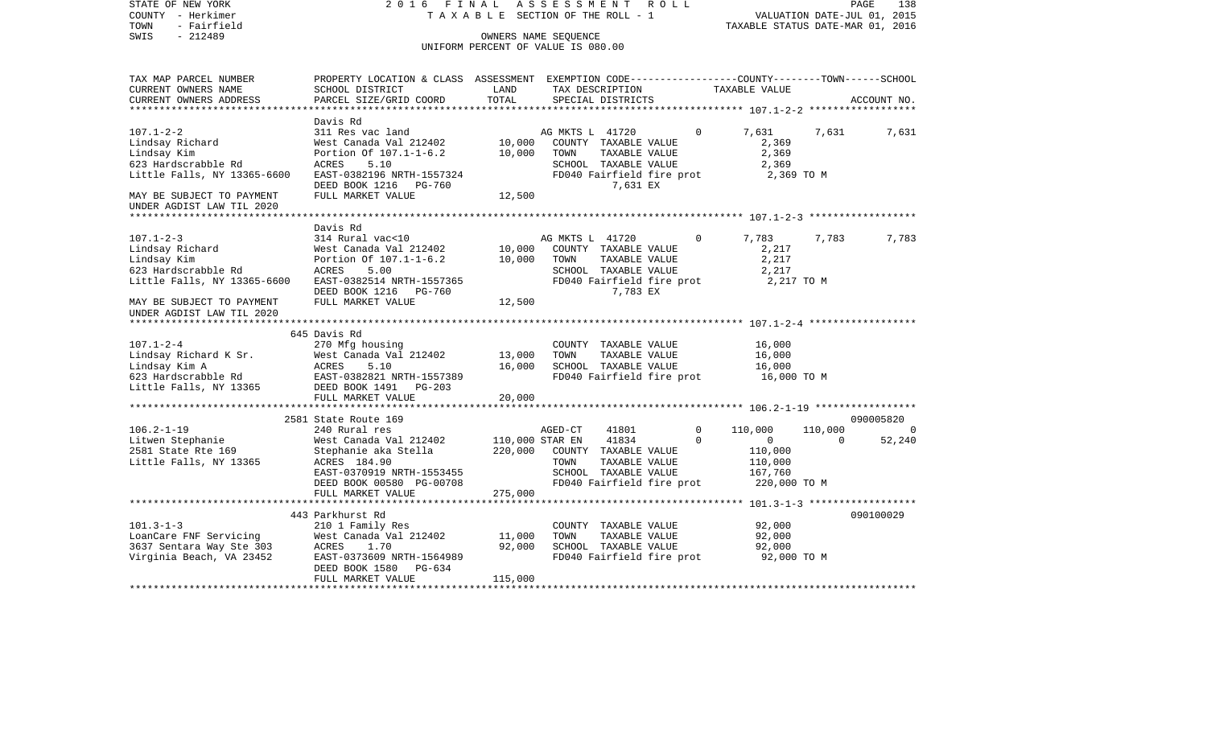STATE OF NEW YORK | 2016 FINAL ASSESSMENT ROLL | PAGE 138
COUNTY - Herkimer | TAXABLE SECTION OF THE ROLL - 1 | VALUATION DATE-JUL 01, 2015
TOWN - Fairfield | | TAXABLE STATUS DATE-MAR 01, 2016
SWIS - 212489 | OWNERS NAME SEQUENCE
UNIFORM PERCENT OF VALUE IS 080.00

| TAX MAP PARCEL NUMBER / CURRENT OWNERS NAME / CURRENT OWNERS ADDRESS | PROPERTY LOCATION & CLASS / SCHOOL DISTRICT / PARCEL SIZE/GRID COORD | ASSESSMENT LAND / TOTAL | EXEMPTION CODE / TAX DESCRIPTION / SPECIAL DISTRICTS | COUNTY TAXABLE VALUE | TOWN | SCHOOL | ACCOUNT NO. |
|---|---|---|---|---|---|---|---|
| **107.1-2-2** | Davis Rd | | | | | | |
| 107.1-2-2 | 311 Res vac land | | AG MKTS L 41720 0 | 7,631 | 7,631 | 7,631 | |
| Lindsay Richard | West Canada Val 212402 | 10,000 | COUNTY TAXABLE VALUE | 2,369 | | | |
| Lindsay Kim | Portion Of 107.1-1-6.2 | 10,000 | TOWN TAXABLE VALUE | 2,369 | | | |
| 623 Hardscrabble Rd | ACRES 5.10 | | SCHOOL TAXABLE VALUE | 2,369 | | | |
| Little Falls, NY 13365-6600 | EAST-0382196 NRTH-1557324 | | FD040 Fairfield fire prot | 2,369 TO M | | | |
| | DEED BOOK 1216 PG-760 | | 7,631 EX | | | | |
| MAY BE SUBJECT TO PAYMENT UNDER AGDIST LAW TIL 2020 | FULL MARKET VALUE | 12,500 | | | | | |
| **107.1-2-3** | Davis Rd | | | | | | |
| 107.1-2-3 | 314 Rural vac<10 | | AG MKTS L 41720 0 | 7,783 | 7,783 | 7,783 | |
| Lindsay Richard | West Canada Val 212402 | 10,000 | COUNTY TAXABLE VALUE | 2,217 | | | |
| Lindsay Kim | Portion Of 107.1-1-6.2 | 10,000 | TOWN TAXABLE VALUE | 2,217 | | | |
| 623 Hardscrabble Rd | ACRES 5.00 | | SCHOOL TAXABLE VALUE | 2,217 | | | |
| Little Falls, NY 13365-6600 | EAST-0382514 NRTH-1557365 | | FD040 Fairfield fire prot | 2,217 TO M | | | |
| | DEED BOOK 1216 PG-760 | | 7,783 EX | | | | |
| MAY BE SUBJECT TO PAYMENT UNDER AGDIST LAW TIL 2020 | FULL MARKET VALUE | 12,500 | | | | | |
| **107.1-2-4** | 645 Davis Rd | | | | | | |
| 107.1-2-4 | 270 Mfg housing | | COUNTY TAXABLE VALUE | 16,000 | | | |
| Lindsay Richard K Sr. | West Canada Val 212402 | 13,000 | TOWN TAXABLE VALUE | 16,000 | | | |
| Lindsay Kim A | ACRES 5.10 | 16,000 | SCHOOL TAXABLE VALUE | 16,000 | | | |
| 623 Hardscrabble Rd | EAST-0382821 NRTH-1557389 | | FD040 Fairfield fire prot | 16,000 TO M | | | |
| Little Falls, NY 13365 | DEED BOOK 1491 PG-203 | | | | | | |
| | FULL MARKET VALUE | 20,000 | | | | | |
| **106.2-1-19** | 2581 State Route 169 | | | | | | 090005820 |
| 106.2-1-19 | 240 Rural res | | AGED-CT 41801 0 | 110,000 | 110,000 | 0 | |
| Litwen Stephanie | West Canada Val 212402 | 110,000 | STAR EN 41834 0 | 0 | 0 | 52,240 | |
| 2581 State Rte 169 | Stephanie aka Stella | 220,000 | COUNTY TAXABLE VALUE | 110,000 | | | |
| Little Falls, NY 13365 | ACRES 184.90 | | TOWN TAXABLE VALUE | 110,000 | | | |
| | EAST-0370919 NRTH-1553455 | | SCHOOL TAXABLE VALUE | 167,760 | | | |
| | DEED BOOK 00580 PG-00708 | | FD040 Fairfield fire prot | 220,000 TO M | | | |
| | FULL MARKET VALUE | 275,000 | | | | | |
| **101.3-1-3** | 443 Parkhurst Rd | | | | | | 090100029 |
| 101.3-1-3 | 210 1 Family Res | | COUNTY TAXABLE VALUE | 92,000 | | | |
| LoanCare FNF Servicing | West Canada Val 212402 | 11,000 | TOWN TAXABLE VALUE | 92,000 | | | |
| 3637 Sentara Way Ste 303 | ACRES 1.70 | 92,000 | SCHOOL TAXABLE VALUE | 92,000 | | | |
| Virginia Beach, VA 23452 | EAST-0373609 NRTH-1564989 | | FD040 Fairfield fire prot | 92,000 TO M | | | |
| | DEED BOOK 1580 PG-634 | | | | | | |
| | FULL MARKET VALUE | 115,000 | | | | | |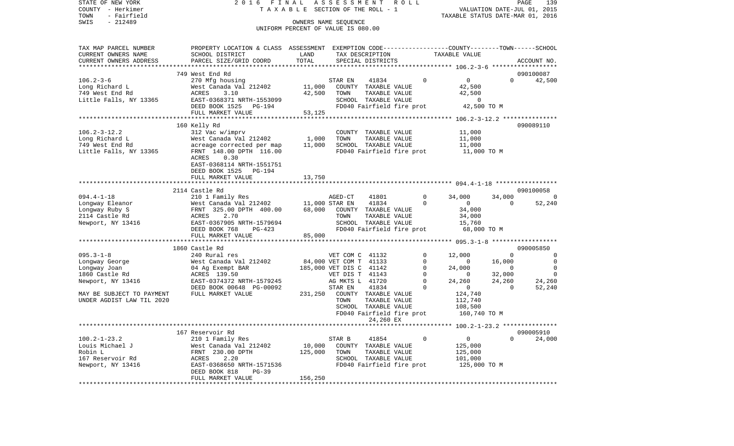STATE OF NEW YORK — 2016 FINAL ASSESSMENT ROLL
COUNTY - Herkimer — TAXABLE SECTION OF THE ROLL - 1 — VALUATION DATE-JUL 01, 2015
TOWN - Fairfield — TAXABLE STATUS DATE-MAR 01, 2016
SWIS - 212489 — OWNERS NAME SEQUENCE
UNIFORM PERCENT OF VALUE IS 080.00

| TAX MAP PARCEL NUMBER / CURRENT OWNERS NAME / CURRENT OWNERS ADDRESS | PROPERTY LOCATION & CLASS / SCHOOL DISTRICT / PARCEL SIZE/GRID COORD | ASSESSMENT LAND / TOTAL | EXEMPTION CODE / TAX DESCRIPTION / SPECIAL DISTRICTS | COUNTY TAXABLE VALUE | TOWN | SCHOOL / ACCOUNT NO. |
|---|---|---|---|---|---|---|
| **106.2-3-6** | 749 West End Rd | | | | | 090100087 |
| 106.2-3-6 | 270 Mfg housing | | STAR EN 41834 0 | 0 | 0 | 42,500 |
| Long Richard L | West Canada Val 212402 | 11,000 | COUNTY TAXABLE VALUE | 42,500 | | |
| 749 West End Rd | ACRES 3.10 | 42,500 | TOWN TAXABLE VALUE | 42,500 | | |
| Little Falls, NY 13365 | EAST-0368371 NRTH-1553099 | | SCHOOL TAXABLE VALUE | 0 | | |
| | DEED BOOK 1525 PG-194 | | FD040 Fairfield fire prot | 42,500 TO M | | |
| | FULL MARKET VALUE | 53,125 | | | | |
| **106.2-3-12.2** | 160 Kelly Rd | | | | | 090089110 |
| 106.2-3-12.2 | 312 Vac w/imprv | | COUNTY TAXABLE VALUE | 11,000 | | |
| Long Richard L | West Canada Val 212402 | 1,000 | TOWN TAXABLE VALUE | 11,000 | | |
| 749 West End Rd | acreage corrected per map | 11,000 | SCHOOL TAXABLE VALUE | 11,000 | | |
| Little Falls, NY 13365 | FRNT 148.00 DPTH 116.00 | | FD040 Fairfield fire prot | 11,000 TO M | | |
| | ACRES 0.30 | | | | | |
| | EAST-0368114 NRTH-1551751 | | | | | |
| | DEED BOOK 1525 PG-194 | | | | | |
| | FULL MARKET VALUE | 13,750 | | | | |
| **094.4-1-18** | 2114 Castle Rd | | | | | 090100058 |
| 094.4-1-18 | 210 1 Family Res | | AGED-CT 41801 0 | 34,000 | 34,000 | 0 |
| Longway Eleanor | West Canada Val 212402 | 11,000 | STAR EN 41834 0 | 0 | 0 | 52,240 |
| Longway Ruby S | FRNT 325.00 DPTH 400.00 | 68,000 | COUNTY TAXABLE VALUE | 34,000 | | |
| 2114 Castle Rd | ACRES 2.70 | | TOWN TAXABLE VALUE | 34,000 | | |
| Newport, NY 13416 | EAST-0367905 NRTH-1579694 | | SCHOOL TAXABLE VALUE | 15,760 | | |
| | DEED BOOK 768 PG-423 | | FD040 Fairfield fire prot | 68,000 TO M | | |
| | FULL MARKET VALUE | 85,000 | | | | |
| **095.3-1-8** | 1860 Castle Rd | | | | | 090005850 |
| 095.3-1-8 | 240 Rural res | | VET COM C 41132 0 | 12,000 | 0 | 0 |
| Longway George | West Canada Val 212402 | 84,000 | VET COM T 41133 0 | 0 | 16,000 | 0 |
| Longway Joan | 04 Ag Exempt BAR | 185,000 | VET DIS C 41142 0 | 24,000 | 0 | 0 |
| 1860 Castle Rd | ACRES 139.50 | | VET DIS T 41143 0 | 0 | 32,000 | 0 |
| Newport, NY 13416 | EAST-0374372 NRTH-1579245 | | AG MKTS L 41720 0 | 24,260 | 24,260 | 24,260 |
| | DEED BOOK 00648 PG-00092 | | STAR EN 41834 0 | 0 | 0 | 52,240 |
| MAY BE SUBJECT TO PAYMENT | FULL MARKET VALUE | 231,250 | COUNTY TAXABLE VALUE | 124,740 | | |
| UNDER AGDIST LAW TIL 2020 | | | TOWN TAXABLE VALUE | 112,740 | | |
| | | | SCHOOL TAXABLE VALUE | 108,500 | | |
| | | | FD040 Fairfield fire prot | 160,740 TO M | | |
| | | | 24,260 EX | | | |
| **100.2-1-23.2** | 167 Reservoir Rd | | | | | 090005910 |
| 100.2-1-23.2 | 210 1 Family Res | | STAR B 41854 0 | 0 | 0 | 24,000 |
| Louis Michael J | West Canada Val 212402 | 10,000 | COUNTY TAXABLE VALUE | 125,000 | | |
| Robin L | FRNT 230.00 DPTH | 125,000 | TOWN TAXABLE VALUE | 125,000 | | |
| 167 Reservoir Rd | ACRES 2.20 | | SCHOOL TAXABLE VALUE | 101,000 | | |
| Newport, NY 13416 | EAST-0368650 NRTH-1571536 | | FD040 Fairfield fire prot | 125,000 TO M | | |
| | DEED BOOK 818 PG-39 | | | | | |
| | FULL MARKET VALUE | 156,250 | | | | |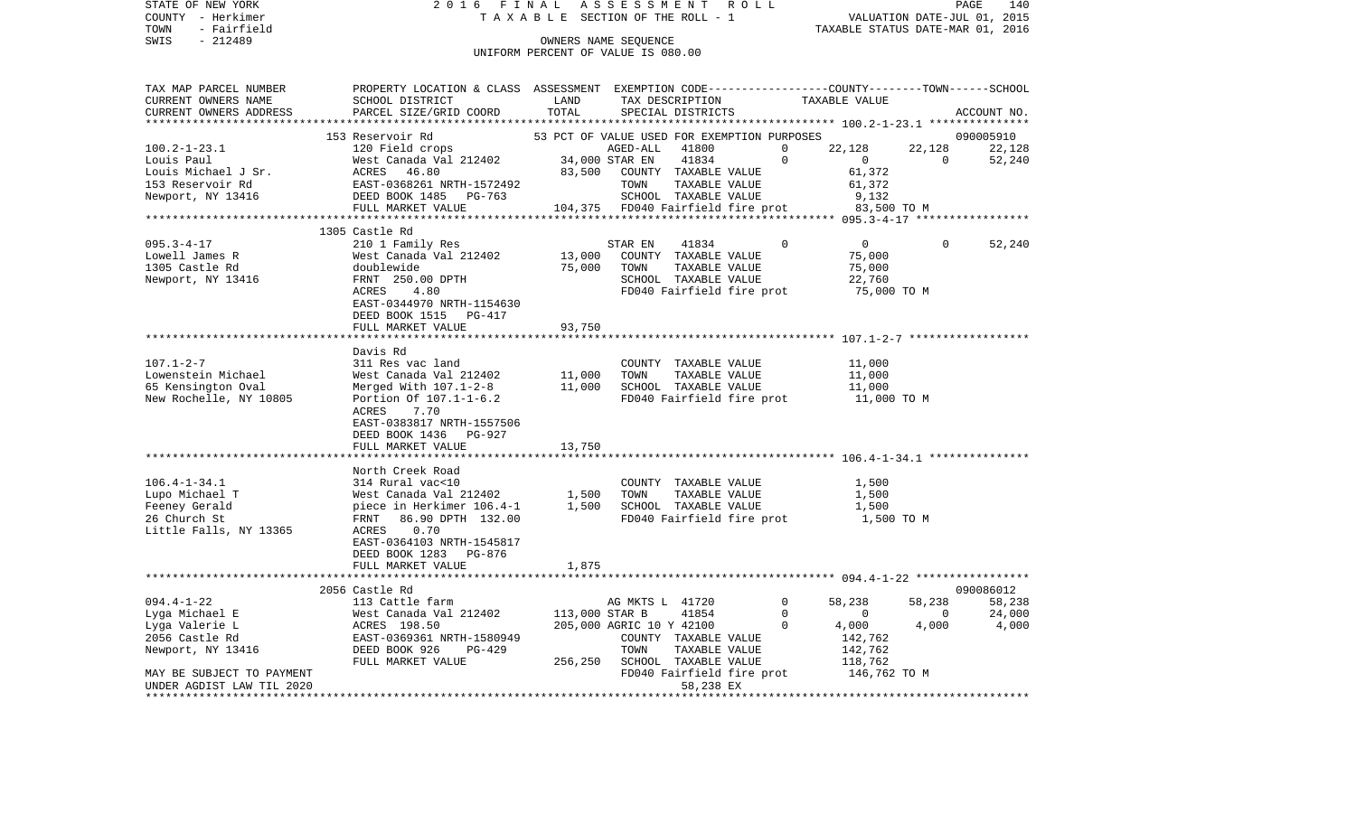STATE OF NEW YORK — 2016 FINAL ASSESSMENT ROLL — TAXABLE SECTION OF THE ROLL - 1 — VALUATION DATE-JUL 01, 2015
COUNTY - Herkimer — TAXABLE STATUS DATE-MAR 01, 2016
TOWN - Fairfield — OWNERS NAME SEQUENCE
SWIS - 212489 — UNIFORM PERCENT OF VALUE IS 080.00

| TAX MAP PARCEL NUMBER / CURRENT OWNERS NAME / CURRENT OWNERS ADDRESS | PROPERTY LOCATION & CLASS / SCHOOL DISTRICT / PARCEL SIZE/GRID COORD | ASSESSMENT LAND | TOTAL | EXEMPTION CODE / TAX DESCRIPTION / SPECIAL DISTRICTS | COUNTY TAXABLE VALUE | TOWN | SCHOOL | ACCOUNT NO. |
|---|---|---|---|---|---|---|---|---|
| | 153 Reservoir Rd | | | 53 PCT OF VALUE USED FOR EXEMPTION PURPOSES | | | | 090005910 |
| 100.2-1-23.1 | 120 Field crops | | | AGED-ALL 41800 0 | 22,128 | 22,128 | 22,128 | |
| Louis Paul | West Canada Val 212402 | 34,000 | | STAR EN 41834 0 | 0 | 0 | 52,240 | |
| Louis Michael J Sr. | ACRES 46.80 | | 83,500 | COUNTY TAXABLE VALUE | 61,372 | | | |
| 153 Reservoir Rd | EAST-0368261 NRTH-1572492 | | | TOWN TAXABLE VALUE | 61,372 | | | |
| Newport, NY 13416 | DEED BOOK 1485 PG-763 | | | SCHOOL TAXABLE VALUE | 9,132 | | | |
| | FULL MARKET VALUE | | 104,375 | FD040 Fairfield fire prot | 83,500 TO M | | | |
| | 1305 Castle Rd | | | | | | | |
| 095.3-4-17 | 210 1 Family Res | | | STAR EN 41834 0 | 0 | 0 | 52,240 | |
| Lowell James R | West Canada Val 212402 | 13,000 | | COUNTY TAXABLE VALUE | 75,000 | | | |
| 1305 Castle Rd | doublewide | | 75,000 | TOWN TAXABLE VALUE | 75,000 | | | |
| Newport, NY 13416 | FRNT 250.00 DPTH | | | SCHOOL TAXABLE VALUE | 22,760 | | | |
| | ACRES 4.80 | | | FD040 Fairfield fire prot | 75,000 TO M | | | |
| | EAST-0344970 NRTH-1154630 | | | | | | | |
| | DEED BOOK 1515 PG-417 | | | | | | | |
| | FULL MARKET VALUE | | 93,750 | | | | | |
| | Davis Rd | | | | | | | |
| 107.1-2-7 | 311 Res vac land | | | COUNTY TAXABLE VALUE | 11,000 | | | |
| Lowenstein Michael | West Canada Val 212402 | 11,000 | | TOWN TAXABLE VALUE | 11,000 | | | |
| 65 Kensington Oval | Merged With 107.1-2-8 | | 11,000 | SCHOOL TAXABLE VALUE | 11,000 | | | |
| New Rochelle, NY 10805 | Portion Of 107.1-1-6.2 | | | FD040 Fairfield fire prot | 11,000 TO M | | | |
| | ACRES 7.70 | | | | | | | |
| | EAST-0383817 NRTH-1557506 | | | | | | | |
| | DEED BOOK 1436 PG-927 | | | | | | | |
| | FULL MARKET VALUE | | 13,750 | | | | | |
| | North Creek Road | | | | | | | |
| 106.4-1-34.1 | 314 Rural vac<10 | | | COUNTY TAXABLE VALUE | 1,500 | | | |
| Lupo Michael T | West Canada Val 212402 | 1,500 | | TOWN TAXABLE VALUE | 1,500 | | | |
| Feeney Gerald | piece in Herkimer 106.4-1 | | 1,500 | SCHOOL TAXABLE VALUE | 1,500 | | | |
| 26 Church St | FRNT 86.90 DPTH 132.00 | | | FD040 Fairfield fire prot | 1,500 TO M | | | |
| Little Falls, NY 13365 | ACRES 0.70 | | | | | | | |
| | EAST-0364103 NRTH-1545817 | | | | | | | |
| | DEED BOOK 1283 PG-876 | | | | | | | |
| | FULL MARKET VALUE | | 1,875 | | | | | |
| | 2056 Castle Rd | | | | | | | 090086012 |
| 094.4-1-22 | 113 Cattle farm | | | AG MKTS L 41720 0 | 58,238 | 58,238 | 58,238 | |
| Lyga Michael E | West Canada Val 212402 | 113,000 | | STAR B 41854 0 | 0 | 0 | 24,000 | |
| Lyga Valerie L | ACRES 198.50 | | 205,000 | AGRIC 10 Y 42100 0 | 4,000 | 4,000 | 4,000 | |
| 2056 Castle Rd | EAST-0369361 NRTH-1580949 | | | COUNTY TAXABLE VALUE | 142,762 | | | |
| Newport, NY 13416 | DEED BOOK 926 PG-429 | | | TOWN TAXABLE VALUE | 142,762 | | | |
| | FULL MARKET VALUE | | 256,250 | SCHOOL TAXABLE VALUE | 118,762 | | | |
| MAY BE SUBJECT TO PAYMENT | | | | FD040 Fairfield fire prot | 146,762 TO M | | | |
| UNDER AGDIST LAW TIL 2020 | | | | 58,238 EX | | | | |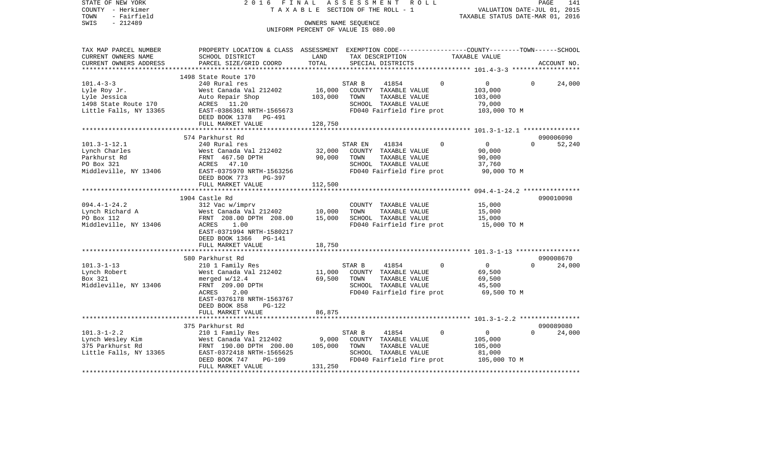STATE OF NEW YORK — 2016 FINAL ASSESSMENT ROLL — PAGE 141
COUNTY - Herkimer — TAXABLE SECTION OF THE ROLL - 1 — VALUATION DATE-JUL 01, 2015
TOWN - Fairfield — TAXABLE STATUS DATE-MAR 01, 2016
SWIS - 212489 — OWNERS NAME SEQUENCE
UNIFORM PERCENT OF VALUE IS 080.00

| TAX MAP PARCEL NUMBER / CURRENT OWNERS NAME / CURRENT OWNERS ADDRESS | PROPERTY LOCATION & CLASS / SCHOOL DISTRICT / PARCEL SIZE/GRID COORD | ASSESSMENT LAND | TOTAL | EXEMPTION CODE / TAX DESCRIPTION / SPECIAL DISTRICTS | COUNTY | TOWN | SCHOOL / TAXABLE VALUE | ACCOUNT NO. |
|---|---|---|---|---|---|---|---|---|
| **101.4-3-3** | 1498 State Route 170 | | | | | | | |
| 101.4-3-3 | 240 Rural res | | | STAR B 41854 | 0 | 0 | 0 | 24,000 |
| Lyle Roy Jr. | West Canada Val 212402 | 16,000 | | COUNTY TAXABLE VALUE | | | 103,000 | |
| Lyle Jessica | Auto Repair Shop | | 103,000 | TOWN TAXABLE VALUE | | | 103,000 | |
| 1498 State Route 170 | ACRES 11.20 | | | SCHOOL TAXABLE VALUE | | | 79,000 | |
| Little Falls, NY 13365 | EAST-0386361 NRTH-1565673 | | | FD040 Fairfield fire prot | | | 103,000 TO M | |
| | DEED BOOK 1378 PG-491 | | | | | | | |
| | FULL MARKET VALUE | | 128,750 | | | | | |
| **101.3-1-12.1** | 574 Parkhurst Rd | | | | | | | 090006090 |
| 101.3-1-12.1 | 240 Rural res | | | STAR EN 41834 | 0 | 0 | 0 | 52,240 |
| Lynch Charles | West Canada Val 212402 | 32,000 | | COUNTY TAXABLE VALUE | | | 90,000 | |
| Parkhurst Rd | FRNT 467.50 DPTH | | 90,000 | TOWN TAXABLE VALUE | | | 90,000 | |
| PO Box 321 | ACRES 47.10 | | | SCHOOL TAXABLE VALUE | | | 37,760 | |
| Middleville, NY 13406 | EAST-0375970 NRTH-1563256 | | | FD040 Fairfield fire prot | | | 90,000 TO M | |
| | DEED BOOK 773 PG-397 | | | | | | | |
| | FULL MARKET VALUE | | 112,500 | | | | | |
| **094.4-1-24.2** | 1904 Castle Rd | | | | | | | 090010098 |
| 094.4-1-24.2 | 312 Vac w/imprv | | | COUNTY TAXABLE VALUE | | | 15,000 | |
| Lynch Richard A | West Canada Val 212402 | 10,000 | | TOWN TAXABLE VALUE | | | 15,000 | |
| PO Box 112 | FRNT 208.00 DPTH 208.00 | | 15,000 | SCHOOL TAXABLE VALUE | | | 15,000 | |
| Middleville, NY 13406 | ACRES 1.00 | | | FD040 Fairfield fire prot | | | 15,000 TO M | |
| | EAST-0371994 NRTH-1580217 | | | | | | | |
| | DEED BOOK 1366 PG-141 | | | | | | | |
| | FULL MARKET VALUE | | 18,750 | | | | | |
| **101.3-1-13** | 580 Parkhurst Rd | | | | | | | 090008670 |
| 101.3-1-13 | 210 1 Family Res | | | STAR B 41854 | 0 | 0 | 0 | 24,000 |
| Lynch Robert | West Canada Val 212402 | 11,000 | | COUNTY TAXABLE VALUE | | | 69,500 | |
| Box 321 | merged w/12.4 | | 69,500 | TOWN TAXABLE VALUE | | | 69,500 | |
| Middleville, NY 13406 | FRNT 209.00 DPTH | | | SCHOOL TAXABLE VALUE | | | 45,500 | |
| | ACRES 2.00 | | | FD040 Fairfield fire prot | | | 69,500 TO M | |
| | EAST-0376178 NRTH-1563767 | | | | | | | |
| | DEED BOOK 858 PG-122 | | | | | | | |
| | FULL MARKET VALUE | | 86,875 | | | | | |
| **101.3-1-2.2** | 375 Parkhurst Rd | | | | | | | 090089080 |
| 101.3-1-2.2 | 210 1 Family Res | | | STAR B 41854 | 0 | 0 | 0 | 24,000 |
| Lynch Wesley Kim | West Canada Val 212402 | 9,000 | | COUNTY TAXABLE VALUE | | | 105,000 | |
| 375 Parkhurst Rd | FRNT 190.00 DPTH 200.00 | | 105,000 | TOWN TAXABLE VALUE | | | 105,000 | |
| Little Falls, NY 13365 | EAST-0372418 NRTH-1565625 | | | SCHOOL TAXABLE VALUE | | | 81,000 | |
| | DEED BOOK 747 PG-109 | | | FD040 Fairfield fire prot | | | 105,000 TO M | |
| | FULL MARKET VALUE | | 131,250 | | | | | |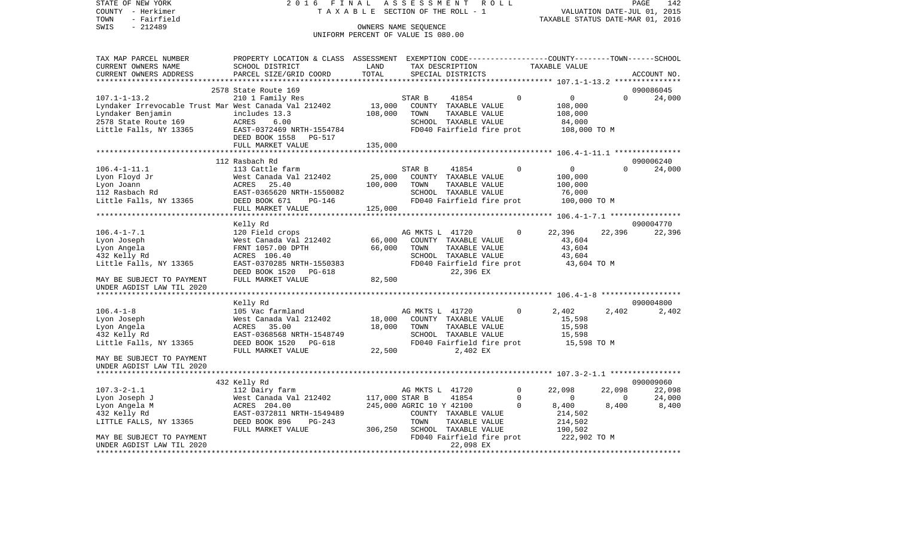STATE OF NEW YORK — 2016 FINAL ASSESSMENT ROLL — PAGE 142
COUNTY - Herkimer — TAXABLE SECTION OF THE ROLL - 1 — VALUATION DATE-JUL 01, 2015
TOWN - Fairfield — TAXABLE STATUS DATE-MAR 01, 2016
SWIS - 212489 — OWNERS NAME SEQUENCE
UNIFORM PERCENT OF VALUE IS 080.00

| TAX MAP PARCEL NUMBER / CURRENT OWNERS NAME / CURRENT OWNERS ADDRESS | PROPERTY LOCATION & CLASS / SCHOOL DISTRICT / PARCEL SIZE/GRID COORD | ASSESSMENT LAND / TOTAL | EXEMPTION CODE / TAX DESCRIPTION / SPECIAL DISTRICTS | COUNTY | TOWN | SCHOOL | ACCOUNT NO. |
|---|---|---|---|---|---|---|---|
| **107.1-1-13.2** | 2578 State Route 169 | | | | | | 090086045 |
| Lyndaker Irrevocable Trust Mar | 210 1 Family Res | | STAR B 41854 0 | 0 | 0 | 24,000 | |
| Lyndaker Benjamin | West Canada Val 212402 | 13,000 | COUNTY TAXABLE VALUE | 108,000 | | | |
| 2578 State Route 169 | includes 13.3 | 108,000 | TOWN TAXABLE VALUE | | 108,000 | | |
| Little Falls, NY 13365 | ACRES 6.00 | | SCHOOL TAXABLE VALUE | | | 84,000 | |
| | EAST-0372469 NRTH-1554784 | | FD040 Fairfield fire prot | 108,000 TO M | | | |
| | DEED BOOK 1558 PG-517 | | | | | | |
| | FULL MARKET VALUE | 135,000 | | | | | |
| **106.4-1-11.1** | 112 Rasbach Rd | | | | | | 090006240 |
| Lyon Floyd Jr | 113 Cattle farm | | STAR B 41854 0 | 0 | 0 | 24,000 | |
| Lyon Joann | West Canada Val 212402 | 25,000 | COUNTY TAXABLE VALUE | 100,000 | | | |
| 112 Rasbach Rd | ACRES 25.40 | 100,000 | TOWN TAXABLE VALUE | | 100,000 | | |
| Little Falls, NY 13365 | EAST-0365620 NRTH-1550082 | | SCHOOL TAXABLE VALUE | | | 76,000 | |
| | DEED BOOK 671 PG-146 | | FD040 Fairfield fire prot | 100,000 TO M | | | |
| | FULL MARKET VALUE | 125,000 | | | | | |
| **106.4-1-7.1** | Kelly Rd | | | | | | 090004770 |
| Lyon Joseph | 120 Field crops | | AG MKTS L 41720 0 | 22,396 | 22,396 | 22,396 | |
| Lyon Angela | West Canada Val 212402 | 66,000 | COUNTY TAXABLE VALUE | 43,604 | | | |
| 432 Kelly Rd | FRNT 1057.00 DPTH | 66,000 | TOWN TAXABLE VALUE | | 43,604 | | |
| Little Falls, NY 13365 | ACRES 106.40 | | SCHOOL TAXABLE VALUE | | | 43,604 | |
| | EAST-0370285 NRTH-1550383 | | FD040 Fairfield fire prot | 43,604 TO M | | | |
| | DEED BOOK 1520 PG-618 | | 22,396 EX | | | | |
| MAY BE SUBJECT TO PAYMENT UNDER AGDIST LAW TIL 2020 | FULL MARKET VALUE | 82,500 | | | | | |
| **106.4-1-8** | Kelly Rd | | | | | | 090004800 |
| Lyon Joseph | 105 Vac farmland | | AG MKTS L 41720 0 | 2,402 | 2,402 | 2,402 | |
| Lyon Angela | West Canada Val 212402 | 18,000 | COUNTY TAXABLE VALUE | 15,598 | | | |
| 432 Kelly Rd | ACRES 35.00 | 18,000 | TOWN TAXABLE VALUE | | 15,598 | | |
| Little Falls, NY 13365 | EAST-0368568 NRTH-1548749 | | SCHOOL TAXABLE VALUE | | | 15,598 | |
| | DEED BOOK 1520 PG-618 | | FD040 Fairfield fire prot | 15,598 TO M | | | |
| MAY BE SUBJECT TO PAYMENT UNDER AGDIST LAW TIL 2020 | FULL MARKET VALUE | 22,500 | 2,402 EX | | | | |
| **107.3-2-1.1** | 432 Kelly Rd | | | | | | 090009060 |
| Lyon Joseph J | 112 Dairy farm | | AG MKTS L 41720 0 | 22,098 | 22,098 | 22,098 | |
| Lyon Angela M | West Canada Val 212402 | 117,000 | STAR B 41854 0 | 0 | 0 | 24,000 | |
| 432 Kelly Rd | ACRES 204.00 | 245,000 | AGRIC 10 Y 42100 0 | 8,400 | 8,400 | 8,400 | |
| LITTLE FALLS, NY 13365 | EAST-0372811 NRTH-1549489 | | COUNTY TAXABLE VALUE | 214,502 | | | |
| | DEED BOOK 896 PG-243 | | TOWN TAXABLE VALUE | | 214,502 | | |
| | FULL MARKET VALUE | 306,250 | SCHOOL TAXABLE VALUE | | | 190,502 | |
| MAY BE SUBJECT TO PAYMENT UNDER AGDIST LAW TIL 2020 | | | FD040 Fairfield fire prot | 222,902 TO M | | | |
| | | | 22,098 EX | | | | |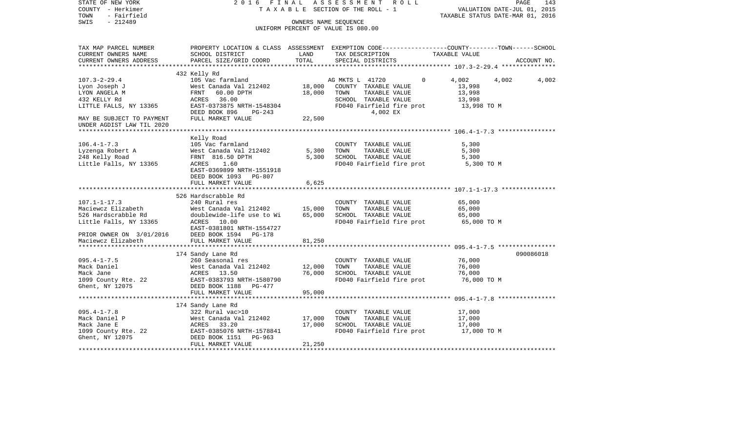STATE OF NEW YORK | 2016 FINAL ASSESSMENT ROLL | PAGE 143
COUNTY - Herkimer | TAXABLE SECTION OF THE ROLL - 1 | VALUATION DATE-JUL 01, 2015
TOWN - Fairfield | | TAXABLE STATUS DATE-MAR 01, 2016
SWIS - 212489 | OWNERS NAME SEQUENCE
UNIFORM PERCENT OF VALUE IS 080.00

| TAX MAP PARCEL NUMBER / CURRENT OWNERS NAME / CURRENT OWNERS ADDRESS | PROPERTY LOCATION & CLASS / SCHOOL DISTRICT / PARCEL SIZE/GRID COORD | ASSESSMENT LAND | TOTAL | EXEMPTION CODE / TAX DESCRIPTION / SPECIAL DISTRICTS | COUNTY TAXABLE VALUE | TOWN | SCHOOL / ACCOUNT NO. |
|---|---|---|---|---|---|---|---|
| **107.3-2-29.4** | 432 Kelly Rd | | | | | | |
| 107.3-2-29.4 | 105 Vac farmland | | | AG MKTS L 41720 0 | 4,002 | 4,002 | 4,002 |
| Lyon Joseph J | West Canada Val 212402 | 18,000 | | COUNTY TAXABLE VALUE | 13,998 | | |
| LYON ANGELA M | FRNT 60.00 DPTH | | 18,000 | TOWN TAXABLE VALUE | 13,998 | | |
| 432 KELLY Rd | ACRES 36.00 | | | SCHOOL TAXABLE VALUE | 13,998 | | |
| LITTLE FALLS, NY 13365 | EAST-0373875 NRTH-1548304 | | | FD040 Fairfield fire prot | 13,998 TO M | | |
| | DEED BOOK 896 PG-243 | | | 4,002 EX | | | |
| MAY BE SUBJECT TO PAYMENT UNDER AGDIST LAW TIL 2020 | FULL MARKET VALUE | 22,500 | | | | | |
| **106.4-1-7.3** | Kelly Road | | | | | | |
| 106.4-1-7.3 | 105 Vac farmland | | | COUNTY TAXABLE VALUE | 5,300 | | |
| Lyzenga Robert A | West Canada Val 212402 | 5,300 | | TOWN TAXABLE VALUE | 5,300 | | |
| 248 Kelly Road | FRNT 816.50 DPTH | | 5,300 | SCHOOL TAXABLE VALUE | 5,300 | | |
| Little Falls, NY 13365 | ACRES 1.60 | | | FD040 Fairfield fire prot | 5,300 TO M | | |
| | EAST-0369899 NRTH-1551918 | | | | | | |
| | DEED BOOK 1093 PG-807 | | | | | | |
| | FULL MARKET VALUE | 6,625 | | | | | |
| **107.1-1-17.3** | 526 Hardscrabble Rd | | | | | | |
| 107.1-1-17.3 | 240 Rural res | | | COUNTY TAXABLE VALUE | 65,000 | | |
| Maciewcz Elizabeth | West Canada Val 212402 | 15,000 | | TOWN TAXABLE VALUE | 65,000 | | |
| 526 Hardscrabble Rd | doublewide-life use to Wi | | 65,000 | SCHOOL TAXABLE VALUE | 65,000 | | |
| Little Falls, NY 13365 | ACRES 10.00 | | | FD040 Fairfield fire prot | 65,000 TO M | | |
| | EAST-0381801 NRTH-1554727 | | | | | | |
| PRIOR OWNER ON 3/01/2016 | DEED BOOK 1594 PG-178 | | | | | | |
| Maciewcz Elizabeth | FULL MARKET VALUE | 81,250 | | | | | |
| **095.4-1-7.5** | 174 Sandy Lane Rd | | | | | | 090086018 |
| 095.4-1-7.5 | 260 Seasonal res | | | COUNTY TAXABLE VALUE | 76,000 | | |
| Mack Daniel | West Canada Val 212402 | 12,000 | | TOWN TAXABLE VALUE | 76,000 | | |
| Mack Jane | ACRES 13.50 | | 76,000 | SCHOOL TAXABLE VALUE | 76,000 | | |
| 1099 County Rte. 22 | EAST-0383793 NRTH-1580790 | | | FD040 Fairfield fire prot | 76,000 TO M | | |
| Ghent, NY 12075 | DEED BOOK 1188 PG-477 | | | | | | |
| | FULL MARKET VALUE | 95,000 | | | | | |
| **095.4-1-7.8** | 174 Sandy Lane Rd | | | | | | |
| 095.4-1-7.8 | 322 Rural vac>10 | | | COUNTY TAXABLE VALUE | 17,000 | | |
| Mack Daniel P | West Canada Val 212402 | 17,000 | | TOWN TAXABLE VALUE | 17,000 | | |
| Mack Jane E | ACRES 33.20 | | 17,000 | SCHOOL TAXABLE VALUE | 17,000 | | |
| 1099 County Rte. 22 | EAST-0385076 NRTH-1578841 | | | FD040 Fairfield fire prot | 17,000 TO M | | |
| Ghent, NY 12075 | DEED BOOK 1151 PG-963 | | | | | | |
| | FULL MARKET VALUE | 21,250 | | | | | |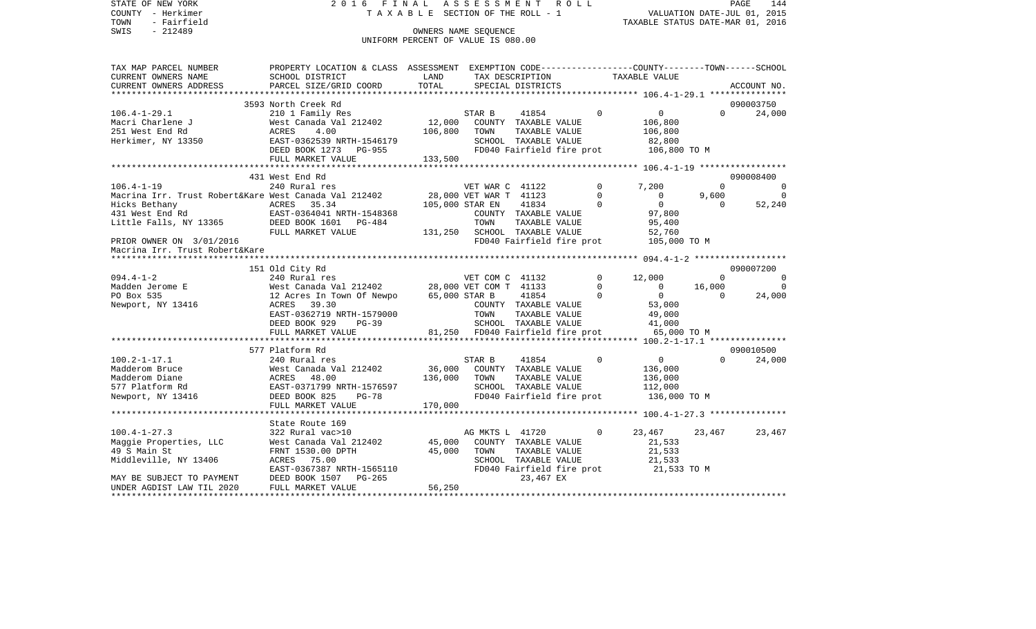STATE OF NEW YORK
COUNTY - Herkimer
TOWN - Fairfield
SWIS - 212489

2016 FINAL ASSESSMENT ROLL
TAXABLE SECTION OF THE ROLL - 1
OWNERS NAME SEQUENCE
UNIFORM PERCENT OF VALUE IS 080.00

VALUATION DATE-JUL 01, 2015
TAXABLE STATUS DATE-MAR 01, 2016

| TAX MAP PARCEL NUMBER / CURRENT OWNERS NAME / CURRENT OWNERS ADDRESS | PROPERTY LOCATION & CLASS / SCHOOL DISTRICT / PARCEL SIZE/GRID COORD | ASSESSMENT LAND / TOTAL | EXEMPTION CODE / TAX DESCRIPTION / SPECIAL DISTRICTS | | COUNTY | TOWN | SCHOOL | ACCOUNT NO. |
|---|---|---|---|---|---|---|---|---|
| | 3593 North Creek Rd | | | | | | | 090003750 |
| 106.4-1-29.1 | 210 1 Family Res | | STAR B 41854 | 0 | 0 | 0 | 24,000 | |
| Macri Charlene J | West Canada Val 212402 | 12,000 | COUNTY TAXABLE VALUE | | 106,800 | | | |
| 251 West End Rd | ACRES 4.00 | 106,800 | TOWN TAXABLE VALUE | | 106,800 | | | |
| Herkimer, NY 13350 | EAST-0362539 NRTH-1546179 | | SCHOOL TAXABLE VALUE | | 82,800 | | | |
| | DEED BOOK 1273 PG-955 | | FD040 Fairfield fire prot | | 106,800 TO M | | | |
| | FULL MARKET VALUE | 133,500 | | | | | | |
| | 431 West End Rd | | | | | | | 090008400 |
| 106.4-1-19 | 240 Rural res | | VET WAR C 41122 | 0 | 7,200 | 0 | 0 | |
| Macrina Irr. Trust Robert&Kare | West Canada Val 212402 | 28,000 | VET WAR T 41123 | 0 | 0 | 9,600 | 0 | |
| Hicks Bethany | ACRES 35.34 | 105,000 | STAR EN 41834 | 0 | 0 | 0 | 52,240 | |
| 431 West End Rd | EAST-0364041 NRTH-1548368 | | COUNTY TAXABLE VALUE | | 97,800 | | | |
| Little Falls, NY 13365 | DEED BOOK 1601 PG-484 | | TOWN TAXABLE VALUE | | 95,400 | | | |
| | FULL MARKET VALUE | 131,250 | SCHOOL TAXABLE VALUE | | 52,760 | | | |
| PRIOR OWNER ON 3/01/2016 | | | FD040 Fairfield fire prot | | 105,000 TO M | | | |
| Macrina Irr. Trust Robert&Kare | | | | | | | | |
| | 151 Old City Rd | | | | | | | 090007200 |
| 094.4-1-2 | 240 Rural res | | VET COM C 41132 | 0 | 12,000 | 0 | 0 | |
| Madden Jerome E | West Canada Val 212402 | 28,000 | VET COM T 41133 | 0 | 0 | 16,000 | 0 | |
| PO Box 535 | 12 Acres In Town Of Newpo | 65,000 | STAR B 41854 | 0 | 0 | 0 | 24,000 | |
| Newport, NY 13416 | ACRES 39.30 | | COUNTY TAXABLE VALUE | | 53,000 | | | |
| | EAST-0362719 NRTH-1579000 | | TOWN TAXABLE VALUE | | 49,000 | | | |
| | DEED BOOK 929 PG-39 | | SCHOOL TAXABLE VALUE | | 41,000 | | | |
| | FULL MARKET VALUE | 81,250 | FD040 Fairfield fire prot | | 65,000 TO M | | | |
| | 577 Platform Rd | | | | | | | 090010500 |
| 100.2-1-17.1 | 240 Rural res | | STAR B 41854 | 0 | 0 | 0 | 24,000 | |
| Madderom Bruce | West Canada Val 212402 | 36,000 | COUNTY TAXABLE VALUE | | 136,000 | | | |
| Madderom Diane | ACRES 48.00 | 136,000 | TOWN TAXABLE VALUE | | 136,000 | | | |
| 577 Platform Rd | EAST-0371799 NRTH-1576597 | | SCHOOL TAXABLE VALUE | | 112,000 | | | |
| Newport, NY 13416 | DEED BOOK 825 PG-78 | | FD040 Fairfield fire prot | | 136,000 TO M | | | |
| | FULL MARKET VALUE | 170,000 | | | | | | |
| | State Route 169 | | | | | | | |
| 100.4-1-27.3 | 322 Rural vac>10 | | AG MKTS L 41720 | 0 | 23,467 | 23,467 | 23,467 | |
| Maggie Properties, LLC | West Canada Val 212402 | 45,000 | COUNTY TAXABLE VALUE | | 21,533 | | | |
| 49 S Main St | FRNT 1530.00 DPTH | 45,000 | TOWN TAXABLE VALUE | | 21,533 | | | |
| Middleville, NY 13406 | ACRES 75.00 | | SCHOOL TAXABLE VALUE | | 21,533 | | | |
| | EAST-0367387 NRTH-1565110 | | FD040 Fairfield fire prot | | 21,533 TO M | | | |
| MAY BE SUBJECT TO PAYMENT | DEED BOOK 1507 PG-265 | | 23,467 EX | | | | | |
| UNDER AGDIST LAW TIL 2020 | FULL MARKET VALUE | 56,250 | | | | | | |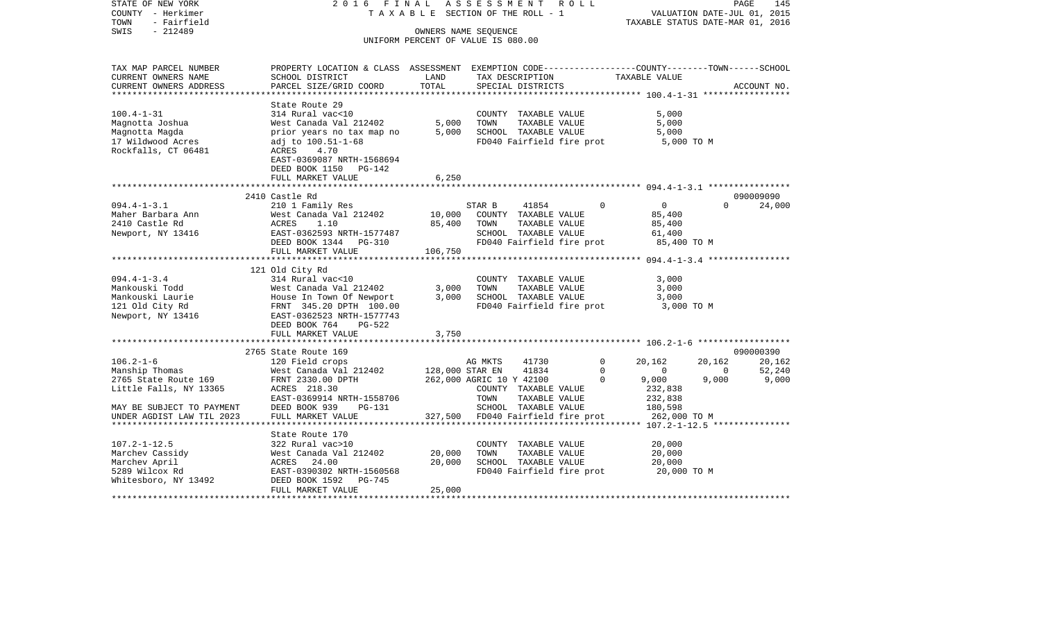STATE OF NEW YORK 2016 FINAL ASSESSMENT ROLL
COUNTY - Herkimer T A X A B L E SECTION OF THE ROLL - 1 VALUATION DATE-JUL 01, 2015
TOWN - Fairfield TAXABLE STATUS DATE-MAR 01, 2016
SWIS - 212489 OWNERS NAME SEQUENCE
UNIFORM PERCENT OF VALUE IS 080.00

| TAX MAP PARCEL NUMBER<br>CURRENT OWNERS NAME<br>CURRENT OWNERS ADDRESS | PROPERTY LOCATION & CLASS<br>SCHOOL DISTRICT<br>PARCEL SIZE/GRID COORD | ASSESSMENT<br>LAND<br>TOTAL | EXEMPTION CODE<br>TAX DESCRIPTION<br>SPECIAL DISTRICTS | | COUNTY<br>TAXABLE VALUE | TOWN | SCHOOL<br>ACCOUNT NO. |
|---|---|---|---|---|---|---|---|
| **100.4-1-31** | State Route 29 | | | | | | |
| 100.4-1-31 | 314 Rural vac<10 | | COUNTY TAXABLE VALUE | | 5,000 | | |
| Magnotta Joshua | West Canada Val 212402 | 5,000 | TOWN TAXABLE VALUE | | 5,000 | | |
| Magnotta Magda | prior years no tax map no | 5,000 | SCHOOL TAXABLE VALUE | | 5,000 | | |
| 17 Wildwood Acres | adj to 100.51-1-68 | | FD040 Fairfield fire prot | | 5,000 TO M | | |
| Rockfalls, CT 06481 | ACRES 4.70 | | | | | | |
| | EAST-0369087 NRTH-1568694 | | | | | | |
| | DEED BOOK 1150 PG-142 | | | | | | |
| | FULL MARKET VALUE | 6,250 | | | | | |
| **094.4-1-3.1** | 2410 Castle Rd | | | | | | 090009090 |
| 094.4-1-3.1 | 210 1 Family Res | | STAR B 41854 | 0 | 0 | 0 | 24,000 |
| Maher Barbara Ann | West Canada Val 212402 | 10,000 | COUNTY TAXABLE VALUE | | 85,400 | | |
| 2410 Castle Rd | ACRES 1.10 | 85,400 | TOWN TAXABLE VALUE | | 85,400 | | |
| Newport, NY 13416 | EAST-0362593 NRTH-1577487 | | SCHOOL TAXABLE VALUE | | 61,400 | | |
| | DEED BOOK 1344 PG-310 | | FD040 Fairfield fire prot | | 85,400 TO M | | |
| | FULL MARKET VALUE | 106,750 | | | | | |
| **094.4-1-3.4** | 121 Old City Rd | | | | | | |
| 094.4-1-3.4 | 314 Rural vac<10 | | COUNTY TAXABLE VALUE | | 3,000 | | |
| Mankouski Todd | West Canada Val 212402 | 3,000 | TOWN TAXABLE VALUE | | 3,000 | | |
| Mankouski Laurie | House In Town Of Newport | 3,000 | SCHOOL TAXABLE VALUE | | 3,000 | | |
| 121 Old City Rd | FRNT 345.20 DPTH 100.00 | | FD040 Fairfield fire prot | | 3,000 TO M | | |
| Newport, NY 13416 | EAST-0362523 NRTH-1577743 | | | | | | |
| | DEED BOOK 764 PG-522 | | | | | | |
| | FULL MARKET VALUE | 3,750 | | | | | |
| **106.2-1-6** | 2765 State Route 169 | | | | | | 090000390 |
| 106.2-1-6 | 120 Field crops | | AG MKTS 41730 | 0 | 20,162 | 20,162 | 20,162 |
| Manship Thomas | West Canada Val 212402 | 128,000 | STAR EN 41834 | 0 | 0 | 0 | 52,240 |
| 2765 State Route 169 | FRNT 2330.00 DPTH | 262,000 | AGRIC 10 Y 42100 | 0 | 9,000 | 9,000 | 9,000 |
| Little Falls, NY 13365 | ACRES 218.30 | | COUNTY TAXABLE VALUE | | 232,838 | | |
| | EAST-0369914 NRTH-1558706 | | TOWN TAXABLE VALUE | | 232,838 | | |
| MAY BE SUBJECT TO PAYMENT | DEED BOOK 939 PG-131 | | SCHOOL TAXABLE VALUE | | 180,598 | | |
| UNDER AGDIST LAW TIL 2023 | FULL MARKET VALUE | 327,500 | FD040 Fairfield fire prot | | 262,000 TO M | | |
| **107.2-1-12.5** | State Route 170 | | | | | | |
| 107.2-1-12.5 | 322 Rural vac>10 | | COUNTY TAXABLE VALUE | | 20,000 | | |
| Marchev Cassidy | West Canada Val 212402 | 20,000 | TOWN TAXABLE VALUE | | 20,000 | | |
| Marchev April | ACRES 24.00 | 20,000 | SCHOOL TAXABLE VALUE | | 20,000 | | |
| 5289 Wilcox Rd | EAST-0390302 NRTH-1560568 | | FD040 Fairfield fire prot | | 20,000 TO M | | |
| Whitesboro, NY 13492 | DEED BOOK 1592 PG-745 | | | | | | |
| | FULL MARKET VALUE | 25,000 | | | | | |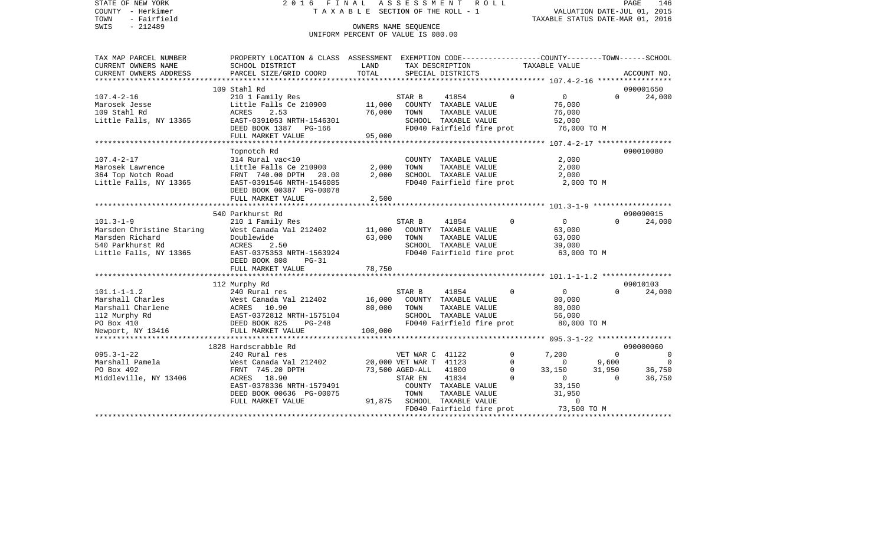STATE OF NEW YORK
COUNTY - Herkimer
TOWN - Fairfield
SWIS - 212489

2 0 1 6 F I N A L A S S E S S M E N T R O L L
T A X A B L E SECTION OF THE ROLL - 1
OWNERS NAME SEQUENCE
UNIFORM PERCENT OF VALUE IS 080.00

VALUATION DATE-JUL 01, 2015
TAXABLE STATUS DATE-MAR 01, 2016

| TAX MAP PARCEL NUMBER / CURRENT OWNERS NAME / CURRENT OWNERS ADDRESS | PROPERTY LOCATION & CLASS / SCHOOL DISTRICT / PARCEL SIZE/GRID COORD | ASSESSMENT LAND / TOTAL | EXEMPTION CODE / TAX DESCRIPTION / SPECIAL DISTRICTS | | COUNTY TAXABLE VALUE | TOWN | SCHOOL / ACCOUNT NO. |
|---|---|---|---|---|---|---|---|
| | 109 Stahl Rd | | | | | | 090001650 |
| 107.4-2-16 | 210 1 Family Res | | STAR B 41854 | 0 | 0 | 0 | 24,000 |
| Marosek Jesse | Little Falls Ce 210900 | 11,000 | COUNTY TAXABLE VALUE | | 76,000 | | |
| 109 Stahl Rd | ACRES 2.53 | 76,000 | TOWN TAXABLE VALUE | | 76,000 | | |
| Little Falls, NY 13365 | EAST-0391053 NRTH-1546301 | | SCHOOL TAXABLE VALUE | | 52,000 | | |
| | DEED BOOK 1387 PG-166 | | FD040 Fairfield fire prot | | 76,000 TO M | | |
| | FULL MARKET VALUE | 95,000 | | | | | |
| | Topnotch Rd | | | | | | 090010080 |
| 107.4-2-17 | 314 Rural vac<10 | | COUNTY TAXABLE VALUE | | 2,000 | | |
| Marosek Lawrence | Little Falls Ce 210900 | 2,000 | TOWN TAXABLE VALUE | | 2,000 | | |
| 364 Top Notch Road | FRNT 740.00 DPTH 20.00 | 2,000 | SCHOOL TAXABLE VALUE | | 2,000 | | |
| Little Falls, NY 13365 | EAST-0391546 NRTH-1546085 | | FD040 Fairfield fire prot | | 2,000 TO M | | |
| | DEED BOOK 00387 PG-00078 | | | | | | |
| | FULL MARKET VALUE | 2,500 | | | | | |
| | 540 Parkhurst Rd | | | | | | 090090015 |
| 101.3-1-9 | 210 1 Family Res | | STAR B 41854 | 0 | 0 | 0 | 24,000 |
| Marsden Christine Staring | West Canada Val 212402 | 11,000 | COUNTY TAXABLE VALUE | | 63,000 | | |
| Marsden Richard | Doublewide | 63,000 | TOWN TAXABLE VALUE | | 63,000 | | |
| 540 Parkhurst Rd | ACRES 2.50 | | SCHOOL TAXABLE VALUE | | 39,000 | | |
| Little Falls, NY 13365 | EAST-0375353 NRTH-1563924 | | FD040 Fairfield fire prot | | 63,000 TO M | | |
| | DEED BOOK 808 PG-31 | | | | | | |
| | FULL MARKET VALUE | 78,750 | | | | | |
| | 112 Murphy Rd | | | | | | 09010103 |
| 101.1-1-1.2 | 240 Rural res | | STAR B 41854 | 0 | 0 | 0 | 24,000 |
| Marshall Charles | West Canada Val 212402 | 16,000 | COUNTY TAXABLE VALUE | | 80,000 | | |
| Marshall Charlene | ACRES 10.90 | 80,000 | TOWN TAXABLE VALUE | | 80,000 | | |
| 112 Murphy Rd | EAST-0372812 NRTH-1575104 | | SCHOOL TAXABLE VALUE | | 56,000 | | |
| PO Box 410 | DEED BOOK 825 PG-248 | | FD040 Fairfield fire prot | | 80,000 TO M | | |
| Newport, NY 13416 | FULL MARKET VALUE | 100,000 | | | | | |
| | 1828 Hardscrabble Rd | | | | | | 090000060 |
| 095.3-1-22 | 240 Rural res | | VET WAR C 41122 | 0 | 7,200 | 0 | 0 |
| Marshall Pamela | West Canada Val 212402 | 20,000 | VET WAR T 41123 | 0 | 0 | 9,600 | 0 |
| PO Box 492 | FRNT 745.20 DPTH | 73,500 | AGED-ALL 41800 | 0 | 33,150 | 31,950 | 36,750 |
| Middleville, NY 13406 | ACRES 18.90 | | STAR EN 41834 | 0 | 0 | 0 | 36,750 |
| | EAST-0378336 NRTH-1579491 | | COUNTY TAXABLE VALUE | | 33,150 | | |
| | DEED BOOK 00636 PG-00075 | | TOWN TAXABLE VALUE | | 31,950 | | |
| | FULL MARKET VALUE | 91,875 | SCHOOL TAXABLE VALUE | | 0 | | |
| | | | FD040 Fairfield fire prot | | 73,500 TO M | | |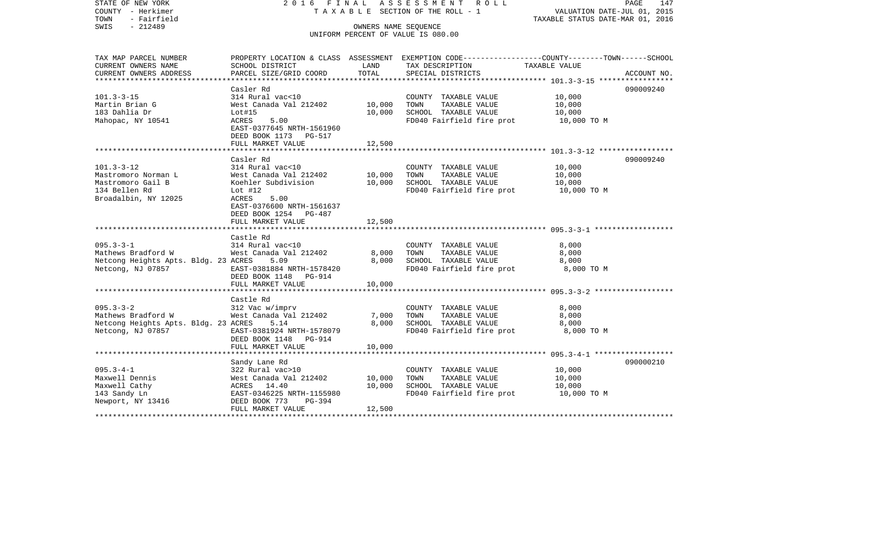STATE OF NEW YORK
COUNTY - Herkimer
TOWN - Fairfield
SWIS - 212489

2016 FINAL ASSESSMENT ROLL
TAXABLE SECTION OF THE ROLL - 1
OWNERS NAME SEQUENCE
UNIFORM PERCENT OF VALUE IS 080.00

VALUATION DATE-JUL 01, 2015
TAXABLE STATUS DATE-MAR 01, 2016

| TAX MAP PARCEL NUMBER / CURRENT OWNERS NAME / CURRENT OWNERS ADDRESS | PROPERTY LOCATION & CLASS / SCHOOL DISTRICT / PARCEL SIZE/GRID COORD | ASSESSMENT LAND | ASSESSMENT TOTAL | EXEMPTION CODE / TAX DESCRIPTION / SPECIAL DISTRICTS | TAXABLE VALUE (COUNTY--TOWN--SCHOOL) | ACCOUNT NO. |
|---|---|---|---|---|---|---|
| 101.3-3-15 | Casler Rd | | | | | 090009240 |
| | 314 Rural vac<10 | | | COUNTY TAXABLE VALUE | 10,000 | |
| Martin Brian G | West Canada Val 212402 | 10,000 | | TOWN TAXABLE VALUE | 10,000 | |
| 183 Dahlia Dr | Lot#15 | | 10,000 | SCHOOL TAXABLE VALUE | 10,000 | |
| Mahopac, NY 10541 | ACRES 5.00 | | | FD040 Fairfield fire prot | 10,000 TO M | |
| | EAST-0377645 NRTH-1561960 | | | | | |
| | DEED BOOK 1173 PG-517 | | | | | |
| | FULL MARKET VALUE | 12,500 | | | | |
| 101.3-3-12 | Casler Rd | | | | | 090009240 |
| | 314 Rural vac<10 | | | COUNTY TAXABLE VALUE | 10,000 | |
| Mastromoro Norman L | West Canada Val 212402 | 10,000 | | TOWN TAXABLE VALUE | 10,000 | |
| Mastromoro Gail B | Koehler Subdivision | | 10,000 | SCHOOL TAXABLE VALUE | 10,000 | |
| 134 Bellen Rd | Lot #12 | | | FD040 Fairfield fire prot | 10,000 TO M | |
| Broadalbin, NY 12025 | ACRES 5.00 | | | | | |
| | EAST-0376600 NRTH-1561637 | | | | | |
| | DEED BOOK 1254 PG-487 | | | | | |
| | FULL MARKET VALUE | 12,500 | | | | |
| 095.3-3-1 | Castle Rd | | | | | |
| | 314 Rural vac<10 | | | COUNTY TAXABLE VALUE | 8,000 | |
| Mathews Bradford W | West Canada Val 212402 | 8,000 | | TOWN TAXABLE VALUE | 8,000 | |
| Netcong Heights Apts. Bldg. 23 | ACRES 5.09 | | 8,000 | SCHOOL TAXABLE VALUE | 8,000 | |
| Netcong, NJ 07857 | EAST-0381884 NRTH-1578420 | | | FD040 Fairfield fire prot | 8,000 TO M | |
| | DEED BOOK 1148 PG-914 | | | | | |
| | FULL MARKET VALUE | 10,000 | | | | |
| 095.3-3-2 | Castle Rd | | | | | |
| | 312 Vac w/imprv | | | COUNTY TAXABLE VALUE | 8,000 | |
| Mathews Bradford W | West Canada Val 212402 | 7,000 | | TOWN TAXABLE VALUE | 8,000 | |
| Netcong Heights Apts. Bldg. 23 | ACRES 5.14 | | 8,000 | SCHOOL TAXABLE VALUE | 8,000 | |
| Netcong, NJ 07857 | EAST-0381924 NRTH-1578079 | | | FD040 Fairfield fire prot | 8,000 TO M | |
| | DEED BOOK 1148 PG-914 | | | | | |
| | FULL MARKET VALUE | 10,000 | | | | |
| 095.3-4-1 | Sandy Lane Rd | | | | | 090000210 |
| | 322 Rural vac>10 | | | COUNTY TAXABLE VALUE | 10,000 | |
| Maxwell Dennis | West Canada Val 212402 | 10,000 | | TOWN TAXABLE VALUE | 10,000 | |
| Maxwell Cathy | ACRES 14.40 | | 10,000 | SCHOOL TAXABLE VALUE | 10,000 | |
| 143 Sandy Ln | EAST-0346225 NRTH-1155980 | | | FD040 Fairfield fire prot | 10,000 TO M | |
| Newport, NY 13416 | DEED BOOK 773 PG-394 | | | | | |
| | FULL MARKET VALUE | 12,500 | | | | |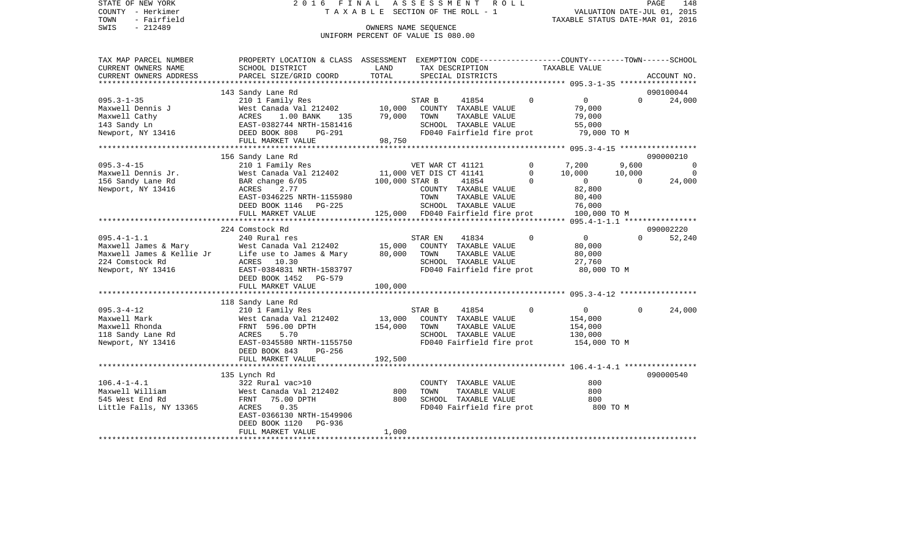STATE OF NEW YORK — 2016 FINAL ASSESSMENT ROLL
COUNTY - Herkimer — TAXABLE SECTION OF THE ROLL - 1 — VALUATION DATE-JUL 01, 2015
TOWN - Fairfield — TAXABLE STATUS DATE-MAR 01, 2016
SWIS - 212489 — OWNERS NAME SEQUENCE
UNIFORM PERCENT OF VALUE IS 080.00

```
TAX MAP PARCEL NUMBER     PROPERTY LOCATION & CLASS  ASSESSMENT  EXEMPTION CODE-----------------COUNTY--------TOWN------SCHOOL
CURRENT OWNERS NAME       SCHOOL DISTRICT            LAND        TAX DESCRIPTION            TAXABLE VALUE
CURRENT OWNERS ADDRESS    PARCEL SIZE/GRID COORD     TOTAL       SPECIAL DISTRICTS                                    ACCOUNT NO.
******************************************************************************************** 095.3-1-35 *****************
                          143 Sandy Lane Rd                                                                         090100044
095.3-1-35                210 1 Family Res                   STAR B      41854          0          0          0      24,000
Maxwell Dennis J          West Canada Val 212402     10,000  COUNTY  TAXABLE VALUE             79,000
Maxwell Cathy             ACRES    1.00 BANK    135  79,000  TOWN    TAXABLE VALUE             79,000
143 Sandy Ln              EAST-0382744 NRTH-1581416          SCHOOL  TAXABLE VALUE             55,000
Newport, NY 13416         DEED BOOK 808    PG-291            FD040 Fairfield fire prot         79,000 TO M
                          FULL MARKET VALUE          98,750
******************************************************************************************** 095.3-4-15 *****************
                          156 Sandy Lane Rd                                                                         090000210
095.3-4-15                210 1 Family Res                   VET WAR CT 41121           0      7,200      9,600          0
Maxwell Dennis Jr.        West Canada Val 212402     11,000 VET DIS CT 41141            0     10,000     10,000          0
156 Sandy Lane Rd         BAR change 6/05           100,000 STAR B      41854           0          0          0     24,000
Newport, NY 13416         ACRES    2.77                      COUNTY  TAXABLE VALUE             82,800
                          EAST-0346225 NRTH-1155980          TOWN    TAXABLE VALUE             80,400
                          DEED BOOK 1146   PG-225            SCHOOL  TAXABLE VALUE             76,000
                          FULL MARKET VALUE         125,000  FD040 Fairfield fire prot        100,000 TO M
******************************************************************************************** 095.4-1-1.1 ****************
                          224 Comstock Rd                                                                           090002220
095.4-1-1.1               240 Rural res                      STAR EN     41834          0          0          0      52,240
Maxwell James & Mary      West Canada Val 212402     15,000  COUNTY  TAXABLE VALUE             80,000
Maxwell James & Kellie Jr Life use to James & Mary   80,000  TOWN    TAXABLE VALUE             80,000
224 Comstock Rd           ACRES   10.30                      SCHOOL  TAXABLE VALUE             27,760
Newport, NY 13416         EAST-0384831 NRTH-1583797          FD040 Fairfield fire prot         80,000 TO M
                          DEED BOOK 1452   PG-579
                          FULL MARKET VALUE         100,000
******************************************************************************************** 095.3-4-12 *****************
                          118 Sandy Lane Rd
095.3-4-12                210 1 Family Res                   STAR B      41854          0          0          0      24,000
Maxwell Mark              West Canada Val 212402     13,000  COUNTY  TAXABLE VALUE            154,000
Maxwell Rhonda            FRNT  596.00 DPTH         154,000  TOWN    TAXABLE VALUE            154,000
118 Sandy Lane Rd         ACRES    5.70                      SCHOOL  TAXABLE VALUE            130,000
Newport, NY 13416         EAST-0345580 NRTH-1155750          FD040 Fairfield fire prot        154,000 TO M
                          DEED BOOK 843    PG-256
                          FULL MARKET VALUE         192,500
******************************************************************************************** 106.4-1-4.1 ****************
                          135 Lynch Rd                                                                              090000540
106.4-1-4.1               322 Rural vac>10                   COUNTY  TAXABLE VALUE                800
Maxwell William           West Canada Val 212402        800  TOWN    TAXABLE VALUE                800
545 West End Rd           FRNT   75.00 DPTH             800  SCHOOL  TAXABLE VALUE                800
Little Falls, NY 13365    ACRES    0.35                      FD040 Fairfield fire prot            800 TO M
                          EAST-0366130 NRTH-1549906
                          DEED BOOK 1120   PG-936
                          FULL MARKET VALUE           1,000
****************************************************************************************************************************
```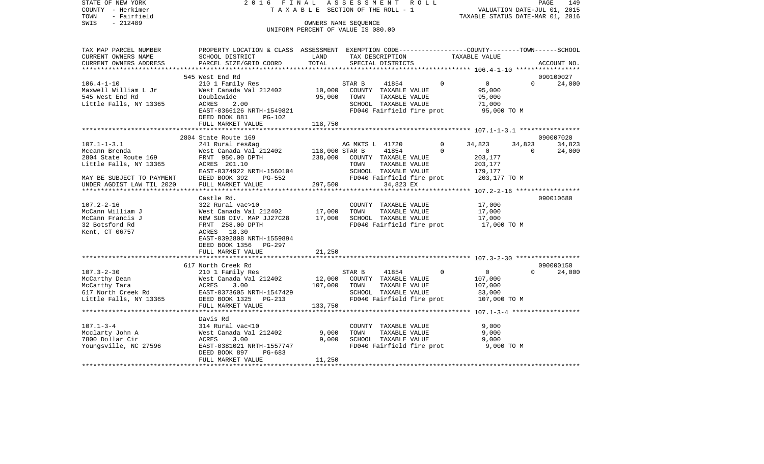STATE OF NEW YORK
COUNTY - Herkimer
TOWN - Fairfield
SWIS - 212489

2016 FINAL ASSESSMENT ROLL
TAXABLE SECTION OF THE ROLL - 1
OWNERS NAME SEQUENCE
UNIFORM PERCENT OF VALUE IS 080.00

VALUATION DATE-JUL 01, 2015
TAXABLE STATUS DATE-MAR 01, 2016

| TAX MAP PARCEL NUMBER / CURRENT OWNERS NAME / CURRENT OWNERS ADDRESS | PROPERTY LOCATION & CLASS / SCHOOL DISTRICT / PARCEL SIZE/GRID COORD | ASSESSMENT LAND | TOTAL | EXEMPTION CODE / TAX DESCRIPTION / SPECIAL DISTRICTS | | COUNTY TAXABLE VALUE | TOWN | SCHOOL / ACCOUNT NO. |
|---|---|---|---|---|---|---|---|---|
| **106.4-1-10** | 545 West End Rd | | | | | | | 090100027 |
| Maxwell William L Jr | 210 1 Family Res | | | STAR B 41854 | 0 | 0 | 0 | 24,000 |
| 545 West End Rd | West Canada Val 212402 | 10,000 | | COUNTY TAXABLE VALUE | | 95,000 | | |
| Little Falls, NY 13365 | Doublewide | | 95,000 | TOWN TAXABLE VALUE | | 95,000 | | |
| | ACRES 2.00 | | | SCHOOL TAXABLE VALUE | | 71,000 | | |
| | EAST-0366126 NRTH-1549821 | | | FD040 Fairfield fire prot | | 95,000 TO M | | |
| | DEED BOOK 881 PG-102 | | | | | | | |
| | FULL MARKET VALUE | | 118,750 | | | | | |
| **107.1-1-3.1** | 2804 State Route 169 | | | | | | | 090007020 |
| Mccann Brenda | 241 Rural res&ag | | | AG MKTS L 41720 | 0 | 34,823 | 34,823 | 34,823 |
| 2804 State Route 169 | West Canada Val 212402 | 118,000 | | STAR B 41854 | 0 | 0 | 0 | 24,000 |
| Little Falls, NY 13365 | FRNT 950.00 DPTH | | 238,000 | COUNTY TAXABLE VALUE | | 203,177 | | |
| | ACRES 201.10 | | | TOWN TAXABLE VALUE | | 203,177 | | |
| | EAST-0374922 NRTH-1560104 | | | SCHOOL TAXABLE VALUE | | 179,177 | | |
| MAY BE SUBJECT TO PAYMENT | DEED BOOK 392 PG-552 | | | FD040 Fairfield fire prot | | 203,177 TO M | | |
| UNDER AGDIST LAW TIL 2020 | FULL MARKET VALUE | | 297,500 | 34,823 EX | | | | |
| **107.2-2-16** | Castle Rd. | | | | | | | 090010680 |
| McCann William J | 322 Rural vac>10 | | | COUNTY TAXABLE VALUE | | 17,000 | | |
| McCann Francis J | West Canada Val 212402 | 17,000 | | TOWN TAXABLE VALUE | | 17,000 | | |
| 32 Botsford Rd | NEW SUB DIV. MAP JJ27C28 | | 17,000 | SCHOOL TAXABLE VALUE | | 17,000 | | |
| Kent, CT 06757 | FRNT 258.00 DPTH | | | FD040 Fairfield fire prot | | 17,000 TO M | | |
| | ACRES 18.30 | | | | | | | |
| | EAST-0392808 NRTH-1559894 | | | | | | | |
| | DEED BOOK 1356 PG-297 | | | | | | | |
| | FULL MARKET VALUE | | 21,250 | | | | | |
| **107.3-2-30** | 617 North Creek Rd | | | | | | | 090000150 |
| McCarthy Dean | 210 1 Family Res | | | STAR B 41854 | 0 | 0 | 0 | 24,000 |
| McCarthy Tara | West Canada Val 212402 | 12,000 | | COUNTY TAXABLE VALUE | | 107,000 | | |
| 617 North Creek Rd | ACRES 3.00 | | 107,000 | TOWN TAXABLE VALUE | | 107,000 | | |
| Little Falls, NY 13365 | EAST-0373605 NRTH-1547429 | | | SCHOOL TAXABLE VALUE | | 83,000 | | |
| | DEED BOOK 1325 PG-213 | | | FD040 Fairfield fire prot | | 107,000 TO M | | |
| | FULL MARKET VALUE | | 133,750 | | | | | |
| **107.1-3-4** | Davis Rd | | | | | | | |
| Mcclarty John A | 314 Rural vac<10 | | | COUNTY TAXABLE VALUE | | 9,000 | | |
| 7800 Dollar Cir | West Canada Val 212402 | 9,000 | | TOWN TAXABLE VALUE | | 9,000 | | |
| Youngsville, NC 27596 | ACRES 3.00 | | 9,000 | SCHOOL TAXABLE VALUE | | 9,000 | | |
| | EAST-0381021 NRTH-1557747 | | | FD040 Fairfield fire prot | | 9,000 TO M | | |
| | DEED BOOK 897 PG-683 | | | | | | | |
| | FULL MARKET VALUE | | 11,250 | | | | | |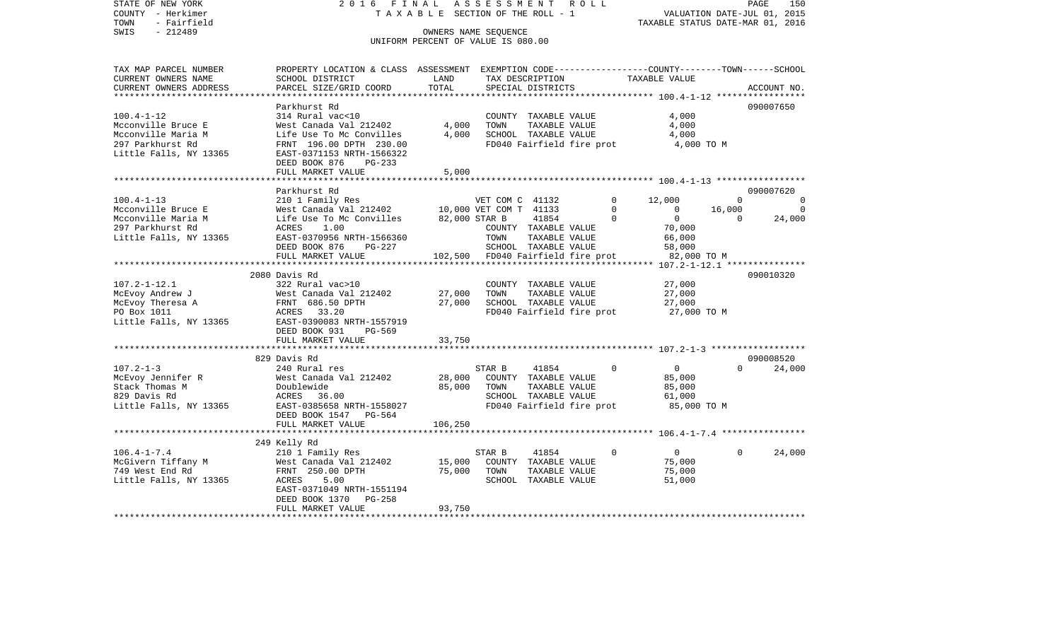STATE OF NEW YORK 2016 FINAL ASSESSMENT ROLL
COUNTY - Herkimer TAXABLE SECTION OF THE ROLL - 1 VALUATION DATE-JUL 01, 2015
TOWN - Fairfield TAXABLE STATUS DATE-MAR 01, 2016
SWIS - 212489 OWNERS NAME SEQUENCE
UNIFORM PERCENT OF VALUE IS 080.00

```
TAX MAP PARCEL NUMBER     PROPERTY LOCATION & CLASS  ASSESSMENT  EXEMPTION CODE------------------COUNTY--------TOWN------SCHOOL
CURRENT OWNERS NAME       SCHOOL DISTRICT               LAND      TAX DESCRIPTION             TAXABLE VALUE
CURRENT OWNERS ADDRESS    PARCEL SIZE/GRID COORD        TOTAL     SPECIAL DISTRICTS                                     ACCOUNT NO.
******************************************************************************************** 100.4-1-12 *****************
                          Parkhurst Rd                                                                                  090007650
100.4-1-12                314 Rural vac<10                        COUNTY  TAXABLE VALUE           4,000
Mcconville Bruce E        West Canada Val 212402       4,000      TOWN    TAXABLE VALUE           4,000
Mcconville Maria M        Life Use To Mc Convilles     4,000      SCHOOL  TAXABLE VALUE           4,000
297 Parkhurst Rd          FRNT  196.00 DPTH  230.00               FD040 Fairfield fire prot       4,000 TO M
Little Falls, NY 13365    EAST-0371153 NRTH-1566322
                          DEED BOOK 876    PG-233
                          FULL MARKET VALUE             5,000
******************************************************************************************** 100.4-1-13 *****************
                          Parkhurst Rd                                                                                  090007620
100.4-1-13                210 1 Family Res                   VET COM C  41132       0      12,000         0              0
Mcconville Bruce E        West Canada Val 212402     10,000 VET COM T  41133        0           0    16,000              0
Mcconville Maria M        Life Use To Mc Convilles   82,000 STAR B     41854        0           0         0         24,000
297 Parkhurst Rd          ACRES    1.00                      COUNTY  TAXABLE VALUE           70,000
Little Falls, NY 13365    EAST-0370956 NRTH-1566360          TOWN    TAXABLE VALUE           66,000
                          DEED BOOK 876    PG-227            SCHOOL  TAXABLE VALUE           58,000
                          FULL MARKET VALUE           102,500 FD040 Fairfield fire prot      82,000 TO M
******************************************************************************************** 107.2-1-12.1 ***************
                          2080 Davis Rd                                                                                 090010320
107.2-1-12.1              322 Rural vac>10                        COUNTY  TAXABLE VALUE          27,000
McEvoy Andrew J           West Canada Val 212402      27,000      TOWN    TAXABLE VALUE          27,000
McEvoy Theresa A          FRNT  686.50 DPTH           27,000      SCHOOL  TAXABLE VALUE          27,000
PO Box 1011               ACRES   33.20                           FD040 Fairfield fire prot      27,000 TO M
Little Falls, NY 13365    EAST-0390083 NRTH-1557919
                          DEED BOOK 931    PG-569
                          FULL MARKET VALUE            33,750
******************************************************************************************** 107.2-1-3 ******************
                          829 Davis Rd                                                                                  090008520
107.2-1-3                 240 Rural res                       STAR B     41854        0           0         0         24,000
McEvoy Jennifer R         West Canada Val 212402      28,000  COUNTY  TAXABLE VALUE          85,000
Stack Thomas M            Doublewide                  85,000  TOWN    TAXABLE VALUE          85,000
829 Davis Rd              ACRES   36.00                       SCHOOL  TAXABLE VALUE          61,000
Little Falls, NY 13365    EAST-0385658 NRTH-1558027           FD040 Fairfield fire prot      85,000 TO M
                          DEED BOOK 1547   PG-564
                          FULL MARKET VALUE           106,250
******************************************************************************************** 106.4-1-7.4 ****************
                          249 Kelly Rd
106.4-1-7.4               210 1 Family Res                    STAR B     41854        0           0         0         24,000
McGivern Tiffany M        West Canada Val 212402      15,000  COUNTY  TAXABLE VALUE          75,000
749 West End Rd           FRNT  250.00 DPTH           75,000  TOWN    TAXABLE VALUE          75,000
Little Falls, NY 13365    ACRES    5.00                       SCHOOL  TAXABLE VALUE          51,000
                          EAST-0371049 NRTH-1551194
                          DEED BOOK 1370   PG-258
                          FULL MARKET VALUE            93,750
****************************************************************************************************************************
```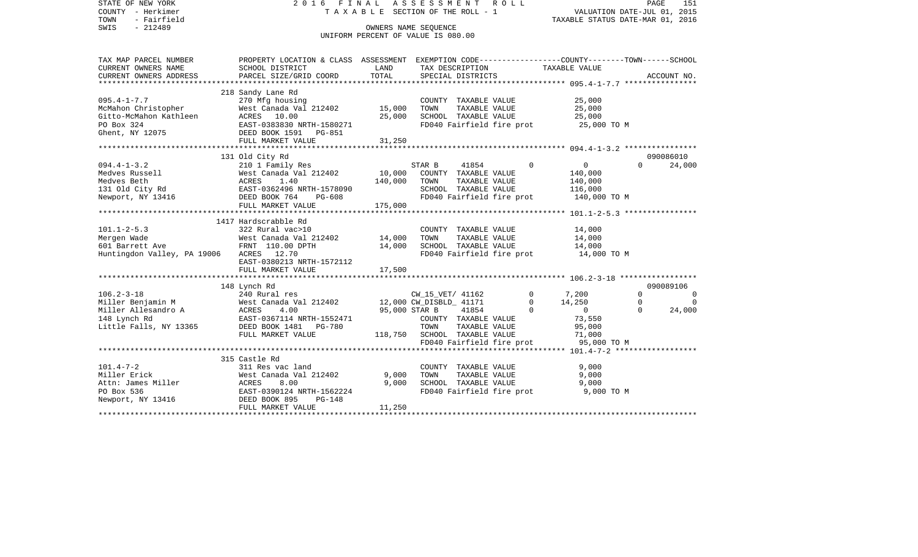STATE OF NEW YORK
COUNTY - Herkimer
TOWN - Fairfield
SWIS - 212489

2 0 1 6 F I N A L A S S E S S M E N T R O L L
T A X A B L E SECTION OF THE ROLL - 1
OWNERS NAME SEQUENCE
UNIFORM PERCENT OF VALUE IS 080.00

VALUATION DATE-JUL 01, 2015
TAXABLE STATUS DATE-MAR 01, 2016

```
TAX MAP PARCEL NUMBER     PROPERTY LOCATION & CLASS  ASSESSMENT  EXEMPTION CODE------------------COUNTY--------TOWN------SCHOOL
CURRENT OWNERS NAME       SCHOOL DISTRICT               LAND      TAX DESCRIPTION             TAXABLE VALUE
CURRENT OWNERS ADDRESS    PARCEL SIZE/GRID COORD        TOTAL     SPECIAL DISTRICTS                                        ACCOUNT NO.
******************************************************************************************************* 095.4-1-7.7 ****************
                          218 Sandy Lane Rd
095.4-1-7.7               270 Mfg housing                          COUNTY  TAXABLE VALUE          25,000
McMahon Christopher       West Canada Val 212402      15,000       TOWN    TAXABLE VALUE          25,000
Gitto-McMahon Kathleen    ACRES   10.00               25,000       SCHOOL  TAXABLE VALUE          25,000
PO Box 324                EAST-0383830 NRTH-1580271                FD040 Fairfield fire prot       25,000 TO M
Ghent, NY 12075           DEED BOOK 1591   PG-851
                          FULL MARKET VALUE            31,250
******************************************************************************************************* 094.4-1-3.2 ****************
                          131 Old City Rd                                                                                090086010
094.4-1-3.2               210 1 Family Res                      STAR B      41854          0          0            0        24,000
Medves Russell            West Canada Val 212402      10,000       COUNTY  TAXABLE VALUE         140,000
Medves Beth               ACRES    1.40              140,000       TOWN    TAXABLE VALUE         140,000
131 Old City Rd           EAST-0362496 NRTH-1578090                SCHOOL  TAXABLE VALUE         116,000
Newport, NY 13416         DEED BOOK 764    PG-608                  FD040 Fairfield fire prot      140,000 TO M
                          FULL MARKET VALUE           175,000
******************************************************************************************************* 101.1-2-5.3 ****************
                          1417 Hardscrabble Rd
101.1-2-5.3               322 Rural vac>10                         COUNTY  TAXABLE VALUE          14,000
Mergen Wade               West Canada Val 212402      14,000       TOWN    TAXABLE VALUE          14,000
601 Barrett Ave           FRNT 110.00 DPTH            14,000       SCHOOL  TAXABLE VALUE          14,000
Huntingdon Valley, PA 19006  ACRES   12.70                         FD040 Fairfield fire prot       14,000 TO M
                          EAST-0380213 NRTH-1572112
                          FULL MARKET VALUE            17,500
******************************************************************************************************* 106.2-3-18 *****************
                          148 Lynch Rd                                                                                   090089106
106.2-3-18                240 Rural res                         CW_15_VET/ 41162          0      7,200            0            0
Miller Benjamin M         West Canada Val 212402      12,000 CW_DISBLD_ 41171          0     14,250            0            0
Miller Allesandro A       ACRES    4.00               95,000 STAR B      41854          0          0            0        24,000
148 Lynch Rd              EAST-0367114 NRTH-1552471                COUNTY  TAXABLE VALUE          73,550
Little Falls, NY 13365    DEED BOOK 1481   PG-780                  TOWN    TAXABLE VALUE          95,000
                          FULL MARKET VALUE           118,750      SCHOOL  TAXABLE VALUE          71,000
                                                                   FD040 Fairfield fire prot       95,000 TO M
******************************************************************************************************* 101.4-7-2 ******************
                          315 Castle Rd
101.4-7-2                 311 Res vac land                         COUNTY  TAXABLE VALUE           9,000
Miller Erick              West Canada Val 212402       9,000       TOWN    TAXABLE VALUE           9,000
Attn: James Miller        ACRES    8.00                9,000       SCHOOL  TAXABLE VALUE           9,000
PO Box 536                EAST-0390124 NRTH-1562224                FD040 Fairfield fire prot        9,000 TO M
Newport, NY 13416         DEED BOOK 895    PG-148
                          FULL MARKET VALUE            11,250
************************************************************************************************************************************
```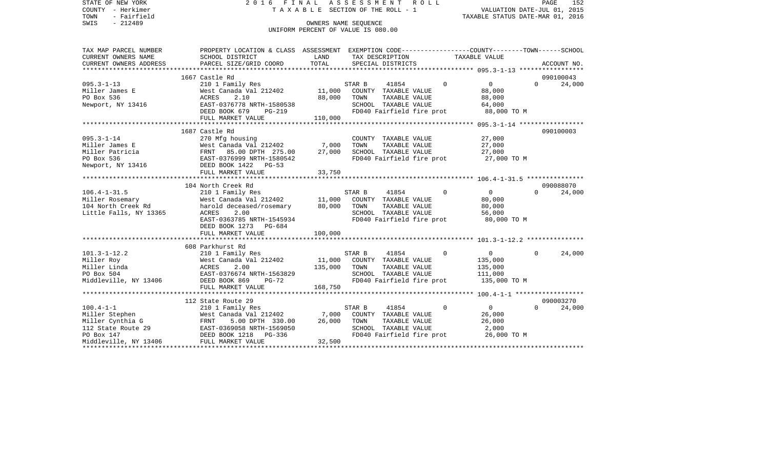STATE OF NEW YORK
COUNTY - Herkimer
TOWN - Fairfield
SWIS - 212489

2016 FINAL ASSESSMENT ROLL
TAXABLE SECTION OF THE ROLL - 1
OWNERS NAME SEQUENCE
UNIFORM PERCENT OF VALUE IS 080.00

VALUATION DATE-JUL 01, 2015
TAXABLE STATUS DATE-MAR 01, 2016

| TAX MAP PARCEL NUMBER / CURRENT OWNERS NAME / CURRENT OWNERS ADDRESS | PROPERTY LOCATION & CLASS / SCHOOL DISTRICT / PARCEL SIZE/GRID COORD | ASSESSMENT LAND | TOTAL | EXEMPTION CODE / TAX DESCRIPTION / SPECIAL DISTRICTS | COUNTY | TOWN | SCHOOL / TAXABLE VALUE | ACCOUNT NO. |
|---|---|---|---|---|---|---|---|---|
| **095.3-1-13** | 1667 Castle Rd | | | | | | | 090100043 |
| | 210 1 Family Res | | | STAR B 41854 | 0 | 0 | 0 | 24,000 |
| Miller James E | West Canada Val 212402 | 11,000 | | COUNTY TAXABLE VALUE | | | 88,000 | |
| PO Box 536 | ACRES 2.10 | | 88,000 | TOWN TAXABLE VALUE | | | 88,000 | |
| Newport, NY 13416 | EAST-0376778 NRTH-1580538 | | | SCHOOL TAXABLE VALUE | | | 64,000 | |
| | DEED BOOK 679 PG-219 | | | FD040 Fairfield fire prot | | | 88,000 TO M | |
| | FULL MARKET VALUE | | 110,000 | | | | | |
| **095.3-1-14** | 1687 Castle Rd | | | | | | | 090100003 |
| | 270 Mfg housing | | | COUNTY TAXABLE VALUE | | | 27,000 | |
| Miller James E | West Canada Val 212402 | 7,000 | | TOWN TAXABLE VALUE | | | 27,000 | |
| Miller Patricia | FRNT 85.00 DPTH 275.00 | | 27,000 | SCHOOL TAXABLE VALUE | | | 27,000 | |
| PO Box 536 | EAST-0376999 NRTH-1580542 | | | FD040 Fairfield fire prot | | | 27,000 TO M | |
| Newport, NY 13416 | DEED BOOK 1422 PG-53 | | | | | | | |
| | FULL MARKET VALUE | | 33,750 | | | | | |
| **106.4-1-31.5** | 104 North Creek Rd | | | | | | | 090088070 |
| | 210 1 Family Res | | | STAR B 41854 | 0 | 0 | 0 | 24,000 |
| Miller Rosemary | West Canada Val 212402 | 11,000 | | COUNTY TAXABLE VALUE | | | 80,000 | |
| 104 North Creek Rd | harold deceased/rosemary | | 80,000 | TOWN TAXABLE VALUE | | | 80,000 | |
| Little Falls, NY 13365 | ACRES 2.00 | | | SCHOOL TAXABLE VALUE | | | 56,000 | |
| | EAST-0363785 NRTH-1545934 | | | FD040 Fairfield fire prot | | | 80,000 TO M | |
| | DEED BOOK 1273 PG-684 | | | | | | | |
| | FULL MARKET VALUE | | 100,000 | | | | | |
| **101.3-1-12.2** | 608 Parkhurst Rd | | | | | | | |
| | 210 1 Family Res | | | STAR B 41854 | 0 | 0 | 0 | 24,000 |
| Miller Roy | West Canada Val 212402 | 11,000 | | COUNTY TAXABLE VALUE | | | 135,000 | |
| Miller Linda | ACRES 2.00 | | 135,000 | TOWN TAXABLE VALUE | | | 135,000 | |
| PO Box 504 | EAST-0376674 NRTH-1563829 | | | SCHOOL TAXABLE VALUE | | | 111,000 | |
| Middleville, NY 13406 | DEED BOOK 869 PG-72 | | | FD040 Fairfield fire prot | | | 135,000 TO M | |
| | FULL MARKET VALUE | | 168,750 | | | | | |
| **100.4-1-1** | 112 State Route 29 | | | | | | | 090003270 |
| | 210 1 Family Res | | | STAR B 41854 | 0 | 0 | 0 | 24,000 |
| Miller Stephen | West Canada Val 212402 | 7,000 | | COUNTY TAXABLE VALUE | | | 26,000 | |
| Miller Cynthia G | FRNT 5.00 DPTH 330.00 | | 26,000 | TOWN TAXABLE VALUE | | | 26,000 | |
| 112 State Route 29 | EAST-0369058 NRTH-1569050 | | | SCHOOL TAXABLE VALUE | | | 2,000 | |
| PO Box 147 | DEED BOOK 1218 PG-336 | | | FD040 Fairfield fire prot | | | 26,000 TO M | |
| Middleville, NY 13406 | FULL MARKET VALUE | | 32,500 | | | | | |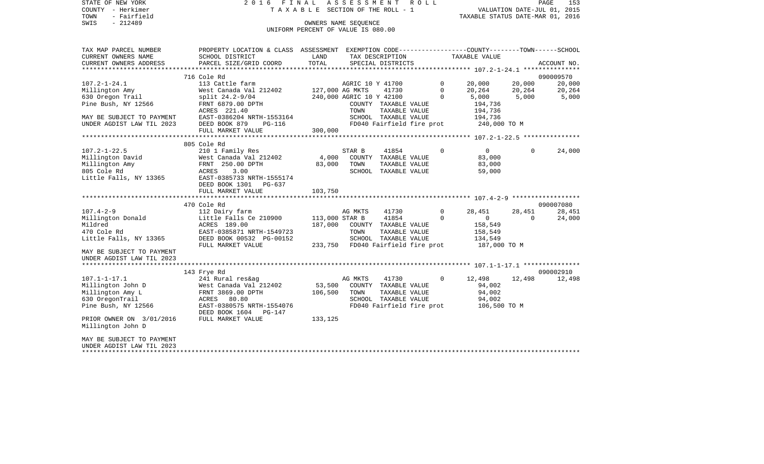STATE OF NEW YORK | 2016 FINAL ASSESSMENT ROLL
COUNTY - Herkimer | TAXABLE SECTION OF THE ROLL - 1 | VALUATION DATE-JUL 01, 2015
TOWN - Fairfield | TAXABLE STATUS DATE-MAR 01, 2016
SWIS - 212489 | OWNERS NAME SEQUENCE
UNIFORM PERCENT OF VALUE IS 080.00

| TAX MAP PARCEL NUMBER / CURRENT OWNERS NAME / CURRENT OWNERS ADDRESS | PROPERTY LOCATION & CLASS / SCHOOL DISTRICT / PARCEL SIZE/GRID COORD | ASSESSMENT LAND / TOTAL | EXEMPTION CODE / TAX DESCRIPTION / SPECIAL DISTRICTS | | COUNTY TAXABLE VALUE | TOWN | SCHOOL / ACCOUNT NO. |
|---|---|---|---|---|---|---|---|
| **107.2-1-24.1** | 716 Cole Rd | | | | | | 090009570 |
| 107.2-1-24.1 | 113 Cattle farm | | AGRIC 10 Y 41700 | 0 | 20,000 | 20,000 | 20,000 |
| Millington Amy | West Canada Val 212402 | 127,000 | AG MKTS 41730 | 0 | 20,264 | 20,264 | 20,264 |
| 630 Oregon Trail | split 24.2-9/04 | 240,000 | AGRIC 10 Y 42100 | 0 | 5,000 | 5,000 | 5,000 |
| Pine Bush, NY 12566 | FRNT 6879.00 DPTH | | COUNTY TAXABLE VALUE | | 194,736 | | |
| | ACRES 221.40 | | TOWN TAXABLE VALUE | | 194,736 | | |
| MAY BE SUBJECT TO PAYMENT | EAST-0386204 NRTH-1553164 | | SCHOOL TAXABLE VALUE | | 194,736 | | |
| UNDER AGDIST LAW TIL 2023 | DEED BOOK 879 PG-116 | | FD040 Fairfield fire prot | | 240,000 TO M | | |
| | FULL MARKET VALUE | 300,000 | | | | | |
| **107.2-1-22.5** | 805 Cole Rd | | | | | | |
| 107.2-1-22.5 | 210 1 Family Res | | STAR B 41854 | 0 | 0 | 0 | 24,000 |
| Millington David | West Canada Val 212402 | 4,000 | COUNTY TAXABLE VALUE | | 83,000 | | |
| Millington Amy | FRNT 250.00 DPTH | 83,000 | TOWN TAXABLE VALUE | | 83,000 | | |
| 805 Cole Rd | ACRES 3.00 | | SCHOOL TAXABLE VALUE | | 59,000 | | |
| Little Falls, NY 13365 | EAST-0385733 NRTH-1555174 | | | | | | |
| | DEED BOOK 1301 PG-637 | | | | | | |
| | FULL MARKET VALUE | 103,750 | | | | | |
| **107.4-2-9** | 470 Cole Rd | | | | | | 090007080 |
| 107.4-2-9 | 112 Dairy farm | | AG MKTS 41730 | 0 | 28,451 | 28,451 | 28,451 |
| Millington Donald | Little Falls Ce 210900 | 113,000 | STAR B 41854 | 0 | 0 | 0 | 24,000 |
| Mildred | ACRES 189.00 | 187,000 | COUNTY TAXABLE VALUE | | 158,549 | | |
| 470 Cole Rd | EAST-0385871 NRTH-1549723 | | TOWN TAXABLE VALUE | | 158,549 | | |
| Little Falls, NY 13365 | DEED BOOK 00532 PG-00152 | | SCHOOL TAXABLE VALUE | | 134,549 | | |
| | FULL MARKET VALUE | 233,750 | FD040 Fairfield fire prot | | 187,000 TO M | | |
| MAY BE SUBJECT TO PAYMENT | | | | | | | |
| UNDER AGDIST LAW TIL 2023 | | | | | | | |
| **107.1-1-17.1** | 143 Frye Rd | | | | | | 090002910 |
| 107.1-1-17.1 | 241 Rural res&ag | | AG MKTS 41730 | 0 | 12,498 | 12,498 | 12,498 |
| Millington John D | West Canada Val 212402 | 53,500 | COUNTY TAXABLE VALUE | | 94,002 | | |
| Millington Amy L | FRNT 3869.00 DPTH | 106,500 | TOWN TAXABLE VALUE | | 94,002 | | |
| 630 OregonTrail | ACRES 80.80 | | SCHOOL TAXABLE VALUE | | 94,002 | | |
| Pine Bush, NY 12566 | EAST-0380575 NRTH-1554076 | | FD040 Fairfield fire prot | | 106,500 TO M | | |
| | DEED BOOK 1604 PG-147 | | | | | | |
| PRIOR OWNER ON 3/01/2016 | FULL MARKET VALUE | 133,125 | | | | | |
| Millington John D | | | | | | | |
| MAY BE SUBJECT TO PAYMENT | | | | | | | |
| UNDER AGDIST LAW TIL 2023 | | | | | | | |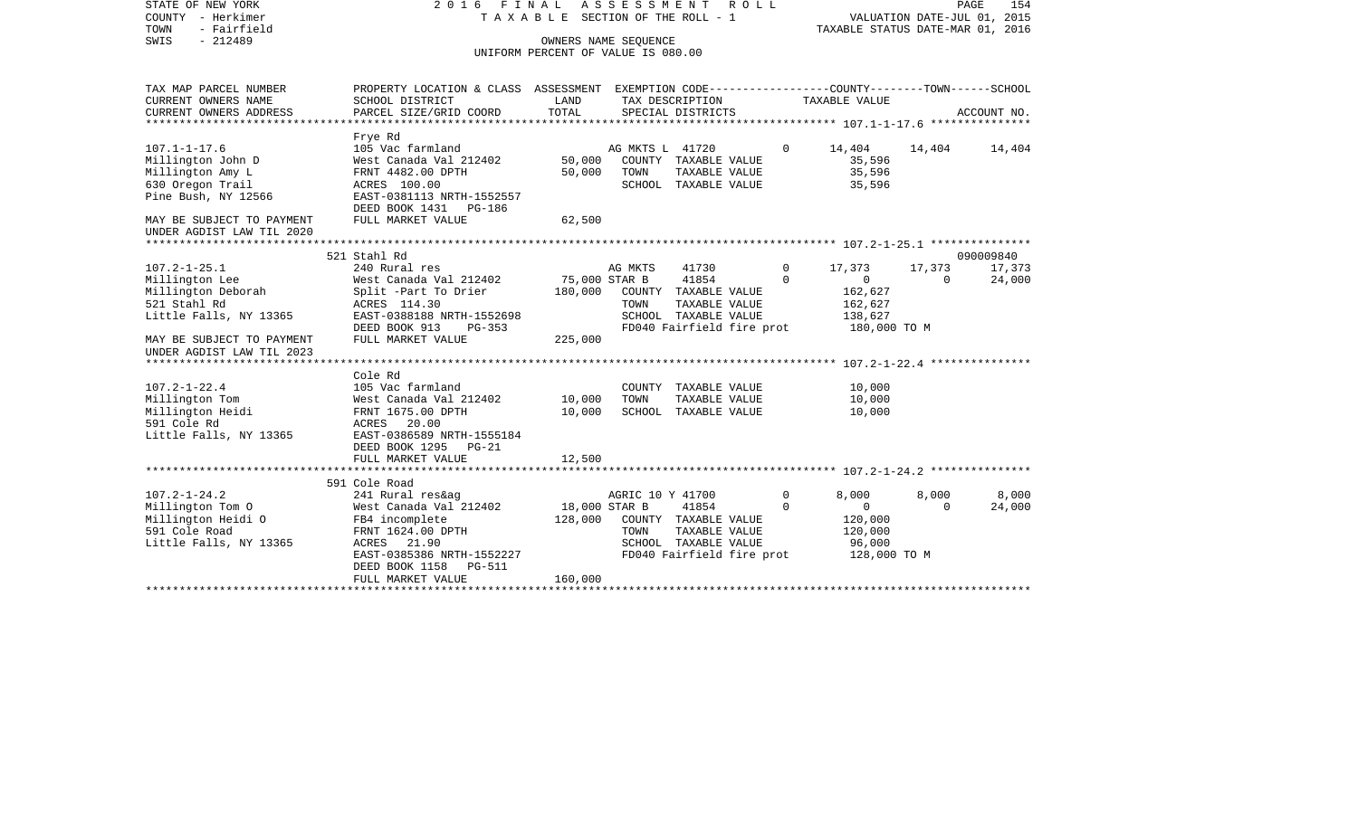STATE OF NEW YORK 2 0 1 6 F I N A L A S S E S S M E N T R O L L
COUNTY - Herkimer T A X A B L E SECTION OF THE ROLL - 1 VALUATION DATE-JUL 01, 2015
TOWN - Fairfield TAXABLE STATUS DATE-MAR 01, 2016
SWIS - 212489 OWNERS NAME SEQUENCE
UNIFORM PERCENT OF VALUE IS 080.00

| TAX MAP PARCEL NUMBER / CURRENT OWNERS NAME / CURRENT OWNERS ADDRESS | PROPERTY LOCATION & CLASS / SCHOOL DISTRICT / PARCEL SIZE/GRID COORD | ASSESSMENT LAND | TOTAL | EXEMPTION CODE / TAX DESCRIPTION / SPECIAL DISTRICTS | | COUNTY TAXABLE VALUE | TOWN | SCHOOL / ACCOUNT NO. |
|---|---|---|---|---|---|---|---|---|
| **107.1-1-17.6** | Frye Rd | | | | | | | |
| 107.1-1-17.6 | 105 Vac farmland | | | AG MKTS L 41720 | 0 | 14,404 | 14,404 | 14,404 |
| Millington John D | West Canada Val 212402 | 50,000 | | COUNTY TAXABLE VALUE | | 35,596 | | |
| Millington Amy L | FRNT 4482.00 DPTH | | 50,000 | TOWN TAXABLE VALUE | | 35,596 | | |
| 630 Oregon Trail | ACRES 100.00 | | | SCHOOL TAXABLE VALUE | | 35,596 | | |
| Pine Bush, NY 12566 | EAST-0381113 NRTH-1552557 | | | | | | | |
| | DEED BOOK 1431 PG-186 | | | | | | | |
| MAY BE SUBJECT TO PAYMENT | FULL MARKET VALUE | | 62,500 | | | | | |
| UNDER AGDIST LAW TIL 2020 | | | | | | | | |
| **107.2-1-25.1** | 521 Stahl Rd | | | | | | | 090009840 |
| 107.2-1-25.1 | 240 Rural res | | | AG MKTS 41730 | 0 | 17,373 | 17,373 | 17,373 |
| Millington Lee | West Canada Val 212402 | 75,000 | | STAR B 41854 | 0 | 0 | 0 | 24,000 |
| Millington Deborah | Split -Part To Drier | | 180,000 | COUNTY TAXABLE VALUE | | 162,627 | | |
| 521 Stahl Rd | ACRES 114.30 | | | TOWN TAXABLE VALUE | | 162,627 | | |
| Little Falls, NY 13365 | EAST-0388188 NRTH-1552698 | | | SCHOOL TAXABLE VALUE | | 138,627 | | |
| | DEED BOOK 913 PG-353 | | | FD040 Fairfield fire prot | | 180,000 TO M | | |
| MAY BE SUBJECT TO PAYMENT | FULL MARKET VALUE | | 225,000 | | | | | |
| UNDER AGDIST LAW TIL 2023 | | | | | | | | |
| **107.2-1-22.4** | Cole Rd | | | | | | | |
| 107.2-1-22.4 | 105 Vac farmland | | | COUNTY TAXABLE VALUE | | 10,000 | | |
| Millington Tom | West Canada Val 212402 | 10,000 | | TOWN TAXABLE VALUE | | 10,000 | | |
| Millington Heidi | FRNT 1675.00 DPTH | | 10,000 | SCHOOL TAXABLE VALUE | | 10,000 | | |
| 591 Cole Rd | ACRES 20.00 | | | | | | | |
| Little Falls, NY 13365 | EAST-0386589 NRTH-1555184 | | | | | | | |
| | DEED BOOK 1295 PG-21 | | | | | | | |
| | FULL MARKET VALUE | | 12,500 | | | | | |
| **107.2-1-24.2** | 591 Cole Road | | | | | | | |
| 107.2-1-24.2 | 241 Rural res&ag | | | AGRIC 10 Y 41700 | 0 | 8,000 | 8,000 | 8,000 |
| Millington Tom O | West Canada Val 212402 | 18,000 | | STAR B 41854 | 0 | 0 | 0 | 24,000 |
| Millington Heidi O | FB4 incomplete | | 128,000 | COUNTY TAXABLE VALUE | | 120,000 | | |
| 591 Cole Road | FRNT 1624.00 DPTH | | | TOWN TAXABLE VALUE | | 120,000 | | |
| Little Falls, NY 13365 | ACRES 21.90 | | | SCHOOL TAXABLE VALUE | | 96,000 | | |
| | EAST-0385386 NRTH-1552227 | | | FD040 Fairfield fire prot | | 128,000 TO M | | |
| | DEED BOOK 1158 PG-511 | | | | | | | |
| | FULL MARKET VALUE | | 160,000 | | | | | |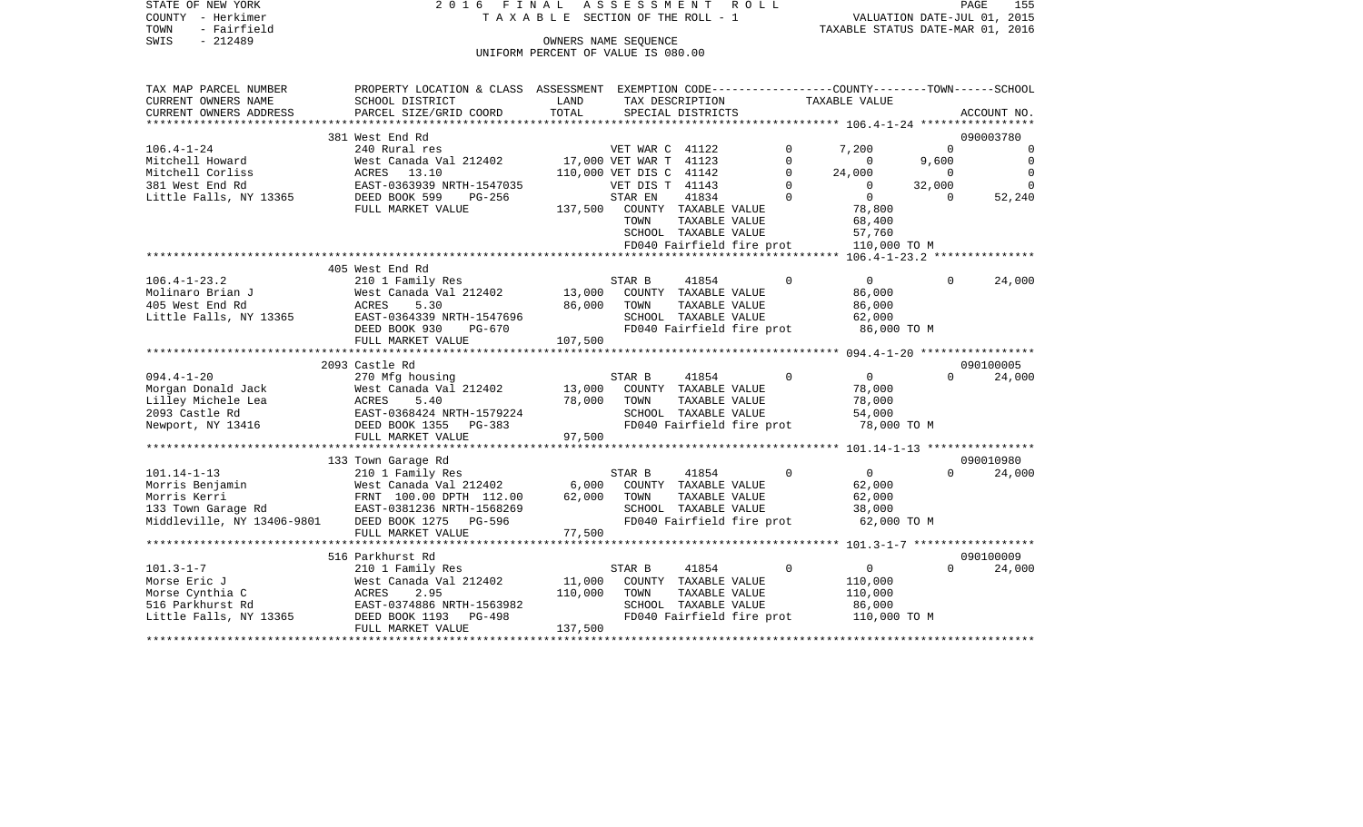STATE OF NEW YORK
COUNTY - Herkimer
TOWN - Fairfield
SWIS - 212489

2 0 1 6 F I N A L A S S E S S M E N T R O L L
T A X A B L E SECTION OF THE ROLL - 1
OWNERS NAME SEQUENCE
UNIFORM PERCENT OF VALUE IS 080.00

VALUATION DATE-JUL 01, 2015
TAXABLE STATUS DATE-MAR 01, 2016

```
TAX MAP PARCEL NUMBER     PROPERTY LOCATION & CLASS  ASSESSMENT  EXEMPTION CODE-----------------COUNTY--------TOWN------SCHOOL
CURRENT OWNERS NAME       SCHOOL DISTRICT             LAND       TAX DESCRIPTION             TAXABLE VALUE
CURRENT OWNERS ADDRESS    PARCEL SIZE/GRID COORD      TOTAL      SPECIAL DISTRICTS                                    ACCOUNT NO.
******************************************************************************************* 106.4-1-24 *****************
                          381 West End Rd                                                                      090003780
106.4-1-24                240 Rural res                          VET WAR C  41122          0      7,200          0          0
Mitchell Howard           West Canada Val 212402      17,000 VET WAR T  41123          0          0      9,600          0
Mitchell Corliss          ACRES    13.10             110,000 VET DIS C  41142          0     24,000          0          0
381 West End Rd           EAST-0363939 NRTH-1547035          VET DIS T  41143          0          0     32,000          0
Little Falls, NY 13365    DEED BOOK 599    PG-256            STAR EN    41834          0          0          0     52,240
                          FULL MARKET VALUE          137,500   COUNTY  TAXABLE VALUE              78,800
                                                               TOWN    TAXABLE VALUE              68,400
                                                               SCHOOL  TAXABLE VALUE              57,760
                                                               FD040 Fairfield fire prot         110,000 TO M
******************************************************************************************* 106.4-1-23.2 ***************
                          405 West End Rd
106.4-1-23.2              210 1 Family Res                       STAR B     41854          0          0          0     24,000
Molinaro Brian J          West Canada Val 212402      13,000   COUNTY  TAXABLE VALUE              86,000
405 West End Rd           ACRES     5.30              86,000   TOWN    TAXABLE VALUE              86,000
Little Falls, NY 13365    EAST-0364339 NRTH-1547696            SCHOOL  TAXABLE VALUE              62,000
                          DEED BOOK 930    PG-670              FD040 Fairfield fire prot          86,000 TO M
                          FULL MARKET VALUE          107,500
******************************************************************************************* 094.4-1-20 *****************
                          2093 Castle Rd                                                                       090100005
094.4-1-20                270 Mfg housing                        STAR B     41854          0          0          0     24,000
Morgan Donald Jack        West Canada Val 212402      13,000   COUNTY  TAXABLE VALUE              78,000
Lilley Michele Lea        ACRES     5.40              78,000   TOWN    TAXABLE VALUE              78,000
2093 Castle Rd            EAST-0368424 NRTH-1579224            SCHOOL  TAXABLE VALUE              54,000
Newport, NY 13416         DEED BOOK 1355   PG-383              FD040 Fairfield fire prot          78,000 TO M
                          FULL MARKET VALUE           97,500
******************************************************************************************* 101.14-1-13 ****************
                          133 Town Garage Rd                                                                   090010980
101.14-1-13               210 1 Family Res                       STAR B     41854          0          0          0     24,000
Morris Benjamin           West Canada Val 212402       6,000   COUNTY  TAXABLE VALUE              62,000
Morris Kerri              FRNT 100.00 DPTH 112.00     62,000   TOWN    TAXABLE VALUE              62,000
133 Town Garage Rd        EAST-0381236 NRTH-1568269            SCHOOL  TAXABLE VALUE              38,000
Middleville, NY 13406-9801 DEED BOOK 1275  PG-596              FD040 Fairfield fire prot          62,000 TO M
                          FULL MARKET VALUE           77,500
******************************************************************************************* 101.3-1-7 ******************
                          516 Parkhurst Rd                                                                     090100009
101.3-1-7                 210 1 Family Res                       STAR B     41854          0          0          0     24,000
Morse Eric J              West Canada Val 212402      11,000   COUNTY  TAXABLE VALUE             110,000
Morse Cynthia C           ACRES     2.95             110,000   TOWN    TAXABLE VALUE             110,000
516 Parkhurst Rd          EAST-0374886 NRTH-1563982            SCHOOL  TAXABLE VALUE              86,000
Little Falls, NY 13365    DEED BOOK 1193   PG-498              FD040 Fairfield fire prot         110,000 TO M
                          FULL MARKET VALUE          137,500
*****************************************************************************************************************************
```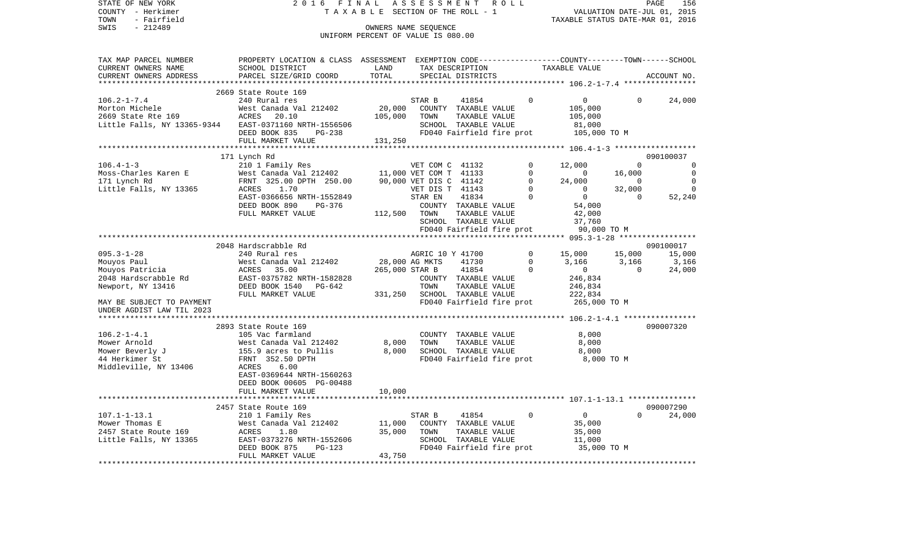STATE OF NEW YORK 2 0 1 6 F I N A L A S S E S S M E N T R O L L
COUNTY - Herkimer T A X A B L E SECTION OF THE ROLL - 1 VALUATION DATE-JUL 01, 2015
TOWN - Fairfield TAXABLE STATUS DATE-MAR 01, 2016
SWIS - 212489 OWNERS NAME SEQUENCE
UNIFORM PERCENT OF VALUE IS 080.00

```
TAX MAP PARCEL NUMBER          PROPERTY LOCATION & CLASS  ASSESSMENT  EXEMPTION CODE-----------------COUNTY--------TOWN------SCHOOL
CURRENT OWNERS NAME            SCHOOL DISTRICT              LAND      TAX DESCRIPTION            TAXABLE VALUE
CURRENT OWNERS ADDRESS         PARCEL SIZE/GRID COORD       TOTAL     SPECIAL DISTRICTS                                      ACCOUNT NO.
*********************************************************************************************** 106.2-1-7.4 ****************
                               2669 State Route 169
106.2-1-7.4                    240 Rural res                          STAR B      41854          0          0          0     24,000
Morton Michele                 West Canada Val 212402       20,000    COUNTY  TAXABLE VALUE           105,000
2669 State Rte 169             ACRES    20.10              105,000    TOWN    TAXABLE VALUE           105,000
Little Falls, NY 13365-9344    EAST-0371160 NRTH-1556506              SCHOOL  TAXABLE VALUE            81,000
                               DEED BOOK 835    PG-238                FD040 Fairfield fire prot        105,000 TO M
                               FULL MARKET VALUE           131,250
*********************************************************************************************** 106.4-1-3 ******************
                               171 Lynch Rd                                                                         090100037
106.4-1-3                      210 1 Family Res                       VET COM C  41132          0     12,000          0          0
Moss-Charles Karen E           West Canada Val 212402       11,000 VET COM T  41133          0          0     16,000          0
171 Lynch Rd                   FRNT 325.00 DPTH 250.00      90,000 VET DIS C  41142          0     24,000          0          0
Little Falls, NY 13365         ACRES     1.70                         VET DIS T  41143          0          0     32,000          0
                               EAST-0366656 NRTH-1552849              STAR EN     41834          0          0          0     52,240
                               DEED BOOK 890    PG-376                COUNTY  TAXABLE VALUE            54,000
                               FULL MARKET VALUE           112,500    TOWN    TAXABLE VALUE            42,000
                                                                      SCHOOL  TAXABLE VALUE            37,760
                                                                      FD040 Fairfield fire prot         90,000 TO M
*********************************************************************************************** 095.3-1-28 *****************
                               2048 Hardscrabble Rd                                                                 090100017
095.3-1-28                     240 Rural res                          AGRIC 10 Y 41700          0     15,000     15,000     15,000
Mouyos Paul                    West Canada Val 212402       28,000 AG MKTS     41730          0      3,166      3,166      3,166
Mouyos Patricia                ACRES    35.00              265,000 STAR B      41854          0          0          0     24,000
2048 Hardscrabble Rd           EAST-0375782 NRTH-1582828              COUNTY  TAXABLE VALUE           246,834
Newport, NY 13416              DEED BOOK 1540   PG-642                TOWN    TAXABLE VALUE           246,834
                               FULL MARKET VALUE           331,250    SCHOOL  TAXABLE VALUE           222,834
MAY BE SUBJECT TO PAYMENT                                             FD040 Fairfield fire prot        265,000 TO M
UNDER AGDIST LAW TIL 2023
*********************************************************************************************** 106.2-1-4.1 ****************
                               2893 State Route 169                                                                 090007320
106.2-1-4.1                    105 Vac farmland                       COUNTY  TAXABLE VALUE             8,000
Mower Arnold                   West Canada Val 212402        8,000    TOWN    TAXABLE VALUE             8,000
Mower Beverly J                155.9 acres to Pullis         8,000    SCHOOL  TAXABLE VALUE             8,000
44 Herkimer St                 FRNT 352.50 DPTH                       FD040 Fairfield fire prot          8,000 TO M
Middleville, NY 13406          ACRES     6.00
                               EAST-0369644 NRTH-1560263
                               DEED BOOK 00605 PG-00488
                               FULL MARKET VALUE            10,000
*********************************************************************************************** 107.1-1-13.1 ***************
                               2457 State Route 169                                                                 090007290
107.1-1-13.1                   210 1 Family Res                       STAR B      41854          0          0          0     24,000
Mower Thomas E                 West Canada Val 212402       11,000    COUNTY  TAXABLE VALUE            35,000
2457 State Route 169           ACRES     1.80               35,000    TOWN    TAXABLE VALUE            35,000
Little Falls, NY 13365         EAST-0373276 NRTH-1552606              SCHOOL  TAXABLE VALUE            11,000
                               DEED BOOK 875    PG-123                FD040 Fairfield fire prot         35,000 TO M
                               FULL MARKET VALUE            43,750
****************************************************************************************************************************
```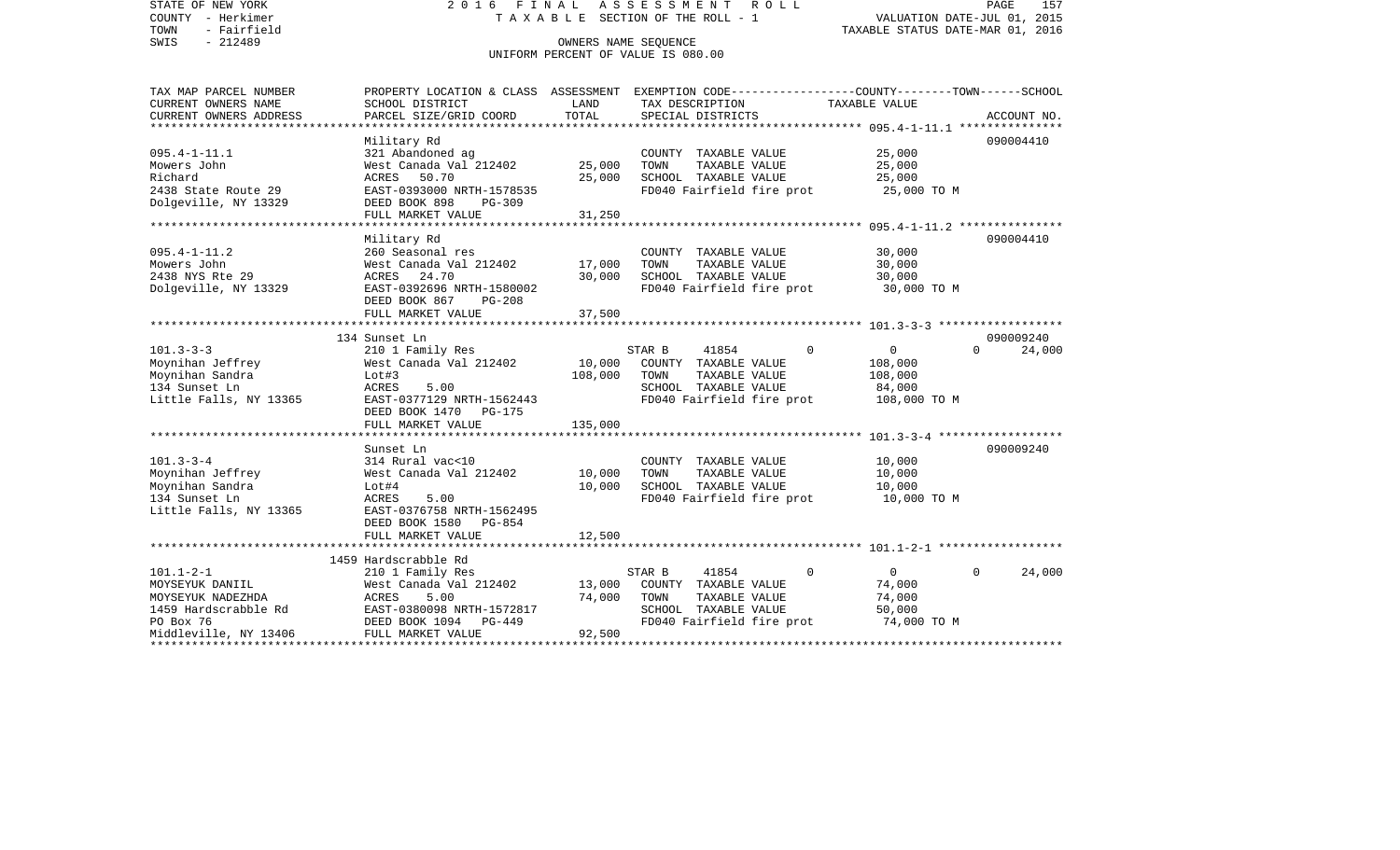STATE OF NEW YORK
COUNTY - Herkimer
TOWN - Fairfield
SWIS - 212489

2 0 1 6 F I N A L A S S E S S M E N T R O L L
T A X A B L E SECTION OF THE ROLL - 1
OWNERS NAME SEQUENCE
UNIFORM PERCENT OF VALUE IS 080.00

VALUATION DATE-JUL 01, 2015
TAXABLE STATUS DATE-MAR 01, 2016

| TAX MAP PARCEL NUMBER / CURRENT OWNERS NAME / CURRENT OWNERS ADDRESS | PROPERTY LOCATION & CLASS / SCHOOL DISTRICT / PARCEL SIZE/GRID COORD | ASSESSMENT LAND | ASSESSMENT TOTAL | EXEMPTION CODE / TAX DESCRIPTION / SPECIAL DISTRICTS | COUNTY / TOWN / SCHOOL TAXABLE VALUE | ACCOUNT NO. |
|---|---|---|---|---|---|---|
| **095.4-1-11.1** | Military Rd | | | | | 090004410 |
| 095.4-1-11.1 | 321 Abandoned ag | | | COUNTY TAXABLE VALUE | 25,000 | |
| Mowers John | West Canada Val 212402 | 25,000 | | TOWN TAXABLE VALUE | 25,000 | |
| Richard | ACRES 50.70 | | 25,000 | SCHOOL TAXABLE VALUE | 25,000 | |
| 2438 State Route 29 | EAST-0393000 NRTH-1578535 | | | FD040 Fairfield fire prot | 25,000 TO M | |
| Dolgeville, NY 13329 | DEED BOOK 898 PG-309 | | | | | |
| | FULL MARKET VALUE | | 31,250 | | | |
| **095.4-1-11.2** | Military Rd | | | | | 090004410 |
| 095.4-1-11.2 | 260 Seasonal res | | | COUNTY TAXABLE VALUE | 30,000 | |
| Mowers John | West Canada Val 212402 | 17,000 | | TOWN TAXABLE VALUE | 30,000 | |
| 2438 NYS Rte 29 | ACRES 24.70 | | 30,000 | SCHOOL TAXABLE VALUE | 30,000 | |
| Dolgeville, NY 13329 | EAST-0392696 NRTH-1580002 | | | FD040 Fairfield fire prot | 30,000 TO M | |
| | DEED BOOK 867 PG-208 | | | | | |
| | FULL MARKET VALUE | | 37,500 | | | |
| **101.3-3-3** | 134 Sunset Ln | | | | | 090009240 |
| 101.3-3-3 | 210 1 Family Res | | | STAR B 41854 0 | 0 0 | 24,000 |
| Moynihan Jeffrey | West Canada Val 212402 | 10,000 | | COUNTY TAXABLE VALUE | 108,000 | |
| Moynihan Sandra | Lot#3 | | 108,000 | TOWN TAXABLE VALUE | 108,000 | |
| 134 Sunset Ln | ACRES 5.00 | | | SCHOOL TAXABLE VALUE | 84,000 | |
| Little Falls, NY 13365 | EAST-0377129 NRTH-1562443 | | | FD040 Fairfield fire prot | 108,000 TO M | |
| | DEED BOOK 1470 PG-175 | | | | | |
| | FULL MARKET VALUE | | 135,000 | | | |
| **101.3-3-4** | Sunset Ln | | | | | 090009240 |
| 101.3-3-4 | 314 Rural vac<10 | | | COUNTY TAXABLE VALUE | 10,000 | |
| Moynihan Jeffrey | West Canada Val 212402 | 10,000 | | TOWN TAXABLE VALUE | 10,000 | |
| Moynihan Sandra | Lot#4 | | 10,000 | SCHOOL TAXABLE VALUE | 10,000 | |
| 134 Sunset Ln | ACRES 5.00 | | | FD040 Fairfield fire prot | 10,000 TO M | |
| Little Falls, NY 13365 | EAST-0376758 NRTH-1562495 | | | | | |
| | DEED BOOK 1580 PG-854 | | | | | |
| | FULL MARKET VALUE | | 12,500 | | | |
| **101.1-2-1** | 1459 Hardscrabble Rd | | | | | |
| 101.1-2-1 | 210 1 Family Res | | | STAR B 41854 0 | 0 0 | 24,000 |
| MOYSEYUK DANIIL | West Canada Val 212402 | 13,000 | | COUNTY TAXABLE VALUE | 74,000 | |
| MOYSEYUK NADEZHDA | ACRES 5.00 | | 74,000 | TOWN TAXABLE VALUE | 74,000 | |
| 1459 Hardscrabble Rd | EAST-0380098 NRTH-1572817 | | | SCHOOL TAXABLE VALUE | 50,000 | |
| PO Box 76 | DEED BOOK 1094 PG-449 | | | FD040 Fairfield fire prot | 74,000 TO M | |
| Middleville, NY 13406 | FULL MARKET VALUE | | 92,500 | | | |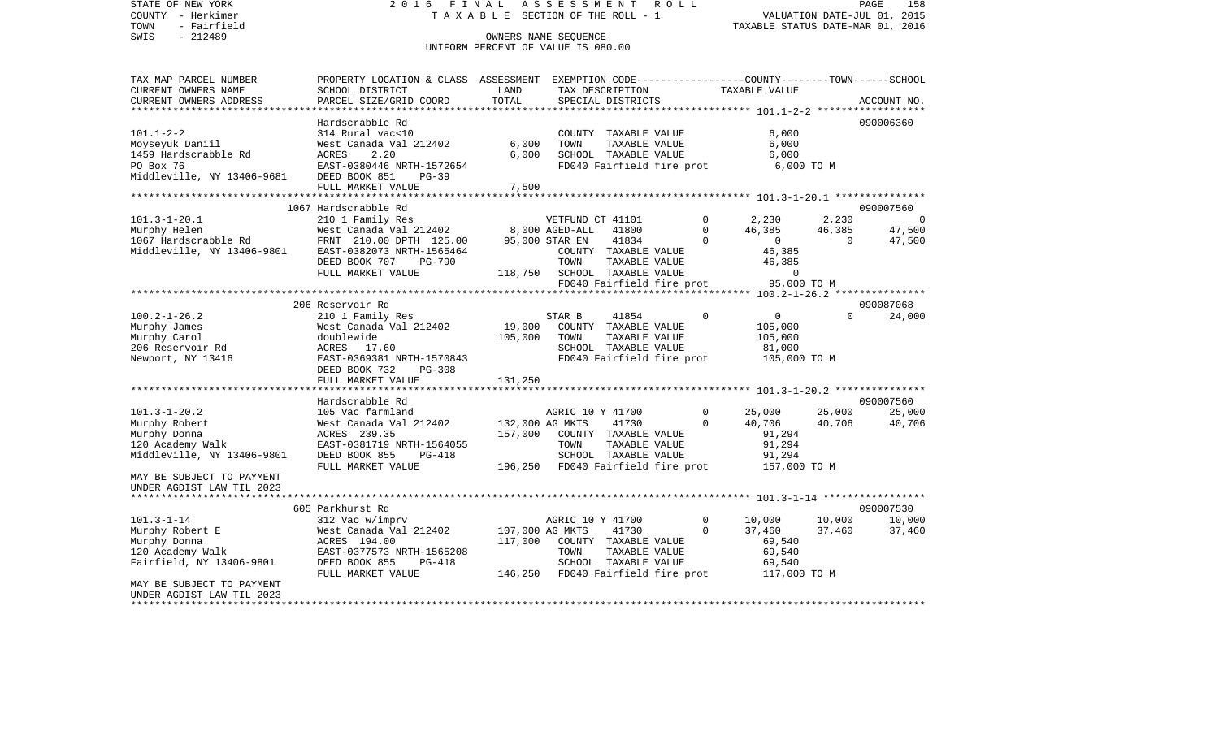STATE OF NEW YORK — 2016 FINAL ASSESSMENT ROLL
COUNTY - Herkimer — TAXABLE SECTION OF THE ROLL - 1 — VALUATION DATE-JUL 01, 2015
TOWN - Fairfield — TAXABLE STATUS DATE-MAR 01, 2016
SWIS - 212489 — OWNERS NAME SEQUENCE
UNIFORM PERCENT OF VALUE IS 080.00

| TAX MAP PARCEL NUMBER<br>CURRENT OWNERS NAME<br>CURRENT OWNERS ADDRESS | PROPERTY LOCATION & CLASS<br>SCHOOL DISTRICT<br>PARCEL SIZE/GRID COORD | ASSESSMENT<br>LAND<br>TOTAL | EXEMPTION CODE<br>TAX DESCRIPTION<br>SPECIAL DISTRICTS | | COUNTY<br>TAXABLE VALUE | TOWN | SCHOOL<br>ACCOUNT NO. |
|---|---|---|---|---|---|---|---|
| **101.1-2-2** | Hardscrabble Rd | | | | | | 090006360 |
| 101.1-2-2 | 314 Rural vac<10 | | COUNTY TAXABLE VALUE | | 6,000 | | |
| Moyseyuk Daniil | West Canada Val 212402 | 6,000 | TOWN TAXABLE VALUE | | 6,000 | | |
| 1459 Hardscrabble Rd | ACRES 2.20 | 6,000 | SCHOOL TAXABLE VALUE | | 6,000 | | |
| PO Box 76 | EAST-0380446 NRTH-1572654 | | FD040 Fairfield fire prot | | 6,000 TO M | | |
| Middleville, NY 13406-9681 | DEED BOOK 851 PG-39 | | | | | | |
| | FULL MARKET VALUE | 7,500 | | | | | |
| **101.3-1-20.1** | 1067 Hardscrabble Rd | | | | | | 090007560 |
| 101.3-1-20.1 | 210 1 Family Res | | VETFUND CT 41101 | 0 | 2,230 | 2,230 | 0 |
| Murphy Helen | West Canada Val 212402 | 8,000 | AGED-ALL 41800 | 0 | 46,385 | 46,385 | 47,500 |
| 1067 Hardscrabble Rd | FRNT 210.00 DPTH 125.00 | 95,000 | STAR EN 41834 | 0 | 0 | 0 | 47,500 |
| Middleville, NY 13406-9801 | EAST-0382073 NRTH-1565464 | | COUNTY TAXABLE VALUE | | 46,385 | | |
| | DEED BOOK 707 PG-790 | | TOWN TAXABLE VALUE | | 46,385 | | |
| | FULL MARKET VALUE | 118,750 | SCHOOL TAXABLE VALUE | | 0 | | |
| | | | FD040 Fairfield fire prot | | 95,000 TO M | | |
| **100.2-1-26.2** | 206 Reservoir Rd | | | | | | 090087068 |
| 100.2-1-26.2 | 210 1 Family Res | | STAR B 41854 | 0 | 0 | 0 | 24,000 |
| Murphy James | West Canada Val 212402 | 19,000 | COUNTY TAXABLE VALUE | | 105,000 | | |
| Murphy Carol | doublewide | 105,000 | TOWN TAXABLE VALUE | | 105,000 | | |
| 206 Reservoir Rd | ACRES 17.60 | | SCHOOL TAXABLE VALUE | | 81,000 | | |
| Newport, NY 13416 | EAST-0369381 NRTH-1570843 | | FD040 Fairfield fire prot | | 105,000 TO M | | |
| | DEED BOOK 732 PG-308 | | | | | | |
| | FULL MARKET VALUE | 131,250 | | | | | |
| **101.3-1-20.2** | Hardscrabble Rd | | | | | | 090007560 |
| 101.3-1-20.2 | 105 Vac farmland | | AGRIC 10 Y 41700 | 0 | 25,000 | 25,000 | 25,000 |
| Murphy Robert | West Canada Val 212402 | 132,000 | AG MKTS 41730 | 0 | 40,706 | 40,706 | 40,706 |
| Murphy Donna | ACRES 239.35 | 157,000 | COUNTY TAXABLE VALUE | | 91,294 | | |
| 120 Academy Walk | EAST-0381719 NRTH-1564055 | | TOWN TAXABLE VALUE | | 91,294 | | |
| Middleville, NY 13406-9801 | DEED BOOK 855 PG-418 | | SCHOOL TAXABLE VALUE | | 91,294 | | |
| | FULL MARKET VALUE | 196,250 | FD040 Fairfield fire prot | | 157,000 TO M | | |
| MAY BE SUBJECT TO PAYMENT<br>UNDER AGDIST LAW TIL 2023 | | | | | | | |
| **101.3-1-14** | 605 Parkhurst Rd | | | | | | 090007530 |
| 101.3-1-14 | 312 Vac w/imprv | | AGRIC 10 Y 41700 | 0 | 10,000 | 10,000 | 10,000 |
| Murphy Robert E | West Canada Val 212402 | 107,000 | AG MKTS 41730 | 0 | 37,460 | 37,460 | 37,460 |
| Murphy Donna | ACRES 194.00 | 117,000 | COUNTY TAXABLE VALUE | | 69,540 | | |
| 120 Academy Walk | EAST-0377573 NRTH-1565208 | | TOWN TAXABLE VALUE | | 69,540 | | |
| Fairfield, NY 13406-9801 | DEED BOOK 855 PG-418 | | SCHOOL TAXABLE VALUE | | 69,540 | | |
| | FULL MARKET VALUE | 146,250 | FD040 Fairfield fire prot | | 117,000 TO M | | |
| MAY BE SUBJECT TO PAYMENT<br>UNDER AGDIST LAW TIL 2023 | | | | | | | |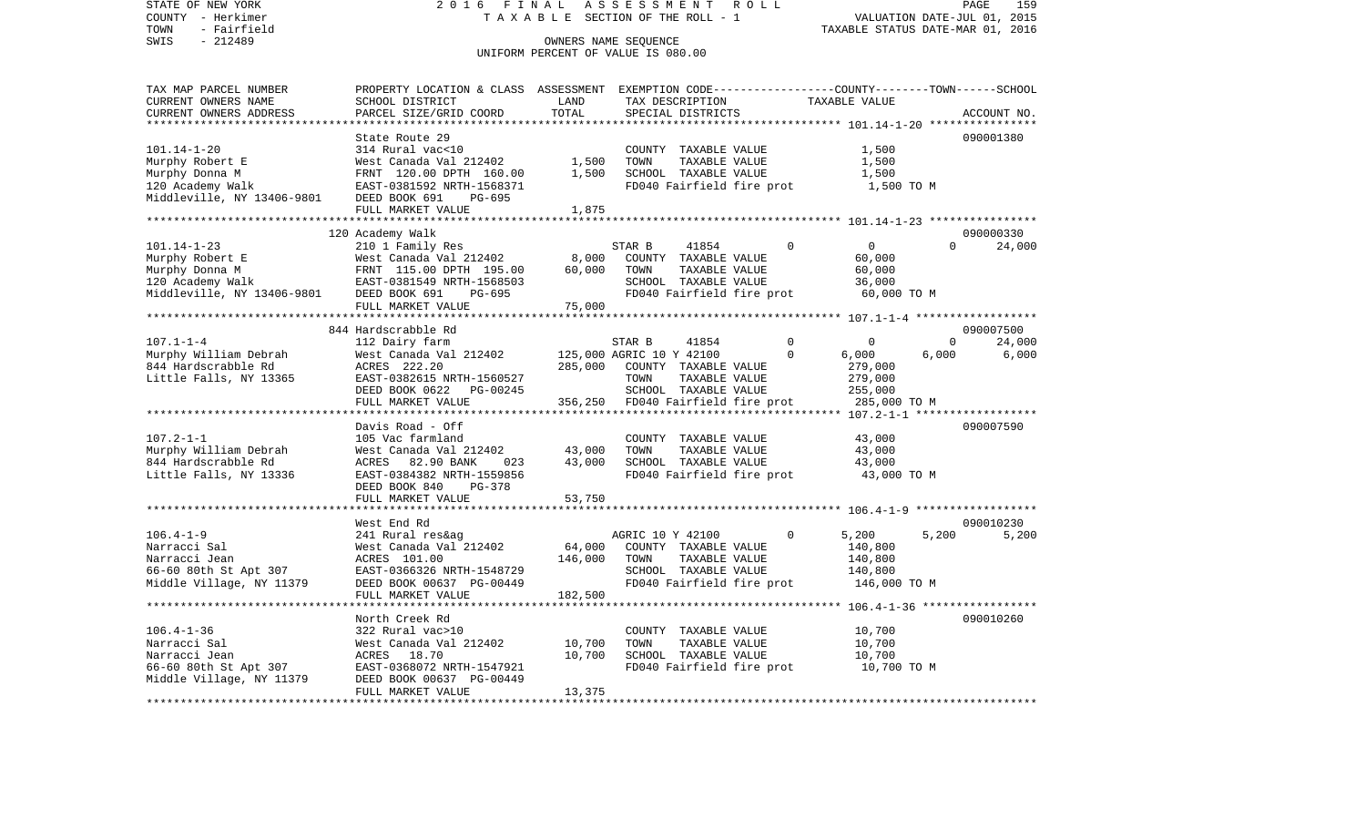STATE OF NEW YORK — 2016 FINAL ASSESSMENT ROLL
COUNTY - Herkimer — TAXABLE SECTION OF THE ROLL - 1 — VALUATION DATE-JUL 01, 2015
TOWN - Fairfield — OWNERS NAME SEQUENCE — TAXABLE STATUS DATE-MAR 01, 2016
SWIS - 212489 — UNIFORM PERCENT OF VALUE IS 080.00

| TAX MAP PARCEL NUMBER / CURRENT OWNERS NAME / CURRENT OWNERS ADDRESS | PROPERTY LOCATION & CLASS / SCHOOL DISTRICT / PARCEL SIZE/GRID COORD | ASSESSMENT LAND | ASSESSMENT TOTAL | EXEMPTION CODE / TAX DESCRIPTION / SPECIAL DISTRICTS | COUNTY TAXABLE VALUE | TOWN | SCHOOL | ACCOUNT NO. |
|---|---|---|---|---|---|---|---|---|
| **101.14-1-20** | State Route 29 | | | | | | | 090001380 |
| 101.14-1-20 | 314 Rural vac<10 | | | COUNTY TAXABLE VALUE | 1,500 | | | |
| Murphy Robert E | West Canada Val 212402 | 1,500 | | TOWN TAXABLE VALUE | 1,500 | | | |
| Murphy Donna M | FRNT 120.00 DPTH 160.00 | | 1,500 | SCHOOL TAXABLE VALUE | 1,500 | | | |
| 120 Academy Walk | EAST-0381592 NRTH-1568371 | | | FD040 Fairfield fire prot | 1,500 TO M | | | |
| Middleville, NY 13406-9801 | DEED BOOK 691 PG-695 | | | | | | | |
| | FULL MARKET VALUE | | 1,875 | | | | | |
| **101.14-1-23** | 120 Academy Walk | | | | | | | 090000330 |
| 101.14-1-23 | 210 1 Family Res | | | STAR B 41854 0 | 0 | 0 | 24,000 | |
| Murphy Robert E | West Canada Val 212402 | 8,000 | | COUNTY TAXABLE VALUE | 60,000 | | | |
| Murphy Donna M | FRNT 115.00 DPTH 195.00 | | 60,000 | TOWN TAXABLE VALUE | 60,000 | | | |
| 120 Academy Walk | EAST-0381549 NRTH-1568503 | | | SCHOOL TAXABLE VALUE | 36,000 | | | |
| Middleville, NY 13406-9801 | DEED BOOK 691 PG-695 | | | FD040 Fairfield fire prot | 60,000 TO M | | | |
| | FULL MARKET VALUE | | 75,000 | | | | | |
| **107.1-1-4** | 844 Hardscrabble Rd | | | | | | | 090007500 |
| 107.1-1-4 | 112 Dairy farm | | | STAR B 41854 0 | 0 | 0 | 24,000 | |
| Murphy William Debrah | West Canada Val 212402 | 125,000 | | AGRIC 10 Y 42100 0 | 6,000 | 6,000 | 6,000 | |
| 844 Hardscrabble Rd | ACRES 222.20 | | 285,000 | COUNTY TAXABLE VALUE | 279,000 | | | |
| Little Falls, NY 13365 | EAST-0382615 NRTH-1560527 | | | TOWN TAXABLE VALUE | 279,000 | | | |
| | DEED BOOK 0622 PG-00245 | | | SCHOOL TAXABLE VALUE | 255,000 | | | |
| | FULL MARKET VALUE | | 356,250 | FD040 Fairfield fire prot | 285,000 TO M | | | |
| **107.2-1-1** | Davis Road - Off | | | | | | | 090007590 |
| 107.2-1-1 | 105 Vac farmland | | | COUNTY TAXABLE VALUE | 43,000 | | | |
| Murphy William Debrah | West Canada Val 212402 | 43,000 | | TOWN TAXABLE VALUE | 43,000 | | | |
| 844 Hardscrabble Rd | ACRES 82.90 BANK 023 | | 43,000 | SCHOOL TAXABLE VALUE | 43,000 | | | |
| Little Falls, NY 13336 | EAST-0384382 NRTH-1559856 | | | FD040 Fairfield fire prot | 43,000 TO M | | | |
| | DEED BOOK 840 PG-378 | | | | | | | |
| | FULL MARKET VALUE | | 53,750 | | | | | |
| **106.4-1-9** | West End Rd | | | | | | | 090010230 |
| 106.4-1-9 | 241 Rural res&ag | | | AGRIC 10 Y 42100 0 | 5,200 | 5,200 | 5,200 | |
| Narracci Sal | West Canada Val 212402 | 64,000 | | COUNTY TAXABLE VALUE | 140,800 | | | |
| Narracci Jean | ACRES 101.00 | | 146,000 | TOWN TAXABLE VALUE | 140,800 | | | |
| 66-60 80th St Apt 307 | EAST-0366326 NRTH-1548729 | | | SCHOOL TAXABLE VALUE | 140,800 | | | |
| Middle Village, NY 11379 | DEED BOOK 00637 PG-00449 | | | FD040 Fairfield fire prot | 146,000 TO M | | | |
| | FULL MARKET VALUE | | 182,500 | | | | | |
| **106.4-1-36** | North Creek Rd | | | | | | | 090010260 |
| 106.4-1-36 | 322 Rural vac>10 | | | COUNTY TAXABLE VALUE | 10,700 | | | |
| Narracci Sal | West Canada Val 212402 | 10,700 | | TOWN TAXABLE VALUE | 10,700 | | | |
| Narracci Jean | ACRES 18.70 | | 10,700 | SCHOOL TAXABLE VALUE | 10,700 | | | |
| 66-60 80th St Apt 307 | EAST-0368072 NRTH-1547921 | | | FD040 Fairfield fire prot | 10,700 TO M | | | |
| Middle Village, NY 11379 | DEED BOOK 00637 PG-00449 | | | | | | | |
| | FULL MARKET VALUE | | 13,375 | | | | | |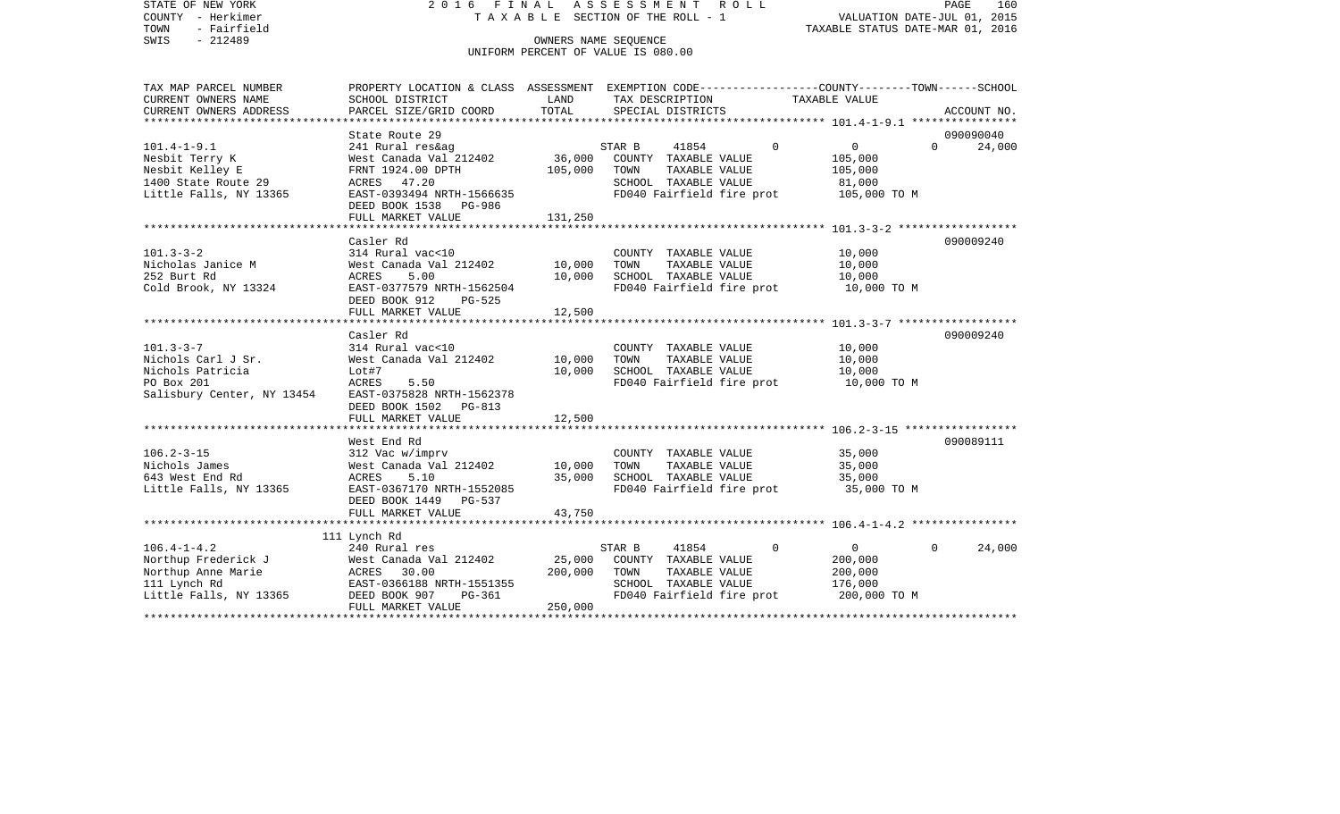STATE OF NEW YORK — COUNTY - Herkimer — TOWN - Fairfield — SWIS - 212489

2016 FINAL ASSESSMENT ROLL
TAXABLE SECTION OF THE ROLL - 1
OWNERS NAME SEQUENCE
UNIFORM PERCENT OF VALUE IS 080.00

VALUATION DATE-JUL 01, 2015
TAXABLE STATUS DATE-MAR 01, 2016

| TAX MAP PARCEL NUMBER / CURRENT OWNERS NAME / CURRENT OWNERS ADDRESS | PROPERTY LOCATION & CLASS / SCHOOL DISTRICT / PARCEL SIZE/GRID COORD | ASSESSMENT LAND | TOTAL | EXEMPTION CODE / TAX DESCRIPTION / SPECIAL DISTRICTS | COUNTY | TOWN | SCHOOL / TAXABLE VALUE | ACCOUNT NO. |
|---|---|---|---|---|---|---|---|---|
| **101.4-1-9.1** | State Route 29 | | | | | | | 090090040 |
| | 241 Rural res&ag | | | STAR B 41854 | 0 | 0 | 0 | 24,000 |
| Nesbit Terry K | West Canada Val 212402 | 36,000 | | COUNTY TAXABLE VALUE | | | 105,000 | |
| Nesbit Kelley E | FRNT 1924.00 DPTH | | 105,000 | TOWN TAXABLE VALUE | | | 105,000 | |
| 1400 State Route 29 | ACRES 47.20 | | | SCHOOL TAXABLE VALUE | | | 81,000 | |
| Little Falls, NY 13365 | EAST-0393494 NRTH-1566635 | | | FD040 Fairfield fire prot | | | 105,000 TO M | |
| | DEED BOOK 1538 PG-986 | | | | | | | |
| | FULL MARKET VALUE | | 131,250 | | | | | |
| **101.3-3-2** | Casler Rd | | | | | | | 090009240 |
| | 314 Rural vac<10 | | | COUNTY TAXABLE VALUE | | | 10,000 | |
| Nicholas Janice M | West Canada Val 212402 | 10,000 | | TOWN TAXABLE VALUE | | | 10,000 | |
| 252 Burt Rd | ACRES 5.00 | | 10,000 | SCHOOL TAXABLE VALUE | | | 10,000 | |
| Cold Brook, NY 13324 | EAST-0377579 NRTH-1562504 | | | FD040 Fairfield fire prot | | | 10,000 TO M | |
| | DEED BOOK 912 PG-525 | | | | | | | |
| | FULL MARKET VALUE | | 12,500 | | | | | |
| **101.3-3-7** | Casler Rd | | | | | | | 090009240 |
| | 314 Rural vac<10 | | | COUNTY TAXABLE VALUE | | | 10,000 | |
| Nichols Carl J Sr. | West Canada Val 212402 | 10,000 | | TOWN TAXABLE VALUE | | | 10,000 | |
| Nichols Patricia | Lot#7 | | 10,000 | SCHOOL TAXABLE VALUE | | | 10,000 | |
| PO Box 201 | ACRES 5.50 | | | FD040 Fairfield fire prot | | | 10,000 TO M | |
| Salisbury Center, NY 13454 | EAST-0375828 NRTH-1562378 | | | | | | | |
| | DEED BOOK 1502 PG-813 | | | | | | | |
| | FULL MARKET VALUE | | 12,500 | | | | | |
| **106.2-3-15** | West End Rd | | | | | | | 090089111 |
| | 312 Vac w/imprv | | | COUNTY TAXABLE VALUE | | | 35,000 | |
| Nichols James | West Canada Val 212402 | 10,000 | | TOWN TAXABLE VALUE | | | 35,000 | |
| 643 West End Rd | ACRES 5.10 | | 35,000 | SCHOOL TAXABLE VALUE | | | 35,000 | |
| Little Falls, NY 13365 | EAST-0367170 NRTH-1552085 | | | FD040 Fairfield fire prot | | | 35,000 TO M | |
| | DEED BOOK 1449 PG-537 | | | | | | | |
| | FULL MARKET VALUE | | 43,750 | | | | | |
| **106.4-1-4.2** | 111 Lynch Rd | | | | | | | |
| | 240 Rural res | | | STAR B 41854 | 0 | 0 | 0 | 24,000 |
| Northup Frederick J | West Canada Val 212402 | 25,000 | | COUNTY TAXABLE VALUE | | | 200,000 | |
| Northup Anne Marie | ACRES 30.00 | | 200,000 | TOWN TAXABLE VALUE | | | 200,000 | |
| 111 Lynch Rd | EAST-0366188 NRTH-1551355 | | | SCHOOL TAXABLE VALUE | | | 176,000 | |
| Little Falls, NY 13365 | DEED BOOK 907 PG-361 | | | FD040 Fairfield fire prot | | | 200,000 TO M | |
| | FULL MARKET VALUE | | 250,000 | | | | | |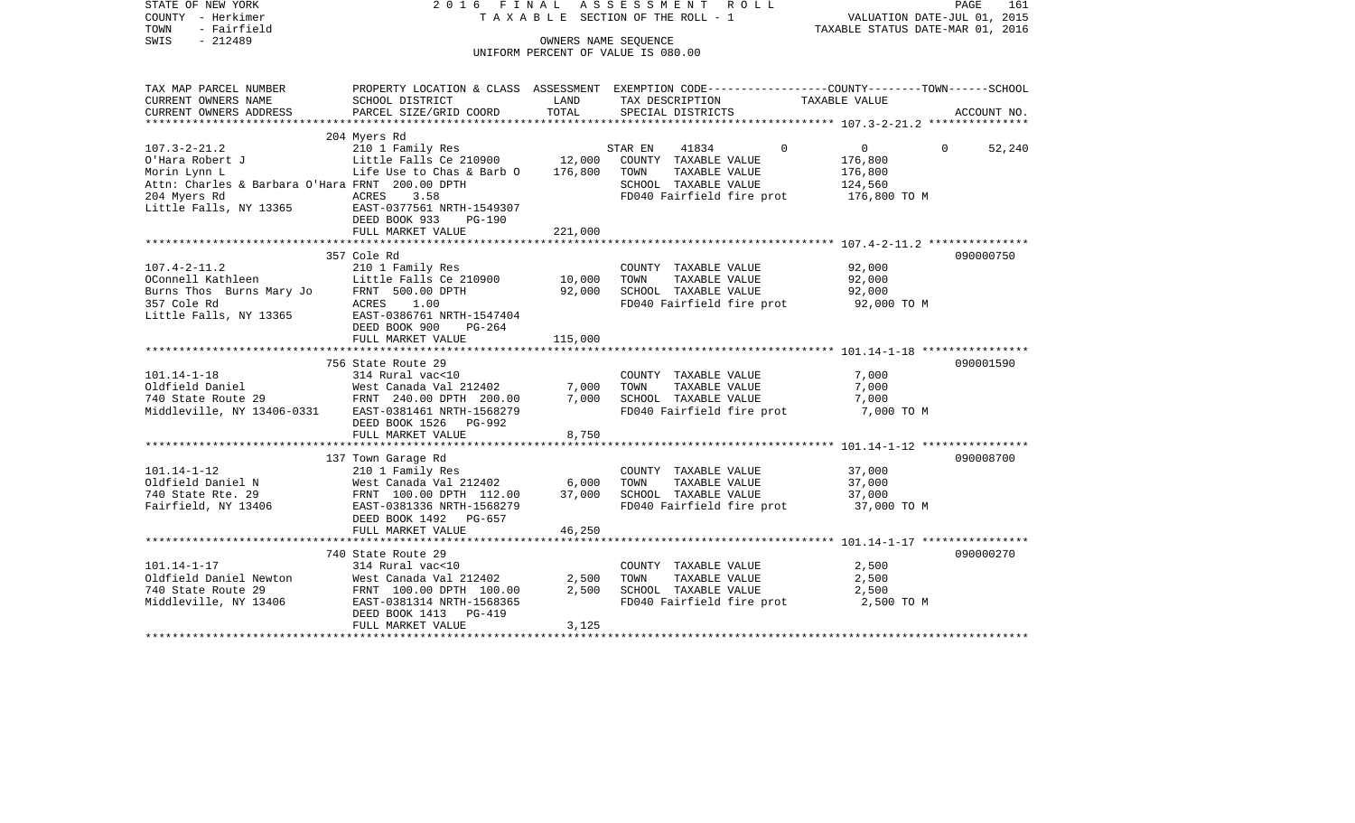STATE OF NEW YORK  2016 FINAL ASSESSMENT ROLL
COUNTY - Herkimer  TAXABLE SECTION OF THE ROLL - 1  VALUATION DATE-JUL 01, 2015
TOWN - Fairfield  TAXABLE STATUS DATE-MAR 01, 2016
SWIS - 212489  OWNERS NAME SEQUENCE
UNIFORM PERCENT OF VALUE IS 080.00

| TAX MAP PARCEL NUMBER / CURRENT OWNERS NAME / CURRENT OWNERS ADDRESS | PROPERTY LOCATION & CLASS / SCHOOL DISTRICT / PARCEL SIZE/GRID COORD | ASSESSMENT LAND | ASSESSMENT TOTAL | EXEMPTION CODE / TAX DESCRIPTION / SPECIAL DISTRICTS | COUNTY TAXABLE VALUE | TOWN | SCHOOL | ACCOUNT NO. |
|---|---|---|---|---|---|---|---|---|
| **107.3-2-21.2** | 204 Myers Rd | | | | | | | |
| 107.3-2-21.2 | 210 1 Family Res | | | STAR EN 41834 | 0 | 0 | 52,240 | |
| O'Hara Robert J | Little Falls Ce 210900 | 12,000 | | COUNTY TAXABLE VALUE | 176,800 | | | |
| Morin Lynn L | Life Use to Chas & Barb O | | 176,800 | TOWN TAXABLE VALUE | 176,800 | | | |
| Attn: Charles & Barbara O'Hara | FRNT 200.00 DPTH | | | SCHOOL TAXABLE VALUE | 124,560 | | | |
| 204 Myers Rd | ACRES 3.58 | | | FD040 Fairfield fire prot | 176,800 TO M | | | |
| Little Falls, NY 13365 | EAST-0377561 NRTH-1549307 | | | | | | | |
| | DEED BOOK 933 PG-190 | | | | | | | |
| | FULL MARKET VALUE | | 221,000 | | | | | |
| **107.4-2-11.2** | 357 Cole Rd | | | | | | | 090000750 |
| 107.4-2-11.2 | 210 1 Family Res | | | COUNTY TAXABLE VALUE | 92,000 | | | |
| OConnell Kathleen | Little Falls Ce 210900 | 10,000 | | TOWN TAXABLE VALUE | 92,000 | | | |
| Burns Thos Burns Mary Jo | FRNT 500.00 DPTH | | 92,000 | SCHOOL TAXABLE VALUE | 92,000 | | | |
| 357 Cole Rd | ACRES 1.00 | | | FD040 Fairfield fire prot | 92,000 TO M | | | |
| Little Falls, NY 13365 | EAST-0386761 NRTH-1547404 | | | | | | | |
| | DEED BOOK 900 PG-264 | | | | | | | |
| | FULL MARKET VALUE | | 115,000 | | | | | |
| **101.14-1-18** | 756 State Route 29 | | | | | | | 090001590 |
| 101.14-1-18 | 314 Rural vac<10 | | | COUNTY TAXABLE VALUE | 7,000 | | | |
| Oldfield Daniel | West Canada Val 212402 | 7,000 | | TOWN TAXABLE VALUE | 7,000 | | | |
| 740 State Route 29 | FRNT 240.00 DPTH 200.00 | | 7,000 | SCHOOL TAXABLE VALUE | 7,000 | | | |
| Middleville, NY 13406-0331 | EAST-0381461 NRTH-1568279 | | | FD040 Fairfield fire prot | 7,000 TO M | | | |
| | DEED BOOK 1526 PG-992 | | | | | | | |
| | FULL MARKET VALUE | | 8,750 | | | | | |
| **101.14-1-12** | 137 Town Garage Rd | | | | | | | 090008700 |
| 101.14-1-12 | 210 1 Family Res | | | COUNTY TAXABLE VALUE | 37,000 | | | |
| Oldfield Daniel N | West Canada Val 212402 | 6,000 | | TOWN TAXABLE VALUE | 37,000 | | | |
| 740 State Rte. 29 | FRNT 100.00 DPTH 112.00 | | 37,000 | SCHOOL TAXABLE VALUE | 37,000 | | | |
| Fairfield, NY 13406 | EAST-0381336 NRTH-1568279 | | | FD040 Fairfield fire prot | 37,000 TO M | | | |
| | DEED BOOK 1492 PG-657 | | | | | | | |
| | FULL MARKET VALUE | | 46,250 | | | | | |
| **101.14-1-17** | 740 State Route 29 | | | | | | | 090000270 |
| 101.14-1-17 | 314 Rural vac<10 | | | COUNTY TAXABLE VALUE | 2,500 | | | |
| Oldfield Daniel Newton | West Canada Val 212402 | 2,500 | | TOWN TAXABLE VALUE | 2,500 | | | |
| 740 State Route 29 | FRNT 100.00 DPTH 100.00 | | 2,500 | SCHOOL TAXABLE VALUE | 2,500 | | | |
| Middleville, NY 13406 | EAST-0381314 NRTH-1568365 | | | FD040 Fairfield fire prot | 2,500 TO M | | | |
| | DEED BOOK 1413 PG-419 | | | | | | | |
| | FULL MARKET VALUE | | 3,125 | | | | | |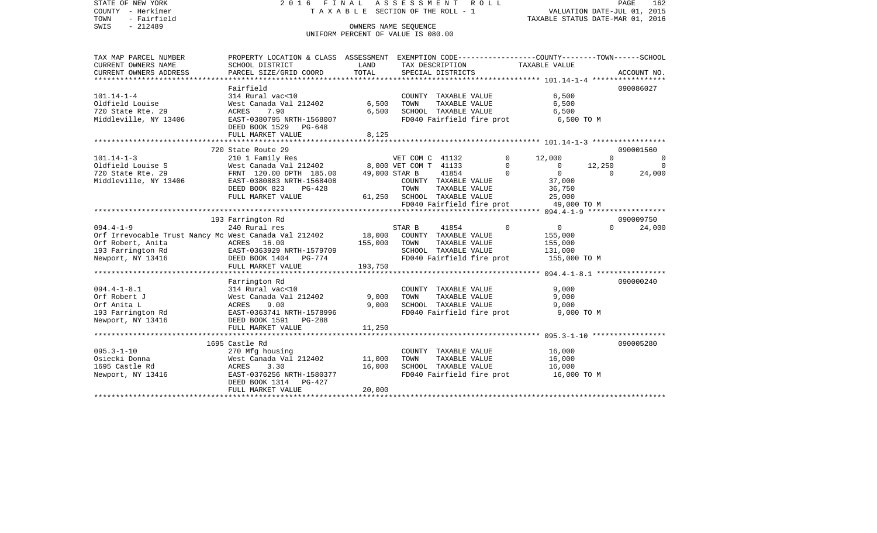STATE OF NEW YORK | COUNTY - Herkimer | TOWN - Fairfield | SWIS - 212489

2016 FINAL ASSESSMENT ROLL
TAXABLE SECTION OF THE ROLL - 1
OWNERS NAME SEQUENCE
UNIFORM PERCENT OF VALUE IS 080.00

VALUATION DATE-JUL 01, 2015
TAXABLE STATUS DATE-MAR 01, 2016

| TAX MAP PARCEL NUMBER / CURRENT OWNERS NAME / CURRENT OWNERS ADDRESS | PROPERTY LOCATION & CLASS / SCHOOL DISTRICT / PARCEL SIZE/GRID COORD | ASSESSMENT LAND | TOTAL | EXEMPTION CODE / TAX DESCRIPTION / SPECIAL DISTRICTS | COUNTY TAXABLE VALUE | TOWN | SCHOOL | ACCOUNT NO. |
|---|---|---|---|---|---|---|---|---|
| **101.14-1-4** | Fairfield | | | | | | | 090086027 |
| Oldfield Louise | 314 Rural vac<10 | | | COUNTY TAXABLE VALUE | 6,500 | | | |
| 720 State Rte. 29 | West Canada Val 212402 | 6,500 | | TOWN TAXABLE VALUE | 6,500 | | | |
| Middleville, NY 13406 | ACRES 7.90 | | 6,500 | SCHOOL TAXABLE VALUE | 6,500 | | | |
| | EAST-0380795 NRTH-1568007 | | | FD040 Fairfield fire prot | 6,500 TO M | | | |
| | DEED BOOK 1529 PG-648 | | | | | | | |
| | FULL MARKET VALUE | | 8,125 | | | | | |
| **101.14-1-3** | 720 State Route 29 | | | | | | | 090001560 |
| Oldfield Louise S | 210 1 Family Res | | | VET COM C 41132 0 | 12,000 | 0 | 0 | |
| 720 State Rte. 29 | West Canada Val 212402 | 8,000 | | VET COM T 41133 0 | 0 | 12,250 | 0 | |
| Middleville, NY 13406 | FRNT 120.00 DPTH 185.00 | | 49,000 | STAR B 41854 0 | 0 | 0 | 24,000 | |
| | EAST-0380883 NRTH-1568408 | | | COUNTY TAXABLE VALUE | 37,000 | | | |
| | DEED BOOK 823 PG-428 | | | TOWN TAXABLE VALUE | 36,750 | | | |
| | FULL MARKET VALUE | | 61,250 | SCHOOL TAXABLE VALUE | 25,000 | | | |
| | | | | FD040 Fairfield fire prot | 49,000 TO M | | | |
| **094.4-1-9** | 193 Farrington Rd | | | | | | | 090009750 |
| Orf Irrevocable Trust Nancy Mc | 240 Rural res | | | STAR B 41854 0 | 0 | 0 | 24,000 | |
| Orf Robert, Anita | West Canada Val 212402 | 18,000 | | COUNTY TAXABLE VALUE | 155,000 | | | |
| 193 Farrington Rd | ACRES 16.00 | | 155,000 | TOWN TAXABLE VALUE | 155,000 | | | |
| Newport, NY 13416 | EAST-0363929 NRTH-1579709 | | | SCHOOL TAXABLE VALUE | 131,000 | | | |
| | DEED BOOK 1404 PG-774 | | | FD040 Fairfield fire prot | 155,000 TO M | | | |
| | FULL MARKET VALUE | | 193,750 | | | | | |
| **094.4-1-8.1** | Farrington Rd | | | | | | | 090000240 |
| Orf Robert J | 314 Rural vac<10 | | | COUNTY TAXABLE VALUE | 9,000 | | | |
| Orf Anita L | West Canada Val 212402 | 9,000 | | TOWN TAXABLE VALUE | 9,000 | | | |
| 193 Farrington Rd | ACRES 9.00 | | 9,000 | SCHOOL TAXABLE VALUE | 9,000 | | | |
| Newport, NY 13416 | EAST-0363741 NRTH-1578996 | | | FD040 Fairfield fire prot | 9,000 TO M | | | |
| | DEED BOOK 1591 PG-288 | | | | | | | |
| | FULL MARKET VALUE | | 11,250 | | | | | |
| **095.3-1-10** | 1695 Castle Rd | | | | | | | 090005280 |
| Osiecki Donna | 270 Mfg housing | | | COUNTY TAXABLE VALUE | 16,000 | | | |
| 1695 Castle Rd | West Canada Val 212402 | 11,000 | | TOWN TAXABLE VALUE | 16,000 | | | |
| Newport, NY 13416 | ACRES 3.30 | | 16,000 | SCHOOL TAXABLE VALUE | 16,000 | | | |
| | EAST-0376256 NRTH-1580377 | | | FD040 Fairfield fire prot | 16,000 TO M | | | |
| | DEED BOOK 1314 PG-427 | | | | | | | |
| | FULL MARKET VALUE | | 20,000 | | | | | |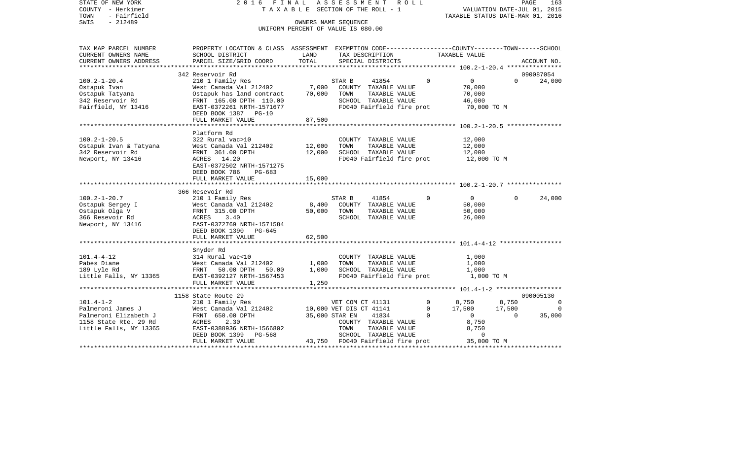STATE OF NEW YORK
COUNTY - Herkimer
TOWN - Fairfield
SWIS - 212489

2016 FINAL ASSESSMENT ROLL
TAXABLE SECTION OF THE ROLL - 1
OWNERS NAME SEQUENCE
UNIFORM PERCENT OF VALUE IS 080.00

VALUATION DATE-JUL 01, 2015
TAXABLE STATUS DATE-MAR 01, 2016

| TAX MAP PARCEL NUMBER / CURRENT OWNERS NAME / CURRENT OWNERS ADDRESS | PROPERTY LOCATION & CLASS / SCHOOL DISTRICT / PARCEL SIZE/GRID COORD | ASSESSMENT LAND | TOTAL | EXEMPTION CODE / TAX DESCRIPTION / SPECIAL DISTRICTS | COUNTY | TOWN | SCHOOL | ACCOUNT NO. |
|---|---|---|---|---|---|---|---|---|
| **100.2-1-20.4** | 342 Reservoir Rd | | | | | | | 090087054 |
| Ostapuk Ivan | 210 1 Family Res | | | STAR B 41854 | 0 | 0 | 24,000 | |
| Ostapuk Tatyana | West Canada Val 212402 | 7,000 | | COUNTY TAXABLE VALUE | 70,000 | | | |
| 342 Reservoir Rd | Ostapuk has land contract | | 70,000 | TOWN TAXABLE VALUE | | 70,000 | | |
| Fairfield, NY 13416 | FRNT 165.00 DPTH 110.00 | | | SCHOOL TAXABLE VALUE | | | 46,000 | |
| | EAST-0372261 NRTH-1571677 | | | FD040 Fairfield fire prot | 70,000 TO M | | | |
| | DEED BOOK 1387 PG-10 | | | | | | | |
| | FULL MARKET VALUE | | 87,500 | | | | | |
| **100.2-1-20.5** | Platform Rd | | | | | | | |
| Ostapuk Ivan & Tatyana | 322 Rural vac>10 | | | COUNTY TAXABLE VALUE | 12,000 | | | |
| 342 Reservoir Rd | West Canada Val 212402 | 12,000 | | TOWN TAXABLE VALUE | | 12,000 | | |
| Newport, NY 13416 | FRNT 361.00 DPTH | | 12,000 | SCHOOL TAXABLE VALUE | | | 12,000 | |
| | ACRES 14.20 | | | FD040 Fairfield fire prot | 12,000 TO M | | | |
| | EAST-0372502 NRTH-1571275 | | | | | | | |
| | DEED BOOK 786 PG-683 | | | | | | | |
| | FULL MARKET VALUE | | 15,000 | | | | | |
| **100.2-1-20.7** | 366 Resevoir Rd | | | | | | | |
| Ostapuk Sergey I | 210 1 Family Res | | | STAR B 41854 | 0 | 0 | 24,000 | |
| Ostapuk Olga V | West Canada Val 212402 | 8,400 | | COUNTY TAXABLE VALUE | 50,000 | | | |
| 366 Resevoir Rd | FRNT 315.00 DPTH | | 50,000 | TOWN TAXABLE VALUE | | 50,000 | | |
| Newport, NY 13416 | ACRES 3.40 | | | SCHOOL TAXABLE VALUE | | | 26,000 | |
| | EAST-0372769 NRTH-1571584 | | | | | | | |
| | DEED BOOK 1390 PG-645 | | | | | | | |
| | FULL MARKET VALUE | | 62,500 | | | | | |
| **101.4-4-12** | Snyder Rd | | | | | | | |
| Pabes Diane | 314 Rural vac<10 | | | COUNTY TAXABLE VALUE | 1,000 | | | |
| 189 Lyle Rd | West Canada Val 212402 | 1,000 | | TOWN TAXABLE VALUE | | 1,000 | | |
| Little Falls, NY 13365 | FRNT 50.00 DPTH 50.00 | | 1,000 | SCHOOL TAXABLE VALUE | | | 1,000 | |
| | EAST-0392127 NRTH-1567453 | | | FD040 Fairfield fire prot | 1,000 TO M | | | |
| | FULL MARKET VALUE | | 1,250 | | | | | |
| **101.4-1-2** | 1158 State Route 29 | | | | | | | 090005130 |
| Palmeroni James J | 210 1 Family Res | | | VET COM CT 41131 0 | 8,750 | 8,750 | 0 | |
| Palmeroni Elizabeth J | West Canada Val 212402 | 10,000 | | VET DIS CT 41141 0 | 17,500 | 17,500 | 0 | |
| 1158 State Rte. 29 Rd | FRNT 650.00 DPTH | | 35,000 | STAR EN 41834 0 | 0 | 0 | 35,000 | |
| Little Falls, NY 13365 | ACRES 2.30 | | | COUNTY TAXABLE VALUE | 8,750 | | | |
| | EAST-0388936 NRTH-1566802 | | | TOWN TAXABLE VALUE | | 8,750 | | |
| | DEED BOOK 1399 PG-568 | | | SCHOOL TAXABLE VALUE | | | 0 | |
| | FULL MARKET VALUE | | 43,750 | FD040 Fairfield fire prot | 35,000 TO M | | | |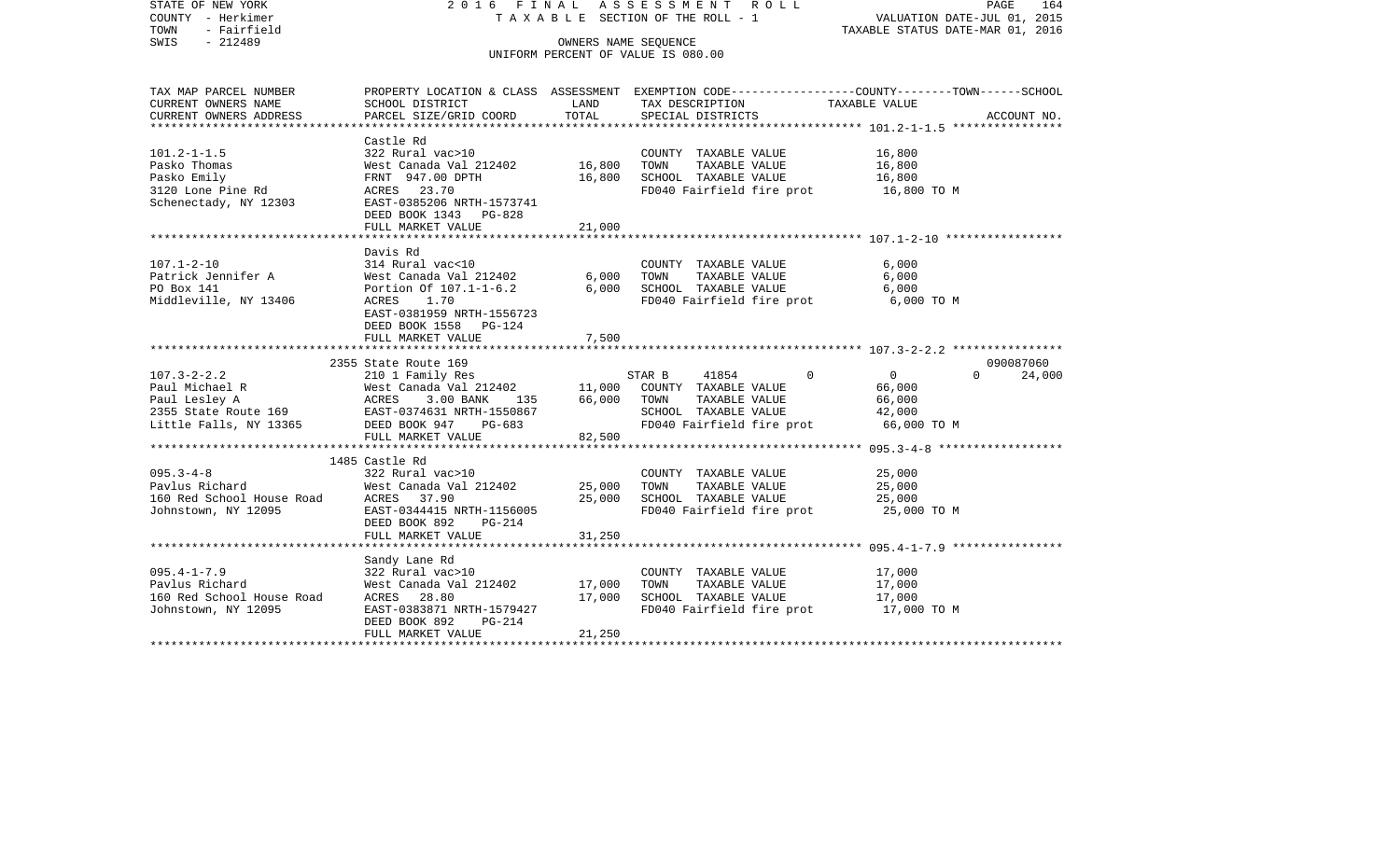STATE OF NEW YORK
COUNTY - Herkimer
TOWN - Fairfield
SWIS - 212489

2016 FINAL ASSESSMENT ROLL
TAXABLE SECTION OF THE ROLL - 1
OWNERS NAME SEQUENCE
UNIFORM PERCENT OF VALUE IS 080.00

VALUATION DATE-JUL 01, 2015
TAXABLE STATUS DATE-MAR 01, 2016

| TAX MAP PARCEL NUMBER / CURRENT OWNERS NAME / CURRENT OWNERS ADDRESS | PROPERTY LOCATION & CLASS / SCHOOL DISTRICT / PARCEL SIZE/GRID COORD | ASSESSMENT LAND | ASSESSMENT TOTAL | EXEMPTION CODE / TAX DESCRIPTION / SPECIAL DISTRICTS | COUNTY | TOWN | SCHOOL TAXABLE VALUE | ACCOUNT NO. |
|---|---|---|---|---|---|---|---|---|
| 101.2-1-1.5 | Castle Rd | | | | | | | |
| Pasko Thomas | 322 Rural vac>10 | | | COUNTY TAXABLE VALUE | 16,800 | | | |
| Pasko Emily | West Canada Val 212402 | 16,800 | | TOWN TAXABLE VALUE | | 16,800 | | |
| 3120 Lone Pine Rd | FRNT 947.00 DPTH | | 16,800 | SCHOOL TAXABLE VALUE | | | 16,800 | |
| Schenectady, NY 12303 | ACRES 23.70 | | | FD040 Fairfield fire prot | 16,800 TO M | | | |
| | EAST-0385206 NRTH-1573741 | | | | | | | |
| | DEED BOOK 1343 PG-828 | | | | | | | |
| | FULL MARKET VALUE | | 21,000 | | | | | |
| 107.1-2-10 | Davis Rd | | | | | | | |
| Patrick Jennifer A | 314 Rural vac<10 | | | COUNTY TAXABLE VALUE | 6,000 | | | |
| PO Box 141 | West Canada Val 212402 | 6,000 | | TOWN TAXABLE VALUE | | 6,000 | | |
| Middleville, NY 13406 | Portion Of 107.1-1-6.2 | | 6,000 | SCHOOL TAXABLE VALUE | | | 6,000 | |
| | ACRES 1.70 | | | FD040 Fairfield fire prot | 6,000 TO M | | | |
| | EAST-0381959 NRTH-1556723 | | | | | | | |
| | DEED BOOK 1558 PG-124 | | | | | | | |
| | FULL MARKET VALUE | | 7,500 | | | | | |
| 107.3-2-2.2 | 2355 State Route 169 | | | | | | | 090087060 |
| Paul Michael R | 210 1 Family Res | | | STAR B 41854 0 | 0 | 0 | 24,000 | |
| Paul Lesley A | West Canada Val 212402 | 11,000 | | COUNTY TAXABLE VALUE | 66,000 | | | |
| 2355 State Route 169 | ACRES 3.00 BANK 135 | | 66,000 | TOWN TAXABLE VALUE | | 66,000 | | |
| Little Falls, NY 13365 | EAST-0374631 NRTH-1550867 | | | SCHOOL TAXABLE VALUE | | | 42,000 | |
| | DEED BOOK 947 PG-683 | | | FD040 Fairfield fire prot | 66,000 TO M | | | |
| | FULL MARKET VALUE | | 82,500 | | | | | |
| 095.3-4-8 | 1485 Castle Rd | | | | | | | |
| Pavlus Richard | 322 Rural vac>10 | | | COUNTY TAXABLE VALUE | 25,000 | | | |
| 160 Red School House Road | West Canada Val 212402 | 25,000 | | TOWN TAXABLE VALUE | | 25,000 | | |
| Johnstown, NY 12095 | ACRES 37.90 | | 25,000 | SCHOOL TAXABLE VALUE | | | 25,000 | |
| | EAST-0344415 NRTH-1156005 | | | FD040 Fairfield fire prot | 25,000 TO M | | | |
| | DEED BOOK 892 PG-214 | | | | | | | |
| | FULL MARKET VALUE | | 31,250 | | | | | |
| 095.4-1-7.9 | Sandy Lane Rd | | | | | | | |
| Pavlus Richard | 322 Rural vac>10 | | | COUNTY TAXABLE VALUE | 17,000 | | | |
| 160 Red School House Road | West Canada Val 212402 | 17,000 | | TOWN TAXABLE VALUE | | 17,000 | | |
| Johnstown, NY 12095 | ACRES 28.80 | | 17,000 | SCHOOL TAXABLE VALUE | | | 17,000 | |
| | EAST-0383871 NRTH-1579427 | | | FD040 Fairfield fire prot | 17,000 TO M | | | |
| | DEED BOOK 892 PG-214 | | | | | | | |
| | FULL MARKET VALUE | | 21,250 | | | | | |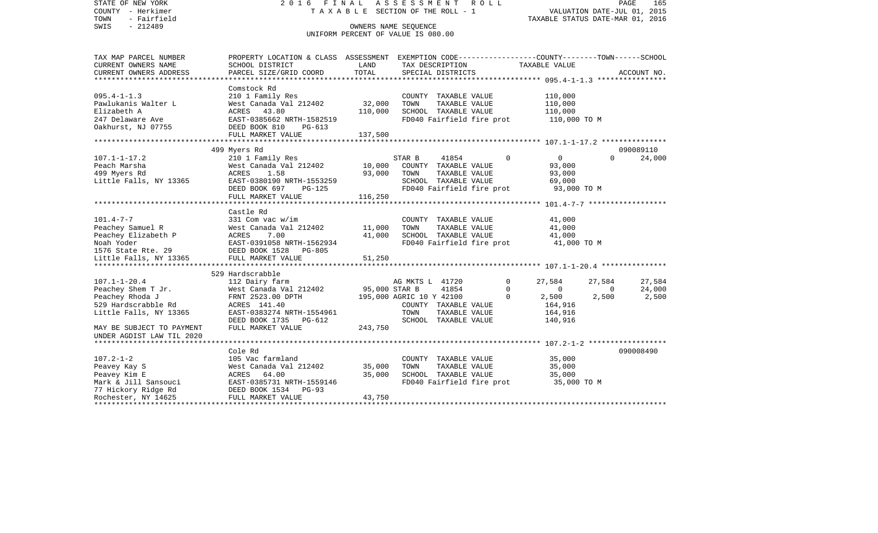STATE OF NEW YORK
COUNTY - Herkimer
TOWN - Fairfield
SWIS - 212489

2 0 1 6 F I N A L A S S E S S M E N T R O L L
T A X A B L E SECTION OF THE ROLL - 1
OWNERS NAME SEQUENCE
UNIFORM PERCENT OF VALUE IS 080.00

VALUATION DATE-JUL 01, 2015
TAXABLE STATUS DATE-MAR 01, 2016

| TAX MAP PARCEL NUMBER / CURRENT OWNERS NAME / CURRENT OWNERS ADDRESS | PROPERTY LOCATION & CLASS / SCHOOL DISTRICT / PARCEL SIZE/GRID COORD | ASSESSMENT LAND | TOTAL | EXEMPTION CODE / TAX DESCRIPTION / SPECIAL DISTRICTS | | COUNTY TAXABLE VALUE | TOWN | SCHOOL | ACCOUNT NO. |
|---|---|---|---|---|---|---|---|---|---|
| **095.4-1-1.3** | Comstock Rd | | | | | | | | |
| 095.4-1-1.3 | 210 1 Family Res | | | COUNTY TAXABLE VALUE | | 110,000 | | | |
| Pawlukanis Walter L | West Canada Val 212402 | 32,000 | | TOWN TAXABLE VALUE | | 110,000 | | | |
| Elizabeth A | ACRES 43.80 | | 110,000 | SCHOOL TAXABLE VALUE | | 110,000 | | | |
| 247 Delaware Ave | EAST-0385662 NRTH-1582519 | | | FD040 Fairfield fire prot | | 110,000 TO M | | | |
| Oakhurst, NJ 07755 | DEED BOOK 810 PG-613 | | | | | | | | |
| | FULL MARKET VALUE | | 137,500 | | | | | | |
| **107.1-1-17.2** | 499 Myers Rd | | | | | | | | 090089110 |
| 107.1-1-17.2 | 210 1 Family Res | | | STAR B 41854 | 0 | 0 | 0 | 24,000 | |
| Peach Marsha | West Canada Val 212402 | 10,000 | | COUNTY TAXABLE VALUE | | 93,000 | | | |
| 499 Myers Rd | ACRES 1.58 | | 93,000 | TOWN TAXABLE VALUE | | 93,000 | | | |
| Little Falls, NY 13365 | EAST-0380190 NRTH-1553259 | | | SCHOOL TAXABLE VALUE | | 69,000 | | | |
| | DEED BOOK 697 PG-125 | | | FD040 Fairfield fire prot | | 93,000 TO M | | | |
| | FULL MARKET VALUE | | 116,250 | | | | | | |
| **101.4-7-7** | Castle Rd | | | | | | | | |
| 101.4-7-7 | 331 Com vac w/im | | | COUNTY TAXABLE VALUE | | 41,000 | | | |
| Peachey Samuel R | West Canada Val 212402 | 11,000 | | TOWN TAXABLE VALUE | | 41,000 | | | |
| Peachey Elizabeth P | ACRES 7.00 | | 41,000 | SCHOOL TAXABLE VALUE | | 41,000 | | | |
| Noah Yoder | EAST-0391058 NRTH-1562934 | | | FD040 Fairfield fire prot | | 41,000 TO M | | | |
| 1576 State Rte. 29 | DEED BOOK 1528 PG-805 | | | | | | | | |
| Little Falls, NY 13365 | FULL MARKET VALUE | | 51,250 | | | | | | |
| **107.1-1-20.4** | 529 Hardscrabble | | | | | | | | |
| 107.1-1-20.4 | 112 Dairy farm | | | AG MKTS L 41720 | 0 | 27,584 | 27,584 | 27,584 | |
| Peachey Shem T Jr. | West Canada Val 212402 | 95,000 | | STAR B 41854 | 0 | 0 | 0 | 24,000 | |
| Peachey Rhoda J | FRNT 2523.00 DPTH | | 195,000 | AGRIC 10 Y 42100 | 0 | 2,500 | 2,500 | 2,500 | |
| 529 Hardscrabble Rd | ACRES 141.40 | | | COUNTY TAXABLE VALUE | | 164,916 | | | |
| Little Falls, NY 13365 | EAST-0383274 NRTH-1554961 | | | TOWN TAXABLE VALUE | | 164,916 | | | |
| | DEED BOOK 1735 PG-612 | | | SCHOOL TAXABLE VALUE | | 140,916 | | | |
| MAY BE SUBJECT TO PAYMENT | FULL MARKET VALUE | | 243,750 | | | | | | |
| UNDER AGDIST LAW TIL 2020 | | | | | | | | | |
| **107.2-1-2** | Cole Rd | | | | | | | | 090008490 |
| 107.2-1-2 | 105 Vac farmland | | | COUNTY TAXABLE VALUE | | 35,000 | | | |
| Peavey Kay S | West Canada Val 212402 | 35,000 | | TOWN TAXABLE VALUE | | 35,000 | | | |
| Peavey Kim E | ACRES 64.00 | | 35,000 | SCHOOL TAXABLE VALUE | | 35,000 | | | |
| Mark & Jill Sansouci | EAST-0385731 NRTH-1559146 | | | FD040 Fairfield fire prot | | 35,000 TO M | | | |
| 77 Hickory Ridge Rd | DEED BOOK 1534 PG-93 | | | | | | | | |
| Rochester, NY 14625 | FULL MARKET VALUE | | 43,750 | | | | | | |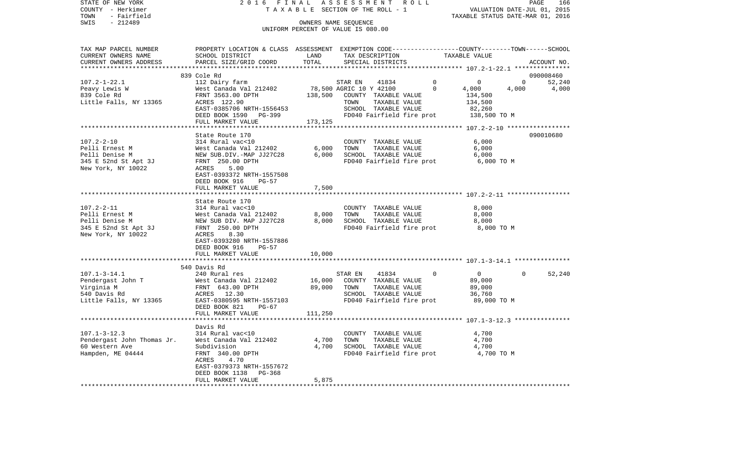STATE OF NEW YORK
COUNTY - Herkimer
TOWN - Fairfield
SWIS - 212489

2016 FINAL ASSESSMENT ROLL
TAXABLE SECTION OF THE ROLL - 1
OWNERS NAME SEQUENCE
UNIFORM PERCENT OF VALUE IS 080.00

VALUATION DATE-JUL 01, 2015
TAXABLE STATUS DATE-MAR 01, 2016

| TAX MAP PARCEL NUMBER / CURRENT OWNERS NAME / CURRENT OWNERS ADDRESS | PROPERTY LOCATION & CLASS / SCHOOL DISTRICT / PARCEL SIZE/GRID COORD | ASSESSMENT LAND | TOTAL | EXEMPTION CODE / TAX DESCRIPTION / SPECIAL DISTRICTS | COUNTY | TOWN | SCHOOL / ACCOUNT NO. |
|---|---|---|---|---|---|---|---|
| 107.2-1-22.1 | 839 Cole Rd | | | | | | 090008460 |
| Peavy Lewis W | 112 Dairy farm | | | STAR EN 41834 0 | 0 | 0 | 52,240 |
| 839 Cole Rd | West Canada Val 212402 | 78,500 | | AGRIC 10 Y 42100 0 | 4,000 | 4,000 | 4,000 |
| Little Falls, NY 13365 | FRNT 3563.00 DPTH | | 138,500 | COUNTY TAXABLE VALUE | 134,500 | | |
| | ACRES 122.90 | | | TOWN TAXABLE VALUE | | 134,500 | |
| | EAST-0385706 NRTH-1556453 | | | SCHOOL TAXABLE VALUE | | | 82,260 |
| | DEED BOOK 1590 PG-399 | | | FD040 Fairfield fire prot | 138,500 TO M | | |
| | FULL MARKET VALUE | | 173,125 | | | | |
| 107.2-2-10 | State Route 170 | | | | | | 090010680 |
| Pelli Ernest M | 314 Rural vac<10 | | | COUNTY TAXABLE VALUE | 6,000 | | |
| Pelli Denise M | West Canada Val 212402 | 6,000 | | TOWN TAXABLE VALUE | | 6,000 | |
| 345 E 52nd St Apt 3J | NEW SUB.DIV.-MAP JJ27C28 | | 6,000 | SCHOOL TAXABLE VALUE | | | 6,000 |
| New York, NY 10022 | FRNT 250.00 DPTH | | | FD040 Fairfield fire prot | 6,000 TO M | | |
| | ACRES 5.00 | | | | | | |
| | EAST-0393372 NRTH-1557508 | | | | | | |
| | DEED BOOK 916 PG-57 | | | | | | |
| | FULL MARKET VALUE | | 7,500 | | | | |
| 107.2-2-11 | State Route 170 | | | | | | |
| Pelli Ernest M | 314 Rural vac<10 | | | COUNTY TAXABLE VALUE | 8,000 | | |
| Pelli Denise M | West Canada Val 212402 | 8,000 | | TOWN TAXABLE VALUE | | 8,000 | |
| 345 E 52nd St Apt 3J | NEW SUB DIV. MAP JJ27C28 | | 8,000 | SCHOOL TAXABLE VALUE | | | 8,000 |
| New York, NY 10022 | FRNT 250.00 DPTH | | | FD040 Fairfield fire prot | 8,000 TO M | | |
| | ACRES 8.30 | | | | | | |
| | EAST-0393280 NRTH-1557886 | | | | | | |
| | DEED BOOK 916 PG-57 | | | | | | |
| | FULL MARKET VALUE | | 10,000 | | | | |
| 107.1-3-14.1 | 540 Davis Rd | | | | | | |
| Pendergast John T | 240 Rural res | | | STAR EN 41834 0 | 0 | 0 | 52,240 |
| Virginia M | West Canada Val 212402 | 16,000 | | COUNTY TAXABLE VALUE | 89,000 | | |
| 540 Davis Rd | FRNT 643.00 DPTH | | 89,000 | TOWN TAXABLE VALUE | | 89,000 | |
| Little Falls, NY 13365 | ACRES 12.30 | | | SCHOOL TAXABLE VALUE | | | 36,760 |
| | EAST-0380595 NRTH-1557103 | | | FD040 Fairfield fire prot | 89,000 TO M | | |
| | DEED BOOK 821 PG-67 | | | | | | |
| | FULL MARKET VALUE | | 111,250 | | | | |
| 107.1-3-12.3 | Davis Rd | | | | | | |
| Pendergast John Thomas Jr. | 314 Rural vac<10 | | | COUNTY TAXABLE VALUE | 4,700 | | |
| 60 Western Ave | West Canada Val 212402 | 4,700 | | TOWN TAXABLE VALUE | | 4,700 | |
| Hampden, ME 04444 | Subdivision | | 4,700 | SCHOOL TAXABLE VALUE | | | 4,700 |
| | FRNT 340.00 DPTH | | | FD040 Fairfield fire prot | 4,700 TO M | | |
| | ACRES 4.70 | | | | | | |
| | EAST-0379373 NRTH-1557672 | | | | | | |
| | DEED BOOK 1138 PG-368 | | | | | | |
| | FULL MARKET VALUE | | 5,875 | | | | |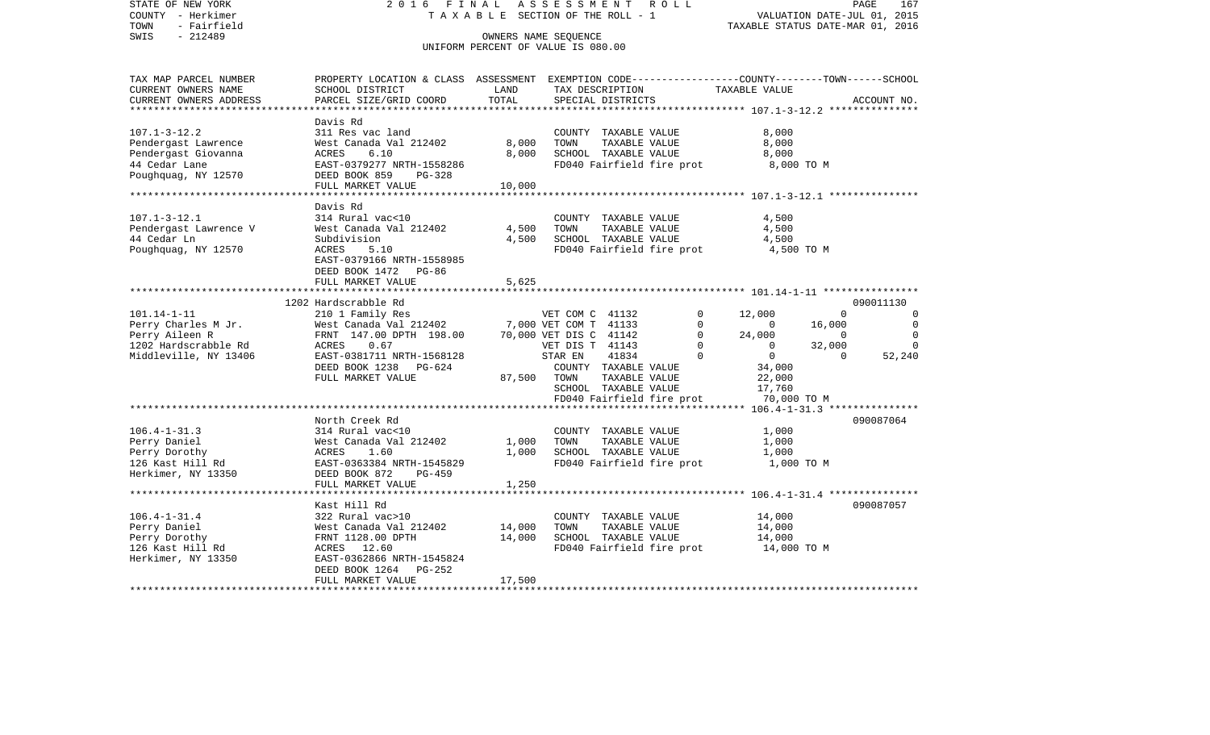STATE OF NEW YORK
COUNTY - Herkimer
TOWN - Fairfield
SWIS - 212489

2016 FINAL ASSESSMENT ROLL
TAXABLE SECTION OF THE ROLL - 1
OWNERS NAME SEQUENCE
UNIFORM PERCENT OF VALUE IS 080.00

VALUATION DATE-JUL 01, 2015
TAXABLE STATUS DATE-MAR 01, 2016

| TAX MAP PARCEL NUMBER / CURRENT OWNERS NAME / CURRENT OWNERS ADDRESS | PROPERTY LOCATION & CLASS / SCHOOL DISTRICT / PARCEL SIZE/GRID COORD | ASSESSMENT LAND / TOTAL | EXEMPTION CODE / TAX DESCRIPTION / SPECIAL DISTRICTS | | COUNTY | TOWN | SCHOOL | ACCOUNT NO. |
|---|---|---|---|---|---|---|---|---|
| | Davis Rd | | | | | | | |
| 107.1-3-12.2 | 311 Res vac land | | COUNTY TAXABLE VALUE | | 8,000 | | | |
| Pendergast Lawrence | West Canada Val 212402 | 8,000 | TOWN TAXABLE VALUE | | 8,000 | | | |
| Pendergast Giovanna | ACRES 6.10 | 8,000 | SCHOOL TAXABLE VALUE | | 8,000 | | | |
| 44 Cedar Lane | EAST-0379277 NRTH-1558286 | | FD040 Fairfield fire prot | | 8,000 TO M | | | |
| Poughquag, NY 12570 | DEED BOOK 859 PG-328 | | | | | | | |
| | FULL MARKET VALUE | 10,000 | | | | | | |
| | Davis Rd | | | | | | | |
| 107.1-3-12.1 | 314 Rural vac<10 | | COUNTY TAXABLE VALUE | | 4,500 | | | |
| Pendergast Lawrence V | West Canada Val 212402 | 4,500 | TOWN TAXABLE VALUE | | 4,500 | | | |
| 44 Cedar Ln | Subdivision | 4,500 | SCHOOL TAXABLE VALUE | | 4,500 | | | |
| Poughquag, NY 12570 | ACRES 5.10 | | FD040 Fairfield fire prot | | 4,500 TO M | | | |
| | EAST-0379166 NRTH-1558985 | | | | | | | |
| | DEED BOOK 1472 PG-86 | | | | | | | |
| | FULL MARKET VALUE | 5,625 | | | | | | |
| | 1202 Hardscrabble Rd | | | | | | | 090011130 |
| 101.14-1-11 | 210 1 Family Res | | VET COM C 41132 | 0 | 12,000 | 0 | 0 | |
| Perry Charles M Jr. | West Canada Val 212402 | 7,000 | VET COM T 41133 | 0 | 0 | 16,000 | 0 | |
| Perry Aileen R | FRNT 147.00 DPTH 198.00 | 70,000 | VET DIS C 41142 | 0 | 24,000 | 0 | 0 | |
| 1202 Hardscrabble Rd | ACRES 0.67 | | VET DIS T 41143 | 0 | 0 | 32,000 | 0 | |
| Middleville, NY 13406 | EAST-0381711 NRTH-1568128 | | STAR EN 41834 | 0 | 0 | 0 | 52,240 | |
| | DEED BOOK 1238 PG-624 | | COUNTY TAXABLE VALUE | | 34,000 | | | |
| | FULL MARKET VALUE | 87,500 | TOWN TAXABLE VALUE | | 22,000 | | | |
| | | | SCHOOL TAXABLE VALUE | | 17,760 | | | |
| | | | FD040 Fairfield fire prot | | 70,000 TO M | | | |
| | North Creek Rd | | | | | | | 090087064 |
| 106.4-1-31.3 | 314 Rural vac<10 | | COUNTY TAXABLE VALUE | | 1,000 | | | |
| Perry Daniel | West Canada Val 212402 | 1,000 | TOWN TAXABLE VALUE | | 1,000 | | | |
| Perry Dorothy | ACRES 1.60 | 1,000 | SCHOOL TAXABLE VALUE | | 1,000 | | | |
| 126 Kast Hill Rd | EAST-0363384 NRTH-1545829 | | FD040 Fairfield fire prot | | 1,000 TO M | | | |
| Herkimer, NY 13350 | DEED BOOK 872 PG-459 | | | | | | | |
| | FULL MARKET VALUE | 1,250 | | | | | | |
| | Kast Hill Rd | | | | | | | 090087057 |
| 106.4-1-31.4 | 322 Rural vac>10 | | COUNTY TAXABLE VALUE | | 14,000 | | | |
| Perry Daniel | West Canada Val 212402 | 14,000 | TOWN TAXABLE VALUE | | 14,000 | | | |
| Perry Dorothy | FRNT 1128.00 DPTH | 14,000 | SCHOOL TAXABLE VALUE | | 14,000 | | | |
| 126 Kast Hill Rd | ACRES 12.60 | | FD040 Fairfield fire prot | | 14,000 TO M | | | |
| Herkimer, NY 13350 | EAST-0362866 NRTH-1545824 | | | | | | | |
| | DEED BOOK 1264 PG-252 | | | | | | | |
| | FULL MARKET VALUE | 17,500 | | | | | | |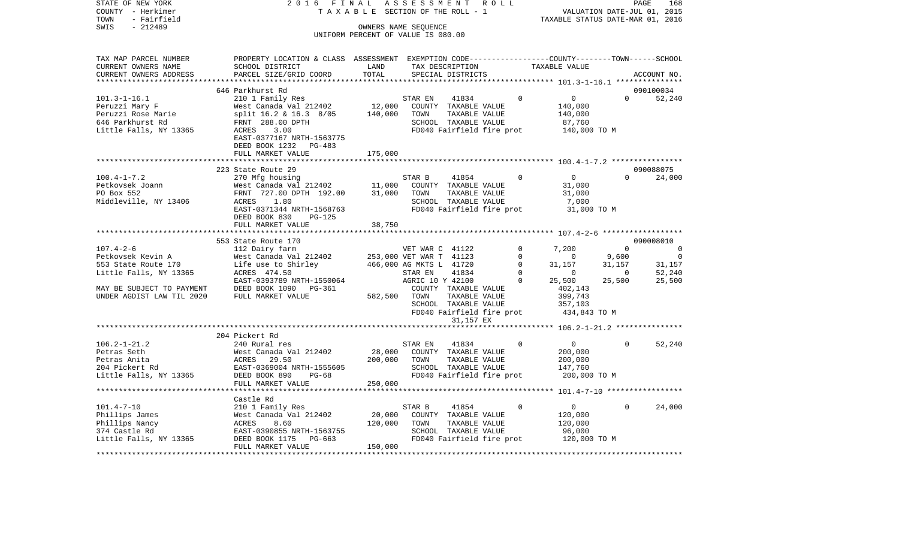STATE OF NEW YORK 2016 FINAL ASSESSMENT ROLL
COUNTY - Herkimer TAXABLE SECTION OF THE ROLL - 1
TOWN - Fairfield
SWIS - 212489

VALUATION DATE-JUL 01, 2015
TAXABLE STATUS DATE-MAR 01, 2016

OWNERS NAME SEQUENCE
UNIFORM PERCENT OF VALUE IS 080.00

```
TAX MAP PARCEL NUMBER      PROPERTY LOCATION & CLASS  ASSESSMENT  EXEMPTION CODE------------------COUNTY--------TOWN------SCHOOL
CURRENT OWNERS NAME        SCHOOL DISTRICT             LAND        TAX DESCRIPTION              TAXABLE VALUE
CURRENT OWNERS ADDRESS     PARCEL SIZE/GRID COORD      TOTAL       SPECIAL DISTRICTS                                         ACCOUNT NO.
******************************************************************************************************* 101.3-1-16.1 ***************
                           646 Parkhurst Rd                                                                                090100034
101.3-1-16.1               210 1 Family Res                     STAR EN      41834          0          0           0        52,240
Peruzzi Mary F             West Canada Val 212402      12,000   COUNTY  TAXABLE VALUE             140,000
Peruzzi Rose Marie         split 16.2 & 16.3  8/05    140,000   TOWN    TAXABLE VALUE             140,000
646 Parkhurst Rd           FRNT  288.00 DPTH                    SCHOOL  TAXABLE VALUE              87,760
Little Falls, NY 13365     ACRES    3.00                        FD040 Fairfield fire prot         140,000 TO M
                           EAST-0377167 NRTH-1563775
                           DEED BOOK 1232   PG-483
                           FULL MARKET VALUE          175,000
******************************************************************************************************* 100.4-1-7.2 ****************
                           223 State Route 29                                                                              090088075
100.4-1-7.2                270 Mfg housing                      STAR B       41854          0          0           0        24,000
Petkovsek Joann            West Canada Val 212402      11,000   COUNTY  TAXABLE VALUE              31,000
PO Box 552                 FRNT  727.00 DPTH  192.00   31,000   TOWN    TAXABLE VALUE              31,000
Middleville, NY 13406      ACRES    1.80                        SCHOOL  TAXABLE VALUE               7,000
                           EAST-0371344 NRTH-1568763            FD040 Fairfield fire prot          31,000 TO M
                           DEED BOOK 830    PG-125
                           FULL MARKET VALUE           38,750
******************************************************************************************************* 107.4-2-6 ******************
                           553 State Route 170                                                                             090008010
107.4-2-6                  112 Dairy farm                       VET WAR C  41122            0      7,200           0             0
Petkovsek Kevin A          West Canada Val 212402     253,000 VET WAR T  41123            0          0       9,600             0
553 State Route 170        Life use to Shirley        466,000 AG MKTS L  41720            0     31,157      31,157        31,157
Little Falls, NY 13365     ACRES  474.50                        STAR EN      41834          0          0           0        52,240
                           EAST-0393789 NRTH-1550064            AGRIC 10 Y 42100            0     25,500      25,500        25,500
MAY BE SUBJECT TO PAYMENT  DEED BOOK 1090   PG-361              COUNTY  TAXABLE VALUE             402,143
UNDER AGDIST LAW TIL 2020  FULL MARKET VALUE          582,500   TOWN    TAXABLE VALUE             399,743
                                                                SCHOOL  TAXABLE VALUE             357,103
                                                                FD040 Fairfield fire prot         434,843 TO M
                                                                     31,157 EX
******************************************************************************************************* 106.2-1-21.2 ***************
                           204 Pickert Rd
106.2-1-21.2               240 Rural res                        STAR EN      41834          0          0           0        52,240
Petras Seth                West Canada Val 212402      28,000   COUNTY  TAXABLE VALUE             200,000
Petras Anita               ACRES   29.50              200,000   TOWN    TAXABLE VALUE             200,000
204 Pickert Rd             EAST-0369004 NRTH-1555605            SCHOOL  TAXABLE VALUE             147,760
Little Falls, NY 13365     DEED BOOK 890    PG-68               FD040 Fairfield fire prot         200,000 TO M
                           FULL MARKET VALUE          250,000
******************************************************************************************************* 101.4-7-10 *****************
                           Castle Rd
101.4-7-10                 210 1 Family Res                     STAR B       41854          0          0           0        24,000
Phillips James             West Canada Val 212402      20,000   COUNTY  TAXABLE VALUE             120,000
Phillips Nancy             ACRES    8.60              120,000   TOWN    TAXABLE VALUE             120,000
374 Castle Rd              EAST-0390855 NRTH-1563755            SCHOOL  TAXABLE VALUE              96,000
Little Falls, NY 13365     DEED BOOK 1175   PG-663              FD040 Fairfield fire prot         120,000 TO M
                           FULL MARKET VALUE          150,000
************************************************************************************************************************************
```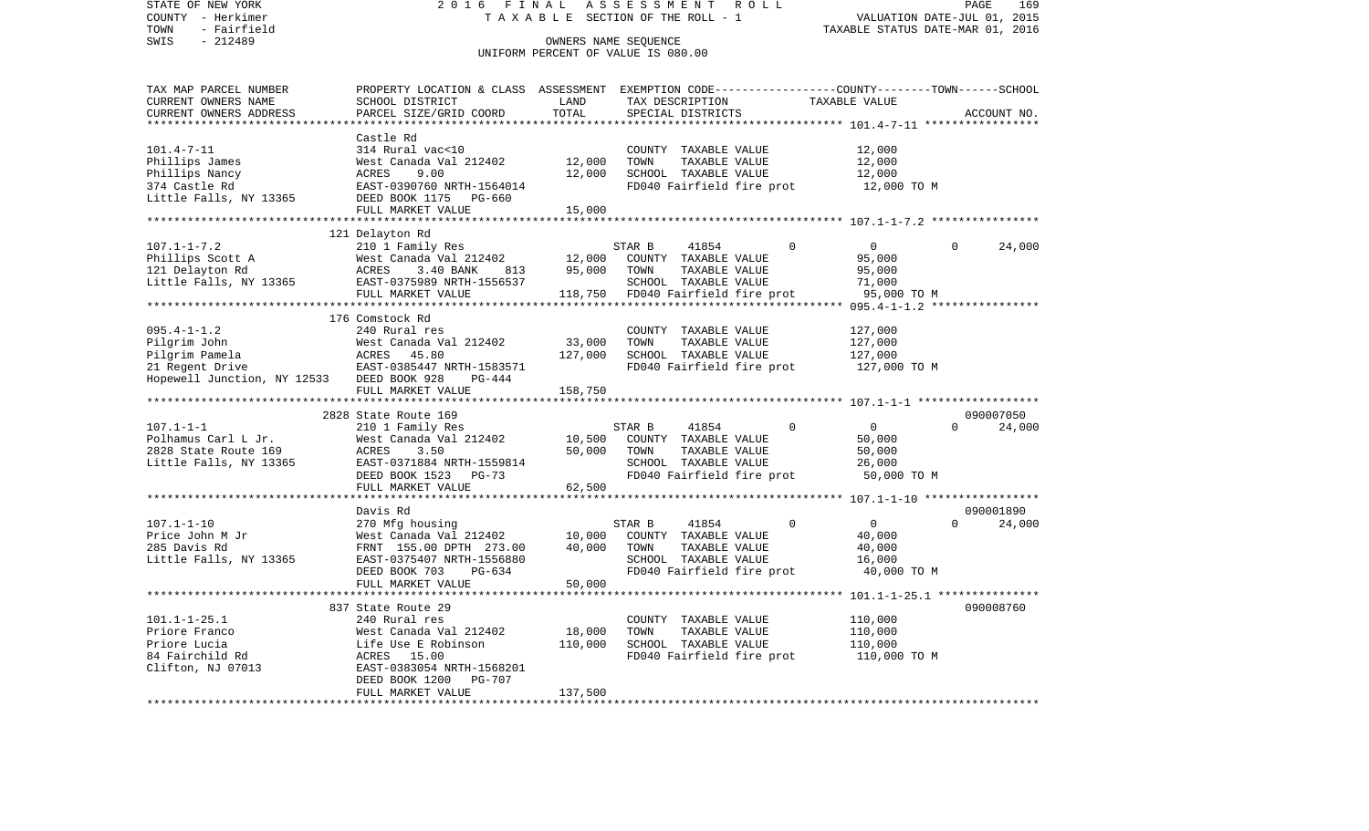STATE OF NEW YORK — 2016 FINAL ASSESSMENT ROLL — TAXABLE SECTION OF THE ROLL - 1
COUNTY - Herkimer — VALUATION DATE-JUL 01, 2015
TOWN - Fairfield — TAXABLE STATUS DATE-MAR 01, 2016
SWIS - 212489 — OWNERS NAME SEQUENCE
UNIFORM PERCENT OF VALUE IS 080.00

| TAX MAP PARCEL NUMBER / CURRENT OWNERS NAME / CURRENT OWNERS ADDRESS | PROPERTY LOCATION & CLASS / SCHOOL DISTRICT / PARCEL SIZE/GRID COORD | ASSESSMENT LAND / TOTAL | EXEMPTION CODE / TAX DESCRIPTION / SPECIAL DISTRICTS | COUNTY | TOWN | SCHOOL TAXABLE VALUE | ACCOUNT NO. |
|---|---|---|---|---|---|---|---|
| **101.4-7-11** | Castle Rd | | | | | | |
| 101.4-7-11 | 314 Rural vac<10 | | COUNTY TAXABLE VALUE | 12,000 | | | |
| Phillips James | West Canada Val 212402 | 12,000 | TOWN TAXABLE VALUE | 12,000 | | | |
| Phillips Nancy | ACRES 9.00 | 12,000 | SCHOOL TAXABLE VALUE | 12,000 | | | |
| 374 Castle Rd | EAST-0390760 NRTH-1564014 | | FD040 Fairfield fire prot | 12,000 TO M | | | |
| Little Falls, NY 13365 | DEED BOOK 1175 PG-660 | | | | | | |
| | FULL MARKET VALUE | 15,000 | | | | | |
| **107.1-1-7.2** | 121 Delayton Rd | | | | | | |
| 107.1-1-7.2 | 210 1 Family Res | | STAR B 41854 | 0 | 0 | 0 | 24,000 |
| Phillips Scott A | West Canada Val 212402 | 12,000 | COUNTY TAXABLE VALUE | 95,000 | | | |
| 121 Delayton Rd | ACRES 3.40 BANK 813 | 95,000 | TOWN TAXABLE VALUE | 95,000 | | | |
| Little Falls, NY 13365 | EAST-0375989 NRTH-1556537 | | SCHOOL TAXABLE VALUE | 71,000 | | | |
| | FULL MARKET VALUE | 118,750 | FD040 Fairfield fire prot | 95,000 TO M | | | |
| **095.4-1-1.2** | 176 Comstock Rd | | | | | | |
| 095.4-1-1.2 | 240 Rural res | | COUNTY TAXABLE VALUE | 127,000 | | | |
| Pilgrim John | West Canada Val 212402 | 33,000 | TOWN TAXABLE VALUE | 127,000 | | | |
| Pilgrim Pamela | ACRES 45.80 | 127,000 | SCHOOL TAXABLE VALUE | 127,000 | | | |
| 21 Regent Drive | EAST-0385447 NRTH-1583571 | | FD040 Fairfield fire prot | 127,000 TO M | | | |
| Hopewell Junction, NY 12533 | DEED BOOK 928 PG-444 | | | | | | |
| | FULL MARKET VALUE | 158,750 | | | | | |
| **107.1-1-1** | 2828 State Route 169 | | | | | | 090007050 |
| 107.1-1-1 | 210 1 Family Res | | STAR B 41854 | 0 | 0 | 0 | 24,000 |
| Polhamus Carl L Jr. | West Canada Val 212402 | 10,500 | COUNTY TAXABLE VALUE | 50,000 | | | |
| 2828 State Route 169 | ACRES 3.50 | 50,000 | TOWN TAXABLE VALUE | 50,000 | | | |
| Little Falls, NY 13365 | EAST-0371884 NRTH-1559814 | | SCHOOL TAXABLE VALUE | 26,000 | | | |
| | DEED BOOK 1523 PG-73 | | FD040 Fairfield fire prot | 50,000 TO M | | | |
| | FULL MARKET VALUE | 62,500 | | | | | |
| **107.1-1-10** | Davis Rd | | | | | | 090001890 |
| 107.1-1-10 | 270 Mfg housing | | STAR B 41854 | 0 | 0 | 0 | 24,000 |
| Price John M Jr | West Canada Val 212402 | 10,000 | COUNTY TAXABLE VALUE | 40,000 | | | |
| 285 Davis Rd | FRNT 155.00 DPTH 273.00 | 40,000 | TOWN TAXABLE VALUE | 40,000 | | | |
| Little Falls, NY 13365 | EAST-0375407 NRTH-1556880 | | SCHOOL TAXABLE VALUE | 16,000 | | | |
| | DEED BOOK 703 PG-634 | | FD040 Fairfield fire prot | 40,000 TO M | | | |
| | FULL MARKET VALUE | 50,000 | | | | | |
| **101.1-1-25.1** | 837 State Route 29 | | | | | | 090008760 |
| 101.1-1-25.1 | 240 Rural res | | COUNTY TAXABLE VALUE | 110,000 | | | |
| Priore Franco | West Canada Val 212402 | 18,000 | TOWN TAXABLE VALUE | 110,000 | | | |
| Priore Lucia | Life Use E Robinson | 110,000 | SCHOOL TAXABLE VALUE | 110,000 | | | |
| 84 Fairchild Rd | ACRES 15.00 | | FD040 Fairfield fire prot | 110,000 TO M | | | |
| Clifton, NJ 07013 | EAST-0383054 NRTH-1568201 | | | | | | |
| | DEED BOOK 1200 PG-707 | | | | | | |
| | FULL MARKET VALUE | 137,500 | | | | | |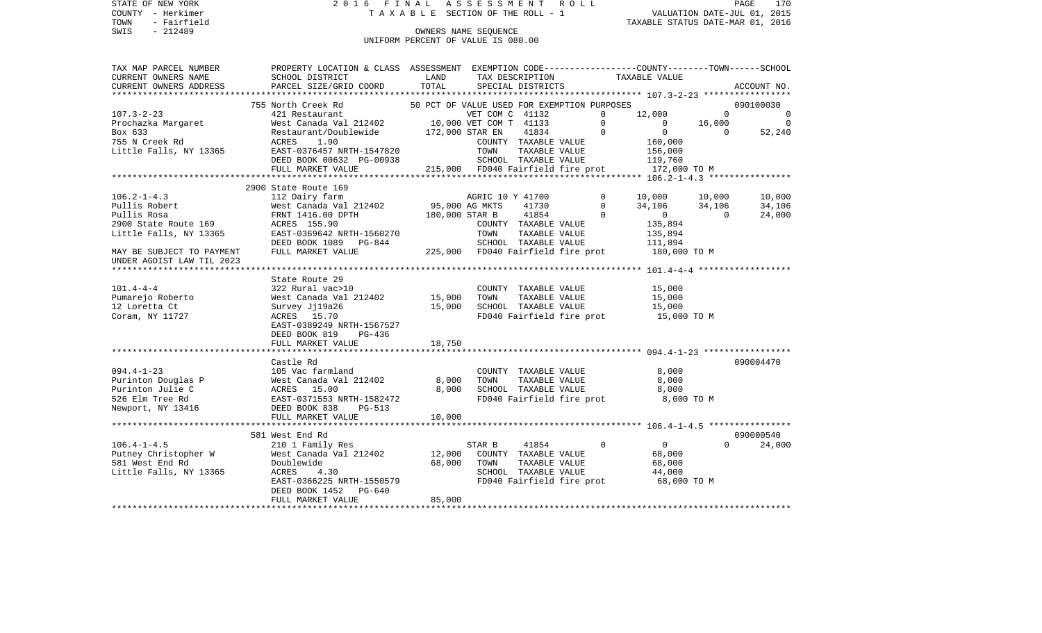STATE OF NEW YORK — 2016 FINAL ASSESSMENT ROLL — PAGE 170
COUNTY - Herkimer — TAXABLE SECTION OF THE ROLL - 1 — VALUATION DATE-JUL 01, 2015
TOWN - Fairfield — TAXABLE STATUS DATE-MAR 01, 2016
SWIS - 212489 — OWNERS NAME SEQUENCE
UNIFORM PERCENT OF VALUE IS 080.00

| TAX MAP PARCEL NUMBER / CURRENT OWNERS NAME / CURRENT OWNERS ADDRESS | PROPERTY LOCATION & CLASS / SCHOOL DISTRICT / PARCEL SIZE/GRID COORD | ASSESSMENT LAND / TOTAL | EXEMPTION CODE / TAX DESCRIPTION / SPECIAL DISTRICTS | | COUNTY TAXABLE VALUE | TOWN | SCHOOL | ACCOUNT NO. |
|---|---|---|---|---|---|---|---|---|
| | 755 North Creek Rd | | 50 PCT OF VALUE USED FOR EXEMPTION PURPOSES | | | | | 090100030 |
| 107.3-2-23 | 421 Restaurant | | VET COM C 41132 | 0 | 12,000 | 0 | 0 | |
| Prochazka Margaret | West Canada Val 212402 | 10,000 | VET COM T 41133 | 0 | 0 | 16,000 | 0 | |
| Box 633 | Restaurant/Doublewide | 172,000 | STAR EN 41834 | 0 | 0 | 0 | 52,240 | |
| 755 N Creek Rd | ACRES 1.90 | | COUNTY TAXABLE VALUE | | 160,000 | | | |
| Little Falls, NY 13365 | EAST-0376457 NRTH-1547820 | | TOWN TAXABLE VALUE | | 156,000 | | | |
| | DEED BOOK 00632 PG-00938 | | SCHOOL TAXABLE VALUE | | 119,760 | | | |
| | FULL MARKET VALUE | 215,000 | FD040 Fairfield fire prot | | 172,000 TO M | | | |
| | 2900 State Route 169 | | | | | | | |
| 106.2-1-4.3 | 112 Dairy farm | | AGRIC 10 Y 41700 | 0 | 10,000 | 10,000 | 10,000 | |
| Pullis Robert | West Canada Val 212402 | 95,000 | AG MKTS 41730 | 0 | 34,106 | 34,106 | 34,106 | |
| Pullis Rosa | FRNT 1416.00 DPTH | 180,000 | STAR B 41854 | 0 | 0 | 0 | 24,000 | |
| 2900 State Route 169 | ACRES 155.90 | | COUNTY TAXABLE VALUE | | 135,894 | | | |
| Little Falls, NY 13365 | EAST-0369642 NRTH-1560270 | | TOWN TAXABLE VALUE | | 135,894 | | | |
| | DEED BOOK 1089 PG-844 | | SCHOOL TAXABLE VALUE | | 111,894 | | | |
| MAY BE SUBJECT TO PAYMENT UNDER AGDIST LAW TIL 2023 | FULL MARKET VALUE | 225,000 | FD040 Fairfield fire prot | | 180,000 TO M | | | |
| | State Route 29 | | | | | | | |
| 101.4-4-4 | 322 Rural vac>10 | | COUNTY TAXABLE VALUE | | 15,000 | | | |
| Pumarejo Roberto | West Canada Val 212402 | 15,000 | TOWN TAXABLE VALUE | | 15,000 | | | |
| 12 Loretta Ct | Survey Jj19a26 | 15,000 | SCHOOL TAXABLE VALUE | | 15,000 | | | |
| Coram, NY 11727 | ACRES 15.70 | | FD040 Fairfield fire prot | | 15,000 TO M | | | |
| | EAST-0389249 NRTH-1567527 | | | | | | | |
| | DEED BOOK 819 PG-436 | | | | | | | |
| | FULL MARKET VALUE | 18,750 | | | | | | |
| | Castle Rd | | | | | | | 090004470 |
| 094.4-1-23 | 105 Vac farmland | | COUNTY TAXABLE VALUE | | 8,000 | | | |
| Purinton Douglas P | West Canada Val 212402 | 8,000 | TOWN TAXABLE VALUE | | 8,000 | | | |
| Purinton Julie C | ACRES 15.00 | 8,000 | SCHOOL TAXABLE VALUE | | 8,000 | | | |
| 526 Elm Tree Rd | EAST-0371553 NRTH-1582472 | | FD040 Fairfield fire prot | | 8,000 TO M | | | |
| Newport, NY 13416 | DEED BOOK 838 PG-513 | | | | | | | |
| | FULL MARKET VALUE | 10,000 | | | | | | |
| | 581 West End Rd | | | | | | | 090000540 |
| 106.4-1-4.5 | 210 1 Family Res | | STAR B 41854 | 0 | 0 | 0 | 24,000 | |
| Putney Christopher W | West Canada Val 212402 | 12,000 | COUNTY TAXABLE VALUE | | 68,000 | | | |
| 581 West End Rd | Doublewide | 68,000 | TOWN TAXABLE VALUE | | 68,000 | | | |
| Little Falls, NY 13365 | ACRES 4.30 | | SCHOOL TAXABLE VALUE | | 44,000 | | | |
| | EAST-0366225 NRTH-1550579 | | FD040 Fairfield fire prot | | 68,000 TO M | | | |
| | DEED BOOK 1452 PG-640 | | | | | | | |
| | FULL MARKET VALUE | 85,000 | | | | | | |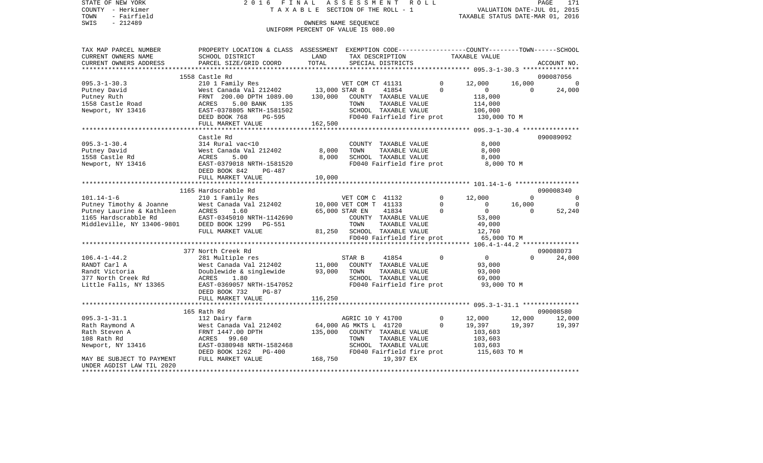STATE OF NEW YORK
COUNTY - Herkimer
TOWN - Fairfield
SWIS - 212489

# 2016 FINAL ASSESSMENT ROLL
TAXABLE SECTION OF THE ROLL - 1
OWNERS NAME SEQUENCE
UNIFORM PERCENT OF VALUE IS 080.00

VALUATION DATE-JUL 01, 2015
TAXABLE STATUS DATE-MAR 01, 2016

| TAX MAP PARCEL NUMBER / CURRENT OWNERS NAME / CURRENT OWNERS ADDRESS | PROPERTY LOCATION & CLASS / SCHOOL DISTRICT / PARCEL SIZE/GRID COORD | ASSESSMENT LAND | TOTAL | EXEMPTION CODE / TAX DESCRIPTION / SPECIAL DISTRICTS | | COUNTY | TOWN | SCHOOL | ACCOUNT NO. |
|---|---|---|---|---|---|---|---|---|---|
| | 1558 Castle Rd | | | | | | | | 090087056 |
| 095.3-1-30.3 | 210 1 Family Res | | | VET COM CT 41131 | 0 | 12,000 | 16,000 | 0 | |
| Putney David | West Canada Val 212402 | 13,000 | | STAR B 41854 | 0 | 0 | 0 | 24,000 | |
| Putney Ruth | FRNT 200.00 DPTH 1089.00 | | 130,000 | COUNTY TAXABLE VALUE | | 118,000 | | | |
| 1558 Castle Road | ACRES 5.00 BANK 135 | | | TOWN TAXABLE VALUE | | 114,000 | | | |
| Newport, NY 13416 | EAST-0378805 NRTH-1581502 | | | SCHOOL TAXABLE VALUE | | 106,000 | | | |
| | DEED BOOK 768 PG-595 | | | FD040 Fairfield fire prot | | 130,000 TO M | | | |
| | FULL MARKET VALUE | | 162,500 | | | | | | |
| | Castle Rd | | | | | | | | 090089092 |
| 095.3-1-30.4 | 314 Rural vac<10 | | | COUNTY TAXABLE VALUE | | 8,000 | | | |
| Putney David | West Canada Val 212402 | 8,000 | | TOWN TAXABLE VALUE | | 8,000 | | | |
| 1558 Castle Rd | ACRES 5.00 | | 8,000 | SCHOOL TAXABLE VALUE | | 8,000 | | | |
| Newport, NY 13416 | EAST-0379018 NRTH-1581520 | | | FD040 Fairfield fire prot | | 8,000 TO M | | | |
| | DEED BOOK 842 PG-487 | | | | | | | | |
| | FULL MARKET VALUE | | 10,000 | | | | | | |
| | 1165 Hardscrabble Rd | | | | | | | | 090008340 |
| 101.14-1-6 | 210 1 Family Res | | | VET COM C 41132 | 0 | 12,000 | 0 | 0 | |
| Putney Timothy & Joanne | West Canada Val 212402 | 10,000 | | VET COM T 41133 | 0 | 0 | 16,000 | 0 | |
| Putney Laurine & Kathleen | ACRES 1.60 | | 65,000 | STAR EN 41834 | 0 | 0 | 0 | 52,240 | |
| 1165 Hardscrabble Rd | EAST-0345010 NRTH-1142690 | | | COUNTY TAXABLE VALUE | | 53,000 | | | |
| Middleville, NY 13406-9801 | DEED BOOK 1299 PG-551 | | | TOWN TAXABLE VALUE | | 49,000 | | | |
| | FULL MARKET VALUE | | 81,250 | SCHOOL TAXABLE VALUE | | 12,760 | | | |
| | | | | FD040 Fairfield fire prot | | 65,000 TO M | | | |
| | 377 North Creek Rd | | | | | | | | 090088073 |
| 106.4-1-44.2 | 281 Multiple res | | | STAR B 41854 | 0 | 0 | 0 | 24,000 | |
| RANDT Carl A | West Canada Val 212402 | 11,000 | | COUNTY TAXABLE VALUE | | 93,000 | | | |
| Randt Victoria | Doublewide & singlewide | | 93,000 | TOWN TAXABLE VALUE | | 93,000 | | | |
| 377 North Creek Rd | ACRES 1.80 | | | SCHOOL TAXABLE VALUE | | 69,000 | | | |
| Little Falls, NY 13365 | EAST-0369057 NRTH-1547052 | | | FD040 Fairfield fire prot | | 93,000 TO M | | | |
| | DEED BOOK 732 PG-87 | | | | | | | | |
| | FULL MARKET VALUE | | 116,250 | | | | | | |
| | 165 Rath Rd | | | | | | | | 090008580 |
| 095.3-1-31.1 | 112 Dairy farm | | | AGRIC 10 Y 41700 | 0 | 12,000 | 12,000 | 12,000 | |
| Rath Raymond A | West Canada Val 212402 | 64,000 | | AG MKTS L 41720 | 0 | 19,397 | 19,397 | 19,397 | |
| Rath Steven A | FRNT 1447.00 DPTH | | 135,000 | COUNTY TAXABLE VALUE | | 103,603 | | | |
| 108 Rath Rd | ACRES 99.60 | | | TOWN TAXABLE VALUE | | 103,603 | | | |
| Newport, NY 13416 | EAST-0380948 NRTH-1582468 | | | SCHOOL TAXABLE VALUE | | 103,603 | | | |
| | DEED BOOK 1262 PG-400 | | | FD040 Fairfield fire prot | | 115,603 TO M | | | |
| MAY BE SUBJECT TO PAYMENT | FULL MARKET VALUE | | 168,750 | 19,397 EX | | | | | |
| UNDER AGDIST LAW TIL 2020 | | | | | | | | | |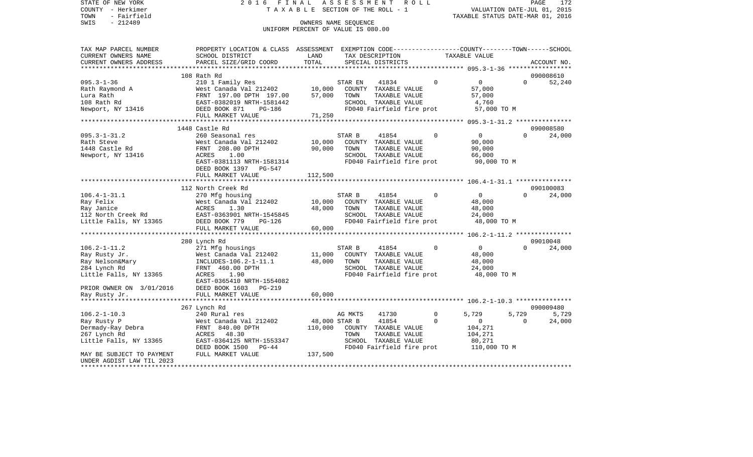STATE OF NEW YORK 2016 FINAL ASSESSMENT ROLL
COUNTY - Herkimer TAXABLE SECTION OF THE ROLL - 1 VALUATION DATE-JUL 01, 2015
TOWN - Fairfield TAXABLE STATUS DATE-MAR 01, 2016
SWIS - 212489 OWNERS NAME SEQUENCE
UNIFORM PERCENT OF VALUE IS 080.00

| TAX MAP PARCEL NUMBER / CURRENT OWNERS NAME / CURRENT OWNERS ADDRESS | PROPERTY LOCATION & CLASS / SCHOOL DISTRICT / PARCEL SIZE/GRID COORD | ASSESSMENT LAND / TOTAL | EXEMPTION CODE / TAX DESCRIPTION / SPECIAL DISTRICTS | | COUNTY | TOWN | SCHOOL / ACCOUNT NO. |
|---|---|---|---|---|---|---|---|
| **095.3-1-36** | 108 Rath Rd | | | | | | 090008610 |
| 095.3-1-36 | 210 1 Family Res | | STAR EN 41834 | 0 | 0 | 0 | 52,240 |
| Rath Raymond A | West Canada Val 212402 | 10,000 | COUNTY TAXABLE VALUE | | 57,000 | | |
| Lura Rath | FRNT 197.00 DPTH 197.00 | 57,000 | TOWN TAXABLE VALUE | | 57,000 | | |
| 108 Rath Rd | EAST-0382019 NRTH-1581442 | | SCHOOL TAXABLE VALUE | | 4,760 | | |
| Newport, NY 13416 | DEED BOOK 871 PG-186 | | FD040 Fairfield fire prot | | 57,000 TO M | | |
| | FULL MARKET VALUE | 71,250 | | | | | |
| **095.3-1-31.2** | 1448 Castle Rd | | | | | | 090008580 |
| 095.3-1-31.2 | 260 Seasonal res | | STAR B 41854 | 0 | 0 | 0 | 24,000 |
| Rath Steve | West Canada Val 212402 | 10,000 | COUNTY TAXABLE VALUE | | 90,000 | | |
| 1448 Castle Rd | FRNT 208.00 DPTH | 90,000 | TOWN TAXABLE VALUE | | 90,000 | | |
| Newport, NY 13416 | ACRES 1.00 | | SCHOOL TAXABLE VALUE | | 66,000 | | |
| | EAST-0381113 NRTH-1581314 | | FD040 Fairfield fire prot | | 90,000 TO M | | |
| | DEED BOOK 1397 PG-547 | | | | | | |
| | FULL MARKET VALUE | 112,500 | | | | | |
| **106.4-1-31.1** | 112 North Creek Rd | | | | | | 090100083 |
| 106.4-1-31.1 | 270 Mfg housing | | STAR B 41854 | 0 | 0 | 0 | 24,000 |
| Ray Felix | West Canada Val 212402 | 10,000 | COUNTY TAXABLE VALUE | | 48,000 | | |
| Ray Janice | ACRES 1.30 | 48,000 | TOWN TAXABLE VALUE | | 48,000 | | |
| 112 North Creek Rd | EAST-0363901 NRTH-1545845 | | SCHOOL TAXABLE VALUE | | 24,000 | | |
| Little Falls, NY 13365 | DEED BOOK 779 PG-126 | | FD040 Fairfield fire prot | | 48,000 TO M | | |
| | FULL MARKET VALUE | 60,000 | | | | | |
| **106.2-1-11.2** | 280 Lynch Rd | | | | | | 09010048 |
| 106.2-1-11.2 | 271 Mfg housings | | STAR B 41854 | 0 | 0 | 0 | 24,000 |
| Ray Rusty Jr. | West Canada Val 212402 | 11,000 | COUNTY TAXABLE VALUE | | 48,000 | | |
| Ray Nelson&Mary | INCLUDES-106.2-1-11.1 | 48,000 | TOWN TAXABLE VALUE | | 48,000 | | |
| 284 Lynch Rd | FRNT 460.00 DPTH | | SCHOOL TAXABLE VALUE | | 24,000 | | |
| Little Falls, NY 13365 | ACRES 1.90 | | FD040 Fairfield fire prot | | 48,000 TO M | | |
| | EAST-0365410 NRTH-1554082 | | | | | | |
| PRIOR OWNER ON 3/01/2016 | DEED BOOK 1603 PG-219 | | | | | | |
| Ray Rusty Jr. | FULL MARKET VALUE | 60,000 | | | | | |
| **106.2-1-10.3** | 267 Lynch Rd | | | | | | 090009480 |
| 106.2-1-10.3 | 240 Rural res | | AG MKTS 41730 | 0 | 5,729 | 5,729 | 5,729 |
| Ray Rusty P | West Canada Val 212402 | 48,000 | STAR B 41854 | 0 | 0 | 0 | 24,000 |
| Dermady-Ray Debra | FRNT 840.00 DPTH | 110,000 | COUNTY TAXABLE VALUE | | 104,271 | | |
| 267 Lynch Rd | ACRES 48.30 | | TOWN TAXABLE VALUE | | 104,271 | | |
| Little Falls, NY 13365 | EAST-0364125 NRTH-1553347 | | SCHOOL TAXABLE VALUE | | 80,271 | | |
| | DEED BOOK 1500 PG-44 | | FD040 Fairfield fire prot | | 110,000 TO M | | |
| MAY BE SUBJECT TO PAYMENT UNDER AGDIST LAW TIL 2023 | FULL MARKET VALUE | 137,500 | | | | | |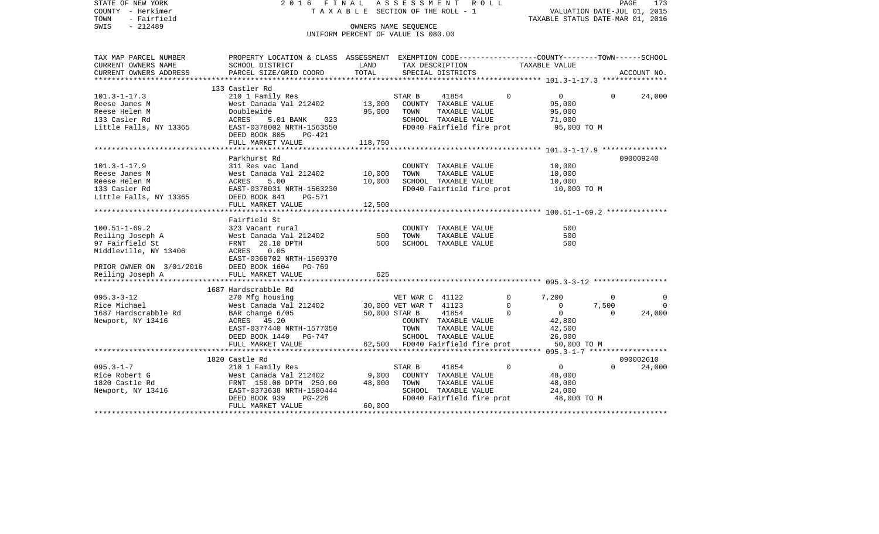STATE OF NEW YORK — COUNTY - Herkimer — TOWN - Fairfield — SWIS - 212489

2016 FINAL ASSESSMENT ROLL
TAXABLE SECTION OF THE ROLL - 1
OWNERS NAME SEQUENCE
UNIFORM PERCENT OF VALUE IS 080.00

VALUATION DATE-JUL 01, 2015
TAXABLE STATUS DATE-MAR 01, 2016

| TAX MAP PARCEL NUMBER / CURRENT OWNERS NAME / CURRENT OWNERS ADDRESS | PROPERTY LOCATION & CLASS / SCHOOL DISTRICT / PARCEL SIZE/GRID COORD | ASSESSMENT LAND | ASSESSMENT TOTAL | EXEMPTION CODE / TAX DESCRIPTION / SPECIAL DISTRICTS | COUNTY | TOWN | SCHOOL | ACCOUNT NO. |
|---|---|---|---|---|---|---|---|---|
| **101.3-1-17.3** | 133 Castler Rd | | | | | | | |
| | 210 1 Family Res | | | STAR B 41854 0 | 0 | 0 | 24,000 | |
| Reese James M | West Canada Val 212402 | 13,000 | | COUNTY TAXABLE VALUE | 95,000 | | | |
| Reese Helen M | Doublewide | | 95,000 | TOWN TAXABLE VALUE | | 95,000 | | |
| 133 Casler Rd | ACRES 5.01 BANK 023 | | | SCHOOL TAXABLE VALUE | | | 71,000 | |
| Little Falls, NY 13365 | EAST-0378002 NRTH-1563550 | | | FD040 Fairfield fire prot | 95,000 TO M | | | |
| | DEED BOOK 805 PG-421 | | | | | | | |
| | FULL MARKET VALUE | | 118,750 | | | | | |
| **101.3-1-17.9** | Parkhurst Rd | | | | | | | 090009240 |
| | 311 Res vac land | | | COUNTY TAXABLE VALUE | 10,000 | | | |
| Reese James M | West Canada Val 212402 | 10,000 | | TOWN TAXABLE VALUE | | 10,000 | | |
| Reese Helen M | ACRES 5.00 | | 10,000 | SCHOOL TAXABLE VALUE | | | 10,000 | |
| 133 Casler Rd | EAST-0378031 NRTH-1563230 | | | FD040 Fairfield fire prot | 10,000 TO M | | | |
| Little Falls, NY 13365 | DEED BOOK 841 PG-571 | | | | | | | |
| | FULL MARKET VALUE | | 12,500 | | | | | |
| **100.51-1-69.2** | Fairfield St | | | | | | | |
| | 323 Vacant rural | | | COUNTY TAXABLE VALUE | 500 | | | |
| Reiling Joseph A | West Canada Val 212402 | 500 | | TOWN TAXABLE VALUE | | 500 | | |
| 97 Fairfield St | FRNT 20.10 DPTH | | 500 | SCHOOL TAXABLE VALUE | | | 500 | |
| Middleville, NY 13406 | ACRES 0.05 | | | | | | | |
| | EAST-0368702 NRTH-1569370 | | | | | | | |
| PRIOR OWNER ON 3/01/2016 | DEED BOOK 1604 PG-769 | | | | | | | |
| Reiling Joseph A | FULL MARKET VALUE | | 625 | | | | | |
| **095.3-3-12** | 1687 Hardscrabble Rd | | | | | | | |
| | 270 Mfg housing | | | VET WAR C 41122 0 | 7,200 | 0 | 0 | |
| Rice Michael | West Canada Val 212402 | 30,000 | | VET WAR T 41123 0 | 0 | 7,500 | 0 | |
| 1687 Hardscrabble Rd | BAR change 6/05 | | 50,000 | STAR B 41854 0 | 0 | 0 | 24,000 | |
| Newport, NY 13416 | ACRES 45.20 | | | COUNTY TAXABLE VALUE | 42,800 | | | |
| | EAST-0377440 NRTH-1577050 | | | TOWN TAXABLE VALUE | | 42,500 | | |
| | DEED BOOK 1440 PG-747 | | | SCHOOL TAXABLE VALUE | | | 26,000 | |
| | FULL MARKET VALUE | | 62,500 | FD040 Fairfield fire prot | 50,000 TO M | | | |
| **095.3-1-7** | 1820 Castle Rd | | | | | | | 090002610 |
| | 210 1 Family Res | | | STAR B 41854 0 | 0 | 0 | 24,000 | |
| Rice Robert G | West Canada Val 212402 | 9,000 | | COUNTY TAXABLE VALUE | 48,000 | | | |
| 1820 Castle Rd | FRNT 150.00 DPTH 250.00 | | 48,000 | TOWN TAXABLE VALUE | | 48,000 | | |
| Newport, NY 13416 | EAST-0373638 NRTH-1580444 | | | SCHOOL TAXABLE VALUE | | | 24,000 | |
| | DEED BOOK 939 PG-226 | | | FD040 Fairfield fire prot | 48,000 TO M | | | |
| | FULL MARKET VALUE | | 60,000 | | | | | |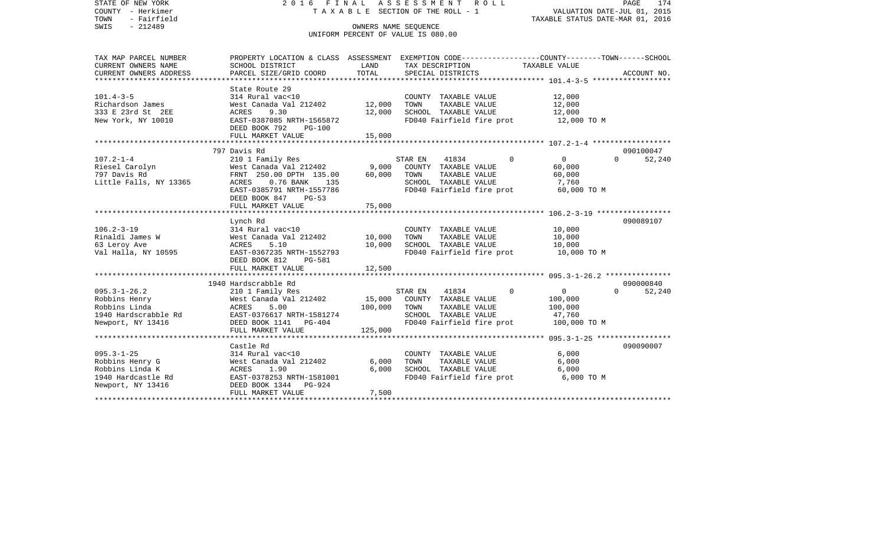STATE OF NEW YORK
COUNTY - Herkimer
TOWN - Fairfield
SWIS - 212489

2016 FINAL ASSESSMENT ROLL
TAXABLE SECTION OF THE ROLL - 1
OWNERS NAME SEQUENCE
UNIFORM PERCENT OF VALUE IS 080.00

VALUATION DATE-JUL 01, 2015
TAXABLE STATUS DATE-MAR 01, 2016

| TAX MAP PARCEL NUMBER / CURRENT OWNERS NAME / CURRENT OWNERS ADDRESS | PROPERTY LOCATION & CLASS / SCHOOL DISTRICT / PARCEL SIZE/GRID COORD | ASSESSMENT LAND | ASSESSMENT TOTAL | EXEMPTION CODE / TAX DESCRIPTION / SPECIAL DISTRICTS | COUNTY | TOWN | SCHOOL | TAXABLE VALUE | ACCOUNT NO. |
|---|---|---|---|---|---|---|---|---|---|
| | State Route 29 | | | | | | | | |
| 101.4-3-5 | 314 Rural vac<10 | | | COUNTY TAXABLE VALUE | | | | 12,000 | |
| Richardson James | West Canada Val 212402 | 12,000 | | TOWN TAXABLE VALUE | | | | 12,000 | |
| 333 E 23rd St 2EE | ACRES 9.30 | | 12,000 | SCHOOL TAXABLE VALUE | | | | 12,000 | |
| New York, NY 10010 | EAST-0387085 NRTH-1565872 | | | FD040 Fairfield fire prot | | | | 12,000 TO M | |
| | DEED BOOK 792 PG-100 | | | | | | | | |
| | FULL MARKET VALUE | | 15,000 | | | | | | |
| | 797 Davis Rd | | | | | | | | 090100047 |
| 107.2-1-4 | 210 1 Family Res | | | STAR EN 41834 | 0 | 0 | 0 | 52,240 | |
| Riesel Carolyn | West Canada Val 212402 | 9,000 | | COUNTY TAXABLE VALUE | | | | 60,000 | |
| 797 Davis Rd | FRNT 250.00 DPTH 135.00 | | 60,000 | TOWN TAXABLE VALUE | | | | 60,000 | |
| Little Falls, NY 13365 | ACRES 0.76 BANK 135 | | | SCHOOL TAXABLE VALUE | | | | 7,760 | |
| | EAST-0385791 NRTH-1557786 | | | FD040 Fairfield fire prot | | | | 60,000 TO M | |
| | DEED BOOK 847 PG-53 | | | | | | | | |
| | FULL MARKET VALUE | | 75,000 | | | | | | |
| | Lynch Rd | | | | | | | | 090089107 |
| 106.2-3-19 | 314 Rural vac<10 | | | COUNTY TAXABLE VALUE | | | | 10,000 | |
| Rinaldi James W | West Canada Val 212402 | 10,000 | | TOWN TAXABLE VALUE | | | | 10,000 | |
| 63 Leroy Ave | ACRES 5.10 | | 10,000 | SCHOOL TAXABLE VALUE | | | | 10,000 | |
| Val Halla, NY 10595 | EAST-0367235 NRTH-1552793 | | | FD040 Fairfield fire prot | | | | 10,000 TO M | |
| | DEED BOOK 812 PG-581 | | | | | | | | |
| | FULL MARKET VALUE | | 12,500 | | | | | | |
| | 1940 Hardscrabble Rd | | | | | | | | 090000840 |
| 095.3-1-26.2 | 210 1 Family Res | | | STAR EN 41834 | 0 | 0 | 0 | 52,240 | |
| Robbins Henry | West Canada Val 212402 | 15,000 | | COUNTY TAXABLE VALUE | | | | 100,000 | |
| Robbins Linda | ACRES 5.00 | | 100,000 | TOWN TAXABLE VALUE | | | | 100,000 | |
| 1940 Hardscrabble Rd | EAST-0376617 NRTH-1581274 | | | SCHOOL TAXABLE VALUE | | | | 47,760 | |
| Newport, NY 13416 | DEED BOOK 1141 PG-404 | | | FD040 Fairfield fire prot | | | | 100,000 TO M | |
| | FULL MARKET VALUE | | 125,000 | | | | | | |
| | Castle Rd | | | | | | | | 090090007 |
| 095.3-1-25 | 314 Rural vac<10 | | | COUNTY TAXABLE VALUE | | | | 6,000 | |
| Robbins Henry G | West Canada Val 212402 | 6,000 | | TOWN TAXABLE VALUE | | | | 6,000 | |
| Robbins Linda K | ACRES 1.90 | | 6,000 | SCHOOL TAXABLE VALUE | | | | 6,000 | |
| 1940 Hardcastle Rd | EAST-0378253 NRTH-1581001 | | | FD040 Fairfield fire prot | | | | 6,000 TO M | |
| Newport, NY 13416 | DEED BOOK 1344 PG-924 | | | | | | | | |
| | FULL MARKET VALUE | | 7,500 | | | | | | |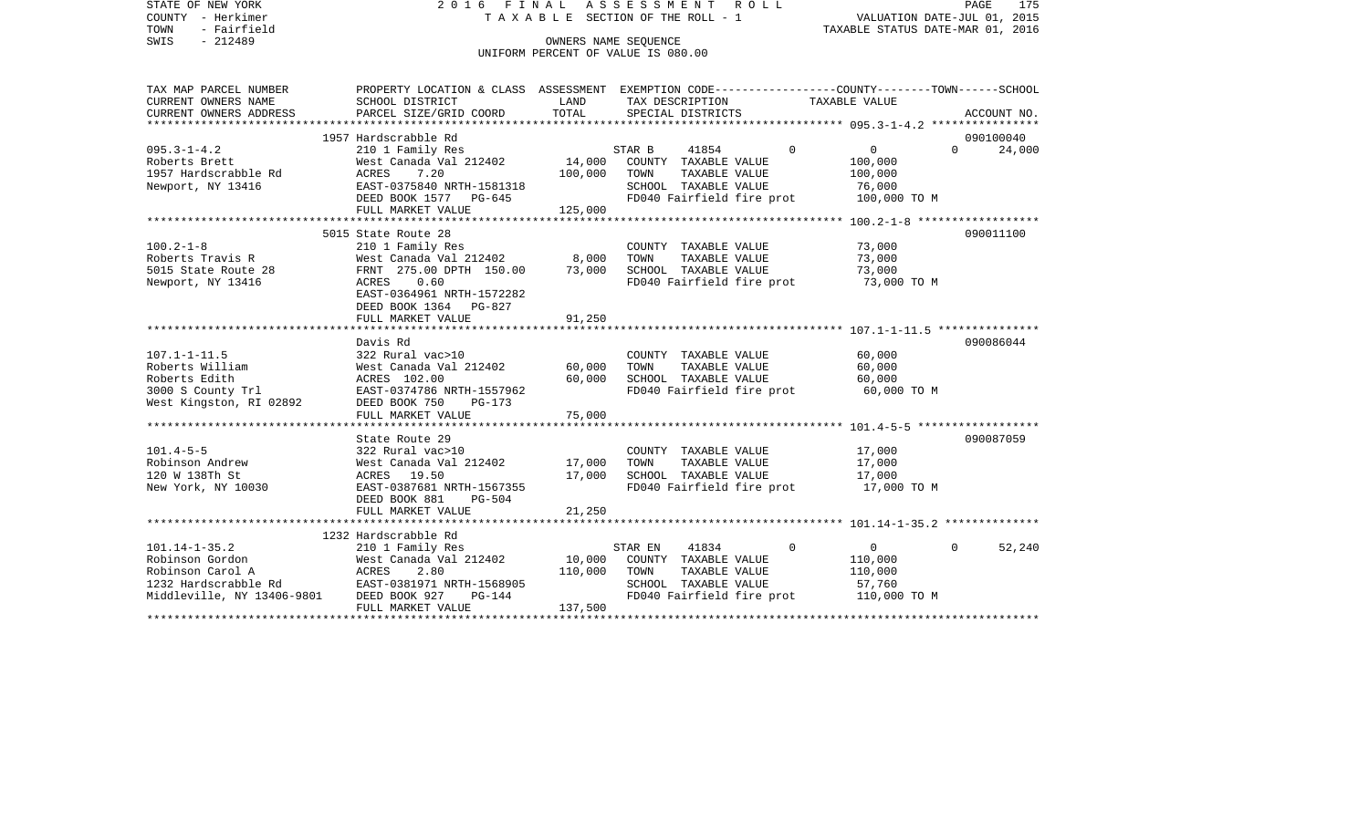STATE OF NEW YORK — 2016 FINAL ASSESSMENT ROLL
COUNTY - Herkimer — TAXABLE SECTION OF THE ROLL - 1 — VALUATION DATE-JUL 01, 2015
TOWN - Fairfield — TAXABLE STATUS DATE-MAR 01, 2016
SWIS - 212489 — OWNERS NAME SEQUENCE
UNIFORM PERCENT OF VALUE IS 080.00

| TAX MAP PARCEL NUMBER / CURRENT OWNERS NAME / CURRENT OWNERS ADDRESS | PROPERTY LOCATION & CLASS / SCHOOL DISTRICT / PARCEL SIZE/GRID COORD | ASSESSMENT LAND | ASSESSMENT TOTAL | EXEMPTION CODE / TAX DESCRIPTION / SPECIAL DISTRICTS | COUNTY TAXABLE VALUE | TOWN | SCHOOL | ACCOUNT NO. |
|---|---|---|---|---|---|---|---|---|
| | 1957 Hardscrabble Rd | | | | | | | 090100040 |
| 095.3-1-4.2 | 210 1 Family Res | | | STAR B 41854 | 0 | 0 | 0 | 24,000 |
| Roberts Brett | West Canada Val 212402 | 14,000 | | COUNTY TAXABLE VALUE | 100,000 | | | |
| 1957 Hardscrabble Rd | ACRES 7.20 | | 100,000 | TOWN TAXABLE VALUE | 100,000 | | | |
| Newport, NY 13416 | EAST-0375840 NRTH-1581318 | | | SCHOOL TAXABLE VALUE | 76,000 | | | |
| | DEED BOOK 1577 PG-645 | | | FD040 Fairfield fire prot | 100,000 TO M | | | |
| | FULL MARKET VALUE | | 125,000 | | | | | |
| | 5015 State Route 28 | | | | | | | 090011100 |
| 100.2-1-8 | 210 1 Family Res | | | COUNTY TAXABLE VALUE | 73,000 | | | |
| Roberts Travis R | West Canada Val 212402 | 8,000 | | TOWN TAXABLE VALUE | 73,000 | | | |
| 5015 State Route 28 | FRNT 275.00 DPTH 150.00 | | 73,000 | SCHOOL TAXABLE VALUE | 73,000 | | | |
| Newport, NY 13416 | ACRES 0.60 | | | FD040 Fairfield fire prot | 73,000 TO M | | | |
| | EAST-0364961 NRTH-1572282 | | | | | | | |
| | DEED BOOK 1364 PG-827 | | | | | | | |
| | FULL MARKET VALUE | | 91,250 | | | | | |
| | Davis Rd | | | | | | | 090086044 |
| 107.1-1-11.5 | 322 Rural vac>10 | | | COUNTY TAXABLE VALUE | 60,000 | | | |
| Roberts William | West Canada Val 212402 | 60,000 | | TOWN TAXABLE VALUE | 60,000 | | | |
| Roberts Edith | ACRES 102.00 | | 60,000 | SCHOOL TAXABLE VALUE | 60,000 | | | |
| 3000 S County Trl | EAST-0374786 NRTH-1557962 | | | FD040 Fairfield fire prot | 60,000 TO M | | | |
| West Kingston, RI 02892 | DEED BOOK 750 PG-173 | | | | | | | |
| | FULL MARKET VALUE | | 75,000 | | | | | |
| | State Route 29 | | | | | | | 090087059 |
| 101.4-5-5 | 322 Rural vac>10 | | | COUNTY TAXABLE VALUE | 17,000 | | | |
| Robinson Andrew | West Canada Val 212402 | 17,000 | | TOWN TAXABLE VALUE | 17,000 | | | |
| 120 W 138Th St | ACRES 19.50 | | 17,000 | SCHOOL TAXABLE VALUE | 17,000 | | | |
| New York, NY 10030 | EAST-0387681 NRTH-1567355 | | | FD040 Fairfield fire prot | 17,000 TO M | | | |
| | DEED BOOK 881 PG-504 | | | | | | | |
| | FULL MARKET VALUE | | 21,250 | | | | | |
| | 1232 Hardscrabble Rd | | | | | | | |
| 101.14-1-35.2 | 210 1 Family Res | | | STAR EN 41834 | 0 | 0 | 0 | 52,240 |
| Robinson Gordon | West Canada Val 212402 | 10,000 | | COUNTY TAXABLE VALUE | 110,000 | | | |
| Robinson Carol A | ACRES 2.80 | | 110,000 | TOWN TAXABLE VALUE | 110,000 | | | |
| 1232 Hardscrabble Rd | EAST-0381971 NRTH-1568905 | | | SCHOOL TAXABLE VALUE | 57,760 | | | |
| Middleville, NY 13406-9801 | DEED BOOK 927 PG-144 | | | FD040 Fairfield fire prot | 110,000 TO M | | | |
| | FULL MARKET VALUE | | 137,500 | | | | | |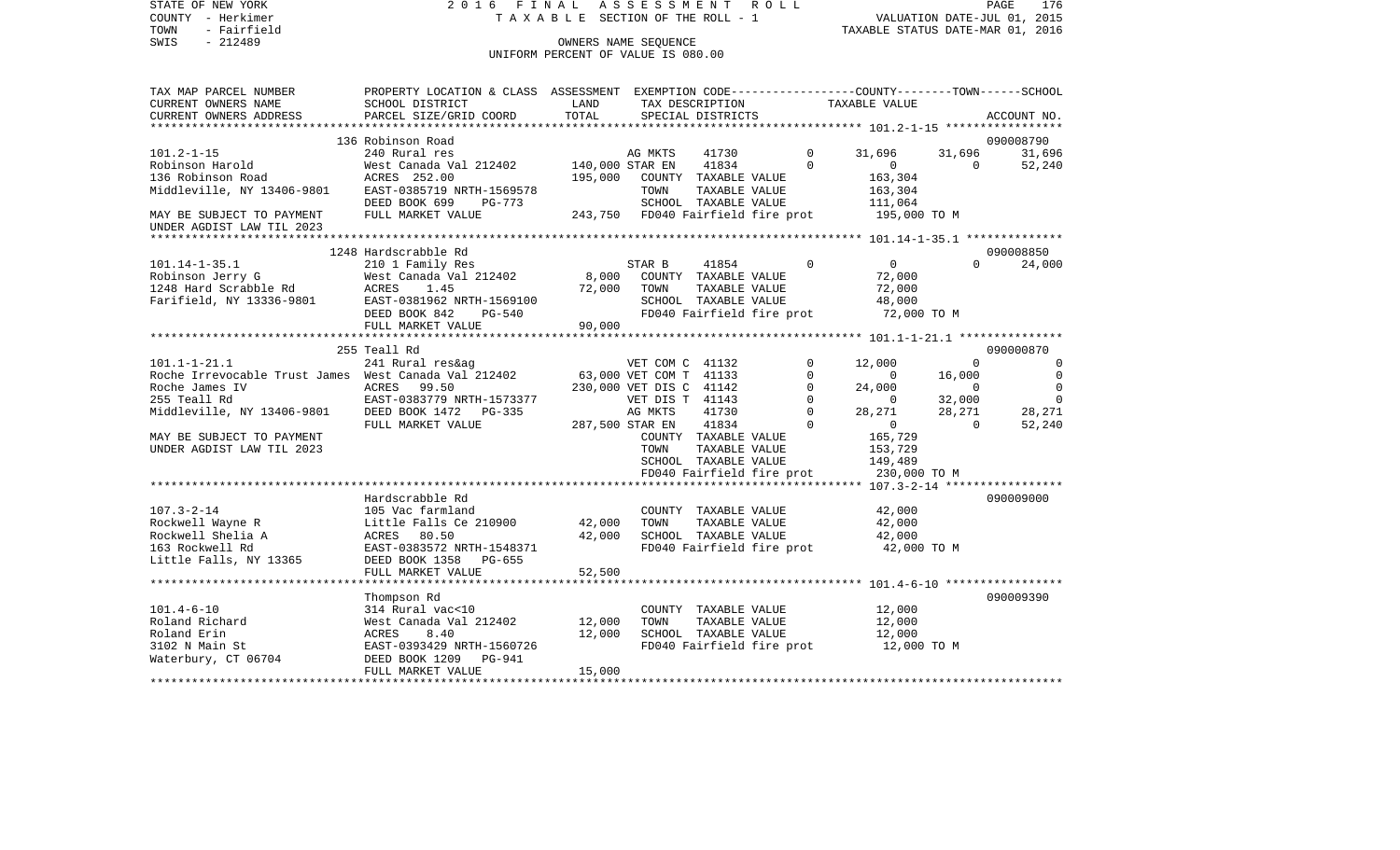STATE OF NEW YORK                2016 FINAL ASSESSMENT ROLL
COUNTY - Herkimer                TAXABLE SECTION OF THE ROLL - 1                VALUATION DATE-JUL 01, 2015
TOWN - Fairfield                                                                TAXABLE STATUS DATE-MAR 01, 2016
SWIS - 212489                    OWNERS NAME SEQUENCE
                                 UNIFORM PERCENT OF VALUE IS 080.00

| TAX MAP PARCEL NUMBER / CURRENT OWNERS NAME / CURRENT OWNERS ADDRESS | PROPERTY LOCATION & CLASS / SCHOOL DISTRICT / PARCEL SIZE/GRID COORD | ASSESSMENT LAND | TOTAL | EXEMPTION CODE / TAX DESCRIPTION / SPECIAL DISTRICTS | | COUNTY TAXABLE VALUE | TOWN | SCHOOL | ACCOUNT NO. |
|---|---|---|---|---|---|---|---|---|---|
| | 136 Robinson Road | | | | | | | | 090008790 |
| 101.2-1-15 | 240 Rural res | | | AG MKTS 41730 | 0 | 31,696 | 31,696 | 31,696 | |
| Robinson Harold | West Canada Val 212402 | 140,000 | | STAR EN 41834 | 0 | 0 | 0 | 52,240 | |
| 136 Robinson Road | ACRES 252.00 | | 195,000 | COUNTY TAXABLE VALUE | | 163,304 | | | |
| Middleville, NY 13406-9801 | EAST-0385719 NRTH-1569578 | | | TOWN TAXABLE VALUE | | 163,304 | | | |
| | DEED BOOK 699 PG-773 | | | SCHOOL TAXABLE VALUE | | 111,064 | | | |
| MAY BE SUBJECT TO PAYMENT | FULL MARKET VALUE | | 243,750 | FD040 Fairfield fire prot | | 195,000 TO M | | | |
| UNDER AGDIST LAW TIL 2023 | | | | | | | | | |
| | 1248 Hardscrabble Rd | | | | | | | | 090008850 |
| 101.14-1-35.1 | 210 1 Family Res | | | STAR B 41854 | 0 | 0 | 0 | 24,000 | |
| Robinson Jerry G | West Canada Val 212402 | 8,000 | | COUNTY TAXABLE VALUE | | 72,000 | | | |
| 1248 Hard Scrabble Rd | ACRES 1.45 | | 72,000 | TOWN TAXABLE VALUE | | 72,000 | | | |
| Farifield, NY 13336-9801 | EAST-0381962 NRTH-1569100 | | | SCHOOL TAXABLE VALUE | | 48,000 | | | |
| | DEED BOOK 842 PG-540 | | | FD040 Fairfield fire prot | | 72,000 TO M | | | |
| | FULL MARKET VALUE | | 90,000 | | | | | | |
| | 255 Teall Rd | | | | | | | | 090000870 |
| 101.1-1-21.1 | 241 Rural res&ag | | | VET COM C 41132 | 0 | 12,000 | 0 | 0 | |
| Roche Irrevocable Trust James | West Canada Val 212402 | 63,000 | | VET COM T 41133 | 0 | 0 | 16,000 | 0 | |
| Roche James IV | ACRES 99.50 | | 230,000 | VET DIS C 41142 | 0 | 24,000 | 0 | 0 | |
| 255 Teall Rd | EAST-0383779 NRTH-1573377 | | | VET DIS T 41143 | 0 | 0 | 32,000 | 0 | |
| Middleville, NY 13406-9801 | DEED BOOK 1472 PG-335 | | | AG MKTS 41730 | 0 | 28,271 | 28,271 | 28,271 | |
| | FULL MARKET VALUE | | 287,500 | STAR EN 41834 | 0 | 0 | 0 | 52,240 | |
| MAY BE SUBJECT TO PAYMENT | | | | COUNTY TAXABLE VALUE | | 165,729 | | | |
| UNDER AGDIST LAW TIL 2023 | | | | TOWN TAXABLE VALUE | | 153,729 | | | |
| | | | | SCHOOL TAXABLE VALUE | | 149,489 | | | |
| | | | | FD040 Fairfield fire prot | | 230,000 TO M | | | |
| | Hardscrabble Rd | | | | | | | | 090009000 |
| 107.3-2-14 | 105 Vac farmland | | | COUNTY TAXABLE VALUE | | 42,000 | | | |
| Rockwell Wayne R | Little Falls Ce 210900 | 42,000 | | TOWN TAXABLE VALUE | | 42,000 | | | |
| Rockwell Shelia A | ACRES 80.50 | | 42,000 | SCHOOL TAXABLE VALUE | | 42,000 | | | |
| 163 Rockwell Rd | EAST-0383572 NRTH-1548371 | | | FD040 Fairfield fire prot | | 42,000 TO M | | | |
| Little Falls, NY 13365 | DEED BOOK 1358 PG-655 | | | | | | | | |
| | FULL MARKET VALUE | | 52,500 | | | | | | |
| | Thompson Rd | | | | | | | | 090009390 |
| 101.4-6-10 | 314 Rural vac<10 | | | COUNTY TAXABLE VALUE | | 12,000 | | | |
| Roland Richard | West Canada Val 212402 | 12,000 | | TOWN TAXABLE VALUE | | 12,000 | | | |
| Roland Erin | ACRES 8.40 | | 12,000 | SCHOOL TAXABLE VALUE | | 12,000 | | | |
| 3102 N Main St | EAST-0393429 NRTH-1560726 | | | FD040 Fairfield fire prot | | 12,000 TO M | | | |
| Waterbury, CT 06704 | DEED BOOK 1209 PG-941 | | | | | | | | |
| | FULL MARKET VALUE | | 15,000 | | | | | | |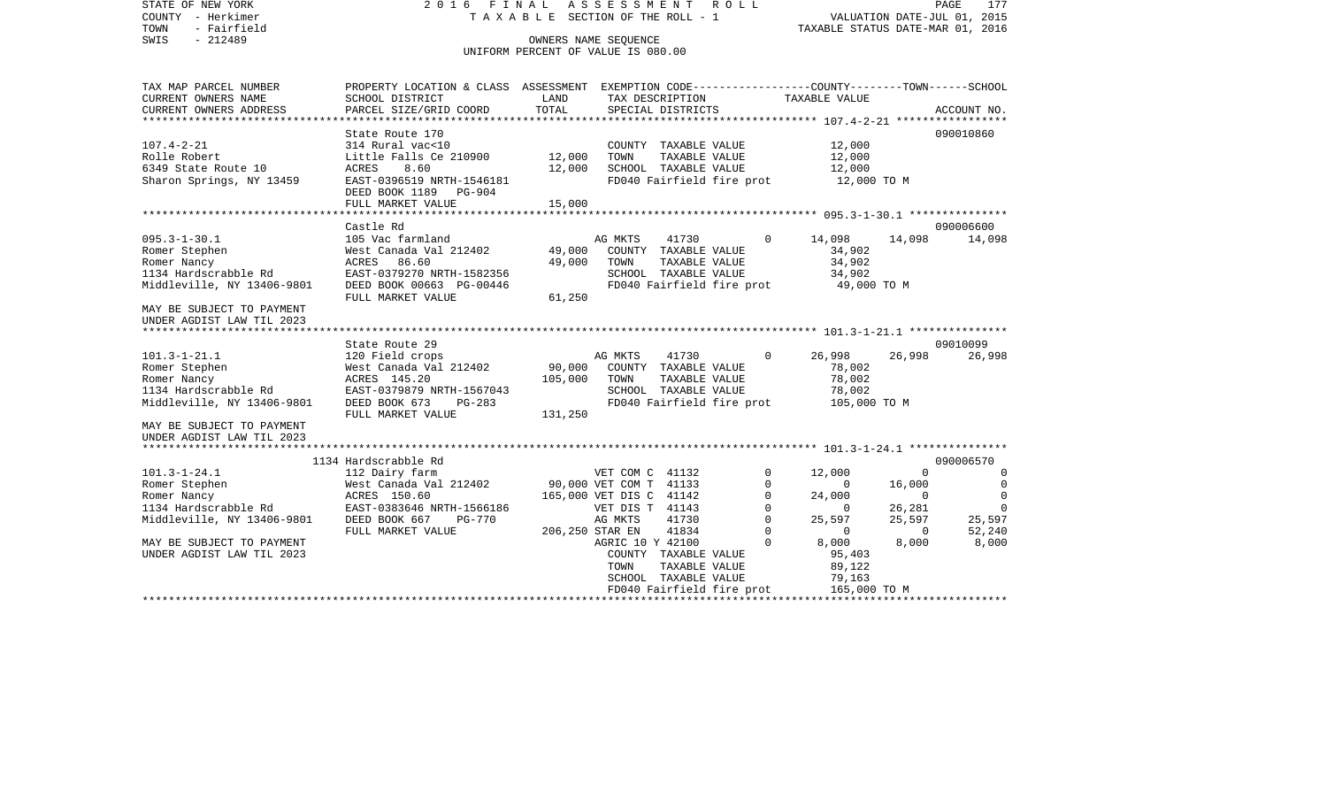STATE OF NEW YORK
COUNTY - Herkimer
TOWN - Fairfield
SWIS - 212489

2016 FINAL ASSESSMENT ROLL
TAXABLE SECTION OF THE ROLL - 1
OWNERS NAME SEQUENCE
UNIFORM PERCENT OF VALUE IS 080.00

VALUATION DATE-JUL 01, 2015
TAXABLE STATUS DATE-MAR 01, 2016

```
TAX MAP PARCEL NUMBER          PROPERTY LOCATION & CLASS  ASSESSMENT  EXEMPTION CODE-----------------COUNTY--------TOWN------SCHOOL
CURRENT OWNERS NAME            SCHOOL DISTRICT              LAND      TAX DESCRIPTION              TAXABLE VALUE
CURRENT OWNERS ADDRESS         PARCEL SIZE/GRID COORD       TOTAL     SPECIAL DISTRICTS                                      ACCOUNT NO.
******************************************************************************************************* 107.4-2-21 *****************
                               State Route 170                                                                         090010860
107.4-2-21                     314 Rural vac<10                        COUNTY  TAXABLE VALUE           12,000
Rolle Robert                   Little Falls Ce 210900        12,000    TOWN    TAXABLE VALUE           12,000
6349 State Route 10            ACRES    8.60                 12,000    SCHOOL  TAXABLE VALUE           12,000
Sharon Springs, NY 13459       EAST-0396519 NRTH-1546181               FD040 Fairfield fire prot        12,000 TO M
                               DEED BOOK 1189   PG-904
                               FULL MARKET VALUE             15,000
******************************************************************************************************* 095.3-1-30.1 ***************
                               Castle Rd                                                                               090006600
095.3-1-30.1                   105 Vac farmland                        AG MKTS      41730         0     14,098     14,098     14,098
Romer Stephen                  West Canada Val 212402        49,000    COUNTY  TAXABLE VALUE           34,902
Romer Nancy                    ACRES   86.60                 49,000    TOWN    TAXABLE VALUE           34,902
1134 Hardscrabble Rd           EAST-0379270 NRTH-1582356               SCHOOL  TAXABLE VALUE           34,902
Middleville, NY 13406-9801     DEED BOOK 00663 PG-00446                FD040 Fairfield fire prot        49,000 TO M
                               FULL MARKET VALUE             61,250
MAY BE SUBJECT TO PAYMENT
UNDER AGDIST LAW TIL 2023
******************************************************************************************************* 101.3-1-21.1 ***************
                               State Route 29                                                                          09010099
101.3-1-21.1                   120 Field crops                         AG MKTS      41730         0     26,998     26,998     26,998
Romer Stephen                  West Canada Val 212402        90,000    COUNTY  TAXABLE VALUE           78,002
Romer Nancy                    ACRES  145.20                105,000    TOWN    TAXABLE VALUE           78,002
1134 Hardscrabble Rd           EAST-0379879 NRTH-1567043               SCHOOL  TAXABLE VALUE           78,002
Middleville, NY 13406-9801     DEED BOOK 673    PG-283                 FD040 Fairfield fire prot       105,000 TO M
                               FULL MARKET VALUE            131,250
MAY BE SUBJECT TO PAYMENT
UNDER AGDIST LAW TIL 2023
******************************************************************************************************* 101.3-1-24.1 ***************
                               1134 Hardscrabble Rd                                                                    090006570
101.3-1-24.1                   112 Dairy farm                          VET COM C  41132           0     12,000          0          0
Romer Stephen                  West Canada Val 212402        90,000 VET COM T  41133           0          0     16,000          0
Romer Nancy                    ACRES  150.60                165,000 VET DIS C  41142           0     24,000          0          0
1134 Hardscrabble Rd           EAST-0383646 NRTH-1566186              VET DIS T  41143           0          0     26,281          0
Middleville, NY 13406-9801     DEED BOOK 667    PG-770                AG MKTS    41730           0     25,597     25,597     25,597
                               FULL MARKET VALUE            206,250 STAR EN    41834           0          0          0     52,240
MAY BE SUBJECT TO PAYMENT                                           AGRIC 10 Y 42100           0      8,000      8,000      8,000
UNDER AGDIST LAW TIL 2023                                              COUNTY  TAXABLE VALUE           95,403
                                                                       TOWN    TAXABLE VALUE           89,122
                                                                       SCHOOL  TAXABLE VALUE           79,163
                                                                       FD040 Fairfield fire prot       165,000 TO M
************************************************************************************************************************************
```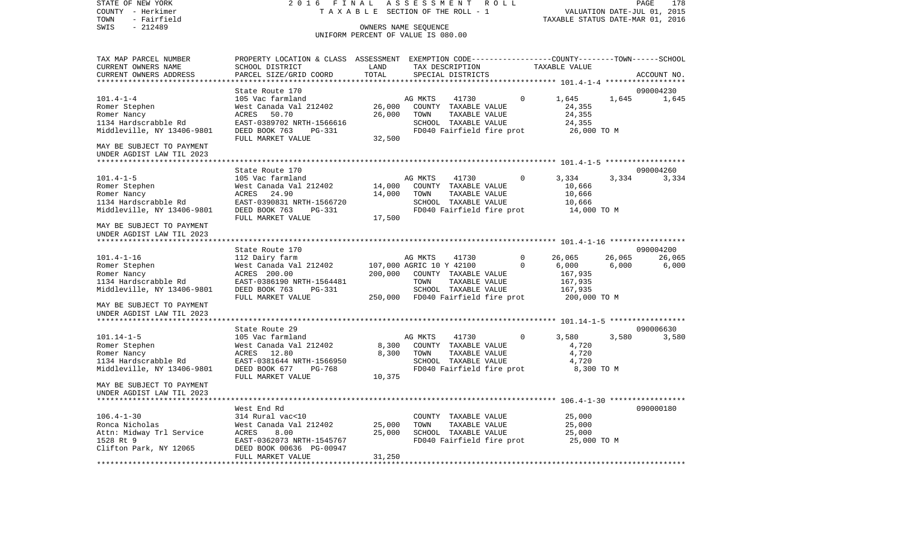STATE OF NEW YORK
COUNTY - Herkimer
TOWN - Fairfield
SWIS - 212489

2016 FINAL ASSESSMENT ROLL
TAXABLE SECTION OF THE ROLL - 1
OWNERS NAME SEQUENCE
UNIFORM PERCENT OF VALUE IS 080.00

VALUATION DATE-JUL 01, 2015
TAXABLE STATUS DATE-MAR 01, 2016

| TAX MAP PARCEL NUMBER / CURRENT OWNERS NAME / CURRENT OWNERS ADDRESS | PROPERTY LOCATION & CLASS / SCHOOL DISTRICT / PARCEL SIZE/GRID COORD | ASSESSMENT LAND / TOTAL | EXEMPTION CODE / TAX DESCRIPTION / SPECIAL DISTRICTS | COUNTY | TOWN | SCHOOL / ACCOUNT NO. |
|---|---|---|---|---|---|---|
| 101.4-1-4 | State Route 170 | | | | | 090004230 |
| | 105 Vac farmland | | AG MKTS 41730 0 | 1,645 | 1,645 | 1,645 |
| Romer Stephen | West Canada Val 212402 | 26,000 | COUNTY TAXABLE VALUE | 24,355 | | |
| Romer Nancy | ACRES 50.70 | 26,000 | TOWN TAXABLE VALUE | 24,355 | | |
| 1134 Hardscrabble Rd | EAST-0389702 NRTH-1566616 | | SCHOOL TAXABLE VALUE | 24,355 | | |
| Middleville, NY 13406-9801 | DEED BOOK 763 PG-331 | | FD040 Fairfield fire prot | 26,000 TO M | | |
| | FULL MARKET VALUE | 32,500 | | | | |
| MAY BE SUBJECT TO PAYMENT UNDER AGDIST LAW TIL 2023 | | | | | | |
| 101.4-1-5 | State Route 170 | | | | | 090004260 |
| | 105 Vac farmland | | AG MKTS 41730 0 | 3,334 | 3,334 | 3,334 |
| Romer Stephen | West Canada Val 212402 | 14,000 | COUNTY TAXABLE VALUE | 10,666 | | |
| Romer Nancy | ACRES 24.90 | 14,000 | TOWN TAXABLE VALUE | 10,666 | | |
| 1134 Hardscrabble Rd | EAST-0390831 NRTH-1566720 | | SCHOOL TAXABLE VALUE | 10,666 | | |
| Middleville, NY 13406-9801 | DEED BOOK 763 PG-331 | | FD040 Fairfield fire prot | 14,000 TO M | | |
| | FULL MARKET VALUE | 17,500 | | | | |
| MAY BE SUBJECT TO PAYMENT UNDER AGDIST LAW TIL 2023 | | | | | | |
| 101.4-1-16 | State Route 170 | | | | | 090004200 |
| | 112 Dairy farm | | AG MKTS 41730 0 | 26,065 | 26,065 | 26,065 |
| Romer Stephen | West Canada Val 212402 | 107,000 | AGRIC 10 Y 42100 0 | 6,000 | 6,000 | 6,000 |
| Romer Nancy | ACRES 200.00 | 200,000 | COUNTY TAXABLE VALUE | 167,935 | | |
| 1134 Hardscrabble Rd | EAST-0386190 NRTH-1564481 | | TOWN TAXABLE VALUE | 167,935 | | |
| Middleville, NY 13406-9801 | DEED BOOK 763 PG-331 | | SCHOOL TAXABLE VALUE | 167,935 | | |
| | FULL MARKET VALUE | 250,000 | FD040 Fairfield fire prot | 200,000 TO M | | |
| MAY BE SUBJECT TO PAYMENT UNDER AGDIST LAW TIL 2023 | | | | | | |
| 101.14-1-5 | State Route 29 | | | | | 090006630 |
| | 105 Vac farmland | | AG MKTS 41730 0 | 3,580 | 3,580 | 3,580 |
| Romer Stephen | West Canada Val 212402 | 8,300 | COUNTY TAXABLE VALUE | 4,720 | | |
| Romer Nancy | ACRES 12.80 | 8,300 | TOWN TAXABLE VALUE | 4,720 | | |
| 1134 Hardscrabble Rd | EAST-0381644 NRTH-1566950 | | SCHOOL TAXABLE VALUE | 4,720 | | |
| Middleville, NY 13406-9801 | DEED BOOK 677 PG-768 | | FD040 Fairfield fire prot | 8,300 TO M | | |
| | FULL MARKET VALUE | 10,375 | | | | |
| MAY BE SUBJECT TO PAYMENT UNDER AGDIST LAW TIL 2023 | | | | | | |
| 106.4-1-30 | West End Rd | | | | | 090000180 |
| | 314 Rural vac<10 | | COUNTY TAXABLE VALUE | 25,000 | | |
| Ronca Nicholas | West Canada Val 212402 | 25,000 | TOWN TAXABLE VALUE | 25,000 | | |
| Attn: Midway Trl Service | ACRES 8.00 | 25,000 | SCHOOL TAXABLE VALUE | 25,000 | | |
| 1528 Rt 9 | EAST-0362073 NRTH-1545767 | | FD040 Fairfield fire prot | 25,000 TO M | | |
| Clifton Park, NY 12065 | DEED BOOK 00636 PG-00947 | | | | | |
| | FULL MARKET VALUE | 31,250 | | | | |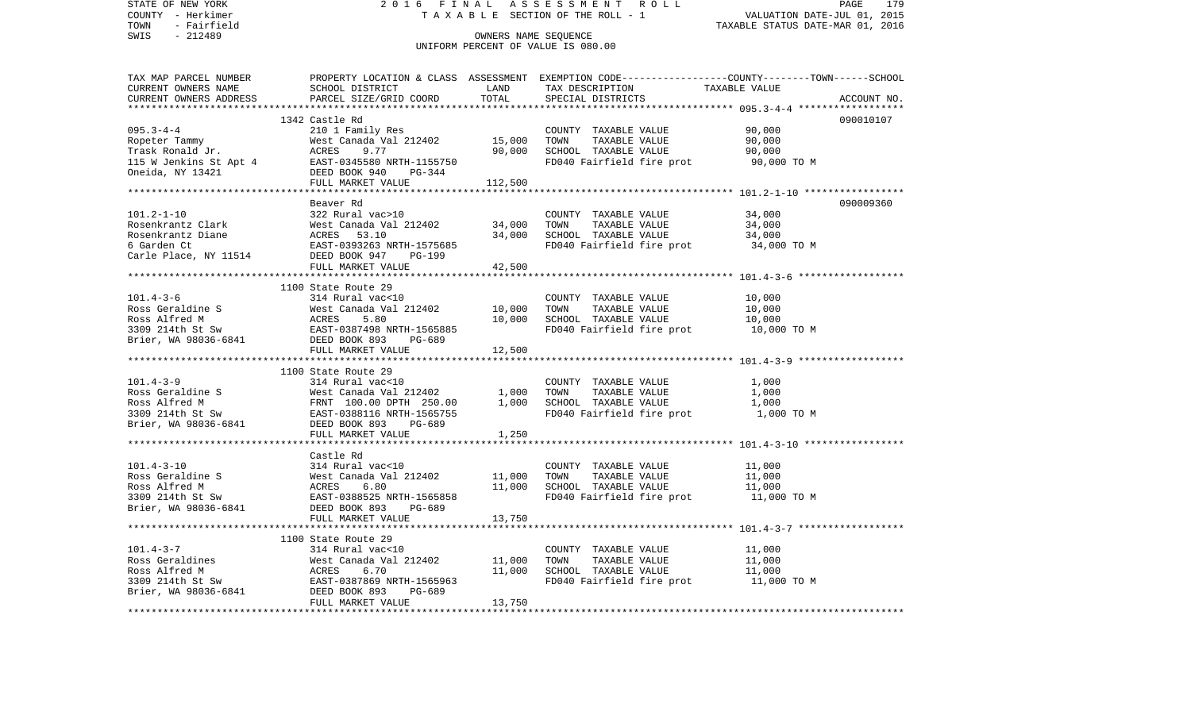STATE OF NEW YORK | 2016 FINAL ASSESSMENT ROLL | PAGE 179
COUNTY - Herkimer | TAXABLE SECTION OF THE ROLL - 1 | VALUATION DATE-JUL 01, 2015
TOWN - Fairfield | | TAXABLE STATUS DATE-MAR 01, 2016
SWIS - 212489 | OWNERS NAME SEQUENCE
UNIFORM PERCENT OF VALUE IS 080.00

| TAX MAP PARCEL NUMBER / CURRENT OWNERS NAME / CURRENT OWNERS ADDRESS | PROPERTY LOCATION & CLASS / SCHOOL DISTRICT / PARCEL SIZE/GRID COORD | ASSESSMENT LAND | TOTAL | EXEMPTION CODE / TAX DESCRIPTION / SPECIAL DISTRICTS | TAXABLE VALUE (COUNTY--------TOWN------SCHOOL) | ACCOUNT NO. |
|---|---|---|---|---|---|---|
| | 1342 Castle Rd | | | | | 090010107 |
| 095.3-4-4 | 210 1 Family Res | | | COUNTY TAXABLE VALUE | 90,000 | |
| Ropeter Tammy | West Canada Val 212402 | 15,000 | | TOWN TAXABLE VALUE | 90,000 | |
| Trask Ronald Jr. | ACRES 9.77 | | 90,000 | SCHOOL TAXABLE VALUE | 90,000 | |
| 115 W Jenkins St Apt 4 | EAST-0345580 NRTH-1155750 | | | FD040 Fairfield fire prot | 90,000 TO M | |
| Oneida, NY 13421 | DEED BOOK 940 PG-344 | | | | | |
| | FULL MARKET VALUE | | 112,500 | | | |
| | Beaver Rd | | | | | 090009360 |
| 101.2-1-10 | 322 Rural vac>10 | | | COUNTY TAXABLE VALUE | 34,000 | |
| Rosenkrantz Clark | West Canada Val 212402 | 34,000 | | TOWN TAXABLE VALUE | 34,000 | |
| Rosenkrantz Diane | ACRES 53.10 | | 34,000 | SCHOOL TAXABLE VALUE | 34,000 | |
| 6 Garden Ct | EAST-0393263 NRTH-1575685 | | | FD040 Fairfield fire prot | 34,000 TO M | |
| Carle Place, NY 11514 | DEED BOOK 947 PG-199 | | | | | |
| | FULL MARKET VALUE | | 42,500 | | | |
| | 1100 State Route 29 | | | | | |
| 101.4-3-6 | 314 Rural vac<10 | | | COUNTY TAXABLE VALUE | 10,000 | |
| Ross Geraldine S | West Canada Val 212402 | 10,000 | | TOWN TAXABLE VALUE | 10,000 | |
| Ross Alfred M | ACRES 5.80 | | 10,000 | SCHOOL TAXABLE VALUE | 10,000 | |
| 3309 214th St Sw | EAST-0387498 NRTH-1565885 | | | FD040 Fairfield fire prot | 10,000 TO M | |
| Brier, WA 98036-6841 | DEED BOOK 893 PG-689 | | | | | |
| | FULL MARKET VALUE | | 12,500 | | | |
| | 1100 State Route 29 | | | | | |
| 101.4-3-9 | 314 Rural vac<10 | | | COUNTY TAXABLE VALUE | 1,000 | |
| Ross Geraldine S | West Canada Val 212402 | 1,000 | | TOWN TAXABLE VALUE | 1,000 | |
| Ross Alfred M | FRNT 100.00 DPTH 250.00 | | 1,000 | SCHOOL TAXABLE VALUE | 1,000 | |
| 3309 214th St Sw | EAST-0388116 NRTH-1565755 | | | FD040 Fairfield fire prot | 1,000 TO M | |
| Brier, WA 98036-6841 | DEED BOOK 893 PG-689 | | | | | |
| | FULL MARKET VALUE | | 1,250 | | | |
| | Castle Rd | | | | | |
| 101.4-3-10 | 314 Rural vac<10 | | | COUNTY TAXABLE VALUE | 11,000 | |
| Ross Geraldine S | West Canada Val 212402 | 11,000 | | TOWN TAXABLE VALUE | 11,000 | |
| Ross Alfred M | ACRES 6.80 | | 11,000 | SCHOOL TAXABLE VALUE | 11,000 | |
| 3309 214th St Sw | EAST-0388525 NRTH-1565858 | | | FD040 Fairfield fire prot | 11,000 TO M | |
| Brier, WA 98036-6841 | DEED BOOK 893 PG-689 | | | | | |
| | FULL MARKET VALUE | | 13,750 | | | |
| | 1100 State Route 29 | | | | | |
| 101.4-3-7 | 314 Rural vac<10 | | | COUNTY TAXABLE VALUE | 11,000 | |
| Ross Geraldines | West Canada Val 212402 | 11,000 | | TOWN TAXABLE VALUE | 11,000 | |
| Ross Alfred M | ACRES 6.70 | | 11,000 | SCHOOL TAXABLE VALUE | 11,000 | |
| 3309 214th St Sw | EAST-0387869 NRTH-1565963 | | | FD040 Fairfield fire prot | 11,000 TO M | |
| Brier, WA 98036-6841 | DEED BOOK 893 PG-689 | | | | | |
| | FULL MARKET VALUE | | 13,750 | | | |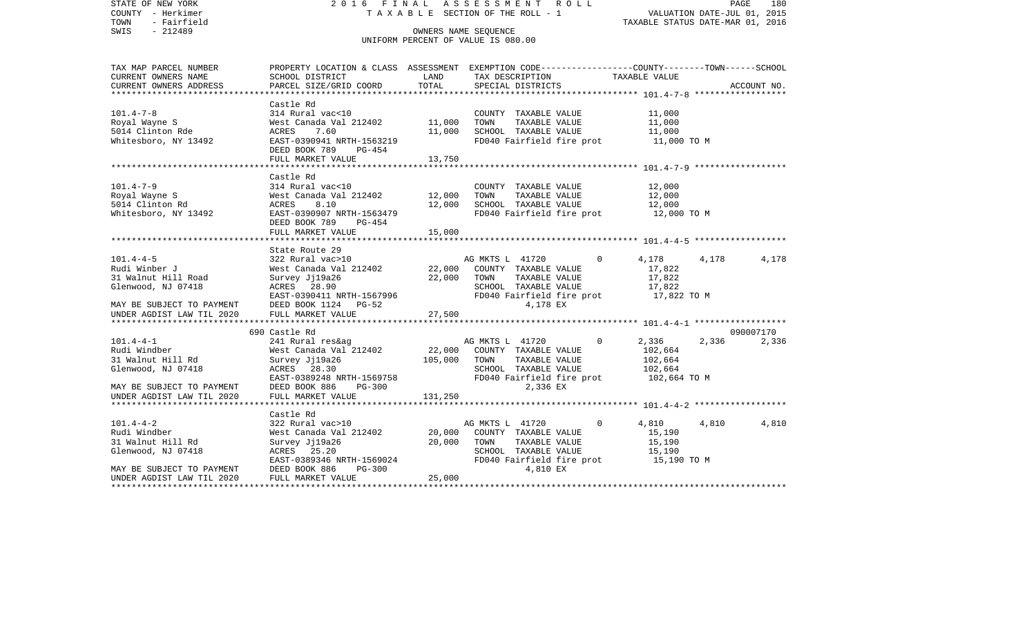STATE OF NEW YORK
COUNTY - Herkimer
TOWN - Fairfield
SWIS - 212489

2016 FINAL ASSESSMENT ROLL
TAXABLE SECTION OF THE ROLL - 1
OWNERS NAME SEQUENCE
UNIFORM PERCENT OF VALUE IS 080.00

VALUATION DATE-JUL 01, 2015
TAXABLE STATUS DATE-MAR 01, 2016

| TAX MAP PARCEL NUMBER / CURRENT OWNERS NAME / CURRENT OWNERS ADDRESS | PROPERTY LOCATION & CLASS / SCHOOL DISTRICT / PARCEL SIZE/GRID COORD | ASSESSMENT LAND | TOTAL | EXEMPTION CODE / TAX DESCRIPTION / SPECIAL DISTRICTS | COUNTY TAXABLE VALUE | TOWN | SCHOOL | ACCOUNT NO. |
|---|---|---|---|---|---|---|---|---|
| **101.4-7-8** | Castle Rd | | | | | | | |
| | 314 Rural vac<10 | | | COUNTY TAXABLE VALUE | 11,000 | | | |
| Royal Wayne S | West Canada Val 212402 | 11,000 | | TOWN TAXABLE VALUE | 11,000 | | | |
| 5014 Clinton Rde | ACRES 7.60 | | 11,000 | SCHOOL TAXABLE VALUE | 11,000 | | | |
| Whitesboro, NY 13492 | EAST-0390941 NRTH-1563219 | | | FD040 Fairfield fire prot | 11,000 TO M | | | |
| | DEED BOOK 789 PG-454 | | | | | | | |
| | FULL MARKET VALUE | | 13,750 | | | | | |
| **101.4-7-9** | Castle Rd | | | | | | | |
| | 314 Rural vac<10 | | | COUNTY TAXABLE VALUE | 12,000 | | | |
| Royal Wayne S | West Canada Val 212402 | 12,000 | | TOWN TAXABLE VALUE | 12,000 | | | |
| 5014 Clinton Rd | ACRES 8.10 | | 12,000 | SCHOOL TAXABLE VALUE | 12,000 | | | |
| Whitesboro, NY 13492 | EAST-0390907 NRTH-1563479 | | | FD040 Fairfield fire prot | 12,000 TO M | | | |
| | DEED BOOK 789 PG-454 | | | | | | | |
| | FULL MARKET VALUE | | 15,000 | | | | | |
| **101.4-4-5** | State Route 29 | | | | | | | |
| | 322 Rural vac>10 | | | AG MKTS L 41720 0 | 4,178 | 4,178 | 4,178 | |
| Rudi Winber J | West Canada Val 212402 | 22,000 | | COUNTY TAXABLE VALUE | 17,822 | | | |
| 31 Walnut Hill Road | Survey Jj19a26 | | 22,000 | TOWN TAXABLE VALUE | 17,822 | | | |
| Glenwood, NJ 07418 | ACRES 28.90 | | | SCHOOL TAXABLE VALUE | 17,822 | | | |
| | EAST-0390411 NRTH-1567996 | | | FD040 Fairfield fire prot | 17,822 TO M | | | |
| MAY BE SUBJECT TO PAYMENT | DEED BOOK 1124 PG-52 | | | 4,178 EX | | | | |
| UNDER AGDIST LAW TIL 2020 | FULL MARKET VALUE | | 27,500 | | | | | |
| **101.4-4-1** | 690 Castle Rd | | | | | | | 090007170 |
| | 241 Rural res&ag | | | AG MKTS L 41720 0 | 2,336 | 2,336 | 2,336 | |
| Rudi Windber | West Canada Val 212402 | 22,000 | | COUNTY TAXABLE VALUE | 102,664 | | | |
| 31 Walnut Hill Rd | Survey Jj19a26 | | 105,000 | TOWN TAXABLE VALUE | 102,664 | | | |
| Glenwood, NJ 07418 | ACRES 28.30 | | | SCHOOL TAXABLE VALUE | 102,664 | | | |
| | EAST-0389248 NRTH-1569758 | | | FD040 Fairfield fire prot | 102,664 TO M | | | |
| MAY BE SUBJECT TO PAYMENT | DEED BOOK 886 PG-300 | | | 2,336 EX | | | | |
| UNDER AGDIST LAW TIL 2020 | FULL MARKET VALUE | | 131,250 | | | | | |
| **101.4-4-2** | Castle Rd | | | | | | | |
| | 322 Rural vac>10 | | | AG MKTS L 41720 0 | 4,810 | 4,810 | 4,810 | |
| Rudi Windber | West Canada Val 212402 | 20,000 | | COUNTY TAXABLE VALUE | 15,190 | | | |
| 31 Walnut Hill Rd | Survey Jj19a26 | | 20,000 | TOWN TAXABLE VALUE | 15,190 | | | |
| Glenwood, NJ 07418 | ACRES 25.20 | | | SCHOOL TAXABLE VALUE | 15,190 | | | |
| | EAST-0389346 NRTH-1569024 | | | FD040 Fairfield fire prot | 15,190 TO M | | | |
| MAY BE SUBJECT TO PAYMENT | DEED BOOK 886 PG-300 | | | 4,810 EX | | | | |
| UNDER AGDIST LAW TIL 2020 | FULL MARKET VALUE | | 25,000 | | | | | |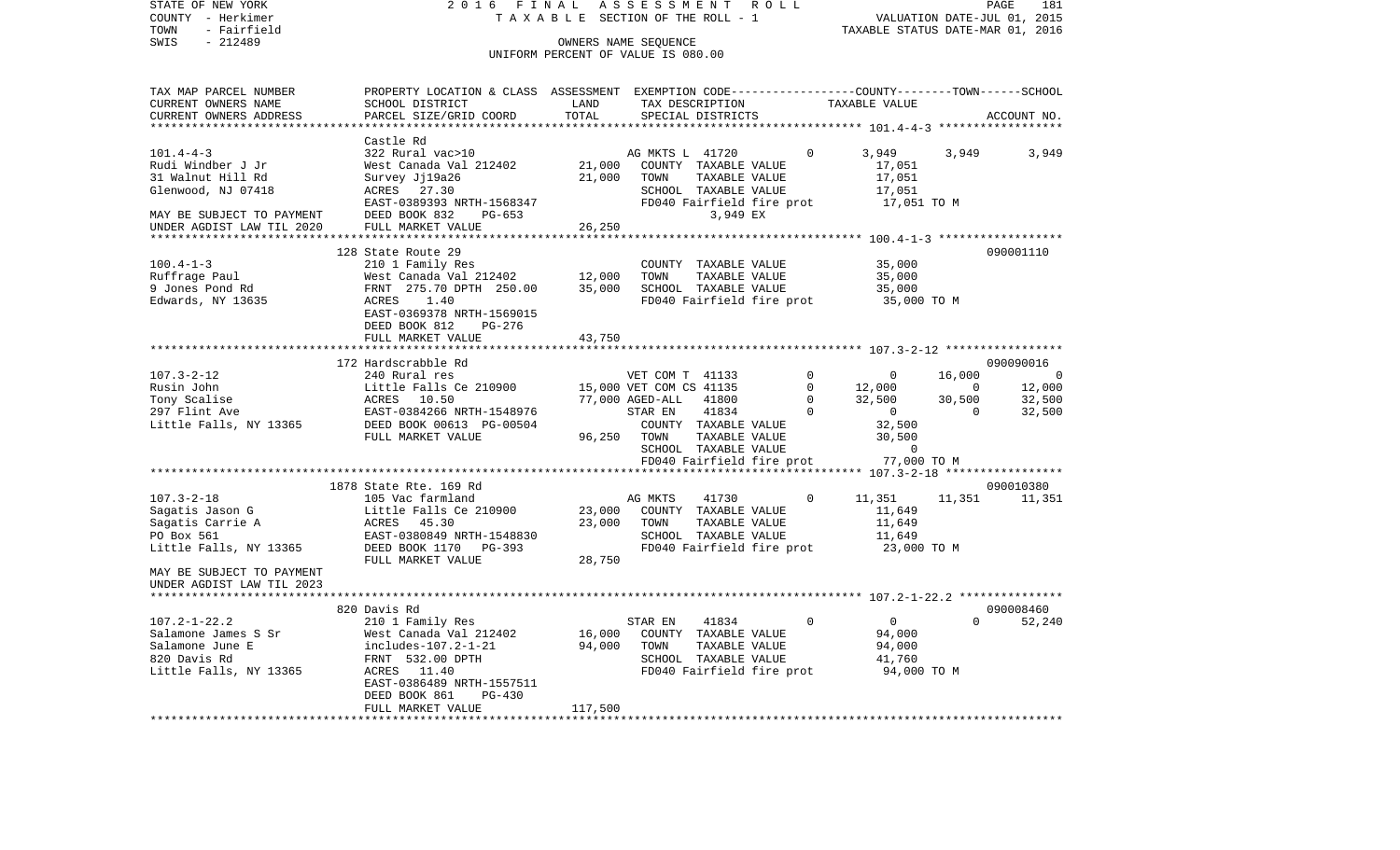STATE OF NEW YORK                    2016 FINAL ASSESSMENT ROLL
COUNTY - Herkimer                    TAXABLE SECTION OF THE ROLL - 1                    VALUATION DATE-JUL 01, 2015
TOWN - Fairfield                                                                         TAXABLE STATUS DATE-MAR 01, 2016
SWIS - 212489                        OWNERS NAME SEQUENCE
                                     UNIFORM PERCENT OF VALUE IS 080.00

| TAX MAP PARCEL NUMBER / CURRENT OWNERS NAME / CURRENT OWNERS ADDRESS | PROPERTY LOCATION & CLASS / SCHOOL DISTRICT / PARCEL SIZE/GRID COORD | ASSESSMENT LAND / TOTAL | EXEMPTION CODE / TAX DESCRIPTION / SPECIAL DISTRICTS | COUNTY TAXABLE VALUE | TOWN | SCHOOL | ACCOUNT NO. |
|---|---|---|---|---|---|---|---|
| **101.4-4-3** | Castle Rd | | | | | | |
| | 322 Rural vac>10 | | AG MKTS L 41720 0 | 3,949 | 3,949 | 3,949 | |
| Rudi Windber J Jr | West Canada Val 212402 | 21,000 | COUNTY TAXABLE VALUE | 17,051 | | | |
| 31 Walnut Hill Rd | Survey Jj19a26 | 21,000 | TOWN TAXABLE VALUE | 17,051 | | | |
| Glenwood, NJ 07418 | ACRES 27.30 | | SCHOOL TAXABLE VALUE | 17,051 | | | |
| | EAST-0389393 NRTH-1568347 | | FD040 Fairfield fire prot | 17,051 TO M | | | |
| MAY BE SUBJECT TO PAYMENT | DEED BOOK 832 PG-653 | | 3,949 EX | | | | |
| UNDER AGDIST LAW TIL 2020 | FULL MARKET VALUE | 26,250 | | | | | |
| **100.4-1-3** | 128 State Route 29 | | | | | | 090001110 |
| | 210 1 Family Res | | COUNTY TAXABLE VALUE | 35,000 | | | |
| Ruffrage Paul | West Canada Val 212402 | 12,000 | TOWN TAXABLE VALUE | 35,000 | | | |
| 9 Jones Pond Rd | FRNT 275.70 DPTH 250.00 | 35,000 | SCHOOL TAXABLE VALUE | 35,000 | | | |
| Edwards, NY 13635 | ACRES 1.40 | | FD040 Fairfield fire prot | 35,000 TO M | | | |
| | EAST-0369378 NRTH-1569015 | | | | | | |
| | DEED BOOK 812 PG-276 | | | | | | |
| | FULL MARKET VALUE | 43,750 | | | | | |
| **107.3-2-12** | 172 Hardscrabble Rd | | | | | | 090090016 |
| | 240 Rural res | | VET COM T 41133 0 | 0 | 16,000 | 0 | |
| Rusin John | Little Falls Ce 210900 | 15,000 | VET COM CS 41135 0 | 12,000 | 0 | 12,000 | |
| Tony Scalise | ACRES 10.50 | 77,000 | AGED-ALL 41800 0 | 32,500 | 30,500 | 32,500 | |
| 297 Flint Ave | EAST-0384266 NRTH-1548976 | | STAR EN 41834 0 | 0 | 0 | 32,500 | |
| Little Falls, NY 13365 | DEED BOOK 00613 PG-00504 | | COUNTY TAXABLE VALUE | 32,500 | | | |
| | FULL MARKET VALUE | 96,250 | TOWN TAXABLE VALUE | 30,500 | | | |
| | | | SCHOOL TAXABLE VALUE | 0 | | | |
| | | | FD040 Fairfield fire prot | 77,000 TO M | | | |
| **107.3-2-18** | 1878 State Rte. 169 Rd | | | | | | 090010380 |
| | 105 Vac farmland | | AG MKTS 41730 0 | 11,351 | 11,351 | 11,351 | |
| Sagatis Jason G | Little Falls Ce 210900 | 23,000 | COUNTY TAXABLE VALUE | 11,649 | | | |
| Sagatis Carrie A | ACRES 45.30 | 23,000 | TOWN TAXABLE VALUE | 11,649 | | | |
| PO Box 561 | EAST-0380849 NRTH-1548830 | | SCHOOL TAXABLE VALUE | 11,649 | | | |
| Little Falls, NY 13365 | DEED BOOK 1170 PG-393 | | FD040 Fairfield fire prot | 23,000 TO M | | | |
| | FULL MARKET VALUE | 28,750 | | | | | |
| MAY BE SUBJECT TO PAYMENT | | | | | | | |
| UNDER AGDIST LAW TIL 2023 | | | | | | | |
| **107.2-1-22.2** | 820 Davis Rd | | | | | | 090008460 |
| | 210 1 Family Res | | STAR EN 41834 0 | 0 | 0 | 52,240 | |
| Salamone James S Sr | West Canada Val 212402 | 16,000 | COUNTY TAXABLE VALUE | 94,000 | | | |
| Salamone June E | includes-107.2-1-21 | 94,000 | TOWN TAXABLE VALUE | 94,000 | | | |
| 820 Davis Rd | FRNT 532.00 DPTH | | SCHOOL TAXABLE VALUE | 41,760 | | | |
| Little Falls, NY 13365 | ACRES 11.40 | | FD040 Fairfield fire prot | 94,000 TO M | | | |
| | EAST-0386489 NRTH-1557511 | | | | | | |
| | DEED BOOK 861 PG-430 | | | | | | |
| | FULL MARKET VALUE | 117,500 | | | | | |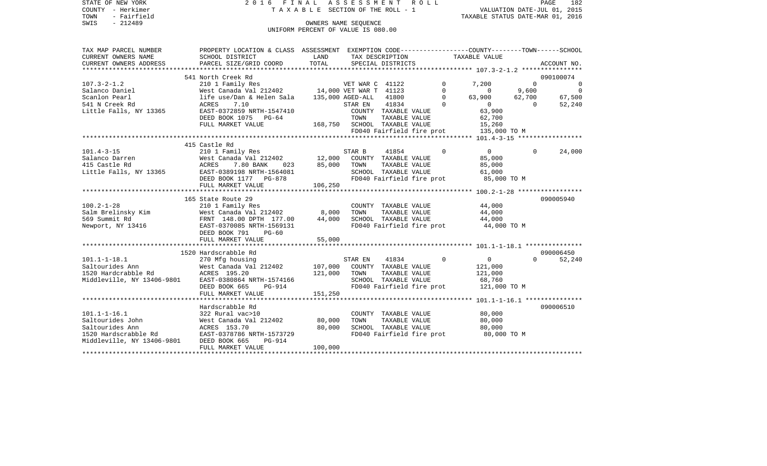STATE OF NEW YORK — 2016 FINAL ASSESSMENT ROLL — TAXABLE SECTION OF THE ROLL - 1
COUNTY - Herkimer — VALUATION DATE-JUL 01, 2015
TOWN - Fairfield — TAXABLE STATUS DATE-MAR 01, 2016
SWIS - 212489 — OWNERS NAME SEQUENCE
UNIFORM PERCENT OF VALUE IS 080.00

| TAX MAP PARCEL NUMBER / CURRENT OWNERS NAME / CURRENT OWNERS ADDRESS | PROPERTY LOCATION & CLASS / SCHOOL DISTRICT / PARCEL SIZE/GRID COORD | ASSESSMENT LAND | TOTAL | EXEMPTION CODE / TAX DESCRIPTION / SPECIAL DISTRICTS | | COUNTY TAXABLE VALUE | TOWN | SCHOOL | ACCOUNT NO. |
|---|---|---|---|---|---|---|---|---|---|
| **107.3-2-1.2** | 541 North Creek Rd | | | | | | | | 090100074 |
| 107.3-2-1.2 | 210 1 Family Res | | | VET WAR C 41122 | 0 | 7,200 | 0 | 0 | |
| Salanco Daniel | West Canada Val 212402 | 14,000 | | VET WAR T 41123 | 0 | 0 | 9,600 | 0 | |
| Scanlon Pearl | life use/Dan & Helen Sala | | 135,000 | AGED-ALL 41800 | 0 | 63,900 | 62,700 | 67,500 | |
| 541 N Creek Rd | ACRES 7.10 | | | STAR EN 41834 | 0 | 0 | 0 | 52,240 | |
| Little Falls, NY 13365 | EAST-0372859 NRTH-1547410 | | | COUNTY TAXABLE VALUE | | 63,900 | | | |
| | DEED BOOK 1075 PG-64 | | | TOWN TAXABLE VALUE | | 62,700 | | | |
| | FULL MARKET VALUE | 168,750 | | SCHOOL TAXABLE VALUE | | 15,260 | | | |
| | | | | FD040 Fairfield fire prot | | 135,000 TO M | | | |
| **101.4-3-15** | 415 Castle Rd | | | | | | | | |
| 101.4-3-15 | 210 1 Family Res | | | STAR B 41854 | 0 | 0 | 0 | 24,000 | |
| Salanco Darren | West Canada Val 212402 | 12,000 | | COUNTY TAXABLE VALUE | | 85,000 | | | |
| 415 Castle Rd | ACRES 7.80 BANK 023 | | 85,000 | TOWN TAXABLE VALUE | | 85,000 | | | |
| Little Falls, NY 13365 | EAST-0389198 NRTH-1564081 | | | SCHOOL TAXABLE VALUE | | 61,000 | | | |
| | DEED BOOK 1177 PG-878 | | | FD040 Fairfield fire prot | | 85,000 TO M | | | |
| | FULL MARKET VALUE | 106,250 | | | | | | | |
| **100.2-1-28** | 165 State Route 29 | | | | | | | | 090005940 |
| 100.2-1-28 | 210 1 Family Res | | | COUNTY TAXABLE VALUE | | 44,000 | | | |
| Salm Brelinsky Kim | West Canada Val 212402 | 8,000 | | TOWN TAXABLE VALUE | | 44,000 | | | |
| 569 Summit Rd | FRNT 148.00 DPTH 177.00 | | 44,000 | SCHOOL TAXABLE VALUE | | 44,000 | | | |
| Newport, NY 13416 | EAST-0370085 NRTH-1569131 | | | FD040 Fairfield fire prot | | 44,000 TO M | | | |
| | DEED BOOK 791 PG-60 | | | | | | | | |
| | FULL MARKET VALUE | 55,000 | | | | | | | |
| **101.1-1-18.1** | 1520 Hardscrabble Rd | | | | | | | | 090006450 |
| 101.1-1-18.1 | 270 Mfg housing | | | STAR EN 41834 | 0 | 0 | 0 | 52,240 | |
| Saltourides Ann | West Canada Val 212402 | 107,000 | | COUNTY TAXABLE VALUE | | 121,000 | | | |
| 1520 Hardcrabble Rd | ACRES 195.20 | | 121,000 | TOWN TAXABLE VALUE | | 121,000 | | | |
| Middleville, NY 13406-9801 | EAST-0380864 NRTH-1574166 | | | SCHOOL TAXABLE VALUE | | 68,760 | | | |
| | DEED BOOK 665 PG-914 | | | FD040 Fairfield fire prot | | 121,000 TO M | | | |
| | FULL MARKET VALUE | 151,250 | | | | | | | |
| **101.1-1-16.1** | Hardscrabble Rd | | | | | | | | 090006510 |
| 101.1-1-16.1 | 322 Rural vac>10 | | | COUNTY TAXABLE VALUE | | 80,000 | | | |
| Saltourides John | West Canada Val 212402 | 80,000 | | TOWN TAXABLE VALUE | | 80,000 | | | |
| Saltourides Ann | ACRES 153.70 | | 80,000 | SCHOOL TAXABLE VALUE | | 80,000 | | | |
| 1520 Hardscrabble Rd | EAST-0378786 NRTH-1573729 | | | FD040 Fairfield fire prot | | 80,000 TO M | | | |
| Middleville, NY 13406-9801 | DEED BOOK 665 PG-914 | | | | | | | | |
| | FULL MARKET VALUE | 100,000 | | | | | | | |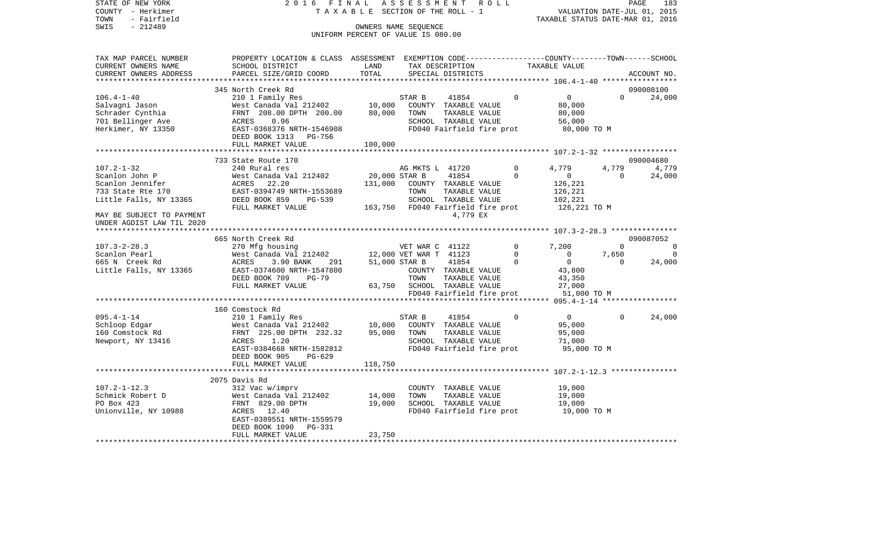STATE OF NEW YORK — 2016 FINAL ASSESSMENT ROLL
COUNTY - Herkimer — TAXABLE SECTION OF THE ROLL - 1 — VALUATION DATE-JUL 01, 2015
TOWN - Fairfield — TAXABLE STATUS DATE-MAR 01, 2016
SWIS - 212489 — OWNERS NAME SEQUENCE
UNIFORM PERCENT OF VALUE IS 080.00

```
TAX MAP PARCEL NUMBER          PROPERTY LOCATION & CLASS  ASSESSMENT  EXEMPTION CODE-----------------COUNTY--------TOWN------SCHOOL
CURRENT OWNERS NAME            SCHOOL DISTRICT              LAND      TAX DESCRIPTION              TAXABLE VALUE
CURRENT OWNERS ADDRESS         PARCEL SIZE/GRID COORD       TOTAL     SPECIAL DISTRICTS                                    ACCOUNT NO.
******************************************************************************************************* 106.4-1-40 *****************
                               345 North Creek Rd                                                                          090008100
106.4-1-40                     210 1 Family Res                       STAR B      41854          0          0         0       24,000
Salvagni Jason                 West Canada Val 212402      10,000     COUNTY  TAXABLE VALUE            80,000
Schrader Cynthia               FRNT 208.00 DPTH 200.00     80,000     TOWN    TAXABLE VALUE            80,000
701 Bellinger Ave              ACRES    0.96                          SCHOOL  TAXABLE VALUE            56,000
Herkimer, NY 13350             EAST-0368376 NRTH-1546908              FD040 Fairfield fire prot         80,000 TO M
                               DEED BOOK 1313   PG-756
                               FULL MARKET VALUE           100,000
******************************************************************************************************* 107.2-1-32 *****************
                               733 State Route 170                                                                         090004680
107.2-1-32                     240 Rural res                          AG MKTS L  41720           0      4,779     4,779        4,779
Scanlon John P                 West Canada Val 212402      20,000 STAR B      41854          0          0         0       24,000
Scanlon Jennifer               ACRES   22.20              131,000     COUNTY  TAXABLE VALUE           126,221
733 State Rte 170              EAST-0394749 NRTH-1553689              TOWN    TAXABLE VALUE           126,221
Little Falls, NY 13365         DEED BOOK 859    PG-539                SCHOOL  TAXABLE VALUE           102,221
                               FULL MARKET VALUE           163,750    FD040 Fairfield fire prot        126,221 TO M
MAY BE SUBJECT TO PAYMENT                                                       4,779 EX
UNDER AGDIST LAW TIL 2020
******************************************************************************************************* 107.3-2-28.3 ***************
                               665 North Creek Rd                                                                          090087052
107.3-2-28.3                   270 Mfg housing                        VET WAR C  41122           0      7,200         0            0
Scanlon Pearl                  West Canada Val 212402      12,000 VET WAR T  41123           0          0     7,650            0
665 N Creek Rd                 ACRES    3.90 BANK     291  51,000 STAR B      41854          0          0         0       24,000
Little Falls, NY 13365         EAST-0374600 NRTH-1547800              COUNTY  TAXABLE VALUE            43,800
                               DEED BOOK 709    PG-79                 TOWN    TAXABLE VALUE            43,350
                               FULL MARKET VALUE            63,750    SCHOOL  TAXABLE VALUE            27,000
                                                                      FD040 Fairfield fire prot         51,000 TO M
******************************************************************************************************* 095.4-1-14 *****************
                               160 Comstock Rd
095.4-1-14                     210 1 Family Res                       STAR B      41854          0          0         0       24,000
Schloop Edgar                  West Canada Val 212402      10,000     COUNTY  TAXABLE VALUE            95,000
160 Comstock Rd                FRNT 225.00 DPTH 232.32     95,000     TOWN    TAXABLE VALUE            95,000
Newport, NY 13416              ACRES    1.20                          SCHOOL  TAXABLE VALUE            71,000
                               EAST-0384668 NRTH-1582812              FD040 Fairfield fire prot         95,000 TO M
                               DEED BOOK 905    PG-629
                               FULL MARKET VALUE           118,750
******************************************************************************************************* 107.2-1-12.3 ***************
                               2075 Davis Rd
107.2-1-12.3                   312 Vac w/imprv                        COUNTY  TAXABLE VALUE            19,000
Schmick Robert D               West Canada Val 212402      14,000     TOWN    TAXABLE VALUE            19,000
PO Box 423                     FRNT 829.00 DPTH            19,000     SCHOOL  TAXABLE VALUE            19,000
Unionville, NY 10988           ACRES   12.40                          FD040 Fairfield fire prot         19,000 TO M
                               EAST-0389551 NRTH-1559579
                               DEED BOOK 1090   PG-331
                               FULL MARKET VALUE            23,750
************************************************************************************************************************************
```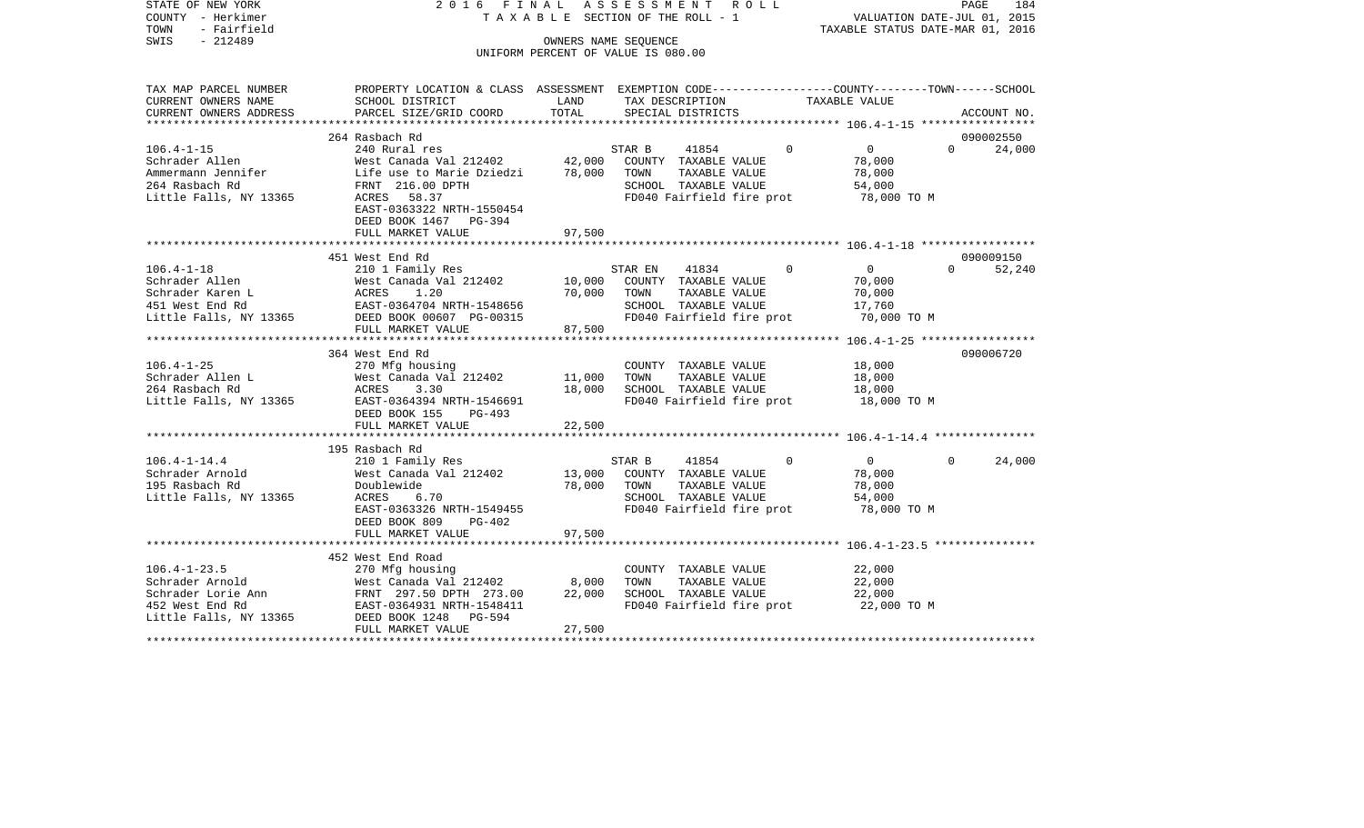STATE OF NEW YORK — 2016 FINAL ASSESSMENT ROLL
COUNTY - Herkimer — TAXABLE SECTION OF THE ROLL - 1 — VALUATION DATE-JUL 01, 2015
TOWN - Fairfield — TAXABLE STATUS DATE-MAR 01, 2016
SWIS - 212489 — OWNERS NAME SEQUENCE
UNIFORM PERCENT OF VALUE IS 080.00

| TAX MAP PARCEL NUMBER / CURRENT OWNERS NAME / CURRENT OWNERS ADDRESS | PROPERTY LOCATION & CLASS / SCHOOL DISTRICT / PARCEL SIZE/GRID COORD | ASSESSMENT LAND | TOTAL | EXEMPTION CODE / TAX DESCRIPTION / SPECIAL DISTRICTS | COUNTY | TOWN | SCHOOL TAXABLE VALUE | ACCOUNT NO. |
|---|---|---|---|---|---|---|---|---|
| **106.4-1-15** | 264 Rasbach Rd | | | | | | | 090002550 |
| Schrader Allen | 240 Rural res | | | STAR B 41854 | 0 | 0 | 0 | 24,000 |
| Ammermann Jennifer | West Canada Val 212402 | 42,000 | | COUNTY TAXABLE VALUE | 78,000 | | | |
| 264 Rasbach Rd | Life use to Marie Dziedzi | | 78,000 | TOWN TAXABLE VALUE | | 78,000 | | |
| Little Falls, NY 13365 | FRNT 216.00 DPTH | | | SCHOOL TAXABLE VALUE | | | 54,000 | |
| | ACRES 58.37 | | | FD040 Fairfield fire prot | 78,000 TO M | | | |
| | EAST-0363322 NRTH-1550454 | | | | | | | |
| | DEED BOOK 1467 PG-394 | | | | | | | |
| | FULL MARKET VALUE | | 97,500 | | | | | |
| **106.4-1-18** | 451 West End Rd | | | | | | | 090009150 |
| Schrader Allen | 210 1 Family Res | | | STAR EN 41834 | 0 | 0 | 0 | 52,240 |
| Schrader Karen L | West Canada Val 212402 | 10,000 | | COUNTY TAXABLE VALUE | 70,000 | | | |
| 451 West End Rd | ACRES 1.20 | | 70,000 | TOWN TAXABLE VALUE | | 70,000 | | |
| Little Falls, NY 13365 | EAST-0364704 NRTH-1548656 | | | SCHOOL TAXABLE VALUE | | | 17,760 | |
| | DEED BOOK 00607 PG-00315 | | | FD040 Fairfield fire prot | 70,000 TO M | | | |
| | FULL MARKET VALUE | | 87,500 | | | | | |
| **106.4-1-25** | 364 West End Rd | | | | | | | 090006720 |
| Schrader Allen L | 270 Mfg housing | | | COUNTY TAXABLE VALUE | 18,000 | | | |
| 264 Rasbach Rd | West Canada Val 212402 | 11,000 | | TOWN TAXABLE VALUE | | 18,000 | | |
| Little Falls, NY 13365 | ACRES 3.30 | | 18,000 | SCHOOL TAXABLE VALUE | | | 18,000 | |
| | EAST-0364394 NRTH-1546691 | | | FD040 Fairfield fire prot | 18,000 TO M | | | |
| | DEED BOOK 155 PG-493 | | | | | | | |
| | FULL MARKET VALUE | | 22,500 | | | | | |
| **106.4-1-14.4** | 195 Rasbach Rd | | | | | | | |
| Schrader Arnold | 210 1 Family Res | | | STAR B 41854 | 0 | 0 | 0 | 24,000 |
| 195 Rasbach Rd | West Canada Val 212402 | 13,000 | | COUNTY TAXABLE VALUE | 78,000 | | | |
| Little Falls, NY 13365 | Doublewide | | 78,000 | TOWN TAXABLE VALUE | | 78,000 | | |
| | ACRES 6.70 | | | SCHOOL TAXABLE VALUE | | | 54,000 | |
| | EAST-0363326 NRTH-1549455 | | | FD040 Fairfield fire prot | 78,000 TO M | | | |
| | DEED BOOK 809 PG-402 | | | | | | | |
| | FULL MARKET VALUE | | 97,500 | | | | | |
| **106.4-1-23.5** | 452 West End Road | | | | | | | |
| Schrader Arnold | 270 Mfg housing | | | COUNTY TAXABLE VALUE | 22,000 | | | |
| Schrader Lorie Ann | West Canada Val 212402 | 8,000 | | TOWN TAXABLE VALUE | | 22,000 | | |
| 452 West End Rd | FRNT 297.50 DPTH 273.00 | | 22,000 | SCHOOL TAXABLE VALUE | | | 22,000 | |
| Little Falls, NY 13365 | EAST-0364931 NRTH-1548411 | | | FD040 Fairfield fire prot | 22,000 TO M | | | |
| | DEED BOOK 1248 PG-594 | | | | | | | |
| | FULL MARKET VALUE | | 27,500 | | | | | |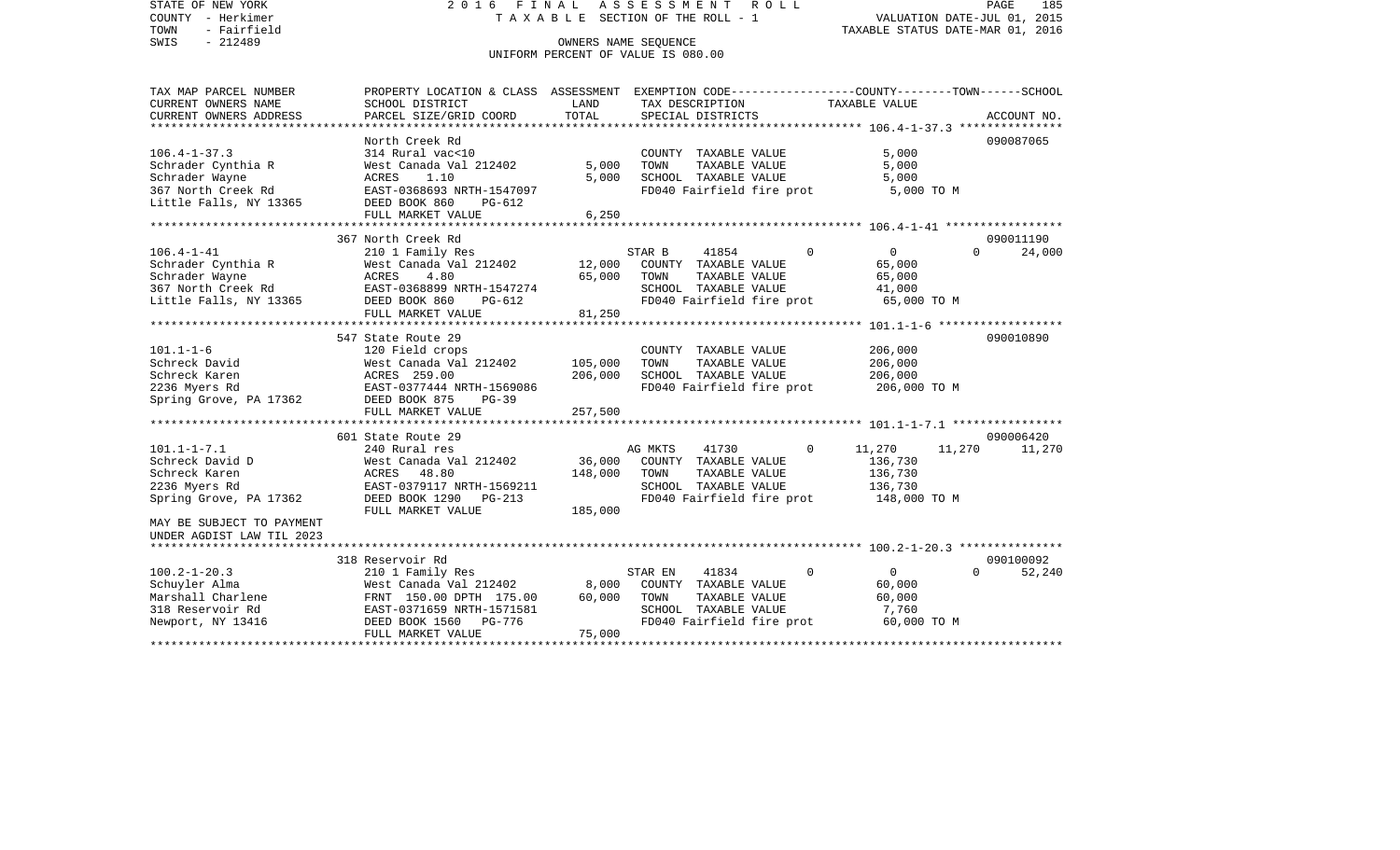STATE OF NEW YORK
COUNTY - Herkimer
TOWN - Fairfield
SWIS - 212489

2016 FINAL ASSESSMENT ROLL
TAXABLE SECTION OF THE ROLL - 1
OWNERS NAME SEQUENCE
UNIFORM PERCENT OF VALUE IS 080.00

VALUATION DATE-JUL 01, 2015
TAXABLE STATUS DATE-MAR 01, 2016

| TAX MAP PARCEL NUMBER / CURRENT OWNERS NAME / CURRENT OWNERS ADDRESS | PROPERTY LOCATION & CLASS / SCHOOL DISTRICT / PARCEL SIZE/GRID COORD | ASSESSMENT LAND | ASSESSMENT TOTAL | EXEMPTION CODE / TAX DESCRIPTION / SPECIAL DISTRICTS | COUNTY TAXABLE VALUE | TOWN | SCHOOL | ACCOUNT NO. |
|---|---|---|---|---|---|---|---|---|
| **106.4-1-37.3** | North Creek Rd | | | | | | | 090087065 |
| Schrader Cynthia R | 314 Rural vac<10 | | | COUNTY TAXABLE VALUE | 5,000 | | | |
| Schrader Wayne | West Canada Val 212402 | 5,000 | | TOWN TAXABLE VALUE | 5,000 | | | |
| 367 North Creek Rd | ACRES 1.10 | | 5,000 | SCHOOL TAXABLE VALUE | 5,000 | | | |
| Little Falls, NY 13365 | EAST-0368693 NRTH-1547097 | | | FD040 Fairfield fire prot | 5,000 TO M | | | |
| | DEED BOOK 860 PG-612 | | | | | | | |
| | FULL MARKET VALUE | | 6,250 | | | | | |
| **106.4-1-41** | 367 North Creek Rd | | | | | | | 090011190 |
| Schrader Cynthia R | 210 1 Family Res | | | STAR B 41854 0 | 0 | 0 | 24,000 | |
| Schrader Wayne | West Canada Val 212402 | 12,000 | | COUNTY TAXABLE VALUE | 65,000 | | | |
| 367 North Creek Rd | ACRES 4.80 | | 65,000 | TOWN TAXABLE VALUE | 65,000 | | | |
| Little Falls, NY 13365 | EAST-0368899 NRTH-1547274 | | | SCHOOL TAXABLE VALUE | 41,000 | | | |
| | DEED BOOK 860 PG-612 | | | FD040 Fairfield fire prot | 65,000 TO M | | | |
| | FULL MARKET VALUE | | 81,250 | | | | | |
| **101.1-1-6** | 547 State Route 29 | | | | | | | 090010890 |
| Schreck David | 120 Field crops | | | COUNTY TAXABLE VALUE | 206,000 | | | |
| Schreck Karen | West Canada Val 212402 | 105,000 | | TOWN TAXABLE VALUE | 206,000 | | | |
| 2236 Myers Rd | ACRES 259.00 | | 206,000 | SCHOOL TAXABLE VALUE | 206,000 | | | |
| Spring Grove, PA 17362 | EAST-0377444 NRTH-1569086 | | | FD040 Fairfield fire prot | 206,000 TO M | | | |
| | DEED BOOK 875 PG-39 | | | | | | | |
| | FULL MARKET VALUE | | 257,500 | | | | | |
| **101.1-1-7.1** | 601 State Route 29 | | | | | | | 090006420 |
| Schreck David D | 240 Rural res | | | AG MKTS 41730 0 | 11,270 | 11,270 | 11,270 | |
| Schreck Karen | West Canada Val 212402 | 36,000 | | COUNTY TAXABLE VALUE | 136,730 | | | |
| 2236 Myers Rd | ACRES 48.80 | | 148,000 | TOWN TAXABLE VALUE | 136,730 | | | |
| Spring Grove, PA 17362 | EAST-0379117 NRTH-1569211 | | | SCHOOL TAXABLE VALUE | 136,730 | | | |
| | DEED BOOK 1290 PG-213 | | | FD040 Fairfield fire prot | 148,000 TO M | | | |
| | FULL MARKET VALUE | | 185,000 | | | | | |
| MAY BE SUBJECT TO PAYMENT UNDER AGDIST LAW TIL 2023 | | | | | | | | |
| **100.2-1-20.3** | 318 Reservoir Rd | | | | | | | 090100092 |
| Schuyler Alma | 210 1 Family Res | | | STAR EN 41834 0 | 0 | 0 | 52,240 | |
| Marshall Charlene | West Canada Val 212402 | 8,000 | | COUNTY TAXABLE VALUE | 60,000 | | | |
| 318 Reservoir Rd | FRNT 150.00 DPTH 175.00 | | 60,000 | TOWN TAXABLE VALUE | 60,000 | | | |
| Newport, NY 13416 | EAST-0371659 NRTH-1571581 | | | SCHOOL TAXABLE VALUE | 7,760 | | | |
| | DEED BOOK 1560 PG-776 | | | FD040 Fairfield fire prot | 60,000 TO M | | | |
| | FULL MARKET VALUE | | 75,000 | | | | | |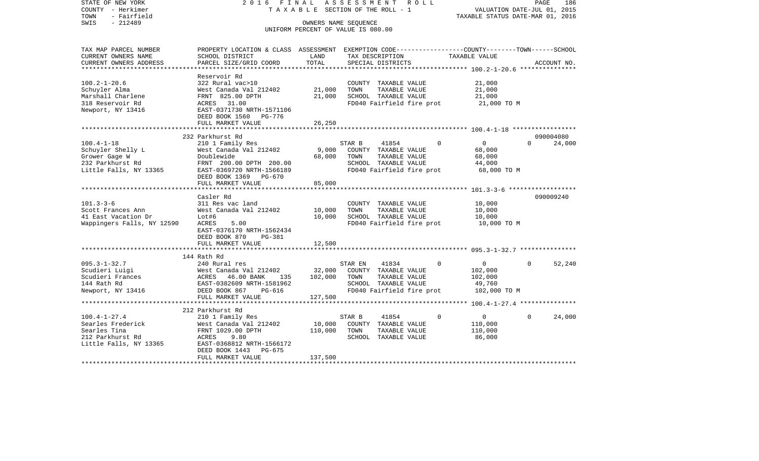STATE OF NEW YORK — 2016 FINAL ASSESSMENT ROLL
COUNTY - Herkimer — TAXABLE SECTION OF THE ROLL - 1 — VALUATION DATE-JUL 01, 2015
TOWN - Fairfield — TAXABLE STATUS DATE-MAR 01, 2016
SWIS - 212489 — OWNERS NAME SEQUENCE
UNIFORM PERCENT OF VALUE IS 080.00

| TAX MAP PARCEL NUMBER / CURRENT OWNERS NAME / CURRENT OWNERS ADDRESS | PROPERTY LOCATION & CLASS / SCHOOL DISTRICT / PARCEL SIZE/GRID COORD | ASSESSMENT LAND | TOTAL | EXEMPTION CODE / TAX DESCRIPTION / SPECIAL DISTRICTS | COUNTY | TOWN | SCHOOL | ACCOUNT NO. |
|---|---|---|---|---|---|---|---|---|
| **100.2-1-20.6** | Reservoir Rd | | | | | | | |
| Schuyler Alma | 322 Rural vac>10 | | | COUNTY TAXABLE VALUE | 21,000 | | | |
| Marshall Charlene | West Canada Val 212402 | 21,000 | | TOWN TAXABLE VALUE | | 21,000 | | |
| 318 Reservoir Rd | FRNT 825.00 DPTH | | 21,000 | SCHOOL TAXABLE VALUE | | | 21,000 | |
| Newport, NY 13416 | ACRES 31.00 | | | FD040 Fairfield fire prot | 21,000 TO M | | | |
| | EAST-0371730 NRTH-1571106 | | | | | | | |
| | DEED BOOK 1560 PG-776 | | | | | | | |
| | FULL MARKET VALUE | | 26,250 | | | | | |
| **100.4-1-18** | 232 Parkhurst Rd | | | | | | | 090004080 |
| Schuyler Shelly L | 210 1 Family Res | | | STAR B 41854 | 0 | 0 | 24,000 | |
| Grower Gage W | West Canada Val 212402 | 9,000 | | COUNTY TAXABLE VALUE | 68,000 | | | |
| 232 Parkhurst Rd | Doublewide | | 68,000 | TOWN TAXABLE VALUE | | 68,000 | | |
| Little Falls, NY 13365 | FRNT 200.00 DPTH 200.00 | | | SCHOOL TAXABLE VALUE | | | 44,000 | |
| | EAST-0369720 NRTH-1566189 | | | FD040 Fairfield fire prot | 68,000 TO M | | | |
| | DEED BOOK 1369 PG-670 | | | | | | | |
| | FULL MARKET VALUE | | 85,000 | | | | | |
| **101.3-3-6** | Casler Rd | | | | | | | 090009240 |
| Scott Frances Ann | 311 Res vac land | | | COUNTY TAXABLE VALUE | 10,000 | | | |
| 41 East Vacation Dr | West Canada Val 212402 | 10,000 | | TOWN TAXABLE VALUE | | 10,000 | | |
| Wappingers Falls, NY 12590 | Lot#6 | | 10,000 | SCHOOL TAXABLE VALUE | | | 10,000 | |
| | ACRES 5.00 | | | FD040 Fairfield fire prot | 10,000 TO M | | | |
| | EAST-0376170 NRTH-1562434 | | | | | | | |
| | DEED BOOK 870 PG-381 | | | | | | | |
| | FULL MARKET VALUE | | 12,500 | | | | | |
| **095.3-1-32.7** | 144 Rath Rd | | | | | | | |
| Scudieri Luigi | 240 Rural res | | | STAR EN 41834 | 0 | 0 | 52,240 | |
| Scudieri Frances | West Canada Val 212402 | 32,000 | | COUNTY TAXABLE VALUE | 102,000 | | | |
| 144 Rath Rd | ACRES 46.00 BANK 135 | | 102,000 | TOWN TAXABLE VALUE | | 102,000 | | |
| Newport, NY 13416 | EAST-0382609 NRTH-1581962 | | | SCHOOL TAXABLE VALUE | | | 49,760 | |
| | DEED BOOK 867 PG-616 | | | FD040 Fairfield fire prot | 102,000 TO M | | | |
| | FULL MARKET VALUE | | 127,500 | | | | | |
| **100.4-1-27.4** | 212 Parkhurst Rd | | | | | | | |
| Searles Frederick | 210 1 Family Res | | | STAR B 41854 | 0 | 0 | 24,000 | |
| Searles Tina | West Canada Val 212402 | 10,000 | | COUNTY TAXABLE VALUE | 110,000 | | | |
| 212 Parkhurst Rd | FRNT 1029.00 DPTH | | 110,000 | TOWN TAXABLE VALUE | | 110,000 | | |
| Little Falls, NY 13365 | ACRES 9.80 | | | SCHOOL TAXABLE VALUE | | | 86,000 | |
| | EAST-0368812 NRTH-1566172 | | | | | | | |
| | DEED BOOK 1443 PG-675 | | | | | | | |
| | FULL MARKET VALUE | | 137,500 | | | | | |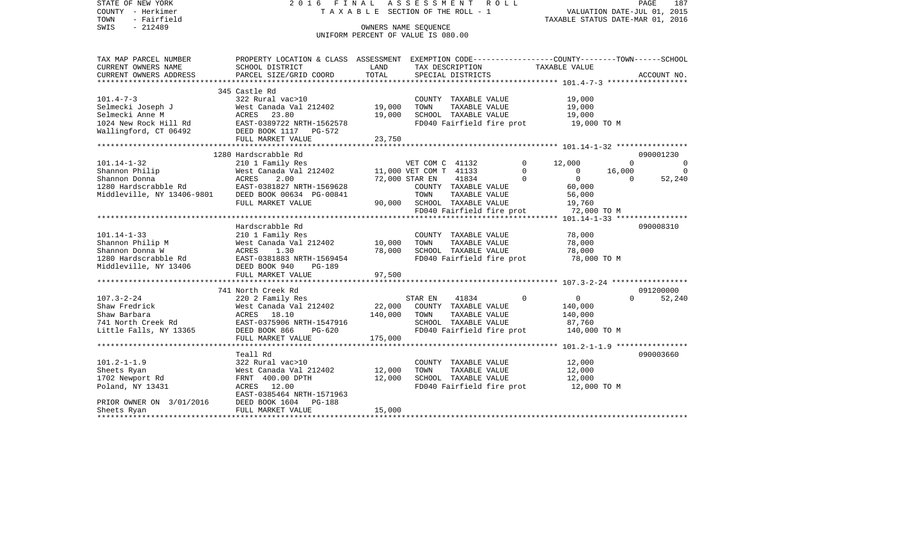STATE OF NEW YORK — 2 0 1 6 F I N A L A S S E S S M E N T R O L L — PAGE 187
COUNTY - Herkimer — T A X A B L E SECTION OF THE ROLL - 1 — VALUATION DATE-JUL 01, 2015
TOWN - Fairfield — TAXABLE STATUS DATE-MAR 01, 2016
SWIS - 212489 — OWNERS NAME SEQUENCE
UNIFORM PERCENT OF VALUE IS 080.00

| TAX MAP PARCEL NUMBER / CURRENT OWNERS NAME / CURRENT OWNERS ADDRESS | PROPERTY LOCATION & CLASS / SCHOOL DISTRICT / PARCEL SIZE/GRID COORD | ASSESSMENT LAND | ASSESSMENT TOTAL | EXEMPTION CODE / TAX DESCRIPTION / SPECIAL DISTRICTS | COUNTY TAXABLE VALUE | TOWN | SCHOOL | ACCOUNT NO. |
|---|---|---|---|---|---|---|---|---|
| **101.4-7-3** | 345 Castle Rd | | | | | | | |
| 101.4-7-3 | 322 Rural vac>10 | | | COUNTY TAXABLE VALUE | 19,000 | | | |
| Selmecki Joseph J | West Canada Val 212402 | 19,000 | | TOWN TAXABLE VALUE | 19,000 | | | |
| Selmecki Anne M | ACRES 23.80 | | 19,000 | SCHOOL TAXABLE VALUE | 19,000 | | | |
| 1024 New Rock Hill Rd | EAST-0389722 NRTH-1562578 | | | FD040 Fairfield fire prot | 19,000 TO M | | | |
| Wallingford, CT 06492 | DEED BOOK 1117 PG-572 | | | | | | | |
| | FULL MARKET VALUE | | 23,750 | | | | | |
| **101.14-1-32** | 1280 Hardscrabble Rd | | | | | | | 090001230 |
| 101.14-1-32 | 210 1 Family Res | | | VET COM C 41132 0 | 12,000 | 0 | 0 | |
| Shannon Philip | West Canada Val 212402 | 11,000 | | VET COM T 41133 0 | 0 | 16,000 | 0 | |
| Shannon Donna | ACRES 2.00 | | 72,000 | STAR EN 41834 0 | 0 | 0 | 52,240 | |
| 1280 Hardscrabble Rd | EAST-0381827 NRTH-1569628 | | | COUNTY TAXABLE VALUE | 60,000 | | | |
| Middleville, NY 13406-9801 | DEED BOOK 00634 PG-00841 | | | TOWN TAXABLE VALUE | 56,000 | | | |
| | FULL MARKET VALUE | | 90,000 | SCHOOL TAXABLE VALUE | 19,760 | | | |
| | | | | FD040 Fairfield fire prot | 72,000 TO M | | | |
| **101.14-1-33** | Hardscrabble Rd | | | | | | | 090008310 |
| 101.14-1-33 | 210 1 Family Res | | | COUNTY TAXABLE VALUE | 78,000 | | | |
| Shannon Philip M | West Canada Val 212402 | 10,000 | | TOWN TAXABLE VALUE | 78,000 | | | |
| Shannon Donna W | ACRES 1.30 | | 78,000 | SCHOOL TAXABLE VALUE | 78,000 | | | |
| 1280 Hardscrabble Rd | EAST-0381883 NRTH-1569454 | | | FD040 Fairfield fire prot | 78,000 TO M | | | |
| Middleville, NY 13406 | DEED BOOK 940 PG-189 | | | | | | | |
| | FULL MARKET VALUE | | 97,500 | | | | | |
| **107.3-2-24** | 741 North Creek Rd | | | | | | | 091200000 |
| 107.3-2-24 | 220 2 Family Res | | | STAR EN 41834 0 | 0 | 0 | 52,240 | |
| Shaw Fredrick | West Canada Val 212402 | 22,000 | | COUNTY TAXABLE VALUE | 140,000 | | | |
| Shaw Barbara | ACRES 18.10 | | 140,000 | TOWN TAXABLE VALUE | 140,000 | | | |
| 741 North Creek Rd | EAST-0375906 NRTH-1547916 | | | SCHOOL TAXABLE VALUE | 87,760 | | | |
| Little Falls, NY 13365 | DEED BOOK 866 PG-620 | | | FD040 Fairfield fire prot | 140,000 TO M | | | |
| | FULL MARKET VALUE | | 175,000 | | | | | |
| **101.2-1-1.9** | Teall Rd | | | | | | | 090003660 |
| 101.2-1-1.9 | 322 Rural vac>10 | | | COUNTY TAXABLE VALUE | 12,000 | | | |
| Sheets Ryan | West Canada Val 212402 | 12,000 | | TOWN TAXABLE VALUE | 12,000 | | | |
| 1702 Newport Rd | FRNT 400.00 DPTH | | 12,000 | SCHOOL TAXABLE VALUE | 12,000 | | | |
| Poland, NY 13431 | ACRES 12.00 | | | FD040 Fairfield fire prot | 12,000 TO M | | | |
| | EAST-0385464 NRTH-1571963 | | | | | | | |
| PRIOR OWNER ON 3/01/2016 | DEED BOOK 1604 PG-188 | | | | | | | |
| Sheets Ryan | FULL MARKET VALUE | | 15,000 | | | | | |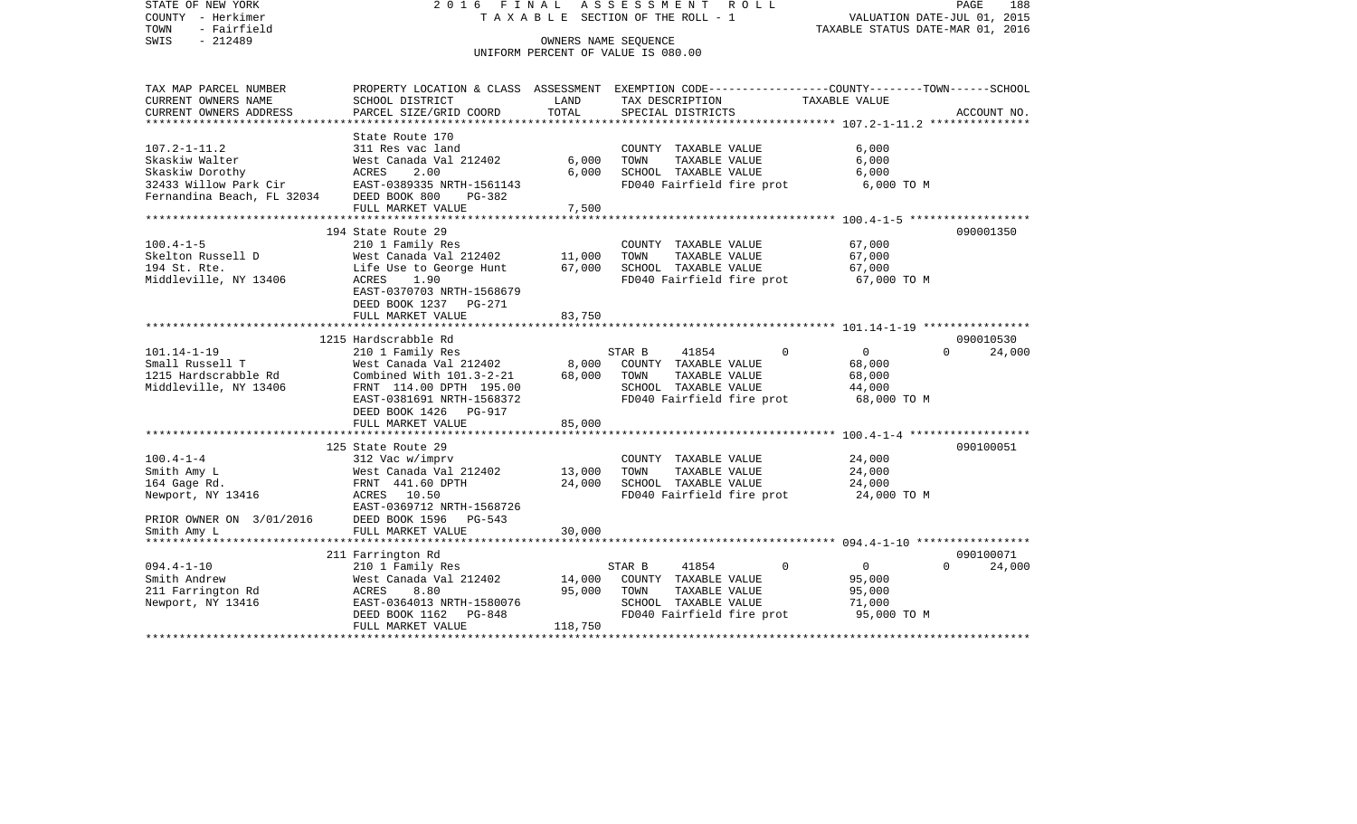STATE OF NEW YORK — 2016 FINAL ASSESSMENT ROLL
COUNTY - Herkimer — TAXABLE SECTION OF THE ROLL - 1 — VALUATION DATE-JUL 01, 2015
TOWN - Fairfield — TAXABLE STATUS DATE-MAR 01, 2016
SWIS - 212489 — OWNERS NAME SEQUENCE
UNIFORM PERCENT OF VALUE IS 080.00

| TAX MAP PARCEL NUMBER / CURRENT OWNERS NAME / CURRENT OWNERS ADDRESS | PROPERTY LOCATION & CLASS / SCHOOL DISTRICT / PARCEL SIZE/GRID COORD | ASSESSMENT LAND | ASSESSMENT TOTAL | EXEMPTION CODE / TAX DESCRIPTION / SPECIAL DISTRICTS | COUNTY TAXABLE VALUE | TOWN | SCHOOL | ACCOUNT NO. |
|---|---|---|---|---|---|---|---|---|
| 107.2-1-11.2 | State Route 170 | | | | | | | |
| 107.2-1-11.2 | 311 Res vac land | | | COUNTY TAXABLE VALUE | 6,000 | | | |
| Skaskiw Walter | West Canada Val 212402 | 6,000 | | TOWN TAXABLE VALUE | 6,000 | | | |
| Skaskiw Dorothy | ACRES 2.00 | | 6,000 | SCHOOL TAXABLE VALUE | 6,000 | | | |
| 32433 Willow Park Cir | EAST-0389335 NRTH-1561143 | | | FD040 Fairfield fire prot | 6,000 TO M | | | |
| Fernandina Beach, FL 32034 | DEED BOOK 800 PG-382 | | | | | | | |
| | FULL MARKET VALUE | | 7,500 | | | | | |
| 100.4-1-5 | 194 State Route 29 | | | | | | | 090001350 |
| 100.4-1-5 | 210 1 Family Res | | | COUNTY TAXABLE VALUE | 67,000 | | | |
| Skelton Russell D | West Canada Val 212402 | 11,000 | | TOWN TAXABLE VALUE | 67,000 | | | |
| 194 St. Rte. | Life Use to George Hunt | | 67,000 | SCHOOL TAXABLE VALUE | 67,000 | | | |
| Middleville, NY 13406 | ACRES 1.90 | | | FD040 Fairfield fire prot | 67,000 TO M | | | |
| | EAST-0370703 NRTH-1568679 | | | | | | | |
| | DEED BOOK 1237 PG-271 | | | | | | | |
| | FULL MARKET VALUE | | 83,750 | | | | | |
| 101.14-1-19 | 1215 Hardscrabble Rd | | | | | | | 090010530 |
| 101.14-1-19 | 210 1 Family Res | | | STAR B 41854 | 0 | 0 | 0 | 24,000 |
| Small Russell T | West Canada Val 212402 | 8,000 | | COUNTY TAXABLE VALUE | 68,000 | | | |
| 1215 Hardscrabble Rd | Combined With 101.3-2-21 | | 68,000 | TOWN TAXABLE VALUE | 68,000 | | | |
| Middleville, NY 13406 | FRNT 114.00 DPTH 195.00 | | | SCHOOL TAXABLE VALUE | 44,000 | | | |
| | EAST-0381691 NRTH-1568372 | | | FD040 Fairfield fire prot | 68,000 TO M | | | |
| | DEED BOOK 1426 PG-917 | | | | | | | |
| | FULL MARKET VALUE | | 85,000 | | | | | |
| 100.4-1-4 | 125 State Route 29 | | | | | | | 090100051 |
| 100.4-1-4 | 312 Vac w/imprv | | | COUNTY TAXABLE VALUE | 24,000 | | | |
| Smith Amy L | West Canada Val 212402 | 13,000 | | TOWN TAXABLE VALUE | 24,000 | | | |
| 164 Gage Rd. | FRNT 441.60 DPTH | | 24,000 | SCHOOL TAXABLE VALUE | 24,000 | | | |
| Newport, NY 13416 | ACRES 10.50 | | | FD040 Fairfield fire prot | 24,000 TO M | | | |
| | EAST-0369712 NRTH-1568726 | | | | | | | |
| PRIOR OWNER ON 3/01/2016 | DEED BOOK 1596 PG-543 | | | | | | | |
| Smith Amy L | FULL MARKET VALUE | | 30,000 | | | | | |
| 094.4-1-10 | 211 Farrington Rd | | | | | | | 090100071 |
| 094.4-1-10 | 210 1 Family Res | | | STAR B 41854 | 0 | 0 | 0 | 24,000 |
| Smith Andrew | West Canada Val 212402 | 14,000 | | COUNTY TAXABLE VALUE | 95,000 | | | |
| 211 Farrington Rd | ACRES 8.80 | | 95,000 | TOWN TAXABLE VALUE | 95,000 | | | |
| Newport, NY 13416 | EAST-0364013 NRTH-1580076 | | | SCHOOL TAXABLE VALUE | 71,000 | | | |
| | DEED BOOK 1162 PG-848 | | | FD040 Fairfield fire prot | 95,000 TO M | | | |
| | FULL MARKET VALUE | | 118,750 | | | | | |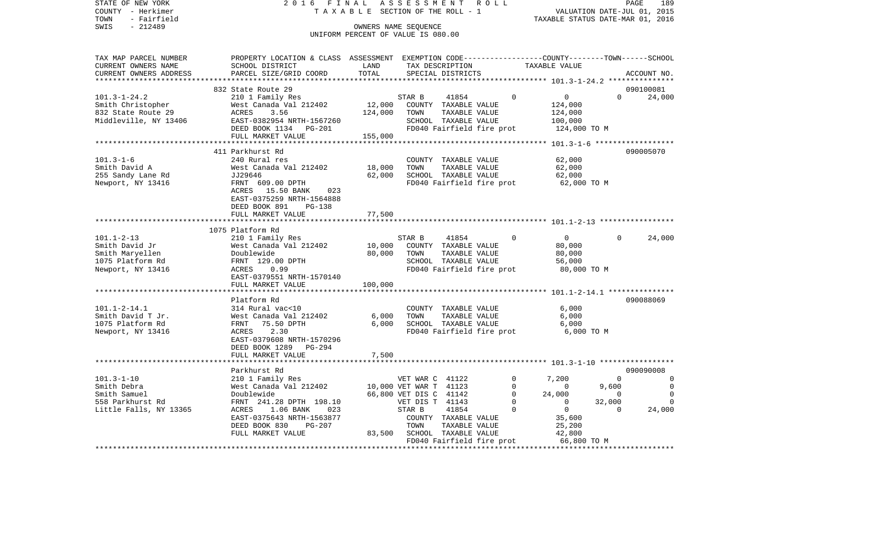STATE OF NEW YORK — 2016 FINAL ASSESSMENT ROLL
COUNTY - Herkimer — TAXABLE SECTION OF THE ROLL - 1 — VALUATION DATE-JUL 01, 2015
TOWN - Fairfield — TAXABLE STATUS DATE-MAR 01, 2016
SWIS - 212489 — OWNERS NAME SEQUENCE
UNIFORM PERCENT OF VALUE IS 080.00

```
TAX MAP PARCEL NUMBER     PROPERTY LOCATION & CLASS  ASSESSMENT  EXEMPTION CODE-----------------COUNTY--------TOWN------SCHOOL
CURRENT OWNERS NAME       SCHOOL DISTRICT             LAND       TAX DESCRIPTION            TAXABLE VALUE
CURRENT OWNERS ADDRESS    PARCEL SIZE/GRID COORD      TOTAL      SPECIAL DISTRICTS                                    ACCOUNT NO.
******************************************************************************************************* 101.3-1-24.2 ***************
                          832 State Route 29                                                                          090100081
101.3-1-24.2              210 1 Family Res                   STAR B      41854          0           0            0      24,000
Smith Christopher         West Canada Val 212402      12,000   COUNTY  TAXABLE VALUE            124,000
832 State Route 29        ACRES     3.56             124,000   TOWN    TAXABLE VALUE            124,000
Middleville, NY 13406     EAST-0382954 NRTH-1567260             SCHOOL  TAXABLE VALUE            100,000
                          DEED BOOK 1134   PG-201               FD040 Fairfield fire prot         124,000 TO M
                          FULL MARKET VALUE          155,000
******************************************************************************************************* 101.3-1-6 ******************
                          411 Parkhurst Rd                                                                            090005070
101.3-1-6                 240 Rural res                         COUNTY  TAXABLE VALUE             62,000
Smith David A             West Canada Val 212402      18,000   TOWN    TAXABLE VALUE             62,000
255 Sandy Lane Rd         JJ29646                     62,000   SCHOOL  TAXABLE VALUE             62,000
Newport, NY 13416         FRNT  609.00 DPTH                     FD040 Fairfield fire prot          62,000 TO M
                          ACRES   15.50 BANK     023
                          EAST-0375259 NRTH-1564888
                          DEED BOOK 891    PG-138
                          FULL MARKET VALUE           77,500
******************************************************************************************************* 101.1-2-13 *****************
                          1075 Platform Rd
101.1-2-13                210 1 Family Res                   STAR B      41854          0           0            0      24,000
Smith David Jr            West Canada Val 212402      10,000   COUNTY  TAXABLE VALUE             80,000
Smith Maryellen           Doublewide                  80,000   TOWN    TAXABLE VALUE             80,000
1075 Platform Rd          FRNT  129.00 DPTH                     SCHOOL  TAXABLE VALUE             56,000
Newport, NY 13416         ACRES     0.99                        FD040 Fairfield fire prot          80,000 TO M
                          EAST-0379551 NRTH-1570140
                          FULL MARKET VALUE          100,000
******************************************************************************************************* 101.1-2-14.1 ***************
                          Platform Rd                                                                                 090088069
101.1-2-14.1              314 Rural vac<10                      COUNTY  TAXABLE VALUE              6,000
Smith David T Jr.         West Canada Val 212402       6,000   TOWN    TAXABLE VALUE              6,000
1075 Platform Rd          FRNT   75.50 DPTH            6,000   SCHOOL  TAXABLE VALUE              6,000
Newport, NY 13416         ACRES     2.30                        FD040 Fairfield fire prot           6,000 TO M
                          EAST-0379608 NRTH-1570296
                          DEED BOOK 1289   PG-294
                          FULL MARKET VALUE            7,500
******************************************************************************************************* 101.3-1-10 *****************
                          Parkhurst Rd                                                                                090090008
101.3-1-10                210 1 Family Res                   VET WAR C   41122          0       7,200            0           0
Smith Debra               West Canada Val 212402      10,000 VET WAR T   41123          0           0        9,600           0
Smith Samuel              Doublewide                  66,800 VET DIS C   41142          0      24,000            0           0
558 Parkhurst Rd          FRNT  241.28 DPTH  198.10          VET DIS T   41143          0           0       32,000           0
Little Falls, NY 13365    ACRES     1.06 BANK     023          STAR B      41854          0           0            0      24,000
                          EAST-0375643 NRTH-1563877             COUNTY  TAXABLE VALUE             35,600
                          DEED BOOK 830    PG-207               TOWN    TAXABLE VALUE             25,200
                          FULL MARKET VALUE           83,500   SCHOOL  TAXABLE VALUE             42,800
                                                                FD040 Fairfield fire prot          66,800 TO M
************************************************************************************************************************************
```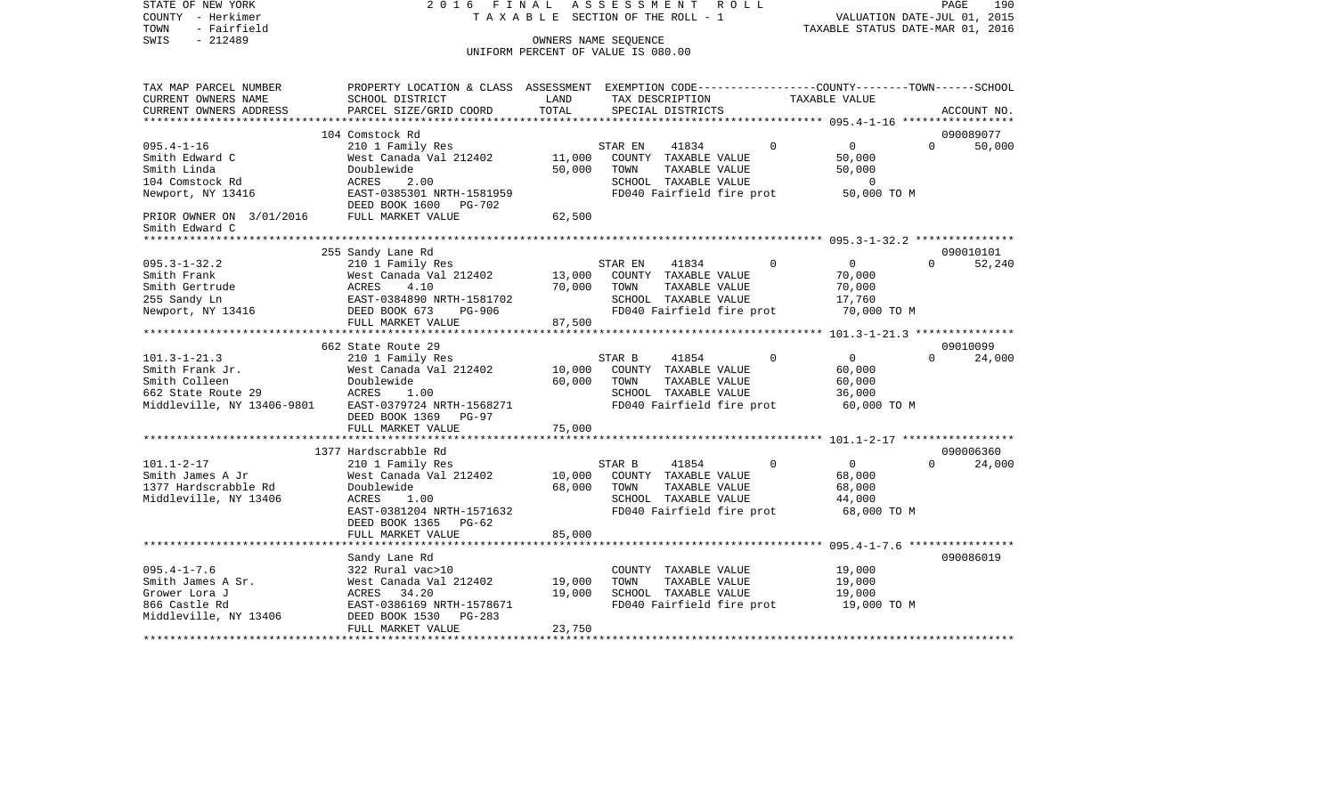STATE OF NEW YORK
COUNTY - Herkimer
TOWN - Fairfield
SWIS - 212489

2 0 1 6 F I N A L A S S E S S M E N T R O L L
T A X A B L E SECTION OF THE ROLL - 1
OWNERS NAME SEQUENCE
UNIFORM PERCENT OF VALUE IS 080.00

VALUATION DATE-JUL 01, 2015
TAXABLE STATUS DATE-MAR 01, 2016

| TAX MAP PARCEL NUMBER / CURRENT OWNERS NAME / CURRENT OWNERS ADDRESS | PROPERTY LOCATION & CLASS / SCHOOL DISTRICT / PARCEL SIZE/GRID COORD | ASSESSMENT LAND / TOTAL | EXEMPTION CODE / TAX DESCRIPTION / SPECIAL DISTRICTS | COUNTY | TOWN | SCHOOL / ACCOUNT NO. |
|---|---|---|---|---|---|---|
| **095.4-1-16** | 104 Comstock Rd | | | | | 090089077 |
| 095.4-1-16 | 210 1 Family Res | | STAR EN 41834 | 0 | 0 | 0 50,000 |
| Smith Edward C | West Canada Val 212402 | 11,000 | COUNTY TAXABLE VALUE | 50,000 | | |
| Smith Linda | Doublewide | 50,000 | TOWN TAXABLE VALUE | | 50,000 | |
| 104 Comstock Rd | ACRES 2.00 | | SCHOOL TAXABLE VALUE | | | 0 |
| Newport, NY 13416 | EAST-0385301 NRTH-1581959 | | FD040 Fairfield fire prot | 50,000 TO M | | |
| | DEED BOOK 1600 PG-702 | | | | | |
| PRIOR OWNER ON 3/01/2016 | FULL MARKET VALUE | 62,500 | | | | |
| Smith Edward C | | | | | | |
| **095.3-1-32.2** | 255 Sandy Lane Rd | | | | | 090010101 |
| 095.3-1-32.2 | 210 1 Family Res | | STAR EN 41834 | 0 | 0 | 0 52,240 |
| Smith Frank | West Canada Val 212402 | 13,000 | COUNTY TAXABLE VALUE | 70,000 | | |
| Smith Gertrude | ACRES 4.10 | 70,000 | TOWN TAXABLE VALUE | | 70,000 | |
| 255 Sandy Ln | EAST-0384890 NRTH-1581702 | | SCHOOL TAXABLE VALUE | | | 17,760 |
| Newport, NY 13416 | DEED BOOK 673 PG-906 | | FD040 Fairfield fire prot | 70,000 TO M | | |
| | FULL MARKET VALUE | 87,500 | | | | |
| **101.3-1-21.3** | 662 State Route 29 | | | | | 09010099 |
| 101.3-1-21.3 | 210 1 Family Res | | STAR B 41854 | 0 | 0 | 0 24,000 |
| Smith Frank Jr. | West Canada Val 212402 | 10,000 | COUNTY TAXABLE VALUE | 60,000 | | |
| Smith Colleen | Doublewide | 60,000 | TOWN TAXABLE VALUE | | 60,000 | |
| 662 State Route 29 | ACRES 1.00 | | SCHOOL TAXABLE VALUE | | | 36,000 |
| Middleville, NY 13406-9801 | EAST-0379724 NRTH-1568271 | | FD040 Fairfield fire prot | 60,000 TO M | | |
| | DEED BOOK 1369 PG-97 | | | | | |
| | FULL MARKET VALUE | 75,000 | | | | |
| **101.1-2-17** | 1377 Hardscrabble Rd | | | | | 090006360 |
| 101.1-2-17 | 210 1 Family Res | | STAR B 41854 | 0 | 0 | 0 24,000 |
| Smith James A Jr | West Canada Val 212402 | 10,000 | COUNTY TAXABLE VALUE | 68,000 | | |
| 1377 Hardscrabble Rd | Doublewide | 68,000 | TOWN TAXABLE VALUE | | 68,000 | |
| Middleville, NY 13406 | ACRES 1.00 | | SCHOOL TAXABLE VALUE | | | 44,000 |
| | EAST-0381204 NRTH-1571632 | | FD040 Fairfield fire prot | 68,000 TO M | | |
| | DEED BOOK 1365 PG-62 | | | | | |
| | FULL MARKET VALUE | 85,000 | | | | |
| **095.4-1-7.6** | Sandy Lane Rd | | | | | 090086019 |
| 095.4-1-7.6 | 322 Rural vac>10 | | COUNTY TAXABLE VALUE | 19,000 | | |
| Smith James A Sr. | West Canada Val 212402 | 19,000 | TOWN TAXABLE VALUE | | 19,000 | |
| Grower Lora J | ACRES 34.20 | 19,000 | SCHOOL TAXABLE VALUE | | | 19,000 |
| 866 Castle Rd | EAST-0386169 NRTH-1578671 | | FD040 Fairfield fire prot | 19,000 TO M | | |
| Middleville, NY 13406 | DEED BOOK 1530 PG-283 | | | | | |
| | FULL MARKET VALUE | 23,750 | | | | |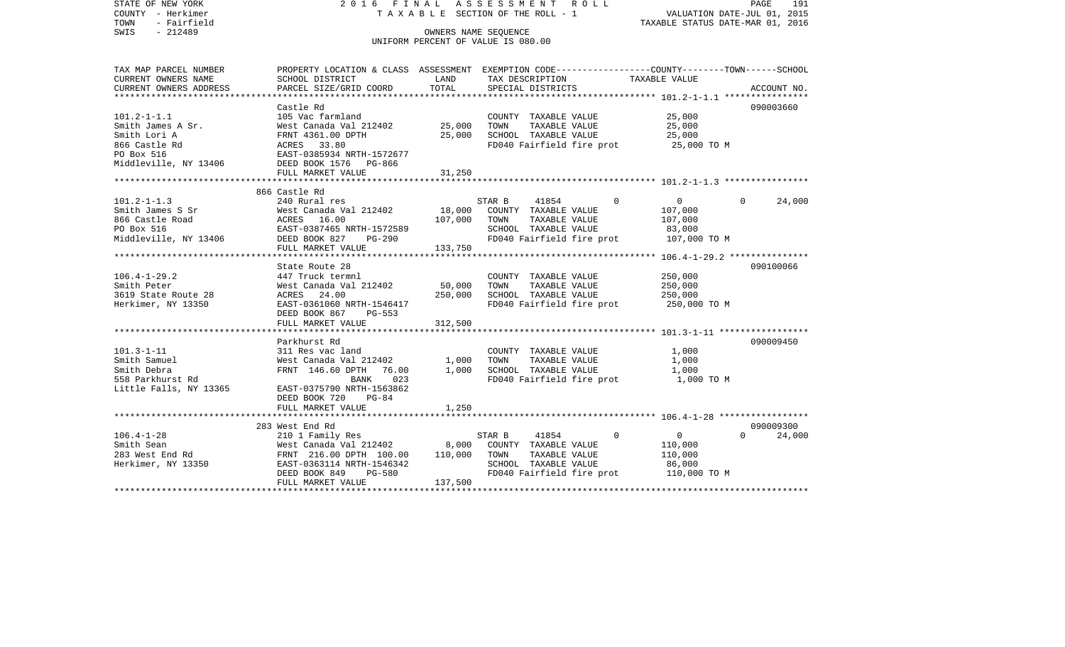STATE OF NEW YORK — COUNTY - Herkimer — TOWN - Fairfield — SWIS - 212489

2016 FINAL ASSESSMENT ROLL
TAXABLE SECTION OF THE ROLL - 1
OWNERS NAME SEQUENCE
UNIFORM PERCENT OF VALUE IS 080.00

VALUATION DATE-JUL 01, 2015
TAXABLE STATUS DATE-MAR 01, 2016

| TAX MAP PARCEL NUMBER / CURRENT OWNERS NAME / CURRENT OWNERS ADDRESS | PROPERTY LOCATION & CLASS / SCHOOL DISTRICT / PARCEL SIZE/GRID COORD | ASSESSMENT LAND / TOTAL | EXEMPTION CODE / TAX DESCRIPTION / SPECIAL DISTRICTS | COUNTY | TOWN | SCHOOL | TAXABLE VALUE / ACCOUNT NO. |
|---|---|---|---|---|---|---|---|
| **101.2-1-1.1** | Castle Rd | | | | | | 090003660 |
| 101.2-1-1.1 | 105 Vac farmland | | COUNTY TAXABLE VALUE | | | | 25,000 |
| Smith James A Sr. | West Canada Val 212402 | 25,000 | TOWN TAXABLE VALUE | | | | 25,000 |
| Smith Lori A | FRNT 4361.00 DPTH | 25,000 | SCHOOL TAXABLE VALUE | | | | 25,000 |
| 866 Castle Rd | ACRES 33.80 | | FD040 Fairfield fire prot | | | | 25,000 TO M |
| PO Box 516 | EAST-0385934 NRTH-1572677 | | | | | | |
| Middleville, NY 13406 | DEED BOOK 1576 PG-866 | | | | | | |
| | FULL MARKET VALUE | 31,250 | | | | | |
| **101.2-1-1.3** | 866 Castle Rd | | | | | | |
| 101.2-1-1.3 | 240 Rural res | | STAR B 41854 | 0 | 0 | 24,000 | |
| Smith James S Sr | West Canada Val 212402 | 18,000 | COUNTY TAXABLE VALUE | | | | 107,000 |
| 866 Castle Road | ACRES 16.00 | 107,000 | TOWN TAXABLE VALUE | | | | 107,000 |
| PO Box 516 | EAST-0387465 NRTH-1572589 | | SCHOOL TAXABLE VALUE | | | | 83,000 |
| Middleville, NY 13406 | DEED BOOK 827 PG-290 | | FD040 Fairfield fire prot | | | | 107,000 TO M |
| | FULL MARKET VALUE | 133,750 | | | | | |
| **106.4-1-29.2** | State Route 28 | | | | | | 090100066 |
| 106.4-1-29.2 | 447 Truck termnl | | COUNTY TAXABLE VALUE | | | | 250,000 |
| Smith Peter | West Canada Val 212402 | 50,000 | TOWN TAXABLE VALUE | | | | 250,000 |
| 3619 State Route 28 | ACRES 24.00 | 250,000 | SCHOOL TAXABLE VALUE | | | | 250,000 |
| Herkimer, NY 13350 | EAST-0361060 NRTH-1546417 | | FD040 Fairfield fire prot | | | | 250,000 TO M |
| | DEED BOOK 867 PG-553 | | | | | | |
| | FULL MARKET VALUE | 312,500 | | | | | |
| **101.3-1-11** | Parkhurst Rd | | | | | | 090009450 |
| 101.3-1-11 | 311 Res vac land | | COUNTY TAXABLE VALUE | | | | 1,000 |
| Smith Samuel | West Canada Val 212402 | 1,000 | TOWN TAXABLE VALUE | | | | 1,000 |
| Smith Debra | FRNT 146.60 DPTH 76.00 | 1,000 | SCHOOL TAXABLE VALUE | | | | 1,000 |
| 558 Parkhurst Rd | BANK 023 | | FD040 Fairfield fire prot | | | | 1,000 TO M |
| Little Falls, NY 13365 | EAST-0375790 NRTH-1563862 | | | | | | |
| | DEED BOOK 720 PG-84 | | | | | | |
| | FULL MARKET VALUE | 1,250 | | | | | |
| **106.4-1-28** | 283 West End Rd | | | | | | 090009300 |
| 106.4-1-28 | 210 1 Family Res | | STAR B 41854 | 0 | 0 | 24,000 | |
| Smith Sean | West Canada Val 212402 | 8,000 | COUNTY TAXABLE VALUE | | | | 110,000 |
| 283 West End Rd | FRNT 216.00 DPTH 100.00 | 110,000 | TOWN TAXABLE VALUE | | | | 110,000 |
| Herkimer, NY 13350 | EAST-0363114 NRTH-1546342 | | SCHOOL TAXABLE VALUE | | | | 86,000 |
| | DEED BOOK 849 PG-580 | | FD040 Fairfield fire prot | | | | 110,000 TO M |
| | FULL MARKET VALUE | 137,500 | | | | | |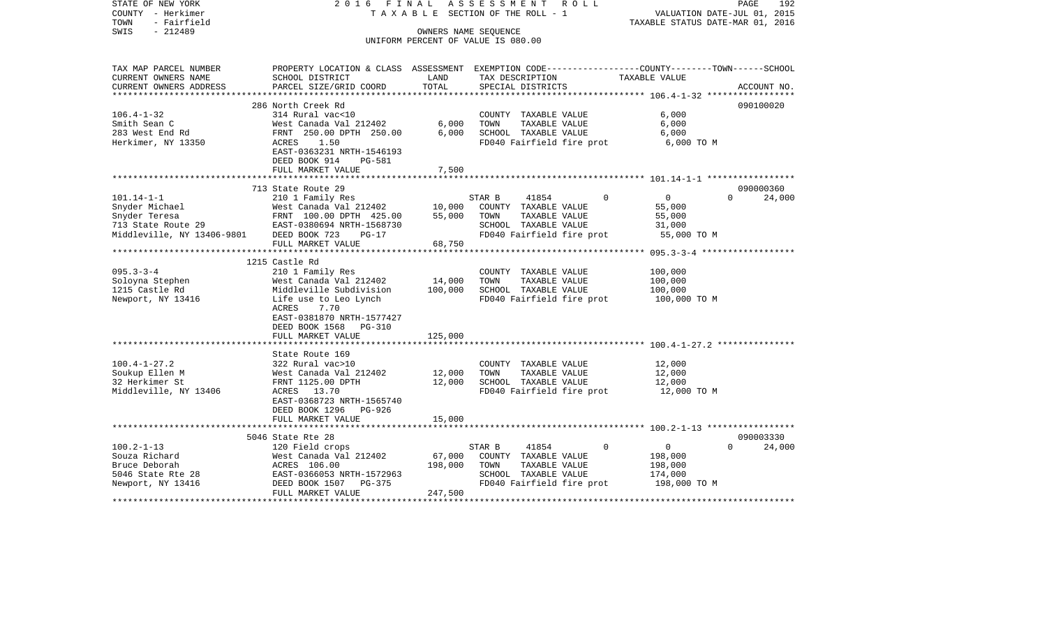STATE OF NEW YORK 2016 FINAL ASSESSMENT ROLL
COUNTY - Herkimer TAXABLE SECTION OF THE ROLL - 1 VALUATION DATE-JUL 01, 2015
TOWN - Fairfield TAXABLE STATUS DATE-MAR 01, 2016
SWIS - 212489 OWNERS NAME SEQUENCE
UNIFORM PERCENT OF VALUE IS 080.00

| TAX MAP PARCEL NUMBER / CURRENT OWNERS NAME / CURRENT OWNERS ADDRESS | PROPERTY LOCATION & CLASS / SCHOOL DISTRICT / PARCEL SIZE/GRID COORD | ASSESSMENT LAND | TOTAL | EXEMPTION CODE / TAX DESCRIPTION / SPECIAL DISTRICTS | COUNTY | TOWN | SCHOOL | TAXABLE VALUE | ACCOUNT NO. |
|---|---|---|---|---|---|---|---|---|---|
| **106.4-1-32** | 286 North Creek Rd | | | | | | | | 090100020 |
| Smith Sean C | 314 Rural vac<10 | | | COUNTY TAXABLE VALUE | | | | 6,000 | |
| 283 West End Rd | West Canada Val 212402 | 6,000 | | TOWN TAXABLE VALUE | | | | 6,000 | |
| Herkimer, NY 13350 | FRNT 250.00 DPTH 250.00 | | 6,000 | SCHOOL TAXABLE VALUE | | | | 6,000 | |
| | ACRES 1.50 | | | FD040 Fairfield fire prot | | | | 6,000 TO M | |
| | EAST-0363231 NRTH-1546193 | | | | | | | | |
| | DEED BOOK 914 PG-581 | | | | | | | | |
| | FULL MARKET VALUE | | 7,500 | | | | | | |
| **101.14-1-1** | 713 State Route 29 | | | | | | | | 090000360 |
| Snyder Michael | 210 1 Family Res | | | STAR B 41854 | 0 | 0 | 24,000 | | |
| Snyder Teresa | West Canada Val 212402 | 10,000 | | COUNTY TAXABLE VALUE | | | | 55,000 | |
| 713 State Route 29 | FRNT 100.00 DPTH 425.00 | | 55,000 | TOWN TAXABLE VALUE | | | | 55,000 | |
| Middleville, NY 13406-9801 | EAST-0380694 NRTH-1568730 | | | SCHOOL TAXABLE VALUE | | | | 31,000 | |
| | DEED BOOK 723 PG-17 | | | FD040 Fairfield fire prot | | | | 55,000 TO M | |
| | FULL MARKET VALUE | | 68,750 | | | | | | |
| **095.3-3-4** | 1215 Castle Rd | | | | | | | | |
| Soloyna Stephen | 210 1 Family Res | | | COUNTY TAXABLE VALUE | | | | 100,000 | |
| 1215 Castle Rd | West Canada Val 212402 | 14,000 | | TOWN TAXABLE VALUE | | | | 100,000 | |
| Newport, NY 13416 | Middleville Subdivision | | 100,000 | SCHOOL TAXABLE VALUE | | | | 100,000 | |
| | Life use to Leo Lynch | | | FD040 Fairfield fire prot | | | | 100,000 TO M | |
| | ACRES 7.70 | | | | | | | | |
| | EAST-0381870 NRTH-1577427 | | | | | | | | |
| | DEED BOOK 1568 PG-310 | | | | | | | | |
| | FULL MARKET VALUE | | 125,000 | | | | | | |
| **100.4-1-27.2** | State Route 169 | | | | | | | | |
| Soukup Ellen M | 322 Rural vac>10 | | | COUNTY TAXABLE VALUE | | | | 12,000 | |
| 32 Herkimer St | West Canada Val 212402 | 12,000 | | TOWN TAXABLE VALUE | | | | 12,000 | |
| Middleville, NY 13406 | FRNT 1125.00 DPTH | | 12,000 | SCHOOL TAXABLE VALUE | | | | 12,000 | |
| | ACRES 13.70 | | | FD040 Fairfield fire prot | | | | 12,000 TO M | |
| | EAST-0368723 NRTH-1565740 | | | | | | | | |
| | DEED BOOK 1296 PG-926 | | | | | | | | |
| | FULL MARKET VALUE | | 15,000 | | | | | | |
| **100.2-1-13** | 5046 State Rte 28 | | | | | | | | 090003330 |
| Souza Richard | 120 Field crops | | | STAR B 41854 | 0 | 0 | 24,000 | | |
| Bruce Deborah | West Canada Val 212402 | 67,000 | | COUNTY TAXABLE VALUE | | | | 198,000 | |
| 5046 State Rte 28 | ACRES 106.00 | | 198,000 | TOWN TAXABLE VALUE | | | | 198,000 | |
| Newport, NY 13416 | EAST-0366053 NRTH-1572963 | | | SCHOOL TAXABLE VALUE | | | | 174,000 | |
| | DEED BOOK 1507 PG-375 | | | FD040 Fairfield fire prot | | | | 198,000 TO M | |
| | FULL MARKET VALUE | | 247,500 | | | | | | |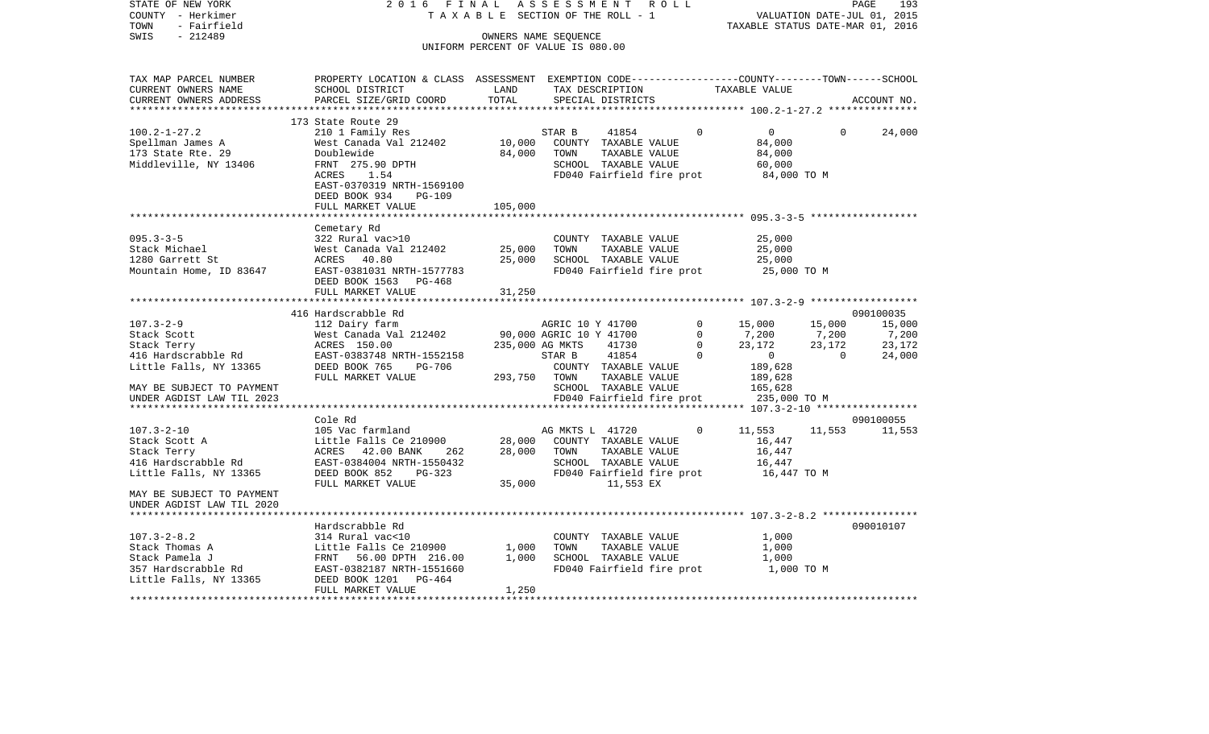STATE OF NEW YORK 2016 FINAL ASSESSMENT ROLL
COUNTY - Herkimer TAXABLE SECTION OF THE ROLL - 1 VALUATION DATE-JUL 01, 2015
TOWN - Fairfield TAXABLE STATUS DATE-MAR 01, 2016
SWIS - 212489 OWNERS NAME SEQUENCE
UNIFORM PERCENT OF VALUE IS 080.00

| TAX MAP PARCEL NUMBER / CURRENT OWNERS NAME / CURRENT OWNERS ADDRESS | PROPERTY LOCATION & CLASS / SCHOOL DISTRICT / PARCEL SIZE/GRID COORD | ASSESSMENT LAND / TOTAL | EXEMPTION CODE / TAX DESCRIPTION / SPECIAL DISTRICTS | COUNTY | TOWN | SCHOOL / ACCOUNT NO. |
|---|---|---|---|---|---|---|
| **100.2-1-27.2** | 173 State Route 29 | | | | | |
| 100.2-1-27.2 | 210 1 Family Res | | STAR B 41854 0 | 0 | 0 | 24,000 |
| Spellman James A | West Canada Val 212402 | 10,000 | COUNTY TAXABLE VALUE | 84,000 | | |
| 173 State Rte. 29 | Doublewide | 84,000 | TOWN TAXABLE VALUE | | 84,000 | |
| Middleville, NY 13406 | FRNT 275.90 DPTH | | SCHOOL TAXABLE VALUE | | | 60,000 |
| | ACRES 1.54 | | FD040 Fairfield fire prot | 84,000 TO M | | |
| | EAST-0370319 NRTH-1569100 | | | | | |
| | DEED BOOK 934 PG-109 | | | | | |
| | FULL MARKET VALUE | 105,000 | | | | |
| **095.3-3-5** | Cemetary Rd | | | | | |
| 095.3-3-5 | 322 Rural vac>10 | | COUNTY TAXABLE VALUE | 25,000 | | |
| Stack Michael | West Canada Val 212402 | 25,000 | TOWN TAXABLE VALUE | | 25,000 | |
| 1280 Garrett St | ACRES 40.80 | 25,000 | SCHOOL TAXABLE VALUE | | | 25,000 |
| Mountain Home, ID 83647 | EAST-0381031 NRTH-1577783 | | FD040 Fairfield fire prot | 25,000 TO M | | |
| | DEED BOOK 1563 PG-468 | | | | | |
| | FULL MARKET VALUE | 31,250 | | | | |
| **107.3-2-9** | 416 Hardscrabble Rd | | | | | 090100035 |
| 107.3-2-9 | 112 Dairy farm | | AGRIC 10 Y 41700 0 | 15,000 | 15,000 | 15,000 |
| Stack Scott | West Canada Val 212402 | 90,000 | AGRIC 10 Y 41700 0 | 7,200 | 7,200 | 7,200 |
| Stack Terry | ACRES 150.00 | 235,000 | AG MKTS 41730 0 | 23,172 | 23,172 | 23,172 |
| 416 Hardscrabble Rd | EAST-0383748 NRTH-1552158 | | STAR B 41854 0 | 0 | 0 | 24,000 |
| Little Falls, NY 13365 | DEED BOOK 765 PG-706 | | COUNTY TAXABLE VALUE | 189,628 | | |
| | FULL MARKET VALUE | 293,750 | TOWN TAXABLE VALUE | | 189,628 | |
| MAY BE SUBJECT TO PAYMENT | | | SCHOOL TAXABLE VALUE | | | 165,628 |
| UNDER AGDIST LAW TIL 2023 | | | FD040 Fairfield fire prot | 235,000 TO M | | |
| **107.3-2-10** | Cole Rd | | | | | 090100055 |
| 107.3-2-10 | 105 Vac farmland | | AG MKTS L 41720 0 | 11,553 | 11,553 | 11,553 |
| Stack Scott A | Little Falls Ce 210900 | 28,000 | COUNTY TAXABLE VALUE | 16,447 | | |
| Stack Terry | ACRES 42.00 BANK 262 | 28,000 | TOWN TAXABLE VALUE | | 16,447 | |
| 416 Hardscrabble Rd | EAST-0384004 NRTH-1550432 | | SCHOOL TAXABLE VALUE | | | 16,447 |
| Little Falls, NY 13365 | DEED BOOK 852 PG-323 | | FD040 Fairfield fire prot | 16,447 TO M | | |
| | FULL MARKET VALUE | 35,000 | 11,553 EX | | | |
| MAY BE SUBJECT TO PAYMENT | | | | | | |
| UNDER AGDIST LAW TIL 2020 | | | | | | |
| **107.3-2-8.2** | Hardscrabble Rd | | | | | 090010107 |
| 107.3-2-8.2 | 314 Rural vac<10 | | COUNTY TAXABLE VALUE | 1,000 | | |
| Stack Thomas A | Little Falls Ce 210900 | 1,000 | TOWN TAXABLE VALUE | | 1,000 | |
| Stack Pamela J | FRNT 56.00 DPTH 216.00 | 1,000 | SCHOOL TAXABLE VALUE | | | 1,000 |
| 357 Hardscrabble Rd | EAST-0382187 NRTH-1551660 | | FD040 Fairfield fire prot | 1,000 TO M | | |
| Little Falls, NY 13365 | DEED BOOK 1201 PG-464 | | | | | |
| | FULL MARKET VALUE | 1,250 | | | | |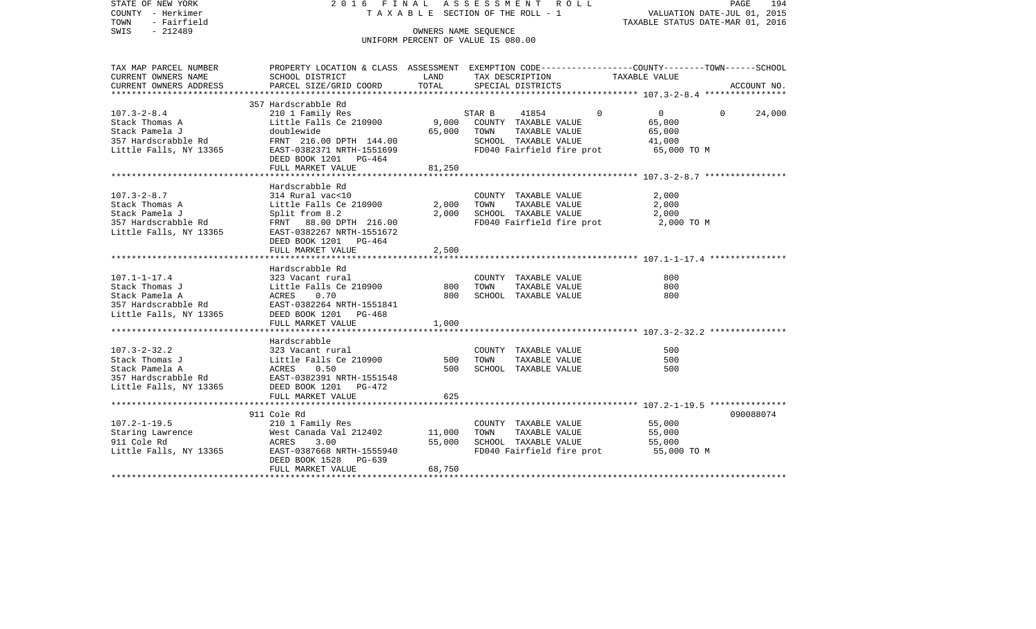STATE OF NEW YORK
COUNTY - Herkimer
TOWN - Fairfield
SWIS - 212489

2016 FINAL ASSESSMENT ROLL
TAXABLE SECTION OF THE ROLL - 1
OWNERS NAME SEQUENCE
UNIFORM PERCENT OF VALUE IS 080.00

VALUATION DATE-JUL 01, 2015
TAXABLE STATUS DATE-MAR 01, 2016

| TAX MAP PARCEL NUMBER / CURRENT OWNERS NAME / CURRENT OWNERS ADDRESS | PROPERTY LOCATION & CLASS / SCHOOL DISTRICT / PARCEL SIZE/GRID COORD | ASSESSMENT LAND | TOTAL | EXEMPTION CODE / TAX DESCRIPTION / SPECIAL DISTRICTS | COUNTY | TOWN | SCHOOL / TAXABLE VALUE | ACCOUNT NO. |
|---|---|---|---|---|---|---|---|---|
| **107.3-2-8.4** | 357 Hardscrabble Rd | | | | | | | |
| Stack Thomas A | 210 1 Family Res | | | STAR B 41854 | 0 | 0 | 0 24,000 | |
| Stack Pamela J | Little Falls Ce 210900 | 9,000 | | COUNTY TAXABLE VALUE | 65,000 | | | |
| 357 Hardscrabble Rd | doublewide | | 65,000 | TOWN TAXABLE VALUE | | 65,000 | | |
| Little Falls, NY 13365 | FRNT 216.00 DPTH 144.00 | | | SCHOOL TAXABLE VALUE | | | 41,000 | |
| | EAST-0382371 NRTH-1551699 | | | FD040 Fairfield fire prot | 65,000 TO M | | | |
| | DEED BOOK 1201 PG-464 | | | | | | | |
| | FULL MARKET VALUE | | 81,250 | | | | | |
| **107.3-2-8.7** | Hardscrabble Rd | | | | | | | |
| Stack Thomas A | 314 Rural vac<10 | | | COUNTY TAXABLE VALUE | 2,000 | | | |
| Stack Pamela J | Little Falls Ce 210900 | 2,000 | | TOWN TAXABLE VALUE | | 2,000 | | |
| 357 Hardscrabble Rd | Split from 8.2 | | 2,000 | SCHOOL TAXABLE VALUE | | | 2,000 | |
| Little Falls, NY 13365 | FRNT 88.00 DPTH 216.00 | | | FD040 Fairfield fire prot | 2,000 TO M | | | |
| | EAST-0382267 NRTH-1551672 | | | | | | | |
| | DEED BOOK 1201 PG-464 | | | | | | | |
| | FULL MARKET VALUE | | 2,500 | | | | | |
| **107.1-1-17.4** | Hardscrabble Rd | | | | | | | |
| Stack Thomas J | 323 Vacant rural | | | COUNTY TAXABLE VALUE | 800 | | | |
| Stack Pamela A | Little Falls Ce 210900 | 800 | | TOWN TAXABLE VALUE | | 800 | | |
| 357 Hardscrabble Rd | ACRES 0.70 | | 800 | SCHOOL TAXABLE VALUE | | | 800 | |
| Little Falls, NY 13365 | EAST-0382264 NRTH-1551841 | | | | | | | |
| | DEED BOOK 1201 PG-468 | | | | | | | |
| | FULL MARKET VALUE | | 1,000 | | | | | |
| **107.3-2-32.2** | Hardscrabble | | | | | | | |
| Stack Thomas J | 323 Vacant rural | | | COUNTY TAXABLE VALUE | 500 | | | |
| Stack Pamela A | Little Falls Ce 210900 | 500 | | TOWN TAXABLE VALUE | | 500 | | |
| 357 Hardscrabble Rd | ACRES 0.50 | | 500 | SCHOOL TAXABLE VALUE | | | 500 | |
| Little Falls, NY 13365 | EAST-0382391 NRTH-1551548 | | | | | | | |
| | DEED BOOK 1201 PG-472 | | | | | | | |
| | FULL MARKET VALUE | | 625 | | | | | |
| **107.2-1-19.5** | 911 Cole Rd | | | | | | | 090088074 |
| Staring Lawrence | 210 1 Family Res | | | COUNTY TAXABLE VALUE | 55,000 | | | |
| 911 Cole Rd | West Canada Val 212402 | 11,000 | | TOWN TAXABLE VALUE | | 55,000 | | |
| Little Falls, NY 13365 | ACRES 3.00 | | 55,000 | SCHOOL TAXABLE VALUE | | | 55,000 | |
| | EAST-0387668 NRTH-1555940 | | | FD040 Fairfield fire prot | 55,000 TO M | | | |
| | DEED BOOK 1528 PG-639 | | | | | | | |
| | FULL MARKET VALUE | | 68,750 | | | | | |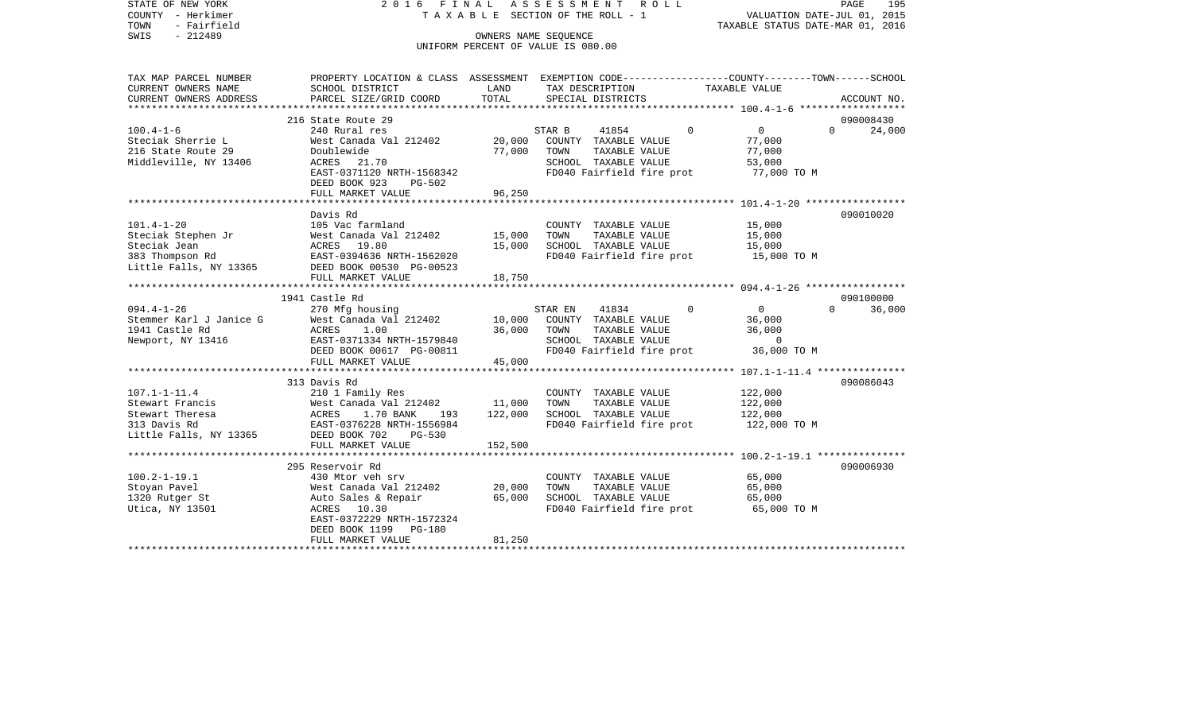STATE OF NEW YORK 2 0 1 6 F I N A L A S S E S S M E N T R O L L
COUNTY - Herkimer T A X A B L E SECTION OF THE ROLL - 1 VALUATION DATE-JUL 01, 2015
TOWN - Fairfield TAXABLE STATUS DATE-MAR 01, 2016
SWIS - 212489 OWNERS NAME SEQUENCE
UNIFORM PERCENT OF VALUE IS 080.00

```
TAX MAP PARCEL NUMBER     PROPERTY LOCATION & CLASS  ASSESSMENT  EXEMPTION CODE------------------COUNTY--------TOWN------SCHOOL
CURRENT OWNERS NAME       SCHOOL DISTRICT             LAND      TAX DESCRIPTION                 TAXABLE VALUE
CURRENT OWNERS ADDRESS    PARCEL SIZE/GRID COORD      TOTAL     SPECIAL DISTRICTS                                    ACCOUNT NO.
******************************************************************************************************* 100.4-1-6 *******************
                          216 State Route 29                                                                         090008430
100.4-1-6                 240 Rural res                       STAR B     41854         0            0           0      24,000
Steciak Sherrie L         West Canada Val 212402      20,000   COUNTY  TAXABLE VALUE            77,000
216 State Route 29        Doublewide                  77,000   TOWN    TAXABLE VALUE            77,000
Middleville, NY 13406     ACRES   21.70                        SCHOOL  TAXABLE VALUE            53,000
                          EAST-0371120 NRTH-1568342            FD040 Fairfield fire prot         77,000 TO M
                          DEED BOOK 923    PG-502
                          FULL MARKET VALUE           96,250
******************************************************************************************************* 101.4-1-20 ******************
                          Davis Rd                                                                                   090010020
101.4-1-20                105 Vac farmland                     COUNTY  TAXABLE VALUE            15,000
Steciak Stephen Jr        West Canada Val 212402      15,000   TOWN    TAXABLE VALUE            15,000
Steciak Jean              ACRES   19.80               15,000   SCHOOL  TAXABLE VALUE            15,000
383 Thompson Rd           EAST-0394636 NRTH-1562020            FD040 Fairfield fire prot         15,000 TO M
Little Falls, NY 13365    DEED BOOK 00530 PG-00523
                          FULL MARKET VALUE           18,750
******************************************************************************************************* 094.4-1-26 ******************
                          1941 Castle Rd                                                                             090100000
094.4-1-26                270 Mfg housing                     STAR EN    41834         0            0           0      36,000
Stemmer Karl J Janice G   West Canada Val 212402      10,000   COUNTY  TAXABLE VALUE            36,000
1941 Castle Rd            ACRES    1.00               36,000   TOWN    TAXABLE VALUE            36,000
Newport, NY 13416         EAST-0371334 NRTH-1579840            SCHOOL  TAXABLE VALUE                 0
                          DEED BOOK 00617 PG-00811             FD040 Fairfield fire prot         36,000 TO M
                          FULL MARKET VALUE           45,000
******************************************************************************************************* 107.1-1-11.4 ****************
                          313 Davis Rd                                                                               090086043
107.1-1-11.4              210 1 Family Res                     COUNTY  TAXABLE VALUE           122,000
Stewart Francis           West Canada Val 212402      11,000   TOWN    TAXABLE VALUE           122,000
Stewart Theresa           ACRES    1.70 BANK    193  122,000   SCHOOL  TAXABLE VALUE           122,000
313 Davis Rd              EAST-0376228 NRTH-1556984            FD040 Fairfield fire prot        122,000 TO M
Little Falls, NY 13365    DEED BOOK 702    PG-530
                          FULL MARKET VALUE          152,500
******************************************************************************************************* 100.2-1-19.1 ****************
                          295 Reservoir Rd                                                                           090006930
100.2-1-19.1              430 Mtor veh srv                     COUNTY  TAXABLE VALUE            65,000
Stoyan Pavel              West Canada Val 212402      20,000   TOWN    TAXABLE VALUE            65,000
1320 Rutger St            Auto Sales & Repair         65,000   SCHOOL  TAXABLE VALUE            65,000
Utica, NY 13501           ACRES   10.30                        FD040 Fairfield fire prot         65,000 TO M
                          EAST-0372229 NRTH-1572324
                          DEED BOOK 1199   PG-180
                          FULL MARKET VALUE           81,250
************************************************************************************************************************************
```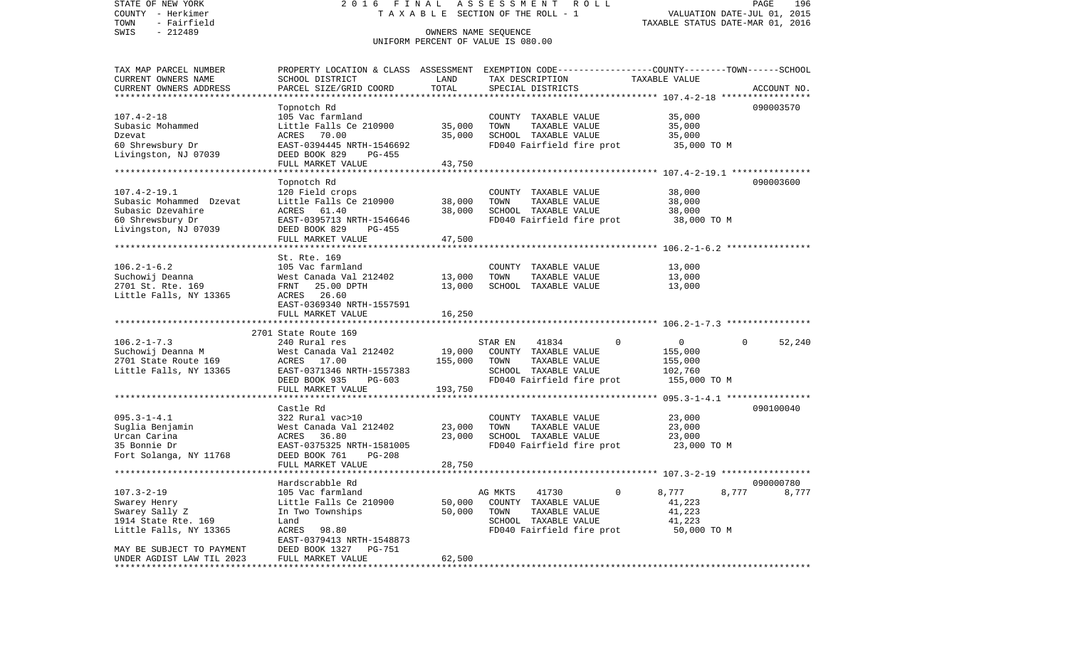STATE OF NEW YORK
COUNTY - Herkimer
TOWN - Fairfield
SWIS - 212489

2 0 1 6 F I N A L A S S E S S M E N T R O L L
T A X A B L E SECTION OF THE ROLL - 1
OWNERS NAME SEQUENCE
UNIFORM PERCENT OF VALUE IS 080.00

VALUATION DATE-JUL 01, 2015
TAXABLE STATUS DATE-MAR 01, 2016

```
TAX MAP PARCEL NUMBER     PROPERTY LOCATION & CLASS  ASSESSMENT  EXEMPTION CODE-----------------COUNTY--------TOWN------SCHOOL
CURRENT OWNERS NAME       SCHOOL DISTRICT               LAND      TAX DESCRIPTION            TAXABLE VALUE
CURRENT OWNERS ADDRESS    PARCEL SIZE/GRID COORD        TOTAL     SPECIAL DISTRICTS                                  ACCOUNT NO.
******************************************************************************************************* 107.4-2-18 *****************
                          Topnotch Rd                                                                                090003570
107.4-2-18                105 Vac farmland                        COUNTY  TAXABLE VALUE          35,000
Subasic Mohammed          Little Falls Ce 210900      35,000      TOWN    TAXABLE VALUE          35,000
Dzevat                    ACRES   70.00               35,000      SCHOOL  TAXABLE VALUE          35,000
60 Shrewsbury Dr          EAST-0394445 NRTH-1546692               FD040 Fairfield fire prot       35,000 TO M
Livingston, NJ 07039      DEED BOOK 829    PG-455
                          FULL MARKET VALUE           43,750
******************************************************************************************************* 107.4-2-19.1 ***************
                          Topnotch Rd                                                                                090003600
107.4-2-19.1              120 Field crops                         COUNTY  TAXABLE VALUE          38,000
Subasic Mohammed  Dzevat  Little Falls Ce 210900      38,000      TOWN    TAXABLE VALUE          38,000
Subasic Dzevahire         ACRES   61.40               38,000      SCHOOL  TAXABLE VALUE          38,000
60 Shrewsbury Dr          EAST-0395713 NRTH-1546646               FD040 Fairfield fire prot       38,000 TO M
Livingston, NJ 07039      DEED BOOK 829    PG-455
                          FULL MARKET VALUE           47,500
******************************************************************************************************* 106.2-1-6.2 ****************
                          St. Rte. 169
106.2-1-6.2               105 Vac farmland                        COUNTY  TAXABLE VALUE          13,000
Suchowij Deanna           West Canada Val 212402      13,000      TOWN    TAXABLE VALUE          13,000
2701 St. Rte. 169         FRNT   25.00 DPTH           13,000      SCHOOL  TAXABLE VALUE          13,000
Little Falls, NY 13365    ACRES   26.60
                          EAST-0369340 NRTH-1557591
                          FULL MARKET VALUE           16,250
******************************************************************************************************* 106.2-1-7.3 ****************
                          2701 State Route 169
106.2-1-7.3               240 Rural res                           STAR EN     41834         0            0            0      52,240
Suchowij Deanna M         West Canada Val 212402      19,000      COUNTY  TAXABLE VALUE         155,000
2701 State Route 169      ACRES   17.00              155,000      TOWN    TAXABLE VALUE         155,000
Little Falls, NY 13365    EAST-0371346 NRTH-1557383               SCHOOL  TAXABLE VALUE         102,760
                          DEED BOOK 935    PG-603                 FD040 Fairfield fire prot      155,000 TO M
                          FULL MARKET VALUE          193,750
******************************************************************************************************* 095.3-1-4.1 ****************
                          Castle Rd                                                                                  090100040
095.3-1-4.1               322 Rural vac>10                        COUNTY  TAXABLE VALUE          23,000
Suglia Benjamin           West Canada Val 212402      23,000      TOWN    TAXABLE VALUE          23,000
Urcan Carina              ACRES   36.80               23,000      SCHOOL  TAXABLE VALUE          23,000
35 Bonnie Dr              EAST-0375325 NRTH-1581005               FD040 Fairfield fire prot       23,000 TO M
Fort Solanga, NY 11768    DEED BOOK 761    PG-208
                          FULL MARKET VALUE           28,750
******************************************************************************************************* 107.3-2-19 *****************
                          Hardscrabble Rd                                                                            090000780
107.3-2-19                105 Vac farmland                        AG MKTS     41730         0        8,777        8,777       8,777
Swarey Henry              Little Falls Ce 210900      50,000      COUNTY  TAXABLE VALUE          41,223
Swarey Sally Z            In Two Townships            50,000      TOWN    TAXABLE VALUE          41,223
1914 State Rte. 169       Land                                    SCHOOL  TAXABLE VALUE          41,223
Little Falls, NY 13365    ACRES   98.80                           FD040 Fairfield fire prot       50,000 TO M
                          EAST-0379413 NRTH-1548873
MAY BE SUBJECT TO PAYMENT DEED BOOK 1327   PG-751
UNDER AGDIST LAW TIL 2023 FULL MARKET VALUE           62,500
************************************************************************************************************************************
```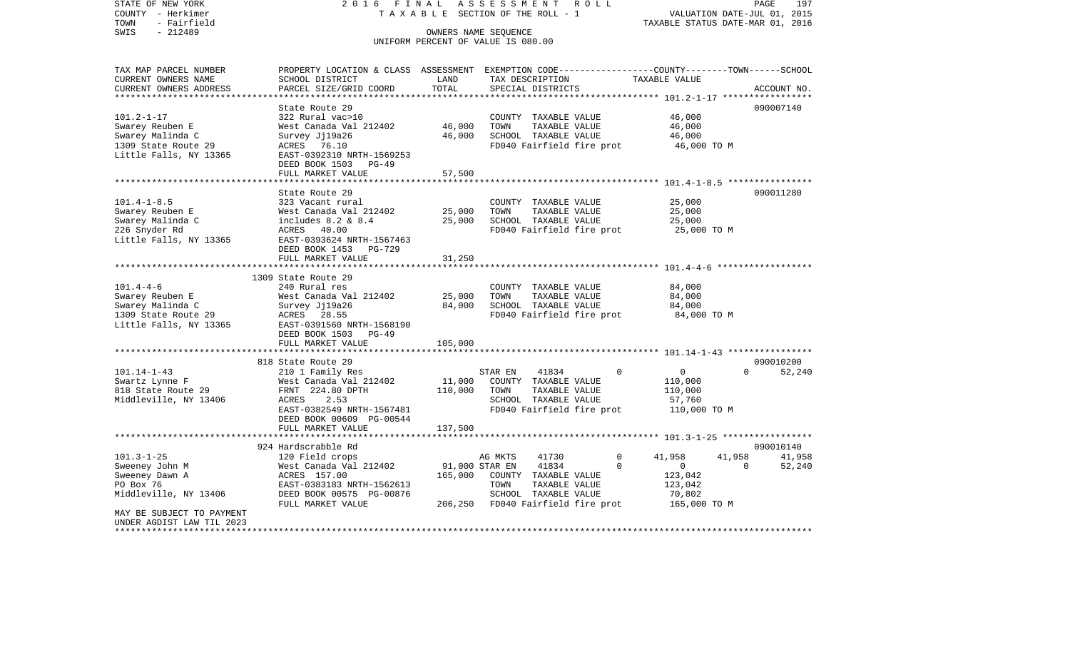STATE OF NEW YORK — 2016 FINAL ASSESSMENT ROLL
COUNTY - Herkimer — TAXABLE SECTION OF THE ROLL - 1 — VALUATION DATE-JUL 01, 2015
TOWN - Fairfield — TAXABLE STATUS DATE-MAR 01, 2016
SWIS - 212489 — OWNERS NAME SEQUENCE
UNIFORM PERCENT OF VALUE IS 080.00

| TAX MAP PARCEL NUMBER / CURRENT OWNERS NAME / CURRENT OWNERS ADDRESS | PROPERTY LOCATION & CLASS / SCHOOL DISTRICT / PARCEL SIZE/GRID COORD | ASSESSMENT LAND | ASSESSMENT TOTAL | EXEMPTION CODE / TAX DESCRIPTION / SPECIAL DISTRICTS | COUNTY TAXABLE VALUE | TOWN | SCHOOL | ACCOUNT NO. |
|---|---|---|---|---|---|---|---|---|
| **101.2-1-17** | State Route 29 | | | | | | | 090007140 |
| Swarey Reuben E | 322 Rural vac>10 | | | COUNTY TAXABLE VALUE | 46,000 | | | |
| Swarey Malinda C | West Canada Val 212402 | 46,000 | | TOWN TAXABLE VALUE | 46,000 | | | |
| 1309 State Route 29 | Survey Jj19a26 | | 46,000 | SCHOOL TAXABLE VALUE | 46,000 | | | |
| Little Falls, NY 13365 | ACRES 76.10 | | | FD040 Fairfield fire prot | 46,000 TO M | | | |
| | EAST-0392310 NRTH-1569253 | | | | | | | |
| | DEED BOOK 1503 PG-49 | | | | | | | |
| | FULL MARKET VALUE | | 57,500 | | | | | |
| **101.4-1-8.5** | State Route 29 | | | | | | | 090011280 |
| Swarey Reuben E | 323 Vacant rural | | | COUNTY TAXABLE VALUE | 25,000 | | | |
| Swarey Malinda C | West Canada Val 212402 | 25,000 | | TOWN TAXABLE VALUE | 25,000 | | | |
| 226 Snyder Rd | includes 8.2 & 8.4 | | 25,000 | SCHOOL TAXABLE VALUE | 25,000 | | | |
| Little Falls, NY 13365 | ACRES 40.00 | | | FD040 Fairfield fire prot | 25,000 TO M | | | |
| | EAST-0393624 NRTH-1567463 | | | | | | | |
| | DEED BOOK 1453 PG-729 | | | | | | | |
| | FULL MARKET VALUE | | 31,250 | | | | | |
| **101.4-4-6** | 1309 State Route 29 | | | | | | | |
| Swarey Reuben E | 240 Rural res | | | COUNTY TAXABLE VALUE | 84,000 | | | |
| Swarey Malinda C | West Canada Val 212402 | 25,000 | | TOWN TAXABLE VALUE | 84,000 | | | |
| 1309 State Route 29 | Survey Jj19a26 | | 84,000 | SCHOOL TAXABLE VALUE | 84,000 | | | |
| Little Falls, NY 13365 | ACRES 28.55 | | | FD040 Fairfield fire prot | 84,000 TO M | | | |
| | EAST-0391560 NRTH-1568190 | | | | | | | |
| | DEED BOOK 1503 PG-49 | | | | | | | |
| | FULL MARKET VALUE | | 105,000 | | | | | |
| **101.14-1-43** | 818 State Route 29 | | | | | | | 090010200 |
| Swartz Lynne F | 210 1 Family Res | | | STAR EN 41834 0 | 0 | 0 | 52,240 | |
| 818 State Route 29 | West Canada Val 212402 | 11,000 | | COUNTY TAXABLE VALUE | 110,000 | | | |
| Middleville, NY 13406 | FRNT 224.80 DPTH | | 110,000 | TOWN TAXABLE VALUE | 110,000 | | | |
| | ACRES 2.53 | | | SCHOOL TAXABLE VALUE | 57,760 | | | |
| | EAST-0382549 NRTH-1567481 | | | FD040 Fairfield fire prot | 110,000 TO M | | | |
| | DEED BOOK 00609 PG-00544 | | | | | | | |
| | FULL MARKET VALUE | | 137,500 | | | | | |
| **101.3-1-25** | 924 Hardscrabble Rd | | | | | | | 090010140 |
| Sweeney John M | 120 Field crops | | | AG MKTS 41730 0 | 41,958 | 41,958 | 41,958 | |
| Sweeney Dawn A | West Canada Val 212402 | 91,000 | | STAR EN 41834 0 | 0 | 0 | 52,240 | |
| PO Box 76 | ACRES 157.00 | | 165,000 | COUNTY TAXABLE VALUE | 123,042 | | | |
| Middleville, NY 13406 | EAST-0383183 NRTH-1562613 | | | TOWN TAXABLE VALUE | 123,042 | | | |
| | DEED BOOK 00575 PG-00876 | | | SCHOOL TAXABLE VALUE | 70,802 | | | |
| | FULL MARKET VALUE | | 206,250 | FD040 Fairfield fire prot | 165,000 TO M | | | |
| MAY BE SUBJECT TO PAYMENT | | | | | | | | |
| UNDER AGDIST LAW TIL 2023 | | | | | | | | |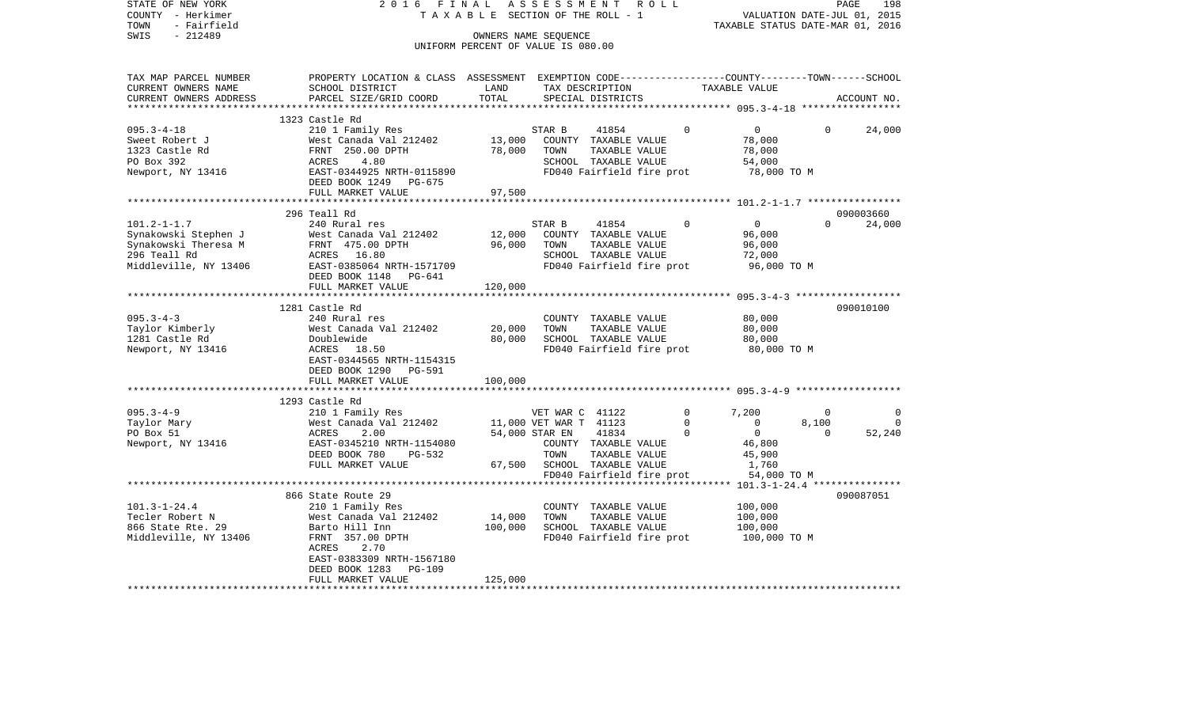STATE OF NEW YORK 2 0 1 6 F I N A L A S S E S S M E N T R O L L
COUNTY - Herkimer T A X A B L E SECTION OF THE ROLL - 1 VALUATION DATE-JUL 01, 2015
TOWN - Fairfield TAXABLE STATUS DATE-MAR 01, 2016
SWIS - 212489 OWNERS NAME SEQUENCE
UNIFORM PERCENT OF VALUE IS 080.00

| TAX MAP PARCEL NUMBER<br>CURRENT OWNERS NAME<br>CURRENT OWNERS ADDRESS | PROPERTY LOCATION & CLASS<br>SCHOOL DISTRICT<br>PARCEL SIZE/GRID COORD | ASSESSMENT<br>LAND<br>TOTAL | EXEMPTION CODE<br>TAX DESCRIPTION<br>SPECIAL DISTRICTS | COUNTY | TOWN | SCHOOL<br>TAXABLE VALUE<br>ACCOUNT NO. |
|---|---|---|---|---|---|---|
| **095.3-4-18** | 1323 Castle Rd | | | | | |
| 095.3-4-18 | 210 1 Family Res | | STAR B 41854 0 | 0 | 0 | 24,000 |
| Sweet Robert J | West Canada Val 212402 | 13,000 | COUNTY TAXABLE VALUE | 78,000 | | |
| 1323 Castle Rd | FRNT 250.00 DPTH | 78,000 | TOWN TAXABLE VALUE | | 78,000 | |
| PO Box 392 | ACRES 4.80 | | SCHOOL TAXABLE VALUE | | | 54,000 |
| Newport, NY 13416 | EAST-0344925 NRTH-0115890 | | FD040 Fairfield fire prot | 78,000 TO M | | |
| | DEED BOOK 1249 PG-675 | | | | | |
| | FULL MARKET VALUE | 97,500 | | | | |
| **101.2-1-1.7** | 296 Teall Rd | | | | | 090003660 |
| 101.2-1-1.7 | 240 Rural res | | STAR B 41854 0 | 0 | 0 | 24,000 |
| Synakowski Stephen J | West Canada Val 212402 | 12,000 | COUNTY TAXABLE VALUE | 96,000 | | |
| Synakowski Theresa M | FRNT 475.00 DPTH | 96,000 | TOWN TAXABLE VALUE | | 96,000 | |
| 296 Teall Rd | ACRES 16.80 | | SCHOOL TAXABLE VALUE | | | 72,000 |
| Middleville, NY 13406 | EAST-0385064 NRTH-1571709 | | FD040 Fairfield fire prot | 96,000 TO M | | |
| | DEED BOOK 1148 PG-641 | | | | | |
| | FULL MARKET VALUE | 120,000 | | | | |
| **095.3-4-3** | 1281 Castle Rd | | | | | 090010100 |
| 095.3-4-3 | 240 Rural res | | COUNTY TAXABLE VALUE | 80,000 | | |
| Taylor Kimberly | West Canada Val 212402 | 20,000 | TOWN TAXABLE VALUE | | 80,000 | |
| 1281 Castle Rd | Doublewide | 80,000 | SCHOOL TAXABLE VALUE | | | 80,000 |
| Newport, NY 13416 | ACRES 18.50 | | FD040 Fairfield fire prot | 80,000 TO M | | |
| | EAST-0344565 NRTH-1154315 | | | | | |
| | DEED BOOK 1290 PG-591 | | | | | |
| | FULL MARKET VALUE | 100,000 | | | | |
| **095.3-4-9** | 1293 Castle Rd | | | | | |
| 095.3-4-9 | 210 1 Family Res | | VET WAR C 41122 0 | 7,200 | 0 | 0 |
| Taylor Mary | West Canada Val 212402 | 11,000 | VET WAR T 41123 0 | 0 | 8,100 | 0 |
| PO Box 51 | ACRES 2.00 | 54,000 | STAR EN 41834 0 | 0 | 0 | 52,240 |
| Newport, NY 13416 | EAST-0345210 NRTH-1154080 | | COUNTY TAXABLE VALUE | 46,800 | | |
| | DEED BOOK 780 PG-532 | | TOWN TAXABLE VALUE | | 45,900 | |
| | FULL MARKET VALUE | 67,500 | SCHOOL TAXABLE VALUE | | | 1,760 |
| | | | FD040 Fairfield fire prot | 54,000 TO M | | |
| **101.3-1-24.4** | 866 State Route 29 | | | | | 090087051 |
| 101.3-1-24.4 | 210 1 Family Res | | COUNTY TAXABLE VALUE | 100,000 | | |
| Tecler Robert N | West Canada Val 212402 | 14,000 | TOWN TAXABLE VALUE | | 100,000 | |
| 866 State Rte. 29 | Barto Hill Inn | 100,000 | SCHOOL TAXABLE VALUE | | | 100,000 |
| Middleville, NY 13406 | FRNT 357.00 DPTH | | FD040 Fairfield fire prot | 100,000 TO M | | |
| | ACRES 2.70 | | | | | |
| | EAST-0383309 NRTH-1567180 | | | | | |
| | DEED BOOK 1283 PG-109 | | | | | |
| | FULL MARKET VALUE | 125,000 | | | | |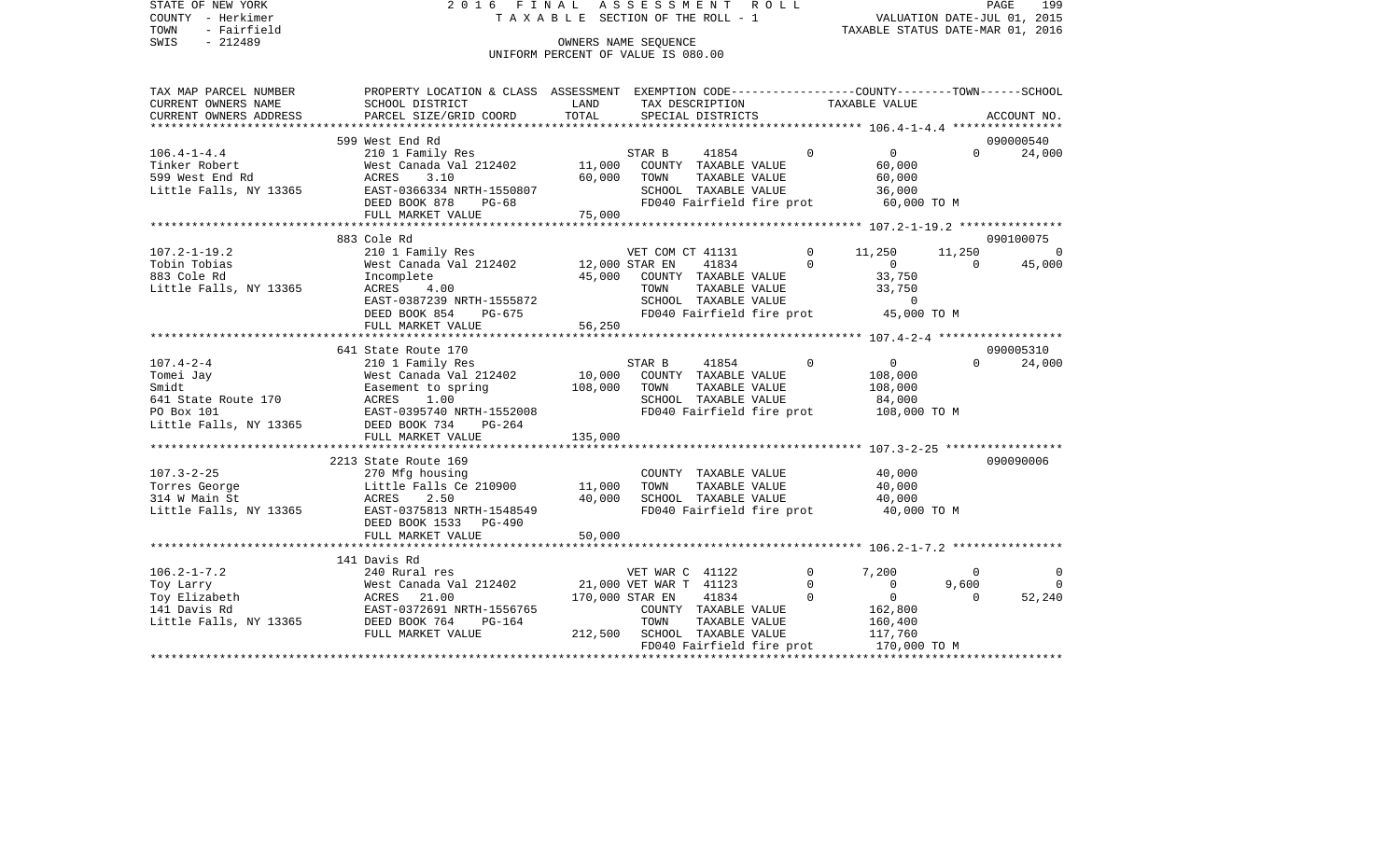STATE OF NEW YORK — 2016 FINAL ASSESSMENT ROLL — TAXABLE SECTION OF THE ROLL - 1
COUNTY - Herkimer — VALUATION DATE-JUL 01, 2015
TOWN - Fairfield — TAXABLE STATUS DATE-MAR 01, 2016
SWIS - 212489 — OWNERS NAME SEQUENCE
UNIFORM PERCENT OF VALUE IS 080.00

| TAX MAP PARCEL NUMBER / CURRENT OWNERS NAME / CURRENT OWNERS ADDRESS | PROPERTY LOCATION & CLASS / SCHOOL DISTRICT / PARCEL SIZE/GRID COORD | ASSESSMENT LAND / TOTAL | EXEMPTION CODE / TAX DESCRIPTION / SPECIAL DISTRICTS | COUNTY | TOWN | SCHOOL / TAXABLE VALUE | ACCOUNT NO. |
|---|---|---|---|---|---|---|---|
| 106.4-1-4.4 | 599 West End Rd | | | | | | 090000540 |
| Tinker Robert | 210 1 Family Res | | STAR B 41854 0 | 0 | 0 | 24,000 | |
| 599 West End Rd | West Canada Val 212402 | 11,000 | COUNTY TAXABLE VALUE | 60,000 | | | |
| Little Falls, NY 13365 | ACRES 3.10 | 60,000 | TOWN TAXABLE VALUE | | 60,000 | | |
| | EAST-0366334 NRTH-1550807 | | SCHOOL TAXABLE VALUE | | | 36,000 | |
| | DEED BOOK 878 PG-68 | | FD040 Fairfield fire prot | 60,000 TO M | | | |
| | FULL MARKET VALUE | 75,000 | | | | | |
| 107.2-1-19.2 | 883 Cole Rd | | | | | | 090100075 |
| Tobin Tobias | 210 1 Family Res | | VET COM CT 41131 0 | 11,250 | 11,250 | 0 | |
| 883 Cole Rd | West Canada Val 212402 | 12,000 | STAR EN 41834 0 | 0 | 0 | 45,000 | |
| Little Falls, NY 13365 | Incomplete | 45,000 | COUNTY TAXABLE VALUE | 33,750 | | | |
| | ACRES 4.00 | | TOWN TAXABLE VALUE | | 33,750 | | |
| | EAST-0387239 NRTH-1555872 | | SCHOOL TAXABLE VALUE | | | 0 | |
| | DEED BOOK 854 PG-675 | | FD040 Fairfield fire prot | 45,000 TO M | | | |
| | FULL MARKET VALUE | 56,250 | | | | | |
| 107.4-2-4 | 641 State Route 170 | | | | | | 090005310 |
| Tomei Jay | 210 1 Family Res | | STAR B 41854 0 | 0 | 0 | 24,000 | |
| Smidt | West Canada Val 212402 | 10,000 | COUNTY TAXABLE VALUE | 108,000 | | | |
| 641 State Route 170 | Easement to spring | 108,000 | TOWN TAXABLE VALUE | | 108,000 | | |
| PO Box 101 | ACRES 1.00 | | SCHOOL TAXABLE VALUE | | | 84,000 | |
| Little Falls, NY 13365 | EAST-0395740 NRTH-1552008 | | FD040 Fairfield fire prot | 108,000 TO M | | | |
| | DEED BOOK 734 PG-264 | | | | | | |
| | FULL MARKET VALUE | 135,000 | | | | | |
| 107.3-2-25 | 2213 State Route 169 | | | | | | 090090006 |
| Torres George | 270 Mfg housing | | COUNTY TAXABLE VALUE | 40,000 | | | |
| 314 W Main St | Little Falls Ce 210900 | 11,000 | TOWN TAXABLE VALUE | | 40,000 | | |
| Little Falls, NY 13365 | ACRES 2.50 | 40,000 | SCHOOL TAXABLE VALUE | | | 40,000 | |
| | EAST-0375813 NRTH-1548549 | | FD040 Fairfield fire prot | 40,000 TO M | | | |
| | DEED BOOK 1533 PG-490 | | | | | | |
| | FULL MARKET VALUE | 50,000 | | | | | |
| 106.2-1-7.2 | 141 Davis Rd | | | | | | |
| Toy Larry | 240 Rural res | | VET WAR C 41122 0 | 7,200 | 0 | 0 | |
| Toy Elizabeth | West Canada Val 212402 | 21,000 | VET WAR T 41123 0 | 0 | 9,600 | 0 | |
| 141 Davis Rd | ACRES 21.00 | 170,000 | STAR EN 41834 0 | 0 | 0 | 52,240 | |
| Little Falls, NY 13365 | EAST-0372691 NRTH-1556765 | | COUNTY TAXABLE VALUE | 162,800 | | | |
| | DEED BOOK 764 PG-164 | | TOWN TAXABLE VALUE | | 160,400 | | |
| | FULL MARKET VALUE | 212,500 | SCHOOL TAXABLE VALUE | | | 117,760 | |
| | | | FD040 Fairfield fire prot | 170,000 TO M | | | |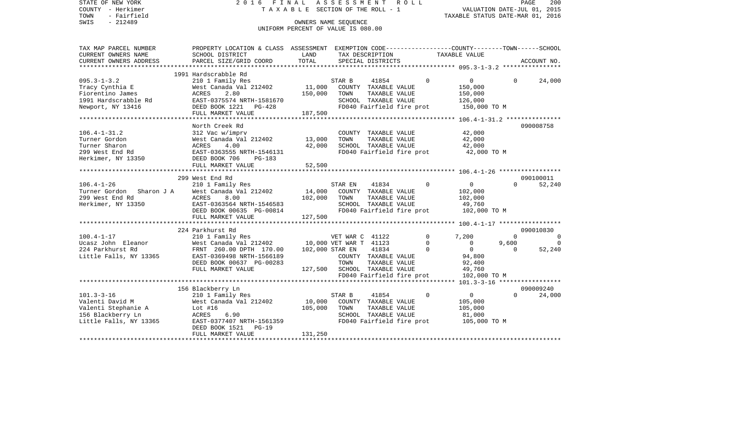STATE OF NEW YORK 2016 FINAL ASSESSMENT ROLL
COUNTY - Herkimer TAXABLE SECTION OF THE ROLL - 1 VALUATION DATE-JUL 01, 2015
TOWN - Fairfield TAXABLE STATUS DATE-MAR 01, 2016
SWIS - 212489 OWNERS NAME SEQUENCE
UNIFORM PERCENT OF VALUE IS 080.00

| TAX MAP PARCEL NUMBER / CURRENT OWNERS NAME / CURRENT OWNERS ADDRESS | PROPERTY LOCATION & CLASS / SCHOOL DISTRICT / PARCEL SIZE/GRID COORD | ASSESSMENT LAND / TOTAL | EXEMPTION CODE / TAX DESCRIPTION / SPECIAL DISTRICTS | COUNTY TAXABLE VALUE | TOWN | SCHOOL / ACCOUNT NO. |
|---|---|---|---|---|---|---|
| **095.3-1-3.2** | 1991 Hardscrabble Rd | | | | | |
| 095.3-1-3.2 | 210 1 Family Res | | STAR B 41854 0 | 0 | 0 | 24,000 |
| Tracy Cynthia E | West Canada Val 212402 | 11,000 | COUNTY TAXABLE VALUE | 150,000 | | |
| Fiorentino James | ACRES 2.80 | 150,000 | TOWN TAXABLE VALUE | 150,000 | | |
| 1991 Hardscrabble Rd | EAST-0375574 NRTH-1581670 | | SCHOOL TAXABLE VALUE | 126,000 | | |
| Newport, NY 13416 | DEED BOOK 1221 PG-428 | | FD040 Fairfield fire prot | 150,000 TO M | | |
| | FULL MARKET VALUE | 187,500 | | | | |
| **106.4-1-31.2** | North Creek Rd | | | | | 090008758 |
| 106.4-1-31.2 | 312 Vac w/imprv | | COUNTY TAXABLE VALUE | 42,000 | | |
| Turner Gordon | West Canada Val 212402 | 13,000 | TOWN TAXABLE VALUE | 42,000 | | |
| Turner Sharon | ACRES 4.00 | 42,000 | SCHOOL TAXABLE VALUE | 42,000 | | |
| 299 West End Rd | EAST-0363555 NRTH-1546131 | | FD040 Fairfield fire prot | 42,000 TO M | | |
| Herkimer, NY 13350 | DEED BOOK 706 PG-183 | | | | | |
| | FULL MARKET VALUE | 52,500 | | | | |
| **106.4-1-26** | 299 West End Rd | | | | | 090100011 |
| 106.4-1-26 | 210 1 Family Res | | STAR EN 41834 0 | 0 | 0 | 52,240 |
| Turner Gordon Sharon J A | West Canada Val 212402 | 14,000 | COUNTY TAXABLE VALUE | 102,000 | | |
| 299 West End Rd | ACRES 8.00 | 102,000 | TOWN TAXABLE VALUE | 102,000 | | |
| Herkimer, NY 13350 | EAST-0363564 NRTH-1546583 | | SCHOOL TAXABLE VALUE | 49,760 | | |
| | DEED BOOK 00635 PG-00814 | | FD040 Fairfield fire prot | 102,000 TO M | | |
| | FULL MARKET VALUE | 127,500 | | | | |
| **100.4-1-17** | 224 Parkhurst Rd | | | | | 090010830 |
| 100.4-1-17 | 210 1 Family Res | | VET WAR C 41122 0 | 7,200 | 0 | 0 |
| Ucasz John Eleanor | West Canada Val 212402 | 10,000 | VET WAR T 41123 0 | 0 | 9,600 | 0 |
| 224 Parkhurst Rd | FRNT 260.00 DPTH 170.00 | 102,000 | STAR EN 41834 0 | 0 | 0 | 52,240 |
| Little Falls, NY 13365 | EAST-0369498 NRTH-1566189 | | COUNTY TAXABLE VALUE | 94,800 | | |
| | DEED BOOK 00637 PG-00283 | | TOWN TAXABLE VALUE | 92,400 | | |
| | FULL MARKET VALUE | 127,500 | SCHOOL TAXABLE VALUE | 49,760 | | |
| | | | FD040 Fairfield fire prot | 102,000 TO M | | |
| **101.3-3-16** | 156 Blackberry Ln | | | | | 090009240 |
| 101.3-3-16 | 210 1 Family Res | | STAR B 41854 0 | 0 | 0 | 24,000 |
| Valenti David M | West Canada Val 212402 | 10,000 | COUNTY TAXABLE VALUE | 105,000 | | |
| Valenti Stephanie A | Lot #16 | 105,000 | TOWN TAXABLE VALUE | 105,000 | | |
| 156 Blackberry Ln | ACRES 6.90 | | SCHOOL TAXABLE VALUE | 81,000 | | |
| Little Falls, NY 13365 | EAST-0377407 NRTH-1561359 | | FD040 Fairfield fire prot | 105,000 TO M | | |
| | DEED BOOK 1521 PG-19 | | | | | |
| | FULL MARKET VALUE | 131,250 | | | | |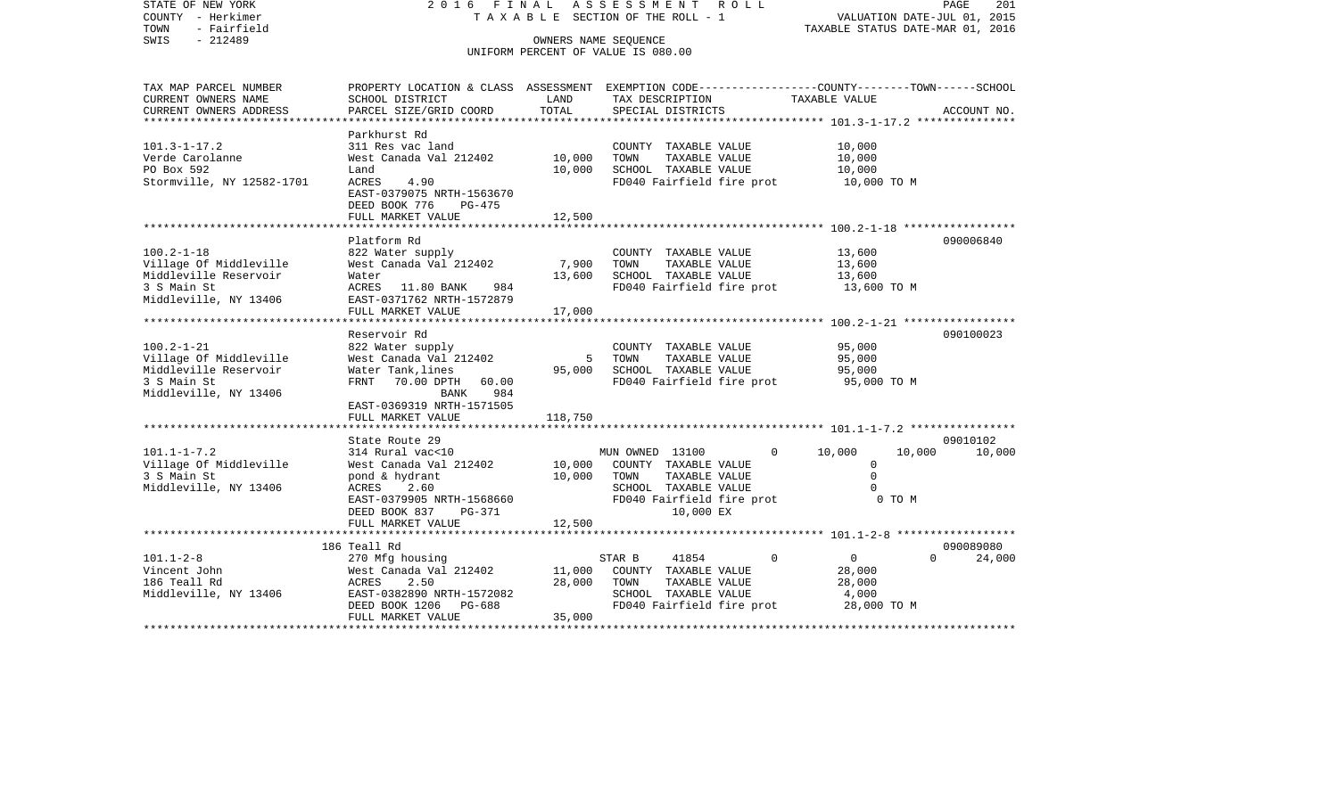STATE OF NEW YORK | 2 0 1 6 F I N A L A S S E S S M E N T R O L L | PAGE 201
COUNTY - Herkimer | T A X A B L E SECTION OF THE ROLL - 1 | VALUATION DATE-JUL 01, 2015
TOWN - Fairfield | | TAXABLE STATUS DATE-MAR 01, 2016
SWIS - 212489 | OWNERS NAME SEQUENCE
UNIFORM PERCENT OF VALUE IS 080.00

| TAX MAP PARCEL NUMBER<br>CURRENT OWNERS NAME<br>CURRENT OWNERS ADDRESS | PROPERTY LOCATION & CLASS<br>SCHOOL DISTRICT<br>PARCEL SIZE/GRID COORD | ASSESSMENT<br>LAND<br>TOTAL | EXEMPTION CODE<br>TAX DESCRIPTION<br>SPECIAL DISTRICTS | COUNTY | TOWN | SCHOOL<br>TAXABLE VALUE<br>ACCOUNT NO. |
|---|---|---|---|---|---|---|
| 101.3-1-17.2 | Parkhurst Rd | | | | | |
| 101.3-1-17.2 | 311 Res vac land | | COUNTY TAXABLE VALUE | 10,000 | | |
| Verde Carolanne | West Canada Val 212402 | 10,000 | TOWN TAXABLE VALUE | 10,000 | | |
| PO Box 592 | Land | 10,000 | SCHOOL TAXABLE VALUE | 10,000 | | |
| Stormville, NY 12582-1701 | ACRES 4.90 | | FD040 Fairfield fire prot | 10,000 TO M | | |
| | EAST-0379075 NRTH-1563670 | | | | | |
| | DEED BOOK 776 PG-475 | | | | | |
| | FULL MARKET VALUE | 12,500 | | | | |
| 100.2-1-18 | Platform Rd | | | | | 090006840 |
| 100.2-1-18 | 822 Water supply | | COUNTY TAXABLE VALUE | 13,600 | | |
| Village Of Middleville | West Canada Val 212402 | 7,900 | TOWN TAXABLE VALUE | 13,600 | | |
| Middleville Reservoir | Water | 13,600 | SCHOOL TAXABLE VALUE | 13,600 | | |
| 3 S Main St | ACRES 11.80 BANK 984 | | FD040 Fairfield fire prot | 13,600 TO M | | |
| Middleville, NY 13406 | EAST-0371762 NRTH-1572879 | | | | | |
| | FULL MARKET VALUE | 17,000 | | | | |
| 100.2-1-21 | Reservoir Rd | | | | | 090100023 |
| 100.2-1-21 | 822 Water supply | | COUNTY TAXABLE VALUE | 95,000 | | |
| Village Of Middleville | West Canada Val 212402 | 5 | TOWN TAXABLE VALUE | 95,000 | | |
| Middleville Reservoir | Water Tank,lines | 95,000 | SCHOOL TAXABLE VALUE | 95,000 | | |
| 3 S Main St | FRNT 70.00 DPTH 60.00 | | FD040 Fairfield fire prot | 95,000 TO M | | |
| Middleville, NY 13406 | BANK 984 | | | | | |
| | EAST-0369319 NRTH-1571505 | | | | | |
| | FULL MARKET VALUE | 118,750 | | | | |
| 101.1-1-7.2 | State Route 29 | | | | | 09010102 |
| 101.1-1-7.2 | 314 Rural vac<10 | | MUN OWNED 13100 0 | 10,000 | 10,000 | 10,000 |
| Village Of Middleville | West Canada Val 212402 | 10,000 | COUNTY TAXABLE VALUE | 0 | | |
| 3 S Main St | pond & hydrant | 10,000 | TOWN TAXABLE VALUE | 0 | | |
| Middleville, NY 13406 | ACRES 2.60 | | SCHOOL TAXABLE VALUE | 0 | | |
| | EAST-0379905 NRTH-1568660 | | FD040 Fairfield fire prot | 0 TO M | | |
| | DEED BOOK 837 PG-371 | | 10,000 EX | | | |
| | FULL MARKET VALUE | 12,500 | | | | |
| 101.1-2-8 | 186 Teall Rd | | | | | 090089080 |
| 101.1-2-8 | 270 Mfg housing | | STAR B 41854 0 | 0 | 0 | 24,000 |
| Vincent John | West Canada Val 212402 | 11,000 | COUNTY TAXABLE VALUE | 28,000 | | |
| 186 Teall Rd | ACRES 2.50 | 28,000 | TOWN TAXABLE VALUE | 28,000 | | |
| Middleville, NY 13406 | EAST-0382890 NRTH-1572082 | | SCHOOL TAXABLE VALUE | 4,000 | | |
| | DEED BOOK 1206 PG-688 | | FD040 Fairfield fire prot | 28,000 TO M | | |
| | FULL MARKET VALUE | 35,000 | | | | |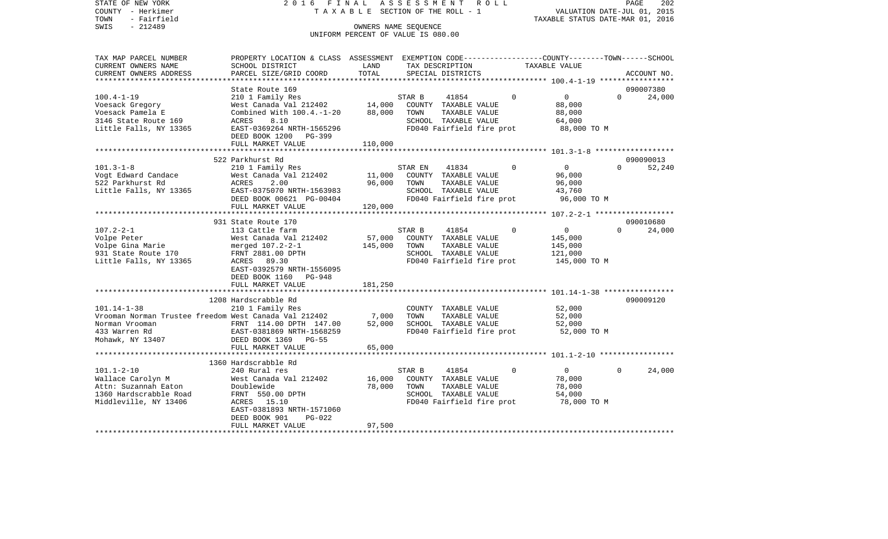STATE OF NEW YORK    2 0 1 6   F I N A L   A S S E S S M E N T   R O L L
COUNTY - Herkimer    T A X A B L E  SECTION OF THE ROLL - 1    VALUATION DATE-JUL 01, 2015
TOWN - Fairfield    TAXABLE STATUS DATE-MAR 01, 2016
SWIS - 212489    OWNERS NAME SEQUENCE
UNIFORM PERCENT OF VALUE IS 080.00

| TAX MAP PARCEL NUMBER / CURRENT OWNERS NAME / CURRENT OWNERS ADDRESS | PROPERTY LOCATION & CLASS / SCHOOL DISTRICT / PARCEL SIZE/GRID COORD | ASSESSMENT LAND | TOTAL | EXEMPTION CODE / TAX DESCRIPTION / SPECIAL DISTRICTS | COUNTY | TOWN | SCHOOL / ACCOUNT NO. |
|---|---|---|---|---|---|---|---|
| | State Route 169 | | | | | | 090007380 |
| 100.4-1-19 | 210 1 Family Res | | | STAR B 41854 | 0 | 0 | 0 24,000 |
| Voesack Gregory | West Canada Val 212402 | 14,000 | | COUNTY TAXABLE VALUE | 88,000 | | |
| Voesack Pamela E | Combined With 100.4.-1-20 | | 88,000 | TOWN TAXABLE VALUE | | 88,000 | |
| 3146 State Route 169 | ACRES 8.10 | | | SCHOOL TAXABLE VALUE | | | 64,000 |
| Little Falls, NY 13365 | EAST-0369264 NRTH-1565296 | | | FD040 Fairfield fire prot | 88,000 TO M | | |
| | DEED BOOK 1200 PG-399 | | | | | | |
| | FULL MARKET VALUE | | 110,000 | | | | |
| | 522 Parkhurst Rd | | | | | | 090090013 |
| 101.3-1-8 | 210 1 Family Res | | | STAR EN 41834 | 0 | 0 | 0 52,240 |
| Vogt Edward Candace | West Canada Val 212402 | 11,000 | | COUNTY TAXABLE VALUE | 96,000 | | |
| 522 Parkhurst Rd | ACRES 2.00 | | 96,000 | TOWN TAXABLE VALUE | | 96,000 | |
| Little Falls, NY 13365 | EAST-0375070 NRTH-1563983 | | | SCHOOL TAXABLE VALUE | | | 43,760 |
| | DEED BOOK 00621 PG-00404 | | | FD040 Fairfield fire prot | 96,000 TO M | | |
| | FULL MARKET VALUE | | 120,000 | | | | |
| | 931 State Route 170 | | | | | | 090010680 |
| 107.2-2-1 | 113 Cattle farm | | | STAR B 41854 | 0 | 0 | 0 24,000 |
| Volpe Peter | West Canada Val 212402 | 57,000 | | COUNTY TAXABLE VALUE | 145,000 | | |
| Volpe Gina Marie | merged 107.2-2-1 | | 145,000 | TOWN TAXABLE VALUE | | 145,000 | |
| 931 State Route 170 | FRNT 2881.00 DPTH | | | SCHOOL TAXABLE VALUE | | | 121,000 |
| Little Falls, NY 13365 | ACRES 89.30 | | | FD040 Fairfield fire prot | 145,000 TO M | | |
| | EAST-0392579 NRTH-1556095 | | | | | | |
| | DEED BOOK 1160 PG-948 | | | | | | |
| | FULL MARKET VALUE | | 181,250 | | | | |
| | 1208 Hardscrabble Rd | | | | | | 090009120 |
| 101.14-1-38 | 210 1 Family Res | | | COUNTY TAXABLE VALUE | 52,000 | | |
| Vrooman Norman Trustee freedom | West Canada Val 212402 | 7,000 | | TOWN TAXABLE VALUE | | 52,000 | |
| Norman Vrooman | FRNT 114.00 DPTH 147.00 | | 52,000 | SCHOOL TAXABLE VALUE | | | 52,000 |
| 433 Warren Rd | EAST-0381869 NRTH-1568259 | | | FD040 Fairfield fire prot | 52,000 TO M | | |
| Mohawk, NY 13407 | DEED BOOK 1369 PG-55 | | | | | | |
| | FULL MARKET VALUE | | 65,000 | | | | |
| | 1360 Hardscrabble Rd | | | | | | |
| 101.1-2-10 | 240 Rural res | | | STAR B 41854 | 0 | 0 | 0 24,000 |
| Wallace Carolyn M | West Canada Val 212402 | 16,000 | | COUNTY TAXABLE VALUE | 78,000 | | |
| Attn: Suzannah Eaton | Doublewide | | 78,000 | TOWN TAXABLE VALUE | | 78,000 | |
| 1360 Hardscrabble Road | FRNT 550.00 DPTH | | | SCHOOL TAXABLE VALUE | | | 54,000 |
| Middleville, NY 13406 | ACRES 15.10 | | | FD040 Fairfield fire prot | 78,000 TO M | | |
| | EAST-0381893 NRTH-1571060 | | | | | | |
| | DEED BOOK 901 PG-022 | | | | | | |
| | FULL MARKET VALUE | | 97,500 | | | | |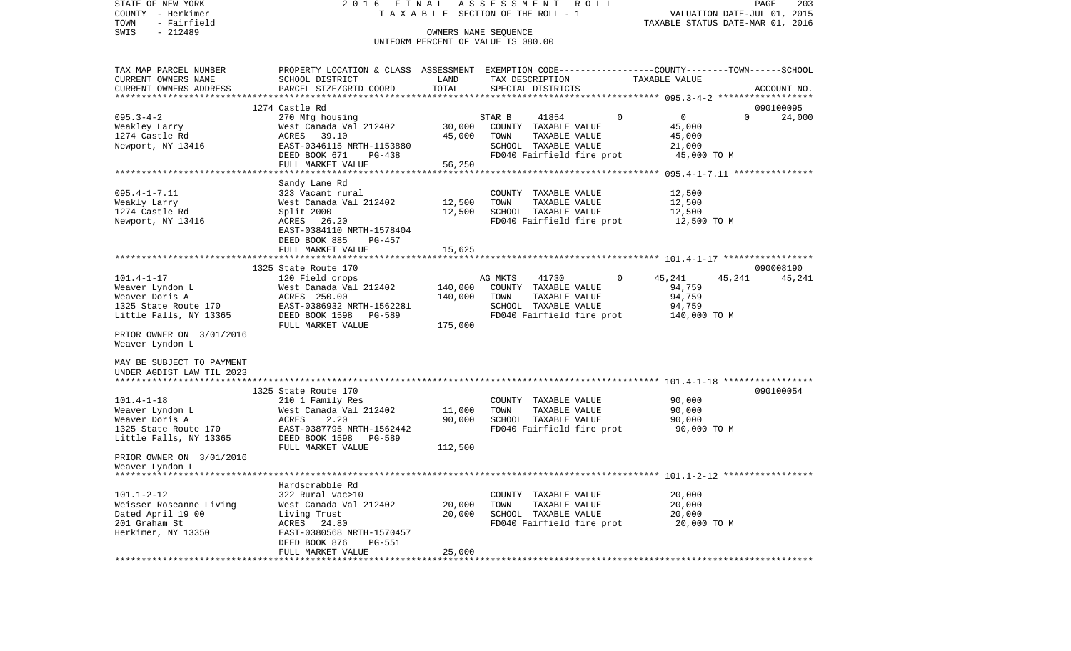STATE OF NEW YORK                    2016 FINAL ASSESSMENT ROLL
COUNTY - Herkimer                    TAXABLE SECTION OF THE ROLL - 1                    VALUATION DATE-JUL 01, 2015
TOWN - Fairfield                                                                        TAXABLE STATUS DATE-MAR 01, 2016
SWIS - 212489                        OWNERS NAME SEQUENCE
                                     UNIFORM PERCENT OF VALUE IS 080.00

| TAX MAP PARCEL NUMBER / CURRENT OWNERS NAME / CURRENT OWNERS ADDRESS | PROPERTY LOCATION & CLASS / SCHOOL DISTRICT / PARCEL SIZE/GRID COORD | ASSESSMENT LAND | TOTAL | EXEMPTION CODE / TAX DESCRIPTION / SPECIAL DISTRICTS | COUNTY | TOWN | SCHOOL / TAXABLE VALUE | ACCOUNT NO. |
|---|---|---|---|---|---|---|---|---|
| **095.3-4-2** | 1274 Castle Rd | | | | | | | 090100095 |
| 095.3-4-2 | 270 Mfg housing | | | STAR B 41854 0 | 0 | 0 | 24,000 | |
| Weakley Larry | West Canada Val 212402 | 30,000 | | COUNTY TAXABLE VALUE | 45,000 | | | |
| 1274 Castle Rd | ACRES 39.10 | | 45,000 | TOWN TAXABLE VALUE | | 45,000 | | |
| Newport, NY 13416 | EAST-0346115 NRTH-1153880 | | | SCHOOL TAXABLE VALUE | | | 21,000 | |
| | DEED BOOK 671 PG-438 | | | FD040 Fairfield fire prot | | | 45,000 TO M | |
| | FULL MARKET VALUE | | 56,250 | | | | | |
| **095.4-1-7.11** | Sandy Lane Rd | | | | | | | |
| 095.4-1-7.11 | 323 Vacant rural | | | COUNTY TAXABLE VALUE | 12,500 | | | |
| Weakly Larry | West Canada Val 212402 | 12,500 | | TOWN TAXABLE VALUE | | 12,500 | | |
| 1274 Castle Rd | Split 2000 | | 12,500 | SCHOOL TAXABLE VALUE | | | 12,500 | |
| Newport, NY 13416 | ACRES 26.20 | | | FD040 Fairfield fire prot | | | 12,500 TO M | |
| | EAST-0384110 NRTH-1578404 | | | | | | | |
| | DEED BOOK 885 PG-457 | | | | | | | |
| | FULL MARKET VALUE | | 15,625 | | | | | |
| **101.4-1-17** | 1325 State Route 170 | | | | | | | 090008190 |
| 101.4-1-17 | 120 Field crops | | | AG MKTS 41730 0 | 45,241 | 45,241 | 45,241 | |
| Weaver Lyndon L | West Canada Val 212402 | 140,000 | | COUNTY TAXABLE VALUE | 94,759 | | | |
| Weaver Doris A | ACRES 250.00 | | 140,000 | TOWN TAXABLE VALUE | | 94,759 | | |
| 1325 State Route 170 | EAST-0386932 NRTH-1562281 | | | SCHOOL TAXABLE VALUE | | | 94,759 | |
| Little Falls, NY 13365 | DEED BOOK 1598 PG-589 | | | FD040 Fairfield fire prot | | | 140,000 TO M | |
| | FULL MARKET VALUE | | 175,000 | | | | | |
| PRIOR OWNER ON 3/01/2016 | | | | | | | | |
| Weaver Lyndon L | | | | | | | | |
| MAY BE SUBJECT TO PAYMENT | | | | | | | | |
| UNDER AGDIST LAW TIL 2023 | | | | | | | | |
| **101.4-1-18** | 1325 State Route 170 | | | | | | | 090100054 |
| 101.4-1-18 | 210 1 Family Res | | | COUNTY TAXABLE VALUE | 90,000 | | | |
| Weaver Lyndon L | West Canada Val 212402 | 11,000 | | TOWN TAXABLE VALUE | | 90,000 | | |
| Weaver Doris A | ACRES 2.20 | | 90,000 | SCHOOL TAXABLE VALUE | | | 90,000 | |
| 1325 State Route 170 | EAST-0387795 NRTH-1562442 | | | FD040 Fairfield fire prot | | | 90,000 TO M | |
| Little Falls, NY 13365 | DEED BOOK 1598 PG-589 | | | | | | | |
| | FULL MARKET VALUE | | 112,500 | | | | | |
| PRIOR OWNER ON 3/01/2016 | | | | | | | | |
| Weaver Lyndon L | | | | | | | | |
| **101.1-2-12** | Hardscrabble Rd | | | | | | | |
| 101.1-2-12 | 322 Rural vac>10 | | | COUNTY TAXABLE VALUE | 20,000 | | | |
| Weisser Roseanne Living | West Canada Val 212402 | 20,000 | | TOWN TAXABLE VALUE | | 20,000 | | |
| Dated April 19 00 | Living Trust | | 20,000 | SCHOOL TAXABLE VALUE | | | 20,000 | |
| 201 Graham St | ACRES 24.80 | | | FD040 Fairfield fire prot | | | 20,000 TO M | |
| Herkimer, NY 13350 | EAST-0380568 NRTH-1570457 | | | | | | | |
| | DEED BOOK 876 PG-551 | | | | | | | |
| | FULL MARKET VALUE | | 25,000 | | | | | |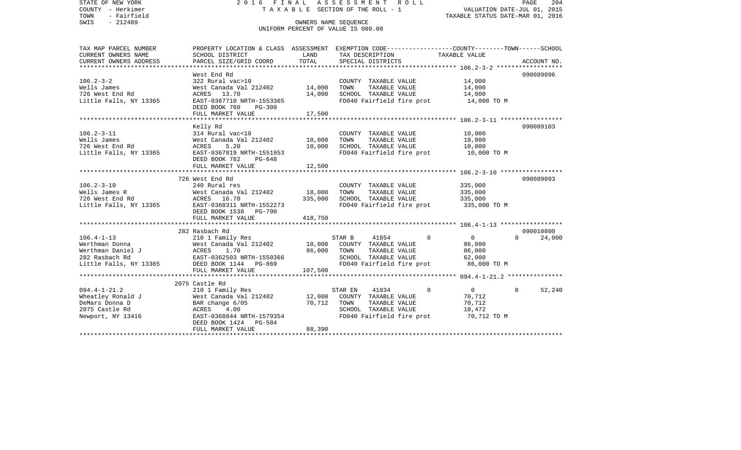STATE OF NEW YORK — 2016 FINAL ASSESSMENT ROLL
COUNTY - Herkimer — TAXABLE SECTION OF THE ROLL - 1 — VALUATION DATE-JUL 01, 2015
TOWN - Fairfield — TAXABLE STATUS DATE-MAR 01, 2016
SWIS - 212489 — OWNERS NAME SEQUENCE
UNIFORM PERCENT OF VALUE IS 080.00

| TAX MAP PARCEL NUMBER / CURRENT OWNERS NAME / CURRENT OWNERS ADDRESS | PROPERTY LOCATION & CLASS / SCHOOL DISTRICT / PARCEL SIZE/GRID COORD | ASSESSMENT LAND / TOTAL | EXEMPTION CODE / TAX DESCRIPTION / SPECIAL DISTRICTS | COUNTY | TOWN | SCHOOL | TAXABLE VALUE | ACCOUNT NO. |
|---|---|---|---|---|---|---|---|---|
| **106.2-3-2** | West End Rd | | | | | | | 090089096 |
| 106.2-3-2 | 322 Rural vac>10 | | COUNTY TAXABLE VALUE | | | | 14,000 | |
| Wells James | West Canada Val 212402 | 14,000 | TOWN TAXABLE VALUE | | | | 14,000 | |
| 726 West End Rd | ACRES 13.70 | 14,000 | SCHOOL TAXABLE VALUE | | | | 14,000 | |
| Little Falls, NY 13365 | EAST-0367710 NRTH-1553365 | | FD040 Fairfield fire prot | | | | 14,000 TO M | |
| | DEED BOOK 760 PG-309 | | | | | | | |
| | FULL MARKET VALUE | 17,500 | | | | | | |
| **106.2-3-11** | Kelly Rd | | | | | | | 090089103 |
| 106.2-3-11 | 314 Rural vac<10 | | COUNTY TAXABLE VALUE | | | | 10,000 | |
| Wells James | West Canada Val 212402 | 10,000 | TOWN TAXABLE VALUE | | | | 10,000 | |
| 726 West End Rd | ACRES 5.20 | 10,000 | SCHOOL TAXABLE VALUE | | | | 10,000 | |
| Little Falls, NY 13365 | EAST-0367819 NRTH-1551953 | | FD040 Fairfield fire prot | | | | 10,000 TO M | |
| | DEED BOOK 782 PG-648 | | | | | | | |
| | FULL MARKET VALUE | 12,500 | | | | | | |
| **106.2-3-10** | 726 West End Rd | | | | | | | 090089093 |
| 106.2-3-10 | 240 Rural res | | COUNTY TAXABLE VALUE | | | | 335,000 | |
| Wells James R | West Canada Val 212402 | 18,000 | TOWN TAXABLE VALUE | | | | 335,000 | |
| 726 West End Rd | ACRES 16.70 | 335,000 | SCHOOL TAXABLE VALUE | | | | 335,000 | |
| Little Falls, NY 13365 | EAST-0368311 NRTH-1552273 | | FD040 Fairfield fire prot | | | | 335,000 TO M | |
| | DEED BOOK 1538 PG-790 | | | | | | | |
| | FULL MARKET VALUE | 418,750 | | | | | | |
| **106.4-1-13** | 282 Rasbach Rd | | | | | | | 090010800 |
| 106.4-1-13 | 210 1 Family Res | | STAR B 41854 | 0 | 0 | 24,000 | | |
| Werthman Donna | West Canada Val 212402 | 10,000 | COUNTY TAXABLE VALUE | | | | 86,000 | |
| Werthman Daniel J | ACRES 1.70 | 86,000 | TOWN TAXABLE VALUE | | | | 86,000 | |
| 282 Rasbach Rd | EAST-0362503 NRTH-1550366 | | SCHOOL TAXABLE VALUE | | | | 62,000 | |
| Little Falls, NY 13365 | DEED BOOK 1144 PG-869 | | FD040 Fairfield fire prot | | | | 86,000 TO M | |
| | FULL MARKET VALUE | 107,500 | | | | | | |
| **094.4-1-21.2** | 2075 Castle Rd | | | | | | | |
| 094.4-1-21.2 | 210 1 Family Res | | STAR EN 41834 | 0 | 0 | 52,240 | | |
| Wheatley Ronald J | West Canada Val 212402 | 12,000 | COUNTY TAXABLE VALUE | | | | 70,712 | |
| DeMars Donna D | BAR change 6/05 | 70,712 | TOWN TAXABLE VALUE | | | | 70,712 | |
| 2075 Castle Rd | ACRES 4.00 | | SCHOOL TAXABLE VALUE | | | | 18,472 | |
| Newport, NY 13416 | EAST-0368844 NRTH-1579354 | | FD040 Fairfield fire prot | | | | 70,712 TO M | |
| | DEED BOOK 1424 PG-504 | | | | | | | |
| | FULL MARKET VALUE | 88,390 | | | | | | |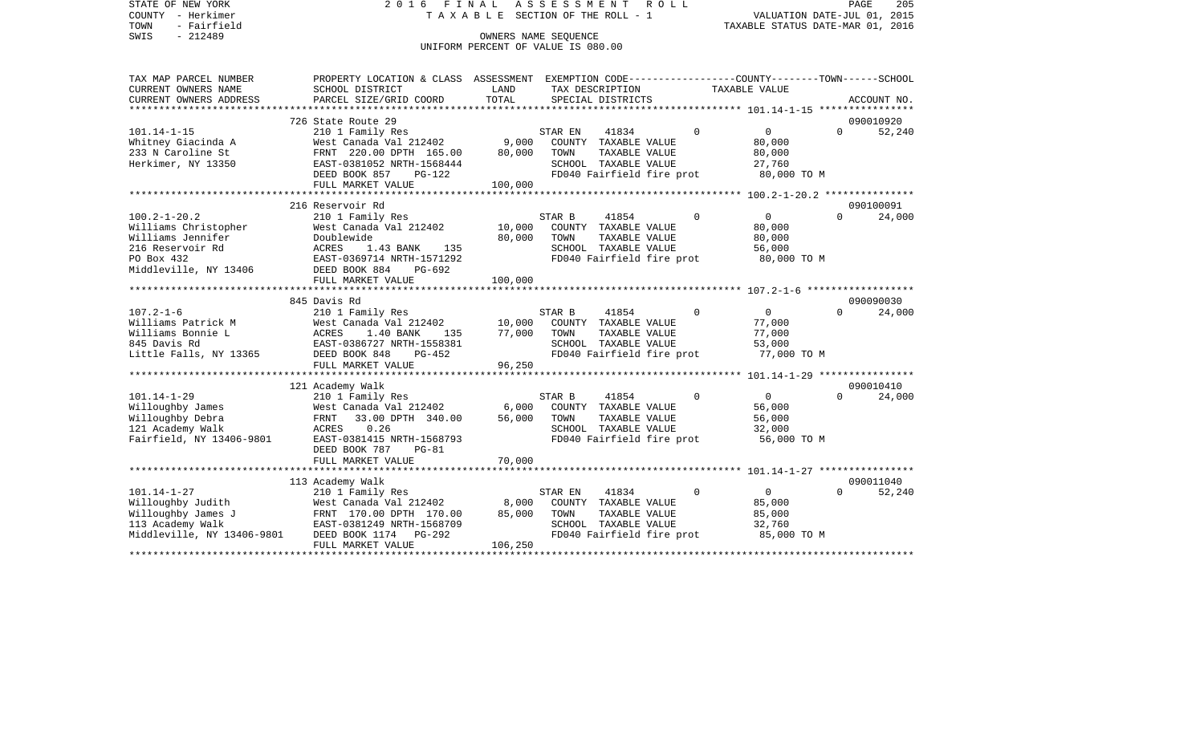STATE OF NEW YORK · COUNTY - Herkimer · TOWN - Fairfield · SWIS - 212489

2016 FINAL ASSESSMENT ROLL
TAXABLE SECTION OF THE ROLL - 1
OWNERS NAME SEQUENCE
UNIFORM PERCENT OF VALUE IS 080.00

VALUATION DATE-JUL 01, 2015
TAXABLE STATUS DATE-MAR 01, 2016

| TAX MAP PARCEL NUMBER / CURRENT OWNERS NAME / CURRENT OWNERS ADDRESS | PROPERTY LOCATION & CLASS / SCHOOL DISTRICT / PARCEL SIZE/GRID COORD | ASSESSMENT LAND / TOTAL | EXEMPTION CODE / TAX DESCRIPTION / SPECIAL DISTRICTS | COUNTY | TOWN | SCHOOL | ACCOUNT NO. |
|---|---|---|---|---|---|---|---|
| 101.14-1-15 | 726 State Route 29 | | | | | | 090010920 |
| Whitney Giacinda A | 210 1 Family Res | | STAR EN 41834 | 0 | 0 | 0 | 52,240 |
| 233 N Caroline St | West Canada Val 212402 | 9,000 | COUNTY TAXABLE VALUE | 80,000 | | | |
| Herkimer, NY 13350 | FRNT 220.00 DPTH 165.00 | 80,000 | TOWN TAXABLE VALUE | 80,000 | | | |
| | EAST-0381052 NRTH-1568444 | | SCHOOL TAXABLE VALUE | 27,760 | | | |
| | DEED BOOK 857 PG-122 | | FD040 Fairfield fire prot | 80,000 TO M | | | |
| | FULL MARKET VALUE | 100,000 | | | | | |
| 100.2-1-20.2 | 216 Reservoir Rd | | | | | | 090100091 |
| Williams Christopher | 210 1 Family Res | | STAR B 41854 | 0 | 0 | 0 | 24,000 |
| Williams Jennifer | West Canada Val 212402 | 10,000 | COUNTY TAXABLE VALUE | 80,000 | | | |
| 216 Reservoir Rd | Doublewide | 80,000 | TOWN TAXABLE VALUE | 80,000 | | | |
| PO Box 432 | ACRES 1.43 BANK 135 | | SCHOOL TAXABLE VALUE | 56,000 | | | |
| Middleville, NY 13406 | EAST-0369714 NRTH-1571292 | | FD040 Fairfield fire prot | 80,000 TO M | | | |
| | DEED BOOK 884 PG-692 | | | | | | |
| | FULL MARKET VALUE | 100,000 | | | | | |
| 107.2-1-6 | 845 Davis Rd | | | | | | 090090030 |
| Williams Patrick M | 210 1 Family Res | | STAR B 41854 | 0 | 0 | 0 | 24,000 |
| Williams Bonnie L | West Canada Val 212402 | 10,000 | COUNTY TAXABLE VALUE | 77,000 | | | |
| 845 Davis Rd | ACRES 1.40 BANK 135 | 77,000 | TOWN TAXABLE VALUE | 77,000 | | | |
| Little Falls, NY 13365 | EAST-0386727 NRTH-1558381 | | SCHOOL TAXABLE VALUE | 53,000 | | | |
| | DEED BOOK 848 PG-452 | | FD040 Fairfield fire prot | 77,000 TO M | | | |
| | FULL MARKET VALUE | 96,250 | | | | | |
| 101.14-1-29 | 121 Academy Walk | | | | | | 090010410 |
| Willoughby James | 210 1 Family Res | | STAR B 41854 | 0 | 0 | 0 | 24,000 |
| Willoughby Debra | West Canada Val 212402 | 6,000 | COUNTY TAXABLE VALUE | 56,000 | | | |
| 121 Academy Walk | FRNT 33.00 DPTH 340.00 | 56,000 | TOWN TAXABLE VALUE | 56,000 | | | |
| Fairfield, NY 13406-9801 | ACRES 0.26 | | SCHOOL TAXABLE VALUE | 32,000 | | | |
| | EAST-0381415 NRTH-1568793 | | FD040 Fairfield fire prot | 56,000 TO M | | | |
| | DEED BOOK 787 PG-81 | | | | | | |
| | FULL MARKET VALUE | 70,000 | | | | | |
| 101.14-1-27 | 113 Academy Walk | | | | | | 090011040 |
| Willoughby Judith | 210 1 Family Res | | STAR EN 41834 | 0 | 0 | 0 | 52,240 |
| Willoughby James J | West Canada Val 212402 | 8,000 | COUNTY TAXABLE VALUE | 85,000 | | | |
| 113 Academy Walk | FRNT 170.00 DPTH 170.00 | 85,000 | TOWN TAXABLE VALUE | 85,000 | | | |
| Middleville, NY 13406-9801 | EAST-0381249 NRTH-1568709 | | SCHOOL TAXABLE VALUE | 32,760 | | | |
| | DEED BOOK 1174 PG-292 | | FD040 Fairfield fire prot | 85,000 TO M | | | |
| | FULL MARKET VALUE | 106,250 | | | | | |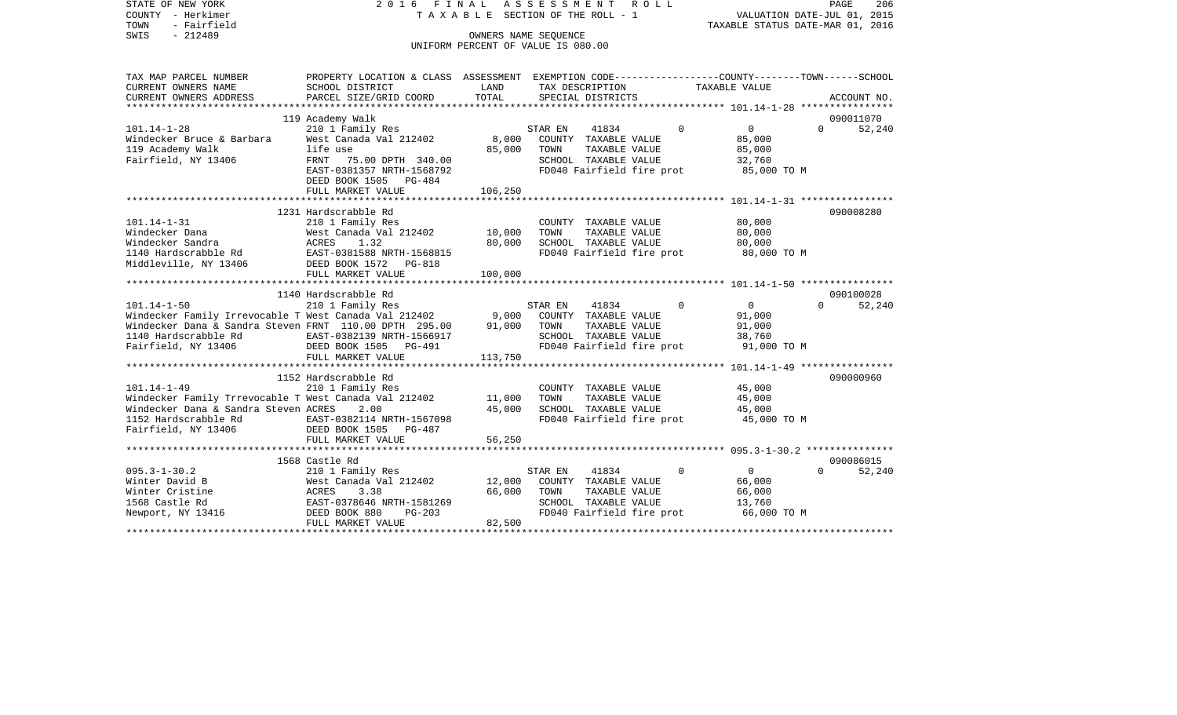STATE OF NEW YORK
COUNTY - Herkimer
TOWN - Fairfield
SWIS - 212489

2016 FINAL ASSESSMENT ROLL
TAXABLE SECTION OF THE ROLL - 1
OWNERS NAME SEQUENCE
UNIFORM PERCENT OF VALUE IS 080.00

VALUATION DATE-JUL 01, 2015
TAXABLE STATUS DATE-MAR 01, 2016

| TAX MAP PARCEL NUMBER / CURRENT OWNERS NAME / CURRENT OWNERS ADDRESS | PROPERTY LOCATION & CLASS / SCHOOL DISTRICT / PARCEL SIZE/GRID COORD | ASSESSMENT LAND / TOTAL | EXEMPTION CODE / TAX DESCRIPTION / SPECIAL DISTRICTS | COUNTY | TOWN | SCHOOL TAXABLE VALUE | ACCOUNT NO. |
|---|---|---|---|---|---|---|---|
| | 119 Academy Walk | | | | | | 090011070 |
| 101.14-1-28 | 210 1 Family Res | | STAR EN 41834 | 0 | 0 | 0 | 52,240 |
| Windecker Bruce & Barbara | West Canada Val 212402 | 8,000 | COUNTY TAXABLE VALUE | 85,000 | | | |
| 119 Academy Walk | life use | 85,000 | TOWN TAXABLE VALUE | 85,000 | | | |
| Fairfield, NY 13406 | FRNT 75.00 DPTH 340.00 | | SCHOOL TAXABLE VALUE | 32,760 | | | |
| | EAST-0381357 NRTH-1568792 | | FD040 Fairfield fire prot | 85,000 TO M | | | |
| | DEED BOOK 1505 PG-484 | | | | | | |
| | FULL MARKET VALUE | 106,250 | | | | | |
| | 1231 Hardscrabble Rd | | | | | | 090008280 |
| 101.14-1-31 | 210 1 Family Res | | COUNTY TAXABLE VALUE | 80,000 | | | |
| Windecker Dana | West Canada Val 212402 | 10,000 | TOWN TAXABLE VALUE | 80,000 | | | |
| Windecker Sandra | ACRES 1.32 | 80,000 | SCHOOL TAXABLE VALUE | 80,000 | | | |
| 1140 Hardscrabble Rd | EAST-0381588 NRTH-1568815 | | FD040 Fairfield fire prot | 80,000 TO M | | | |
| Middleville, NY 13406 | DEED BOOK 1572 PG-818 | | | | | | |
| | FULL MARKET VALUE | 100,000 | | | | | |
| | 1140 Hardscrabble Rd | | | | | | 090100028 |
| 101.14-1-50 | 210 1 Family Res | | STAR EN 41834 | 0 | 0 | 0 | 52,240 |
| Windecker Family Irrevocable T | West Canada Val 212402 | 9,000 | COUNTY TAXABLE VALUE | 91,000 | | | |
| Windecker Dana & Sandra Steven | FRNT 110.00 DPTH 295.00 | 91,000 | TOWN TAXABLE VALUE | 91,000 | | | |
| 1140 Hardscrabble Rd | EAST-0382139 NRTH-1566917 | | SCHOOL TAXABLE VALUE | 38,760 | | | |
| Fairfield, NY 13406 | DEED BOOK 1505 PG-491 | | FD040 Fairfield fire prot | 91,000 TO M | | | |
| | FULL MARKET VALUE | 113,750 | | | | | |
| | 1152 Hardscrabble Rd | | | | | | 090000960 |
| 101.14-1-49 | 210 1 Family Res | | COUNTY TAXABLE VALUE | 45,000 | | | |
| Windecker Family Trrevocable T | West Canada Val 212402 | 11,000 | TOWN TAXABLE VALUE | 45,000 | | | |
| Windecker Dana & Sandra Steven | ACRES 2.00 | 45,000 | SCHOOL TAXABLE VALUE | 45,000 | | | |
| 1152 Hardscrabble Rd | EAST-0382114 NRTH-1567098 | | FD040 Fairfield fire prot | 45,000 TO M | | | |
| Fairfield, NY 13406 | DEED BOOK 1505 PG-487 | | | | | | |
| | FULL MARKET VALUE | 56,250 | | | | | |
| | 1568 Castle Rd | | | | | | 090086015 |
| 095.3-1-30.2 | 210 1 Family Res | | STAR EN 41834 | 0 | 0 | 0 | 52,240 |
| Winter David B | West Canada Val 212402 | 12,000 | COUNTY TAXABLE VALUE | 66,000 | | | |
| Winter Cristine | ACRES 3.38 | 66,000 | TOWN TAXABLE VALUE | 66,000 | | | |
| 1568 Castle Rd | EAST-0378646 NRTH-1581269 | | SCHOOL TAXABLE VALUE | 13,760 | | | |
| Newport, NY 13416 | DEED BOOK 880 PG-203 | | FD040 Fairfield fire prot | 66,000 TO M | | | |
| | FULL MARKET VALUE | 82,500 | | | | | |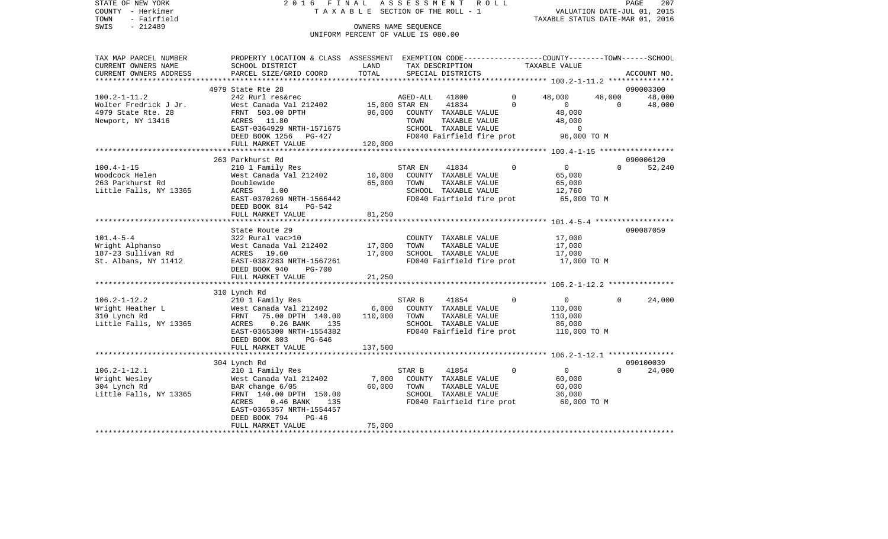STATE OF NEW YORK | 2016 FINAL ASSESSMENT ROLL | PAGE 207
COUNTY - Herkimer | TAXABLE SECTION OF THE ROLL - 1 | VALUATION DATE-JUL 01, 2015
TOWN - Fairfield | | TAXABLE STATUS DATE-MAR 01, 2016
SWIS - 212489 | OWNERS NAME SEQUENCE
UNIFORM PERCENT OF VALUE IS 080.00

| TAX MAP PARCEL NUMBER / CURRENT OWNERS NAME / CURRENT OWNERS ADDRESS | PROPERTY LOCATION & CLASS / SCHOOL DISTRICT / PARCEL SIZE/GRID COORD | ASSESSMENT LAND | TOTAL | EXEMPTION CODE / TAX DESCRIPTION / SPECIAL DISTRICTS | COUNTY | TOWN | SCHOOL | ACCOUNT NO. |
|---|---|---|---|---|---|---|---|---|
| **100.2-1-11.2** | 4979 State Rte 28 | | | | | | | 090003300 |
| 100.2-1-11.2 | 242 Rurl res&rec | | | AGED-ALL 41800 0 | 48,000 | 48,000 | 48,000 | |
| Wolter Fredrick J Jr. | West Canada Val 212402 | 15,000 | | STAR EN 41834 0 | 0 | 0 | 48,000 | |
| 4979 State Rte. 28 | FRNT 503.00 DPTH | | 96,000 | COUNTY TAXABLE VALUE | 48,000 | | | |
| Newport, NY 13416 | ACRES 11.80 | | | TOWN TAXABLE VALUE | | 48,000 | | |
| | EAST-0364929 NRTH-1571675 | | | SCHOOL TAXABLE VALUE | | | 0 | |
| | DEED BOOK 1256 PG-427 | | | FD040 Fairfield fire prot | 96,000 TO M | | | |
| | FULL MARKET VALUE | | 120,000 | | | | | |
| **100.4-1-15** | 263 Parkhurst Rd | | | | | | | 090006120 |
| 100.4-1-15 | 210 1 Family Res | | | STAR EN 41834 0 | 0 | 0 | 52,240 | |
| Woodcock Helen | West Canada Val 212402 | 10,000 | | COUNTY TAXABLE VALUE | 65,000 | | | |
| 263 Parkhurst Rd | Doublewide | | 65,000 | TOWN TAXABLE VALUE | | 65,000 | | |
| Little Falls, NY 13365 | ACRES 1.00 | | | SCHOOL TAXABLE VALUE | | | 12,760 | |
| | EAST-0370269 NRTH-1566442 | | | FD040 Fairfield fire prot | 65,000 TO M | | | |
| | DEED BOOK 814 PG-542 | | | | | | | |
| | FULL MARKET VALUE | | 81,250 | | | | | |
| **101.4-5-4** | State Route 29 | | | | | | | 090087059 |
| 101.4-5-4 | 322 Rural vac>10 | | | COUNTY TAXABLE VALUE | 17,000 | | | |
| Wright Alphanso | West Canada Val 212402 | 17,000 | | TOWN TAXABLE VALUE | | 17,000 | | |
| 187-23 Sullivan Rd | ACRES 19.60 | | 17,000 | SCHOOL TAXABLE VALUE | | | 17,000 | |
| St. Albans, NY 11412 | EAST-0387283 NRTH-1567261 | | | FD040 Fairfield fire prot | 17,000 TO M | | | |
| | DEED BOOK 940 PG-700 | | | | | | | |
| | FULL MARKET VALUE | | 21,250 | | | | | |
| **106.2-1-12.2** | 310 Lynch Rd | | | | | | | |
| 106.2-1-12.2 | 210 1 Family Res | | | STAR B 41854 0 | 0 | 0 | 24,000 | |
| Wright Heather L | West Canada Val 212402 | 6,000 | | COUNTY TAXABLE VALUE | 110,000 | | | |
| 310 Lynch Rd | FRNT 75.00 DPTH 140.00 | | 110,000 | TOWN TAXABLE VALUE | | 110,000 | | |
| Little Falls, NY 13365 | ACRES 0.26 BANK 135 | | | SCHOOL TAXABLE VALUE | | | 86,000 | |
| | EAST-0365300 NRTH-1554382 | | | FD040 Fairfield fire prot | 110,000 TO M | | | |
| | DEED BOOK 803 PG-646 | | | | | | | |
| | FULL MARKET VALUE | | 137,500 | | | | | |
| **106.2-1-12.1** | 304 Lynch Rd | | | | | | | 090100039 |
| 106.2-1-12.1 | 210 1 Family Res | | | STAR B 41854 0 | 0 | 0 | 24,000 | |
| Wright Wesley | West Canada Val 212402 | 7,000 | | COUNTY TAXABLE VALUE | 60,000 | | | |
| 304 Lynch Rd | BAR change 6/05 | | 60,000 | TOWN TAXABLE VALUE | | 60,000 | | |
| Little Falls, NY 13365 | FRNT 140.00 DPTH 150.00 | | | SCHOOL TAXABLE VALUE | | | 36,000 | |
| | ACRES 0.46 BANK 135 | | | FD040 Fairfield fire prot | 60,000 TO M | | | |
| | EAST-0365357 NRTH-1554457 | | | | | | | |
| | DEED BOOK 794 PG-46 | | | | | | | |
| | FULL MARKET VALUE | | 75,000 | | | | | |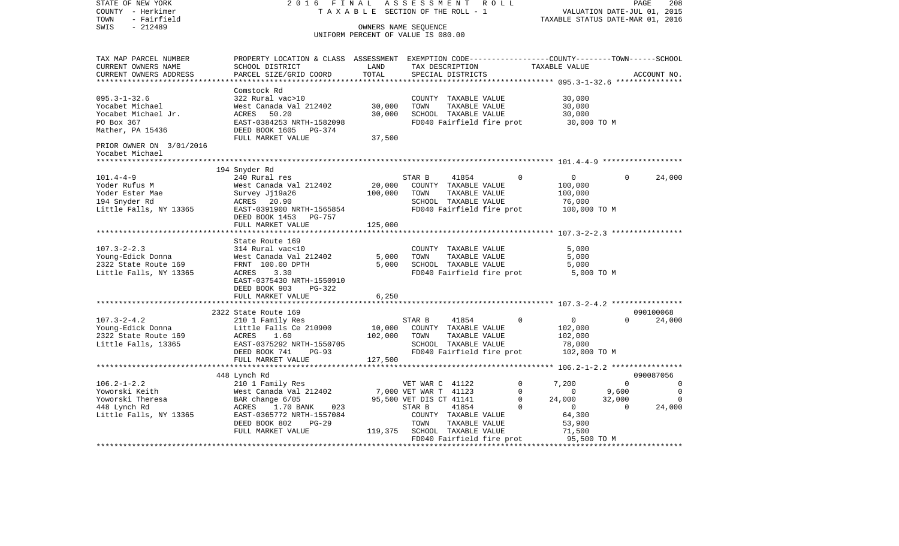STATE OF NEW YORK 2 0 1 6 F I N A L A S S E S S M E N T R O L L
COUNTY - Herkimer T A X A B L E SECTION OF THE ROLL - 1 VALUATION DATE-JUL 01, 2015
TOWN - Fairfield TAXABLE STATUS DATE-MAR 01, 2016
SWIS - 212489 OWNERS NAME SEQUENCE
UNIFORM PERCENT OF VALUE IS 080.00

```
TAX MAP PARCEL NUMBER     PROPERTY LOCATION & CLASS  ASSESSMENT  EXEMPTION CODE-----------------COUNTY--------TOWN------SCHOOL
CURRENT OWNERS NAME       SCHOOL DISTRICT              LAND      TAX DESCRIPTION              TAXABLE VALUE
CURRENT OWNERS ADDRESS    PARCEL SIZE/GRID COORD       TOTAL     SPECIAL DISTRICTS                                       ACCOUNT NO.
****************************************************************************************************** 095.3-1-32.6 ***************
                          Comstock Rd
095.3-1-32.6              322 Rural vac>10                        COUNTY  TAXABLE VALUE            30,000
Yocabet Michael           West Canada Val 212402       30,000     TOWN    TAXABLE VALUE            30,000
Yocabet Michael Jr.       ACRES   50.20                30,000     SCHOOL  TAXABLE VALUE            30,000
PO Box 367                EAST-0384253 NRTH-1582098               FD040 Fairfield fire prot         30,000 TO M
Mather, PA 15436          DEED BOOK 1605   PG-374
                          FULL MARKET VALUE            37,500
PRIOR OWNER ON 3/01/2016
Yocabet Michael
****************************************************************************************************** 101.4-4-9 ******************
                          194 Snyder Rd
101.4-4-9                 240 Rural res                           STAR B      41854          0          0          0      24,000
Yoder Rufus M             West Canada Val 212402       20,000     COUNTY  TAXABLE VALUE           100,000
Yoder Ester Mae           Survey Jj19a26              100,000     TOWN    TAXABLE VALUE           100,000
194 Snyder Rd             ACRES   20.90                           SCHOOL  TAXABLE VALUE            76,000
Little Falls, NY 13365    EAST-0391900 NRTH-1565854               FD040 Fairfield fire prot        100,000 TO M
                          DEED BOOK 1453   PG-757
                          FULL MARKET VALUE           125,000
****************************************************************************************************** 107.3-2-2.3 ****************
                          State Route 169
107.3-2-2.3               314 Rural vac<10                        COUNTY  TAXABLE VALUE             5,000
Young-Edick Donna         West Canada Val 212402        5,000     TOWN    TAXABLE VALUE             5,000
2322 State Route 169      FRNT 100.00 DPTH              5,000     SCHOOL  TAXABLE VALUE             5,000
Little Falls, NY 13365    ACRES    3.30                           FD040 Fairfield fire prot          5,000 TO M
                          EAST-0375430 NRTH-1550910
                          DEED BOOK 903    PG-322
                          FULL MARKET VALUE             6,250
****************************************************************************************************** 107.3-2-4.2 ****************
                          2322 State Route 169                                                                      090100068
107.3-2-4.2               210 1 Family Res                        STAR B      41854          0          0          0      24,000
Young-Edick Donna         Little Falls Ce 210900       10,000     COUNTY  TAXABLE VALUE           102,000
2322 State Route 169      ACRES    1.60               102,000     TOWN    TAXABLE VALUE           102,000
Little Falls, 13365       EAST-0375292 NRTH-1550705               SCHOOL  TAXABLE VALUE            78,000
                          DEED BOOK 741    PG-93                  FD040 Fairfield fire prot        102,000 TO M
                          FULL MARKET VALUE           127,500
****************************************************************************************************** 106.2-1-2.2 ****************
                          448 Lynch Rd                                                                              090087056
106.2-1-2.2               210 1 Family Res                        VET WAR C   41122          0      7,200          0           0
Yoworski Keith            West Canada Val 212402        7,000 VET WAR T   41123          0          0      9,600           0
Yoworski Theresa          BAR change 6/05              95,500 VET DIS CT  41141          0     24,000     32,000           0
448 Lynch Rd              ACRES    1.70 BANK     023              STAR B      41854          0          0          0      24,000
Little Falls, NY 13365    EAST-0365772 NRTH-1557084               COUNTY  TAXABLE VALUE            64,300
                          DEED BOOK 802    PG-29                  TOWN    TAXABLE VALUE            53,900
                          FULL MARKET VALUE           119,375     SCHOOL  TAXABLE VALUE            71,500
                                                                  FD040 Fairfield fire prot         95,500 TO M
************************************************************************************************************************************
```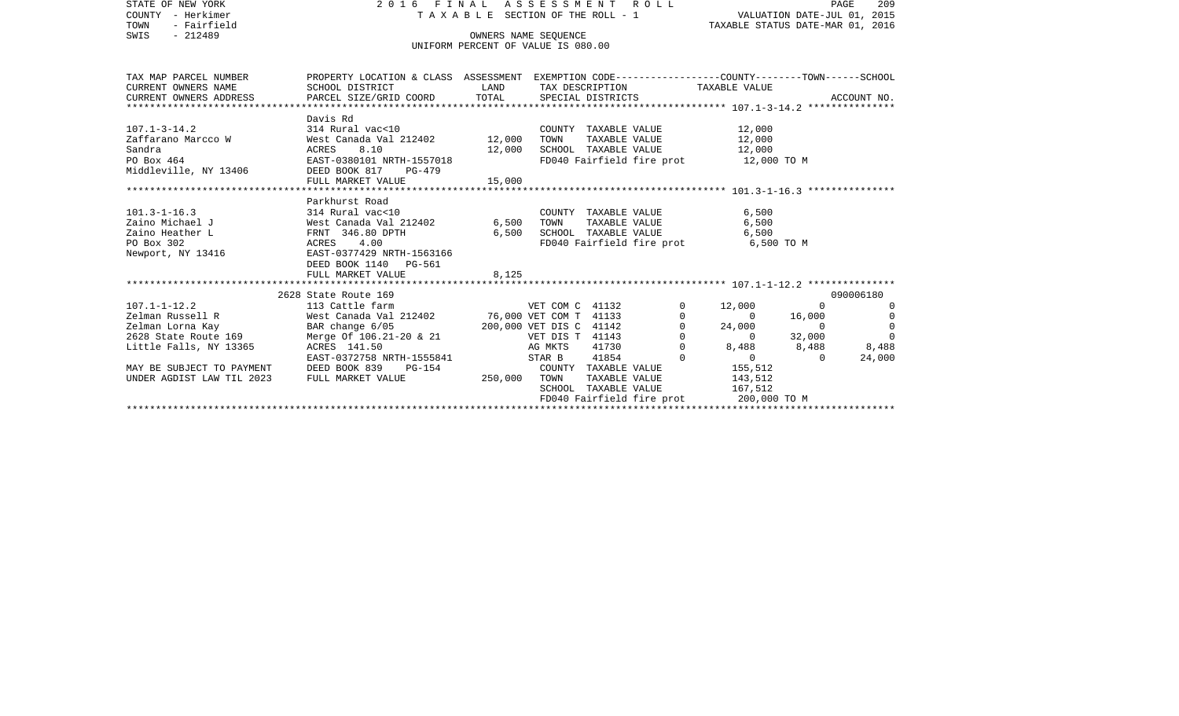STATE OF NEW YORK 2016 FINAL ASSESSMENT ROLL
COUNTY - Herkimer TAXABLE SECTION OF THE ROLL - 1
TOWN - Fairfield OWNERS NAME SEQUENCE
SWIS - 212489 UNIFORM PERCENT OF VALUE IS 080.00

VALUATION DATE-JUL 01, 2015
TAXABLE STATUS DATE-MAR 01, 2016

| TAX MAP PARCEL NUMBER / CURRENT OWNERS NAME / CURRENT OWNERS ADDRESS | PROPERTY LOCATION & CLASS / SCHOOL DISTRICT / PARCEL SIZE/GRID COORD | ASSESSMENT LAND / TOTAL | EXEMPTION CODE / TAX DESCRIPTION / SPECIAL DISTRICTS | COUNTY TAXABLE VALUE | TOWN | SCHOOL / ACCOUNT NO. |
|---|---|---|---|---|---|---|
| **107.1-3-14.2** | Davis Rd | | | | | |
| 107.1-3-14.2 | 314 Rural vac<10 | | COUNTY TAXABLE VALUE | 12,000 | | |
| Zaffarano Marcco W | West Canada Val 212402 | 12,000 | TOWN TAXABLE VALUE | 12,000 | | |
| Sandra | ACRES 8.10 | 12,000 | SCHOOL TAXABLE VALUE | 12,000 | | |
| PO Box 464 | EAST-0380101 NRTH-1557018 | | FD040 Fairfield fire prot | 12,000 TO M | | |
| Middleville, NY 13406 | DEED BOOK 817 PG-479 | | | | | |
| | FULL MARKET VALUE | 15,000 | | | | |
| **101.3-1-16.3** | Parkhurst Road | | | | | |
| 101.3-1-16.3 | 314 Rural vac<10 | | COUNTY TAXABLE VALUE | 6,500 | | |
| Zaino Michael J | West Canada Val 212402 | 6,500 | TOWN TAXABLE VALUE | 6,500 | | |
| Zaino Heather L | FRNT 346.80 DPTH | 6,500 | SCHOOL TAXABLE VALUE | 6,500 | | |
| PO Box 302 | ACRES 4.00 | | FD040 Fairfield fire prot | 6,500 TO M | | |
| Newport, NY 13416 | EAST-0377429 NRTH-1563166 | | | | | |
| | DEED BOOK 1140 PG-561 | | | | | |
| | FULL MARKET VALUE | 8,125 | | | | |
| **107.1-1-12.2** | 2628 State Route 169 | | | | | 090006180 |
| 107.1-1-12.2 | 113 Cattle farm | | VET COM C 41132 0 | 12,000 | 0 | 0 |
| Zelman Russell R | West Canada Val 212402 | 76,000 | VET COM T 41133 0 | 0 | 16,000 | 0 |
| Zelman Lorna Kay | BAR change 6/05 | 200,000 | VET DIS C 41142 0 | 24,000 | 0 | 0 |
| 2628 State Route 169 | Merge Of 106.21-20 & 21 | | VET DIS T 41143 0 | 0 | 32,000 | 0 |
| Little Falls, NY 13365 | ACRES 141.50 | | AG MKTS 41730 0 | 8,488 | 8,488 | 8,488 |
| | EAST-0372758 NRTH-1555841 | | STAR B 41854 0 | 0 | 0 | 24,000 |
| MAY BE SUBJECT TO PAYMENT | DEED BOOK 839 PG-154 | | COUNTY TAXABLE VALUE | 155,512 | | |
| UNDER AGDIST LAW TIL 2023 | FULL MARKET VALUE | 250,000 | TOWN TAXABLE VALUE | 143,512 | | |
| | | | SCHOOL TAXABLE VALUE | 167,512 | | |
| | | | FD040 Fairfield fire prot | 200,000 TO M | | |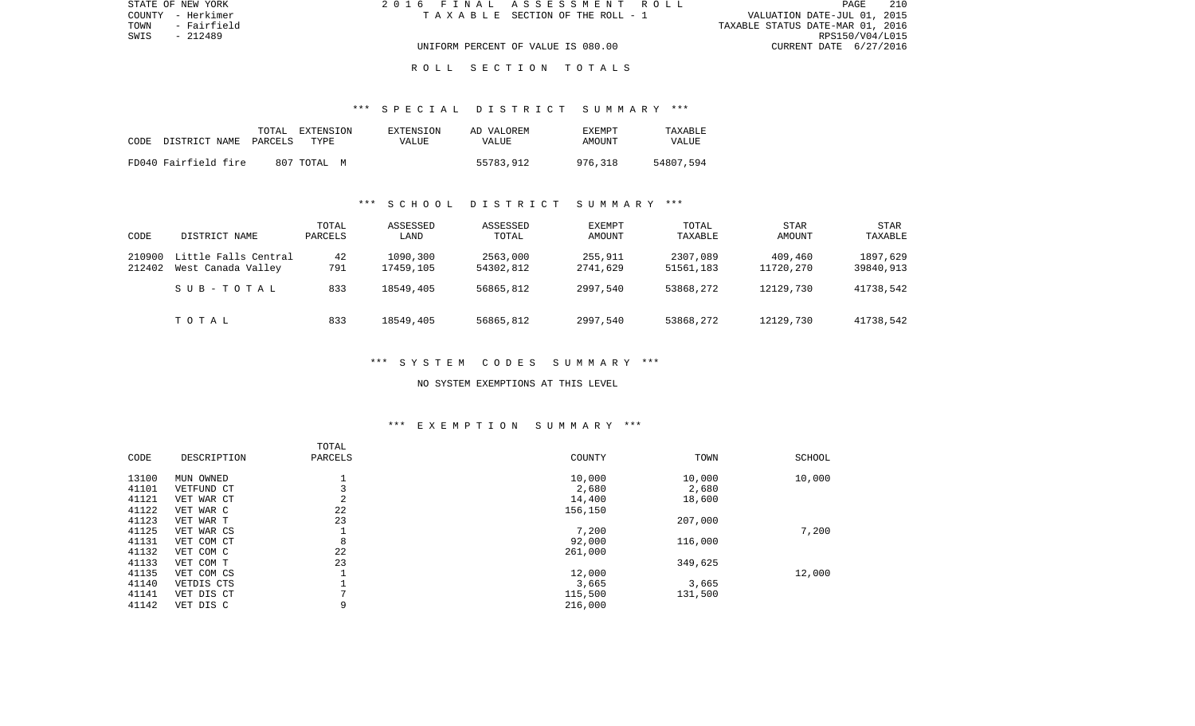STATE OF NEW YORK
COUNTY - Herkimer
TOWN - Fairfield
SWIS - 212489

2016 FINAL ASSESSMENT ROLL
TAXABLE SECTION OF THE ROLL - 1

UNIFORM PERCENT OF VALUE IS 080.00

VALUATION DATE-JUL 01, 2015
TAXABLE STATUS DATE-MAR 01, 2016
RPS150/V04/L015
CURRENT DATE 6/27/2016

## ROLL SECTION TOTALS

### *** SPECIAL DISTRICT SUMMARY ***

| CODE DISTRICT NAME | TOTAL PARCELS | EXTENSION TYPE | EXTENSION VALUE | AD VALOREM VALUE | EXEMPT AMOUNT | TAXABLE VALUE |
|---|---|---|---|---|---|---|
| FD040 Fairfield fire | 807 | TOTAL M | | 55783,912 | 976,318 | 54807,594 |

### *** SCHOOL DISTRICT SUMMARY ***

| CODE | DISTRICT NAME | TOTAL PARCELS | ASSESSED LAND | ASSESSED TOTAL | EXEMPT AMOUNT | TOTAL TAXABLE | STAR AMOUNT | STAR TAXABLE |
|---|---|---|---|---|---|---|---|---|
| 210900 | Little Falls Central | 42 | 1090,300 | 2563,000 | 255,911 | 2307,089 | 409,460 | 1897,629 |
| 212402 | West Canada Valley | 791 | 17459,105 | 54302,812 | 2741,629 | 51561,183 | 11720,270 | 39840,913 |
| | SUB-TOTAL | 833 | 18549,405 | 56865,812 | 2997,540 | 53868,272 | 12129,730 | 41738,542 |
| | TOTAL | 833 | 18549,405 | 56865,812 | 2997,540 | 53868,272 | 12129,730 | 41738,542 |

### *** SYSTEM CODES SUMMARY ***

NO SYSTEM EXEMPTIONS AT THIS LEVEL

### *** EXEMPTION SUMMARY ***

| CODE | DESCRIPTION | TOTAL PARCELS | COUNTY | TOWN | SCHOOL |
|---|---|---|---|---|---|
| 13100 | MUN OWNED | 1 | 10,000 | 10,000 | 10,000 |
| 41101 | VETFUND CT | 3 | 2,680 | 2,680 | |
| 41121 | VET WAR CT | 2 | 14,400 | 18,600 | |
| 41122 | VET WAR C | 22 | 156,150 | | |
| 41123 | VET WAR T | 23 | | 207,000 | |
| 41125 | VET WAR CS | 1 | 7,200 | | 7,200 |
| 41131 | VET COM CT | 8 | 92,000 | 116,000 | |
| 41132 | VET COM C | 22 | 261,000 | | |
| 41133 | VET COM T | 23 | | 349,625 | |
| 41135 | VET COM CS | 1 | 12,000 | | 12,000 |
| 41140 | VETDIS CTS | 1 | 3,665 | 3,665 | |
| 41141 | VET DIS CT | 7 | 115,500 | 131,500 | |
| 41142 | VET DIS C | 9 | 216,000 | | |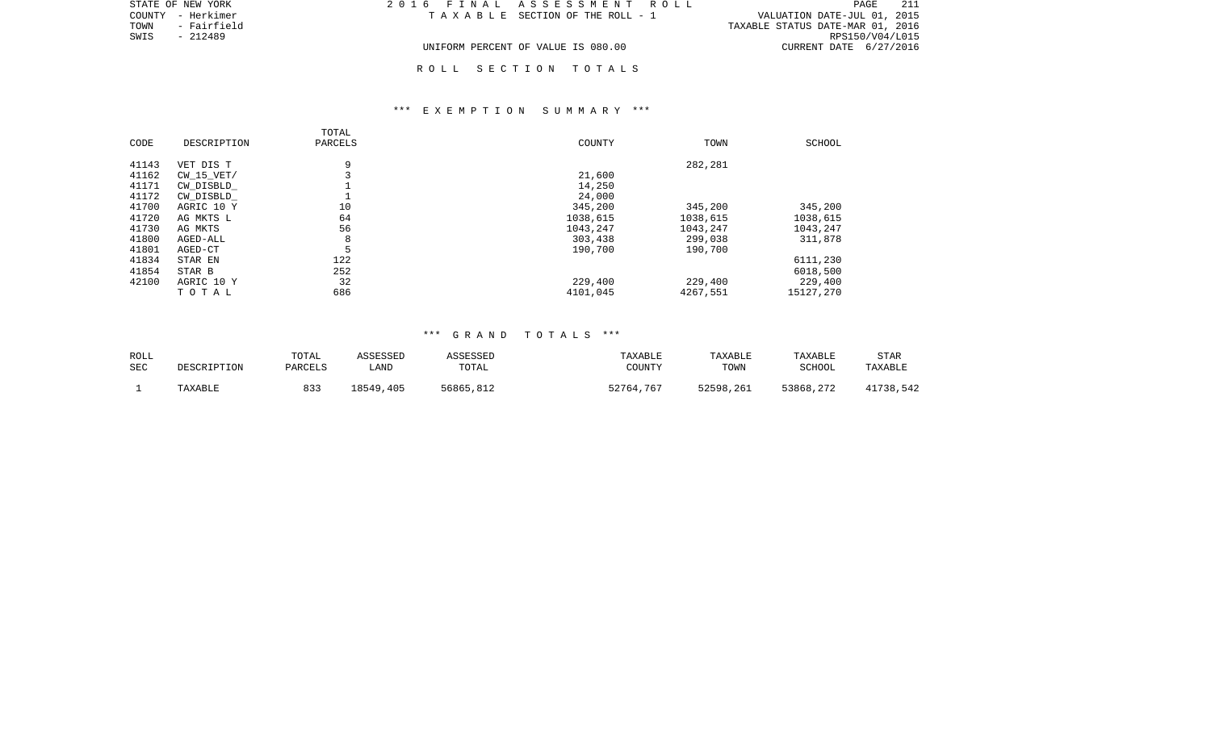STATE OF NEW YORK | COUNTY - Herkimer | TOWN - Fairfield | SWIS - 212489

2016 FINAL ASSESSMENT ROLL
TAXABLE SECTION OF THE ROLL - 1

VALUATION DATE-JUL 01, 2015
TAXABLE STATUS DATE-MAR 01, 2016
RPS150/V04/L015
CURRENT DATE 6/27/2016

UNIFORM PERCENT OF VALUE IS 080.00

## ROLL SECTION TOTALS

### *** EXEMPTION SUMMARY ***

| CODE | DESCRIPTION | TOTAL PARCELS | COUNTY | TOWN | SCHOOL |
|---|---|---|---|---|---|
| 41143 | VET DIS T | 9 | | 282,281 | |
| 41162 | CW_15_VET/ | 3 | 21,600 | | |
| 41171 | CW_DISBLD_ | 1 | 14,250 | | |
| 41172 | CW_DISBLD_ | 1 | 24,000 | | |
| 41700 | AGRIC 10 Y | 10 | 345,200 | 345,200 | 345,200 |
| 41720 | AG MKTS L | 64 | 1038,615 | 1038,615 | 1038,615 |
| 41730 | AG MKTS | 56 | 1043,247 | 1043,247 | 1043,247 |
| 41800 | AGED-ALL | 8 | 303,438 | 299,038 | 311,878 |
| 41801 | AGED-CT | 5 | 190,700 | 190,700 | |
| 41834 | STAR EN | 122 | | | 6111,230 |
| 41854 | STAR B | 252 | | | 6018,500 |
| 42100 | AGRIC 10 Y | 32 | 229,400 | 229,400 | 229,400 |
| | T O T A L | 686 | 4101,045 | 4267,551 | 15127,270 |

### *** GRAND TOTALS ***

| ROLL SEC | DESCRIPTION | TOTAL PARCELS | ASSESSED LAND | ASSESSED TOTAL | TAXABLE COUNTY | TAXABLE TOWN | TAXABLE SCHOOL | STAR TAXABLE |
|---|---|---|---|---|---|---|---|---|
| 1 | TAXABLE | 833 | 18549,405 | 56865,812 | 52764,767 | 52598,261 | 53868,272 | 41738,542 |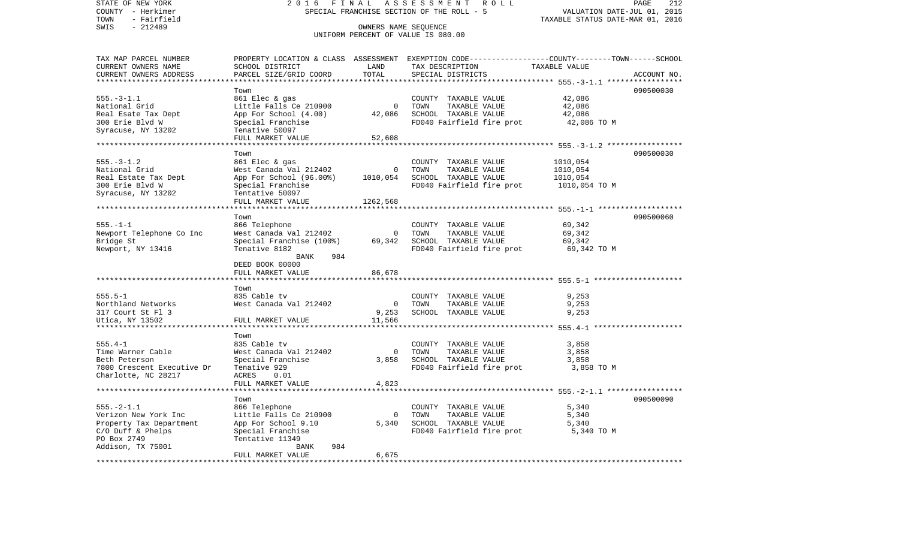STATE OF NEW YORK 2016 FINAL ASSESSMENT ROLL
COUNTY - Herkimer SPECIAL FRANCHISE SECTION OF THE ROLL - 5 VALUATION DATE-JUL 01, 2015
TOWN - Fairfield TAXABLE STATUS DATE-MAR 01, 2016
SWIS - 212489 OWNERS NAME SEQUENCE
UNIFORM PERCENT OF VALUE IS 080.00

| TAX MAP PARCEL NUMBER / CURRENT OWNERS NAME / CURRENT OWNERS ADDRESS | PROPERTY LOCATION & CLASS / SCHOOL DISTRICT / PARCEL SIZE/GRID COORD | ASSESSMENT LAND | ASSESSMENT TOTAL | EXEMPTION CODE / TAX DESCRIPTION / SPECIAL DISTRICTS | TAXABLE VALUE (COUNTY / TOWN / SCHOOL) | ACCOUNT NO. |
|---|---|---|---|---|---|---|
| 555.-3-1.1 | Town | | | | | 090500030 |
| National Grid | 861 Elec & gas | | | COUNTY TAXABLE VALUE | 42,086 | |
| Real Esate Tax Dept | Little Falls Ce 210900 | 0 | | TOWN TAXABLE VALUE | 42,086 | |
| 300 Erie Blvd W | App For School (4.00) | | 42,086 | SCHOOL TAXABLE VALUE | 42,086 | |
| Syracuse, NY 13202 | Special Franchise | | | FD040 Fairfield fire prot | 42,086 TO M | |
| | Tentative 50097 | | | | | |
| | FULL MARKET VALUE | | 52,608 | | | |
| 555.-3-1.2 | Town | | | | | 090500030 |
| National Grid | 861 Elec & gas | | | COUNTY TAXABLE VALUE | 1010,054 | |
| Real Estate Tax Dept | West Canada Val 212402 | 0 | | TOWN TAXABLE VALUE | 1010,054 | |
| 300 Erie Blvd W | App For School (96.00%) | | 1010,054 | SCHOOL TAXABLE VALUE | 1010,054 | |
| Syracuse, NY 13202 | Special Franchise | | | FD040 Fairfield fire prot | 1010,054 TO M | |
| | Tentative 50097 | | | | | |
| | FULL MARKET VALUE | | 1262,568 | | | |
| 555.-1-1 | Town | | | | | 090500060 |
| Newport Telephone Co Inc | 866 Telephone | | | COUNTY TAXABLE VALUE | 69,342 | |
| Bridge St | West Canada Val 212402 | 0 | | TOWN TAXABLE VALUE | 69,342 | |
| Newport, NY 13416 | Special Franchise (100%) | | 69,342 | SCHOOL TAXABLE VALUE | 69,342 | |
| | Tentative 8182 | | | FD040 Fairfield fire prot | 69,342 TO M | |
| | BANK 984 | | | | | |
| | DEED BOOK 00000 | | | | | |
| | FULL MARKET VALUE | | 86,678 | | | |
| 555.5-1 | Town | | | | | |
| Northland Networks | 835 Cable tv | | | COUNTY TAXABLE VALUE | 9,253 | |
| 317 Court St Fl 3 | West Canada Val 212402 | 0 | | TOWN TAXABLE VALUE | 9,253 | |
| Utica, NY 13502 | | | 9,253 | SCHOOL TAXABLE VALUE | 9,253 | |
| | FULL MARKET VALUE | | 11,566 | | | |
| 555.4-1 | Town | | | | | |
| Time Warner Cable | 835 Cable tv | | | COUNTY TAXABLE VALUE | 3,858 | |
| Beth Peterson | West Canada Val 212402 | 0 | | TOWN TAXABLE VALUE | 3,858 | |
| 7800 Crescent Executive Dr | Special Franchise | | 3,858 | SCHOOL TAXABLE VALUE | 3,858 | |
| Charlotte, NC 28217 | Tentative 929 | | | FD040 Fairfield fire prot | 3,858 TO M | |
| | ACRES 0.01 | | | | | |
| | FULL MARKET VALUE | | 4,823 | | | |
| 555.-2-1.1 | Town | | | | | 090500090 |
| Verizon New York Inc | 866 Telephone | | | COUNTY TAXABLE VALUE | 5,340 | |
| Property Tax Department | Little Falls Ce 210900 | 0 | | TOWN TAXABLE VALUE | 5,340 | |
| C/O Duff & Phelps | App For School 9.10 | | 5,340 | SCHOOL TAXABLE VALUE | 5,340 | |
| PO Box 2749 | Special Franchise | | | FD040 Fairfield fire prot | 5,340 TO M | |
| Addison, TX 75001 | Tentative 11349 | | | | | |
| | BANK 984 | | | | | |
| | FULL MARKET VALUE | | 6,675 | | | |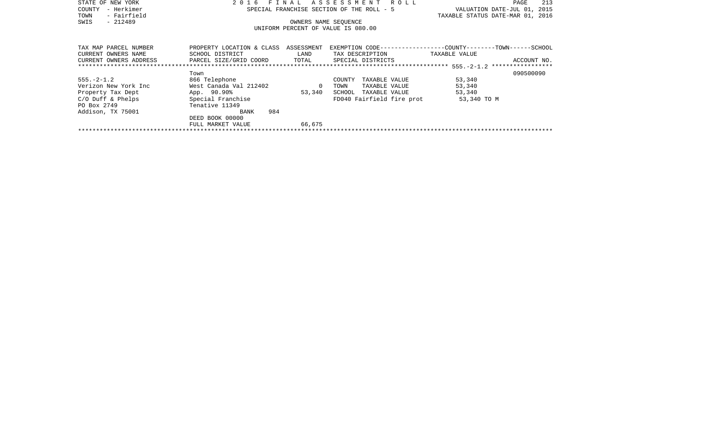STATE OF NEW YORK
COUNTY - Herkimer
TOWN - Fairfield
SWIS - 212489

2016 FINAL ASSESSMENT ROLL
SPECIAL FRANCHISE SECTION OF THE ROLL - 5
OWNERS NAME SEQUENCE
UNIFORM PERCENT OF VALUE IS 080.00

VALUATION DATE-JUL 01, 2015
TAXABLE STATUS DATE-MAR 01, 2016

| TAX MAP PARCEL NUMBER<br>CURRENT OWNERS NAME<br>CURRENT OWNERS ADDRESS | PROPERTY LOCATION & CLASS<br>SCHOOL DISTRICT<br>PARCEL SIZE/GRID COORD | ASSESSMENT<br>LAND<br>TOTAL | EXEMPTION CODE------------------COUNTY--------TOWN------SCHOOL<br>TAX DESCRIPTION<br>SPECIAL DISTRICTS | TAXABLE VALUE | ACCOUNT NO. |
|---|---|---|---|---|---|
| ******************** 555.-2-1.2 ******************** | | | | | |
| | Town | | | | 090500090 |
| 555.-2-1.2 | 866 Telephone | | COUNTY TAXABLE VALUE | 53,340 | |
| Verizon New York Inc | West Canada Val 212402 | 0 | TOWN TAXABLE VALUE | 53,340 | |
| Property Tax Dept | App. 90.90% | 53,340 | SCHOOL TAXABLE VALUE | 53,340 | |
| C/O Duff & Phelps | Special Franchise | | FD040 Fairfield fire prot | 53,340 TO M | |
| PO Box 2749 | Tenative 11349 | | | | |
| Addison, TX 75001 | BANK 984 | | | | |
| | DEED BOOK 00000 | | | | |
| | FULL MARKET VALUE | 66,675 | | | |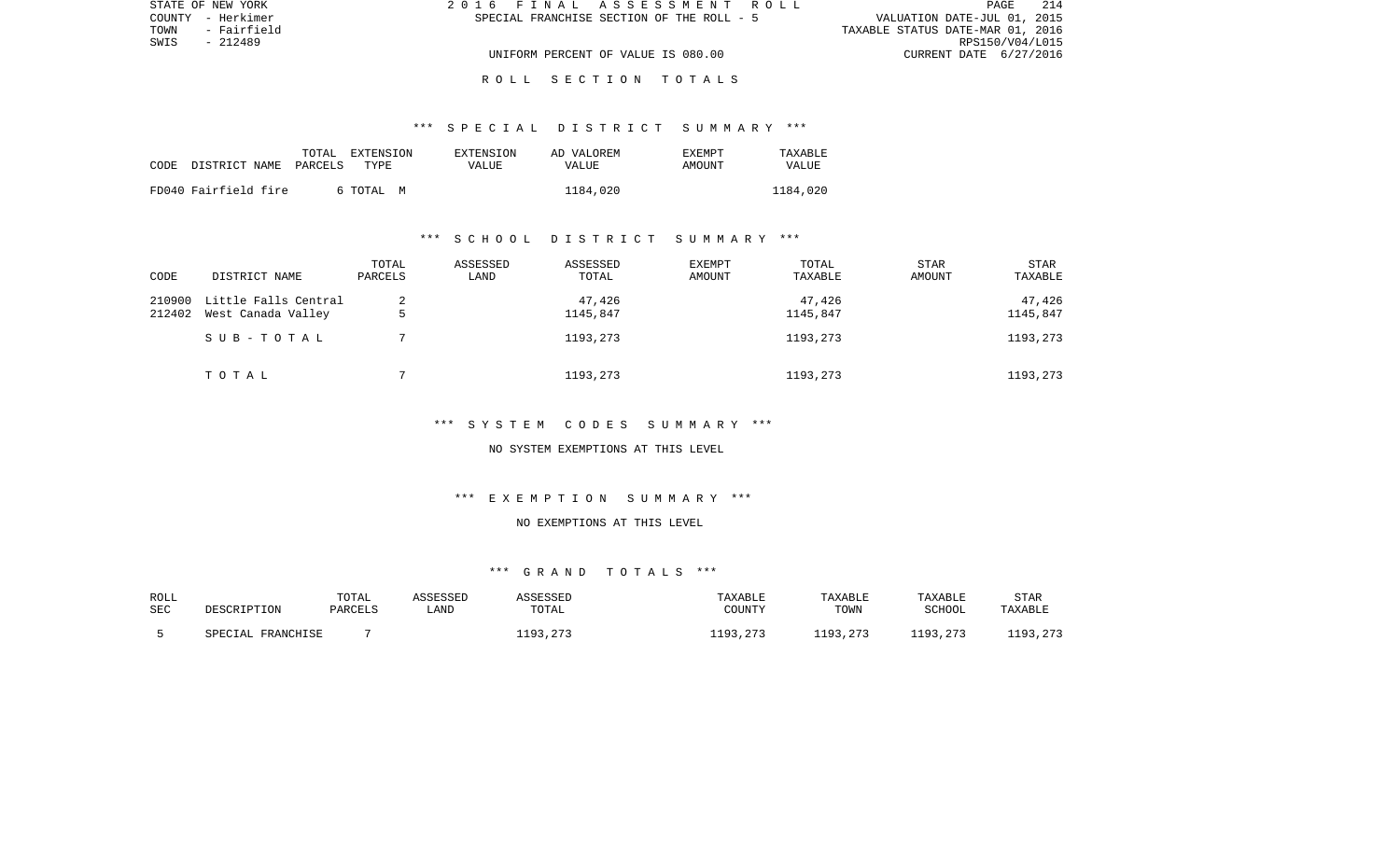STATE OF NEW YORK
COUNTY - Herkimer
TOWN - Fairfield
SWIS - 212489

2016 FINAL ASSESSMENT ROLL
SPECIAL FRANCHISE SECTION OF THE ROLL - 5

UNIFORM PERCENT OF VALUE IS 080.00

VALUATION DATE-JUL 01, 2015
TAXABLE STATUS DATE-MAR 01, 2016
RPS150/V04/L015
CURRENT DATE 6/27/2016

## ROLL SECTION TOTALS

### *** SPECIAL DISTRICT SUMMARY ***

| CODE | DISTRICT NAME | TOTAL PARCELS | EXTENSION TYPE | EXTENSION VALUE | AD VALOREM VALUE | EXEMPT AMOUNT | TAXABLE VALUE |
|---|---|---|---|---|---|---|---|
| FD040 | Fairfield fire | 6 | TOTAL M | | 1184,020 | | 1184,020 |

### *** SCHOOL DISTRICT SUMMARY ***

| CODE | DISTRICT NAME | TOTAL PARCELS | ASSESSED LAND | ASSESSED TOTAL | EXEMPT AMOUNT | TOTAL TAXABLE | STAR AMOUNT | STAR TAXABLE |
|---|---|---|---|---|---|---|---|---|
| 210900 | Little Falls Central | 2 | | 47,426 | | 47,426 | | 47,426 |
| 212402 | West Canada Valley | 5 | | 1145,847 | | 1145,847 | | 1145,847 |
| | SUB-TOTAL | 7 | | 1193,273 | | 1193,273 | | 1193,273 |
| | TOTAL | 7 | | 1193,273 | | 1193,273 | | 1193,273 |

### *** SYSTEM CODES SUMMARY ***

NO SYSTEM EXEMPTIONS AT THIS LEVEL

### *** EXEMPTION SUMMARY ***

NO EXEMPTIONS AT THIS LEVEL

### *** GRAND TOTALS ***

| ROLL SEC | DESCRIPTION | TOTAL PARCELS | ASSESSED LAND | ASSESSED TOTAL | TAXABLE COUNTY | TAXABLE TOWN | TAXABLE SCHOOL | STAR TAXABLE |
|---|---|---|---|---|---|---|---|---|
| 5 | SPECIAL FRANCHISE | 7 | | 1193,273 | 1193,273 | 1193,273 | 1193,273 | 1193,273 |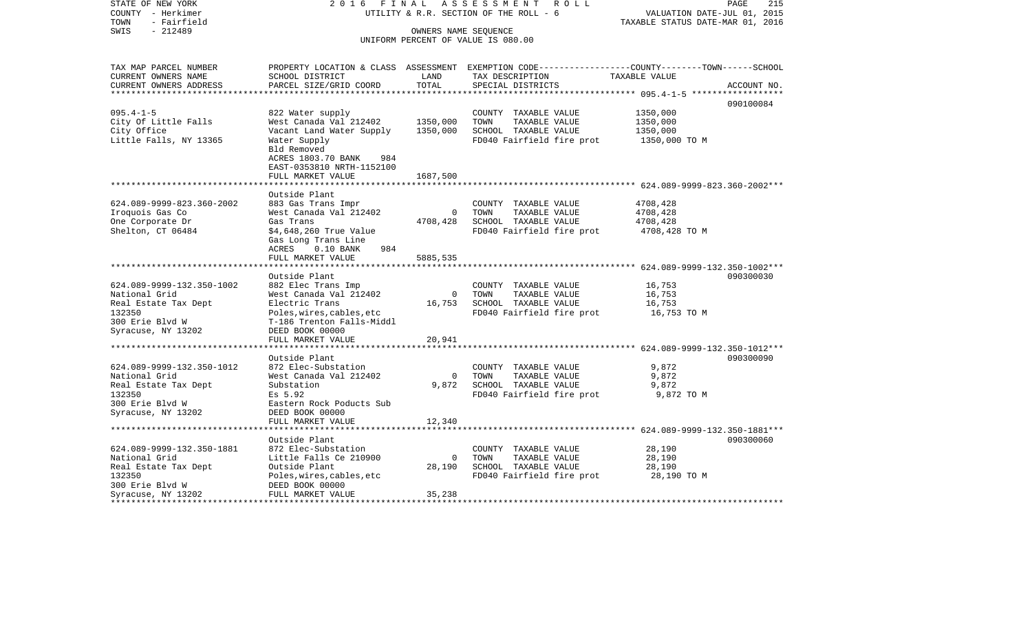STATE OF NEW YORK
COUNTY - Herkimer
TOWN - Fairfield
SWIS - 212489

2 0 1 6 F I N A L A S S E S S M E N T R O L L
UTILITY & R.R. SECTION OF THE ROLL - 6
OWNERS NAME SEQUENCE
UNIFORM PERCENT OF VALUE IS 080.00

VALUATION DATE-JUL 01, 2015
TAXABLE STATUS DATE-MAR 01, 2016

| TAX MAP PARCEL NUMBER / CURRENT OWNERS NAME / CURRENT OWNERS ADDRESS | PROPERTY LOCATION & CLASS / SCHOOL DISTRICT / PARCEL SIZE/GRID COORD | ASSESSMENT LAND / TOTAL | EXEMPTION CODE / TAX DESCRIPTION / SPECIAL DISTRICTS | COUNTY--------TOWN------SCHOOL TAXABLE VALUE | ACCOUNT NO. |
|---|---|---|---|---|---|
| **095.4-1-5** | | | | | 090100084 |
| 095.4-1-5 | 822 Water supply | | COUNTY TAXABLE VALUE | 1350,000 | |
| City Of Little Falls | West Canada Val 212402 | 1350,000 | TOWN TAXABLE VALUE | 1350,000 | |
| City Office | Vacant Land Water Supply | 1350,000 | SCHOOL TAXABLE VALUE | 1350,000 | |
| Little Falls, NY 13365 | Water Supply | | FD040 Fairfield fire prot | 1350,000 TO M | |
| | Bld Removed | | | | |
| | ACRES 1803.70 BANK 984 | | | | |
| | EAST-0353810 NRTH-1152100 | | | | |
| | FULL MARKET VALUE | 1687,500 | | | |
| **624.089-9999-823.360-2002** | | | | | |
| | Outside Plant | | | | |
| 624.089-9999-823.360-2002 | 883 Gas Trans Impr | | COUNTY TAXABLE VALUE | 4708,428 | |
| Iroquois Gas Co | West Canada Val 212402 | 0 | TOWN TAXABLE VALUE | 4708,428 | |
| One Corporate Dr | Gas Trans | 4708,428 | SCHOOL TAXABLE VALUE | 4708,428 | |
| Shelton, CT 06484 | $4,648,260 True Value | | FD040 Fairfield fire prot | 4708,428 TO M | |
| | Gas Long Trans Line | | | | |
| | ACRES 0.10 BANK 984 | | | | |
| | FULL MARKET VALUE | 5885,535 | | | |
| **624.089-9999-132.350-1002** | | | | | 090300030 |
| | Outside Plant | | | | |
| 624.089-9999-132.350-1002 | 882 Elec Trans Imp | | COUNTY TAXABLE VALUE | 16,753 | |
| National Grid | West Canada Val 212402 | 0 | TOWN TAXABLE VALUE | 16,753 | |
| Real Estate Tax Dept | Electric Trans | 16,753 | SCHOOL TAXABLE VALUE | 16,753 | |
| 132350 | Poles,wires,cables,etc | | FD040 Fairfield fire prot | 16,753 TO M | |
| 300 Erie Blvd W | T-186 Trenton Falls-Middl | | | | |
| Syracuse, NY 13202 | DEED BOOK 00000 | | | | |
| | FULL MARKET VALUE | 20,941 | | | |
| **624.089-9999-132.350-1012** | | | | | 090300090 |
| | Outside Plant | | | | |
| 624.089-9999-132.350-1012 | 872 Elec-Substation | | COUNTY TAXABLE VALUE | 9,872 | |
| National Grid | West Canada Val 212402 | 0 | TOWN TAXABLE VALUE | 9,872 | |
| Real Estate Tax Dept | Substation | 9,872 | SCHOOL TAXABLE VALUE | 9,872 | |
| 132350 | Es 5.92 | | FD040 Fairfield fire prot | 9,872 TO M | |
| 300 Erie Blvd W | Eastern Rock Poducts Sub | | | | |
| Syracuse, NY 13202 | DEED BOOK 00000 | | | | |
| | FULL MARKET VALUE | 12,340 | | | |
| **624.089-9999-132.350-1881** | | | | | 090300060 |
| | Outside Plant | | | | |
| 624.089-9999-132.350-1881 | 872 Elec-Substation | | COUNTY TAXABLE VALUE | 28,190 | |
| National Grid | Little Falls Ce 210900 | 0 | TOWN TAXABLE VALUE | 28,190 | |
| Real Estate Tax Dept | Outside Plant | 28,190 | SCHOOL TAXABLE VALUE | 28,190 | |
| 132350 | Poles,wires,cables,etc | | FD040 Fairfield fire prot | 28,190 TO M | |
| 300 Erie Blvd W | DEED BOOK 00000 | | | | |
| Syracuse, NY 13202 | FULL MARKET VALUE | 35,238 | | | |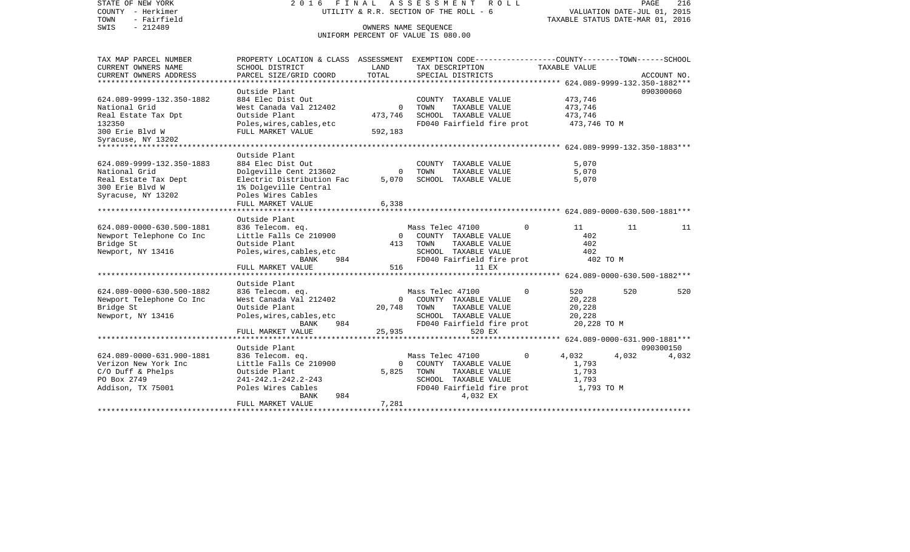STATE OF NEW YORK
COUNTY - Herkimer
TOWN - Fairfield
SWIS - 212489

2016 FINAL ASSESSMENT ROLL
UTILITY & R.R. SECTION OF THE ROLL - 6
OWNERS NAME SEQUENCE
UNIFORM PERCENT OF VALUE IS 080.00

VALUATION DATE-JUL 01, 2015
TAXABLE STATUS DATE-MAR 01, 2016

| TAX MAP PARCEL NUMBER / CURRENT OWNERS NAME / CURRENT OWNERS ADDRESS | PROPERTY LOCATION & CLASS / SCHOOL DISTRICT / PARCEL SIZE/GRID COORD | ASSESSMENT LAND / TOTAL | EXEMPTION CODE / TAX DESCRIPTION / SPECIAL DISTRICTS | COUNTY | TOWN | SCHOOL | ACCOUNT NO. |
|---|---|---|---|---|---|---|---|
| **624.089-9999-132.350-1882** | Outside Plant | | | | | | 090300060 |
| 624.089-9999-132.350-1882 | 884 Elec Dist Out | | COUNTY TAXABLE VALUE | 473,746 | | | |
| National Grid | West Canada Val 212402 | 0 | TOWN TAXABLE VALUE | | 473,746 | | |
| Real Estate Tax Dpt | Outside Plant | 473,746 | SCHOOL TAXABLE VALUE | | | 473,746 | |
| 132350 | Poles,wires,cables,etc | | FD040 Fairfield fire prot | 473,746 TO M | | | |
| 300 Erie Blvd W | FULL MARKET VALUE | 592,183 | | | | | |
| Syracuse, NY 13202 | | | | | | | |
| **624.089-9999-132.350-1883** | Outside Plant | | | | | | |
| 624.089-9999-132.350-1883 | 884 Elec Dist Out | | COUNTY TAXABLE VALUE | 5,070 | | | |
| National Grid | Dolgeville Cent 213602 | 0 | TOWN TAXABLE VALUE | | 5,070 | | |
| Real Estate Tax Dept | Electric Distribution Fac | 5,070 | SCHOOL TAXABLE VALUE | | | 5,070 | |
| 300 Erie Blvd W | 1% Dolgeville Central | | | | | | |
| Syracuse, NY 13202 | Poles Wires Cables | | | | | | |
| | FULL MARKET VALUE | 6,338 | | | | | |
| **624.089-0000-630.500-1881** | Outside Plant | | | | | | |
| 624.089-0000-630.500-1881 | 836 Telecom. eq. | | Mass Telec 47100 0 | 11 | 11 | 11 | |
| Newport Telephone Co Inc | Little Falls Ce 210900 | 0 | COUNTY TAXABLE VALUE | 402 | | | |
| Bridge St | Outside Plant | 413 | TOWN TAXABLE VALUE | | 402 | | |
| Newport, NY 13416 | Poles,wires,cables,etc | | SCHOOL TAXABLE VALUE | | | 402 | |
| | BANK 984 | | FD040 Fairfield fire prot | 402 TO M | | | |
| | FULL MARKET VALUE | 516 | 11 EX | | | | |
| **624.089-0000-630.500-1882** | Outside Plant | | | | | | |
| 624.089-0000-630.500-1882 | 836 Telecom. eq. | | Mass Telec 47100 0 | 520 | 520 | 520 | |
| Newport Telephone Co Inc | West Canada Val 212402 | 0 | COUNTY TAXABLE VALUE | 20,228 | | | |
| Bridge St | Outside Plant | 20,748 | TOWN TAXABLE VALUE | | 20,228 | | |
| Newport, NY 13416 | Poles,wires,cables,etc | | SCHOOL TAXABLE VALUE | | | 20,228 | |
| | BANK 984 | | FD040 Fairfield fire prot | 20,228 TO M | | | |
| | FULL MARKET VALUE | 25,935 | 520 EX | | | | |
| **624.089-0000-631.900-1881** | Outside Plant | | | | | | 090300150 |
| 624.089-0000-631.900-1881 | 836 Telecom. eq. | | Mass Telec 47100 0 | 4,032 | 4,032 | 4,032 | |
| Verizon New York Inc | Little Falls Ce 210900 | 0 | COUNTY TAXABLE VALUE | 1,793 | | | |
| C/O Duff & Phelps | Outside Plant | 5,825 | TOWN TAXABLE VALUE | | 1,793 | | |
| PO Box 2749 | 241-242.1-242.2-243 | | SCHOOL TAXABLE VALUE | | | 1,793 | |
| Addison, TX 75001 | Poles Wires Cables | | FD040 Fairfield fire prot | 1,793 TO M | | | |
| | BANK 984 | | 4,032 EX | | | | |
| | FULL MARKET VALUE | 7,281 | | | | | |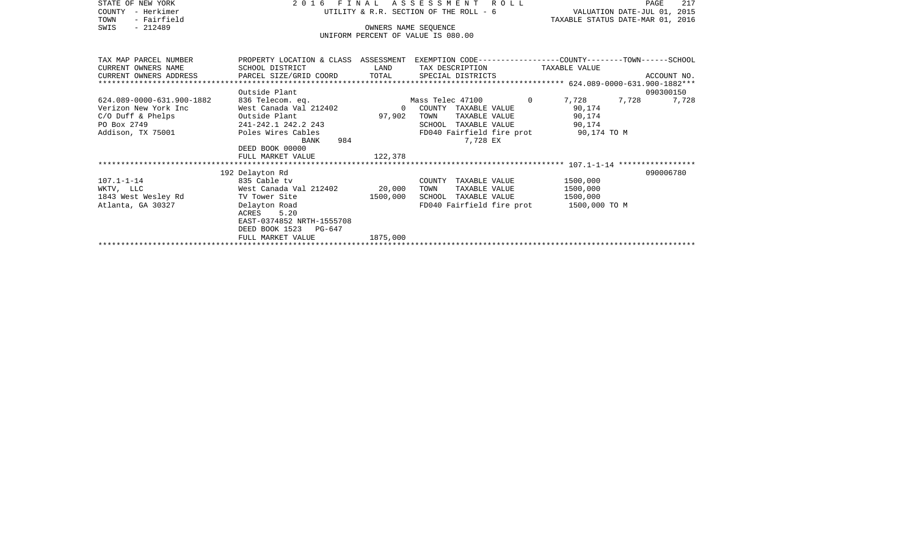STATE OF NEW YORK | 2016 FINAL ASSESSMENT ROLL | UTILITY & R.R. SECTION OF THE ROLL - 6 | VALUATION DATE-JUL 01, 2015
COUNTY - Herkimer | TAXABLE STATUS DATE-MAR 01, 2016
TOWN - Fairfield | OWNERS NAME SEQUENCE
SWIS - 212489 | UNIFORM PERCENT OF VALUE IS 080.00

| TAX MAP PARCEL NUMBER / CURRENT OWNERS NAME / CURRENT OWNERS ADDRESS | PROPERTY LOCATION & CLASS / SCHOOL DISTRICT / PARCEL SIZE/GRID COORD | ASSESSMENT LAND / TOTAL | EXEMPTION CODE / TAX DESCRIPTION / SPECIAL DISTRICTS | COUNTY | TOWN | SCHOOL | ACCOUNT NO. |
|---|---|---|---|---|---|---|---|
| **624.089-0000-631.900-1882** | Outside Plant | | | | | | 090300150 |
| 624.089-0000-631.900-1882 | 836 Telecom. eq. | | Mass Telec 47100 0 | 7,728 | 7,728 | 7,728 | |
| Verizon New York Inc | West Canada Val 212402 | 0 | COUNTY TAXABLE VALUE | 90,174 | | | |
| C/O Duff & Phelps | Outside Plant | 97,902 | TOWN TAXABLE VALUE | 90,174 | | | |
| PO Box 2749 | 241-242.1 242.2 243 | | SCHOOL TAXABLE VALUE | 90,174 | | | |
| Addison, TX 75001 | Poles Wires Cables | | FD040 Fairfield fire prot | 90,174 TO M | | | |
| | BANK 984 | | 7,728 EX | | | | |
| | DEED BOOK 00000 | | | | | | |
| | FULL MARKET VALUE | 122,378 | | | | | |
| **107.1-1-14** | 192 Delayton Rd | | | | | | 090006780 |
| 107.1-1-14 | 835 Cable tv | | COUNTY TAXABLE VALUE | 1500,000 | | | |
| WKTV, LLC | West Canada Val 212402 | 20,000 | TOWN TAXABLE VALUE | 1500,000 | | | |
| 1843 West Wesley Rd | TV Tower Site | 1500,000 | SCHOOL TAXABLE VALUE | 1500,000 | | | |
| Atlanta, GA 30327 | Delayton Road | | FD040 Fairfield fire prot | 1500,000 TO M | | | |
| | ACRES 5.20 | | | | | | |
| | EAST-0374852 NRTH-1555708 | | | | | | |
| | DEED BOOK 1523 PG-647 | | | | | | |
| | FULL MARKET VALUE | 1875,000 | | | | | |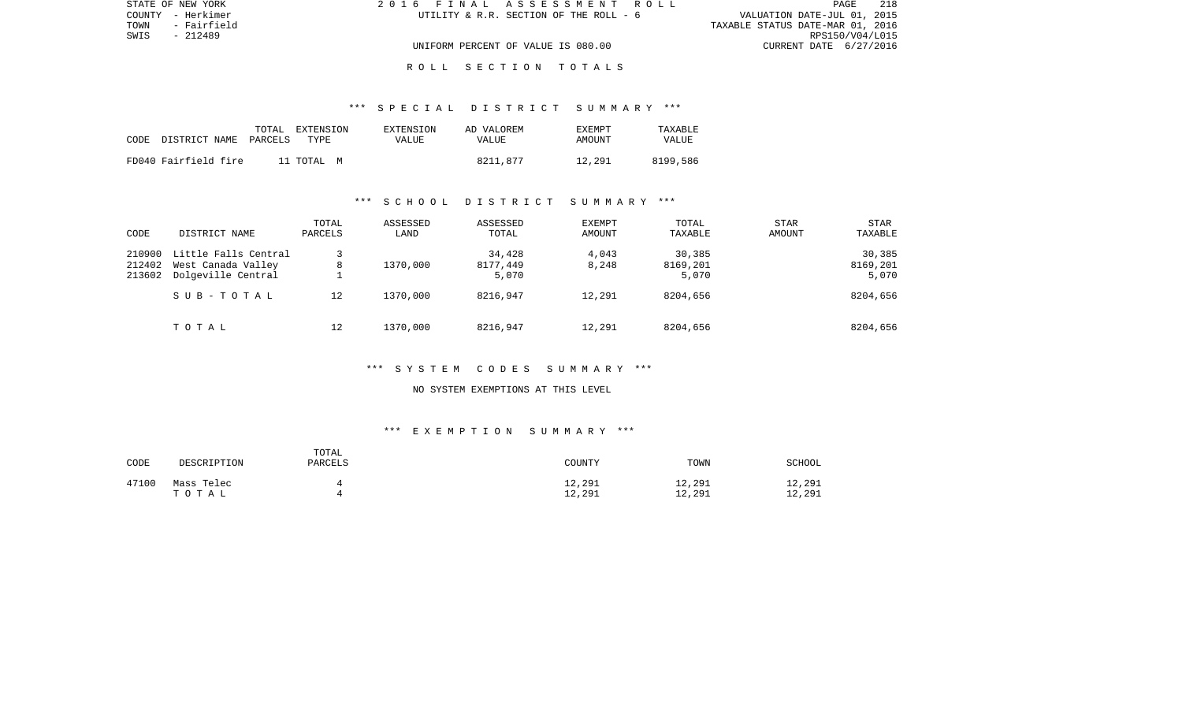STATE OF NEW YORK
COUNTY - Herkimer
TOWN - Fairfield
SWIS - 212489

2016 FINAL ASSESSMENT ROLL
UTILITY & R.R. SECTION OF THE ROLL - 6

VALUATION DATE-JUL 01, 2015
TAXABLE STATUS DATE-MAR 01, 2016
RPS150/V04/L015
CURRENT DATE 6/27/2016

UNIFORM PERCENT OF VALUE IS 080.00

## ROLL SECTION TOTALS

### *** SPECIAL DISTRICT SUMMARY ***

| CODE | DISTRICT NAME | TOTAL PARCELS | EXTENSION TYPE | EXTENSION VALUE | AD VALOREM VALUE | EXEMPT AMOUNT | TAXABLE VALUE |
|---|---|---|---|---|---|---|---|
| FD040 | Fairfield fire | 11 | TOTAL M | | 8211,877 | 12,291 | 8199,586 |

### *** SCHOOL DISTRICT SUMMARY ***

| CODE | DISTRICT NAME | TOTAL PARCELS | ASSESSED LAND | ASSESSED TOTAL | EXEMPT AMOUNT | TOTAL TAXABLE | STAR AMOUNT | STAR TAXABLE |
|---|---|---|---|---|---|---|---|---|
| 210900 | Little Falls Central | 3 | | 34,428 | 4,043 | 30,385 | | 30,385 |
| 212402 | West Canada Valley | 8 | 1370,000 | 8177,449 | 8,248 | 8169,201 | | 8169,201 |
| 213602 | Dolgeville Central | 1 | | 5,070 | | 5,070 | | 5,070 |
| | SUB-TOTAL | 12 | 1370,000 | 8216,947 | 12,291 | 8204,656 | | 8204,656 |
| | TOTAL | 12 | 1370,000 | 8216,947 | 12,291 | 8204,656 | | 8204,656 |

### *** SYSTEM CODES SUMMARY ***

NO SYSTEM EXEMPTIONS AT THIS LEVEL

### *** EXEMPTION SUMMARY ***

| CODE | DESCRIPTION | TOTAL PARCELS | COUNTY | TOWN | SCHOOL |
|---|---|---|---|---|---|
| 47100 | Mass Telec | 4 | 12,291 | 12,291 | 12,291 |
| | TOTAL | 4 | 12,291 | 12,291 | 12,291 |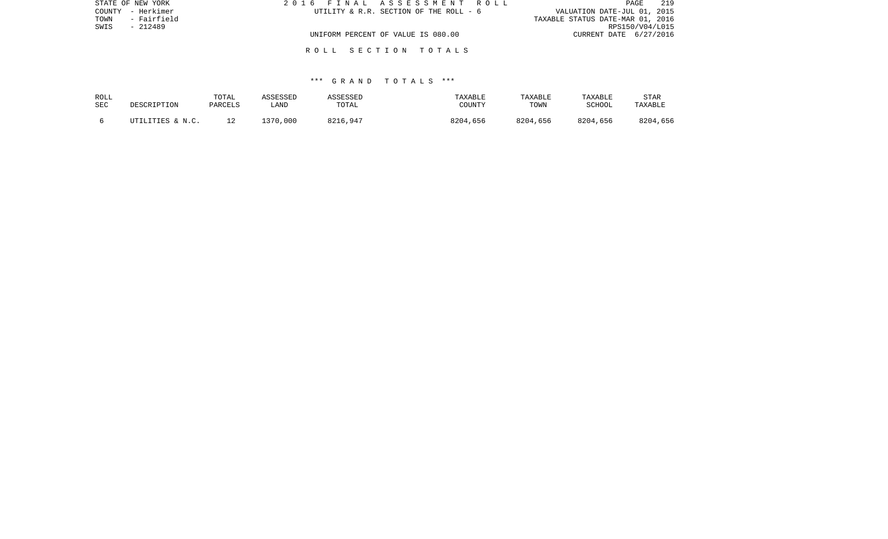STATE OF NEW YORK
COUNTY - Herkimer
TOWN - Fairfield
SWIS - 212489

2016 FINAL ASSESSMENT ROLL
UTILITY & R.R. SECTION OF THE ROLL - 6

VALUATION DATE-JUL 01, 2015
TAXABLE STATUS DATE-MAR 01, 2016
RPS150/V04/L015
CURRENT DATE 6/27/2016

UNIFORM PERCENT OF VALUE IS 080.00

ROLL SECTION TOTALS

*** GRAND TOTALS ***

| ROLL SEC | DESCRIPTION | TOTAL PARCELS | ASSESSED LAND | ASSESSED TOTAL | TAXABLE COUNTY | TAXABLE TOWN | TAXABLE SCHOOL | STAR TAXABLE |
|---|---|---|---|---|---|---|---|---|
| 6 | UTILITIES & N.C. | 12 | 1370,000 | 8216,947 | 8204,656 | 8204,656 | 8204,656 | 8204,656 |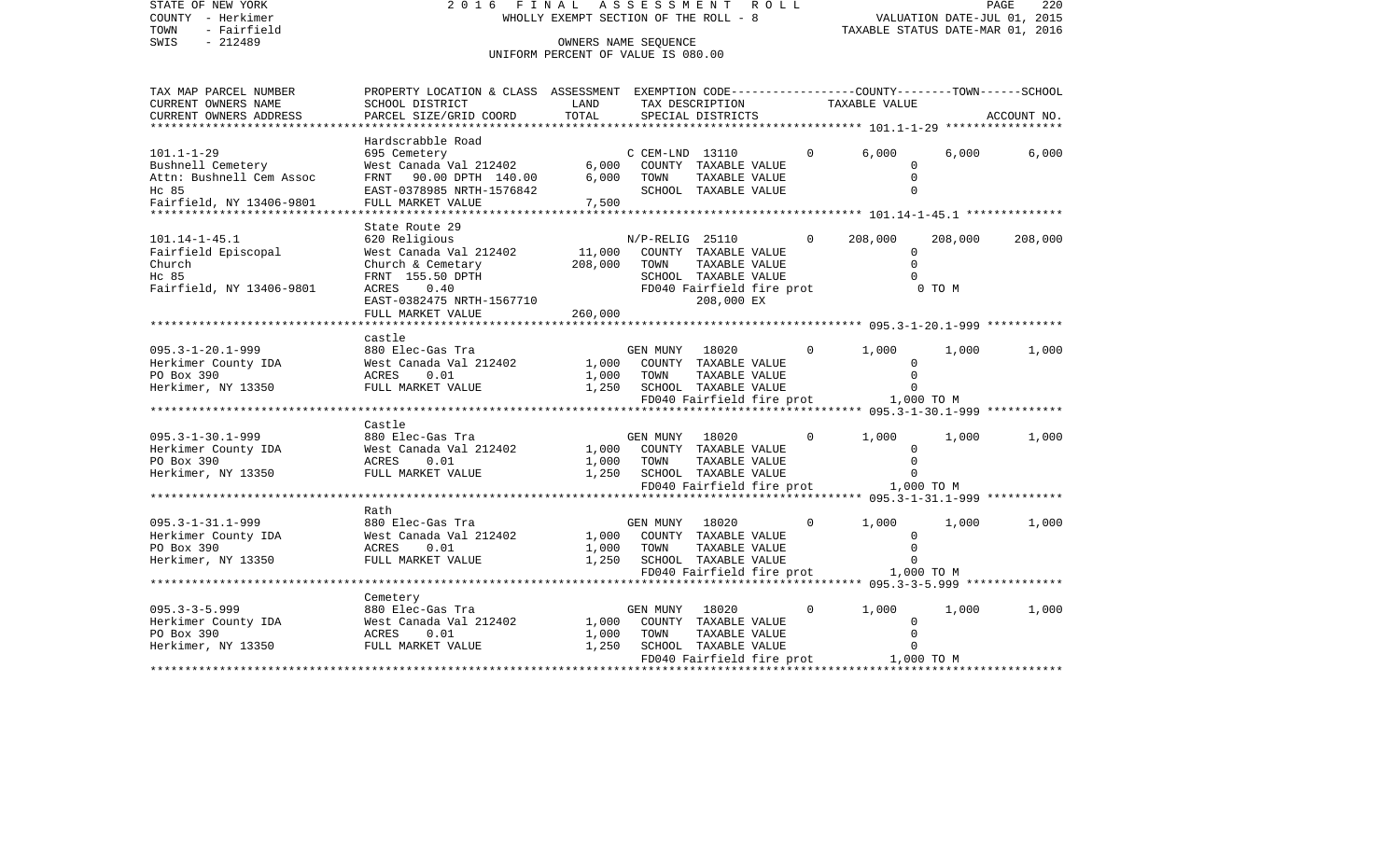STATE OF NEW YORK
COUNTY - Herkimer
TOWN - Fairfield
SWIS - 212489

2016 FINAL ASSESSMENT ROLL
WHOLLY EXEMPT SECTION OF THE ROLL - 8
OWNERS NAME SEQUENCE
UNIFORM PERCENT OF VALUE IS 080.00

VALUATION DATE-JUL 01, 2015
TAXABLE STATUS DATE-MAR 01, 2016

```
TAX MAP PARCEL NUMBER        PROPERTY LOCATION & CLASS  ASSESSMENT  EXEMPTION CODE-----------------COUNTY--------TOWN------SCHOOL
CURRENT OWNERS NAME          SCHOOL DISTRICT               LAND      TAX DESCRIPTION             TAXABLE VALUE
CURRENT OWNERS ADDRESS       PARCEL SIZE/GRID COORD       TOTAL      SPECIAL DISTRICTS                                     ACCOUNT NO.
****************************************************************************************************** 101.1-1-29 *****************
                             Hardscrabble Road
101.1-1-29                   695 Cemetery                          C CEM-LND  13110          0       6,000      6,000       6,000
Bushnell Cemetery            West Canada Val 212402       6,000     COUNTY  TAXABLE VALUE                0
Attn: Bushnell Cem Assoc     FRNT   90.00 DPTH 140.00     6,000     TOWN    TAXABLE VALUE                0
Hc 85                        EAST-0378985 NRTH-1576842              SCHOOL  TAXABLE VALUE                0
Fairfield, NY 13406-9801     FULL MARKET VALUE            7,500
****************************************************************************************************** 101.14-1-45.1 **************
                             State Route 29
101.14-1-45.1                620 Religious                         N/P-RELIG  25110          0     208,000    208,000     208,000
Fairfield Episcopal          West Canada Val 212402      11,000     COUNTY  TAXABLE VALUE                0
Church                       Church & Cemetary          208,000     TOWN    TAXABLE VALUE                0
Hc 85                        FRNT 155.50 DPTH                       SCHOOL  TAXABLE VALUE                0
Fairfield, NY 13406-9801     ACRES    0.40                          FD040 Fairfield fire prot            0 TO M
                             EAST-0382475 NRTH-1567710                  208,000 EX
                             FULL MARKET VALUE          260,000
****************************************************************************************************** 095.3-1-20.1-999 ***********
                             castle
095.3-1-20.1-999             880 Elec-Gas Tra                      GEN MUNY   18020          0       1,000      1,000       1,000
Herkimer County IDA          West Canada Val 212402       1,000     COUNTY  TAXABLE VALUE                0
PO Box 390                   ACRES    0.01                1,000     TOWN    TAXABLE VALUE                0
Herkimer, NY 13350           FULL MARKET VALUE            1,250     SCHOOL  TAXABLE VALUE                0
                                                                    FD040 Fairfield fire prot        1,000 TO M
****************************************************************************************************** 095.3-1-30.1-999 ***********
                             Castle
095.3-1-30.1-999             880 Elec-Gas Tra                      GEN MUNY   18020          0       1,000      1,000       1,000
Herkimer County IDA          West Canada Val 212402       1,000     COUNTY  TAXABLE VALUE                0
PO Box 390                   ACRES    0.01                1,000     TOWN    TAXABLE VALUE                0
Herkimer, NY 13350           FULL MARKET VALUE            1,250     SCHOOL  TAXABLE VALUE                0
                                                                    FD040 Fairfield fire prot        1,000 TO M
****************************************************************************************************** 095.3-1-31.1-999 ***********
                             Rath
095.3-1-31.1-999             880 Elec-Gas Tra                      GEN MUNY   18020          0       1,000      1,000       1,000
Herkimer County IDA          West Canada Val 212402       1,000     COUNTY  TAXABLE VALUE                0
PO Box 390                   ACRES    0.01                1,000     TOWN    TAXABLE VALUE                0
Herkimer, NY 13350           FULL MARKET VALUE            1,250     SCHOOL  TAXABLE VALUE                0
                                                                    FD040 Fairfield fire prot        1,000 TO M
****************************************************************************************************** 095.3-3-5.999 **************
                             Cemetery
095.3-3-5.999                880 Elec-Gas Tra                      GEN MUNY   18020          0       1,000      1,000       1,000
Herkimer County IDA          West Canada Val 212402       1,000     COUNTY  TAXABLE VALUE                0
PO Box 390                   ACRES    0.01                1,000     TOWN    TAXABLE VALUE                0
Herkimer, NY 13350           FULL MARKET VALUE            1,250     SCHOOL  TAXABLE VALUE                0
                                                                    FD040 Fairfield fire prot        1,000 TO M
************************************************************************************************************************************
```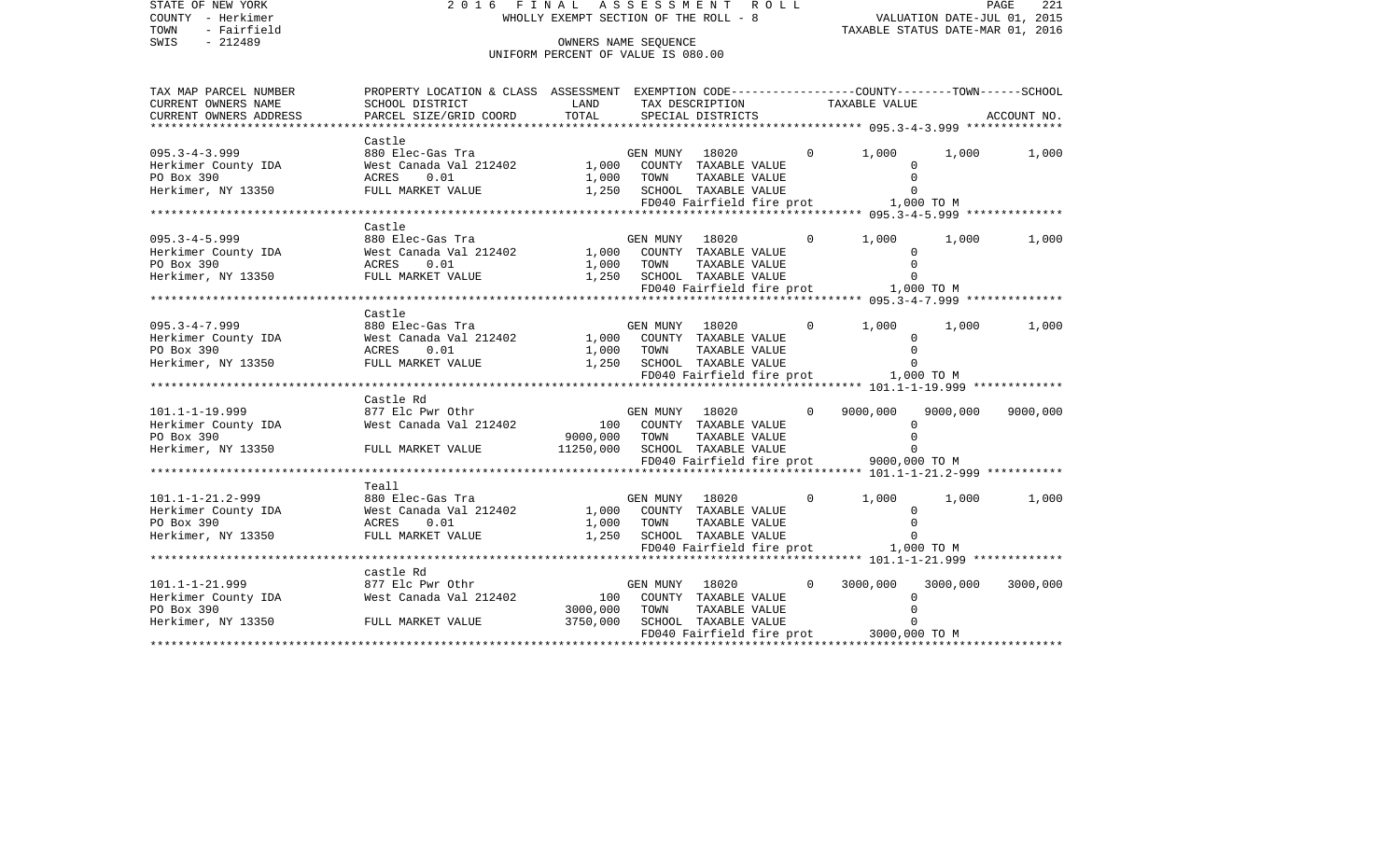STATE OF NEW YORK
COUNTY - Herkimer
TOWN - Fairfield
SWIS - 212489

2016 FINAL ASSESSMENT ROLL
WHOLLY EXEMPT SECTION OF THE ROLL - 8
OWNERS NAME SEQUENCE
UNIFORM PERCENT OF VALUE IS 080.00

VALUATION DATE-JUL 01, 2015
TAXABLE STATUS DATE-MAR 01, 2016

| TAX MAP PARCEL NUMBER / CURRENT OWNERS NAME / CURRENT OWNERS ADDRESS | PROPERTY LOCATION & CLASS / SCHOOL DISTRICT / PARCEL SIZE/GRID COORD | ASSESSMENT LAND / TOTAL | EXEMPTION CODE / TAX DESCRIPTION / SPECIAL DISTRICTS | | COUNTY TAXABLE VALUE | TOWN | SCHOOL | ACCOUNT NO. |
|---|---|---|---|---|---|---|---|---|
| 095.3-4-3.999 | Castle | | | | | | | |
| | 880 Elec-Gas Tra | | GEN MUNY 18020 | 0 | 1,000 | 1,000 | 1,000 | |
| Herkimer County IDA | West Canada Val 212402 | 1,000 | COUNTY TAXABLE VALUE | | 0 | | | |
| PO Box 390 | ACRES 0.01 | 1,000 | TOWN TAXABLE VALUE | | 0 | | | |
| Herkimer, NY 13350 | FULL MARKET VALUE | 1,250 | SCHOOL TAXABLE VALUE | | 0 | | | |
| | | | FD040 Fairfield fire prot | | 1,000 TO M | | | |
| 095.3-4-5.999 | Castle | | | | | | | |
| | 880 Elec-Gas Tra | | GEN MUNY 18020 | 0 | 1,000 | 1,000 | 1,000 | |
| Herkimer County IDA | West Canada Val 212402 | 1,000 | COUNTY TAXABLE VALUE | | 0 | | | |
| PO Box 390 | ACRES 0.01 | 1,000 | TOWN TAXABLE VALUE | | 0 | | | |
| Herkimer, NY 13350 | FULL MARKET VALUE | 1,250 | SCHOOL TAXABLE VALUE | | 0 | | | |
| | | | FD040 Fairfield fire prot | | 1,000 TO M | | | |
| 095.3-4-7.999 | Castle | | | | | | | |
| | 880 Elec-Gas Tra | | GEN MUNY 18020 | 0 | 1,000 | 1,000 | 1,000 | |
| Herkimer County IDA | West Canada Val 212402 | 1,000 | COUNTY TAXABLE VALUE | | 0 | | | |
| PO Box 390 | ACRES 0.01 | 1,000 | TOWN TAXABLE VALUE | | 0 | | | |
| Herkimer, NY 13350 | FULL MARKET VALUE | 1,250 | SCHOOL TAXABLE VALUE | | 0 | | | |
| | | | FD040 Fairfield fire prot | | 1,000 TO M | | | |
| 101.1-1-19.999 | Castle Rd | | | | | | | |
| | 877 Elc Pwr Othr | | GEN MUNY 18020 | 0 | 9000,000 | 9000,000 | 9000,000 | |
| Herkimer County IDA | West Canada Val 212402 | 100 | COUNTY TAXABLE VALUE | | 0 | | | |
| PO Box 390 | | 9000,000 | TOWN TAXABLE VALUE | | 0 | | | |
| Herkimer, NY 13350 | FULL MARKET VALUE | 11250,000 | SCHOOL TAXABLE VALUE | | 0 | | | |
| | | | FD040 Fairfield fire prot | | 9000,000 TO M | | | |
| 101.1-1-21.2-999 | Teall | | | | | | | |
| | 880 Elec-Gas Tra | | GEN MUNY 18020 | 0 | 1,000 | 1,000 | 1,000 | |
| Herkimer County IDA | West Canada Val 212402 | 1,000 | COUNTY TAXABLE VALUE | | 0 | | | |
| PO Box 390 | ACRES 0.01 | 1,000 | TOWN TAXABLE VALUE | | 0 | | | |
| Herkimer, NY 13350 | FULL MARKET VALUE | 1,250 | SCHOOL TAXABLE VALUE | | 0 | | | |
| | | | FD040 Fairfield fire prot | | 1,000 TO M | | | |
| 101.1-1-21.999 | castle Rd | | | | | | | |
| | 877 Elc Pwr Othr | | GEN MUNY 18020 | 0 | 3000,000 | 3000,000 | 3000,000 | |
| Herkimer County IDA | West Canada Val 212402 | 100 | COUNTY TAXABLE VALUE | | 0 | | | |
| PO Box 390 | | 3000,000 | TOWN TAXABLE VALUE | | 0 | | | |
| Herkimer, NY 13350 | FULL MARKET VALUE | 3750,000 | SCHOOL TAXABLE VALUE | | 0 | | | |
| | | | FD040 Fairfield fire prot | | 3000,000 TO M | | | |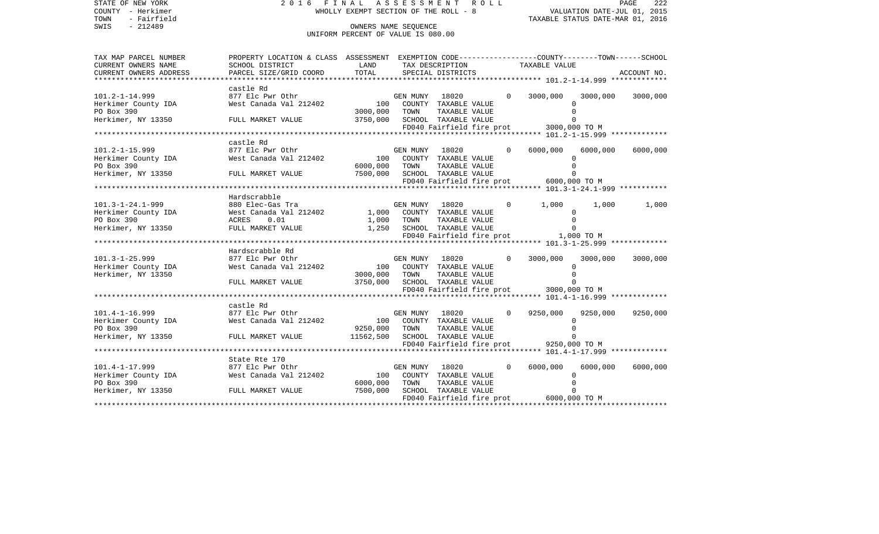STATE OF NEW YORK
COUNTY - Herkimer
TOWN - Fairfield
SWIS - 212489

2016 FINAL ASSESSMENT ROLL
WHOLLY EXEMPT SECTION OF THE ROLL - 8
OWNERS NAME SEQUENCE
UNIFORM PERCENT OF VALUE IS 080.00

VALUATION DATE-JUL 01, 2015
TAXABLE STATUS DATE-MAR 01, 2016

| TAX MAP PARCEL NUMBER / CURRENT OWNERS NAME / CURRENT OWNERS ADDRESS | PROPERTY LOCATION & CLASS / SCHOOL DISTRICT / PARCEL SIZE/GRID COORD | ASSESSMENT LAND / TOTAL | EXEMPTION CODE / TAX DESCRIPTION / SPECIAL DISTRICTS | COUNTY | TOWN | SCHOOL |
|---|---|---|---|---|---|---|
| 101.2-1-14.999 | castle Rd | | | | | |
| | 877 Elc Pwr Othr | | GEN MUNY 18020 0 | 3000,000 | 3000,000 | 3000,000 |
| Herkimer County IDA | West Canada Val 212402 | 100 | COUNTY TAXABLE VALUE | 0 | | |
| PO Box 390 | | 3000,000 | TOWN TAXABLE VALUE | 0 | | |
| Herkimer, NY 13350 | FULL MARKET VALUE | 3750,000 | SCHOOL TAXABLE VALUE | 0 | | |
| | | | FD040 Fairfield fire prot | 3000,000 TO M | | |
| 101.2-1-15.999 | castle Rd | | | | | |
| | 877 Elc Pwr Othr | | GEN MUNY 18020 0 | 6000,000 | 6000,000 | 6000,000 |
| Herkimer County IDA | West Canada Val 212402 | 100 | COUNTY TAXABLE VALUE | 0 | | |
| PO Box 390 | | 6000,000 | TOWN TAXABLE VALUE | 0 | | |
| Herkimer, NY 13350 | FULL MARKET VALUE | 7500,000 | SCHOOL TAXABLE VALUE | 0 | | |
| | | | FD040 Fairfield fire prot | 6000,000 TO M | | |
| 101.3-1-24.1-999 | Hardscrabble | | | | | |
| | 880 Elec-Gas Tra | | GEN MUNY 18020 0 | 1,000 | 1,000 | 1,000 |
| Herkimer County IDA | West Canada Val 212402 | 1,000 | COUNTY TAXABLE VALUE | 0 | | |
| PO Box 390 | ACRES 0.01 | 1,000 | TOWN TAXABLE VALUE | 0 | | |
| Herkimer, NY 13350 | FULL MARKET VALUE | 1,250 | SCHOOL TAXABLE VALUE | 0 | | |
| | | | FD040 Fairfield fire prot | 1,000 TO M | | |
| 101.3-1-25.999 | Hardscrabble Rd | | | | | |
| | 877 Elc Pwr Othr | | GEN MUNY 18020 0 | 3000,000 | 3000,000 | 3000,000 |
| Herkimer County IDA | West Canada Val 212402 | 100 | COUNTY TAXABLE VALUE | 0 | | |
| Herkimer, NY 13350 | | 3000,000 | TOWN TAXABLE VALUE | 0 | | |
| | FULL MARKET VALUE | 3750,000 | SCHOOL TAXABLE VALUE | 0 | | |
| | | | FD040 Fairfield fire prot | 3000,000 TO M | | |
| 101.4-1-16.999 | castle Rd | | | | | |
| | 877 Elc Pwr Othr | | GEN MUNY 18020 0 | 9250,000 | 9250,000 | 9250,000 |
| Herkimer County IDA | West Canada Val 212402 | 100 | COUNTY TAXABLE VALUE | 0 | | |
| PO Box 390 | | 9250,000 | TOWN TAXABLE VALUE | 0 | | |
| Herkimer, NY 13350 | FULL MARKET VALUE | 11562,500 | SCHOOL TAXABLE VALUE | 0 | | |
| | | | FD040 Fairfield fire prot | 9250,000 TO M | | |
| 101.4-1-17.999 | State Rte 170 | | | | | |
| | 877 Elc Pwr Othr | | GEN MUNY 18020 0 | 6000,000 | 6000,000 | 6000,000 |
| Herkimer County IDA | West Canada Val 212402 | 100 | COUNTY TAXABLE VALUE | 0 | | |
| PO Box 390 | | 6000,000 | TOWN TAXABLE VALUE | 0 | | |
| Herkimer, NY 13350 | FULL MARKET VALUE | 7500,000 | SCHOOL TAXABLE VALUE | 0 | | |
| | | | FD040 Fairfield fire prot | 6000,000 TO M | | |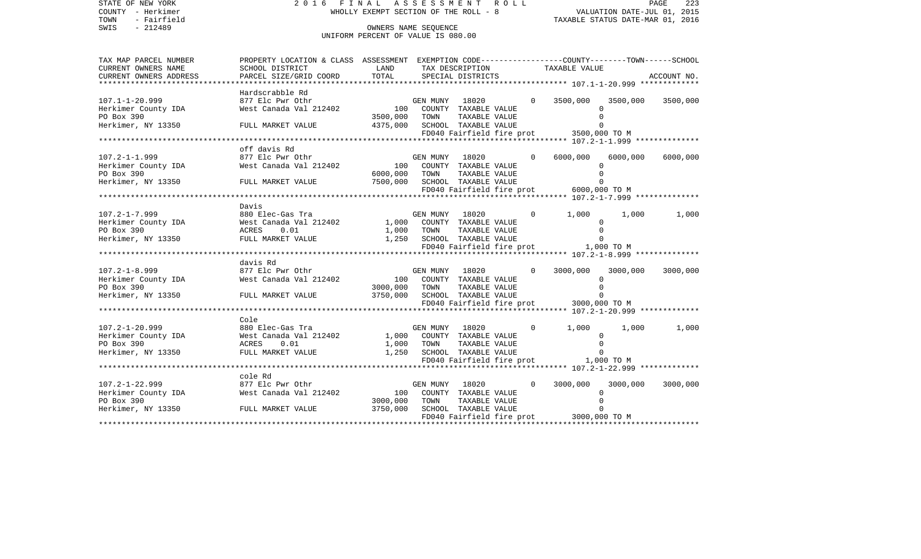STATE OF NEW YORK
COUNTY - Herkimer
TOWN - Fairfield
SWIS - 212489

# 2016 FINAL ASSESSMENT ROLL

WHOLLY EXEMPT SECTION OF THE ROLL - 8

OWNERS NAME SEQUENCE

UNIFORM PERCENT OF VALUE IS 080.00

VALUATION DATE-JUL 01, 2015
TAXABLE STATUS DATE-MAR 01, 2016

| TAX MAP PARCEL NUMBER / CURRENT OWNERS NAME / CURRENT OWNERS ADDRESS | PROPERTY LOCATION & CLASS / SCHOOL DISTRICT / PARCEL SIZE/GRID COORD | ASSESSMENT LAND | ASSESSMENT TOTAL | EXEMPTION CODE / TAX DESCRIPTION / SPECIAL DISTRICTS | | COUNTY | TOWN | SCHOOL |
|---|---|---|---|---|---|---|---|---|
| **107.1-1-20.999** | Hardscrabble Rd | | | | | | | |
| | 877 Elc Pwr Othr | | | GEN MUNY 18020 | 0 | 3500,000 | 3500,000 | 3500,000 |
| Herkimer County IDA | West Canada Val 212402 | 100 | | COUNTY TAXABLE VALUE | | 0 | | |
| PO Box 390 | | | 3500,000 | TOWN TAXABLE VALUE | | 0 | | |
| Herkimer, NY 13350 | FULL MARKET VALUE | | 4375,000 | SCHOOL TAXABLE VALUE | | 0 | | |
| | | | | FD040 Fairfield fire prot | | 3500,000 TO M | | |
| **107.2-1-1.999** | off davis Rd | | | | | | | |
| | 877 Elc Pwr Othr | | | GEN MUNY 18020 | 0 | 6000,000 | 6000,000 | 6000,000 |
| Herkimer County IDA | West Canada Val 212402 | 100 | | COUNTY TAXABLE VALUE | | 0 | | |
| PO Box 390 | | | 6000,000 | TOWN TAXABLE VALUE | | 0 | | |
| Herkimer, NY 13350 | FULL MARKET VALUE | | 7500,000 | SCHOOL TAXABLE VALUE | | 0 | | |
| | | | | FD040 Fairfield fire prot | | 6000,000 TO M | | |
| **107.2-1-7.999** | Davis | | | | | | | |
| | 880 Elec-Gas Tra | | | GEN MUNY 18020 | 0 | 1,000 | 1,000 | 1,000 |
| Herkimer County IDA | West Canada Val 212402 | 1,000 | | COUNTY TAXABLE VALUE | | 0 | | |
| PO Box 390 | ACRES 0.01 | | 1,000 | TOWN TAXABLE VALUE | | 0 | | |
| Herkimer, NY 13350 | FULL MARKET VALUE | | 1,250 | SCHOOL TAXABLE VALUE | | 0 | | |
| | | | | FD040 Fairfield fire prot | | 1,000 TO M | | |
| **107.2-1-8.999** | davis Rd | | | | | | | |
| | 877 Elc Pwr Othr | | | GEN MUNY 18020 | 0 | 3000,000 | 3000,000 | 3000,000 |
| Herkimer County IDA | West Canada Val 212402 | 100 | | COUNTY TAXABLE VALUE | | 0 | | |
| PO Box 390 | | | 3000,000 | TOWN TAXABLE VALUE | | 0 | | |
| Herkimer, NY 13350 | FULL MARKET VALUE | | 3750,000 | SCHOOL TAXABLE VALUE | | 0 | | |
| | | | | FD040 Fairfield fire prot | | 3000,000 TO M | | |
| **107.2-1-20.999** | Cole | | | | | | | |
| | 880 Elec-Gas Tra | | | GEN MUNY 18020 | 0 | 1,000 | 1,000 | 1,000 |
| Herkimer County IDA | West Canada Val 212402 | 1,000 | | COUNTY TAXABLE VALUE | | 0 | | |
| PO Box 390 | ACRES 0.01 | | 1,000 | TOWN TAXABLE VALUE | | 0 | | |
| Herkimer, NY 13350 | FULL MARKET VALUE | | 1,250 | SCHOOL TAXABLE VALUE | | 0 | | |
| | | | | FD040 Fairfield fire prot | | 1,000 TO M | | |
| **107.2-1-22.999** | cole Rd | | | | | | | |
| | 877 Elc Pwr Othr | | | GEN MUNY 18020 | 0 | 3000,000 | 3000,000 | 3000,000 |
| Herkimer County IDA | West Canada Val 212402 | 100 | | COUNTY TAXABLE VALUE | | 0 | | |
| PO Box 390 | | | 3000,000 | TOWN TAXABLE VALUE | | 0 | | |
| Herkimer, NY 13350 | FULL MARKET VALUE | | 3750,000 | SCHOOL TAXABLE VALUE | | 0 | | |
| | | | | FD040 Fairfield fire prot | | 3000,000 TO M | | |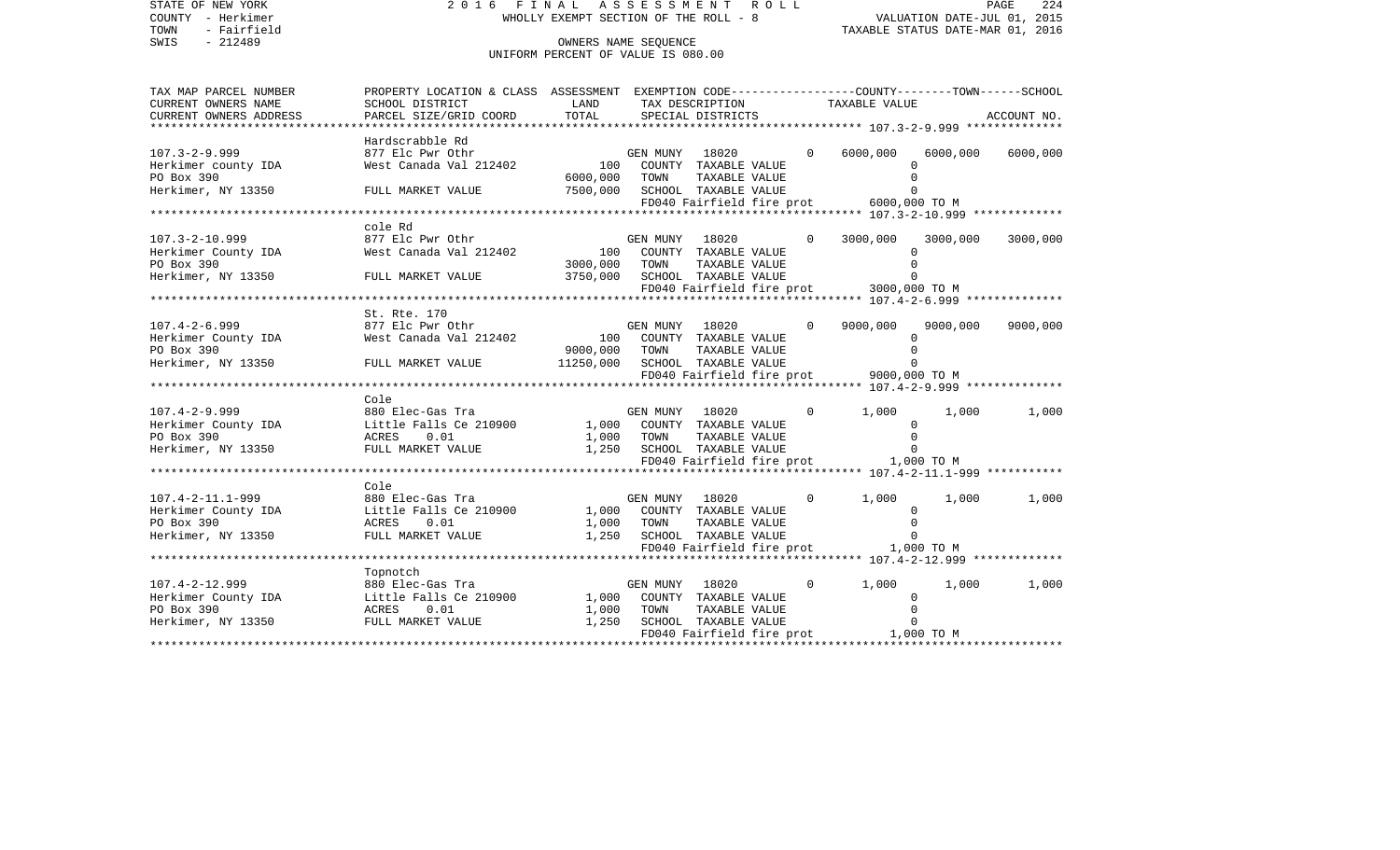STATE OF NEW YORK
COUNTY - Herkimer
TOWN - Fairfield
SWIS - 212489

2016 FINAL ASSESSMENT ROLL
WHOLLY EXEMPT SECTION OF THE ROLL - 8
OWNERS NAME SEQUENCE
UNIFORM PERCENT OF VALUE IS 080.00

VALUATION DATE-JUL 01, 2015
TAXABLE STATUS DATE-MAR 01, 2016

| TAX MAP PARCEL NUMBER / CURRENT OWNERS NAME / CURRENT OWNERS ADDRESS | PROPERTY LOCATION & CLASS / SCHOOL DISTRICT / PARCEL SIZE/GRID COORD | ASSESSMENT LAND / TOTAL | EXEMPTION CODE / TAX DESCRIPTION / SPECIAL DISTRICTS | COUNTY TAXABLE VALUE | TOWN | SCHOOL / ACCOUNT NO. |
|---|---|---|---|---|---|---|
| 107.3-2-9.999 | Hardscrabble Rd | | | | | |
| | 877 Elc Pwr Othr | | GEN MUNY 18020 0 | 6000,000 | 6000,000 | 6000,000 |
| Herkimer county IDA | West Canada Val 212402 | 100 | COUNTY TAXABLE VALUE | 0 | | |
| PO Box 390 | | 6000,000 | TOWN TAXABLE VALUE | 0 | | |
| Herkimer, NY 13350 | FULL MARKET VALUE | 7500,000 | SCHOOL TAXABLE VALUE | 0 | | |
| | | | FD040 Fairfield fire prot | 6000,000 TO M | | |
| 107.3-2-10.999 | cole Rd | | | | | |
| | 877 Elc Pwr Othr | | GEN MUNY 18020 0 | 3000,000 | 3000,000 | 3000,000 |
| Herkimer County IDA | West Canada Val 212402 | 100 | COUNTY TAXABLE VALUE | 0 | | |
| PO Box 390 | | 3000,000 | TOWN TAXABLE VALUE | 0 | | |
| Herkimer, NY 13350 | FULL MARKET VALUE | 3750,000 | SCHOOL TAXABLE VALUE | 0 | | |
| | | | FD040 Fairfield fire prot | 3000,000 TO M | | |
| 107.4-2-6.999 | St. Rte. 170 | | | | | |
| | 877 Elc Pwr Othr | | GEN MUNY 18020 0 | 9000,000 | 9000,000 | 9000,000 |
| Herkimer County IDA | West Canada Val 212402 | 100 | COUNTY TAXABLE VALUE | 0 | | |
| PO Box 390 | | 9000,000 | TOWN TAXABLE VALUE | 0 | | |
| Herkimer, NY 13350 | FULL MARKET VALUE | 11250,000 | SCHOOL TAXABLE VALUE | 0 | | |
| | | | FD040 Fairfield fire prot | 9000,000 TO M | | |
| 107.4-2-9.999 | Cole | | | | | |
| | 880 Elec-Gas Tra | | GEN MUNY 18020 0 | 1,000 | 1,000 | 1,000 |
| Herkimer County IDA | Little Falls Ce 210900 | 1,000 | COUNTY TAXABLE VALUE | 0 | | |
| PO Box 390 | ACRES 0.01 | 1,000 | TOWN TAXABLE VALUE | 0 | | |
| Herkimer, NY 13350 | FULL MARKET VALUE | 1,250 | SCHOOL TAXABLE VALUE | 0 | | |
| | | | FD040 Fairfield fire prot | 1,000 TO M | | |
| 107.4-2-11.1-999 | Cole | | | | | |
| | 880 Elec-Gas Tra | | GEN MUNY 18020 0 | 1,000 | 1,000 | 1,000 |
| Herkimer County IDA | Little Falls Ce 210900 | 1,000 | COUNTY TAXABLE VALUE | 0 | | |
| PO Box 390 | ACRES 0.01 | 1,000 | TOWN TAXABLE VALUE | 0 | | |
| Herkimer, NY 13350 | FULL MARKET VALUE | 1,250 | SCHOOL TAXABLE VALUE | 0 | | |
| | | | FD040 Fairfield fire prot | 1,000 TO M | | |
| 107.4-2-12.999 | Topnotch | | | | | |
| | 880 Elec-Gas Tra | | GEN MUNY 18020 0 | 1,000 | 1,000 | 1,000 |
| Herkimer County IDA | Little Falls Ce 210900 | 1,000 | COUNTY TAXABLE VALUE | 0 | | |
| PO Box 390 | ACRES 0.01 | 1,000 | TOWN TAXABLE VALUE | 0 | | |
| Herkimer, NY 13350 | FULL MARKET VALUE | 1,250 | SCHOOL TAXABLE VALUE | 0 | | |
| | | | FD040 Fairfield fire prot | 1,000 TO M | | |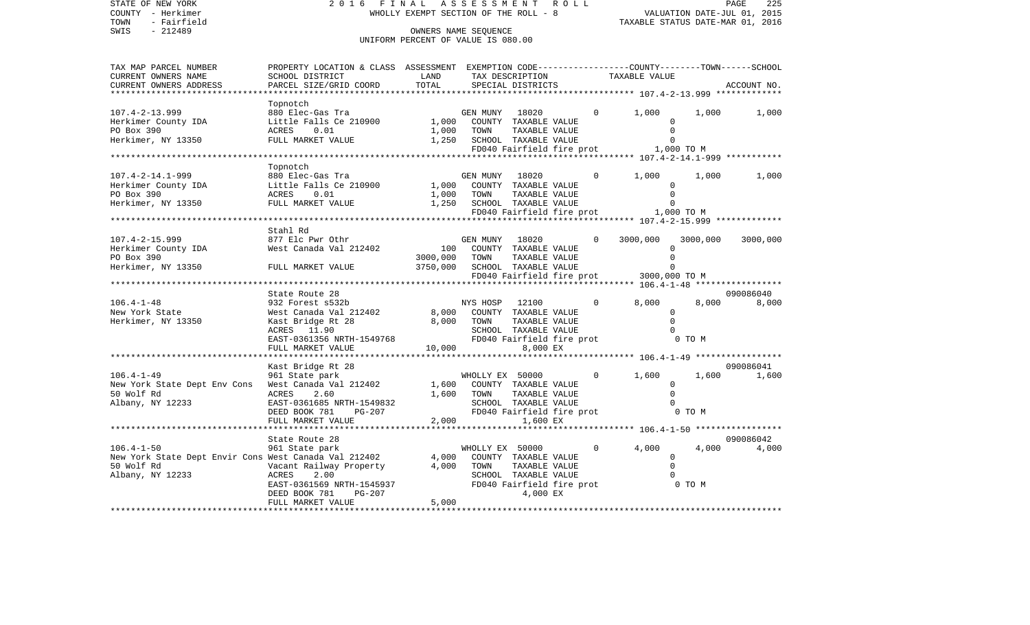STATE OF NEW YORK
COUNTY - Herkimer
TOWN - Fairfield
SWIS - 212489

2 0 1 6 F I N A L A S S E S S M E N T R O L L
WHOLLY EXEMPT SECTION OF THE ROLL - 8
OWNERS NAME SEQUENCE
UNIFORM PERCENT OF VALUE IS 080.00

VALUATION DATE-JUL 01, 2015
TAXABLE STATUS DATE-MAR 01, 2016

| TAX MAP PARCEL NUMBER / CURRENT OWNERS NAME / CURRENT OWNERS ADDRESS | PROPERTY LOCATION & CLASS / SCHOOL DISTRICT / PARCEL SIZE/GRID COORD | ASSESSMENT LAND | TOTAL | EXEMPTION CODE / TAX DESCRIPTION / SPECIAL DISTRICTS | | COUNTY | TOWN | SCHOOL | ACCOUNT NO. |
|---|---|---|---|---|---|---|---|---|---|
| 107.4-2-13.999 | Topnotch | | | | | | | | |
| | 880 Elec-Gas Tra | | | GEN MUNY 18020 | 0 | 1,000 | 1,000 | 1,000 | |
| Herkimer County IDA | Little Falls Ce 210900 | 1,000 | | COUNTY TAXABLE VALUE | | 0 | | | |
| PO Box 390 | ACRES 0.01 | | 1,000 | TOWN TAXABLE VALUE | | 0 | | | |
| Herkimer, NY 13350 | FULL MARKET VALUE | | 1,250 | SCHOOL TAXABLE VALUE | | 0 | | | |
| | | | | FD040 Fairfield fire prot | | 1,000 TO M | | | |
| 107.4-2-14.1-999 | Topnotch | | | | | | | | |
| | 880 Elec-Gas Tra | | | GEN MUNY 18020 | 0 | 1,000 | 1,000 | 1,000 | |
| Herkimer County IDA | Little Falls Ce 210900 | 1,000 | | COUNTY TAXABLE VALUE | | 0 | | | |
| PO Box 390 | ACRES 0.01 | | 1,000 | TOWN TAXABLE VALUE | | 0 | | | |
| Herkimer, NY 13350 | FULL MARKET VALUE | | 1,250 | SCHOOL TAXABLE VALUE | | 0 | | | |
| | | | | FD040 Fairfield fire prot | | 1,000 TO M | | | |
| 107.4-2-15.999 | Stahl Rd | | | | | | | | |
| | 877 Elc Pwr Othr | | | GEN MUNY 18020 | 0 | 3000,000 | 3000,000 | 3000,000 | |
| Herkimer County IDA | West Canada Val 212402 | 100 | | COUNTY TAXABLE VALUE | | 0 | | | |
| PO Box 390 | | | 3000,000 | TOWN TAXABLE VALUE | | 0 | | | |
| Herkimer, NY 13350 | FULL MARKET VALUE | | 3750,000 | SCHOOL TAXABLE VALUE | | 0 | | | |
| | | | | FD040 Fairfield fire prot | | 3000,000 TO M | | | |
| 106.4-1-48 | State Route 28 | | | | | | | | 090086040 |
| | 932 Forest s532b | | | NYS HOSP 12100 | 0 | 8,000 | 8,000 | 8,000 | |
| New York State | West Canada Val 212402 | 8,000 | | COUNTY TAXABLE VALUE | | 0 | | | |
| Herkimer, NY 13350 | Kast Bridge Rt 28 | | 8,000 | TOWN TAXABLE VALUE | | 0 | | | |
| | ACRES 11.90 | | | SCHOOL TAXABLE VALUE | | 0 | | | |
| | EAST-0361356 NRTH-1549768 | | | FD040 Fairfield fire prot | | 0 TO M | | | |
| | FULL MARKET VALUE | | 10,000 | 8,000 EX | | | | | |
| 106.4-1-49 | Kast Bridge Rt 28 | | | | | | | | 090086041 |
| | 961 State park | | | WHOLLY EX 50000 | 0 | 1,600 | 1,600 | 1,600 | |
| New York State Dept Env Cons | West Canada Val 212402 | 1,600 | | COUNTY TAXABLE VALUE | | 0 | | | |
| 50 Wolf Rd | ACRES 2.60 | | 1,600 | TOWN TAXABLE VALUE | | 0 | | | |
| Albany, NY 12233 | EAST-0361685 NRTH-1549832 | | | SCHOOL TAXABLE VALUE | | 0 | | | |
| | DEED BOOK 781 PG-207 | | | FD040 Fairfield fire prot | | 0 TO M | | | |
| | FULL MARKET VALUE | | 2,000 | 1,600 EX | | | | | |
| 106.4-1-50 | State Route 28 | | | | | | | | 090086042 |
| | 961 State park | | | WHOLLY EX 50000 | 0 | 4,000 | 4,000 | 4,000 | |
| New York State Dept Envir Cons | West Canada Val 212402 | 4,000 | | COUNTY TAXABLE VALUE | | 0 | | | |
| 50 Wolf Rd | Vacant Railway Property | | 4,000 | TOWN TAXABLE VALUE | | 0 | | | |
| Albany, NY 12233 | ACRES 2.00 | | | SCHOOL TAXABLE VALUE | | 0 | | | |
| | EAST-0361569 NRTH-1545937 | | | FD040 Fairfield fire prot | | 0 TO M | | | |
| | DEED BOOK 781 PG-207 | | | 4,000 EX | | | | | |
| | FULL MARKET VALUE | | 5,000 | | | | | | |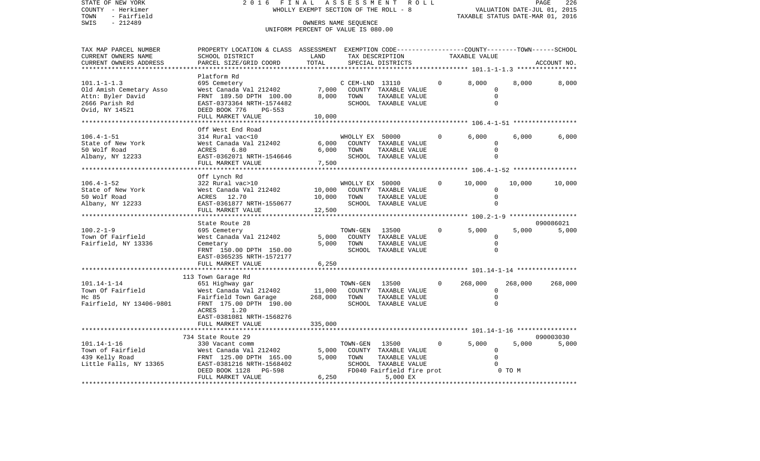STATE OF NEW YORK — 2016 FINAL ASSESSMENT ROLL — PAGE 226
COUNTY - Herkimer — WHOLLY EXEMPT SECTION OF THE ROLL - 8 — VALUATION DATE-JUL 01, 2015
TOWN - Fairfield — TAXABLE STATUS DATE-MAR 01, 2016
SWIS - 212489 — OWNERS NAME SEQUENCE
UNIFORM PERCENT OF VALUE IS 080.00

| TAX MAP PARCEL NUMBER / CURRENT OWNERS NAME / CURRENT OWNERS ADDRESS | PROPERTY LOCATION & CLASS / SCHOOL DISTRICT / PARCEL SIZE/GRID COORD | ASSESSMENT LAND / TOTAL | EXEMPTION CODE / TAX DESCRIPTION / SPECIAL DISTRICTS | | COUNTY TAXABLE VALUE | TOWN | SCHOOL / ACCOUNT NO. |
|---|---|---|---|---|---|---|---|
| **101.1-1-1.3** | Platform Rd | | | | | | |
| 101.1-1-1.3 | 695 Cemetery | | C CEM-LND 13110 | 0 | 8,000 | 8,000 | 8,000 |
| Old Amish Cemetary Asso | West Canada Val 212402 | 7,000 | COUNTY TAXABLE VALUE | | 0 | | |
| Attn: Byler David | FRNT 189.50 DPTH 100.00 | 8,000 | TOWN TAXABLE VALUE | | 0 | | |
| 2666 Parish Rd | EAST-0373364 NRTH-1574482 | | SCHOOL TAXABLE VALUE | | 0 | | |
| Ovid, NY 14521 | DEED BOOK 776 PG-553 | | | | | | |
| | FULL MARKET VALUE | 10,000 | | | | | |
| **106.4-1-51** | Off West End Road | | | | | | |
| 106.4-1-51 | 314 Rural vac<10 | | WHOLLY EX 50000 | 0 | 6,000 | 6,000 | 6,000 |
| State of New York | West Canada Val 212402 | 6,000 | COUNTY TAXABLE VALUE | | 0 | | |
| 50 Wolf Road | ACRES 6.80 | 6,000 | TOWN TAXABLE VALUE | | 0 | | |
| Albany, NY 12233 | EAST-0362071 NRTH-1546646 | | SCHOOL TAXABLE VALUE | | 0 | | |
| | FULL MARKET VALUE | 7,500 | | | | | |
| **106.4-1-52** | Off Lynch Rd | | | | | | |
| 106.4-1-52 | 322 Rural vac>10 | | WHOLLY EX 50000 | 0 | 10,000 | 10,000 | 10,000 |
| State of New York | West Canada Val 212402 | 10,000 | COUNTY TAXABLE VALUE | | 0 | | |
| 50 Wolf Road | ACRES 12.70 | 10,000 | TOWN TAXABLE VALUE | | 0 | | |
| Albany, NY 12233 | EAST-0361877 NRTH-1550677 | | SCHOOL TAXABLE VALUE | | 0 | | |
| | FULL MARKET VALUE | 12,500 | | | | | |
| **100.2-1-9** | State Route 28 | | | | | | 090086021 |
| 100.2-1-9 | 695 Cemetery | | TOWN-GEN 13500 | 0 | 5,000 | 5,000 | 5,000 |
| Town Of Fairfield | West Canada Val 212402 | 5,000 | COUNTY TAXABLE VALUE | | 0 | | |
| Fairfield, NY 13336 | Cemetary | 5,000 | TOWN TAXABLE VALUE | | 0 | | |
| | FRNT 150.00 DPTH 150.00 | | SCHOOL TAXABLE VALUE | | 0 | | |
| | EAST-0365235 NRTH-1572177 | | | | | | |
| | FULL MARKET VALUE | 6,250 | | | | | |
| **101.14-1-14** | 113 Town Garage Rd | | | | | | |
| 101.14-1-14 | 651 Highway gar | | TOWN-GEN 13500 | 0 | 268,000 | 268,000 | 268,000 |
| Town Of Fairfield | West Canada Val 212402 | 11,000 | COUNTY TAXABLE VALUE | | 0 | | |
| Hc 85 | Fairfield Town Garage | 268,000 | TOWN TAXABLE VALUE | | 0 | | |
| Fairfield, NY 13406-9801 | FRNT 175.00 DPTH 190.00 | | SCHOOL TAXABLE VALUE | | 0 | | |
| | ACRES 1.20 | | | | | | |
| | EAST-0381081 NRTH-1568276 | | | | | | |
| | FULL MARKET VALUE | 335,000 | | | | | |
| **101.14-1-16** | 734 State Route 29 | | | | | | 090003030 |
| 101.14-1-16 | 330 Vacant comm | | TOWN-GEN 13500 | 0 | 5,000 | 5,000 | 5,000 |
| Town of Fairfield | West Canada Val 212402 | 5,000 | COUNTY TAXABLE VALUE | | 0 | | |
| 439 Kelly Road | FRNT 125.00 DPTH 165.00 | 5,000 | TOWN TAXABLE VALUE | | 0 | | |
| Little Falls, NY 13365 | EAST-0381216 NRTH-1568402 | | SCHOOL TAXABLE VALUE | | 0 | | |
| | DEED BOOK 1128 PG-598 | | FD040 Fairfield fire prot | | 0 TO M | | |
| | FULL MARKET VALUE | 6,250 | 5,000 EX | | | | |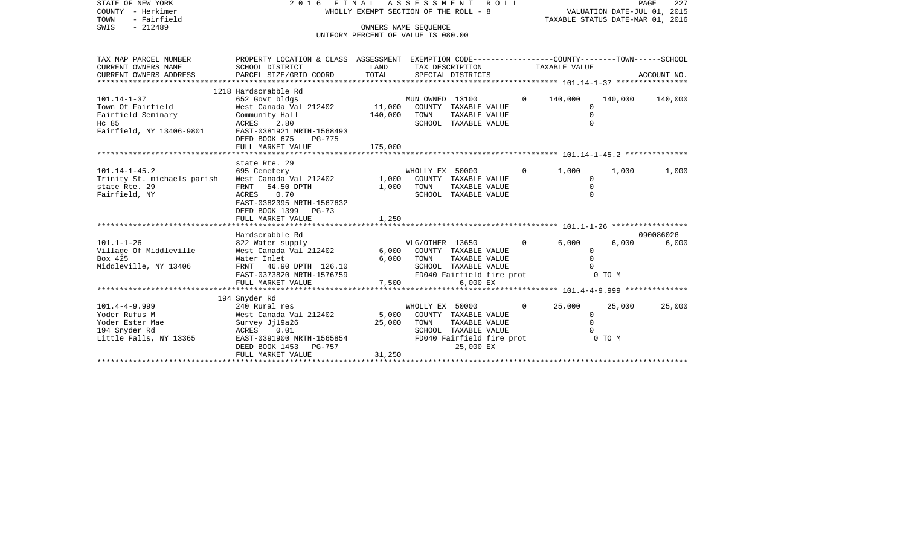STATE OF NEW YORK
COUNTY - Herkimer
TOWN - Fairfield
SWIS - 212489

2016 FINAL ASSESSMENT ROLL
WHOLLY EXEMPT SECTION OF THE ROLL - 8
OWNERS NAME SEQUENCE
UNIFORM PERCENT OF VALUE IS 080.00

VALUATION DATE-JUL 01, 2015
TAXABLE STATUS DATE-MAR 01, 2016

| TAX MAP PARCEL NUMBER / CURRENT OWNERS NAME / CURRENT OWNERS ADDRESS | PROPERTY LOCATION & CLASS / SCHOOL DISTRICT / PARCEL SIZE/GRID COORD | ASSESSMENT LAND / TOTAL | EXEMPTION CODE / TAX DESCRIPTION / SPECIAL DISTRICTS | | COUNTY | TOWN | SCHOOL / ACCOUNT NO. |
|---|---|---|---|---|---|---|---|
| 101.14-1-37 | 1218 Hardscrabble Rd | | | | | | |
| | 652 Govt bldgs | | MUN OWNED 13100 | 0 | 140,000 | 140,000 | 140,000 |
| Town Of Fairfield | West Canada Val 212402 | 11,000 | COUNTY TAXABLE VALUE | | 0 | | |
| Fairfield Seminary | Community Hall | 140,000 | TOWN TAXABLE VALUE | | 0 | | |
| Hc 85 | ACRES 2.80 | | SCHOOL TAXABLE VALUE | | 0 | | |
| Fairfield, NY 13406-9801 | EAST-0381921 NRTH-1568493 | | | | | | |
| | DEED BOOK 675 PG-775 | | | | | | |
| | FULL MARKET VALUE | 175,000 | | | | | |
| 101.14-1-45.2 | state Rte. 29 | | | | | | |
| | 695 Cemetery | | WHOLLY EX 50000 | 0 | 1,000 | 1,000 | 1,000 |
| Trinity St. michaels parish | West Canada Val 212402 | 1,000 | COUNTY TAXABLE VALUE | | 0 | | |
| state Rte. 29 | FRNT 54.50 DPTH | 1,000 | TOWN TAXABLE VALUE | | 0 | | |
| Fairfield, NY | ACRES 0.70 | | SCHOOL TAXABLE VALUE | | 0 | | |
| | EAST-0382395 NRTH-1567632 | | | | | | |
| | DEED BOOK 1399 PG-73 | | | | | | |
| | FULL MARKET VALUE | 1,250 | | | | | |
| 101.1-1-26 | Hardscrabble Rd | | | | | | 090086026 |
| | 822 Water supply | | VLG/OTHER 13650 | 0 | 6,000 | 6,000 | 6,000 |
| Village Of Middleville | West Canada Val 212402 | 6,000 | COUNTY TAXABLE VALUE | | 0 | | |
| Box 425 | Water Inlet | 6,000 | TOWN TAXABLE VALUE | | 0 | | |
| Middleville, NY 13406 | FRNT 46.90 DPTH 126.10 | | SCHOOL TAXABLE VALUE | | 0 | | |
| | EAST-0373820 NRTH-1576759 | | FD040 Fairfield fire prot | | 0 TO M | | |
| | FULL MARKET VALUE | 7,500 | 6,000 EX | | | | |
| 101.4-4-9.999 | 194 Snyder Rd | | | | | | |
| | 240 Rural res | | WHOLLY EX 50000 | 0 | 25,000 | 25,000 | 25,000 |
| Yoder Rufus M | West Canada Val 212402 | 5,000 | COUNTY TAXABLE VALUE | | 0 | | |
| Yoder Ester Mae | Survey Jj19a26 | 25,000 | TOWN TAXABLE VALUE | | 0 | | |
| 194 Snyder Rd | ACRES 0.01 | | SCHOOL TAXABLE VALUE | | 0 | | |
| Little Falls, NY 13365 | EAST-0391900 NRTH-1565854 | | FD040 Fairfield fire prot | | 0 TO M | | |
| | DEED BOOK 1453 PG-757 | | 25,000 EX | | | | |
| | FULL MARKET VALUE | 31,250 | | | | | |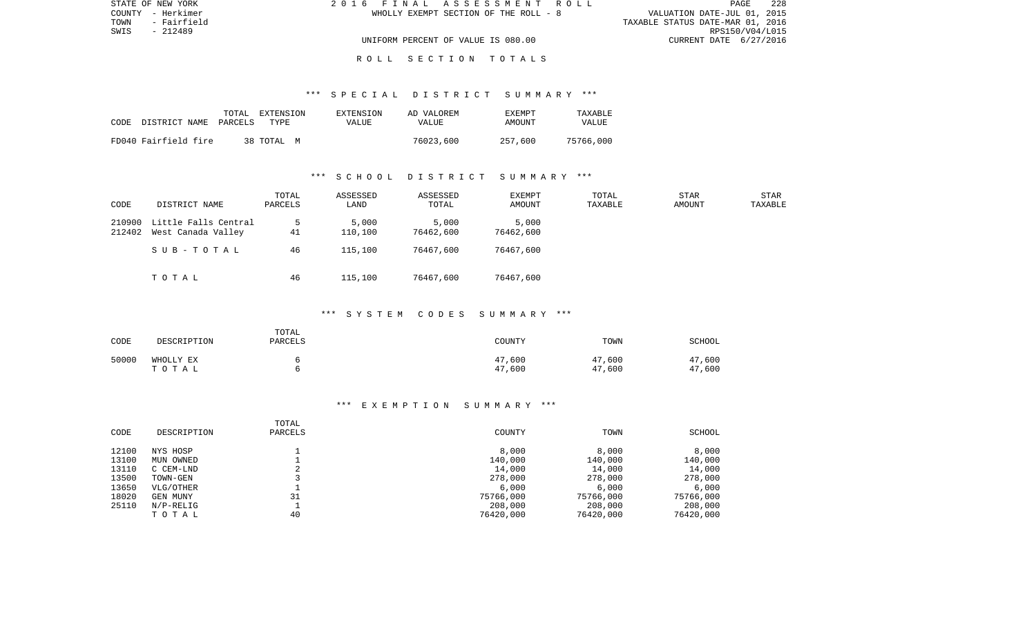STATE OF NEW YORK
COUNTY - Herkimer
TOWN - Fairfield
SWIS - 212489

2016 FINAL ASSESSMENT ROLL
WHOLLY EXEMPT SECTION OF THE ROLL - 8

UNIFORM PERCENT OF VALUE IS 080.00

VALUATION DATE-JUL 01, 2015
TAXABLE STATUS DATE-MAR 01, 2016
RPS150/V04/L015
CURRENT DATE 6/27/2016

## ROLL SECTION TOTALS

### *** SPECIAL DISTRICT SUMMARY ***

| CODE | DISTRICT NAME | TOTAL PARCELS | EXTENSION TYPE | EXTENSION VALUE | AD VALOREM VALUE | EXEMPT AMOUNT | TAXABLE VALUE |
|---|---|---|---|---|---|---|---|
| FD040 | Fairfield fire | 38 | TOTAL M | | 76023,600 | 257,600 | 75766,000 |

### *** SCHOOL DISTRICT SUMMARY ***

| CODE | DISTRICT NAME | TOTAL PARCELS | ASSESSED LAND | ASSESSED TOTAL | EXEMPT AMOUNT | TOTAL TAXABLE | STAR AMOUNT | STAR TAXABLE |
|---|---|---|---|---|---|---|---|---|
| 210900 | Little Falls Central | 5 | 5,000 | 5,000 | 5,000 | | | |
| 212402 | West Canada Valley | 41 | 110,100 | 76462,600 | 76462,600 | | | |
| | SUB-TOTAL | 46 | 115,100 | 76467,600 | 76467,600 | | | |
| | TOTAL | 46 | 115,100 | 76467,600 | 76467,600 | | | |

### *** SYSTEM CODES SUMMARY ***

| CODE | DESCRIPTION | TOTAL PARCELS | COUNTY | TOWN | SCHOOL |
|---|---|---|---|---|---|
| 50000 | WHOLLY EX | 6 | 47,600 | 47,600 | 47,600 |
| | TOTAL | 6 | 47,600 | 47,600 | 47,600 |

### *** EXEMPTION SUMMARY ***

| CODE | DESCRIPTION | TOTAL PARCELS | COUNTY | TOWN | SCHOOL |
|---|---|---|---|---|---|
| 12100 | NYS HOSP | 1 | 8,000 | 8,000 | 8,000 |
| 13100 | MUN OWNED | 1 | 140,000 | 140,000 | 140,000 |
| 13110 | C CEM-LND | 2 | 14,000 | 14,000 | 14,000 |
| 13500 | TOWN-GEN | 3 | 278,000 | 278,000 | 278,000 |
| 13650 | VLG/OTHER | 1 | 6,000 | 6,000 | 6,000 |
| 18020 | GEN MUNY | 31 | 75766,000 | 75766,000 | 75766,000 |
| 25110 | N/P-RELIG | 1 | 208,000 | 208,000 | 208,000 |
| | TOTAL | 40 | 76420,000 | 76420,000 | 76420,000 |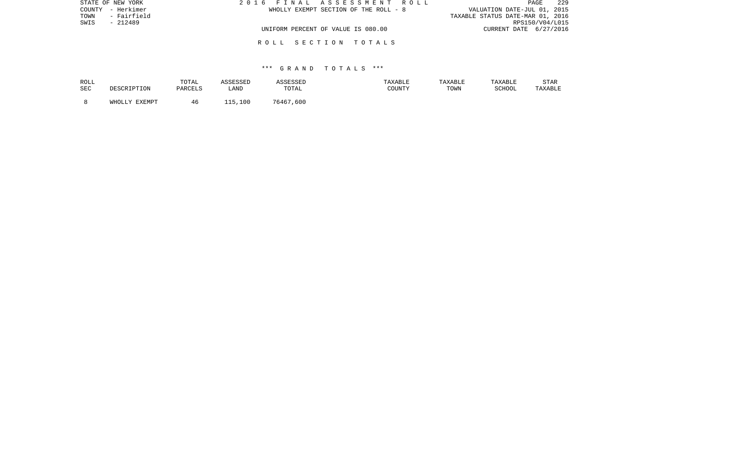STATE OF NEW YORK
COUNTY - Herkimer
TOWN - Fairfield
SWIS - 212489

2 0 1 6 F I N A L A S S E S S M E N T R O L L
WHOLLY EXEMPT SECTION OF THE ROLL - 8

VALUATION DATE-JUL 01, 2015
TAXABLE STATUS DATE-MAR 01, 2016
RPS150/V04/L015
CURRENT DATE 6/27/2016

UNIFORM PERCENT OF VALUE IS 080.00

R O L L S E C T I O N T O T A L S

\*\*\* G R A N D T O T A L S \*\*\*

| ROLL SEC | DESCRIPTION | TOTAL PARCELS | ASSESSED LAND | ASSESSED TOTAL | TAXABLE COUNTY | TAXABLE TOWN | TAXABLE SCHOOL | STAR TAXABLE |
|---|---|---|---|---|---|---|---|---|
| 8 | WHOLLY EXEMPT | 46 | 115,100 | 76467,600 | | | | |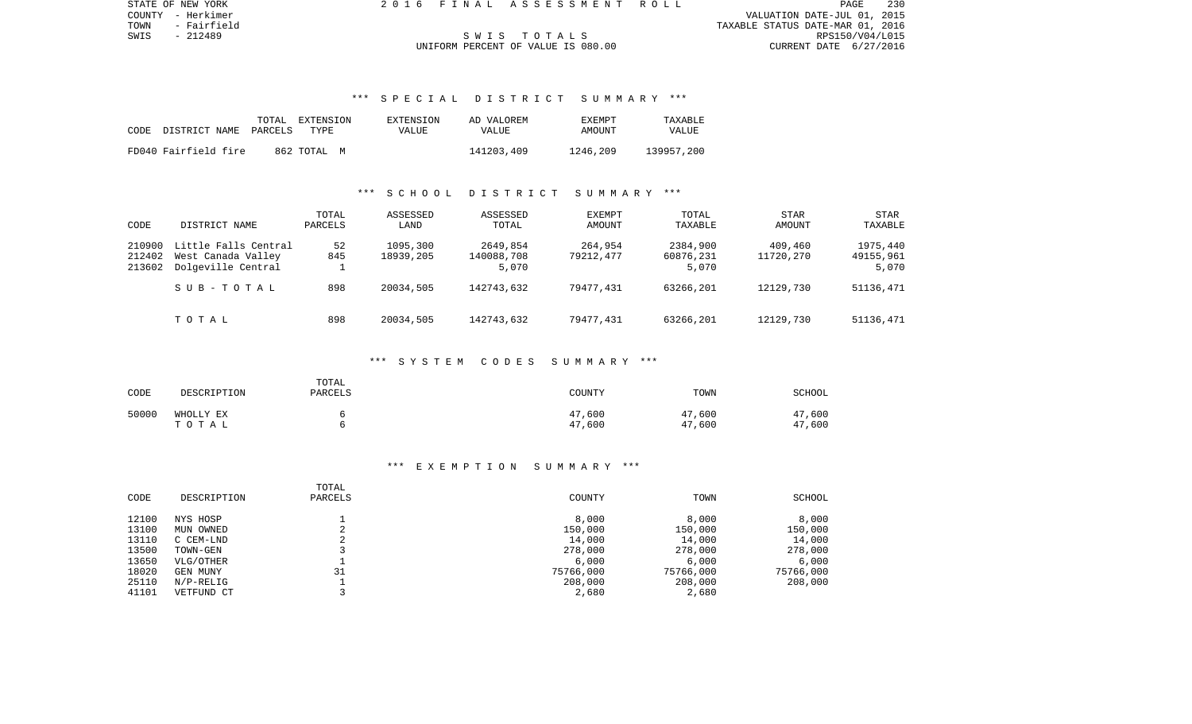STATE OF NEW YORK
COUNTY - Herkimer
TOWN - Fairfield
SWIS - 212489

2016 FINAL ASSESSMENT ROLL

SWIS TOTALS

UNIFORM PERCENT OF VALUE IS 080.00

VALUATION DATE-JUL 01, 2015
TAXABLE STATUS DATE-MAR 01, 2016
RPS150/V04/L015
CURRENT DATE 6/27/2016

### *** SPECIAL DISTRICT SUMMARY ***

| CODE | DISTRICT NAME | TOTAL PARCELS | EXTENSION TYPE | EXTENSION VALUE | AD VALOREM VALUE | EXEMPT AMOUNT | TAXABLE VALUE |
|---|---|---|---|---|---|---|---|
| FD040 | Fairfield fire | 862 | TOTAL M | | 141203,409 | 1246,209 | 139957,200 |

### *** SCHOOL DISTRICT SUMMARY ***

| CODE | DISTRICT NAME | TOTAL PARCELS | ASSESSED LAND | ASSESSED TOTAL | EXEMPT AMOUNT | TOTAL TAXABLE | STAR AMOUNT | STAR TAXABLE |
|---|---|---|---|---|---|---|---|---|
| 210900 | Little Falls Central | 52 | 1095,300 | 2649,854 | 264,954 | 2384,900 | 409,460 | 1975,440 |
| 212402 | West Canada Valley | 845 | 18939,205 | 140088,708 | 79212,477 | 60876,231 | 11720,270 | 49155,961 |
| 213602 | Dolgeville Central | 1 | | 5,070 | | 5,070 | | 5,070 |
| | SUB-TOTAL | 898 | 20034,505 | 142743,632 | 79477,431 | 63266,201 | 12129,730 | 51136,471 |
| | TOTAL | 898 | 20034,505 | 142743,632 | 79477,431 | 63266,201 | 12129,730 | 51136,471 |

### *** SYSTEM CODES SUMMARY ***

| CODE | DESCRIPTION | TOTAL PARCELS | COUNTY | TOWN | SCHOOL |
|---|---|---|---|---|---|
| 50000 | WHOLLY EX | 6 | 47,600 | 47,600 | 47,600 |
| | TOTAL | 6 | 47,600 | 47,600 | 47,600 |

### *** EXEMPTION SUMMARY ***

| CODE | DESCRIPTION | TOTAL PARCELS | COUNTY | TOWN | SCHOOL |
|---|---|---|---|---|---|
| 12100 | NYS HOSP | 1 | 8,000 | 8,000 | 8,000 |
| 13100 | MUN OWNED | 2 | 150,000 | 150,000 | 150,000 |
| 13110 | C CEM-LND | 2 | 14,000 | 14,000 | 14,000 |
| 13500 | TOWN-GEN | 3 | 278,000 | 278,000 | 278,000 |
| 13650 | VLG/OTHER | 1 | 6,000 | 6,000 | 6,000 |
| 18020 | GEN MUNY | 31 | 75766,000 | 75766,000 | 75766,000 |
| 25110 | N/P-RELIG | 1 | 208,000 | 208,000 | 208,000 |
| 41101 | VETFUND CT | 3 | 2,680 | 2,680 | |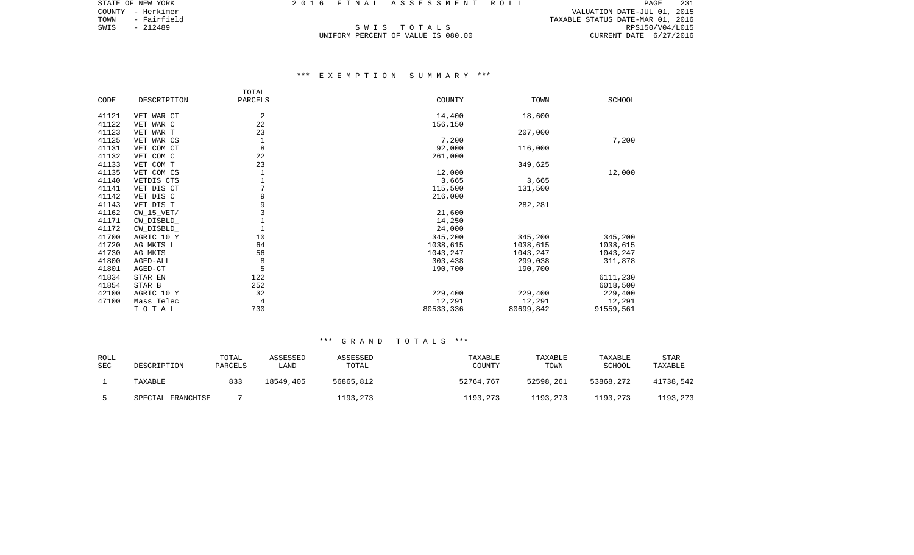STATE OF NEW YORK
COUNTY - Herkimer
TOWN - Fairfield
SWIS - 212489

2016 FINAL ASSESSMENT ROLL

S W I S   T O T A L S
UNIFORM PERCENT OF VALUE IS 080.00

VALUATION DATE-JUL 01, 2015
TAXABLE STATUS DATE-MAR 01, 2016
RPS150/V04/L015
CURRENT DATE 6/27/2016

## *** EXEMPTION SUMMARY ***

| CODE | DESCRIPTION | TOTAL PARCELS | COUNTY | TOWN | SCHOOL |
|---|---|---|---|---|---|
| 41121 | VET WAR CT | 2 | 14,400 | 18,600 | |
| 41122 | VET WAR C | 22 | 156,150 | | |
| 41123 | VET WAR T | 23 | | 207,000 | |
| 41125 | VET WAR CS | 1 | 7,200 | | 7,200 |
| 41131 | VET COM CT | 8 | 92,000 | 116,000 | |
| 41132 | VET COM C | 22 | 261,000 | | |
| 41133 | VET COM T | 23 | | 349,625 | |
| 41135 | VET COM CS | 1 | 12,000 | | 12,000 |
| 41140 | VETDIS CTS | 1 | 3,665 | 3,665 | |
| 41141 | VET DIS CT | 7 | 115,500 | 131,500 | |
| 41142 | VET DIS C | 9 | 216,000 | | |
| 41143 | VET DIS T | 9 | | 282,281 | |
| 41162 | CW_15_VET/ | 3 | 21,600 | | |
| 41171 | CW_DISBLD_ | 1 | 14,250 | | |
| 41172 | CW_DISBLD_ | 1 | 24,000 | | |
| 41700 | AGRIC 10 Y | 10 | 345,200 | 345,200 | 345,200 |
| 41720 | AG MKTS L | 64 | 1038,615 | 1038,615 | 1038,615 |
| 41730 | AG MKTS | 56 | 1043,247 | 1043,247 | 1043,247 |
| 41800 | AGED-ALL | 8 | 303,438 | 299,038 | 311,878 |
| 41801 | AGED-CT | 5 | 190,700 | 190,700 | |
| 41834 | STAR EN | 122 | | | 6111,230 |
| 41854 | STAR B | 252 | | | 6018,500 |
| 42100 | AGRIC 10 Y | 32 | 229,400 | 229,400 | 229,400 |
| 47100 | Mass Telec | 4 | 12,291 | 12,291 | 12,291 |
| | T O T A L | 730 | 80533,336 | 80699,842 | 91559,561 |

## *** GRAND TOTALS ***

| ROLL SEC | DESCRIPTION | TOTAL PARCELS | ASSESSED LAND | ASSESSED TOTAL | TAXABLE COUNTY | TAXABLE TOWN | TAXABLE SCHOOL | STAR TAXABLE |
|---|---|---|---|---|---|---|---|---|
| 1 | TAXABLE | 833 | 18549,405 | 56865,812 | 52764,767 | 52598,261 | 53868,272 | 41738,542 |
| 5 | SPECIAL FRANCHISE | 7 | | 1193,273 | 1193,273 | 1193,273 | 1193,273 | 1193,273 |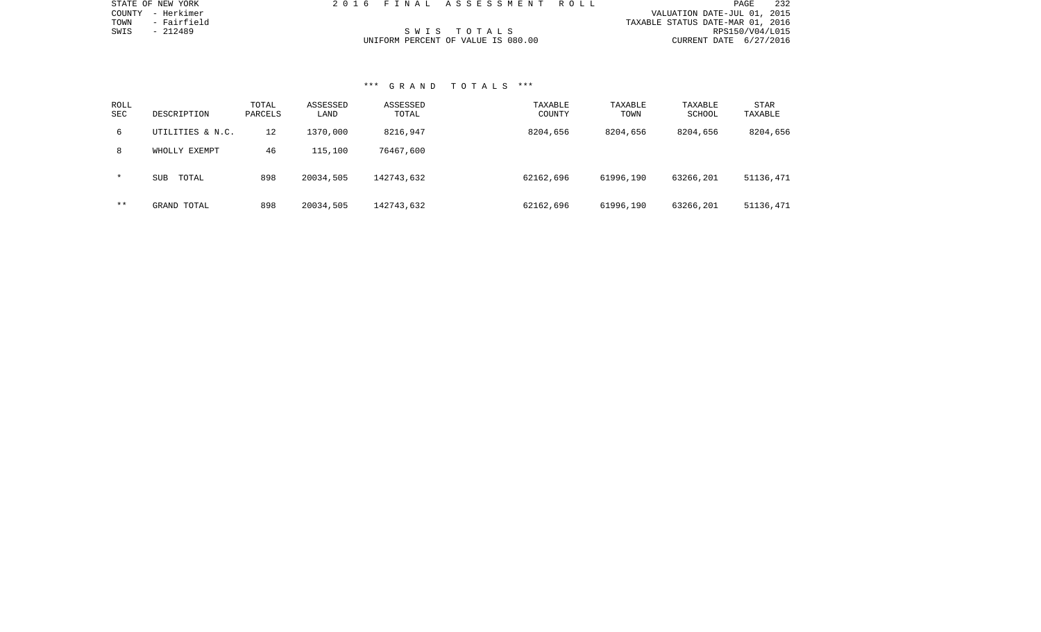STATE OF NEW YORK
COUNTY - Herkimer
TOWN - Fairfield
SWIS - 212489

2016 FINAL ASSESSMENT ROLL

SWIS TOTALS
UNIFORM PERCENT OF VALUE IS 080.00

VALUATION DATE-JUL 01, 2015
TAXABLE STATUS DATE-MAR 01, 2016
RPS150/V04/L015
CURRENT DATE 6/27/2016

### *** GRAND TOTALS ***

| ROLL SEC | DESCRIPTION | TOTAL PARCELS | ASSESSED LAND | ASSESSED TOTAL | TAXABLE COUNTY | TAXABLE TOWN | TAXABLE SCHOOL | STAR TAXABLE |
|---|---|---|---|---|---|---|---|---|
| 6 | UTILITIES & N.C. | 12 | 1370,000 | 8216,947 | 8204,656 | 8204,656 | 8204,656 | 8204,656 |
| 8 | WHOLLY EXEMPT | 46 | 115,100 | 76467,600 | | | | |
| * | SUB TOTAL | 898 | 20034,505 | 142743,632 | 62162,696 | 61996,190 | 63266,201 | 51136,471 |
| ** | GRAND TOTAL | 898 | 20034,505 | 142743,632 | 62162,696 | 61996,190 | 63266,201 | 51136,471 |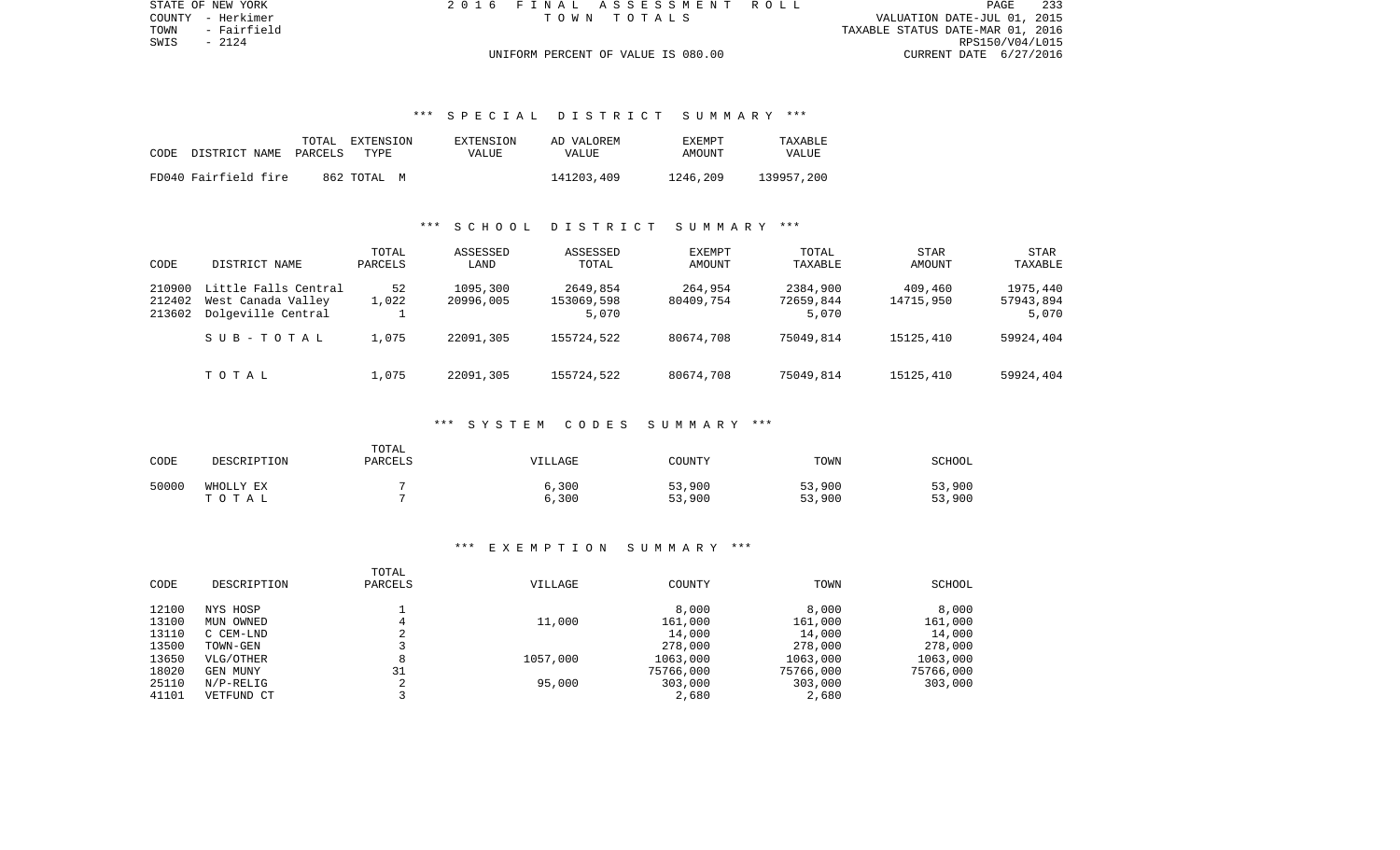STATE OF NEW YORK
COUNTY - Herkimer
TOWN - Fairfield
SWIS - 2124

2016 FINAL ASSESSMENT ROLL
TOWN TOTALS

VALUATION DATE-JUL 01, 2015
TAXABLE STATUS DATE-MAR 01, 2016
RPS150/V04/L015
CURRENT DATE 6/27/2016

UNIFORM PERCENT OF VALUE IS 080.00

### *** SPECIAL DISTRICT SUMMARY ***

| CODE | DISTRICT NAME | TOTAL PARCELS | EXTENSION TYPE | EXTENSION VALUE | AD VALOREM VALUE | EXEMPT AMOUNT | TAXABLE VALUE |
|---|---|---|---|---|---|---|---|
| FD040 | Fairfield fire | 862 | TOTAL M | | 141203,409 | 1246,209 | 139957,200 |

### *** SCHOOL DISTRICT SUMMARY ***

| CODE | DISTRICT NAME | TOTAL PARCELS | ASSESSED LAND | ASSESSED TOTAL | EXEMPT AMOUNT | TOTAL TAXABLE | STAR AMOUNT | STAR TAXABLE |
|---|---|---|---|---|---|---|---|---|
| 210900 | Little Falls Central | 52 | 1095,300 | 2649,854 | 264,954 | 2384,900 | 409,460 | 1975,440 |
| 212402 | West Canada Valley | 1,022 | 20996,005 | 153069,598 | 80409,754 | 72659,844 | 14715,950 | 57943,894 |
| 213602 | Dolgeville Central | 1 | | 5,070 | | 5,070 | | 5,070 |
| | S U B - T O T A L | 1,075 | 22091,305 | 155724,522 | 80674,708 | 75049,814 | 15125,410 | 59924,404 |
| | T O T A L | 1,075 | 22091,305 | 155724,522 | 80674,708 | 75049,814 | 15125,410 | 59924,404 |

### *** SYSTEM CODES SUMMARY ***

| CODE | DESCRIPTION | TOTAL PARCELS | VILLAGE | COUNTY | TOWN | SCHOOL |
|---|---|---|---|---|---|---|
| 50000 | WHOLLY EX | 7 | 6,300 | 53,900 | 53,900 | 53,900 |
| | T O T A L | 7 | 6,300 | 53,900 | 53,900 | 53,900 |

### *** EXEMPTION SUMMARY ***

| CODE | DESCRIPTION | TOTAL PARCELS | VILLAGE | COUNTY | TOWN | SCHOOL |
|---|---|---|---|---|---|---|
| 12100 | NYS HOSP | 1 | | 8,000 | 8,000 | 8,000 |
| 13100 | MUN OWNED | 4 | 11,000 | 161,000 | 161,000 | 161,000 |
| 13110 | C CEM-LND | 2 | | 14,000 | 14,000 | 14,000 |
| 13500 | TOWN-GEN | 3 | | 278,000 | 278,000 | 278,000 |
| 13650 | VLG/OTHER | 8 | 1057,000 | 1063,000 | 1063,000 | 1063,000 |
| 18020 | GEN MUNY | 31 | | 75766,000 | 75766,000 | 75766,000 |
| 25110 | N/P-RELIG | 2 | 95,000 | 303,000 | 303,000 | 303,000 |
| 41101 | VETFUND CT | 3 | | 2,680 | 2,680 | |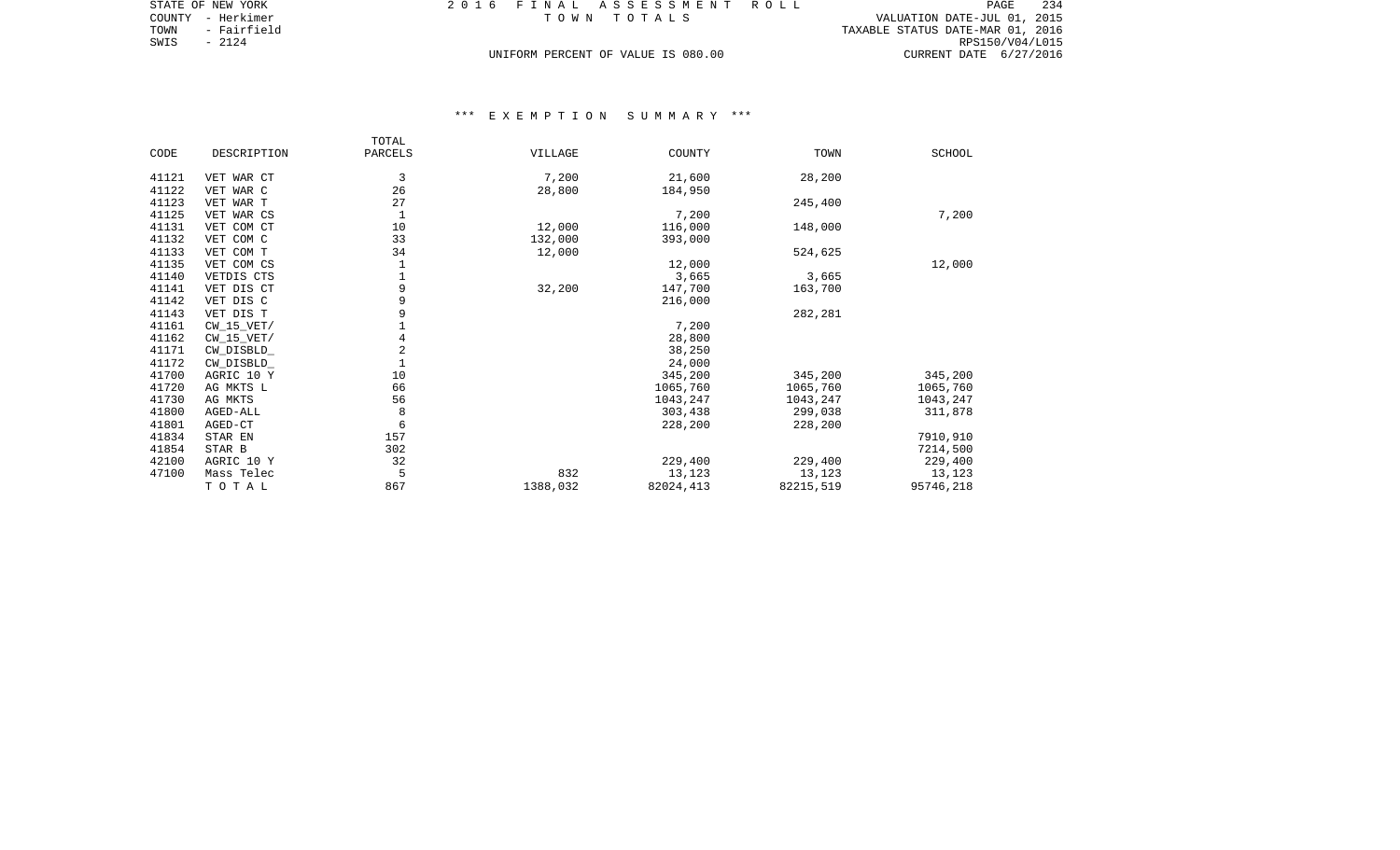STATE OF NEW YORK
COUNTY - Herkimer
TOWN - Fairfield
SWIS - 2124

2016 FINAL ASSESSMENT ROLL
TOWN TOTALS

UNIFORM PERCENT OF VALUE IS 080.00

VALUATION DATE-JUL 01, 2015
TAXABLE STATUS DATE-MAR 01, 2016
RPS150/V04/L015
CURRENT DATE 6/27/2016

### *** EXEMPTION SUMMARY ***

| CODE | DESCRIPTION | TOTAL PARCELS | VILLAGE | COUNTY | TOWN | SCHOOL |
|---|---|---|---|---|---|---|
| 41121 | VET WAR CT | 3 | 7,200 | 21,600 | 28,200 | |
| 41122 | VET WAR C | 26 | 28,800 | 184,950 | | |
| 41123 | VET WAR T | 27 | | | 245,400 | |
| 41125 | VET WAR CS | 1 | | 7,200 | | 7,200 |
| 41131 | VET COM CT | 10 | 12,000 | 116,000 | 148,000 | |
| 41132 | VET COM C | 33 | 132,000 | 393,000 | | |
| 41133 | VET COM T | 34 | 12,000 | | 524,625 | |
| 41135 | VET COM CS | 1 | | 12,000 | | 12,000 |
| 41140 | VETDIS CTS | 1 | | 3,665 | 3,665 | |
| 41141 | VET DIS CT | 9 | 32,200 | 147,700 | 163,700 | |
| 41142 | VET DIS C | 9 | | 216,000 | | |
| 41143 | VET DIS T | 9 | | | 282,281 | |
| 41161 | CW_15_VET/ | 1 | | 7,200 | | |
| 41162 | CW_15_VET/ | 4 | | 28,800 | | |
| 41171 | CW_DISBLD_ | 2 | | 38,250 | | |
| 41172 | CW_DISBLD_ | 1 | | 24,000 | | |
| 41700 | AGRIC 10 Y | 10 | | 345,200 | 345,200 | 345,200 |
| 41720 | AG MKTS L | 66 | | 1065,760 | 1065,760 | 1065,760 |
| 41730 | AG MKTS | 56 | | 1043,247 | 1043,247 | 1043,247 |
| 41800 | AGED-ALL | 8 | | 303,438 | 299,038 | 311,878 |
| 41801 | AGED-CT | 6 | | 228,200 | 228,200 | |
| 41834 | STAR EN | 157 | | | | 7910,910 |
| 41854 | STAR B | 302 | | | | 7214,500 |
| 42100 | AGRIC 10 Y | 32 | | 229,400 | 229,400 | 229,400 |
| 47100 | Mass Telec | 5 | 832 | 13,123 | 13,123 | 13,123 |
| | T O T A L | 867 | 1388,032 | 82024,413 | 82215,519 | 95746,218 |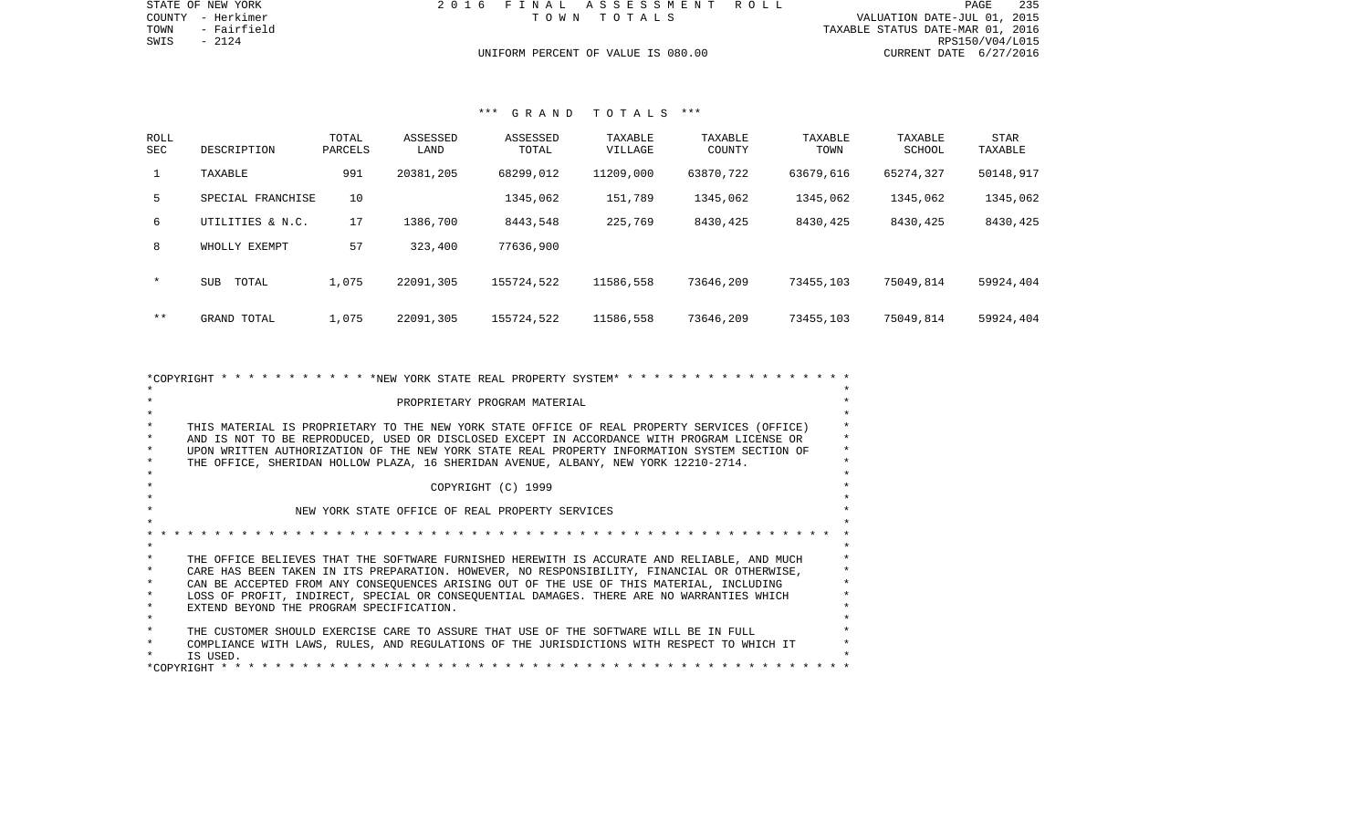STATE OF NEW YORK
COUNTY - Herkimer
TOWN - Fairfield
SWIS - 2124

2 0 1 6 F I N A L A S S E S S M E N T R O L L
T O W N T O T A L S

UNIFORM PERCENT OF VALUE IS 080.00

VALUATION DATE-JUL 01, 2015
TAXABLE STATUS DATE-MAR 01, 2016
RPS150/V04/L015
CURRENT DATE 6/27/2016

## *** G R A N D T O T A L S ***

| ROLL SEC | DESCRIPTION | TOTAL PARCELS | ASSESSED LAND | ASSESSED TOTAL | TAXABLE VILLAGE | TAXABLE COUNTY | TAXABLE TOWN | TAXABLE SCHOOL | STAR TAXABLE |
|---|---|---|---|---|---|---|---|---|---|
| 1 | TAXABLE | 991 | 20381,205 | 68299,012 | 11209,000 | 63870,722 | 63679,616 | 65274,327 | 50148,917 |
| 5 | SPECIAL FRANCHISE | 10 | | 1345,062 | 151,789 | 1345,062 | 1345,062 | 1345,062 | 1345,062 |
| 6 | UTILITIES & N.C. | 17 | 1386,700 | 8443,548 | 225,769 | 8430,425 | 8430,425 | 8430,425 | 8430,425 |
| 8 | WHOLLY EXEMPT | 57 | 323,400 | 77636,900 | | | | | |
| * | SUB TOTAL | 1,075 | 22091,305 | 155724,522 | 11586,558 | 73646,209 | 73455,103 | 75049,814 | 59924,404 |
| ** | GRAND TOTAL | 1,075 | 22091,305 | 155724,522 | 11586,558 | 73646,209 | 73455,103 | 75049,814 | 59924,404 |

*COPYRIGHT * * * * * * * * * * * *NEW YORK STATE REAL PROPERTY SYSTEM* * * * * * * * * * * * * * * * * *

PROPRIETARY PROGRAM MATERIAL

THIS MATERIAL IS PROPRIETARY TO THE NEW YORK STATE OFFICE OF REAL PROPERTY SERVICES (OFFICE) AND IS NOT TO BE REPRODUCED, USED OR DISCLOSED EXCEPT IN ACCORDANCE WITH PROGRAM LICENSE OR UPON WRITTEN AUTHORIZATION OF THE NEW YORK STATE REAL PROPERTY INFORMATION SYSTEM SECTION OF THE OFFICE, SHERIDAN HOLLOW PLAZA, 16 SHERIDAN AVENUE, ALBANY, NEW YORK 12210-2714.

COPYRIGHT (C) 1999

NEW YORK STATE OFFICE OF REAL PROPERTY SERVICES

THE OFFICE BELIEVES THAT THE SOFTWARE FURNISHED HEREWITH IS ACCURATE AND RELIABLE, AND MUCH CARE HAS BEEN TAKEN IN ITS PREPARATION. HOWEVER, NO RESPONSIBILITY, FINANCIAL OR OTHERWISE, CAN BE ACCEPTED FROM ANY CONSEQUENCES ARISING OUT OF THE USE OF THIS MATERIAL, INCLUDING LOSS OF PROFIT, INDIRECT, SPECIAL OR CONSEQUENTIAL DAMAGES. THERE ARE NO WARRANTIES WHICH EXTEND BEYOND THE PROGRAM SPECIFICATION.

THE CUSTOMER SHOULD EXERCISE CARE TO ASSURE THAT USE OF THE SOFTWARE WILL BE IN FULL COMPLIANCE WITH LAWS, RULES, AND REGULATIONS OF THE JURISDICTIONS WITH RESPECT TO WHICH IT IS USED.

*COPYRIGHT * * * * * * * * * * * * * * * * * * * * * * * * * * * * * * * * * * * * * * * * * * * * * *